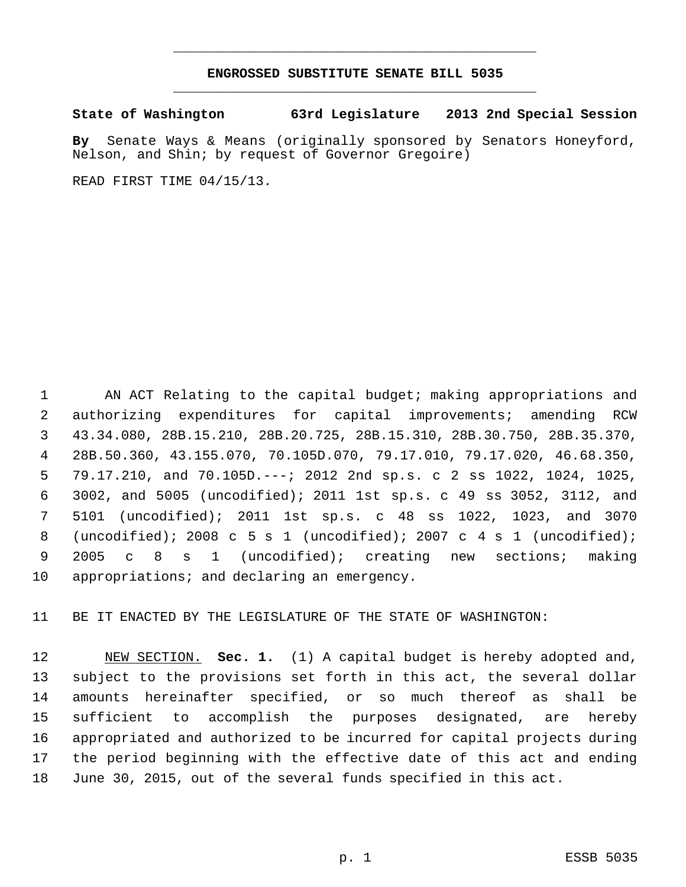# ENGROSSED SUBSTITUTE SENATE BILL 5035

**State of Washington 63rd Legislature 2013 2nd Special Session**

**By** Senate Ways & Means (originally sponsored by Senators Honeyford, Nelson, and Shin; by request of Governor Gregoire)

READ FIRST TIME 04/15/13.

AN ACT Relating to the capital budget; making appropriations and authorizing expenditures for capital improvements; amending RCW 43.34.080, 28B.15.210, 28B.20.725, 28B.15.310, 28B.30.750, 28B.35.370, 28B.50.360, 43.155.070, 70.105D.070, 79.17.010, 79.17.020, 46.68.350, 79.17.210, and 70.105D.---; 2012 2nd sp.s. c 2 ss 1022, 1024, 1025, 3002, and 5005 (uncodified); 2011 1st sp.s. c 49 ss 3052, 3112, and 5101 (uncodified); 2011 1st sp.s. c 48 ss 1022, 1023, and 3070 (uncodified); 2008 c 5 s 1 (uncodified); 2007 c 4 s 1 (uncodified); 2005 c 8 s 1 (uncodified); creating new sections; making appropriations; and declaring an emergency.

BE IT ENACTED BY THE LEGISLATURE OF THE STATE OF WASHINGTON:

NEW SECTION. **Sec. 1.** (1) A capital budget is hereby adopted and, subject to the provisions set forth in this act, the several dollar amounts hereinafter specified, or so much thereof as shall be sufficient to accomplish the purposes designated, are hereby appropriated and authorized to be incurred for capital projects during the period beginning with the effective date of this act and ending June 30, 2015, out of the several funds specified in this act.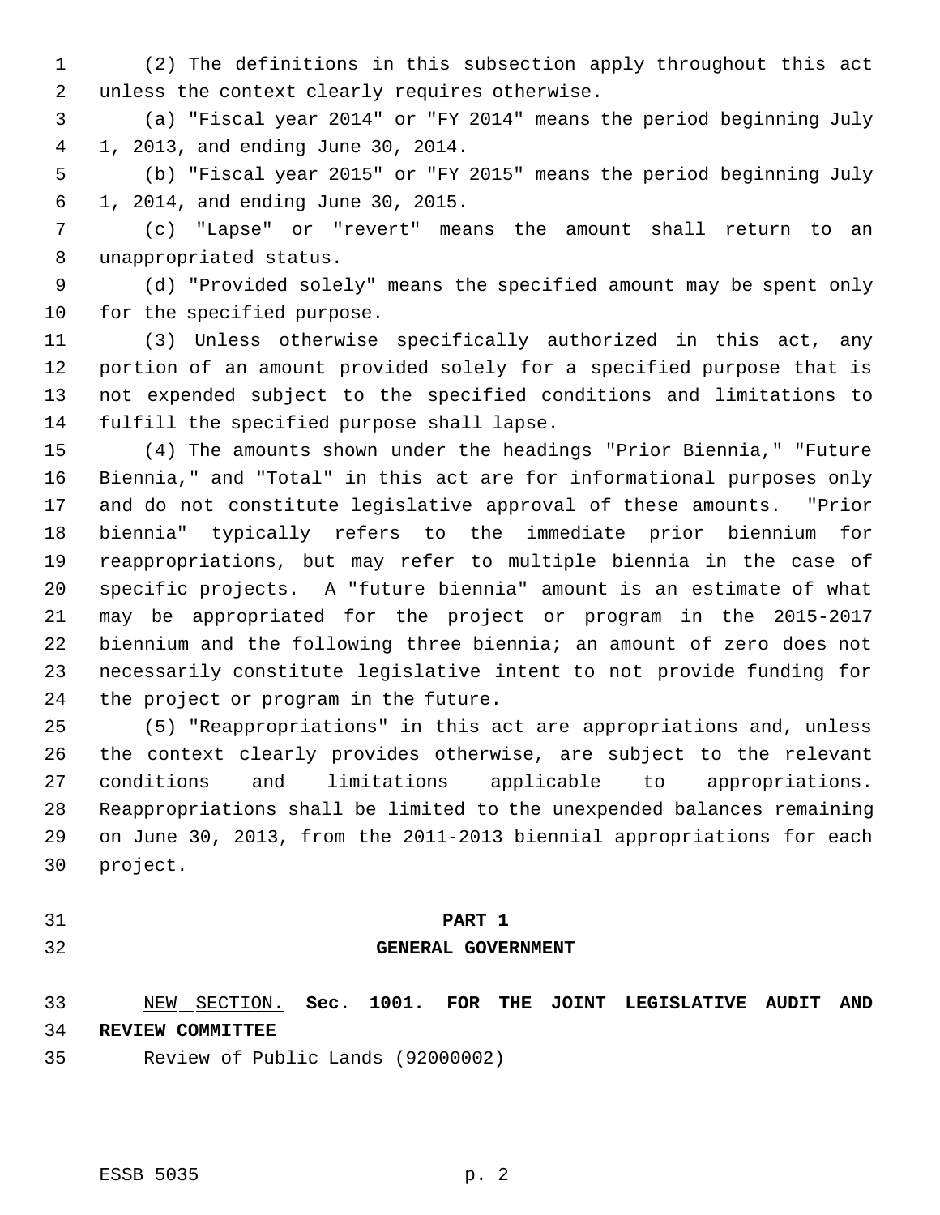(2) The definitions in this subsection apply throughout this act unless the context clearly requires otherwise.

(a) "Fiscal year 2014" or "FY 2014" means the period beginning July 1, 2013, and ending June 30, 2014.

(b) "Fiscal year 2015" or "FY 2015" means the period beginning July 1, 2014, and ending June 30, 2015.

(c) "Lapse" or "revert" means the amount shall return to an unappropriated status.

(d) "Provided solely" means the specified amount may be spent only for the specified purpose.

(3) Unless otherwise specifically authorized in this act, any portion of an amount provided solely for a specified purpose that is not expended subject to the specified conditions and limitations to fulfill the specified purpose shall lapse.

(4) The amounts shown under the headings "Prior Biennia," "Future Biennia," and "Total" in this act are for informational purposes only and do not constitute legislative approval of these amounts. "Prior biennia" typically refers to the immediate prior biennium for reappropriations, but may refer to multiple biennia in the case of specific projects. A "future biennia" amount is an estimate of what may be appropriated for the project or program in the 2015-2017 biennium and the following three biennia; an amount of zero does not necessarily constitute legislative intent to not provide funding for the project or program in the future.

(5) "Reappropriations" in this act are appropriations and, unless the context clearly provides otherwise, are subject to the relevant conditions and limitations applicable to appropriations. Reappropriations shall be limited to the unexpended balances remaining on June 30, 2013, from the 2011-2013 biennial appropriations for each project.

## PART 1
## GENERAL GOVERNMENT

NEW SECTION. **Sec. 1001. FOR THE JOINT LEGISLATIVE AUDIT AND REVIEW COMMITTEE**

Review of Public Lands (92000002)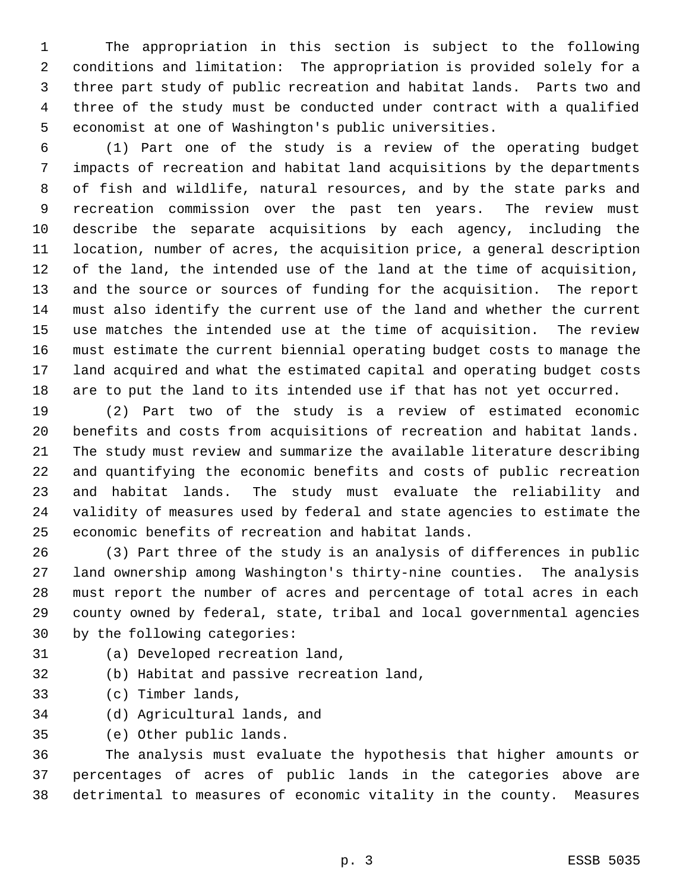The appropriation in this section is subject to the following conditions and limitation: The appropriation is provided solely for a three part study of public recreation and habitat lands. Parts two and three of the study must be conducted under contract with a qualified economist at one of Washington's public universities.

(1) Part one of the study is a review of the operating budget impacts of recreation and habitat land acquisitions by the departments of fish and wildlife, natural resources, and by the state parks and recreation commission over the past ten years. The review must describe the separate acquisitions by each agency, including the location, number of acres, the acquisition price, a general description of the land, the intended use of the land at the time of acquisition, and the source or sources of funding for the acquisition. The report must also identify the current use of the land and whether the current use matches the intended use at the time of acquisition. The review must estimate the current biennial operating budget costs to manage the land acquired and what the estimated capital and operating budget costs are to put the land to its intended use if that has not yet occurred.

(2) Part two of the study is a review of estimated economic benefits and costs from acquisitions of recreation and habitat lands. The study must review and summarize the available literature describing and quantifying the economic benefits and costs of public recreation and habitat lands. The study must evaluate the reliability and validity of measures used by federal and state agencies to estimate the economic benefits of recreation and habitat lands.

(3) Part three of the study is an analysis of differences in public land ownership among Washington's thirty-nine counties. The analysis must report the number of acres and percentage of total acres in each county owned by federal, state, tribal and local governmental agencies by the following categories:

(a) Developed recreation land,

(b) Habitat and passive recreation land,

(c) Timber lands,

(d) Agricultural lands, and

(e) Other public lands.

The analysis must evaluate the hypothesis that higher amounts or percentages of acres of public lands in the categories above are detrimental to measures of economic vitality in the county. Measures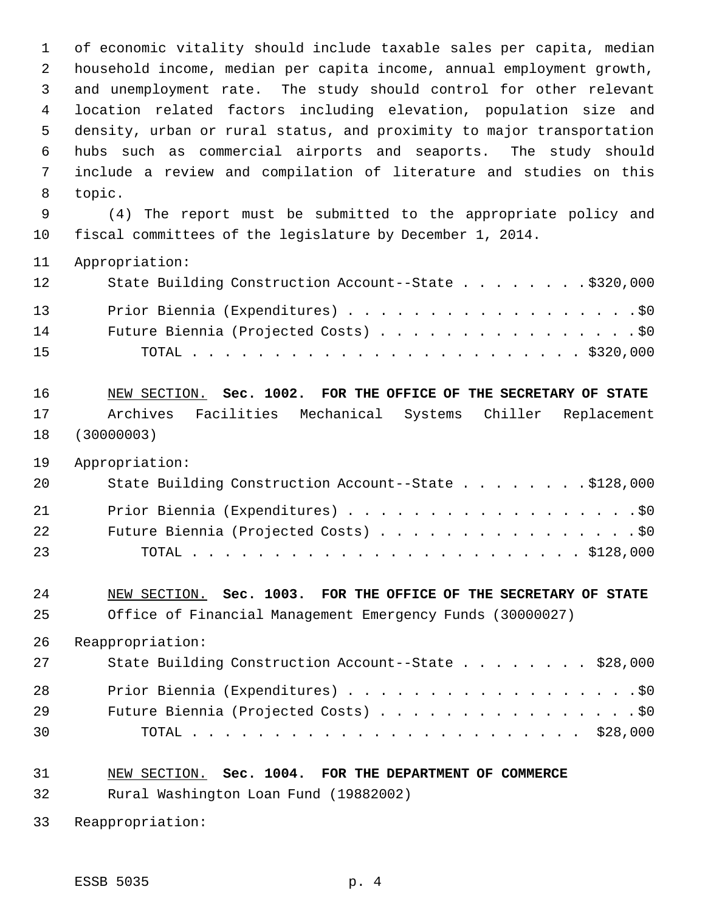of economic vitality should include taxable sales per capita, median household income, median per capita income, annual employment growth, and unemployment rate. The study should control for other relevant location related factors including elevation, population size and density, urban or rural status, and proximity to major transportation hubs such as commercial airports and seaports. The study should include a review and compilation of literature and studies on this topic.

(4) The report must be submitted to the appropriate policy and fiscal committees of the legislature by December 1, 2014.

Appropriation:

State Building Construction Account--State . . . . . . . . $320,000

Prior Biennia (Expenditures) . . . . . . . . . . . . . . . . . . $0

Future Biennia (Projected Costs) . . . . . . . . . . . . . . . . $0

TOTAL . . . . . . . . . . . . . . . . . . . . . . . . $320,000

NEW SECTION. **Sec. 1002. FOR THE OFFICE OF THE SECRETARY OF STATE**

Archives Facilities Mechanical Systems Chiller Replacement (30000003)

Appropriation:

State Building Construction Account--State . . . . . . . . $128,000

Prior Biennia (Expenditures) . . . . . . . . . . . . . . . . . . $0

Future Biennia (Projected Costs) . . . . . . . . . . . . . . . . $0

TOTAL . . . . . . . . . . . . . . . . . . . . . . . . $128,000

NEW SECTION. **Sec. 1003. FOR THE OFFICE OF THE SECRETARY OF STATE**

Office of Financial Management Emergency Funds (30000027)

Reappropriation:

State Building Construction Account--State . . . . . . . . $28,000

Prior Biennia (Expenditures) . . . . . . . . . . . . . . . . . . $0

Future Biennia (Projected Costs) . . . . . . . . . . . . . . . . $0

TOTAL . . . . . . . . . . . . . . . . . . . . . . . . $28,000

NEW SECTION. **Sec. 1004. FOR THE DEPARTMENT OF COMMERCE**

Rural Washington Loan Fund (19882002)

Reappropriation: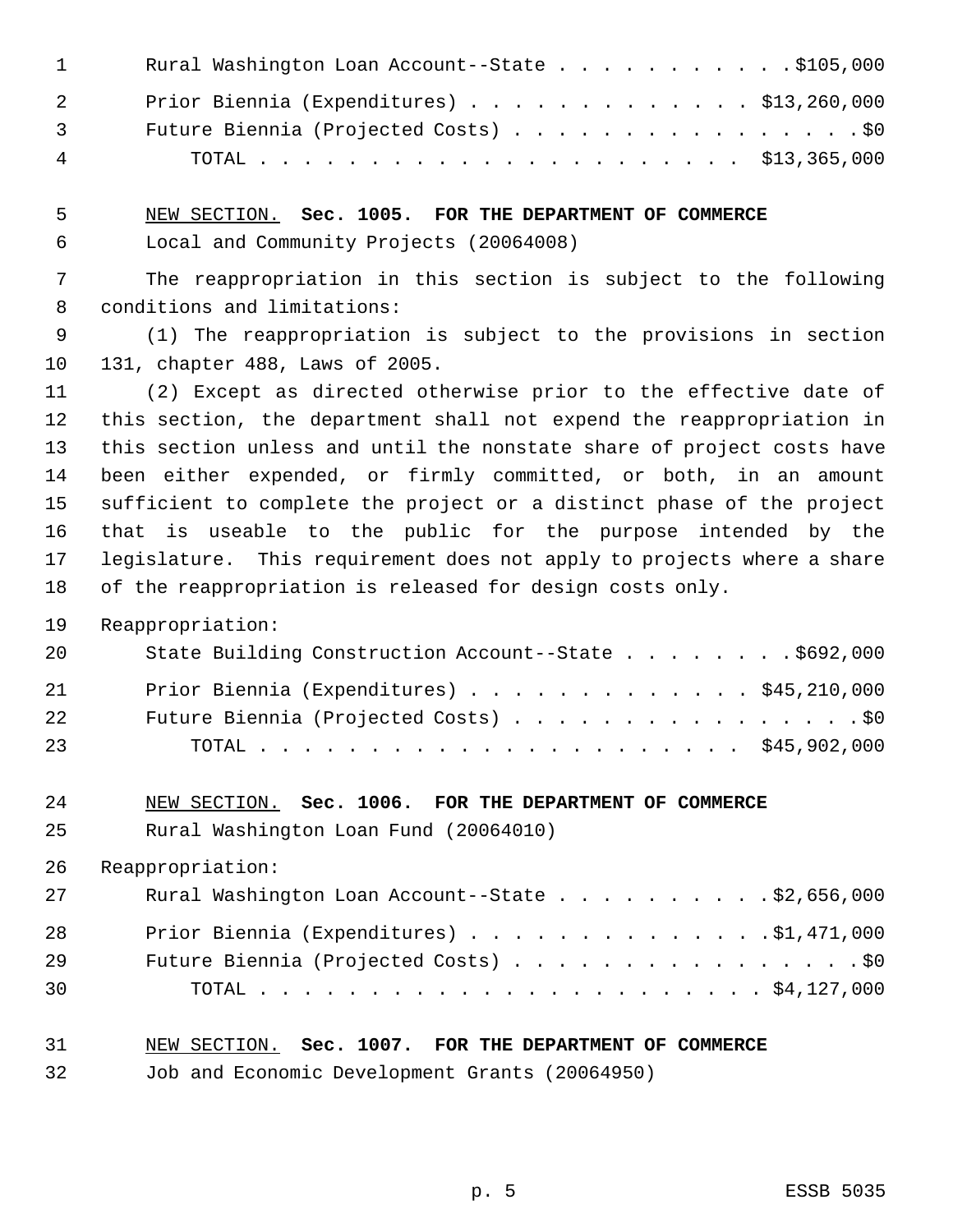Rural Washington Loan Account--State . . . . . . . . . . . $105,000
Prior Biennia (Expenditures) . . . . . . . . . . . . . $13,260,000
Future Biennia (Projected Costs) . . . . . . . . . . . . . . . . $0
TOTAL . . . . . . . . . . . . . . . . . . . . . . $13,365,000

NEW SECTION. **Sec. 1005. FOR THE DEPARTMENT OF COMMERCE**

Local and Community Projects (20064008)

The reappropriation in this section is subject to the following conditions and limitations:

(1) The reappropriation is subject to the provisions in section 131, chapter 488, Laws of 2005.

(2) Except as directed otherwise prior to the effective date of this section, the department shall not expend the reappropriation in this section unless and until the nonstate share of project costs have been either expended, or firmly committed, or both, in an amount sufficient to complete the project or a distinct phase of the project that is useable to the public for the purpose intended by the legislature. This requirement does not apply to projects where a share of the reappropriation is released for design costs only.

Reappropriation:

State Building Construction Account--State . . . . . . . . $692,000
Prior Biennia (Expenditures) . . . . . . . . . . . . . $45,210,000
Future Biennia (Projected Costs) . . . . . . . . . . . . . . . . $0
TOTAL . . . . . . . . . . . . . . . . . . . . . . $45,902,000

NEW SECTION. **Sec. 1006. FOR THE DEPARTMENT OF COMMERCE**

Rural Washington Loan Fund (20064010)

Reappropriation:

Rural Washington Loan Account--State . . . . . . . . . . $2,656,000
Prior Biennia (Expenditures) . . . . . . . . . . . . . . $1,471,000
Future Biennia (Projected Costs) . . . . . . . . . . . . . . . . $0
TOTAL . . . . . . . . . . . . . . . . . . . . . . . $4,127,000

NEW SECTION. **Sec. 1007. FOR THE DEPARTMENT OF COMMERCE**

Job and Economic Development Grants (20064950)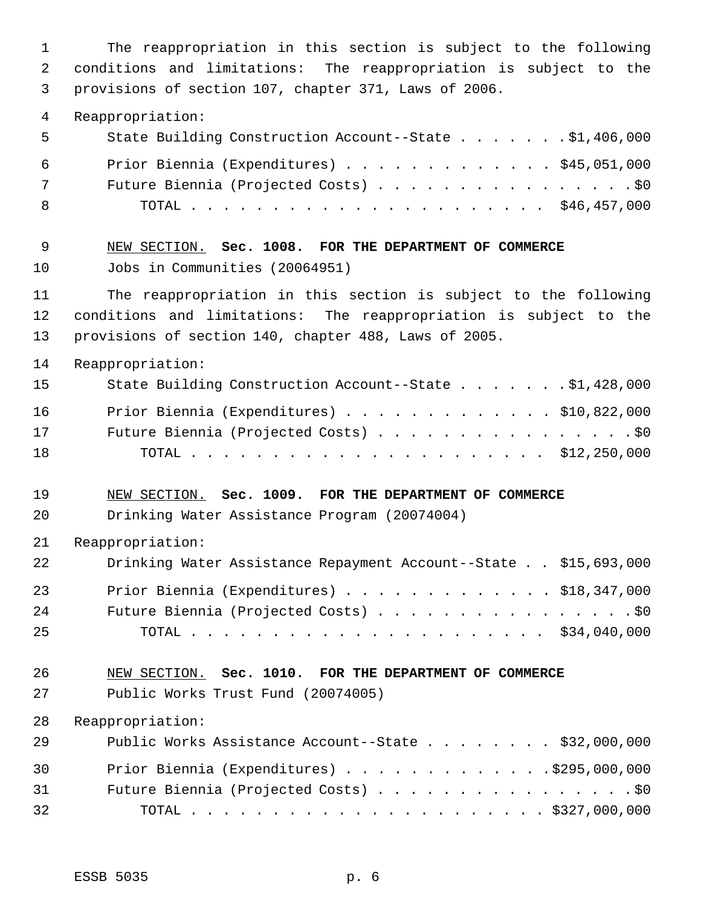The reappropriation in this section is subject to the following conditions and limitations: The reappropriation is subject to the provisions of section 107, chapter 371, Laws of 2006.

Reappropriation:

| | |
|---|---|
| State Building Construction Account--State | $1,406,000 |
| Prior Biennia (Expenditures) | $45,051,000 |
| Future Biennia (Projected Costs) | $0 |
| TOTAL | $46,457,000 |

NEW SECTION. **Sec. 1008. FOR THE DEPARTMENT OF COMMERCE**

Jobs in Communities (20064951)

The reappropriation in this section is subject to the following conditions and limitations: The reappropriation is subject to the provisions of section 140, chapter 488, Laws of 2005.

Reappropriation:

| | |
|---|---|
| State Building Construction Account--State | $1,428,000 |
| Prior Biennia (Expenditures) | $10,822,000 |
| Future Biennia (Projected Costs) | $0 |
| TOTAL | $12,250,000 |

NEW SECTION. **Sec. 1009. FOR THE DEPARTMENT OF COMMERCE**

Drinking Water Assistance Program (20074004)

Reappropriation:

| | |
|---|---|
| Drinking Water Assistance Repayment Account--State | $15,693,000 |
| Prior Biennia (Expenditures) | $18,347,000 |
| Future Biennia (Projected Costs) | $0 |
| TOTAL | $34,040,000 |

NEW SECTION. **Sec. 1010. FOR THE DEPARTMENT OF COMMERCE**

Public Works Trust Fund (20074005)

Reappropriation:

| | |
|---|---|
| Public Works Assistance Account--State | $32,000,000 |
| Prior Biennia (Expenditures) | $295,000,000 |
| Future Biennia (Projected Costs) | $0 |
| TOTAL | $327,000,000 |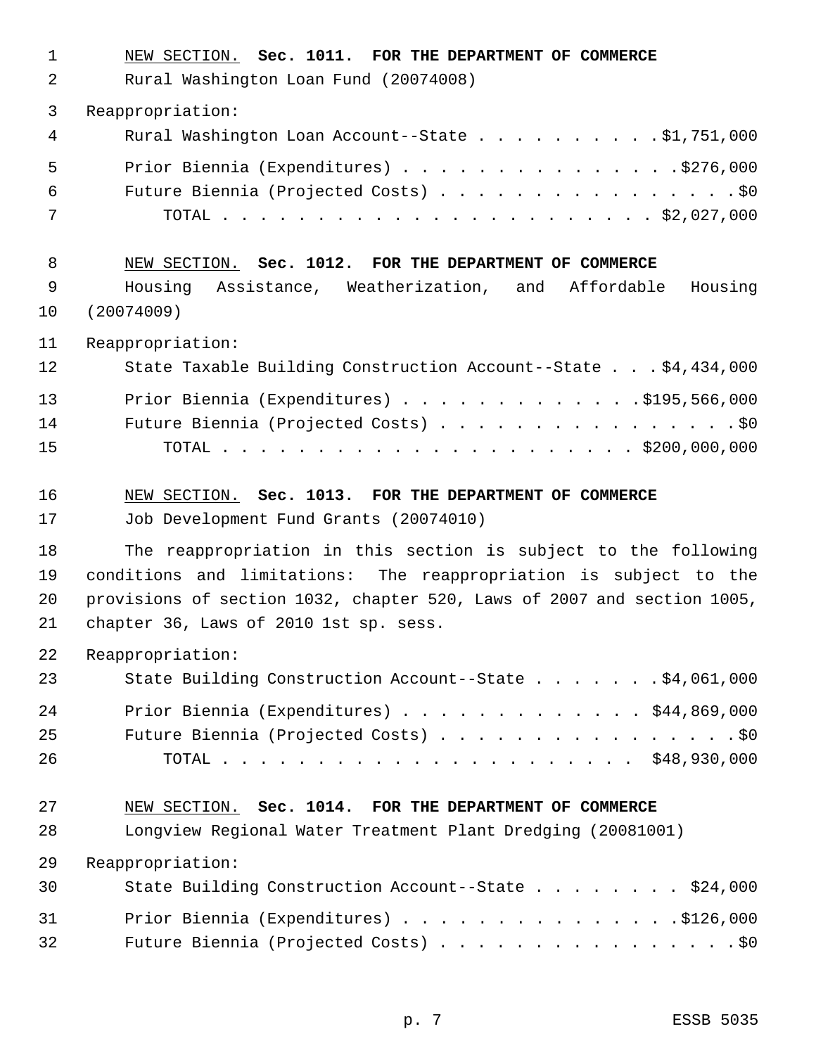NEW SECTION. **Sec. 1011. FOR THE DEPARTMENT OF COMMERCE**

Rural Washington Loan Fund (20074008)

Reappropriation:

Rural Washington Loan Account--State . . . . . . . . . . $1,751,000

Prior Biennia (Expenditures) . . . . . . . . . . . . . . . $276,000

Future Biennia (Projected Costs) . . . . . . . . . . . . . . . . $0

TOTAL . . . . . . . . . . . . . . . . . . . . . . $2,027,000

NEW SECTION. **Sec. 1012. FOR THE DEPARTMENT OF COMMERCE**

Housing Assistance, Weatherization, and Affordable Housing (20074009)

Reappropriation:

State Taxable Building Construction Account--State . . . $4,434,000

Prior Biennia (Expenditures) . . . . . . . . . . . . . $195,566,000

Future Biennia (Projected Costs) . . . . . . . . . . . . . . . . $0

TOTAL . . . . . . . . . . . . . . . . . . . . . . $200,000,000

NEW SECTION. **Sec. 1013. FOR THE DEPARTMENT OF COMMERCE**

Job Development Fund Grants (20074010)

The reappropriation in this section is subject to the following conditions and limitations: The reappropriation is subject to the provisions of section 1032, chapter 520, Laws of 2007 and section 1005, chapter 36, Laws of 2010 1st sp. sess.

Reappropriation:

State Building Construction Account--State . . . . . . . $4,061,000

Prior Biennia (Expenditures) . . . . . . . . . . . . . $44,869,000

Future Biennia (Projected Costs) . . . . . . . . . . . . . . . . $0

TOTAL . . . . . . . . . . . . . . . . . . . . . . $48,930,000

NEW SECTION. **Sec. 1014. FOR THE DEPARTMENT OF COMMERCE**

Longview Regional Water Treatment Plant Dredging (20081001)

Reappropriation:

State Building Construction Account--State . . . . . . . . $24,000

Prior Biennia (Expenditures) . . . . . . . . . . . . . . . $126,000

Future Biennia (Projected Costs) . . . . . . . . . . . . . . . . $0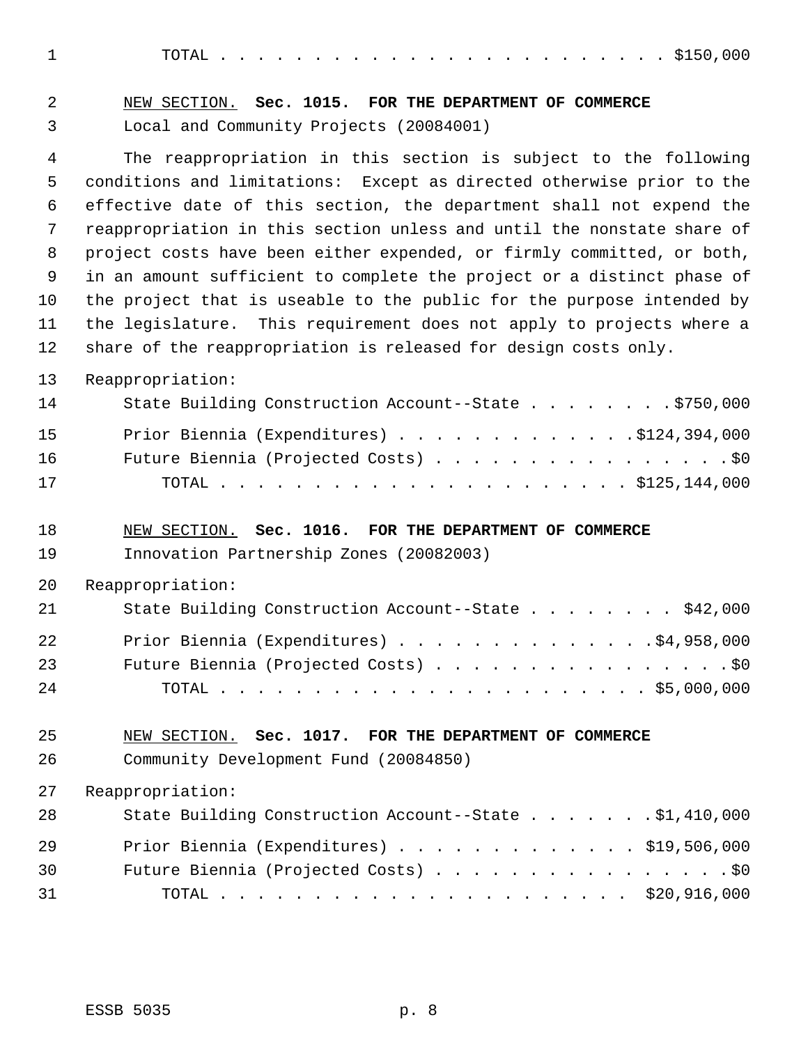TOTAL . . . . . . . . . . . . . . . . . . . . . . . . $150,000

NEW SECTION. **Sec. 1015. FOR THE DEPARTMENT OF COMMERCE**

Local and Community Projects (20084001)

The reappropriation in this section is subject to the following conditions and limitations: Except as directed otherwise prior to the effective date of this section, the department shall not expend the reappropriation in this section unless and until the nonstate share of project costs have been either expended, or firmly committed, or both, in an amount sufficient to complete the project or a distinct phase of the project that is useable to the public for the purpose intended by the legislature. This requirement does not apply to projects where a share of the reappropriation is released for design costs only.

Reappropriation:

State Building Construction Account--State . . . . . . . . $750,000

Prior Biennia (Expenditures) . . . . . . . . . . . . . $124,394,000

Future Biennia (Projected Costs) . . . . . . . . . . . . . . . . . $0

TOTAL . . . . . . . . . . . . . . . . . . . . . . $125,144,000

NEW SECTION. **Sec. 1016. FOR THE DEPARTMENT OF COMMERCE**

Innovation Partnership Zones (20082003)

Reappropriation:

State Building Construction Account--State . . . . . . . . $42,000

Prior Biennia (Expenditures) . . . . . . . . . . . . . . $4,958,000

Future Biennia (Projected Costs) . . . . . . . . . . . . . . . . . $0

TOTAL . . . . . . . . . . . . . . . . . . . . . . . $5,000,000

NEW SECTION. **Sec. 1017. FOR THE DEPARTMENT OF COMMERCE**

Community Development Fund (20084850)

Reappropriation:

State Building Construction Account--State . . . . . . . $1,410,000

Prior Biennia (Expenditures) . . . . . . . . . . . . . $19,506,000

Future Biennia (Projected Costs) . . . . . . . . . . . . . . . . . $0

TOTAL . . . . . . . . . . . . . . . . . . . . . . $20,916,000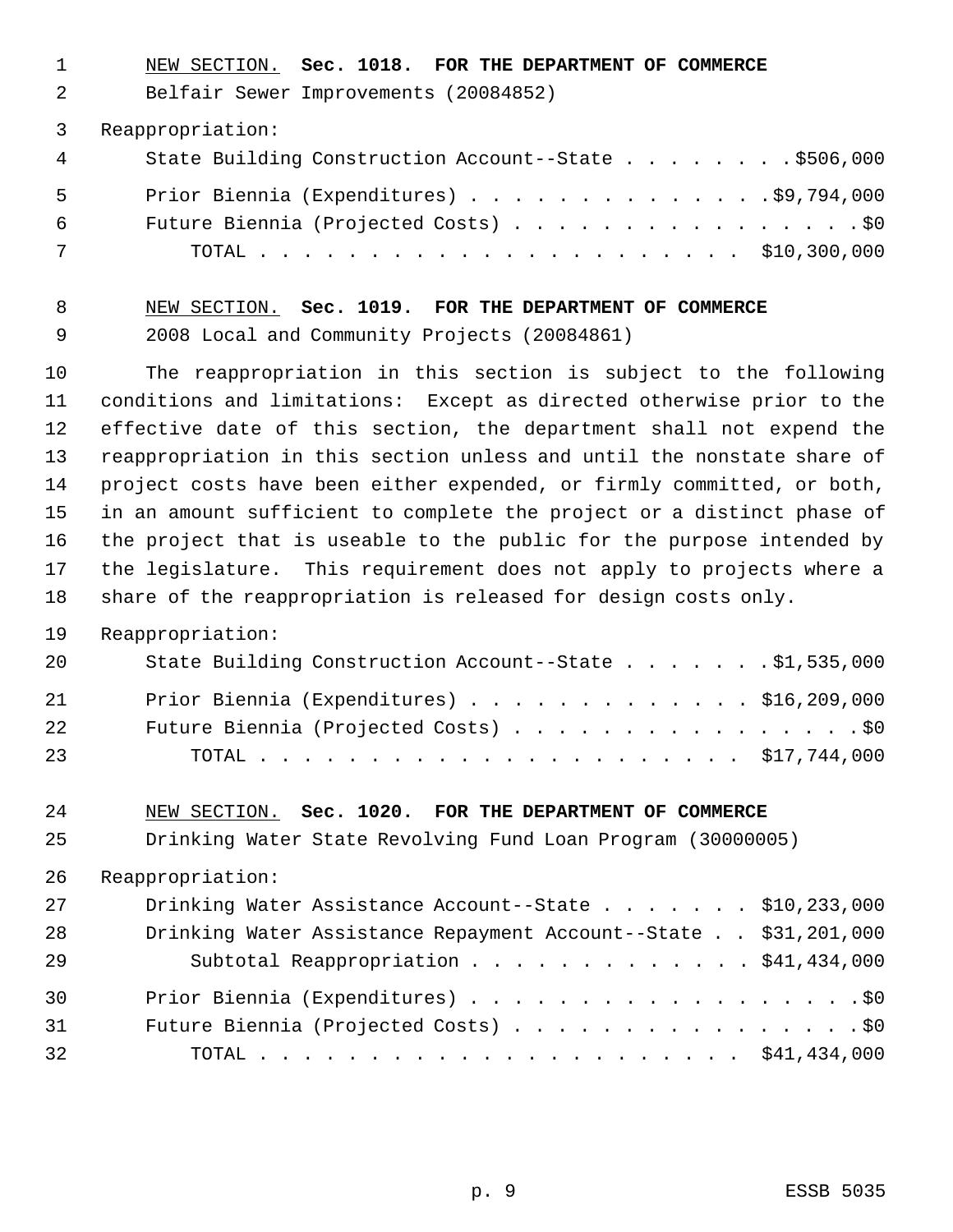NEW SECTION. **Sec. 1018. FOR THE DEPARTMENT OF COMMERCE**

Belfair Sewer Improvements (20084852)

Reappropriation:

| | |
|---|---|
| State Building Construction Account--State | $506,000 |
| Prior Biennia (Expenditures) | $9,794,000 |
| Future Biennia (Projected Costs) | $0 |
| TOTAL | $10,300,000 |

NEW SECTION. **Sec. 1019. FOR THE DEPARTMENT OF COMMERCE**

2008 Local and Community Projects (20084861)

The reappropriation in this section is subject to the following conditions and limitations: Except as directed otherwise prior to the effective date of this section, the department shall not expend the reappropriation in this section unless and until the nonstate share of project costs have been either expended, or firmly committed, or both, in an amount sufficient to complete the project or a distinct phase of the project that is useable to the public for the purpose intended by the legislature. This requirement does not apply to projects where a share of the reappropriation is released for design costs only.

Reappropriation:

| | |
|---|---|
| State Building Construction Account--State | $1,535,000 |
| Prior Biennia (Expenditures) | $16,209,000 |
| Future Biennia (Projected Costs) | $0 |
| TOTAL | $17,744,000 |

NEW SECTION. **Sec. 1020. FOR THE DEPARTMENT OF COMMERCE**

Drinking Water State Revolving Fund Loan Program (30000005)

Reappropriation:

| | |
|---|---|
| Drinking Water Assistance Account--State | $10,233,000 |
| Drinking Water Assistance Repayment Account--State | $31,201,000 |
| Subtotal Reappropriation | $41,434,000 |
| Prior Biennia (Expenditures) | $0 |
| Future Biennia (Projected Costs) | $0 |
| TOTAL | $41,434,000 |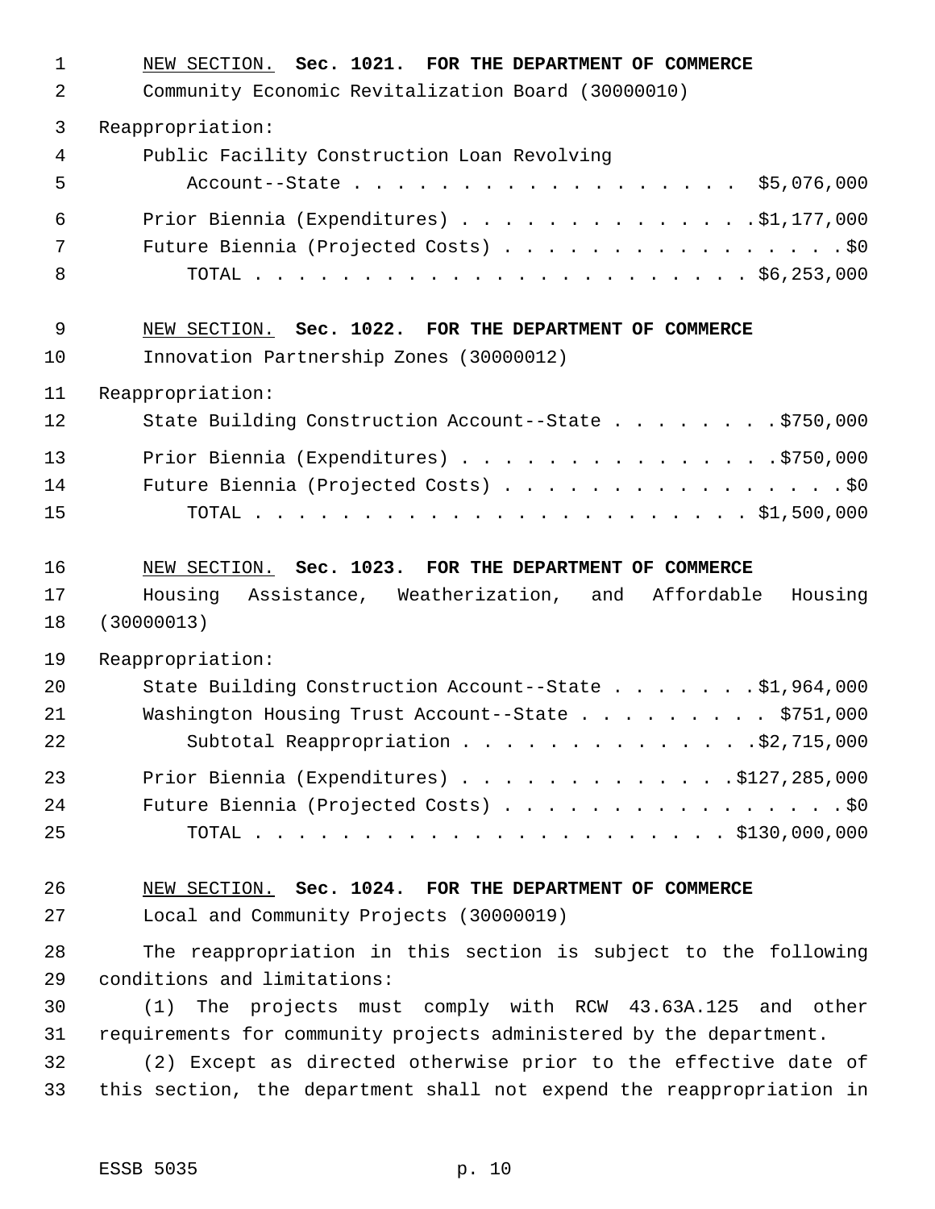NEW SECTION. **Sec. 1021. FOR THE DEPARTMENT OF COMMERCE**

Community Economic Revitalization Board (30000010)

Reappropriation:

| | |
|---|---|
| Public Facility Construction Loan Revolving Account--State | $5,076,000 |
| Prior Biennia (Expenditures) | $1,177,000 |
| Future Biennia (Projected Costs) | $0 |
| TOTAL | $6,253,000 |

NEW SECTION. **Sec. 1022. FOR THE DEPARTMENT OF COMMERCE**

Innovation Partnership Zones (30000012)

Reappropriation:

| | |
|---|---|
| State Building Construction Account--State | $750,000 |
| Prior Biennia (Expenditures) | $750,000 |
| Future Biennia (Projected Costs) | $0 |
| TOTAL | $1,500,000 |

NEW SECTION. **Sec. 1023. FOR THE DEPARTMENT OF COMMERCE**

Housing Assistance, Weatherization, and Affordable Housing (30000013)

Reappropriation:

| | |
|---|---|
| State Building Construction Account--State | $1,964,000 |
| Washington Housing Trust Account--State | $751,000 |
| Subtotal Reappropriation | $2,715,000 |
| Prior Biennia (Expenditures) | $127,285,000 |
| Future Biennia (Projected Costs) | $0 |
| TOTAL | $130,000,000 |

NEW SECTION. **Sec. 1024. FOR THE DEPARTMENT OF COMMERCE**

Local and Community Projects (30000019)

The reappropriation in this section is subject to the following conditions and limitations:

(1) The projects must comply with RCW 43.63A.125 and other requirements for community projects administered by the department.

(2) Except as directed otherwise prior to the effective date of this section, the department shall not expend the reappropriation in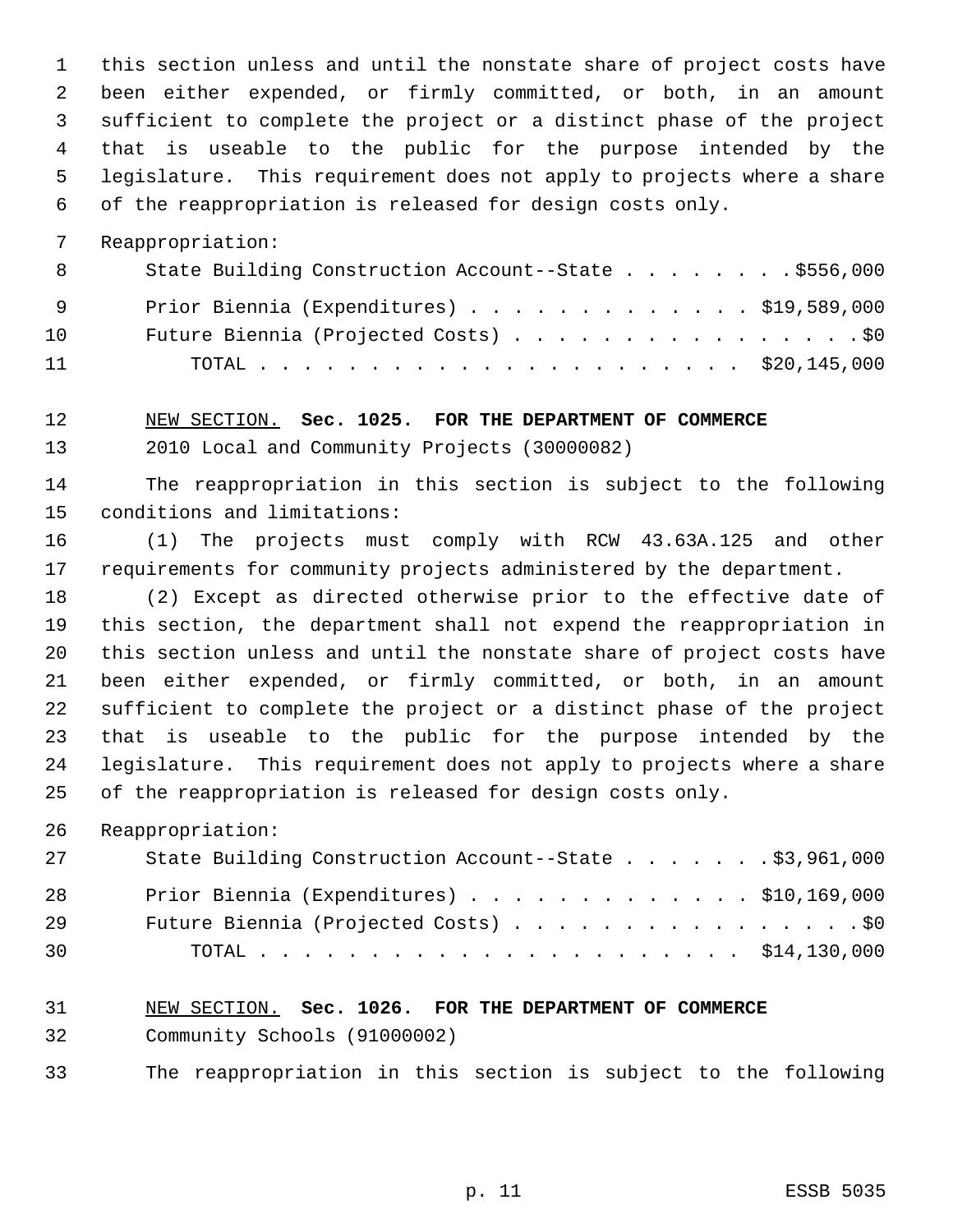this section unless and until the nonstate share of project costs have been either expended, or firmly committed, or both, in an amount sufficient to complete the project or a distinct phase of the project that is useable to the public for the purpose intended by the legislature. This requirement does not apply to projects where a share of the reappropriation is released for design costs only.

Reappropriation:

| | |
|---|---|
| State Building Construction Account--State | $556,000 |
| Prior Biennia (Expenditures) | $19,589,000 |
| Future Biennia (Projected Costs) | $0 |
| TOTAL | $20,145,000 |

NEW SECTION. **Sec. 1025. FOR THE DEPARTMENT OF COMMERCE**

2010 Local and Community Projects (30000082)

The reappropriation in this section is subject to the following conditions and limitations:

(1) The projects must comply with RCW 43.63A.125 and other requirements for community projects administered by the department.

(2) Except as directed otherwise prior to the effective date of this section, the department shall not expend the reappropriation in this section unless and until the nonstate share of project costs have been either expended, or firmly committed, or both, in an amount sufficient to complete the project or a distinct phase of the project that is useable to the public for the purpose intended by the legislature. This requirement does not apply to projects where a share of the reappropriation is released for design costs only.

Reappropriation:

| | |
|---|---|
| State Building Construction Account--State | $3,961,000 |
| Prior Biennia (Expenditures) | $10,169,000 |
| Future Biennia (Projected Costs) | $0 |
| TOTAL | $14,130,000 |

NEW SECTION. **Sec. 1026. FOR THE DEPARTMENT OF COMMERCE**

Community Schools (91000002)

The reappropriation in this section is subject to the following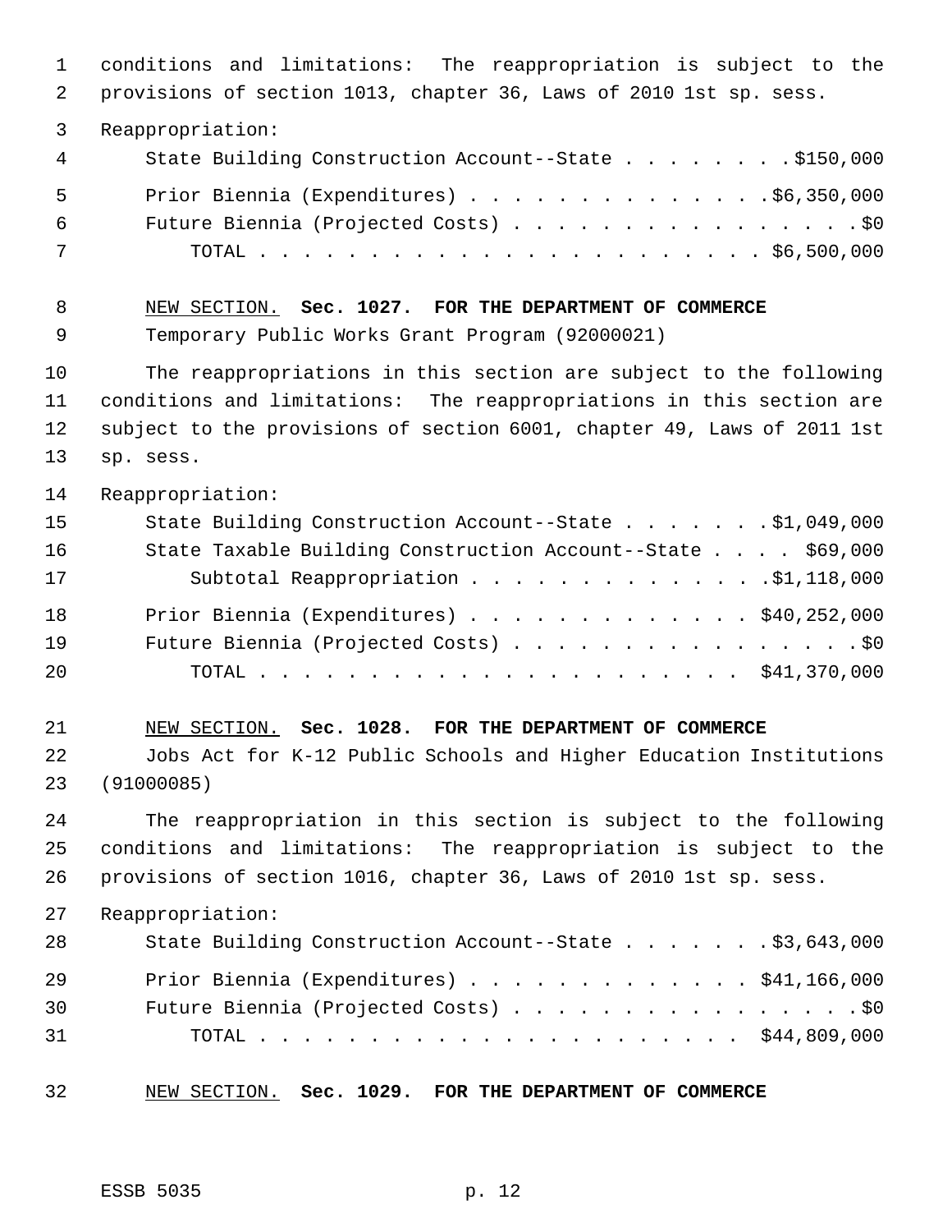conditions and limitations: The reappropriation is subject to the provisions of section 1013, chapter 36, Laws of 2010 1st sp. sess.

Reappropriation:

| | |
|---|---|
| State Building Construction Account--State | $150,000 |
| Prior Biennia (Expenditures) | $6,350,000 |
| Future Biennia (Projected Costs) | $0 |
| TOTAL | $6,500,000 |

NEW SECTION. **Sec. 1027. FOR THE DEPARTMENT OF COMMERCE**

Temporary Public Works Grant Program (92000021)

The reappropriations in this section are subject to the following conditions and limitations: The reappropriations in this section are subject to the provisions of section 6001, chapter 49, Laws of 2011 1st sp. sess.

Reappropriation:

| | |
|---|---|
| State Building Construction Account--State | $1,049,000 |
| State Taxable Building Construction Account--State | $69,000 |
| Subtotal Reappropriation | $1,118,000 |
| Prior Biennia (Expenditures) | $40,252,000 |
| Future Biennia (Projected Costs) | $0 |
| TOTAL | $41,370,000 |

NEW SECTION. **Sec. 1028. FOR THE DEPARTMENT OF COMMERCE**

Jobs Act for K-12 Public Schools and Higher Education Institutions (91000085)

The reappropriation in this section is subject to the following conditions and limitations: The reappropriation is subject to the provisions of section 1016, chapter 36, Laws of 2010 1st sp. sess.

Reappropriation:

| | |
|---|---|
| State Building Construction Account--State | $3,643,000 |
| Prior Biennia (Expenditures) | $41,166,000 |
| Future Biennia (Projected Costs) | $0 |
| TOTAL | $44,809,000 |

NEW SECTION. **Sec. 1029. FOR THE DEPARTMENT OF COMMERCE**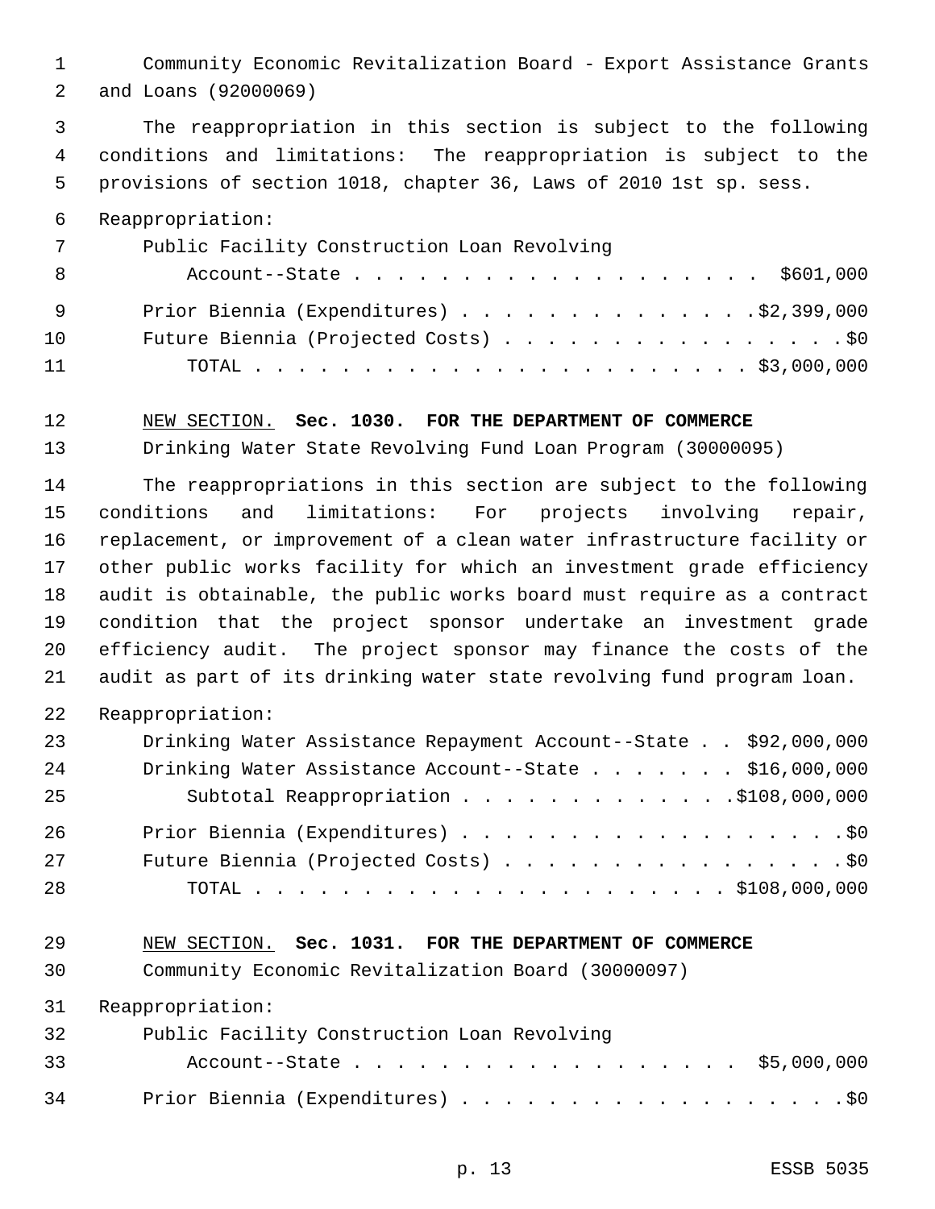Community Economic Revitalization Board - Export Assistance Grants and Loans (92000069)

The reappropriation in this section is subject to the following conditions and limitations: The reappropriation is subject to the provisions of section 1018, chapter 36, Laws of 2010 1st sp. sess.

Reappropriation:

| | |
|---|---|
| Public Facility Construction Loan Revolving Account--State | $601,000 |
| Prior Biennia (Expenditures) | $2,399,000 |
| Future Biennia (Projected Costs) | $0 |
| TOTAL | $3,000,000 |

NEW SECTION. **Sec. 1030. FOR THE DEPARTMENT OF COMMERCE**

Drinking Water State Revolving Fund Loan Program (30000095)

The reappropriations in this section are subject to the following conditions and limitations: For projects involving repair, replacement, or improvement of a clean water infrastructure facility or other public works facility for which an investment grade efficiency audit is obtainable, the public works board must require as a contract condition that the project sponsor undertake an investment grade efficiency audit. The project sponsor may finance the costs of the audit as part of its drinking water state revolving fund program loan.

Reappropriation:

| | |
|---|---|
| Drinking Water Assistance Repayment Account--State | $92,000,000 |
| Drinking Water Assistance Account--State | $16,000,000 |
| Subtotal Reappropriation | $108,000,000 |
| Prior Biennia (Expenditures) | $0 |
| Future Biennia (Projected Costs) | $0 |
| TOTAL | $108,000,000 |

NEW SECTION. **Sec. 1031. FOR THE DEPARTMENT OF COMMERCE**

Community Economic Revitalization Board (30000097)

Reappropriation:

| | |
|---|---|
| Public Facility Construction Loan Revolving Account--State | $5,000,000 |
| Prior Biennia (Expenditures) | $0 |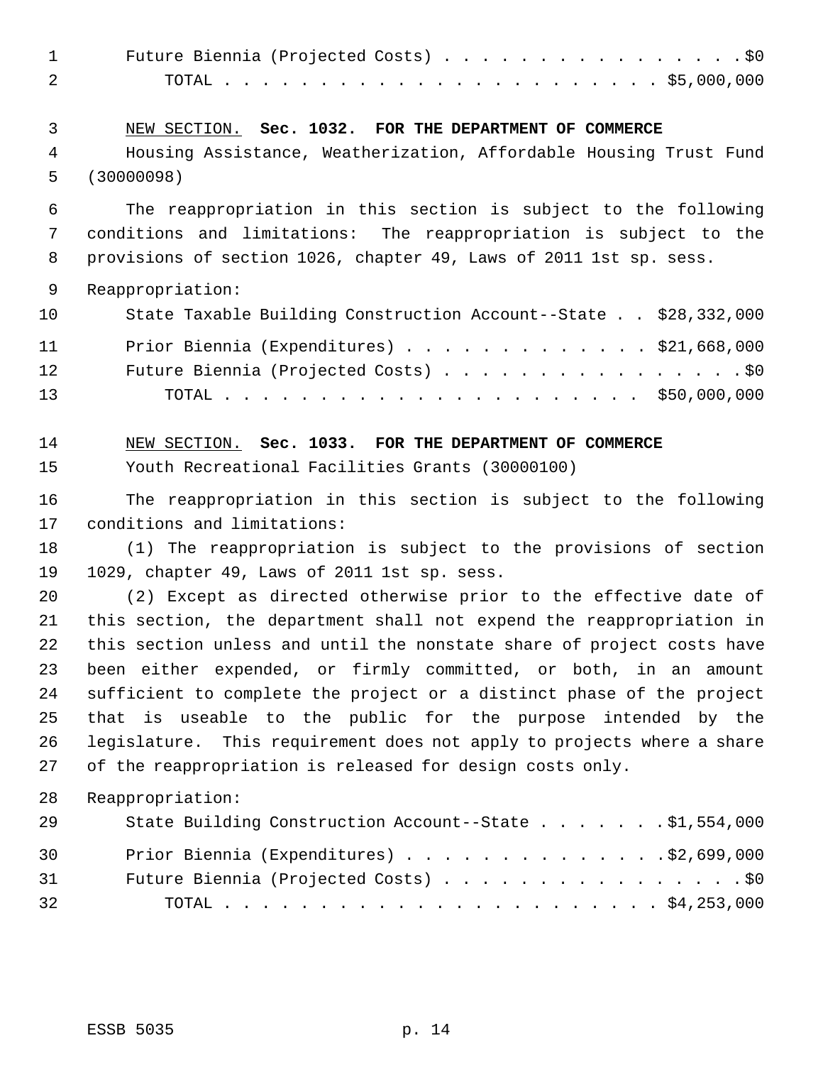Future Biennia (Projected Costs) . . . . . . . . . . . . . . . . . $0
TOTAL . . . . . . . . . . . . . . . . . . . . . . . . . $5,000,000

NEW SECTION. **Sec. 1032. FOR THE DEPARTMENT OF COMMERCE**

Housing Assistance, Weatherization, Affordable Housing Trust Fund (30000098)

The reappropriation in this section is subject to the following conditions and limitations: The reappropriation is subject to the provisions of section 1026, chapter 49, Laws of 2011 1st sp. sess.

Reappropriation:

State Taxable Building Construction Account--State . . $28,332,000

Prior Biennia (Expenditures) . . . . . . . . . . . . . $21,668,000
Future Biennia (Projected Costs) . . . . . . . . . . . . . . . . . $0
TOTAL . . . . . . . . . . . . . . . . . . . . . . . . $50,000,000

NEW SECTION. **Sec. 1033. FOR THE DEPARTMENT OF COMMERCE**

Youth Recreational Facilities Grants (30000100)

The reappropriation in this section is subject to the following conditions and limitations:

(1) The reappropriation is subject to the provisions of section 1029, chapter 49, Laws of 2011 1st sp. sess.

(2) Except as directed otherwise prior to the effective date of this section, the department shall not expend the reappropriation in this section unless and until the nonstate share of project costs have been either expended, or firmly committed, or both, in an amount sufficient to complete the project or a distinct phase of the project that is useable to the public for the purpose intended by the legislature. This requirement does not apply to projects where a share of the reappropriation is released for design costs only.

Reappropriation:

State Building Construction Account--State . . . . . . . $1,554,000

Prior Biennia (Expenditures) . . . . . . . . . . . . . . $2,699,000
Future Biennia (Projected Costs) . . . . . . . . . . . . . . . . . $0
TOTAL . . . . . . . . . . . . . . . . . . . . . . . . . $4,253,000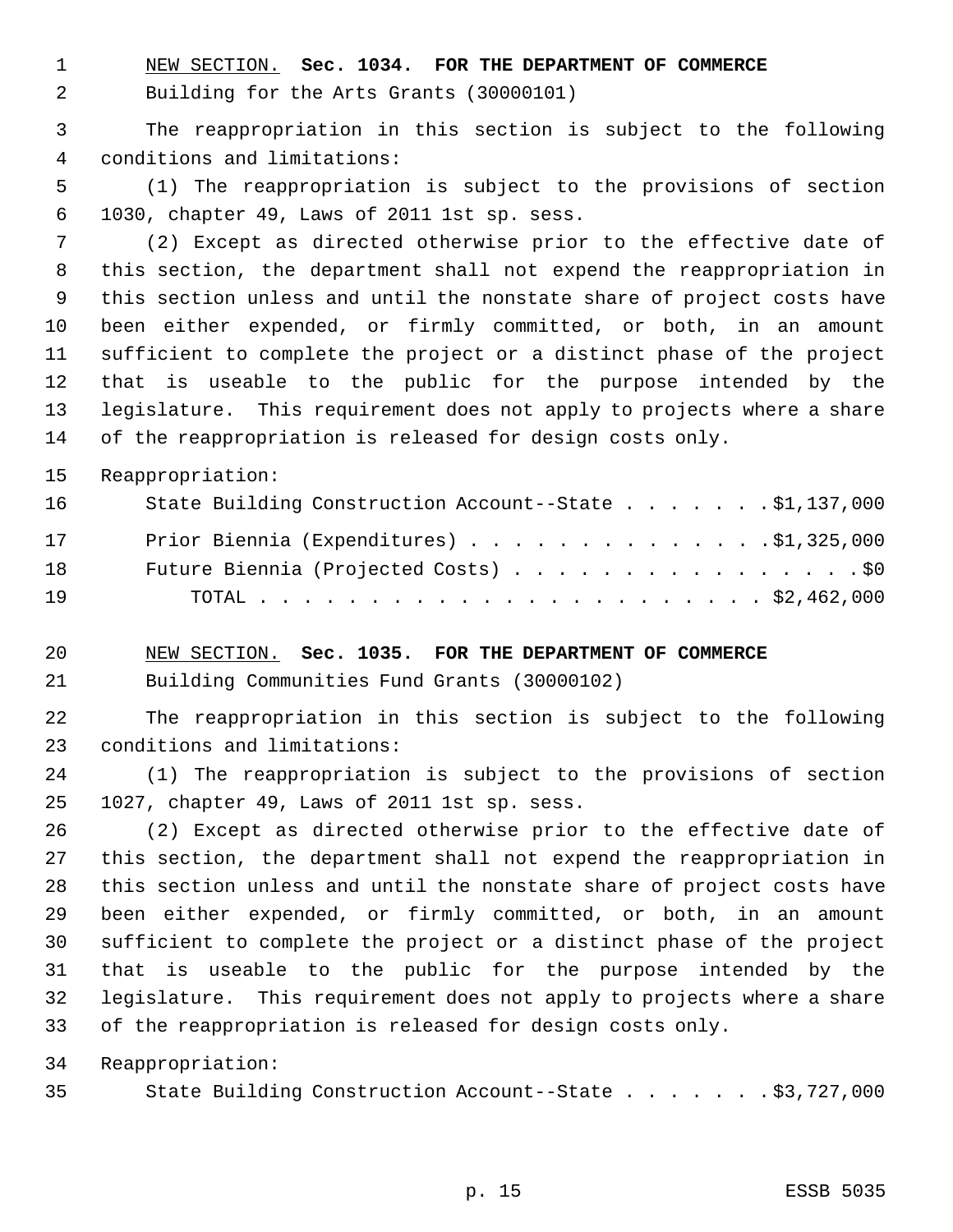NEW SECTION. **Sec. 1034. FOR THE DEPARTMENT OF COMMERCE**

Building for the Arts Grants (30000101)

The reappropriation in this section is subject to the following conditions and limitations:

(1) The reappropriation is subject to the provisions of section 1030, chapter 49, Laws of 2011 1st sp. sess.

(2) Except as directed otherwise prior to the effective date of this section, the department shall not expend the reappropriation in this section unless and until the nonstate share of project costs have been either expended, or firmly committed, or both, in an amount sufficient to complete the project or a distinct phase of the project that is useable to the public for the purpose intended by the legislature. This requirement does not apply to projects where a share of the reappropriation is released for design costs only.

Reappropriation:

State Building Construction Account--State . . . . . . . $1,137,000

Prior Biennia (Expenditures) . . . . . . . . . . . . . . $1,325,000

Future Biennia (Projected Costs) . . . . . . . . . . . . . . . . $0

TOTAL . . . . . . . . . . . . . . . . . . . . . . . $2,462,000

NEW SECTION. **Sec. 1035. FOR THE DEPARTMENT OF COMMERCE**

Building Communities Fund Grants (30000102)

The reappropriation in this section is subject to the following conditions and limitations:

(1) The reappropriation is subject to the provisions of section 1027, chapter 49, Laws of 2011 1st sp. sess.

(2) Except as directed otherwise prior to the effective date of this section, the department shall not expend the reappropriation in this section unless and until the nonstate share of project costs have been either expended, or firmly committed, or both, in an amount sufficient to complete the project or a distinct phase of the project that is useable to the public for the purpose intended by the legislature. This requirement does not apply to projects where a share of the reappropriation is released for design costs only.

Reappropriation:

State Building Construction Account--State . . . . . . . $3,727,000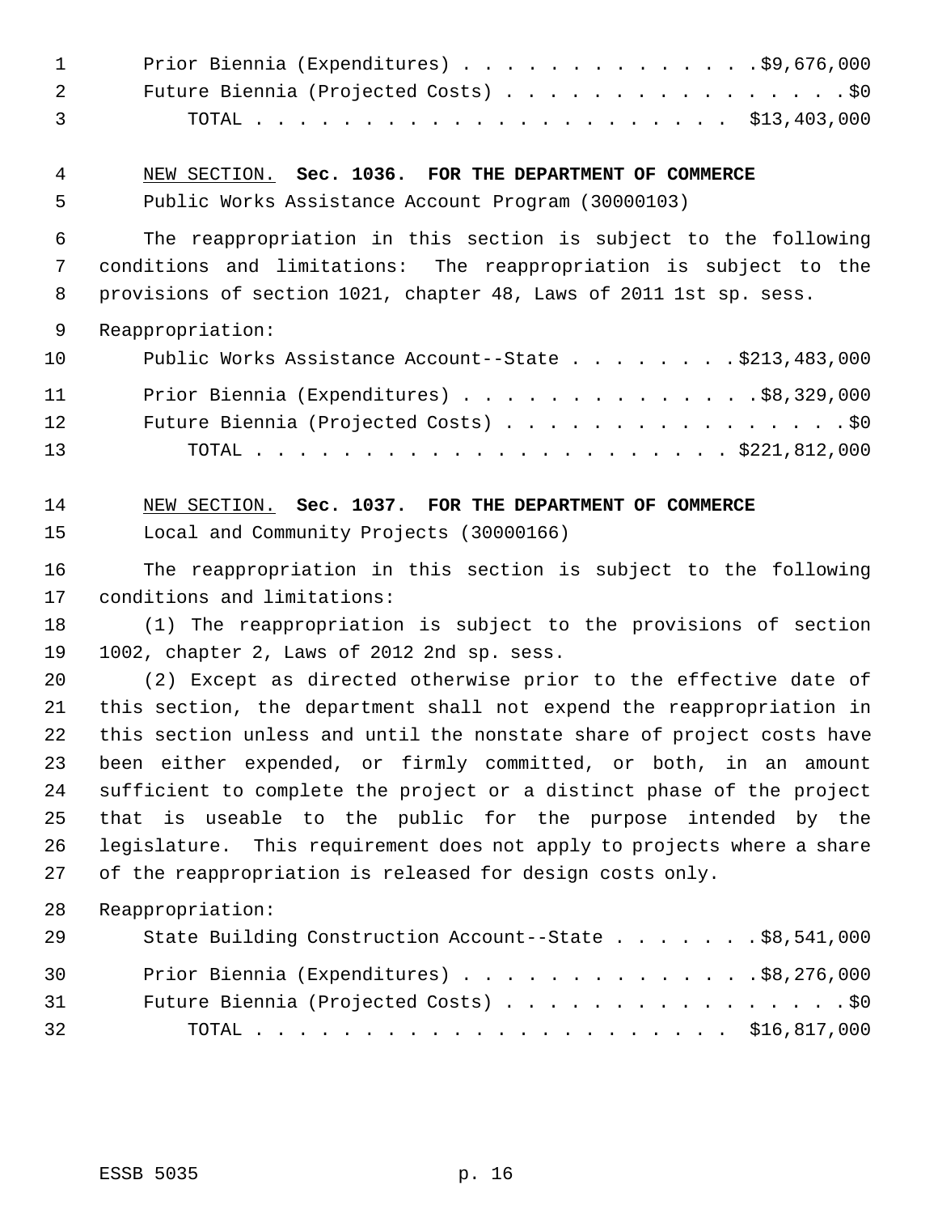Prior Biennia (Expenditures) . . . . . . . . . . . . . . .$9,676,000
Future Biennia (Projected Costs) . . . . . . . . . . . . . . . . .$0
TOTAL . . . . . . . . . . . . . . . . . . . . . . . $13,403,000

NEW SECTION. **Sec. 1036. FOR THE DEPARTMENT OF COMMERCE**

Public Works Assistance Account Program (30000103)

The reappropriation in this section is subject to the following conditions and limitations: The reappropriation is subject to the provisions of section 1021, chapter 48, Laws of 2011 1st sp. sess.

Reappropriation:

Public Works Assistance Account--State . . . . . . . . .$213,483,000

Prior Biennia (Expenditures) . . . . . . . . . . . . . . .$8,329,000
Future Biennia (Projected Costs) . . . . . . . . . . . . . . . . .$0
TOTAL . . . . . . . . . . . . . . . . . . . . . . . $221,812,000

NEW SECTION. **Sec. 1037. FOR THE DEPARTMENT OF COMMERCE**

Local and Community Projects (30000166)

The reappropriation in this section is subject to the following conditions and limitations:

(1) The reappropriation is subject to the provisions of section 1002, chapter 2, Laws of 2012 2nd sp. sess.

(2) Except as directed otherwise prior to the effective date of this section, the department shall not expend the reappropriation in this section unless and until the nonstate share of project costs have been either expended, or firmly committed, or both, in an amount sufficient to complete the project or a distinct phase of the project that is useable to the public for the purpose intended by the legislature. This requirement does not apply to projects where a share of the reappropriation is released for design costs only.

Reappropriation:

State Building Construction Account--State . . . . . . . .$8,541,000

Prior Biennia (Expenditures) . . . . . . . . . . . . . . .$8,276,000
Future Biennia (Projected Costs) . . . . . . . . . . . . . . . . .$0
TOTAL . . . . . . . . . . . . . . . . . . . . . . . $16,817,000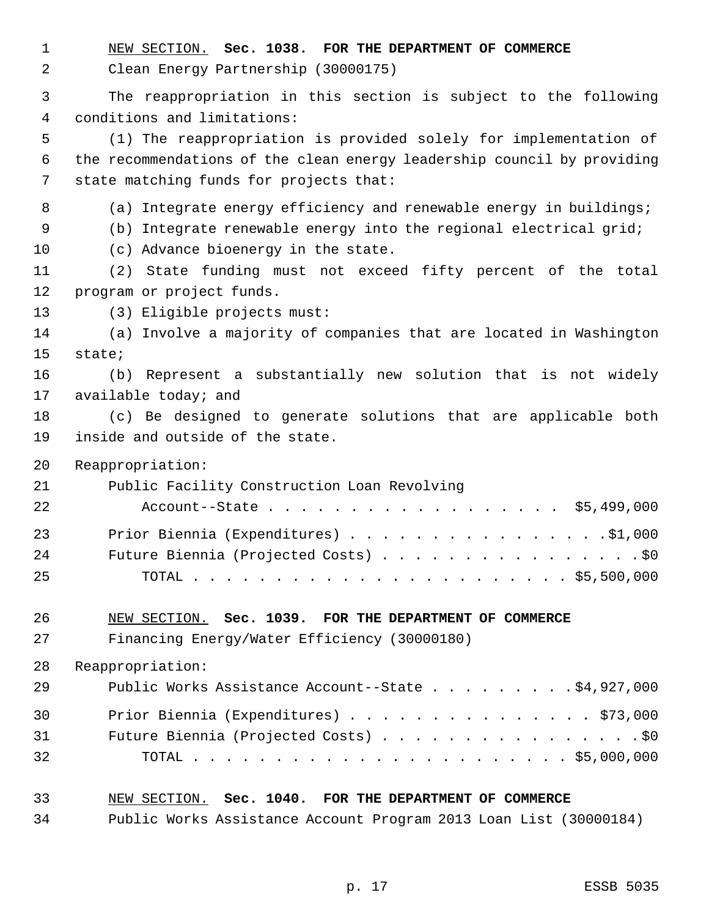NEW SECTION. **Sec. 1038. FOR THE DEPARTMENT OF COMMERCE**

Clean Energy Partnership (30000175)

The reappropriation in this section is subject to the following conditions and limitations:

(1) The reappropriation is provided solely for implementation of the recommendations of the clean energy leadership council by providing state matching funds for projects that:

(a) Integrate energy efficiency and renewable energy in buildings;

(b) Integrate renewable energy into the regional electrical grid;

(c) Advance bioenergy in the state.

(2) State funding must not exceed fifty percent of the total program or project funds.

(3) Eligible projects must:

(a) Involve a majority of companies that are located in Washington state;

(b) Represent a substantially new solution that is not widely available today; and

(c) Be designed to generate solutions that are applicable both inside and outside of the state.

Reappropriation:

Public Facility Construction Loan Revolving Account--State . . . . . . . . . . . . . . . . . . $5,499,000

Prior Biennia (Expenditures) . . . . . . . . . . . . . . . . $1,000

Future Biennia (Projected Costs) . . . . . . . . . . . . . . . . . $0

TOTAL . . . . . . . . . . . . . . . . . . . . . . . . $5,500,000

NEW SECTION. **Sec. 1039. FOR THE DEPARTMENT OF COMMERCE**

Financing Energy/Water Efficiency (30000180)

Reappropriation:

Public Works Assistance Account--State . . . . . . . . . $4,927,000

Prior Biennia (Expenditures) . . . . . . . . . . . . . . . $73,000

Future Biennia (Projected Costs) . . . . . . . . . . . . . . . . . $0

TOTAL . . . . . . . . . . . . . . . . . . . . . . . . $5,000,000

NEW SECTION. **Sec. 1040. FOR THE DEPARTMENT OF COMMERCE**

Public Works Assistance Account Program 2013 Loan List (30000184)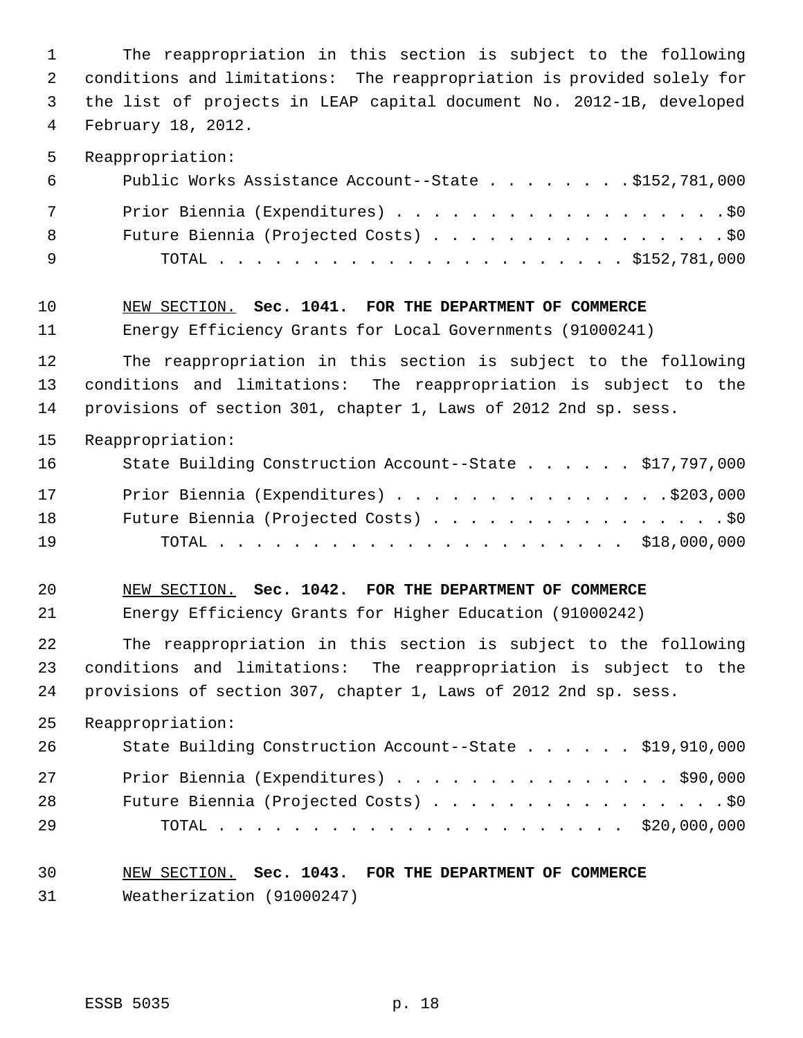The reappropriation in this section is subject to the following conditions and limitations: The reappropriation is provided solely for the list of projects in LEAP capital document No. 2012-1B, developed February 18, 2012.

Reappropriation:

| | |
|---|---|
| Public Works Assistance Account--State | $152,781,000 |
| Prior Biennia (Expenditures) | $0 |
| Future Biennia (Projected Costs) | $0 |
| TOTAL | $152,781,000 |

NEW SECTION. **Sec. 1041. FOR THE DEPARTMENT OF COMMERCE**

Energy Efficiency Grants for Local Governments (91000241)

The reappropriation in this section is subject to the following conditions and limitations: The reappropriation is subject to the provisions of section 301, chapter 1, Laws of 2012 2nd sp. sess.

Reappropriation:

| | |
|---|---|
| State Building Construction Account--State | $17,797,000 |
| Prior Biennia (Expenditures) | $203,000 |
| Future Biennia (Projected Costs) | $0 |
| TOTAL | $18,000,000 |

NEW SECTION. **Sec. 1042. FOR THE DEPARTMENT OF COMMERCE**

Energy Efficiency Grants for Higher Education (91000242)

The reappropriation in this section is subject to the following conditions and limitations: The reappropriation is subject to the provisions of section 307, chapter 1, Laws of 2012 2nd sp. sess.

Reappropriation:

| | |
|---|---|
| State Building Construction Account--State | $19,910,000 |
| Prior Biennia (Expenditures) | $90,000 |
| Future Biennia (Projected Costs) | $0 |
| TOTAL | $20,000,000 |

NEW SECTION. **Sec. 1043. FOR THE DEPARTMENT OF COMMERCE**

Weatherization (91000247)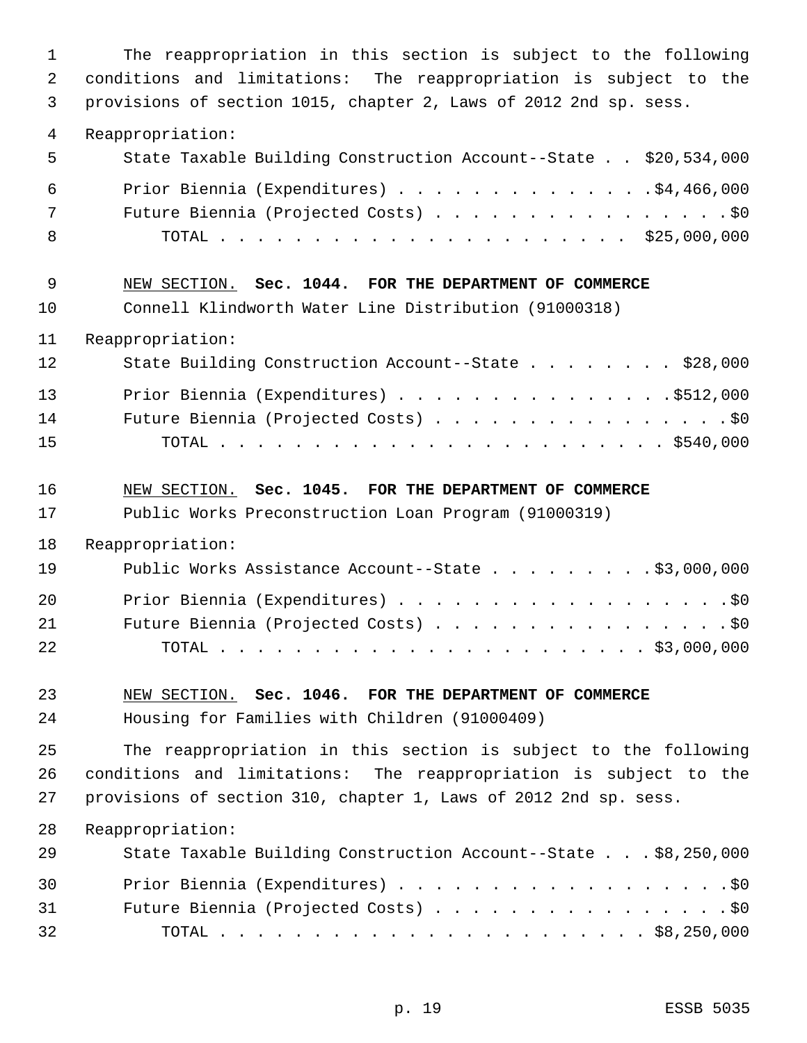The reappropriation in this section is subject to the following conditions and limitations: The reappropriation is subject to the provisions of section 1015, chapter 2, Laws of 2012 2nd sp. sess.

Reappropriation:

| | |
|---|---|
| State Taxable Building Construction Account--State | $20,534,000 |
| Prior Biennia (Expenditures) | $4,466,000 |
| Future Biennia (Projected Costs) | $0 |
| TOTAL | $25,000,000 |

NEW SECTION. **Sec. 1044. FOR THE DEPARTMENT OF COMMERCE**

Connell Klindworth Water Line Distribution (91000318)

Reappropriation:

| | |
|---|---|
| State Building Construction Account--State | $28,000 |
| Prior Biennia (Expenditures) | $512,000 |
| Future Biennia (Projected Costs) | $0 |
| TOTAL | $540,000 |

NEW SECTION. **Sec. 1045. FOR THE DEPARTMENT OF COMMERCE**

Public Works Preconstruction Loan Program (91000319)

Reappropriation:

| | |
|---|---|
| Public Works Assistance Account--State | $3,000,000 |
| Prior Biennia (Expenditures) | $0 |
| Future Biennia (Projected Costs) | $0 |
| TOTAL | $3,000,000 |

NEW SECTION. **Sec. 1046. FOR THE DEPARTMENT OF COMMERCE**

Housing for Families with Children (91000409)

The reappropriation in this section is subject to the following conditions and limitations: The reappropriation is subject to the provisions of section 310, chapter 1, Laws of 2012 2nd sp. sess.

Reappropriation:

| | |
|---|---|
| State Taxable Building Construction Account--State | $8,250,000 |
| Prior Biennia (Expenditures) | $0 |
| Future Biennia (Projected Costs) | $0 |
| TOTAL | $8,250,000 |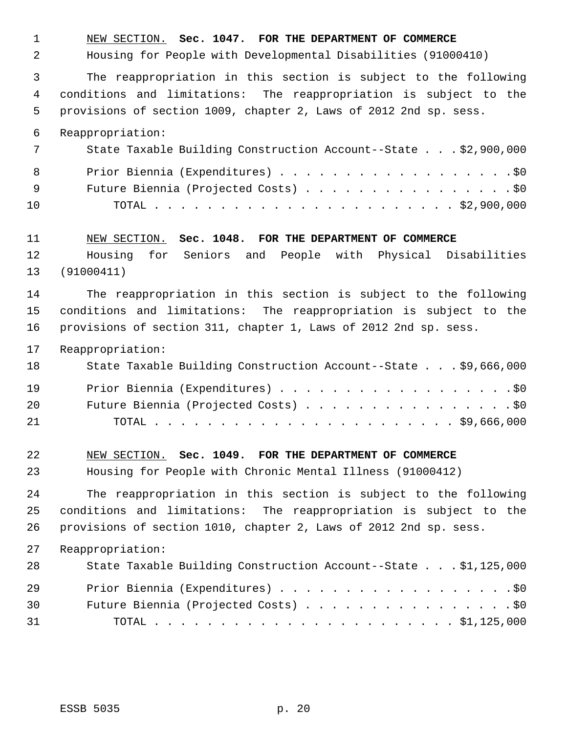NEW SECTION. **Sec. 1047. FOR THE DEPARTMENT OF COMMERCE**

Housing for People with Developmental Disabilities (91000410)

The reappropriation in this section is subject to the following conditions and limitations: The reappropriation is subject to the provisions of section 1009, chapter 2, Laws of 2012 2nd sp. sess.

Reappropriation:

State Taxable Building Construction Account--State . . . $2,900,000

Prior Biennia (Expenditures) . . . . . . . . . . . . . . . . . . . $0

Future Biennia (Projected Costs) . . . . . . . . . . . . . . . . . $0

TOTAL . . . . . . . . . . . . . . . . . . . . . . . . $2,900,000

NEW SECTION. **Sec. 1048. FOR THE DEPARTMENT OF COMMERCE**

Housing for Seniors and People with Physical Disabilities (91000411)

The reappropriation in this section is subject to the following conditions and limitations: The reappropriation is subject to the provisions of section 311, chapter 1, Laws of 2012 2nd sp. sess.

Reappropriation:

State Taxable Building Construction Account--State . . . $9,666,000

Prior Biennia (Expenditures) . . . . . . . . . . . . . . . . . . . $0

Future Biennia (Projected Costs) . . . . . . . . . . . . . . . . . $0

TOTAL . . . . . . . . . . . . . . . . . . . . . . . . $9,666,000

NEW SECTION. **Sec. 1049. FOR THE DEPARTMENT OF COMMERCE**

Housing for People with Chronic Mental Illness (91000412)

The reappropriation in this section is subject to the following conditions and limitations: The reappropriation is subject to the provisions of section 1010, chapter 2, Laws of 2012 2nd sp. sess.

Reappropriation:

State Taxable Building Construction Account--State . . . $1,125,000

Prior Biennia (Expenditures) . . . . . . . . . . . . . . . . . . . $0

Future Biennia (Projected Costs) . . . . . . . . . . . . . . . . . $0

TOTAL . . . . . . . . . . . . . . . . . . . . . . . . $1,125,000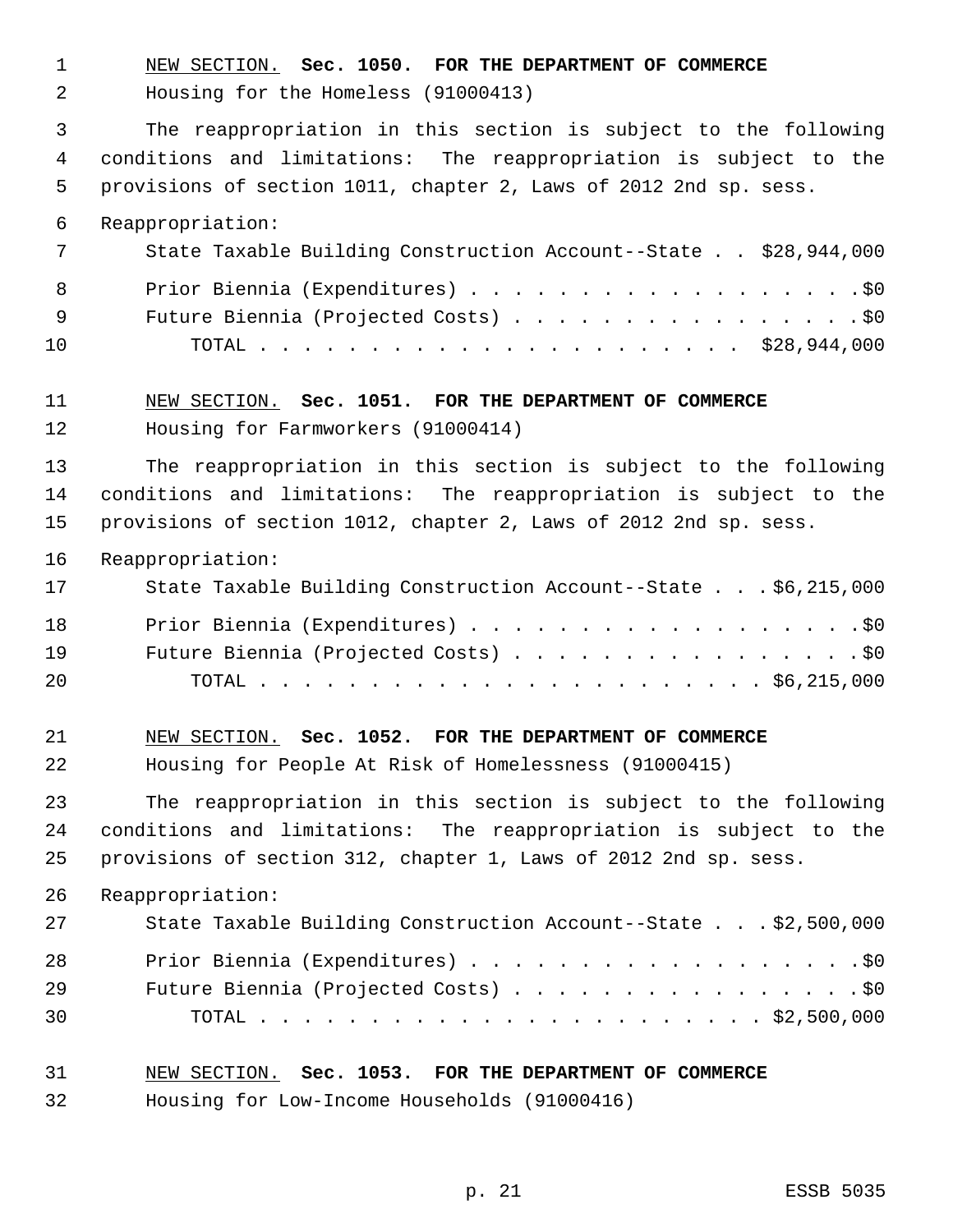<u>NEW SECTION.</u> **Sec. 1050. FOR THE DEPARTMENT OF COMMERCE**

Housing for the Homeless (91000413)

The reappropriation in this section is subject to the following conditions and limitations: The reappropriation is subject to the provisions of section 1011, chapter 2, Laws of 2012 2nd sp. sess.

Reappropriation:

State Taxable Building Construction Account--State . . $28,944,000

Prior Biennia (Expenditures) . . . . . . . . . . . . . . . . . . .$0

Future Biennia (Projected Costs) . . . . . . . . . . . . . . . . .$0

TOTAL . . . . . . . . . . . . . . . . . . . . . . $28,944,000

<u>NEW SECTION.</u> **Sec. 1051. FOR THE DEPARTMENT OF COMMERCE**

Housing for Farmworkers (91000414)

The reappropriation in this section is subject to the following conditions and limitations: The reappropriation is subject to the provisions of section 1012, chapter 2, Laws of 2012 2nd sp. sess.

Reappropriation:

State Taxable Building Construction Account--State . . . $6,215,000

Prior Biennia (Expenditures) . . . . . . . . . . . . . . . . . . .$0

Future Biennia (Projected Costs) . . . . . . . . . . . . . . . . .$0

TOTAL . . . . . . . . . . . . . . . . . . . . . . . $6,215,000

<u>NEW SECTION.</u> **Sec. 1052. FOR THE DEPARTMENT OF COMMERCE**

Housing for People At Risk of Homelessness (91000415)

The reappropriation in this section is subject to the following conditions and limitations: The reappropriation is subject to the provisions of section 312, chapter 1, Laws of 2012 2nd sp. sess.

Reappropriation:

State Taxable Building Construction Account--State . . . $2,500,000

Prior Biennia (Expenditures) . . . . . . . . . . . . . . . . . . .$0

Future Biennia (Projected Costs) . . . . . . . . . . . . . . . . .$0

TOTAL . . . . . . . . . . . . . . . . . . . . . . . $2,500,000

<u>NEW SECTION.</u> **Sec. 1053. FOR THE DEPARTMENT OF COMMERCE**

Housing for Low-Income Households (91000416)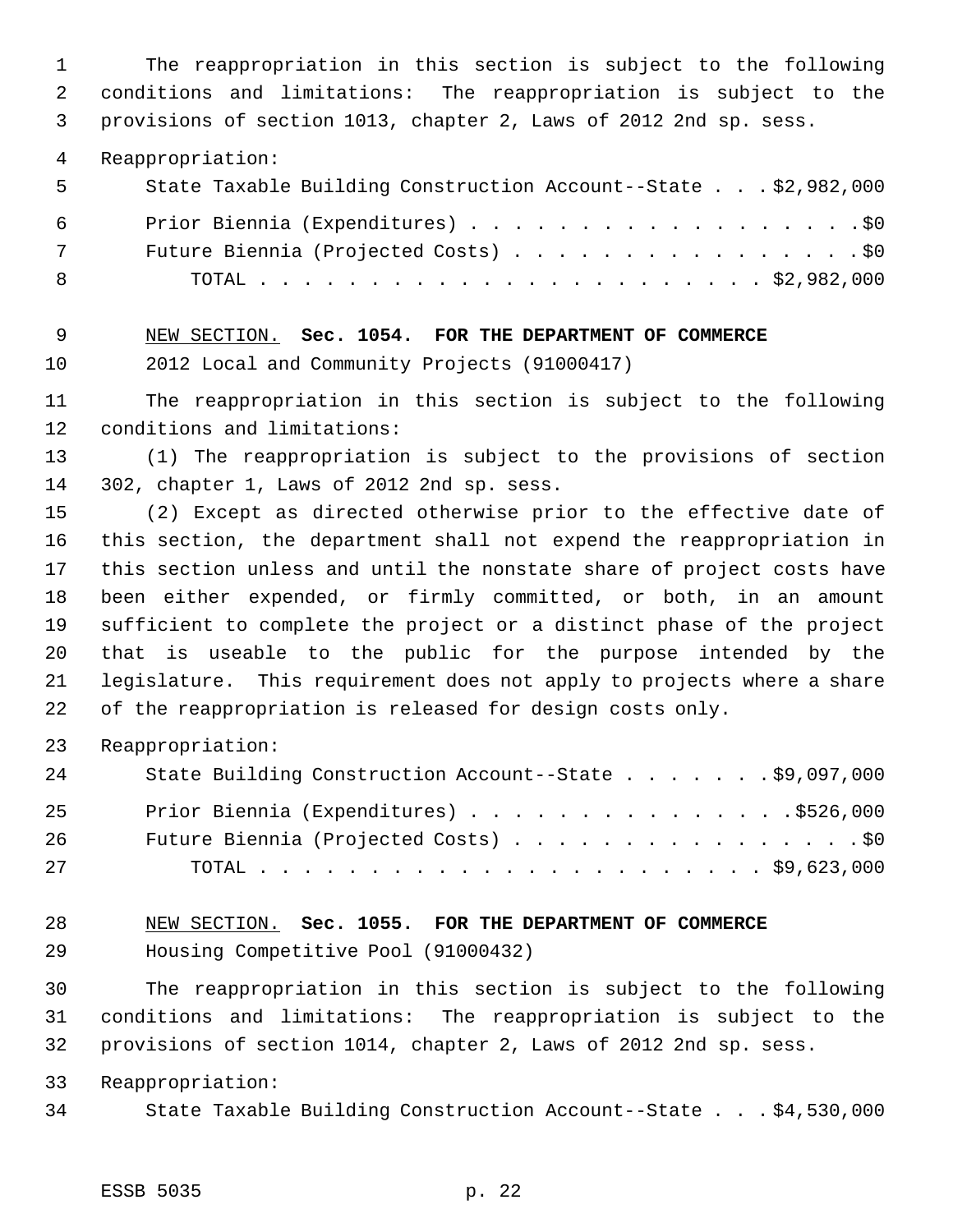The reappropriation in this section is subject to the following conditions and limitations: The reappropriation is subject to the provisions of section 1013, chapter 2, Laws of 2012 2nd sp. sess.

Reappropriation:

State Taxable Building Construction Account--State . . . $2,982,000

Prior Biennia (Expenditures) . . . . . . . . . . . . . . . . . . . $0

Future Biennia (Projected Costs) . . . . . . . . . . . . . . . . . $0

TOTAL . . . . . . . . . . . . . . . . . . . . . . . $2,982,000

NEW SECTION. **Sec. 1054. FOR THE DEPARTMENT OF COMMERCE**

2012 Local and Community Projects (91000417)

The reappropriation in this section is subject to the following conditions and limitations:

(1) The reappropriation is subject to the provisions of section 302, chapter 1, Laws of 2012 2nd sp. sess.

(2) Except as directed otherwise prior to the effective date of this section, the department shall not expend the reappropriation in this section unless and until the nonstate share of project costs have been either expended, or firmly committed, or both, in an amount sufficient to complete the project or a distinct phase of the project that is useable to the public for the purpose intended by the legislature. This requirement does not apply to projects where a share of the reappropriation is released for design costs only.

Reappropriation:

State Building Construction Account--State . . . . . . . $9,097,000

Prior Biennia (Expenditures) . . . . . . . . . . . . . . . $526,000

Future Biennia (Projected Costs) . . . . . . . . . . . . . . . . . $0

TOTAL . . . . . . . . . . . . . . . . . . . . . . . $9,623,000

NEW SECTION. **Sec. 1055. FOR THE DEPARTMENT OF COMMERCE**

Housing Competitive Pool (91000432)

The reappropriation in this section is subject to the following conditions and limitations: The reappropriation is subject to the provisions of section 1014, chapter 2, Laws of 2012 2nd sp. sess.

Reappropriation:

State Taxable Building Construction Account--State . . . $4,530,000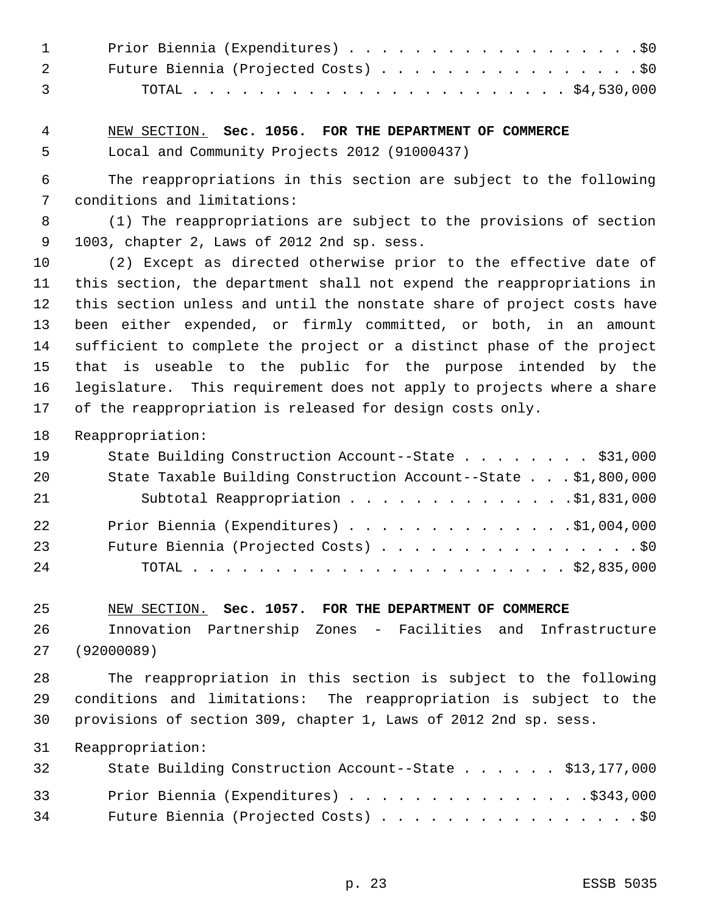Prior Biennia (Expenditures) . . . . . . . . . . . . . . . . . . .$0
Future Biennia (Projected Costs) . . . . . . . . . . . . . . . . .$0
TOTAL . . . . . . . . . . . . . . . . . . . . . . . . $4,530,000

NEW SECTION. **Sec. 1056. FOR THE DEPARTMENT OF COMMERCE**

Local and Community Projects 2012 (91000437)

The reappropriations in this section are subject to the following conditions and limitations:

(1) The reappropriations are subject to the provisions of section 1003, chapter 2, Laws of 2012 2nd sp. sess.

(2) Except as directed otherwise prior to the effective date of this section, the department shall not expend the reappropriations in this section unless and until the nonstate share of project costs have been either expended, or firmly committed, or both, in an amount sufficient to complete the project or a distinct phase of the project that is useable to the public for the purpose intended by the legislature. This requirement does not apply to projects where a share of the reappropriation is released for design costs only.

Reappropriation:

State Building Construction Account--State . . . . . . . . . $31,000
State Taxable Building Construction Account--State . . . $1,800,000
Subtotal Reappropriation . . . . . . . . . . . . . . $1,831,000

Prior Biennia (Expenditures) . . . . . . . . . . . . . . $1,004,000
Future Biennia (Projected Costs) . . . . . . . . . . . . . . . . .$0
TOTAL . . . . . . . . . . . . . . . . . . . . . . . . $2,835,000

NEW SECTION. **Sec. 1057. FOR THE DEPARTMENT OF COMMERCE**

Innovation Partnership Zones - Facilities and Infrastructure (92000089)

The reappropriation in this section is subject to the following conditions and limitations: The reappropriation is subject to the provisions of section 309, chapter 1, Laws of 2012 2nd sp. sess.

Reappropriation:

State Building Construction Account--State . . . . . . $13,177,000

Prior Biennia (Expenditures) . . . . . . . . . . . . . . . .$343,000
Future Biennia (Projected Costs) . . . . . . . . . . . . . . . . .$0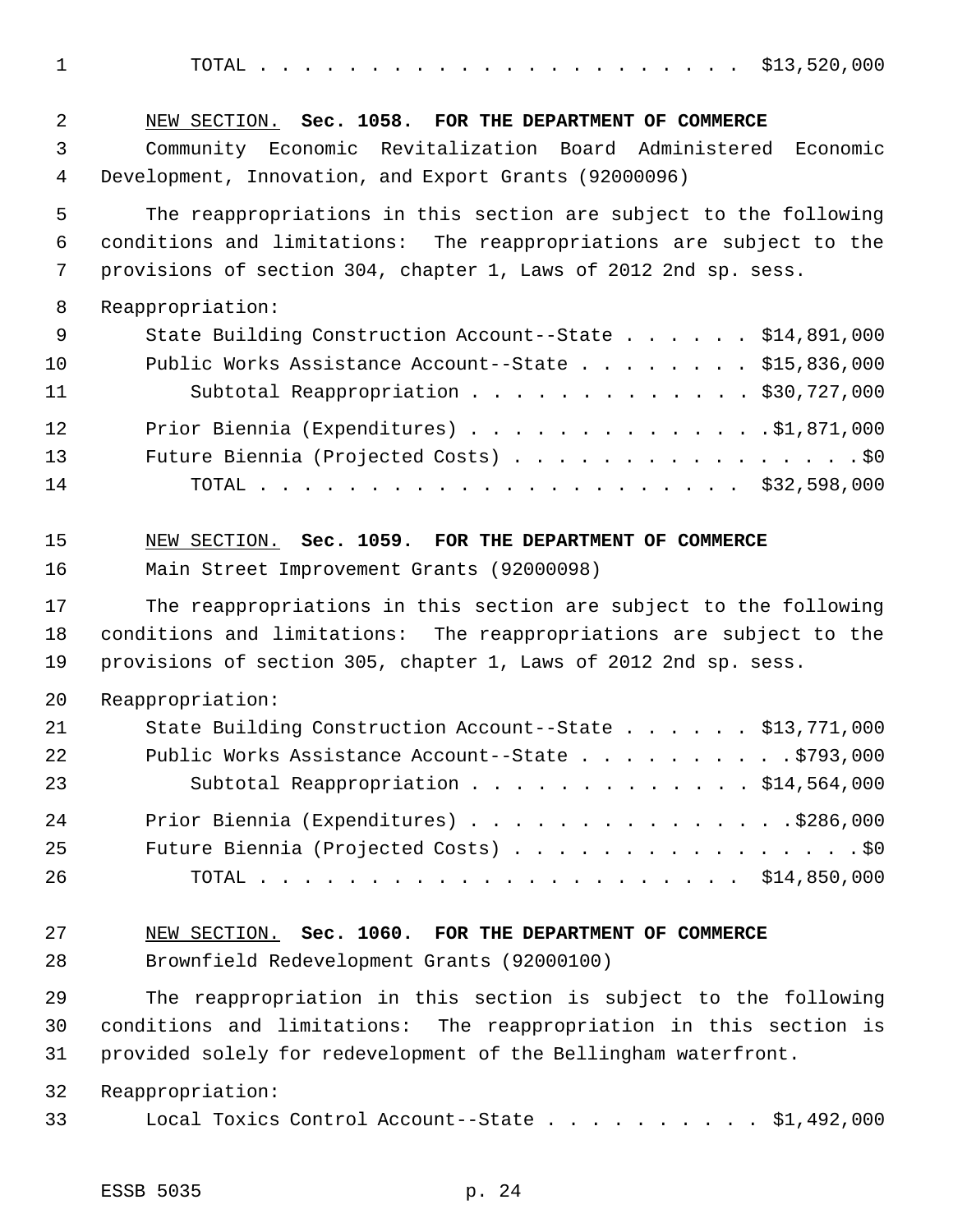TOTAL . . . . . . . . . . . . . . . . . . . . . . $13,520,000

NEW SECTION. **Sec. 1058. FOR THE DEPARTMENT OF COMMERCE**

Community Economic Revitalization Board Administered Economic Development, Innovation, and Export Grants (92000096)

The reappropriations in this section are subject to the following conditions and limitations: The reappropriations are subject to the provisions of section 304, chapter 1, Laws of 2012 2nd sp. sess.

Reappropriation:

| | |
|---|---|
| State Building Construction Account--State | $14,891,000 |
| Public Works Assistance Account--State | $15,836,000 |
| Subtotal Reappropriation | $30,727,000 |
| Prior Biennia (Expenditures) | $1,871,000 |
| Future Biennia (Projected Costs) | $0 |
| TOTAL | $32,598,000 |

NEW SECTION. **Sec. 1059. FOR THE DEPARTMENT OF COMMERCE**

Main Street Improvement Grants (92000098)

The reappropriations in this section are subject to the following conditions and limitations: The reappropriations are subject to the provisions of section 305, chapter 1, Laws of 2012 2nd sp. sess.

Reappropriation:

| | |
|---|---|
| State Building Construction Account--State | $13,771,000 |
| Public Works Assistance Account--State | $793,000 |
| Subtotal Reappropriation | $14,564,000 |
| Prior Biennia (Expenditures) | $286,000 |
| Future Biennia (Projected Costs) | $0 |
| TOTAL | $14,850,000 |

NEW SECTION. **Sec. 1060. FOR THE DEPARTMENT OF COMMERCE**

Brownfield Redevelopment Grants (92000100)

The reappropriation in this section is subject to the following conditions and limitations: The reappropriation in this section is provided solely for redevelopment of the Bellingham waterfront.

Reappropriation:

Local Toxics Control Account--State . . . . . . . . . . $1,492,000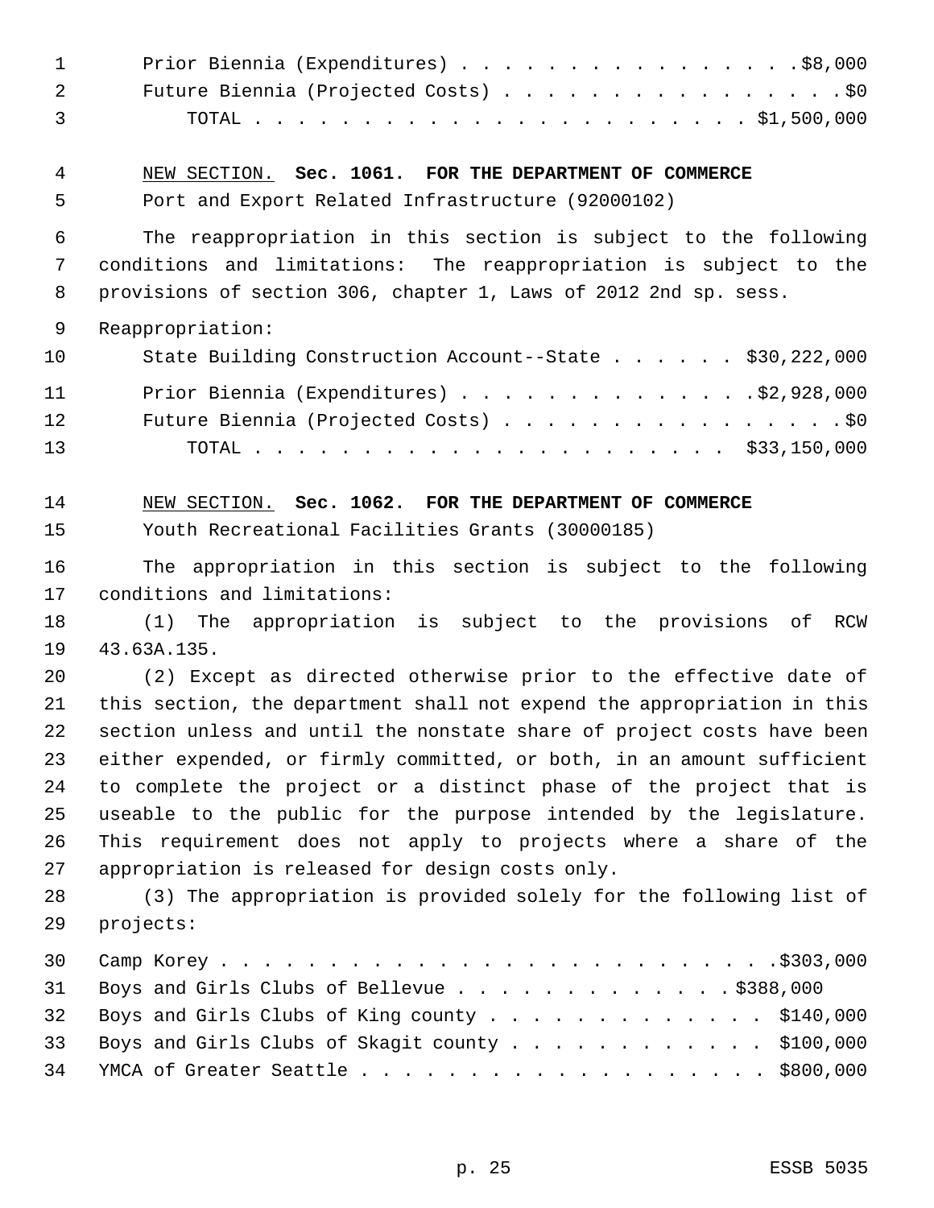Prior Biennia (Expenditures) . . . . . . . . . . . . . . . . .$8,000
Future Biennia (Projected Costs) . . . . . . . . . . . . . . . . .$0
TOTAL . . . . . . . . . . . . . . . . . . . . . . . . $1,500,000

NEW SECTION. **Sec. 1061. FOR THE DEPARTMENT OF COMMERCE**

Port and Export Related Infrastructure (92000102)

The reappropriation in this section is subject to the following conditions and limitations: The reappropriation is subject to the provisions of section 306, chapter 1, Laws of 2012 2nd sp. sess.

Reappropriation:

State Building Construction Account--State . . . . . . $30,222,000
Prior Biennia (Expenditures) . . . . . . . . . . . . . .$2,928,000
Future Biennia (Projected Costs) . . . . . . . . . . . . . . . . .$0
TOTAL . . . . . . . . . . . . . . . . . . . . . . . $33,150,000

NEW SECTION. **Sec. 1062. FOR THE DEPARTMENT OF COMMERCE**

Youth Recreational Facilities Grants (30000185)

The appropriation in this section is subject to the following conditions and limitations:

(1) The appropriation is subject to the provisions of RCW 43.63A.135.

(2) Except as directed otherwise prior to the effective date of this section, the department shall not expend the appropriation in this section unless and until the nonstate share of project costs have been either expended, or firmly committed, or both, in an amount sufficient to complete the project or a distinct phase of the project that is useable to the public for the purpose intended by the legislature. This requirement does not apply to projects where a share of the appropriation is released for design costs only.

(3) The appropriation is provided solely for the following list of projects:

Camp Korey . . . . . . . . . . . . . . . . . . . . . . . . . .$303,000
Boys and Girls Clubs of Bellevue . . . . . . . . . . . . . .$388,000
Boys and Girls Clubs of King county . . . . . . . . . . . . . $140,000
Boys and Girls Clubs of Skagit county . . . . . . . . . . . . $100,000
YMCA of Greater Seattle . . . . . . . . . . . . . . . . . . . $800,000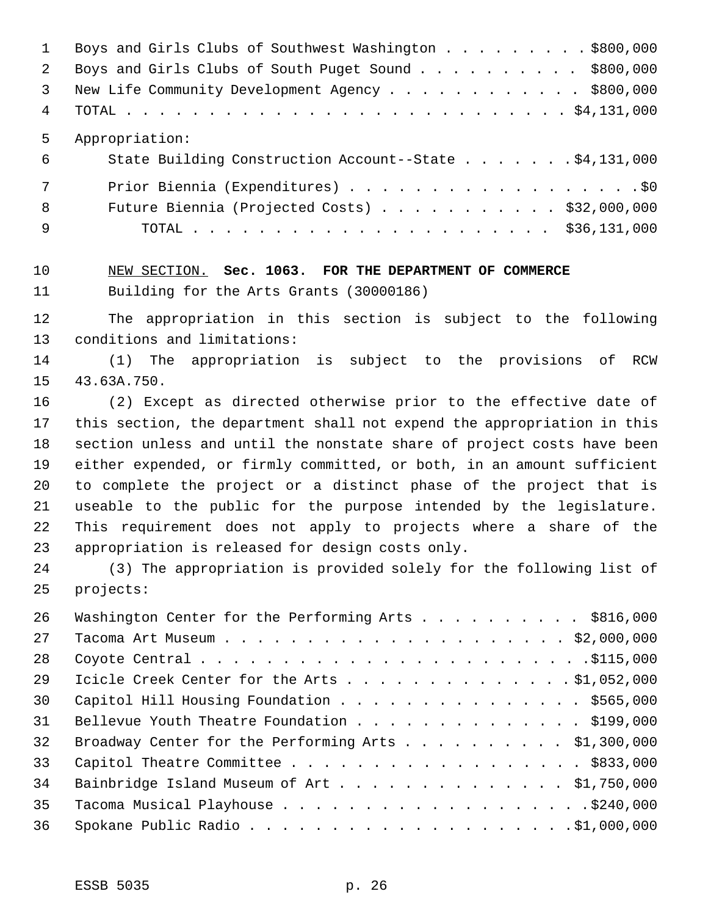Boys and Girls Clubs of Southwest Washington . . . . . . . . . $800,000
Boys and Girls Clubs of South Puget Sound . . . . . . . . . . $800,000
New Life Community Development Agency . . . . . . . . . . . . $800,000
TOTAL . . . . . . . . . . . . . . . . . . . . . . . . . . . $4,131,000

Appropriation:

State Building Construction Account--State . . . . . . . $4,131,000

Prior Biennia (Expenditures) . . . . . . . . . . . . . . . . . . $0
Future Biennia (Projected Costs) . . . . . . . . . . . . $32,000,000
TOTAL . . . . . . . . . . . . . . . . . . . . . . . $36,131,000

NEW SECTION. **Sec. 1063. FOR THE DEPARTMENT OF COMMERCE**

Building for the Arts Grants (30000186)

The appropriation in this section is subject to the following conditions and limitations:

(1) The appropriation is subject to the provisions of RCW 43.63A.750.

(2) Except as directed otherwise prior to the effective date of this section, the department shall not expend the appropriation in this section unless and until the nonstate share of project costs have been either expended, or firmly committed, or both, in an amount sufficient to complete the project or a distinct phase of the project that is useable to the public for the purpose intended by the legislature. This requirement does not apply to projects where a share of the appropriation is released for design costs only.

(3) The appropriation is provided solely for the following list of projects:

Washington Center for the Performing Arts . . . . . . . . . . $816,000
Tacoma Art Museum . . . . . . . . . . . . . . . . . . . . . $2,000,000
Coyote Central . . . . . . . . . . . . . . . . . . . . . . . . $115,000
Icicle Creek Center for the Arts . . . . . . . . . . . . . . $1,052,000
Capitol Hill Housing Foundation . . . . . . . . . . . . . . . . $565,000
Bellevue Youth Theatre Foundation . . . . . . . . . . . . . . . $199,000
Broadway Center for the Performing Arts . . . . . . . . . . $1,300,000
Capitol Theatre Committee . . . . . . . . . . . . . . . . . . . $833,000
Bainbridge Island Museum of Art . . . . . . . . . . . . . . $1,750,000
Tacoma Musical Playhouse . . . . . . . . . . . . . . . . . . . $240,000
Spokane Public Radio . . . . . . . . . . . . . . . . . . . . $1,000,000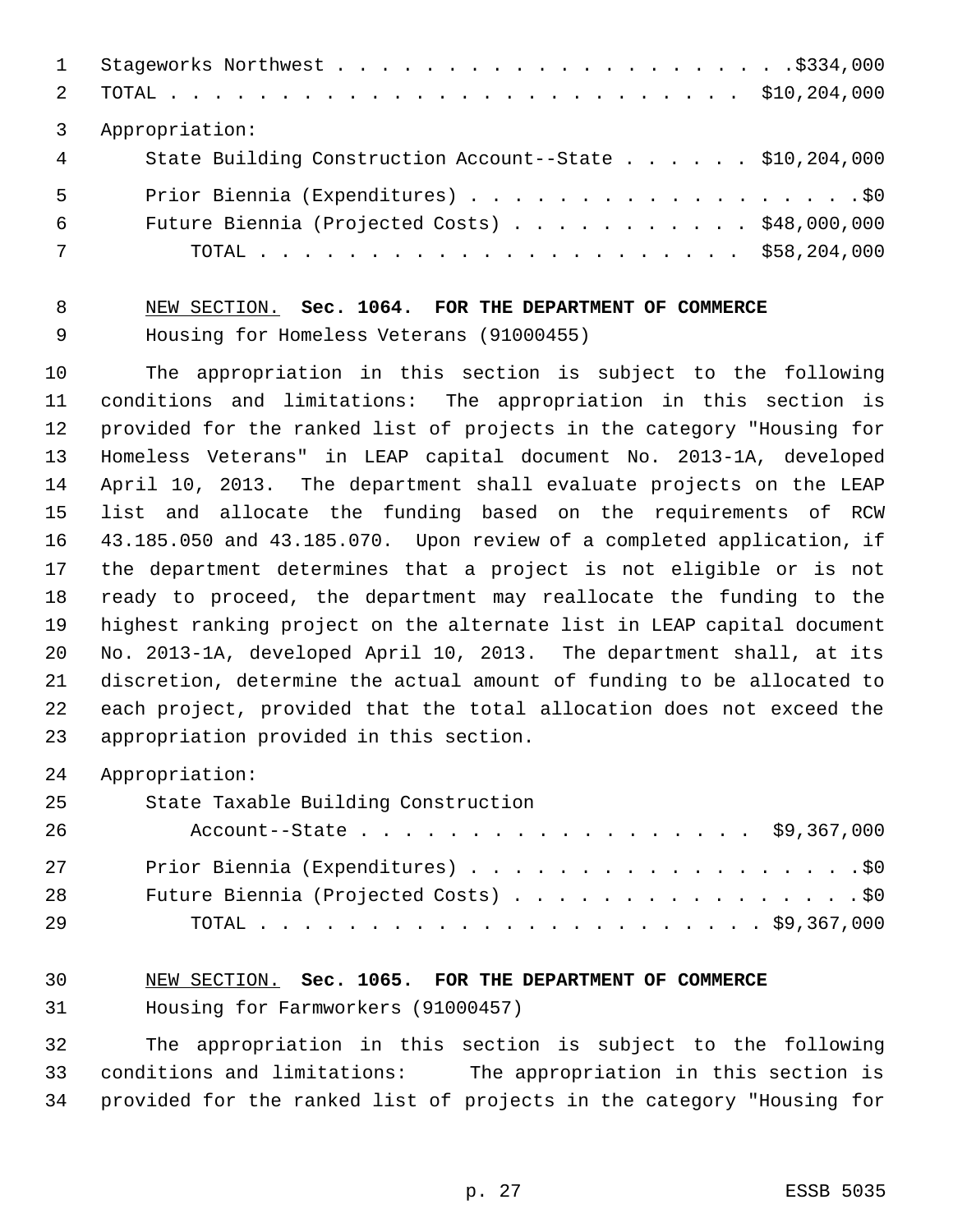Stageworks Northwest . . . . . . . . . . . . . . . . . . . . . .$334,000
TOTAL . . . . . . . . . . . . . . . . . . . . . . . . . . $10,204,000

Appropriation:

State Building Construction Account--State . . . . . . $10,204,000

Prior Biennia (Expenditures) . . . . . . . . . . . . . . . . . . .$0
Future Biennia (Projected Costs) . . . . . . . . . . . $48,000,000
TOTAL . . . . . . . . . . . . . . . . . . . . . . $58,204,000

NEW SECTION. **Sec. 1064. FOR THE DEPARTMENT OF COMMERCE**

Housing for Homeless Veterans (91000455)

The appropriation in this section is subject to the following conditions and limitations: The appropriation in this section is provided for the ranked list of projects in the category "Housing for Homeless Veterans" in LEAP capital document No. 2013-1A, developed April 10, 2013. The department shall evaluate projects on the LEAP list and allocate the funding based on the requirements of RCW 43.185.050 and 43.185.070. Upon review of a completed application, if the department determines that a project is not eligible or is not ready to proceed, the department may reallocate the funding to the highest ranking project on the alternate list in LEAP capital document No. 2013-1A, developed April 10, 2013. The department shall, at its discretion, determine the actual amount of funding to be allocated to each project, provided that the total allocation does not exceed the appropriation provided in this section.

Appropriation:

State Taxable Building Construction
Account--State . . . . . . . . . . . . . . . . . $9,367,000

Prior Biennia (Expenditures) . . . . . . . . . . . . . . . . . . .$0
Future Biennia (Projected Costs) . . . . . . . . . . . . . . . . .$0
TOTAL . . . . . . . . . . . . . . . . . . . . . . . $9,367,000

NEW SECTION. **Sec. 1065. FOR THE DEPARTMENT OF COMMERCE**

Housing for Farmworkers (91000457)

The appropriation in this section is subject to the following conditions and limitations: The appropriation in this section is provided for the ranked list of projects in the category "Housing for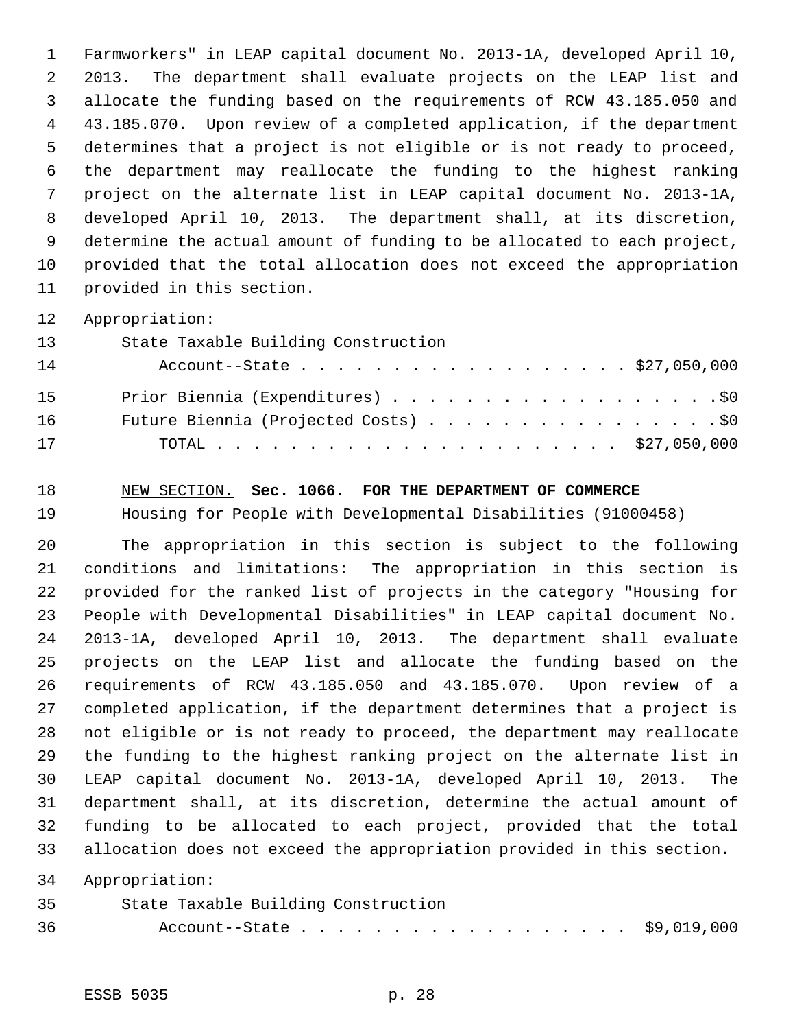Farmworkers" in LEAP capital document No. 2013-1A, developed April 10, 2013. The department shall evaluate projects on the LEAP list and allocate the funding based on the requirements of RCW 43.185.050 and 43.185.070. Upon review of a completed application, if the department determines that a project is not eligible or is not ready to proceed, the department may reallocate the funding to the highest ranking project on the alternate list in LEAP capital document No. 2013-1A, developed April 10, 2013. The department shall, at its discretion, determine the actual amount of funding to be allocated to each project, provided that the total allocation does not exceed the appropriation provided in this section.

Appropriation:

| | |
|---|---|
| State Taxable Building Construction Account--State | $27,050,000 |
| Prior Biennia (Expenditures) | $0 |
| Future Biennia (Projected Costs) | $0 |
| TOTAL | $27,050,000 |

NEW SECTION. **Sec. 1066. FOR THE DEPARTMENT OF COMMERCE**

Housing for People with Developmental Disabilities (91000458)

The appropriation in this section is subject to the following conditions and limitations: The appropriation in this section is provided for the ranked list of projects in the category "Housing for People with Developmental Disabilities" in LEAP capital document No. 2013-1A, developed April 10, 2013. The department shall evaluate projects on the LEAP list and allocate the funding based on the requirements of RCW 43.185.050 and 43.185.070. Upon review of a completed application, if the department determines that a project is not eligible or is not ready to proceed, the department may reallocate the funding to the highest ranking project on the alternate list in LEAP capital document No. 2013-1A, developed April 10, 2013. The department shall, at its discretion, determine the actual amount of funding to be allocated to each project, provided that the total allocation does not exceed the appropriation provided in this section.

Appropriation:

| | |
|---|---|
| State Taxable Building Construction Account--State | $9,019,000 |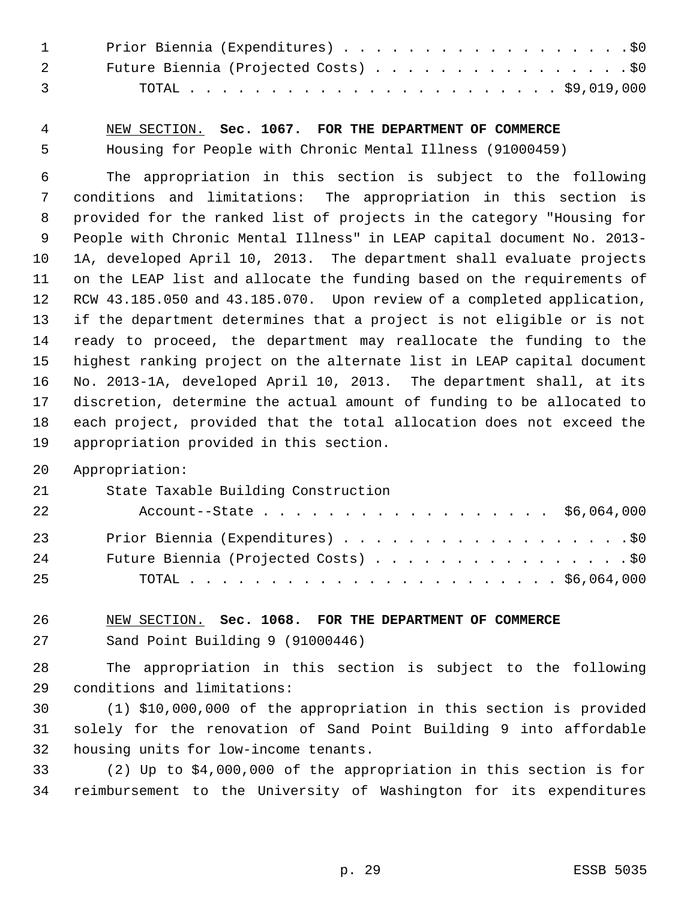Prior Biennia (Expenditures) . . . . . . . . . . . . . . . . . . .$0
Future Biennia (Projected Costs) . . . . . . . . . . . . . . . . .$0
TOTAL . . . . . . . . . . . . . . . . . . . . . . . . $9,019,000

NEW SECTION. **Sec. 1067. FOR THE DEPARTMENT OF COMMERCE**

Housing for People with Chronic Mental Illness (91000459)

The appropriation in this section is subject to the following conditions and limitations: The appropriation in this section is provided for the ranked list of projects in the category "Housing for People with Chronic Mental Illness" in LEAP capital document No. 2013-1A, developed April 10, 2013. The department shall evaluate projects on the LEAP list and allocate the funding based on the requirements of RCW 43.185.050 and 43.185.070. Upon review of a completed application, if the department determines that a project is not eligible or is not ready to proceed, the department may reallocate the funding to the highest ranking project on the alternate list in LEAP capital document No. 2013-1A, developed April 10, 2013. The department shall, at its discretion, determine the actual amount of funding to be allocated to each project, provided that the total allocation does not exceed the appropriation provided in this section.

Appropriation:

State Taxable Building Construction
Account--State . . . . . . . . . . . . . . . . . . $6,064,000
Prior Biennia (Expenditures) . . . . . . . . . . . . . . . . . . .$0
Future Biennia (Projected Costs) . . . . . . . . . . . . . . . . .$0
TOTAL . . . . . . . . . . . . . . . . . . . . . . . . $6,064,000

NEW SECTION. **Sec. 1068. FOR THE DEPARTMENT OF COMMERCE**

Sand Point Building 9 (91000446)

The appropriation in this section is subject to the following conditions and limitations:

(1) $10,000,000 of the appropriation in this section is provided solely for the renovation of Sand Point Building 9 into affordable housing units for low-income tenants.

(2) Up to $4,000,000 of the appropriation in this section is for reimbursement to the University of Washington for its expenditures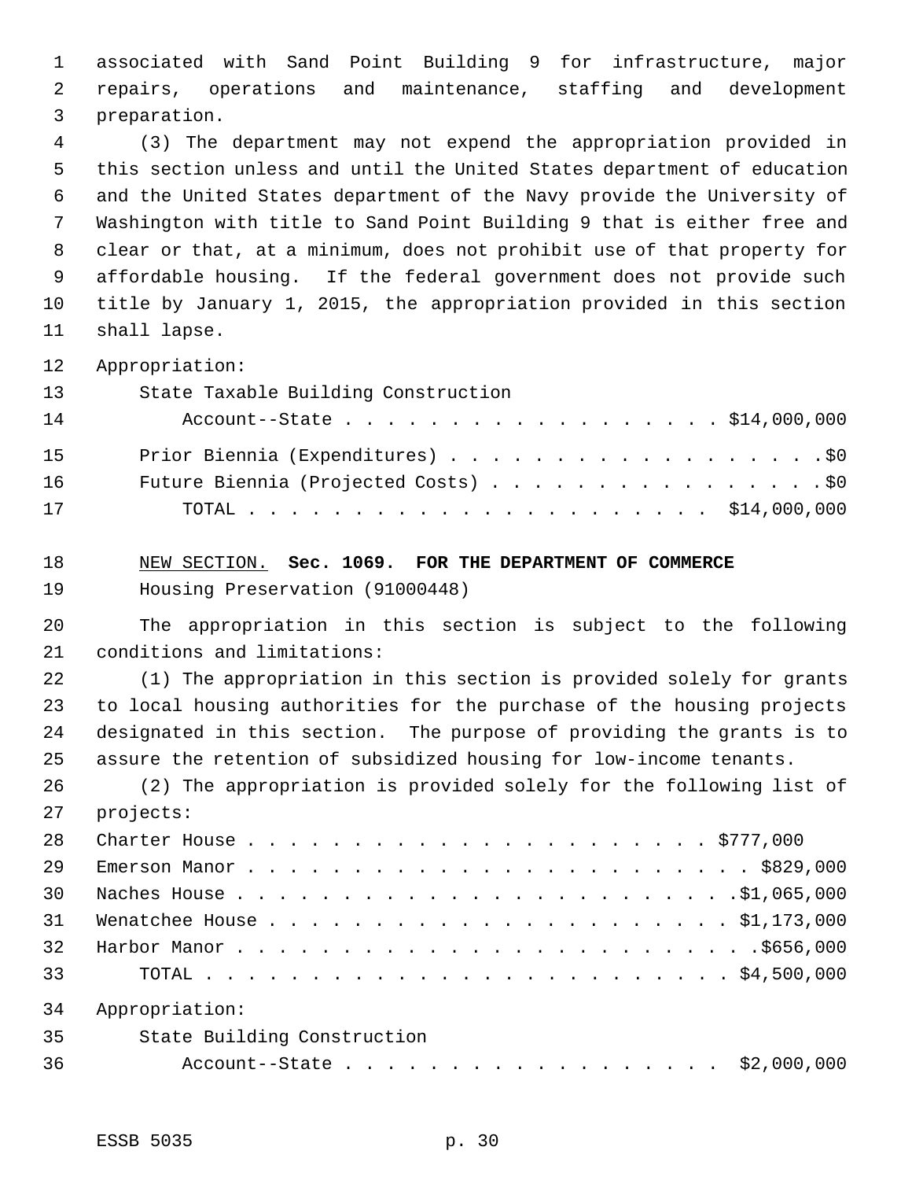associated with Sand Point Building 9 for infrastructure, major repairs, operations and maintenance, staffing and development preparation.

(3) The department may not expend the appropriation provided in this section unless and until the United States department of education and the United States department of the Navy provide the University of Washington with title to Sand Point Building 9 that is either free and clear or that, at a minimum, does not prohibit use of that property for affordable housing. If the federal government does not provide such title by January 1, 2015, the appropriation provided in this section shall lapse.

Appropriation:

| | |
|---|---|
| State Taxable Building Construction Account--State | $14,000,000 |
| Prior Biennia (Expenditures) | $0 |
| Future Biennia (Projected Costs) | $0 |
| TOTAL | $14,000,000 |

NEW SECTION. **Sec. 1069. FOR THE DEPARTMENT OF COMMERCE**

Housing Preservation (91000448)

The appropriation in this section is subject to the following conditions and limitations:

(1) The appropriation in this section is provided solely for grants to local housing authorities for the purchase of the housing projects designated in this section. The purpose of providing the grants is to assure the retention of subsidized housing for low-income tenants.

(2) The appropriation is provided solely for the following list of projects:

| | |
|---|---|
| Charter House | $777,000 |
| Emerson Manor | $829,000 |
| Naches House | $1,065,000 |
| Wenatchee House | $1,173,000 |
| Harbor Manor | $656,000 |
| TOTAL | $4,500,000 |

Appropriation:

| | |
|---|---|
| State Building Construction Account--State | $2,000,000 |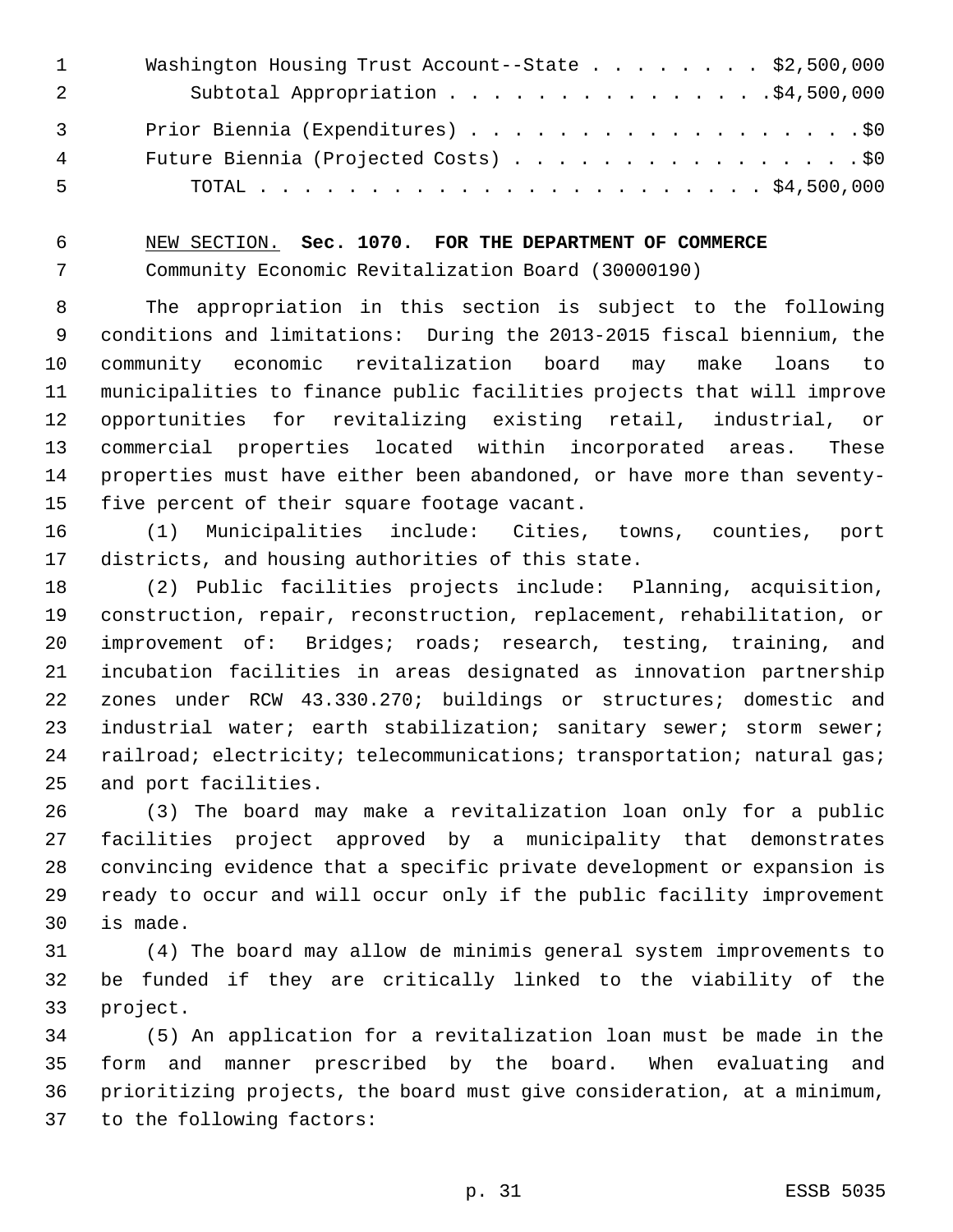Washington Housing Trust Account--State . . . . . . . . $2,500,000
Subtotal Appropriation . . . . . . . . . . . . . . .$4,500,000

Prior Biennia (Expenditures) . . . . . . . . . . . . . . . . . . .$0
Future Biennia (Projected Costs) . . . . . . . . . . . . . . . . .$0
TOTAL . . . . . . . . . . . . . . . . . . . . . . . . $4,500,000

NEW SECTION. **Sec. 1070. FOR THE DEPARTMENT OF COMMERCE**

Community Economic Revitalization Board (30000190)

The appropriation in this section is subject to the following conditions and limitations: During the 2013-2015 fiscal biennium, the community economic revitalization board may make loans to municipalities to finance public facilities projects that will improve opportunities for revitalizing existing retail, industrial, or commercial properties located within incorporated areas. These properties must have either been abandoned, or have more than seventy-five percent of their square footage vacant.

(1) Municipalities include: Cities, towns, counties, port districts, and housing authorities of this state.

(2) Public facilities projects include: Planning, acquisition, construction, repair, reconstruction, replacement, rehabilitation, or improvement of: Bridges; roads; research, testing, training, and incubation facilities in areas designated as innovation partnership zones under RCW 43.330.270; buildings or structures; domestic and industrial water; earth stabilization; sanitary sewer; storm sewer; railroad; electricity; telecommunications; transportation; natural gas; and port facilities.

(3) The board may make a revitalization loan only for a public facilities project approved by a municipality that demonstrates convincing evidence that a specific private development or expansion is ready to occur and will occur only if the public facility improvement is made.

(4) The board may allow de minimis general system improvements to be funded if they are critically linked to the viability of the project.

(5) An application for a revitalization loan must be made in the form and manner prescribed by the board. When evaluating and prioritizing projects, the board must give consideration, at a minimum, to the following factors: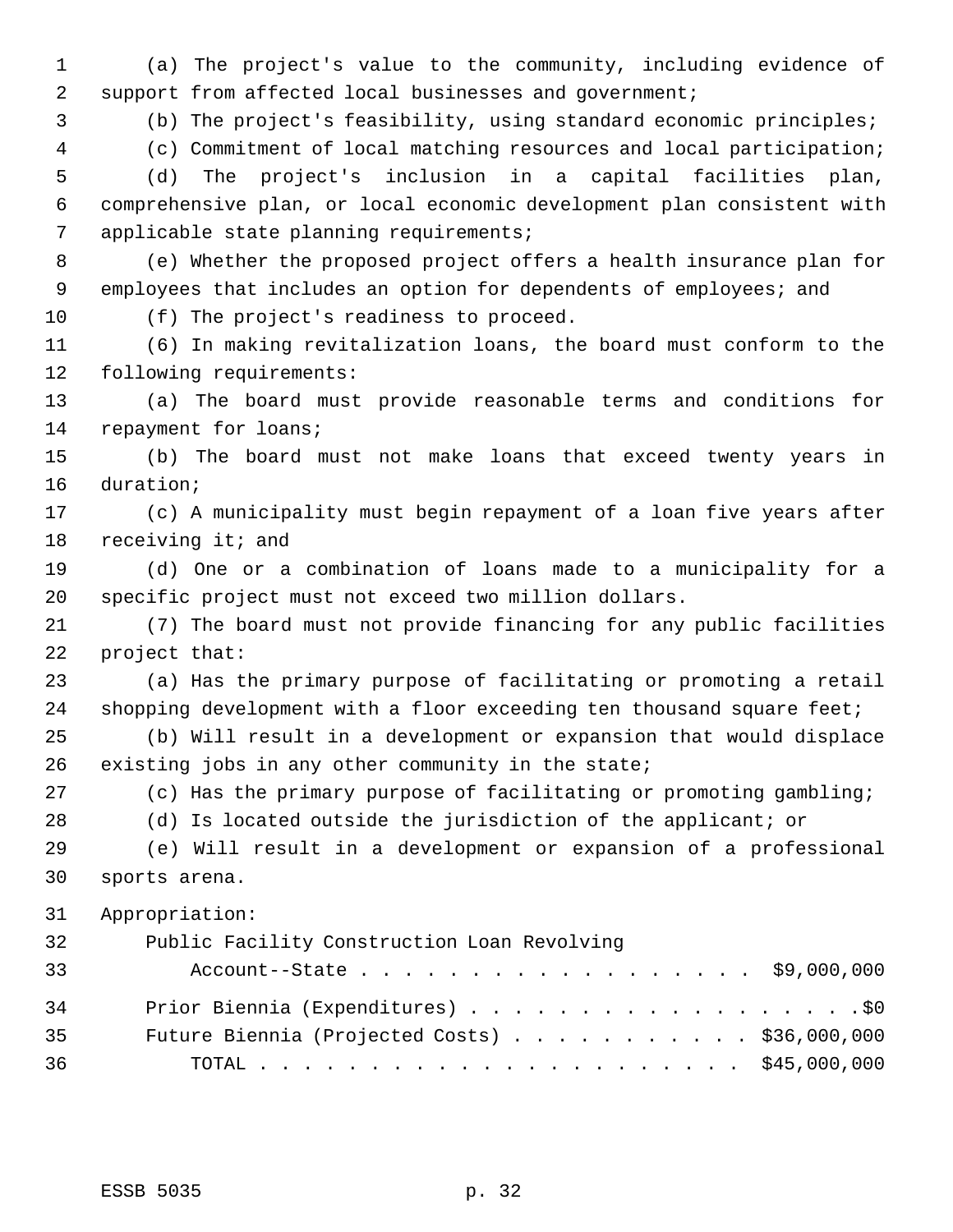(a) The project's value to the community, including evidence of support from affected local businesses and government;

(b) The project's feasibility, using standard economic principles;

(c) Commitment of local matching resources and local participation;

(d) The project's inclusion in a capital facilities plan, comprehensive plan, or local economic development plan consistent with applicable state planning requirements;

(e) Whether the proposed project offers a health insurance plan for employees that includes an option for dependents of employees; and

(f) The project's readiness to proceed.

(6) In making revitalization loans, the board must conform to the following requirements:

(a) The board must provide reasonable terms and conditions for repayment for loans;

(b) The board must not make loans that exceed twenty years in duration;

(c) A municipality must begin repayment of a loan five years after receiving it; and

(d) One or a combination of loans made to a municipality for a specific project must not exceed two million dollars.

(7) The board must not provide financing for any public facilities project that:

(a) Has the primary purpose of facilitating or promoting a retail shopping development with a floor exceeding ten thousand square feet;

(b) Will result in a development or expansion that would displace existing jobs in any other community in the state;

(c) Has the primary purpose of facilitating or promoting gambling;

(d) Is located outside the jurisdiction of the applicant; or

(e) Will result in a development or expansion of a professional sports arena.

Appropriation:

| | |
|---|---|
| Public Facility Construction Loan Revolving Account--State | $9,000,000 |
| Prior Biennia (Expenditures) | $0 |
| Future Biennia (Projected Costs) | $36,000,000 |
| TOTAL | $45,000,000 |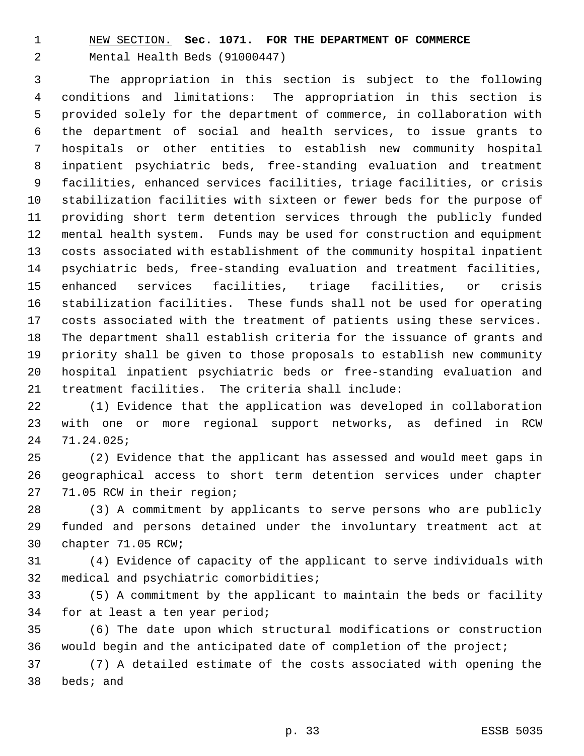NEW SECTION. **Sec. 1071. FOR THE DEPARTMENT OF COMMERCE**

Mental Health Beds (91000447)

The appropriation in this section is subject to the following conditions and limitations: The appropriation in this section is provided solely for the department of commerce, in collaboration with the department of social and health services, to issue grants to hospitals or other entities to establish new community hospital inpatient psychiatric beds, free-standing evaluation and treatment facilities, enhanced services facilities, triage facilities, or crisis stabilization facilities with sixteen or fewer beds for the purpose of providing short term detention services through the publicly funded mental health system. Funds may be used for construction and equipment costs associated with establishment of the community hospital inpatient psychiatric beds, free-standing evaluation and treatment facilities, enhanced services facilities, triage facilities, or crisis stabilization facilities. These funds shall not be used for operating costs associated with the treatment of patients using these services. The department shall establish criteria for the issuance of grants and priority shall be given to those proposals to establish new community hospital inpatient psychiatric beds or free-standing evaluation and treatment facilities. The criteria shall include:

(1) Evidence that the application was developed in collaboration with one or more regional support networks, as defined in RCW 71.24.025;

(2) Evidence that the applicant has assessed and would meet gaps in geographical access to short term detention services under chapter 71.05 RCW in their region;

(3) A commitment by applicants to serve persons who are publicly funded and persons detained under the involuntary treatment act at chapter 71.05 RCW;

(4) Evidence of capacity of the applicant to serve individuals with medical and psychiatric comorbidities;

(5) A commitment by the applicant to maintain the beds or facility for at least a ten year period;

(6) The date upon which structural modifications or construction would begin and the anticipated date of completion of the project;

(7) A detailed estimate of the costs associated with opening the beds; and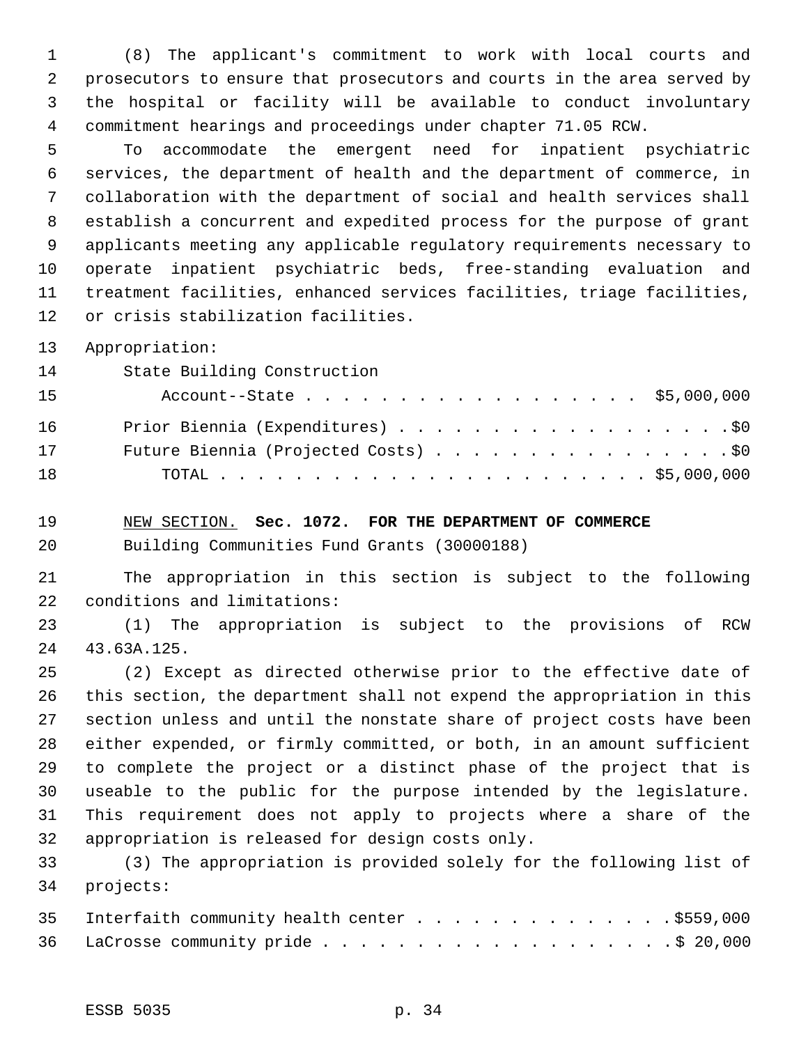(8) The applicant's commitment to work with local courts and prosecutors to ensure that prosecutors and courts in the area served by the hospital or facility will be available to conduct involuntary commitment hearings and proceedings under chapter 71.05 RCW.

To accommodate the emergent need for inpatient psychiatric services, the department of health and the department of commerce, in collaboration with the department of social and health services shall establish a concurrent and expedited process for the purpose of grant applicants meeting any applicable regulatory requirements necessary to operate inpatient psychiatric beds, free-standing evaluation and treatment facilities, enhanced services facilities, triage facilities, or crisis stabilization facilities.

Appropriation:

State Building Construction Account--State . . . . . . . . . . . . . . . . . . $5,000,000

Prior Biennia (Expenditures) . . . . . . . . . . . . . . . . . . $0

Future Biennia (Projected Costs) . . . . . . . . . . . . . . . . $0

TOTAL . . . . . . . . . . . . . . . . . . . . . . . . $5,000,000

NEW SECTION. **Sec. 1072. FOR THE DEPARTMENT OF COMMERCE**

Building Communities Fund Grants (30000188)

The appropriation in this section is subject to the following conditions and limitations:

(1) The appropriation is subject to the provisions of RCW 43.63A.125.

(2) Except as directed otherwise prior to the effective date of this section, the department shall not expend the appropriation in this section unless and until the nonstate share of project costs have been either expended, or firmly committed, or both, in an amount sufficient to complete the project or a distinct phase of the project that is useable to the public for the purpose intended by the legislature. This requirement does not apply to projects where a share of the appropriation is released for design costs only.

(3) The appropriation is provided solely for the following list of projects:

Interfaith community health center . . . . . . . . . . . . . . $559,000

LaCrosse community pride . . . . . . . . . . . . . . . . . . . . $ 20,000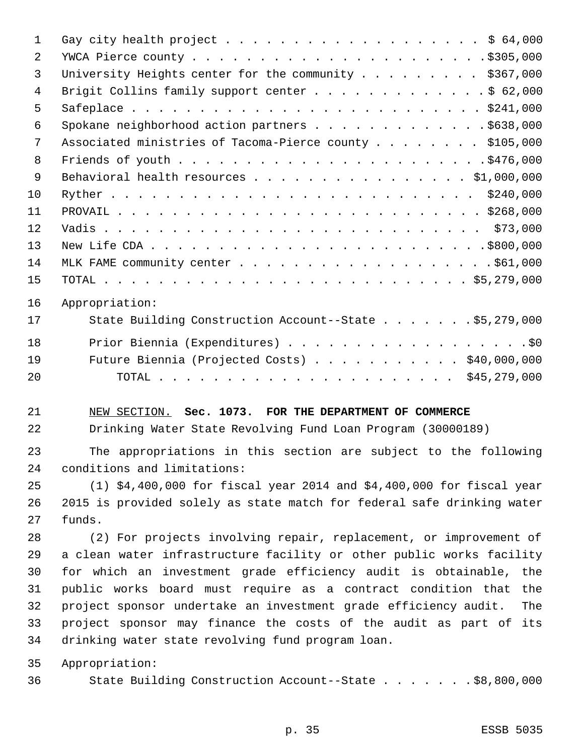| | |
|---|---|
| Gay city health project | $ 64,000 |
| YWCA Pierce county | $305,000 |
| University Heights center for the community | $367,000 |
| Brigit Collins family support center | $ 62,000 |
| Safeplace | $241,000 |
| Spokane neighborhood action partners | $638,000 |
| Associated ministries of Tacoma-Pierce county | $105,000 |
| Friends of youth | $476,000 |
| Behavioral health resources | $1,000,000 |
| Ryther | $240,000 |
| PROVAIL | $268,000 |
| Vadis | $73,000 |
| New Life CDA | $800,000 |
| MLK FAME community center | $61,000 |
| TOTAL | $5,279,000 |

Appropriation:

| | |
|---|---|
| State Building Construction Account--State | $5,279,000 |
| Prior Biennia (Expenditures) | $0 |
| Future Biennia (Projected Costs) | $40,000,000 |
| TOTAL | $45,279,000 |

NEW SECTION. **Sec. 1073. FOR THE DEPARTMENT OF COMMERCE**

Drinking Water State Revolving Fund Loan Program (30000189)

The appropriations in this section are subject to the following conditions and limitations:

(1) $4,400,000 for fiscal year 2014 and $4,400,000 for fiscal year 2015 is provided solely as state match for federal safe drinking water funds.

(2) For projects involving repair, replacement, or improvement of a clean water infrastructure facility or other public works facility for which an investment grade efficiency audit is obtainable, the public works board must require as a contract condition that the project sponsor undertake an investment grade efficiency audit. The project sponsor may finance the costs of the audit as part of its drinking water state revolving fund program loan.

Appropriation:

| | |
|---|---|
| State Building Construction Account--State | $8,800,000 |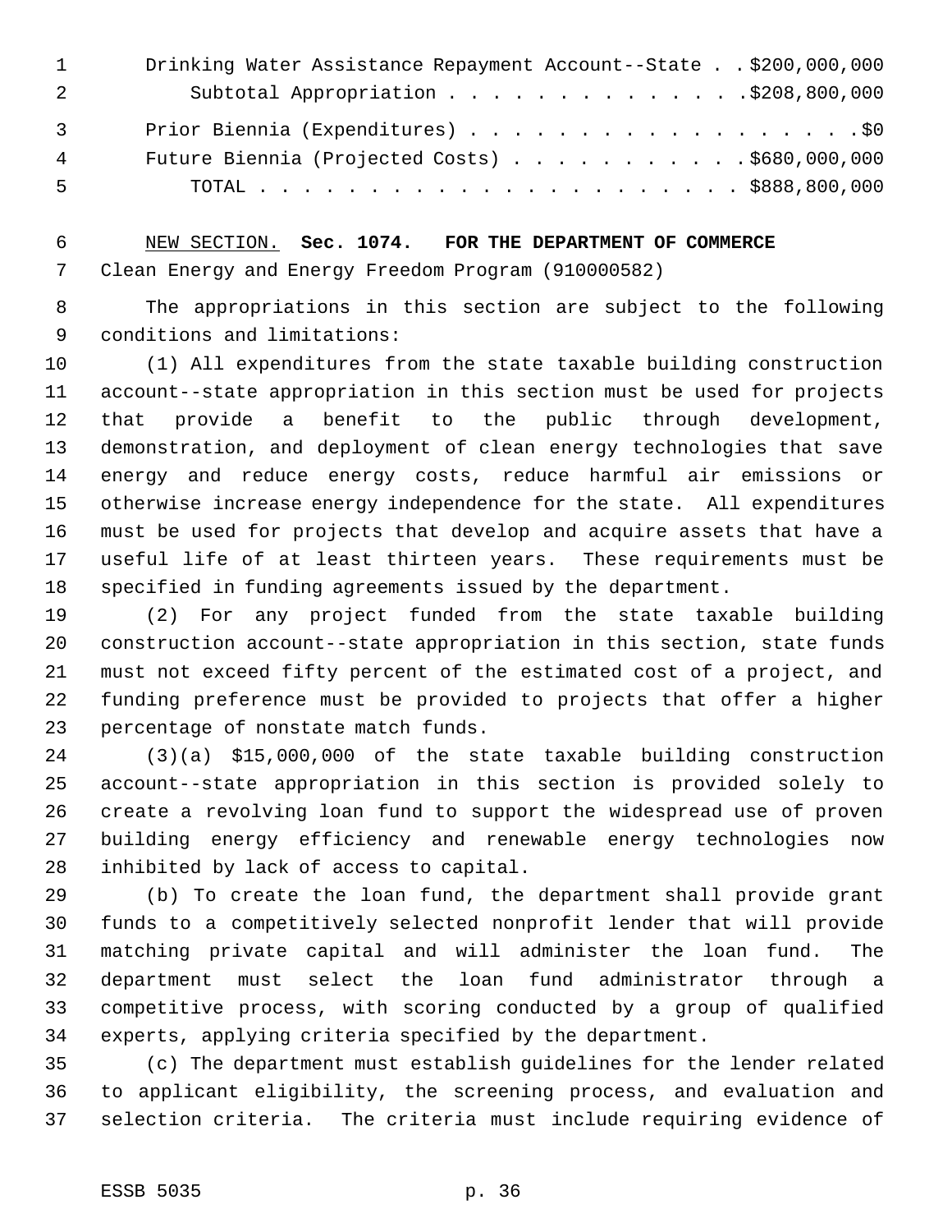Drinking Water Assistance Repayment Account--State . . $200,000,000
Subtotal Appropriation . . . . . . . . . . . . . . $208,800,000

Prior Biennia (Expenditures) . . . . . . . . . . . . . . . . . . . $0
Future Biennia (Projected Costs) . . . . . . . . . . . . $680,000,000
TOTAL . . . . . . . . . . . . . . . . . . . . . . . $888,800,000

NEW SECTION. **Sec. 1074. FOR THE DEPARTMENT OF COMMERCE**

Clean Energy and Energy Freedom Program (910000582)

The appropriations in this section are subject to the following conditions and limitations:

(1) All expenditures from the state taxable building construction account--state appropriation in this section must be used for projects that provide a benefit to the public through development, demonstration, and deployment of clean energy technologies that save energy and reduce energy costs, reduce harmful air emissions or otherwise increase energy independence for the state. All expenditures must be used for projects that develop and acquire assets that have a useful life of at least thirteen years. These requirements must be specified in funding agreements issued by the department.

(2) For any project funded from the state taxable building construction account--state appropriation in this section, state funds must not exceed fifty percent of the estimated cost of a project, and funding preference must be provided to projects that offer a higher percentage of nonstate match funds.

(3)(a) $15,000,000 of the state taxable building construction account--state appropriation in this section is provided solely to create a revolving loan fund to support the widespread use of proven building energy efficiency and renewable energy technologies now inhibited by lack of access to capital.

(b) To create the loan fund, the department shall provide grant funds to a competitively selected nonprofit lender that will provide matching private capital and will administer the loan fund. The department must select the loan fund administrator through a competitive process, with scoring conducted by a group of qualified experts, applying criteria specified by the department.

(c) The department must establish guidelines for the lender related to applicant eligibility, the screening process, and evaluation and selection criteria. The criteria must include requiring evidence of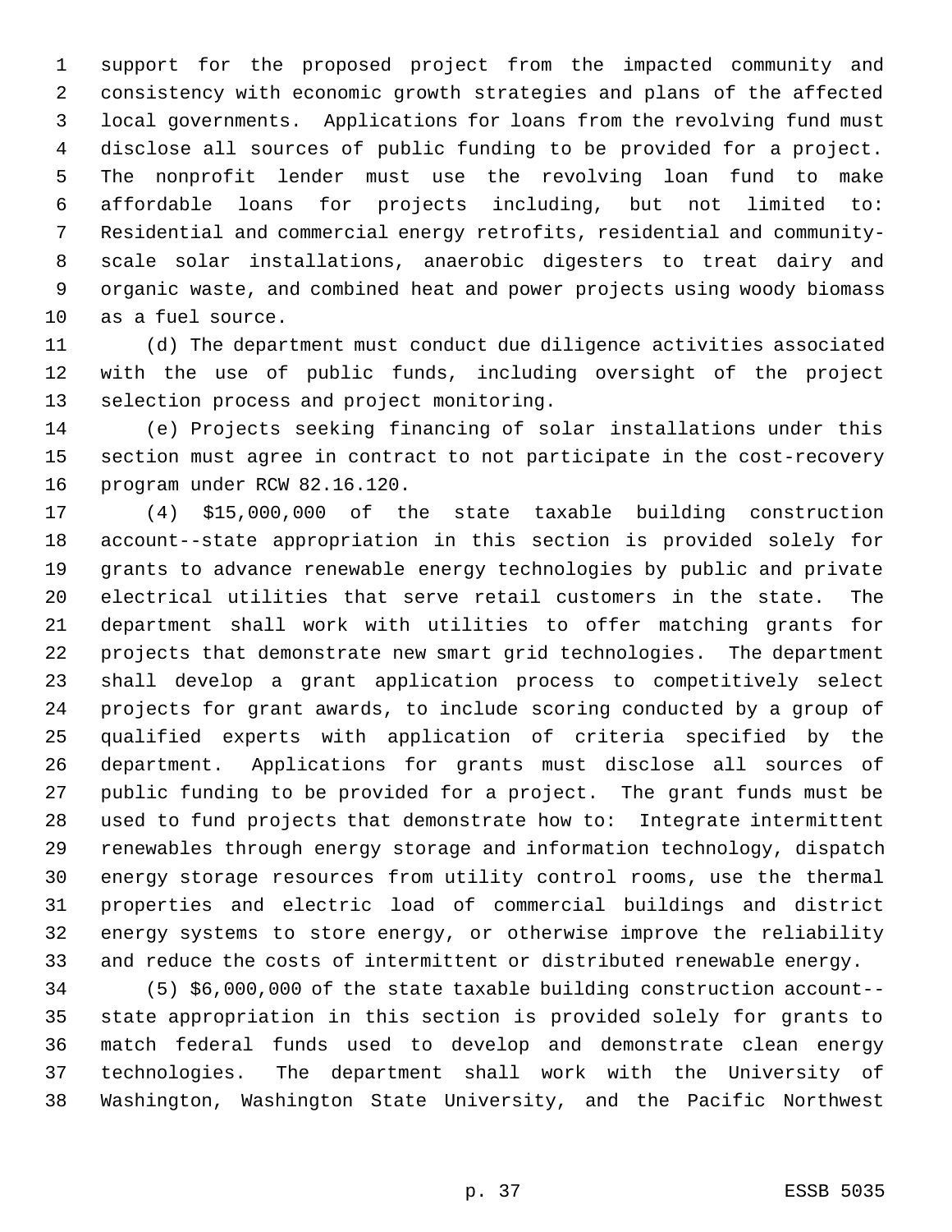support for the proposed project from the impacted community and consistency with economic growth strategies and plans of the affected local governments. Applications for loans from the revolving fund must disclose all sources of public funding to be provided for a project. The nonprofit lender must use the revolving loan fund to make affordable loans for projects including, but not limited to: Residential and commercial energy retrofits, residential and community-scale solar installations, anaerobic digesters to treat dairy and organic waste, and combined heat and power projects using woody biomass as a fuel source.

(d) The department must conduct due diligence activities associated with the use of public funds, including oversight of the project selection process and project monitoring.

(e) Projects seeking financing of solar installations under this section must agree in contract to not participate in the cost-recovery program under RCW 82.16.120.

(4) $15,000,000 of the state taxable building construction account--state appropriation in this section is provided solely for grants to advance renewable energy technologies by public and private electrical utilities that serve retail customers in the state. The department shall work with utilities to offer matching grants for projects that demonstrate new smart grid technologies. The department shall develop a grant application process to competitively select projects for grant awards, to include scoring conducted by a group of qualified experts with application of criteria specified by the department. Applications for grants must disclose all sources of public funding to be provided for a project. The grant funds must be used to fund projects that demonstrate how to: Integrate intermittent renewables through energy storage and information technology, dispatch energy storage resources from utility control rooms, use the thermal properties and electric load of commercial buildings and district energy systems to store energy, or otherwise improve the reliability and reduce the costs of intermittent or distributed renewable energy.

(5) $6,000,000 of the state taxable building construction account--state appropriation in this section is provided solely for grants to match federal funds used to develop and demonstrate clean energy technologies. The department shall work with the University of Washington, Washington State University, and the Pacific Northwest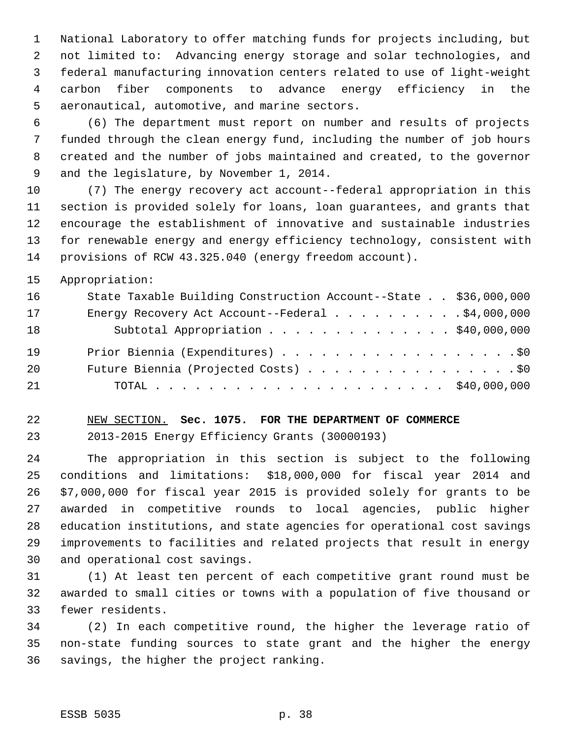National Laboratory to offer matching funds for projects including, but not limited to: Advancing energy storage and solar technologies, and federal manufacturing innovation centers related to use of light-weight carbon fiber components to advance energy efficiency in the aeronautical, automotive, and marine sectors.

(6) The department must report on number and results of projects funded through the clean energy fund, including the number of job hours created and the number of jobs maintained and created, to the governor and the legislature, by November 1, 2014.

(7) The energy recovery act account--federal appropriation in this section is provided solely for loans, loan guarantees, and grants that encourage the establishment of innovative and sustainable industries for renewable energy and energy efficiency technology, consistent with provisions of RCW 43.325.040 (energy freedom account).

Appropriation:

| | |
|---|---|
| State Taxable Building Construction Account--State | $36,000,000 |
| Energy Recovery Act Account--Federal | $4,000,000 |
| Subtotal Appropriation | $40,000,000 |
| Prior Biennia (Expenditures) | $0 |
| Future Biennia (Projected Costs) | $0 |
| TOTAL | $40,000,000 |

NEW SECTION. **Sec. 1075. FOR THE DEPARTMENT OF COMMERCE**

2013-2015 Energy Efficiency Grants (30000193)

The appropriation in this section is subject to the following conditions and limitations: $18,000,000 for fiscal year 2014 and $7,000,000 for fiscal year 2015 is provided solely for grants to be awarded in competitive rounds to local agencies, public higher education institutions, and state agencies for operational cost savings improvements to facilities and related projects that result in energy and operational cost savings.

(1) At least ten percent of each competitive grant round must be awarded to small cities or towns with a population of five thousand or fewer residents.

(2) In each competitive round, the higher the leverage ratio of non-state funding sources to state grant and the higher the energy savings, the higher the project ranking.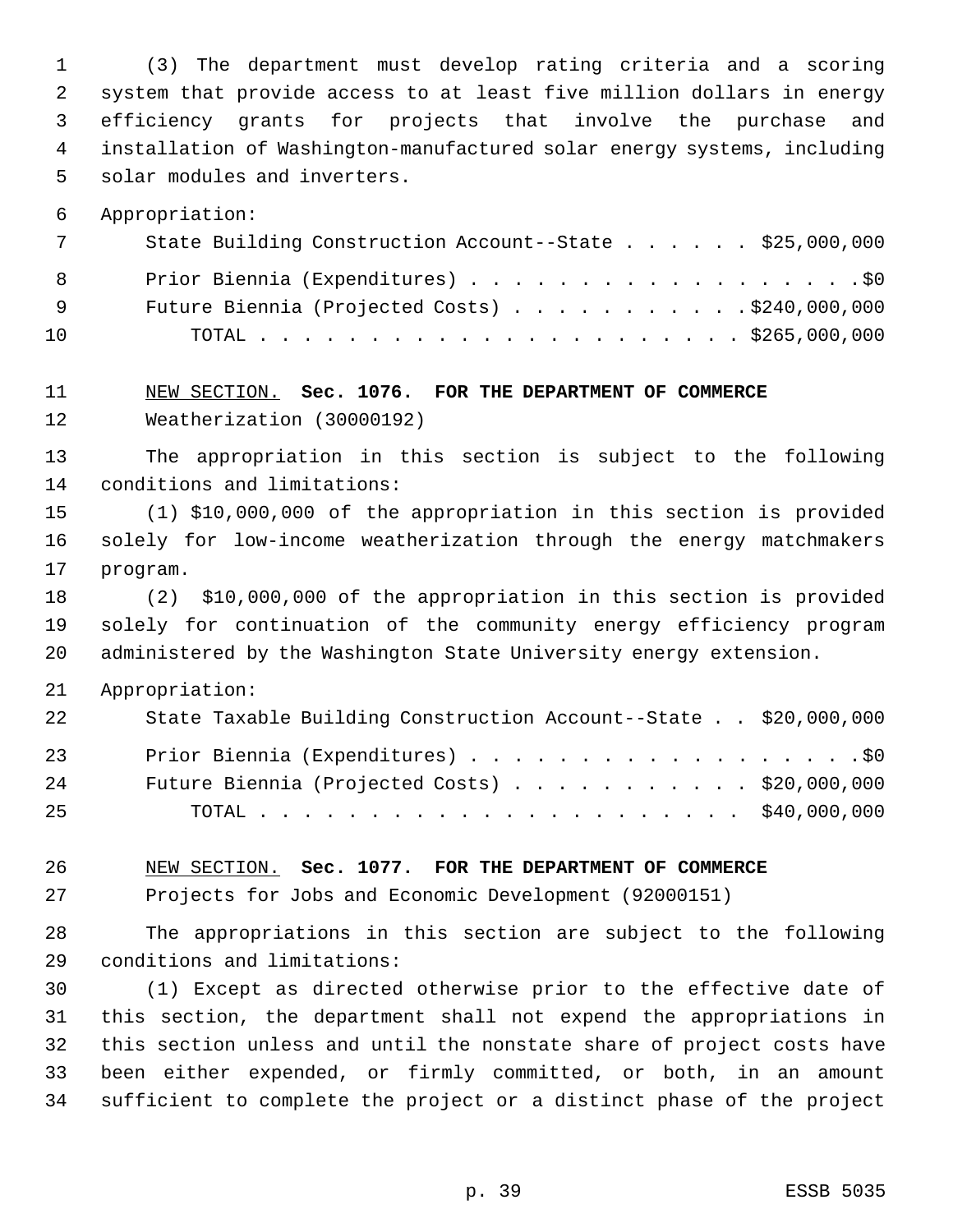(3) The department must develop rating criteria and a scoring system that provide access to at least five million dollars in energy efficiency grants for projects that involve the purchase and installation of Washington-manufactured solar energy systems, including solar modules and inverters.

Appropriation:

| | |
|---|---|
| State Building Construction Account--State | $25,000,000 |
| Prior Biennia (Expenditures) | $0 |
| Future Biennia (Projected Costs) | $240,000,000 |
| TOTAL | $265,000,000 |

NEW SECTION. **Sec. 1076. FOR THE DEPARTMENT OF COMMERCE**

Weatherization (30000192)

The appropriation in this section is subject to the following conditions and limitations:

(1) $10,000,000 of the appropriation in this section is provided solely for low-income weatherization through the energy matchmakers program.

(2) $10,000,000 of the appropriation in this section is provided solely for continuation of the community energy efficiency program administered by the Washington State University energy extension.

Appropriation:

| | |
|---|---|
| State Taxable Building Construction Account--State | $20,000,000 |
| Prior Biennia (Expenditures) | $0 |
| Future Biennia (Projected Costs) | $20,000,000 |
| TOTAL | $40,000,000 |

NEW SECTION. **Sec. 1077. FOR THE DEPARTMENT OF COMMERCE**

Projects for Jobs and Economic Development (92000151)

The appropriations in this section are subject to the following conditions and limitations:

(1) Except as directed otherwise prior to the effective date of this section, the department shall not expend the appropriations in this section unless and until the nonstate share of project costs have been either expended, or firmly committed, or both, in an amount sufficient to complete the project or a distinct phase of the project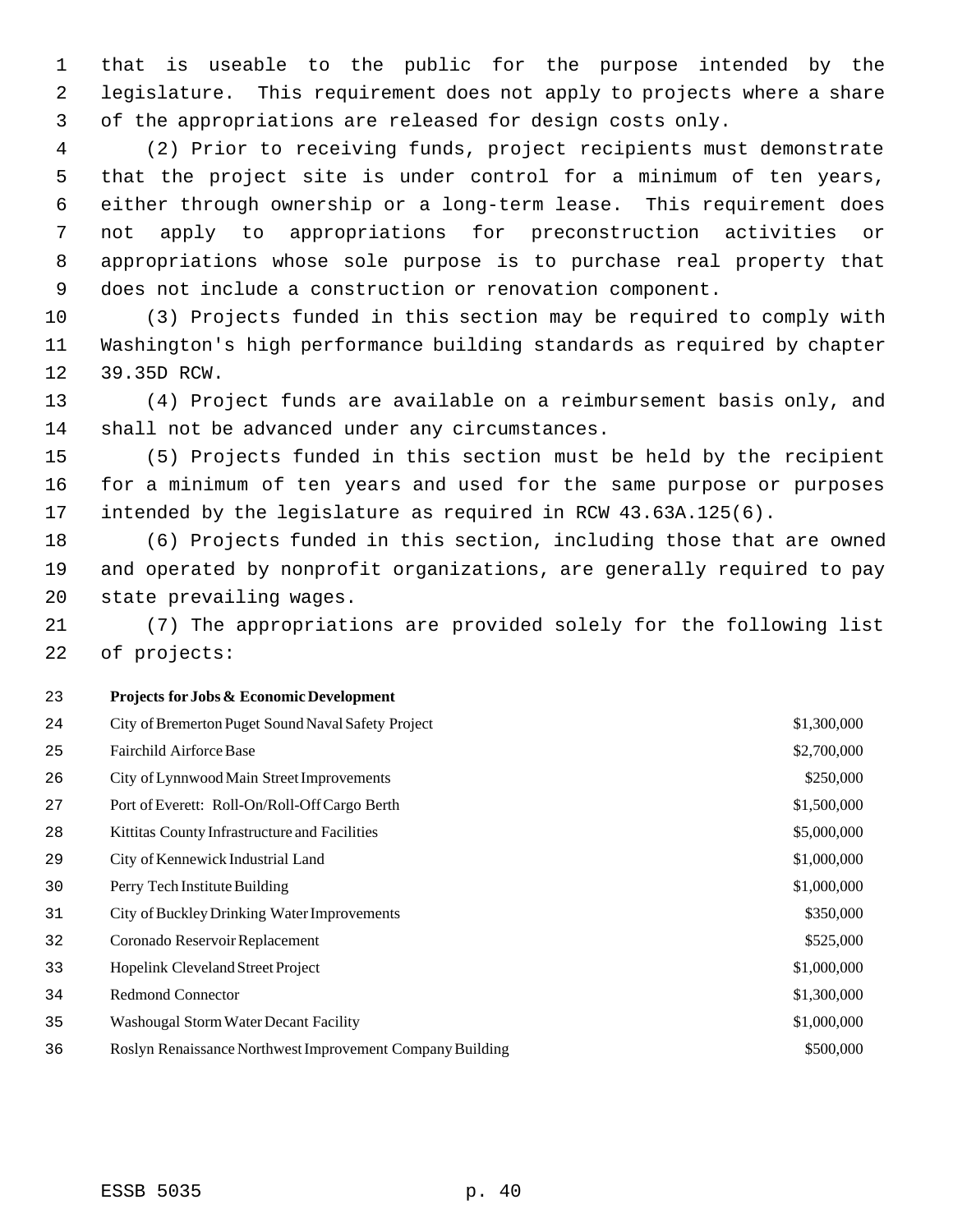that is useable to the public for the purpose intended by the legislature. This requirement does not apply to projects where a share of the appropriations are released for design costs only.

(2) Prior to receiving funds, project recipients must demonstrate that the project site is under control for a minimum of ten years, either through ownership or a long-term lease. This requirement does not apply to appropriations for preconstruction activities or appropriations whose sole purpose is to purchase real property that does not include a construction or renovation component.

(3) Projects funded in this section may be required to comply with Washington's high performance building standards as required by chapter 39.35D RCW.

(4) Project funds are available on a reimbursement basis only, and shall not be advanced under any circumstances.

(5) Projects funded in this section must be held by the recipient for a minimum of ten years and used for the same purpose or purposes intended by the legislature as required in RCW 43.63A.125(6).

(6) Projects funded in this section, including those that are owned and operated by nonprofit organizations, are generally required to pay state prevailing wages.

(7) The appropriations are provided solely for the following list of projects:

| **Projects for Jobs & Economic Development** | |
|---|---|
| City of Bremerton Puget Sound Naval Safety Project | $1,300,000 |
| Fairchild Airforce Base | $2,700,000 |
| City of Lynnwood Main Street Improvements | $250,000 |
| Port of Everett: Roll-On/Roll-Off Cargo Berth | $1,500,000 |
| Kittitas County Infrastructure and Facilities | $5,000,000 |
| City of Kennewick Industrial Land | $1,000,000 |
| Perry Tech Institute Building | $1,000,000 |
| City of Buckley Drinking Water Improvements | $350,000 |
| Coronado Reservoir Replacement | $525,000 |
| Hopelink Cleveland Street Project | $1,000,000 |
| Redmond Connector | $1,300,000 |
| Washougal Storm Water Decant Facility | $1,000,000 |
| Roslyn Renaissance Northwest Improvement Company Building | $500,000 |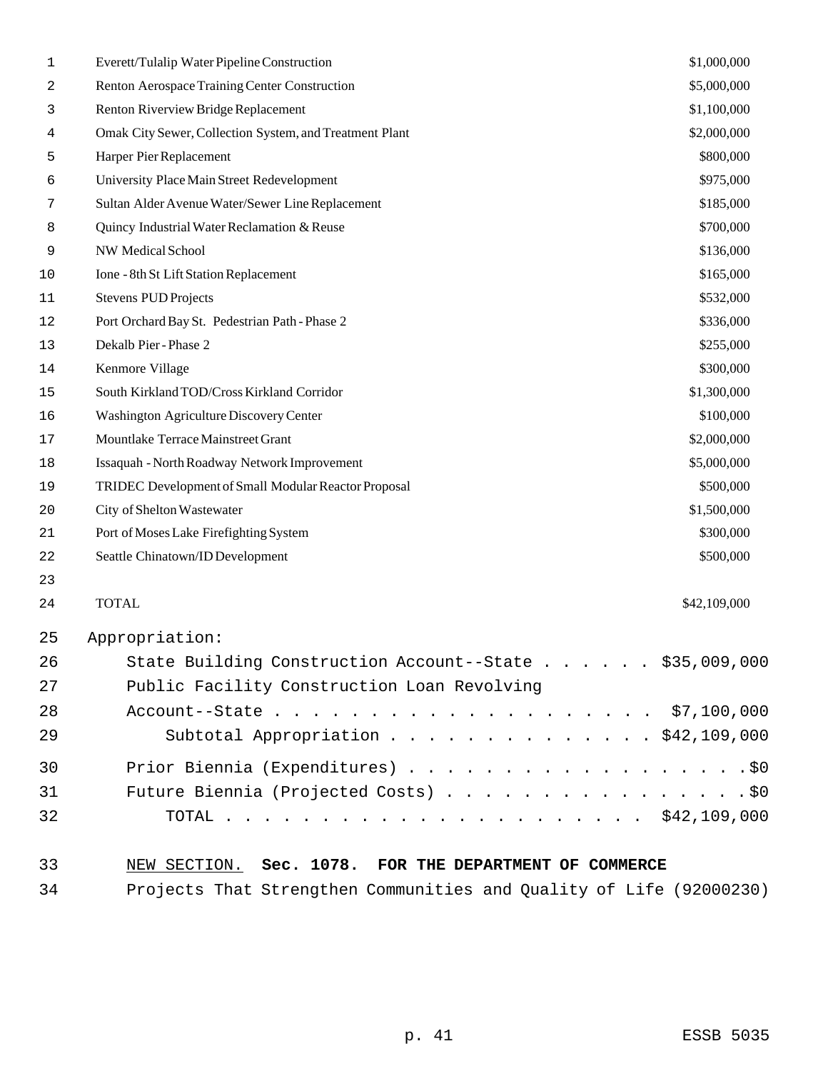| Project | Amount |
|---|---|
| Everett/Tulalip Water Pipeline Construction | $1,000,000 |
| Renton Aerospace Training Center Construction | $5,000,000 |
| Renton Riverview Bridge Replacement | $1,100,000 |
| Omak City Sewer, Collection System, and Treatment Plant | $2,000,000 |
| Harper Pier Replacement | $800,000 |
| University Place Main Street Redevelopment | $975,000 |
| Sultan Alder Avenue Water/Sewer Line Replacement | $185,000 |
| Quincy Industrial Water Reclamation & Reuse | $700,000 |
| NW Medical School | $136,000 |
| Ione - 8th St Lift Station Replacement | $165,000 |
| Stevens PUD Projects | $532,000 |
| Port Orchard Bay St. Pedestrian Path - Phase 2 | $336,000 |
| Dekalb Pier - Phase 2 | $255,000 |
| Kenmore Village | $300,000 |
| South Kirkland TOD/Cross Kirkland Corridor | $1,300,000 |
| Washington Agriculture Discovery Center | $100,000 |
| Mountlake Terrace Mainstreet Grant | $2,000,000 |
| Issaquah - North Roadway Network Improvement | $5,000,000 |
| TRIDEC Development of Small Modular Reactor Proposal | $500,000 |
| City of Shelton Wastewater | $1,500,000 |
| Port of Moses Lake Firefighting System | $300,000 |
| Seattle Chinatown/ID Development | $500,000 |
| | |
| TOTAL | $42,109,000 |

Appropriation:

State Building Construction Account--State . . . . . . $35,009,000

Public Facility Construction Loan Revolving Account--State . . . . . . . . . . . . . . . . . . . . $7,100,000

Subtotal Appropriation . . . . . . . . . . . . . . $42,109,000

Prior Biennia (Expenditures) . . . . . . . . . . . . . . . . . . $0

Future Biennia (Projected Costs) . . . . . . . . . . . . . . . . $0

TOTAL . . . . . . . . . . . . . . . . . . . . . . $42,109,000

NEW SECTION. **Sec. 1078. FOR THE DEPARTMENT OF COMMERCE**

Projects That Strengthen Communities and Quality of Life (92000230)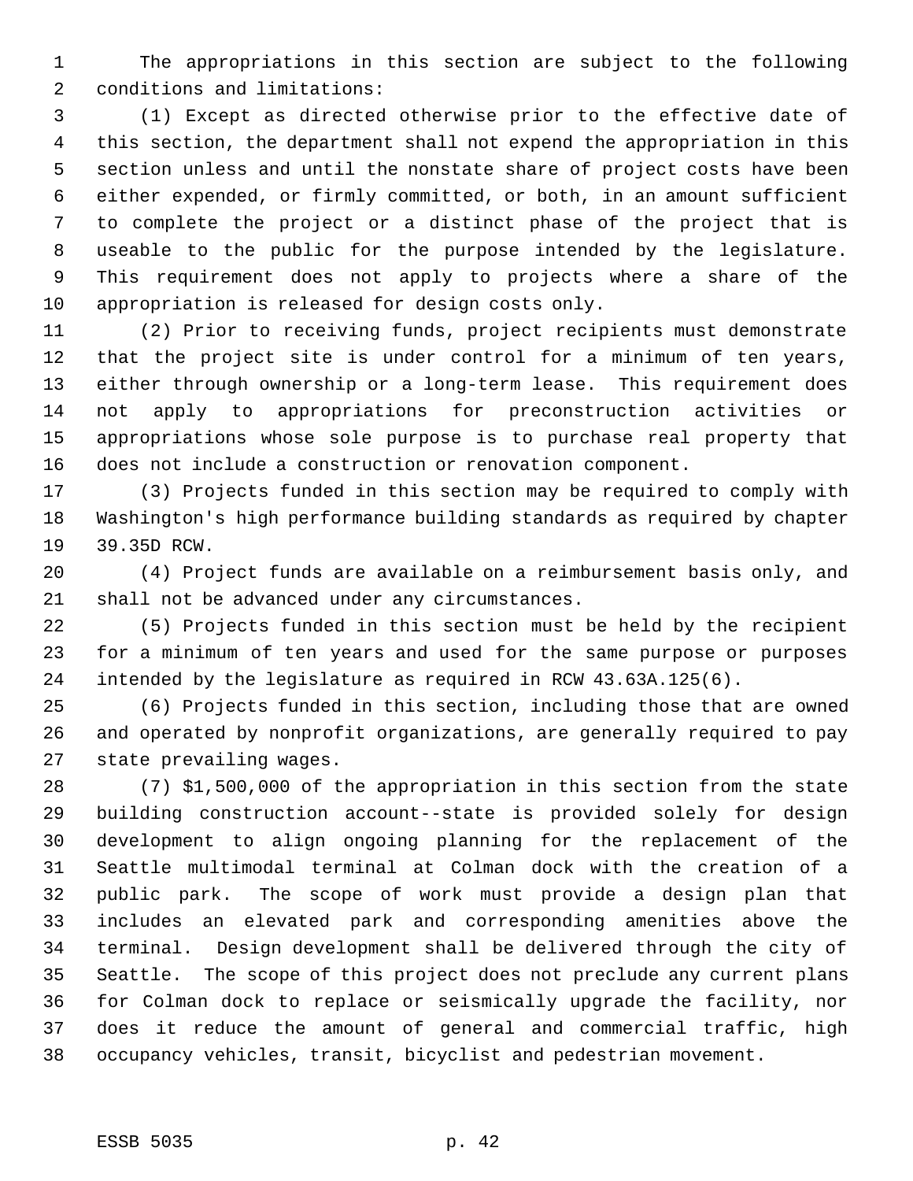The appropriations in this section are subject to the following conditions and limitations:

(1) Except as directed otherwise prior to the effective date of this section, the department shall not expend the appropriation in this section unless and until the nonstate share of project costs have been either expended, or firmly committed, or both, in an amount sufficient to complete the project or a distinct phase of the project that is useable to the public for the purpose intended by the legislature. This requirement does not apply to projects where a share of the appropriation is released for design costs only.

(2) Prior to receiving funds, project recipients must demonstrate that the project site is under control for a minimum of ten years, either through ownership or a long-term lease. This requirement does not apply to appropriations for preconstruction activities or appropriations whose sole purpose is to purchase real property that does not include a construction or renovation component.

(3) Projects funded in this section may be required to comply with Washington's high performance building standards as required by chapter 39.35D RCW.

(4) Project funds are available on a reimbursement basis only, and shall not be advanced under any circumstances.

(5) Projects funded in this section must be held by the recipient for a minimum of ten years and used for the same purpose or purposes intended by the legislature as required in RCW 43.63A.125(6).

(6) Projects funded in this section, including those that are owned and operated by nonprofit organizations, are generally required to pay state prevailing wages.

(7) $1,500,000 of the appropriation in this section from the state building construction account--state is provided solely for design development to align ongoing planning for the replacement of the Seattle multimodal terminal at Colman dock with the creation of a public park. The scope of work must provide a design plan that includes an elevated park and corresponding amenities above the terminal. Design development shall be delivered through the city of Seattle. The scope of this project does not preclude any current plans for Colman dock to replace or seismically upgrade the facility, nor does it reduce the amount of general and commercial traffic, high occupancy vehicles, transit, bicyclist and pedestrian movement.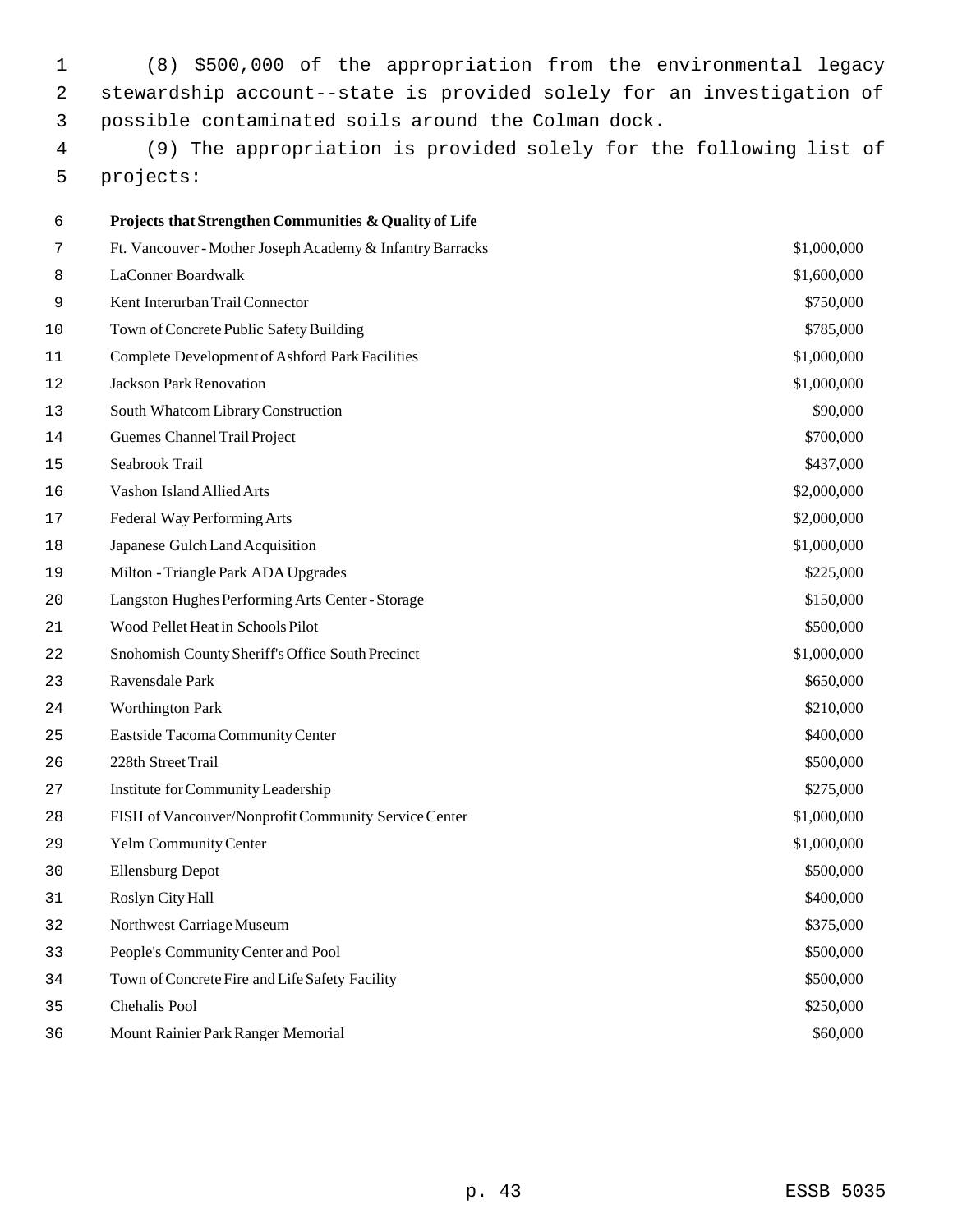(8) $500,000 of the appropriation from the environmental legacy stewardship account--state is provided solely for an investigation of possible contaminated soils around the Colman dock.

(9) The appropriation is provided solely for the following list of projects:

| **Projects that Strengthen Communities & Quality of Life** | |
|---|---|
| Ft. Vancouver - Mother Joseph Academy & Infantry Barracks | $1,000,000 |
| LaConner Boardwalk | $1,600,000 |
| Kent Interurban Trail Connector | $750,000 |
| Town of Concrete Public Safety Building | $785,000 |
| Complete Development of Ashford Park Facilities | $1,000,000 |
| Jackson Park Renovation | $1,000,000 |
| South Whatcom Library Construction | $90,000 |
| Guemes Channel Trail Project | $700,000 |
| Seabrook Trail | $437,000 |
| Vashon Island Allied Arts | $2,000,000 |
| Federal Way Performing Arts | $2,000,000 |
| Japanese Gulch Land Acquisition | $1,000,000 |
| Milton - Triangle Park ADA Upgrades | $225,000 |
| Langston Hughes Performing Arts Center - Storage | $150,000 |
| Wood Pellet Heat in Schools Pilot | $500,000 |
| Snohomish County Sheriff's Office South Precinct | $1,000,000 |
| Ravensdale Park | $650,000 |
| Worthington Park | $210,000 |
| Eastside Tacoma Community Center | $400,000 |
| 228th Street Trail | $500,000 |
| Institute for Community Leadership | $275,000 |
| FISH of Vancouver/Nonprofit Community Service Center | $1,000,000 |
| Yelm Community Center | $1,000,000 |
| Ellensburg Depot | $500,000 |
| Roslyn City Hall | $400,000 |
| Northwest Carriage Museum | $375,000 |
| People's Community Center and Pool | $500,000 |
| Town of Concrete Fire and Life Safety Facility | $500,000 |
| Chehalis Pool | $250,000 |
| Mount Rainier Park Ranger Memorial | $60,000 |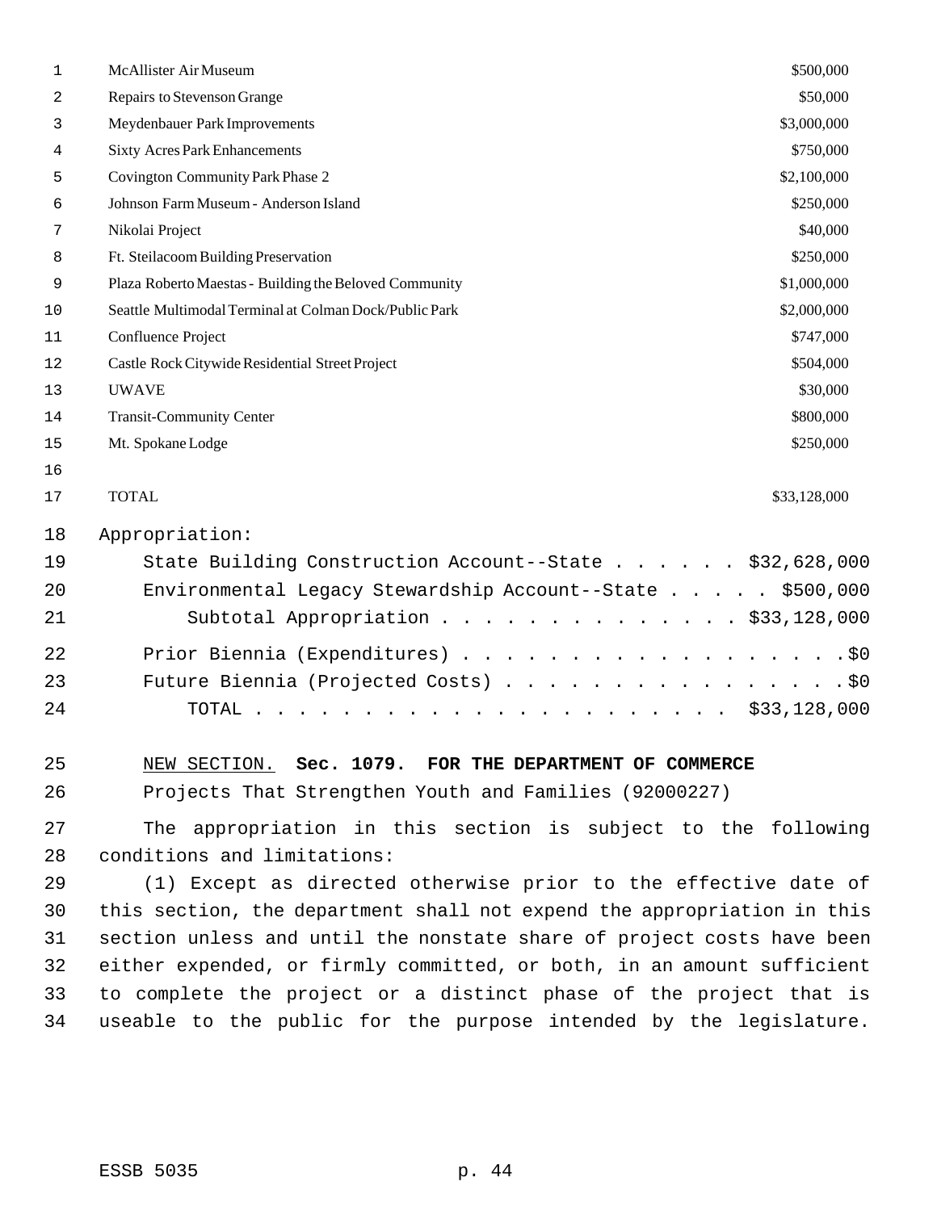| | |
|---|---|
| McAllister Air Museum | $500,000 |
| Repairs to Stevenson Grange | $50,000 |
| Meydenbauer Park Improvements | $3,000,000 |
| Sixty Acres Park Enhancements | $750,000 |
| Covington Community Park Phase 2 | $2,100,000 |
| Johnson Farm Museum - Anderson Island | $250,000 |
| Nikolai Project | $40,000 |
| Ft. Steilacoom Building Preservation | $250,000 |
| Plaza Roberto Maestas - Building the Beloved Community | $1,000,000 |
| Seattle Multimodal Terminal at Colman Dock/Public Park | $2,000,000 |
| Confluence Project | $747,000 |
| Castle Rock Citywide Residential Street Project | $504,000 |
| UWAVE | $30,000 |
| Transit-Community Center | $800,000 |
| Mt. Spokane Lodge | $250,000 |
| | |
| TOTAL | $33,128,000 |

Appropriation:

State Building Construction Account--State . . . . . . $32,628,000
Environmental Legacy Stewardship Account--State . . . . . $500,000
Subtotal Appropriation . . . . . . . . . . . . . . $33,128,000

Prior Biennia (Expenditures) . . . . . . . . . . . . . . . . . . .$0
Future Biennia (Projected Costs) . . . . . . . . . . . . . . . . .$0
TOTAL . . . . . . . . . . . . . . . . . . . . . . $33,128,000

NEW SECTION. **Sec. 1079. FOR THE DEPARTMENT OF COMMERCE**

Projects That Strengthen Youth and Families (92000227)

The appropriation in this section is subject to the following conditions and limitations:

(1) Except as directed otherwise prior to the effective date of this section, the department shall not expend the appropriation in this section unless and until the nonstate share of project costs have been either expended, or firmly committed, or both, in an amount sufficient to complete the project or a distinct phase of the project that is useable to the public for the purpose intended by the legislature.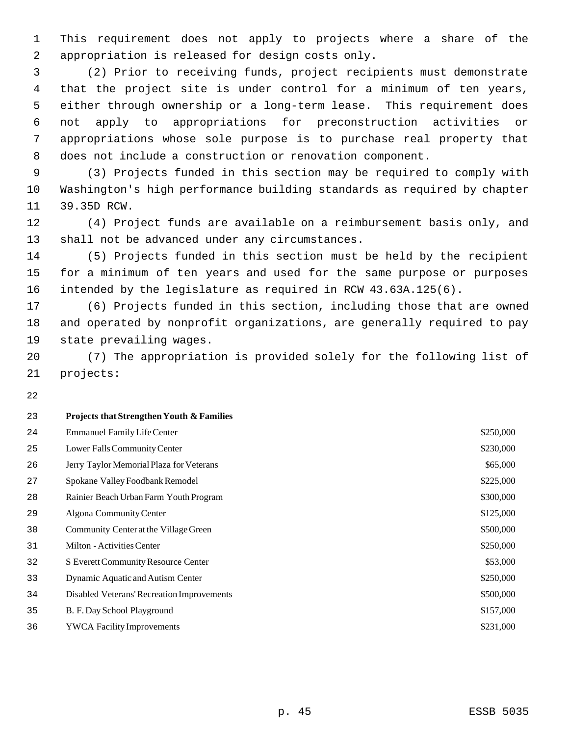This requirement does not apply to projects where a share of the appropriation is released for design costs only.

(2) Prior to receiving funds, project recipients must demonstrate that the project site is under control for a minimum of ten years, either through ownership or a long-term lease. This requirement does not apply to appropriations for preconstruction activities or appropriations whose sole purpose is to purchase real property that does not include a construction or renovation component.

(3) Projects funded in this section may be required to comply with Washington's high performance building standards as required by chapter 39.35D RCW.

(4) Project funds are available on a reimbursement basis only, and shall not be advanced under any circumstances.

(5) Projects funded in this section must be held by the recipient for a minimum of ten years and used for the same purpose or purposes intended by the legislature as required in RCW 43.63A.125(6).

(6) Projects funded in this section, including those that are owned and operated by nonprofit organizations, are generally required to pay state prevailing wages.

(7) The appropriation is provided solely for the following list of projects:

| **Projects that Strengthen Youth & Families** | |
|---|---|
| Emmanuel Family Life Center | $250,000 |
| Lower Falls Community Center | $230,000 |
| Jerry Taylor Memorial Plaza for Veterans | $65,000 |
| Spokane Valley Foodbank Remodel | $225,000 |
| Rainier Beach Urban Farm Youth Program | $300,000 |
| Algona Community Center | $125,000 |
| Community Center at the Village Green | $500,000 |
| Milton - Activities Center | $250,000 |
| S Everett Community Resource Center | $53,000 |
| Dynamic Aquatic and Autism Center | $250,000 |
| Disabled Veterans' Recreation Improvements | $500,000 |
| B. F. Day School Playground | $157,000 |
| YWCA Facility Improvements | $231,000 |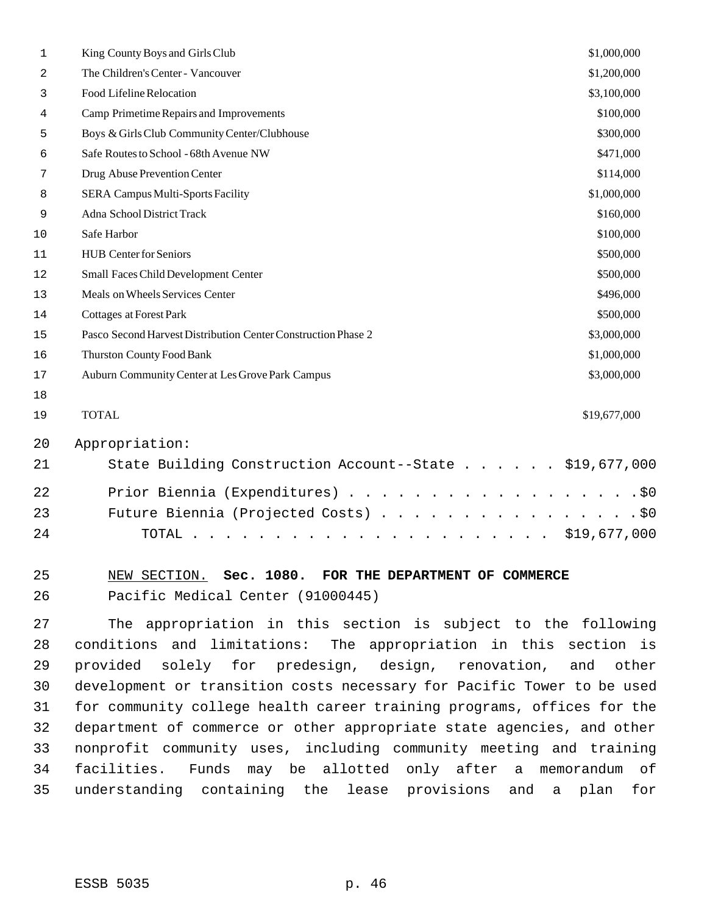| | |
|---|---|
| King County Boys and Girls Club | $1,000,000 |
| The Children's Center - Vancouver | $1,200,000 |
| Food Lifeline Relocation | $3,100,000 |
| Camp Primetime Repairs and Improvements | $100,000 |
| Boys & Girls Club Community Center/Clubhouse | $300,000 |
| Safe Routes to School - 68th Avenue NW | $471,000 |
| Drug Abuse Prevention Center | $114,000 |
| SERA Campus Multi-Sports Facility | $1,000,000 |
| Adna School District Track | $160,000 |
| Safe Harbor | $100,000 |
| HUB Center for Seniors | $500,000 |
| Small Faces Child Development Center | $500,000 |
| Meals on Wheels Services Center | $496,000 |
| Cottages at Forest Park | $500,000 |
| Pasco Second Harvest Distribution Center Construction Phase 2 | $3,000,000 |
| Thurston County Food Bank | $1,000,000 |
| Auburn Community Center at Les Grove Park Campus | $3,000,000 |
| | |
| TOTAL | $19,677,000 |

Appropriation:

State Building Construction Account--State . . . . . . $19,677,000

Prior Biennia (Expenditures) . . . . . . . . . . . . . . . . . . .$0

Future Biennia (Projected Costs) . . . . . . . . . . . . . . . . .$0

TOTAL . . . . . . . . . . . . . . . . . . . . . . $19,677,000

NEW SECTION. **Sec. 1080. FOR THE DEPARTMENT OF COMMERCE**

Pacific Medical Center (91000445)

The appropriation in this section is subject to the following conditions and limitations: The appropriation in this section is provided solely for predesign, design, renovation, and other development or transition costs necessary for Pacific Tower to be used for community college health career training programs, offices for the department of commerce or other appropriate state agencies, and other nonprofit community uses, including community meeting and training facilities. Funds may be allotted only after a memorandum of understanding containing the lease provisions and a plan for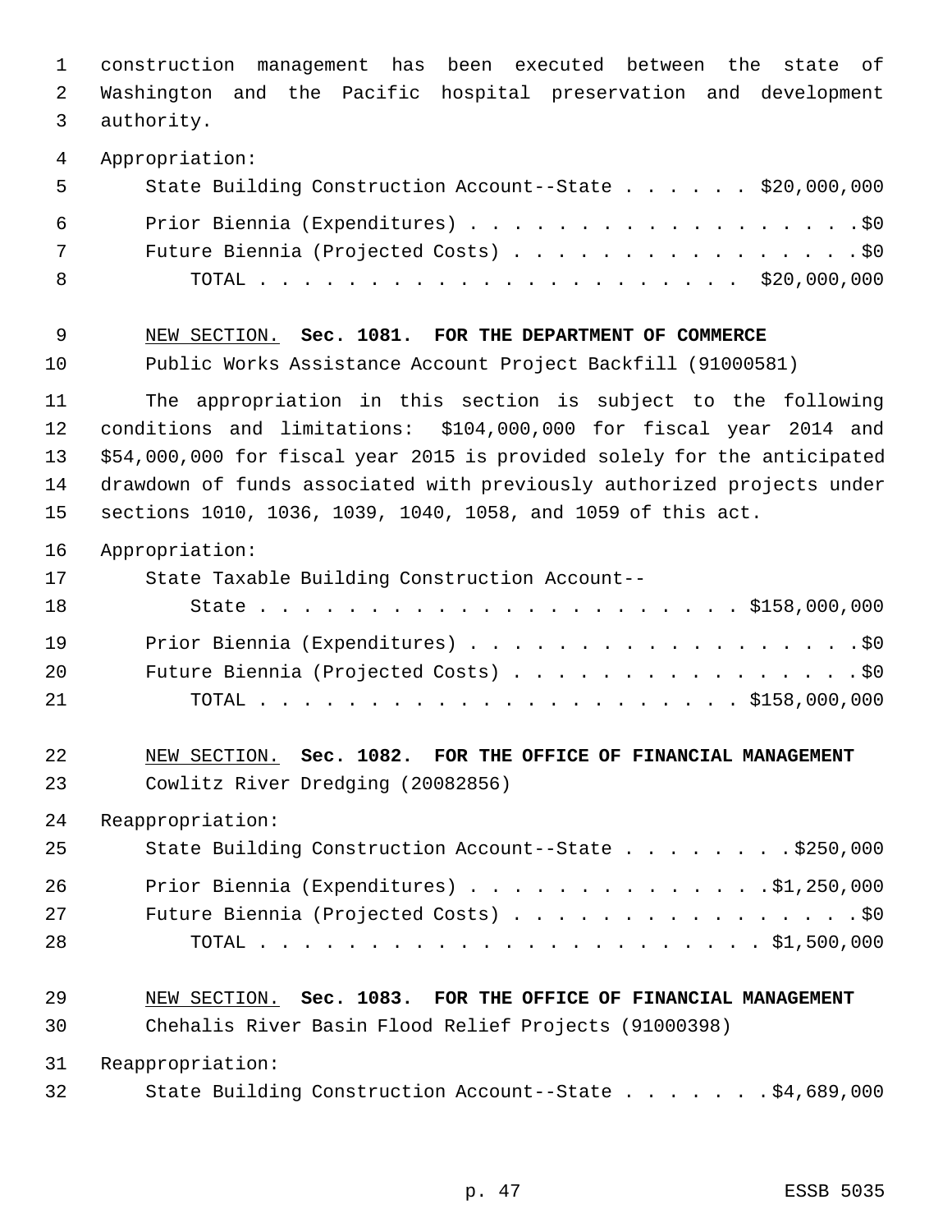construction management has been executed between the state of Washington and the Pacific hospital preservation and development authority.

Appropriation:

| | |
|---|---|
| State Building Construction Account--State | $20,000,000 |
| Prior Biennia (Expenditures) | $0 |
| Future Biennia (Projected Costs) | $0 |
| TOTAL | $20,000,000 |

NEW SECTION. **Sec. 1081. FOR THE DEPARTMENT OF COMMERCE**

Public Works Assistance Account Project Backfill (91000581)

The appropriation in this section is subject to the following conditions and limitations: $104,000,000 for fiscal year 2014 and $54,000,000 for fiscal year 2015 is provided solely for the anticipated drawdown of funds associated with previously authorized projects under sections 1010, 1036, 1039, 1040, 1058, and 1059 of this act.

Appropriation:

| | |
|---|---|
| State Taxable Building Construction Account--State | $158,000,000 |
| Prior Biennia (Expenditures) | $0 |
| Future Biennia (Projected Costs) | $0 |
| TOTAL | $158,000,000 |

NEW SECTION. **Sec. 1082. FOR THE OFFICE OF FINANCIAL MANAGEMENT**

Cowlitz River Dredging (20082856)

Reappropriation:

| | |
|---|---|
| State Building Construction Account--State | $250,000 |
| Prior Biennia (Expenditures) | $1,250,000 |
| Future Biennia (Projected Costs) | $0 |
| TOTAL | $1,500,000 |

NEW SECTION. **Sec. 1083. FOR THE OFFICE OF FINANCIAL MANAGEMENT**

Chehalis River Basin Flood Relief Projects (91000398)

Reappropriation:

| | |
|---|---|
| State Building Construction Account--State | $4,689,000 |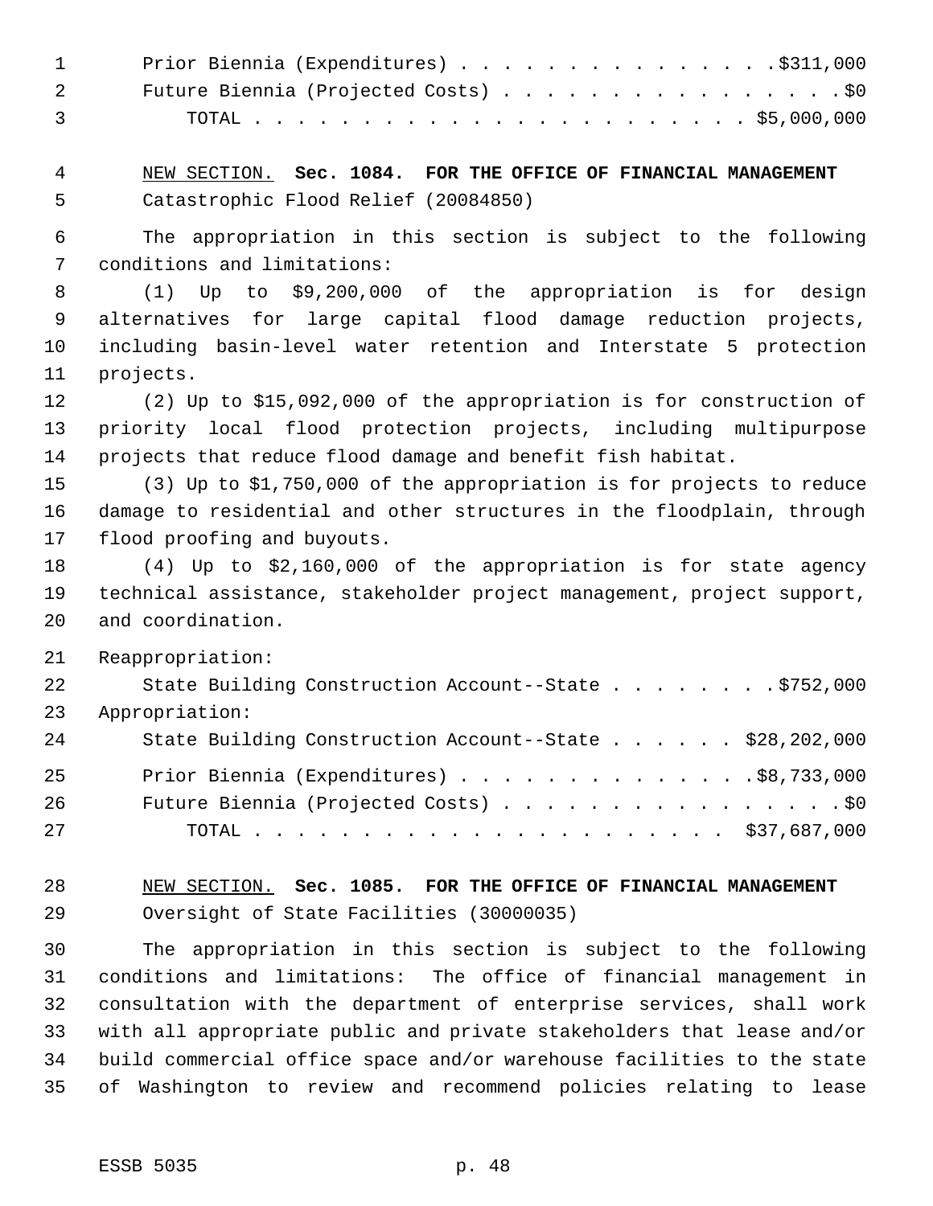Prior Biennia (Expenditures) . . . . . . . . . . . . . . . .$311,000
Future Biennia (Projected Costs) . . . . . . . . . . . . . . . . .$0
TOTAL . . . . . . . . . . . . . . . . . . . . . . . . $5,000,000

NEW SECTION. **Sec. 1084. FOR THE OFFICE OF FINANCIAL MANAGEMENT**
Catastrophic Flood Relief (20084850)

The appropriation in this section is subject to the following conditions and limitations:

(1) Up to $9,200,000 of the appropriation is for design alternatives for large capital flood damage reduction projects, including basin-level water retention and Interstate 5 protection projects.

(2) Up to $15,092,000 of the appropriation is for construction of priority local flood protection projects, including multipurpose projects that reduce flood damage and benefit fish habitat.

(3) Up to $1,750,000 of the appropriation is for projects to reduce damage to residential and other structures in the floodplain, through flood proofing and buyouts.

(4) Up to $2,160,000 of the appropriation is for state agency technical assistance, stakeholder project management, project support, and coordination.

Reappropriation:
State Building Construction Account--State . . . . . . . . .$752,000
Appropriation:
State Building Construction Account--State . . . . . . $28,202,000
Prior Biennia (Expenditures) . . . . . . . . . . . . . .$8,733,000
Future Biennia (Projected Costs) . . . . . . . . . . . . . . . . .$0
TOTAL . . . . . . . . . . . . . . . . . . . . . . $37,687,000

NEW SECTION. **Sec. 1085. FOR THE OFFICE OF FINANCIAL MANAGEMENT**
Oversight of State Facilities (30000035)

The appropriation in this section is subject to the following conditions and limitations: The office of financial management in consultation with the department of enterprise services, shall work with all appropriate public and private stakeholders that lease and/or build commercial office space and/or warehouse facilities to the state of Washington to review and recommend policies relating to lease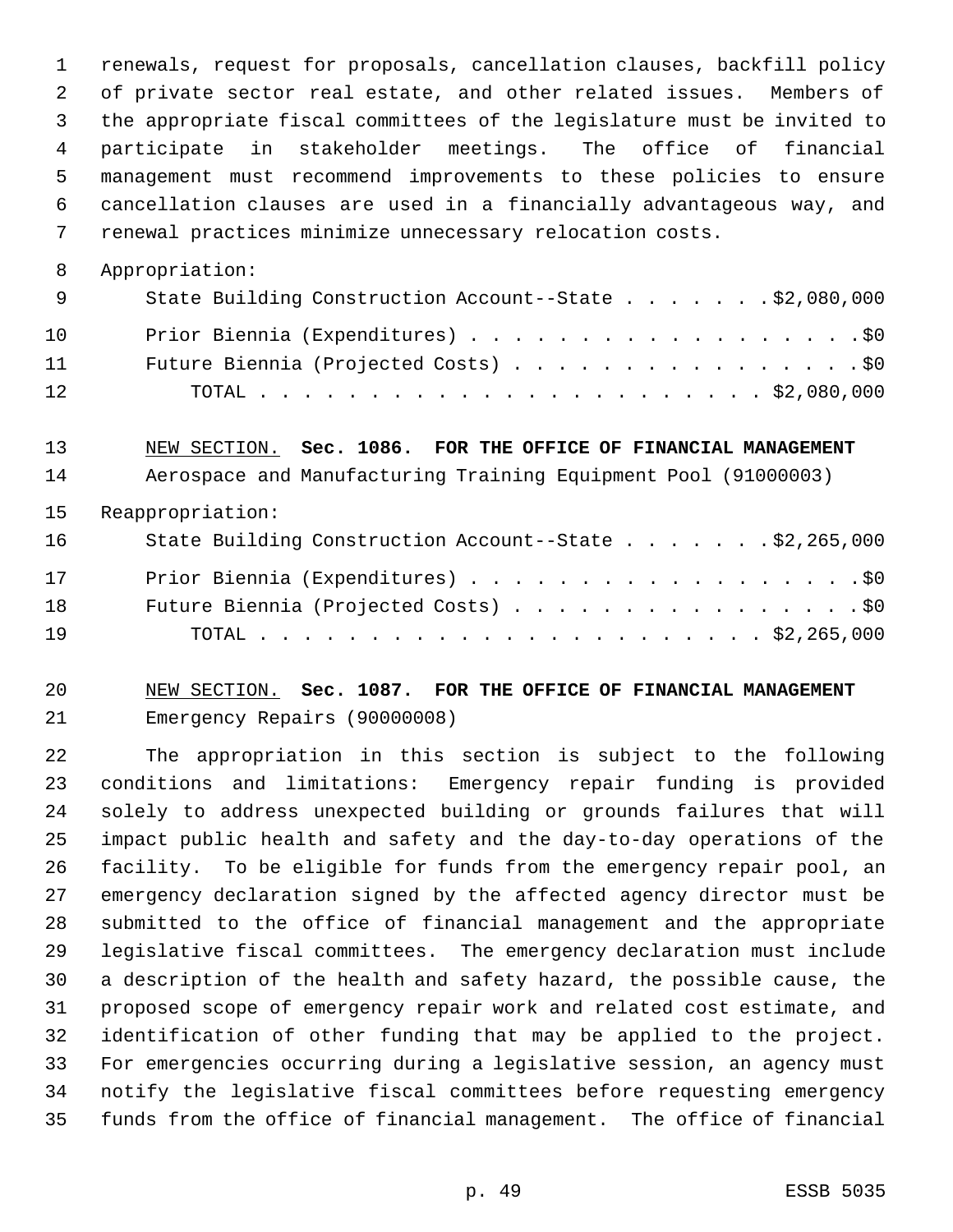renewals, request for proposals, cancellation clauses, backfill policy of private sector real estate, and other related issues. Members of the appropriate fiscal committees of the legislature must be invited to participate in stakeholder meetings. The office of financial management must recommend improvements to these policies to ensure cancellation clauses are used in a financially advantageous way, and renewal practices minimize unnecessary relocation costs.

Appropriation:

State Building Construction Account--State . . . . . . . $2,080,000

Prior Biennia (Expenditures) . . . . . . . . . . . . . . . . . . $0

Future Biennia (Projected Costs) . . . . . . . . . . . . . . . . $0

TOTAL . . . . . . . . . . . . . . . . . . . . . . . . $2,080,000

NEW SECTION. **Sec. 1086. FOR THE OFFICE OF FINANCIAL MANAGEMENT**

Aerospace and Manufacturing Training Equipment Pool (91000003)

Reappropriation:

State Building Construction Account--State . . . . . . . $2,265,000

Prior Biennia (Expenditures) . . . . . . . . . . . . . . . . . . $0

Future Biennia (Projected Costs) . . . . . . . . . . . . . . . . $0

TOTAL . . . . . . . . . . . . . . . . . . . . . . . . $2,265,000

NEW SECTION. **Sec. 1087. FOR THE OFFICE OF FINANCIAL MANAGEMENT**

Emergency Repairs (90000008)

The appropriation in this section is subject to the following conditions and limitations: Emergency repair funding is provided solely to address unexpected building or grounds failures that will impact public health and safety and the day-to-day operations of the facility. To be eligible for funds from the emergency repair pool, an emergency declaration signed by the affected agency director must be submitted to the office of financial management and the appropriate legislative fiscal committees. The emergency declaration must include a description of the health and safety hazard, the possible cause, the proposed scope of emergency repair work and related cost estimate, and identification of other funding that may be applied to the project. For emergencies occurring during a legislative session, an agency must notify the legislative fiscal committees before requesting emergency funds from the office of financial management. The office of financial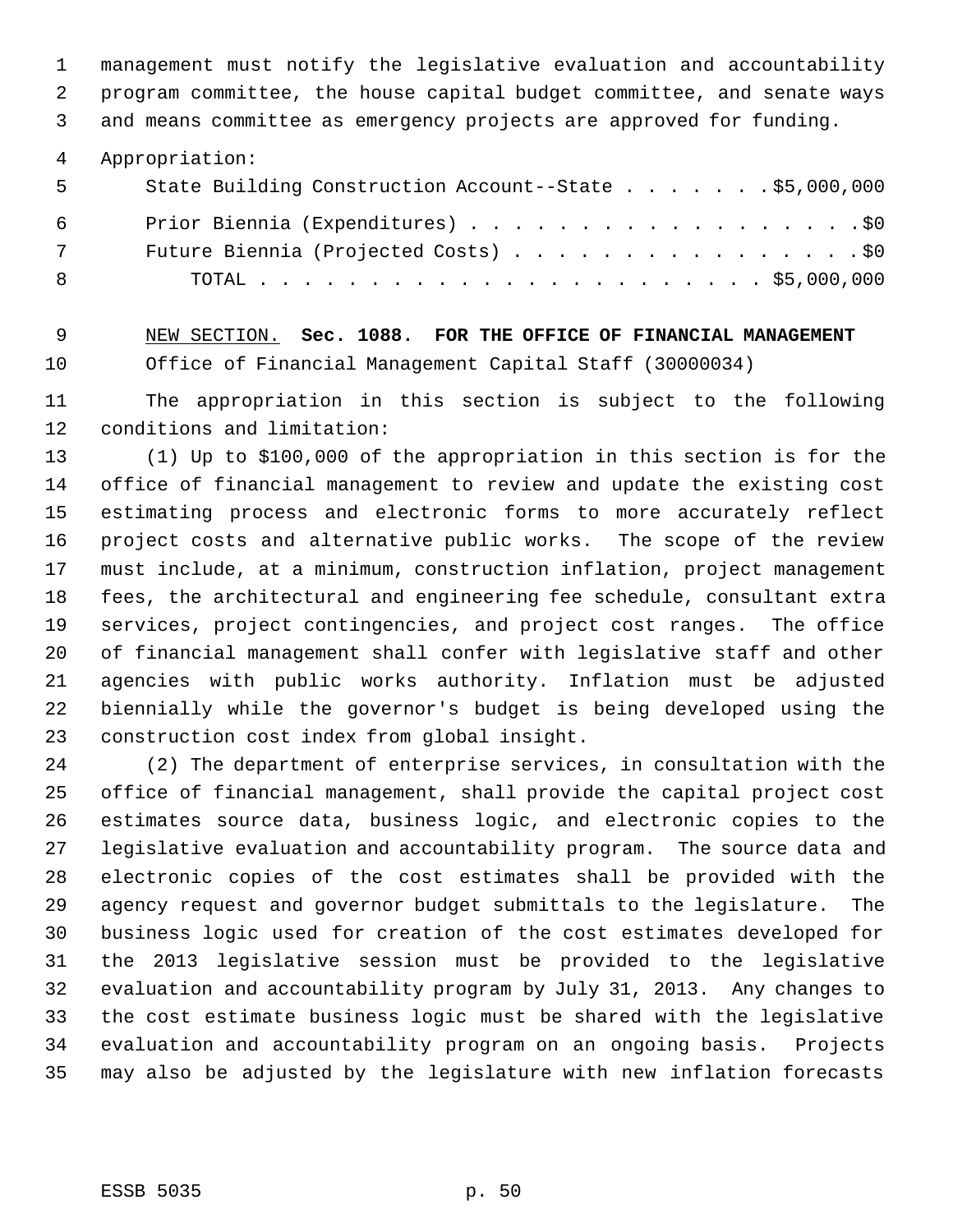management must notify the legislative evaluation and accountability program committee, the house capital budget committee, and senate ways and means committee as emergency projects are approved for funding.

Appropriation:

| | |
|---|---|
| State Building Construction Account--State | $5,000,000 |
| Prior Biennia (Expenditures) | $0 |
| Future Biennia (Projected Costs) | $0 |
| TOTAL | $5,000,000 |

NEW SECTION. **Sec. 1088. FOR THE OFFICE OF FINANCIAL MANAGEMENT**

Office of Financial Management Capital Staff (30000034)

The appropriation in this section is subject to the following conditions and limitation:

(1) Up to $100,000 of the appropriation in this section is for the office of financial management to review and update the existing cost estimating process and electronic forms to more accurately reflect project costs and alternative public works. The scope of the review must include, at a minimum, construction inflation, project management fees, the architectural and engineering fee schedule, consultant extra services, project contingencies, and project cost ranges. The office of financial management shall confer with legislative staff and other agencies with public works authority. Inflation must be adjusted biennially while the governor's budget is being developed using the construction cost index from global insight.

(2) The department of enterprise services, in consultation with the office of financial management, shall provide the capital project cost estimates source data, business logic, and electronic copies to the legislative evaluation and accountability program. The source data and electronic copies of the cost estimates shall be provided with the agency request and governor budget submittals to the legislature. The business logic used for creation of the cost estimates developed for the 2013 legislative session must be provided to the legislative evaluation and accountability program by July 31, 2013. Any changes to the cost estimate business logic must be shared with the legislative evaluation and accountability program on an ongoing basis. Projects may also be adjusted by the legislature with new inflation forecasts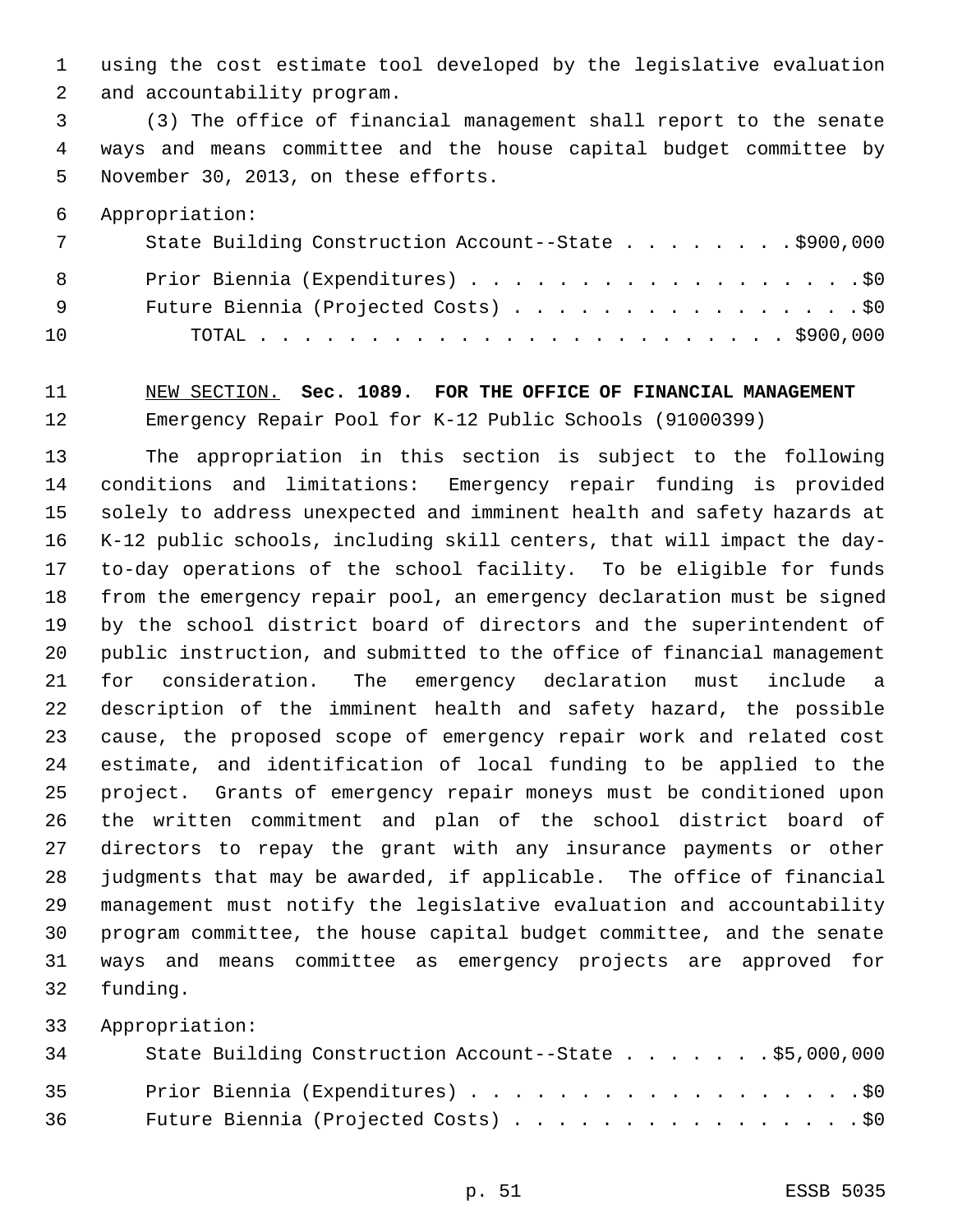using the cost estimate tool developed by the legislative evaluation and accountability program.

(3) The office of financial management shall report to the senate ways and means committee and the house capital budget committee by November 30, 2013, on these efforts.

Appropriation:

State Building Construction Account--State . . . . . . . . $900,000

Prior Biennia (Expenditures) . . . . . . . . . . . . . . . . . . $0

Future Biennia (Projected Costs) . . . . . . . . . . . . . . . . $0

TOTAL . . . . . . . . . . . . . . . . . . . . . . . . . $900,000

NEW SECTION. **Sec. 1089. FOR THE OFFICE OF FINANCIAL MANAGEMENT**

Emergency Repair Pool for K-12 Public Schools (91000399)

The appropriation in this section is subject to the following conditions and limitations: Emergency repair funding is provided solely to address unexpected and imminent health and safety hazards at K-12 public schools, including skill centers, that will impact the day-to-day operations of the school facility. To be eligible for funds from the emergency repair pool, an emergency declaration must be signed by the school district board of directors and the superintendent of public instruction, and submitted to the office of financial management for consideration. The emergency declaration must include a description of the imminent health and safety hazard, the possible cause, the proposed scope of emergency repair work and related cost estimate, and identification of local funding to be applied to the project. Grants of emergency repair moneys must be conditioned upon the written commitment and plan of the school district board of directors to repay the grant with any insurance payments or other judgments that may be awarded, if applicable. The office of financial management must notify the legislative evaluation and accountability program committee, the house capital budget committee, and the senate ways and means committee as emergency projects are approved for funding.

Appropriation:

State Building Construction Account--State . . . . . . . $5,000,000

Prior Biennia (Expenditures) . . . . . . . . . . . . . . . . . . $0

Future Biennia (Projected Costs) . . . . . . . . . . . . . . . . $0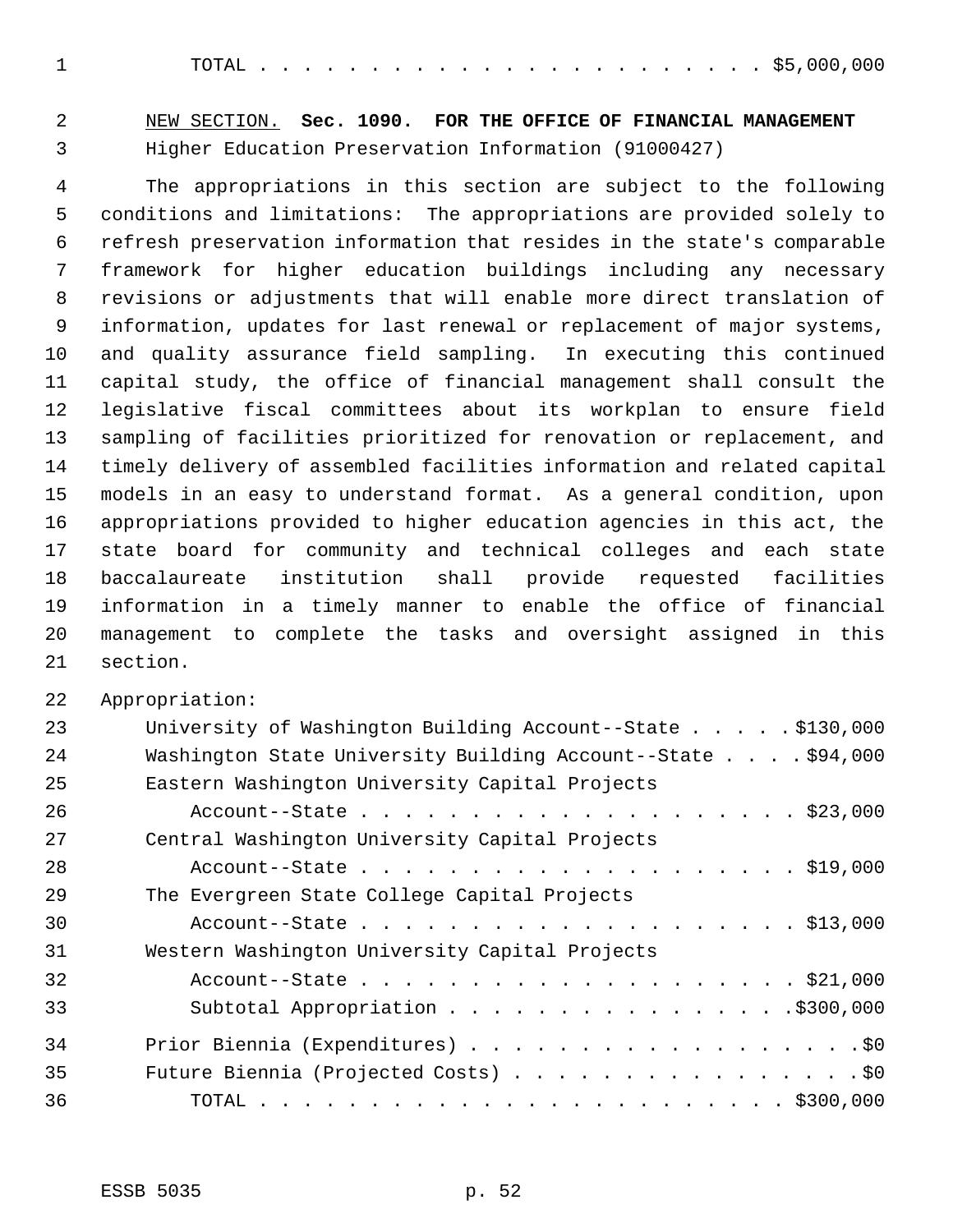TOTAL . . . . . . . . . . . . . . . . . . . . . . . $5,000,000

NEW SECTION. **Sec. 1090. FOR THE OFFICE OF FINANCIAL MANAGEMENT**

Higher Education Preservation Information (91000427)

The appropriations in this section are subject to the following conditions and limitations: The appropriations are provided solely to refresh preservation information that resides in the state's comparable framework for higher education buildings including any necessary revisions or adjustments that will enable more direct translation of information, updates for last renewal or replacement of major systems, and quality assurance field sampling. In executing this continued capital study, the office of financial management shall consult the legislative fiscal committees about its workplan to ensure field sampling of facilities prioritized for renovation or replacement, and timely delivery of assembled facilities information and related capital models in an easy to understand format. As a general condition, upon appropriations provided to higher education agencies in this act, the state board for community and technical colleges and each state baccalaureate institution shall provide requested facilities information in a timely manner to enable the office of financial management to complete the tasks and oversight assigned in this section.

Appropriation:

University of Washington Building Account--State . . . . . $130,000

Washington State University Building Account--State . . . . $94,000

Eastern Washington University Capital Projects
Account--State . . . . . . . . . . . . . . . . . . . . $23,000

Central Washington University Capital Projects
Account--State . . . . . . . . . . . . . . . . . . . . $19,000

The Evergreen State College Capital Projects
Account--State . . . . . . . . . . . . . . . . . . . . $13,000

Western Washington University Capital Projects
Account--State . . . . . . . . . . . . . . . . . . . . $21,000

Subtotal Appropriation . . . . . . . . . . . . . . . . .$300,000

Prior Biennia (Expenditures) . . . . . . . . . . . . . . . . . . .$0

Future Biennia (Projected Costs) . . . . . . . . . . . . . . . . .$0

TOTAL . . . . . . . . . . . . . . . . . . . . . . . . $300,000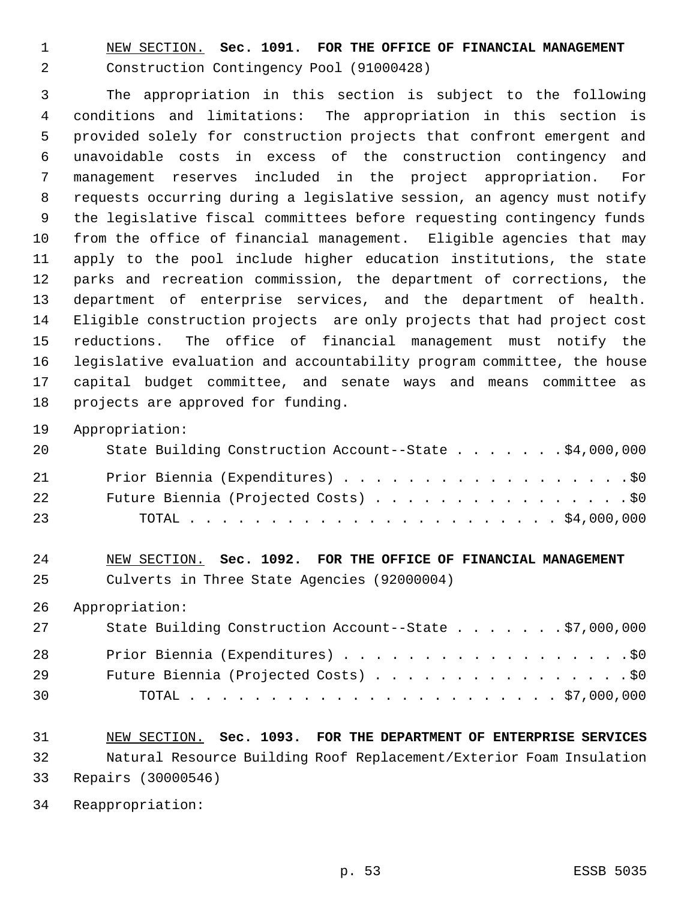NEW SECTION. **Sec. 1091. FOR THE OFFICE OF FINANCIAL MANAGEMENT**
Construction Contingency Pool (91000428)

The appropriation in this section is subject to the following conditions and limitations: The appropriation in this section is provided solely for construction projects that confront emergent and unavoidable costs in excess of the construction contingency and management reserves included in the project appropriation. For requests occurring during a legislative session, an agency must notify the legislative fiscal committees before requesting contingency funds from the office of financial management. Eligible agencies that may apply to the pool include higher education institutions, the state parks and recreation commission, the department of corrections, the department of enterprise services, and the department of health. Eligible construction projects are only projects that had project cost reductions. The office of financial management must notify the legislative evaluation and accountability program committee, the house capital budget committee, and senate ways and means committee as projects are approved for funding.

Appropriation:

State Building Construction Account--State . . . . . . . $4,000,000

Prior Biennia (Expenditures) . . . . . . . . . . . . . . . . . . $0

Future Biennia (Projected Costs) . . . . . . . . . . . . . . . . $0

TOTAL . . . . . . . . . . . . . . . . . . . . . . . . $4,000,000

NEW SECTION. **Sec. 1092. FOR THE OFFICE OF FINANCIAL MANAGEMENT**
Culverts in Three State Agencies (92000004)

Appropriation:

State Building Construction Account--State . . . . . . . $7,000,000

Prior Biennia (Expenditures) . . . . . . . . . . . . . . . . . . $0

Future Biennia (Projected Costs) . . . . . . . . . . . . . . . . $0

TOTAL . . . . . . . . . . . . . . . . . . . . . . . . $7,000,000

NEW SECTION. **Sec. 1093. FOR THE DEPARTMENT OF ENTERPRISE SERVICES**
Natural Resource Building Roof Replacement/Exterior Foam Insulation Repairs (30000546)

Reappropriation: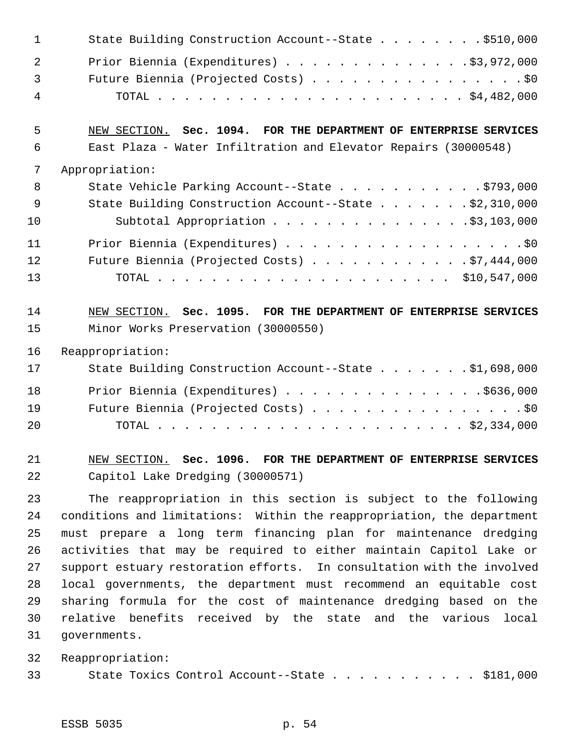State Building Construction Account--State . . . . . . . . $510,000

Prior Biennia (Expenditures) . . . . . . . . . . . . . . $3,972,000

Future Biennia (Projected Costs) . . . . . . . . . . . . . . . . $0

TOTAL . . . . . . . . . . . . . . . . . . . . . . . . $4,482,000

NEW SECTION. **Sec. 1094. FOR THE DEPARTMENT OF ENTERPRISE SERVICES**

East Plaza - Water Infiltration and Elevator Repairs (30000548)

Appropriation:

State Vehicle Parking Account--State . . . . . . . . . . . $793,000

State Building Construction Account--State . . . . . . . $2,310,000

Subtotal Appropriation . . . . . . . . . . . . . . . $3,103,000

Prior Biennia (Expenditures) . . . . . . . . . . . . . . . . . . $0

Future Biennia (Projected Costs) . . . . . . . . . . . . $7,444,000

TOTAL . . . . . . . . . . . . . . . . . . . . . . . $10,547,000

NEW SECTION. **Sec. 1095. FOR THE DEPARTMENT OF ENTERPRISE SERVICES**

Minor Works Preservation (30000550)

Reappropriation:

State Building Construction Account--State . . . . . . . $1,698,000

Prior Biennia (Expenditures) . . . . . . . . . . . . . . . $636,000

Future Biennia (Projected Costs) . . . . . . . . . . . . . . . . $0

TOTAL . . . . . . . . . . . . . . . . . . . . . . . . $2,334,000

NEW SECTION. **Sec. 1096. FOR THE DEPARTMENT OF ENTERPRISE SERVICES**

Capitol Lake Dredging (30000571)

The reappropriation in this section is subject to the following conditions and limitations: Within the reappropriation, the department must prepare a long term financing plan for maintenance dredging activities that may be required to either maintain Capitol Lake or support estuary restoration efforts. In consultation with the involved local governments, the department must recommend an equitable cost sharing formula for the cost of maintenance dredging based on the relative benefits received by the state and the various local governments.

Reappropriation:

State Toxics Control Account--State . . . . . . . . . . . $181,000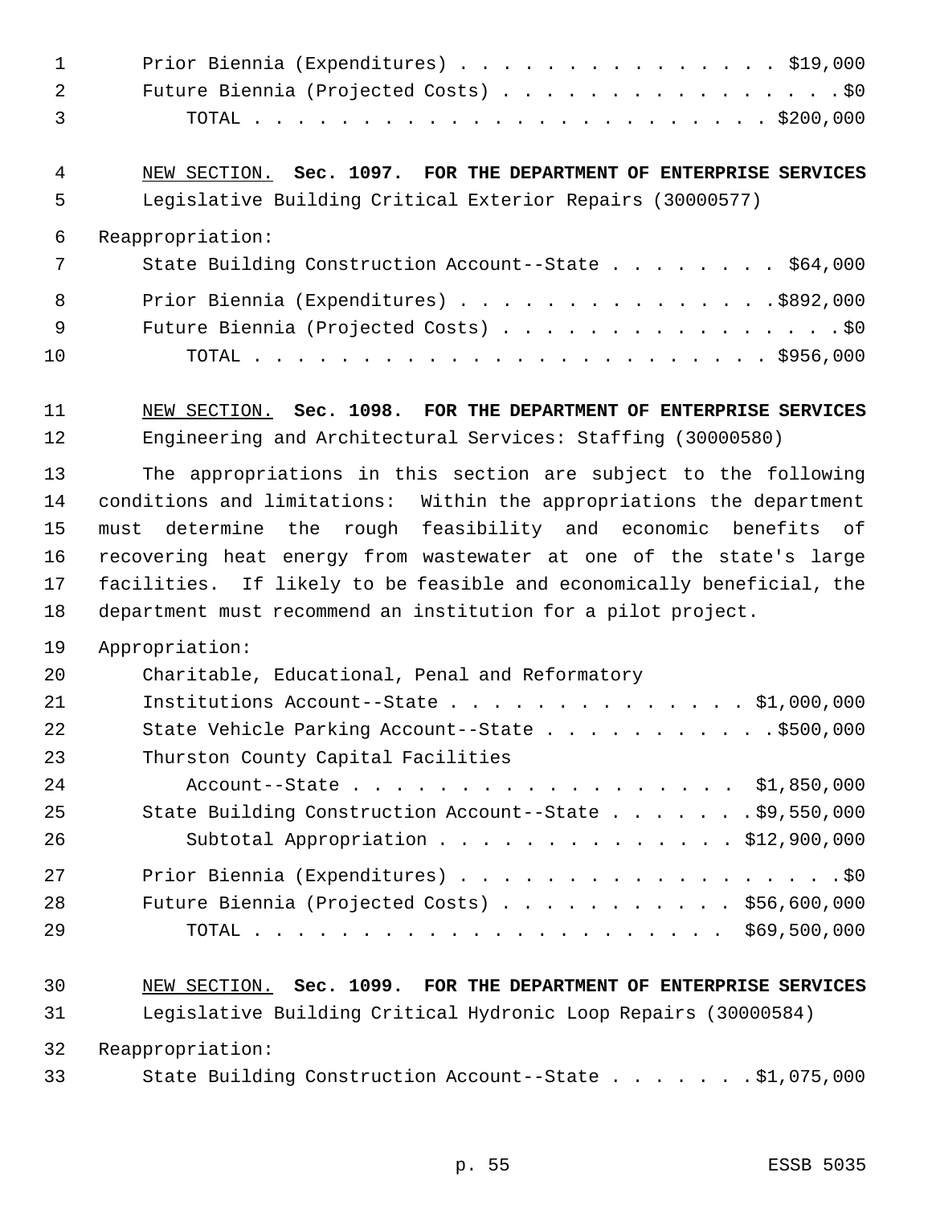Prior Biennia (Expenditures) . . . . . . . . . . . . . . . $19,000
Future Biennia (Projected Costs) . . . . . . . . . . . . . . . . $0
TOTAL . . . . . . . . . . . . . . . . . . . . . . . . $200,000

NEW SECTION. **Sec. 1097. FOR THE DEPARTMENT OF ENTERPRISE SERVICES**

Legislative Building Critical Exterior Repairs (30000577)

Reappropriation:

State Building Construction Account--State . . . . . . . . $64,000

Prior Biennia (Expenditures) . . . . . . . . . . . . . . . $892,000
Future Biennia (Projected Costs) . . . . . . . . . . . . . . . . $0
TOTAL . . . . . . . . . . . . . . . . . . . . . . . . $956,000

NEW SECTION. **Sec. 1098. FOR THE DEPARTMENT OF ENTERPRISE SERVICES**

Engineering and Architectural Services: Staffing (30000580)

The appropriations in this section are subject to the following conditions and limitations: Within the appropriations the department must determine the rough feasibility and economic benefits of recovering heat energy from wastewater at one of the state's large facilities. If likely to be feasible and economically beneficial, the department must recommend an institution for a pilot project.

Appropriation:

Charitable, Educational, Penal and Reformatory Institutions Account--State . . . . . . . . . . . . . . $1,000,000
State Vehicle Parking Account--State . . . . . . . . . . . $500,000
Thurston County Capital Facilities Account--State . . . . . . . . . . . . . . . . . . $1,850,000
State Building Construction Account--State . . . . . . . $9,550,000
Subtotal Appropriation . . . . . . . . . . . . . . $12,900,000

Prior Biennia (Expenditures) . . . . . . . . . . . . . . . . . . $0
Future Biennia (Projected Costs) . . . . . . . . . . . $56,600,000
TOTAL . . . . . . . . . . . . . . . . . . . . . . $69,500,000

NEW SECTION. **Sec. 1099. FOR THE DEPARTMENT OF ENTERPRISE SERVICES**

Legislative Building Critical Hydronic Loop Repairs (30000584)

Reappropriation:

State Building Construction Account--State . . . . . . . $1,075,000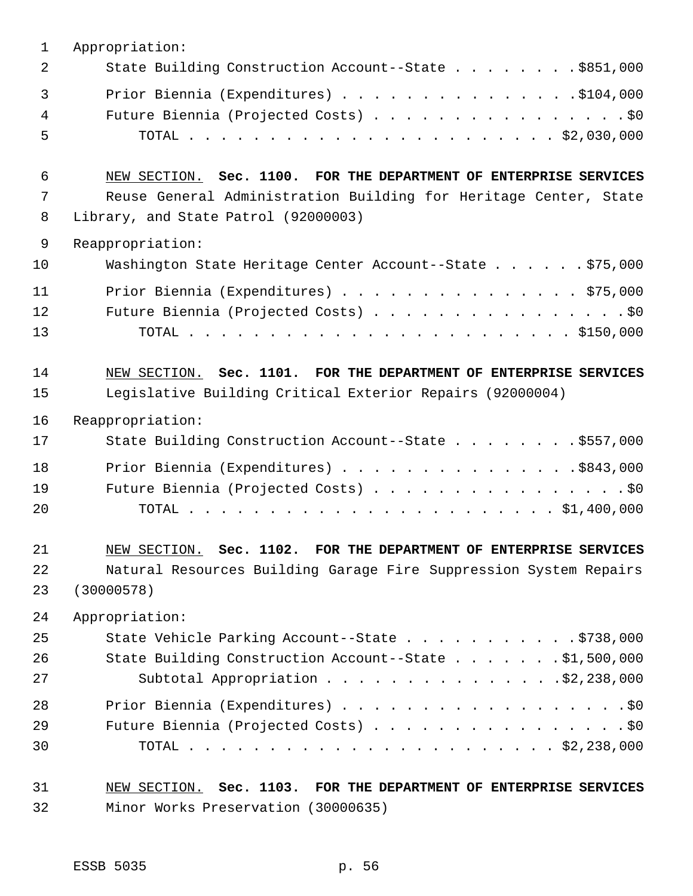Appropriation:

State Building Construction Account--State . . . . . . . . $851,000

Prior Biennia (Expenditures) . . . . . . . . . . . . . . . $104,000

Future Biennia (Projected Costs) . . . . . . . . . . . . . . . . $0

TOTAL . . . . . . . . . . . . . . . . . . . . . . . $2,030,000

NEW SECTION. **Sec. 1100. FOR THE DEPARTMENT OF ENTERPRISE SERVICES**

Reuse General Administration Building for Heritage Center, State Library, and State Patrol (92000003)

Reappropriation:

Washington State Heritage Center Account--State . . . . . . $75,000

Prior Biennia (Expenditures) . . . . . . . . . . . . . . . $75,000

Future Biennia (Projected Costs) . . . . . . . . . . . . . . . . $0

TOTAL . . . . . . . . . . . . . . . . . . . . . . . $150,000

NEW SECTION. **Sec. 1101. FOR THE DEPARTMENT OF ENTERPRISE SERVICES**

Legislative Building Critical Exterior Repairs (92000004)

Reappropriation:

State Building Construction Account--State . . . . . . . . $557,000

Prior Biennia (Expenditures) . . . . . . . . . . . . . . . $843,000

Future Biennia (Projected Costs) . . . . . . . . . . . . . . . . $0

TOTAL . . . . . . . . . . . . . . . . . . . . . . . $1,400,000

NEW SECTION. **Sec. 1102. FOR THE DEPARTMENT OF ENTERPRISE SERVICES**

Natural Resources Building Garage Fire Suppression System Repairs (30000578)

Appropriation:

State Vehicle Parking Account--State . . . . . . . . . . . $738,000

State Building Construction Account--State . . . . . . . $1,500,000

Subtotal Appropriation . . . . . . . . . . . . . . . $2,238,000

Prior Biennia (Expenditures) . . . . . . . . . . . . . . . . . . $0

Future Biennia (Projected Costs) . . . . . . . . . . . . . . . . $0

TOTAL . . . . . . . . . . . . . . . . . . . . . . . $2,238,000

NEW SECTION. **Sec. 1103. FOR THE DEPARTMENT OF ENTERPRISE SERVICES**

Minor Works Preservation (30000635)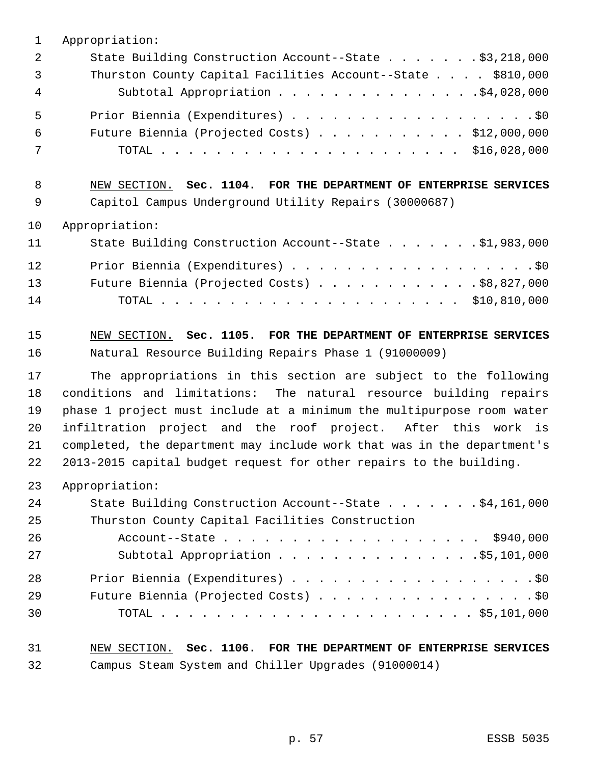Appropriation:

State Building Construction Account--State . . . . . . . $3,218,000
Thurston County Capital Facilities Account--State . . . . $810,000
Subtotal Appropriation . . . . . . . . . . . . . . . $4,028,000

Prior Biennia (Expenditures) . . . . . . . . . . . . . . . . . . $0
Future Biennia (Projected Costs) . . . . . . . . . . . $12,000,000
TOTAL . . . . . . . . . . . . . . . . . . . . . . $16,028,000

NEW SECTION. **Sec. 1104. FOR THE DEPARTMENT OF ENTERPRISE SERVICES**

Capitol Campus Underground Utility Repairs (30000687)

Appropriation:

State Building Construction Account--State . . . . . . . $1,983,000

Prior Biennia (Expenditures) . . . . . . . . . . . . . . . . . . $0
Future Biennia (Projected Costs) . . . . . . . . . . . . $8,827,000
TOTAL . . . . . . . . . . . . . . . . . . . . . . $10,810,000

NEW SECTION. **Sec. 1105. FOR THE DEPARTMENT OF ENTERPRISE SERVICES**

Natural Resource Building Repairs Phase 1 (91000009)

The appropriations in this section are subject to the following conditions and limitations: The natural resource building repairs phase 1 project must include at a minimum the multipurpose room water infiltration project and the roof project. After this work is completed, the department may include work that was in the department's 2013-2015 capital budget request for other repairs to the building.

Appropriation:

State Building Construction Account--State . . . . . . . $4,161,000
Thurston County Capital Facilities Construction
Account--State . . . . . . . . . . . . . . . . . . . $940,000
Subtotal Appropriation . . . . . . . . . . . . . . . $5,101,000

Prior Biennia (Expenditures) . . . . . . . . . . . . . . . . . . $0
Future Biennia (Projected Costs) . . . . . . . . . . . . . . . . $0
TOTAL . . . . . . . . . . . . . . . . . . . . . . . $5,101,000

NEW SECTION. **Sec. 1106. FOR THE DEPARTMENT OF ENTERPRISE SERVICES**

Campus Steam System and Chiller Upgrades (91000014)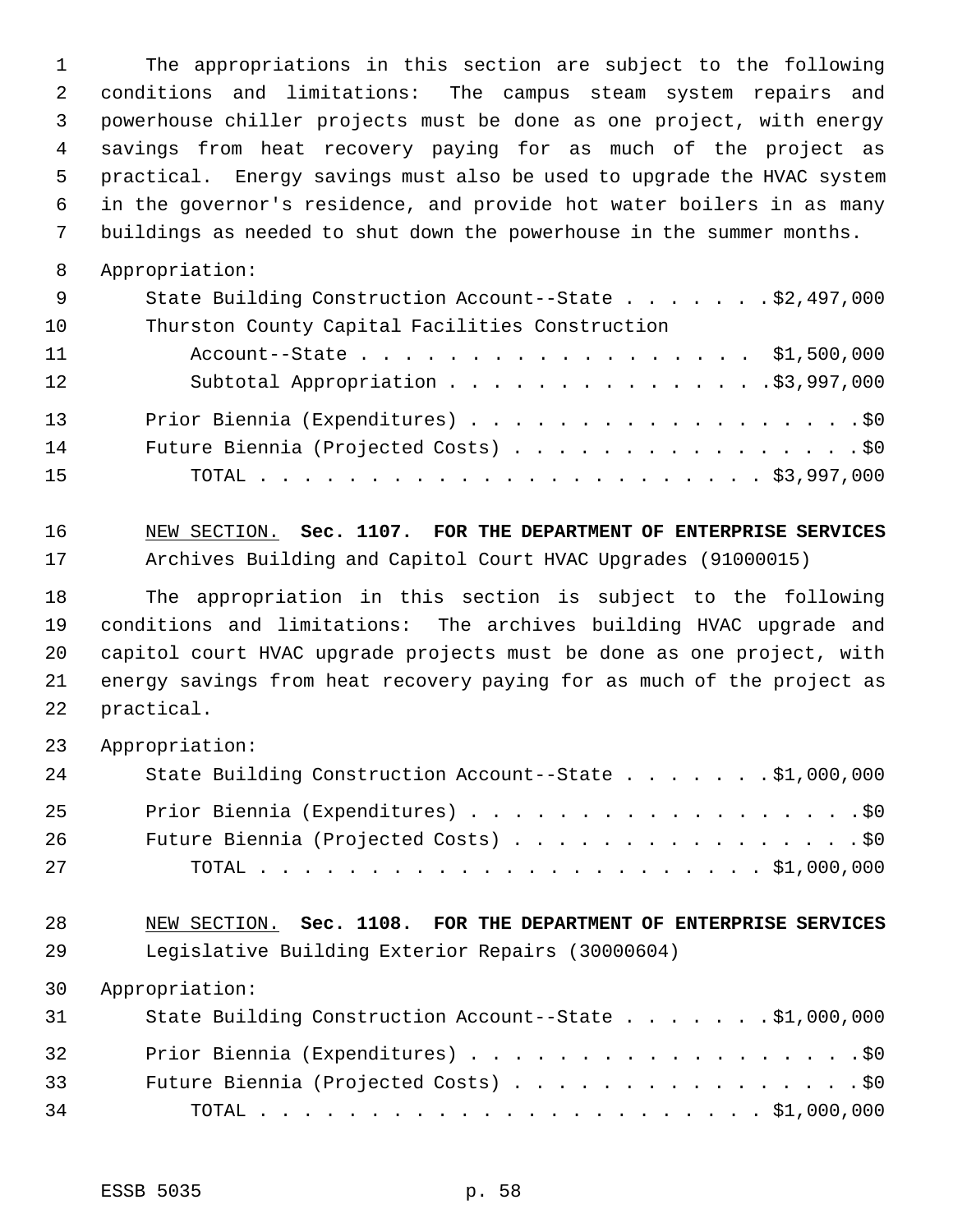The appropriations in this section are subject to the following conditions and limitations: The campus steam system repairs and powerhouse chiller projects must be done as one project, with energy savings from heat recovery paying for as much of the project as practical. Energy savings must also be used to upgrade the HVAC system in the governor's residence, and provide hot water boilers in as many buildings as needed to shut down the powerhouse in the summer months.

Appropriation:

State Building Construction Account--State . . . . . . . $2,497,000
Thurston County Capital Facilities Construction
Account--State . . . . . . . . . . . . . . . . . . $1,500,000
Subtotal Appropriation . . . . . . . . . . . . . . . $3,997,000

Prior Biennia (Expenditures) . . . . . . . . . . . . . . . . . . $0
Future Biennia (Projected Costs) . . . . . . . . . . . . . . . . $0
TOTAL . . . . . . . . . . . . . . . . . . . . . . . . $3,997,000

NEW SECTION. **Sec. 1107. FOR THE DEPARTMENT OF ENTERPRISE SERVICES**
Archives Building and Capitol Court HVAC Upgrades (91000015)

The appropriation in this section is subject to the following conditions and limitations: The archives building HVAC upgrade and capitol court HVAC upgrade projects must be done as one project, with energy savings from heat recovery paying for as much of the project as practical.

Appropriation:

State Building Construction Account--State . . . . . . . $1,000,000

Prior Biennia (Expenditures) . . . . . . . . . . . . . . . . . . $0
Future Biennia (Projected Costs) . . . . . . . . . . . . . . . . $0
TOTAL . . . . . . . . . . . . . . . . . . . . . . . . $1,000,000

NEW SECTION. **Sec. 1108. FOR THE DEPARTMENT OF ENTERPRISE SERVICES**
Legislative Building Exterior Repairs (30000604)

Appropriation:

State Building Construction Account--State . . . . . . . $1,000,000

Prior Biennia (Expenditures) . . . . . . . . . . . . . . . . . . $0
Future Biennia (Projected Costs) . . . . . . . . . . . . . . . . $0
TOTAL . . . . . . . . . . . . . . . . . . . . . . . . $1,000,000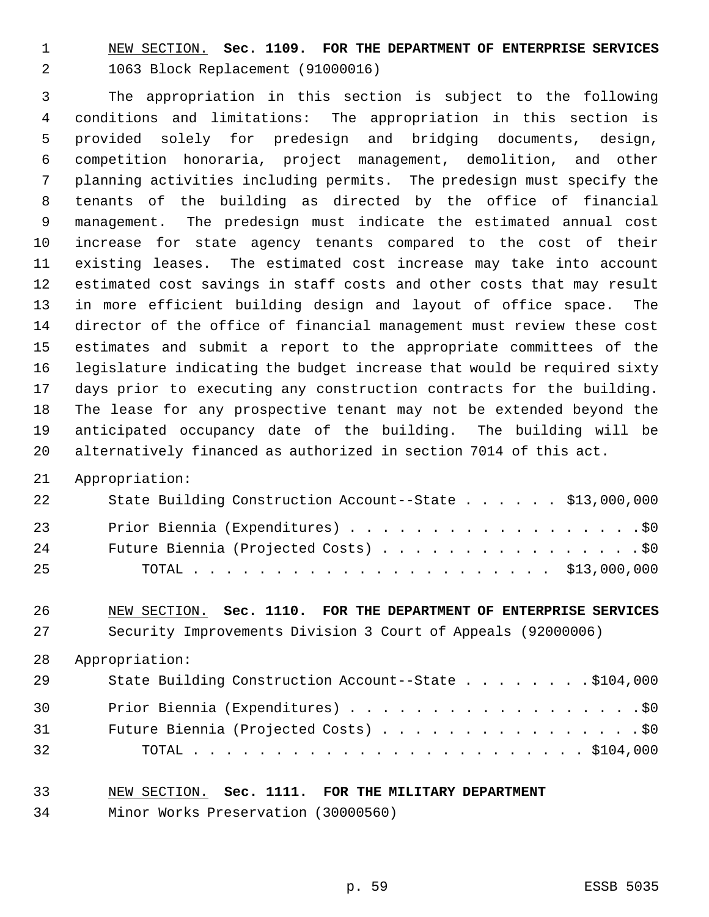NEW SECTION. **Sec. 1109. FOR THE DEPARTMENT OF ENTERPRISE SERVICES**

1063 Block Replacement (91000016)

The appropriation in this section is subject to the following conditions and limitations: The appropriation in this section is provided solely for predesign and bridging documents, design, competition honoraria, project management, demolition, and other planning activities including permits. The predesign must specify the tenants of the building as directed by the office of financial management. The predesign must indicate the estimated annual cost increase for state agency tenants compared to the cost of their existing leases. The estimated cost increase may take into account estimated cost savings in staff costs and other costs that may result in more efficient building design and layout of office space. The director of the office of financial management must review these cost estimates and submit a report to the appropriate committees of the legislature indicating the budget increase that would be required sixty days prior to executing any construction contracts for the building. The lease for any prospective tenant may not be extended beyond the anticipated occupancy date of the building. The building will be alternatively financed as authorized in section 7014 of this act.

Appropriation:

| | |
|---|---|
| State Building Construction Account--State | $13,000,000 |
| Prior Biennia (Expenditures) | $0 |
| Future Biennia (Projected Costs) | $0 |
| TOTAL | $13,000,000 |

NEW SECTION. **Sec. 1110. FOR THE DEPARTMENT OF ENTERPRISE SERVICES**

Security Improvements Division 3 Court of Appeals (92000006)

Appropriation:

| | |
|---|---|
| State Building Construction Account--State | $104,000 |
| Prior Biennia (Expenditures) | $0 |
| Future Biennia (Projected Costs) | $0 |
| TOTAL | $104,000 |

NEW SECTION. **Sec. 1111. FOR THE MILITARY DEPARTMENT**

Minor Works Preservation (30000560)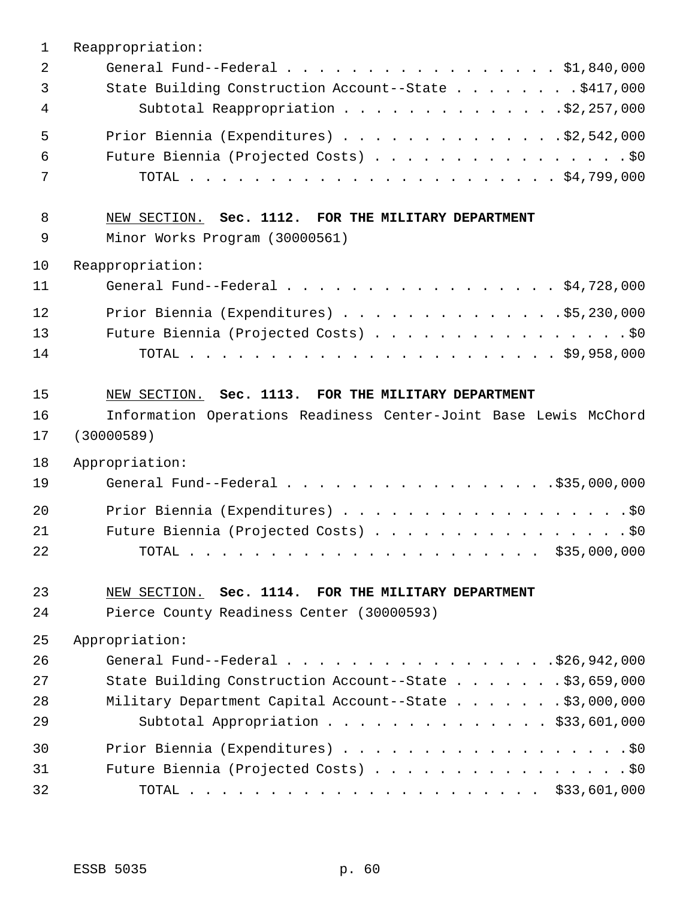Reappropriation:

General Fund--Federal . . . . . . . . . . . . . . . . . $1,840,000
State Building Construction Account--State . . . . . . . . $417,000
Subtotal Reappropriation . . . . . . . . . . . . . . $2,257,000

Prior Biennia (Expenditures) . . . . . . . . . . . . . . $2,542,000
Future Biennia (Projected Costs) . . . . . . . . . . . . . . . . $0
TOTAL . . . . . . . . . . . . . . . . . . . . . . . $4,799,000

NEW SECTION. **Sec. 1112. FOR THE MILITARY DEPARTMENT**

Minor Works Program (30000561)

Reappropriation:

General Fund--Federal . . . . . . . . . . . . . . . . . $4,728,000

Prior Biennia (Expenditures) . . . . . . . . . . . . . . $5,230,000
Future Biennia (Projected Costs) . . . . . . . . . . . . . . . . $0
TOTAL . . . . . . . . . . . . . . . . . . . . . . . $9,958,000

NEW SECTION. **Sec. 1113. FOR THE MILITARY DEPARTMENT**

Information Operations Readiness Center-Joint Base Lewis McChord (30000589)

Appropriation:

General Fund--Federal . . . . . . . . . . . . . . . . . $35,000,000

Prior Biennia (Expenditures) . . . . . . . . . . . . . . . . . $0
Future Biennia (Projected Costs) . . . . . . . . . . . . . . . . $0
TOTAL . . . . . . . . . . . . . . . . . . . . . . . $35,000,000

NEW SECTION. **Sec. 1114. FOR THE MILITARY DEPARTMENT**

Pierce County Readiness Center (30000593)

Appropriation:

General Fund--Federal . . . . . . . . . . . . . . . . . $26,942,000
State Building Construction Account--State . . . . . . . $3,659,000
Military Department Capital Account--State . . . . . . . $3,000,000
Subtotal Appropriation . . . . . . . . . . . . . . $33,601,000

Prior Biennia (Expenditures) . . . . . . . . . . . . . . . . . $0
Future Biennia (Projected Costs) . . . . . . . . . . . . . . . . $0
TOTAL . . . . . . . . . . . . . . . . . . . . . . . $33,601,000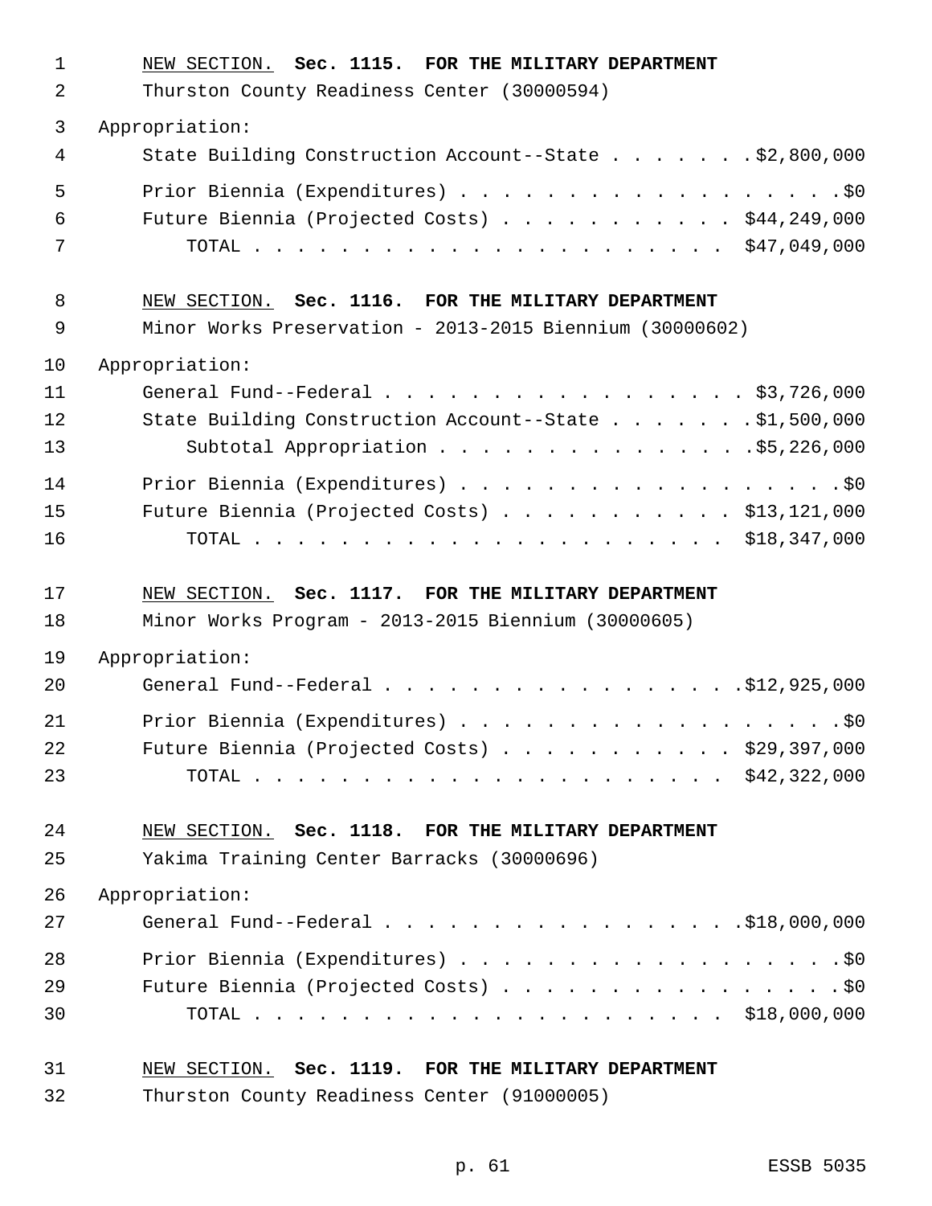<u>NEW SECTION.</u> **Sec. 1115. FOR THE MILITARY DEPARTMENT**

Thurston County Readiness Center (30000594)

Appropriation:

State Building Construction Account--State . . . . . . . $2,800,000

Prior Biennia (Expenditures) . . . . . . . . . . . . . . . . . . . $0

Future Biennia (Projected Costs) . . . . . . . . . . . $44,249,000

TOTAL . . . . . . . . . . . . . . . . . . . . . . $47,049,000

<u>NEW SECTION.</u> **Sec. 1116. FOR THE MILITARY DEPARTMENT**

Minor Works Preservation - 2013-2015 Biennium (30000602)

Appropriation:

General Fund--Federal . . . . . . . . . . . . . . . . . $3,726,000

State Building Construction Account--State . . . . . . . $1,500,000

Subtotal Appropriation . . . . . . . . . . . . . . $5,226,000

Prior Biennia (Expenditures) . . . . . . . . . . . . . . . . . . . $0

Future Biennia (Projected Costs) . . . . . . . . . . . $13,121,000

TOTAL . . . . . . . . . . . . . . . . . . . . . . $18,347,000

<u>NEW SECTION.</u> **Sec. 1117. FOR THE MILITARY DEPARTMENT**

Minor Works Program - 2013-2015 Biennium (30000605)

Appropriation:

General Fund--Federal . . . . . . . . . . . . . . . . . $12,925,000

Prior Biennia (Expenditures) . . . . . . . . . . . . . . . . . . . $0

Future Biennia (Projected Costs) . . . . . . . . . . . $29,397,000

TOTAL . . . . . . . . . . . . . . . . . . . . . . $42,322,000

<u>NEW SECTION.</u> **Sec. 1118. FOR THE MILITARY DEPARTMENT**

Yakima Training Center Barracks (30000696)

Appropriation:

General Fund--Federal . . . . . . . . . . . . . . . . . $18,000,000

Prior Biennia (Expenditures) . . . . . . . . . . . . . . . . . . . $0

Future Biennia (Projected Costs) . . . . . . . . . . . . . . . . . $0

TOTAL . . . . . . . . . . . . . . . . . . . . . . $18,000,000

<u>NEW SECTION.</u> **Sec. 1119. FOR THE MILITARY DEPARTMENT**

Thurston County Readiness Center (91000005)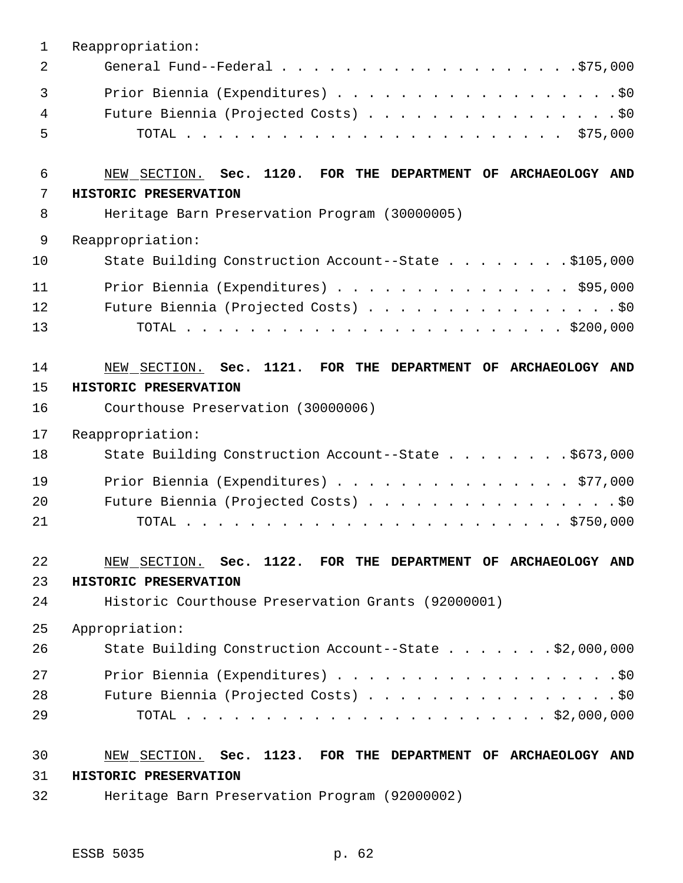Reappropriation:

General Fund--Federal . . . . . . . . . . . . . . . . . . . .$75,000

Prior Biennia (Expenditures) . . . . . . . . . . . . . . . . . . .$0

Future Biennia (Projected Costs) . . . . . . . . . . . . . . . . .$0

TOTAL . . . . . . . . . . . . . . . . . . . . . . . . $75,000

NEW SECTION. **Sec. 1120. FOR THE DEPARTMENT OF ARCHAEOLOGY AND HISTORIC PRESERVATION**

Heritage Barn Preservation Program (30000005)

Reappropriation:

State Building Construction Account--State . . . . . . . . .$105,000

Prior Biennia (Expenditures) . . . . . . . . . . . . . . . $95,000

Future Biennia (Projected Costs) . . . . . . . . . . . . . . . . .$0

TOTAL . . . . . . . . . . . . . . . . . . . . . . . . $200,000

NEW SECTION. **Sec. 1121. FOR THE DEPARTMENT OF ARCHAEOLOGY AND HISTORIC PRESERVATION**

Courthouse Preservation (30000006)

Reappropriation:

State Building Construction Account--State . . . . . . . . .$673,000

Prior Biennia (Expenditures) . . . . . . . . . . . . . . . $77,000

Future Biennia (Projected Costs) . . . . . . . . . . . . . . . . .$0

TOTAL . . . . . . . . . . . . . . . . . . . . . . . . $750,000

NEW SECTION. **Sec. 1122. FOR THE DEPARTMENT OF ARCHAEOLOGY AND HISTORIC PRESERVATION**

Historic Courthouse Preservation Grants (92000001)

Appropriation:

State Building Construction Account--State . . . . . . . .$2,000,000

Prior Biennia (Expenditures) . . . . . . . . . . . . . . . . . . .$0

Future Biennia (Projected Costs) . . . . . . . . . . . . . . . . .$0

TOTAL . . . . . . . . . . . . . . . . . . . . . . . $2,000,000

NEW SECTION. **Sec. 1123. FOR THE DEPARTMENT OF ARCHAEOLOGY AND HISTORIC PRESERVATION**

Heritage Barn Preservation Program (92000002)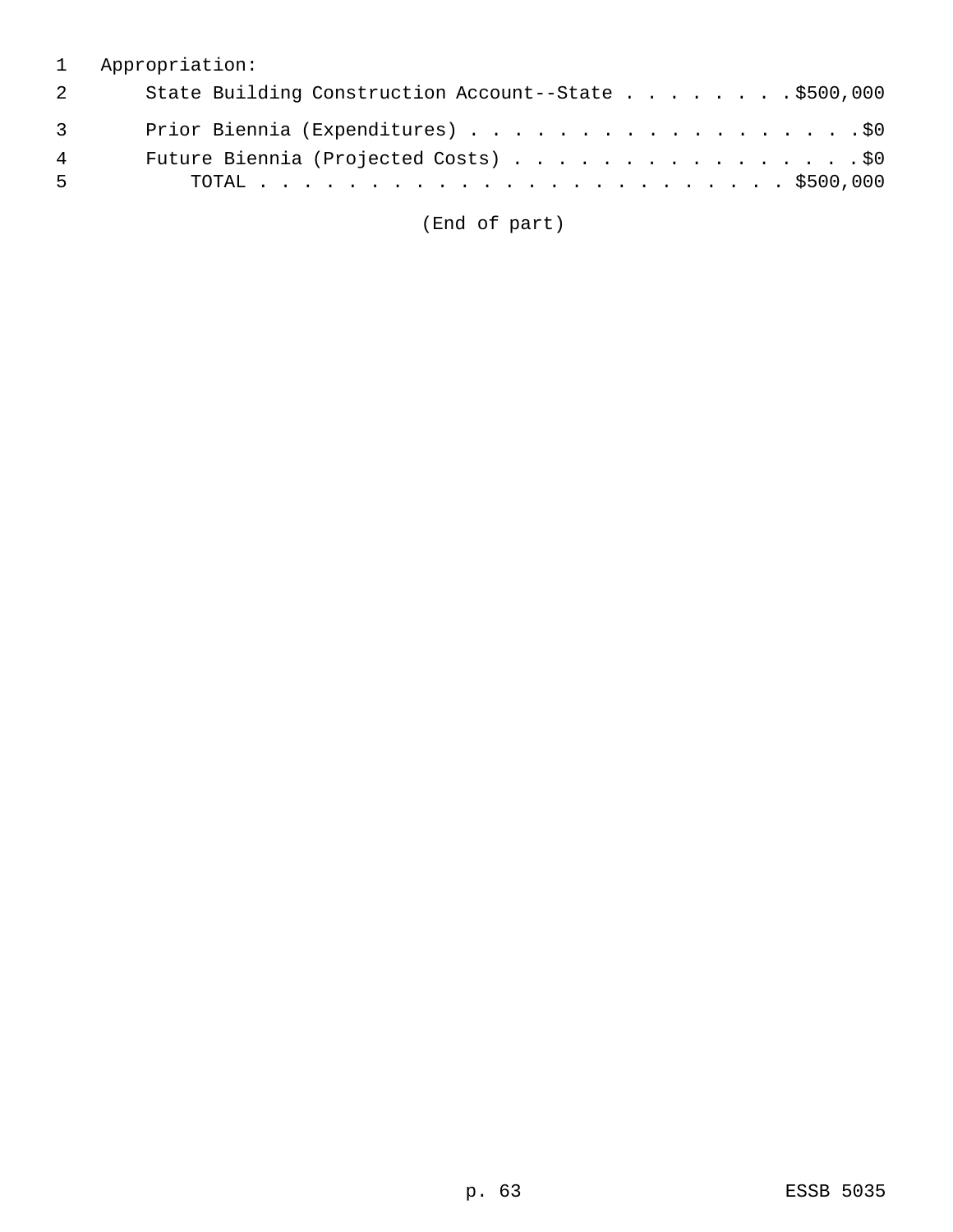Appropriation:

State Building Construction Account--State . . . . . . . . $500,000

Prior Biennia (Expenditures) . . . . . . . . . . . . . . . . . . $0

Future Biennia (Projected Costs) . . . . . . . . . . . . . . . . $0

TOTAL . . . . . . . . . . . . . . . . . . . . . . . . . $500,000

(End of part)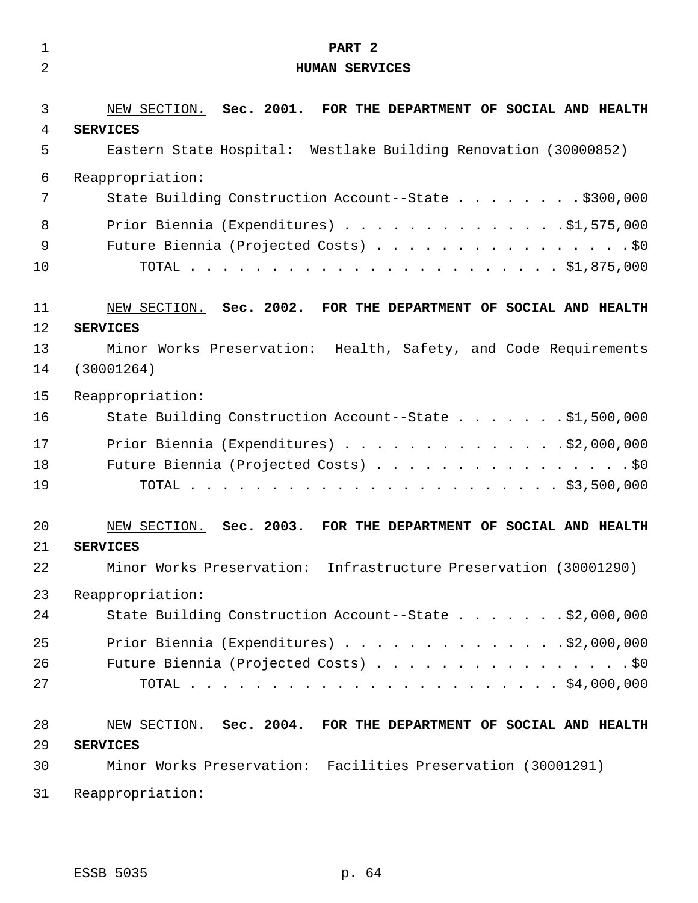# PART 2

# HUMAN SERVICES

NEW SECTION. **Sec. 2001. FOR THE DEPARTMENT OF SOCIAL AND HEALTH SERVICES**

Eastern State Hospital: Westlake Building Renovation (30000852)

Reappropriation:

State Building Construction Account--State . . . . . . . . $300,000

Prior Biennia (Expenditures) . . . . . . . . . . . . . . $1,575,000

Future Biennia (Projected Costs) . . . . . . . . . . . . . . . . . $0

TOTAL . . . . . . . . . . . . . . . . . . . . . . . $1,875,000

NEW SECTION. **Sec. 2002. FOR THE DEPARTMENT OF SOCIAL AND HEALTH SERVICES**

Minor Works Preservation: Health, Safety, and Code Requirements (30001264)

Reappropriation:

State Building Construction Account--State . . . . . . . $1,500,000

Prior Biennia (Expenditures) . . . . . . . . . . . . . . $2,000,000

Future Biennia (Projected Costs) . . . . . . . . . . . . . . . . . $0

TOTAL . . . . . . . . . . . . . . . . . . . . . . . $3,500,000

NEW SECTION. **Sec. 2003. FOR THE DEPARTMENT OF SOCIAL AND HEALTH SERVICES**

Minor Works Preservation: Infrastructure Preservation (30001290)

Reappropriation:

State Building Construction Account--State . . . . . . . $2,000,000

Prior Biennia (Expenditures) . . . . . . . . . . . . . . $2,000,000

Future Biennia (Projected Costs) . . . . . . . . . . . . . . . . . $0

TOTAL . . . . . . . . . . . . . . . . . . . . . . . $4,000,000

NEW SECTION. **Sec. 2004. FOR THE DEPARTMENT OF SOCIAL AND HEALTH SERVICES**

Minor Works Preservation: Facilities Preservation (30001291)

Reappropriation: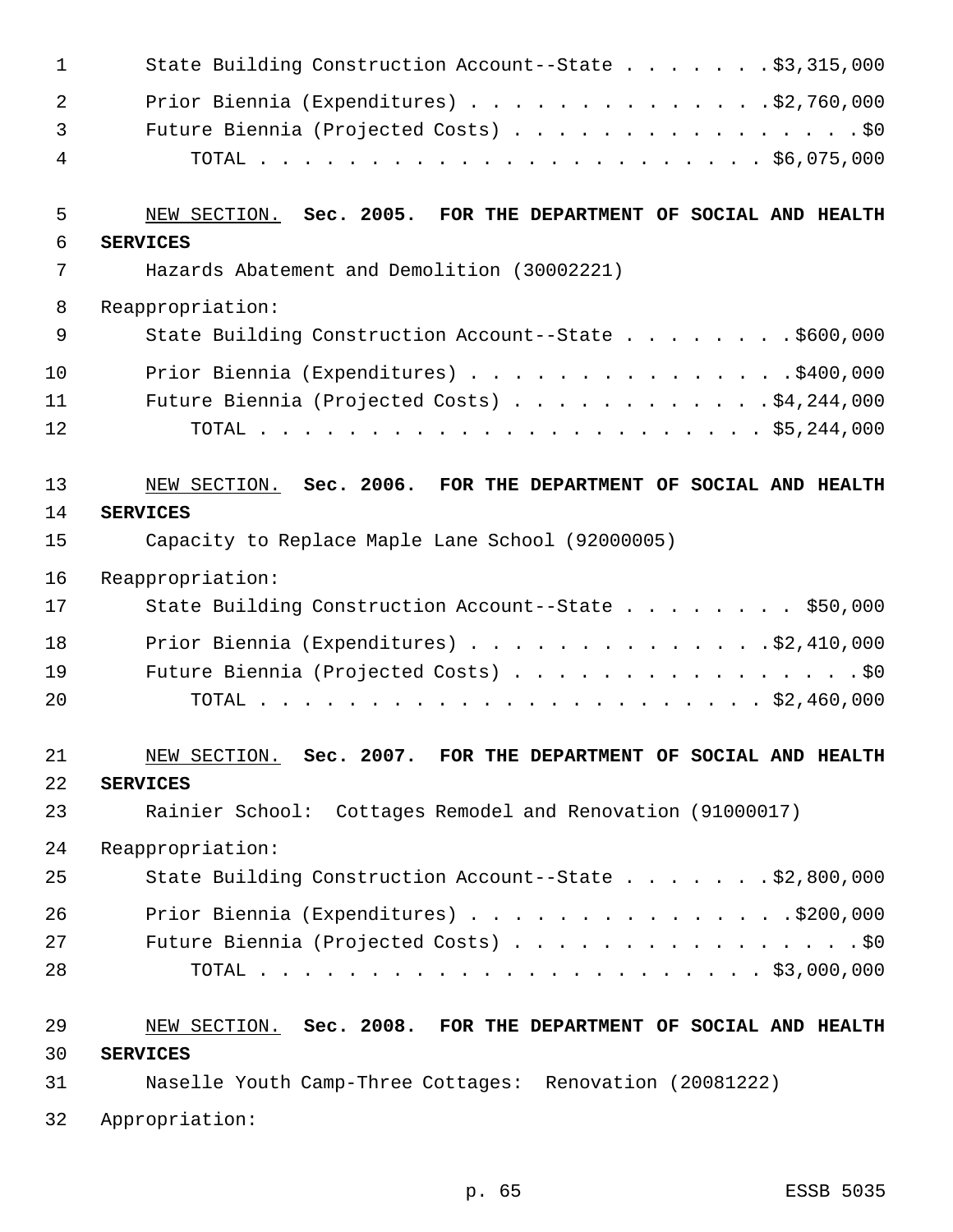State Building Construction Account--State . . . . . . . .$3,315,000
Prior Biennia (Expenditures) . . . . . . . . . . . . . . .$2,760,000
Future Biennia (Projected Costs) . . . . . . . . . . . . . . . . .$0
TOTAL . . . . . . . . . . . . . . . . . . . . . . . . . $6,075,000

NEW SECTION. **Sec. 2005. FOR THE DEPARTMENT OF SOCIAL AND HEALTH SERVICES**

Hazards Abatement and Demolition (30002221)

Reappropriation:

State Building Construction Account--State . . . . . . . . .$600,000
Prior Biennia (Expenditures) . . . . . . . . . . . . . . . .$400,000
Future Biennia (Projected Costs) . . . . . . . . . . . . .$4,244,000
TOTAL . . . . . . . . . . . . . . . . . . . . . . . . . $5,244,000

NEW SECTION. **Sec. 2006. FOR THE DEPARTMENT OF SOCIAL AND HEALTH SERVICES**

Capacity to Replace Maple Lane School (92000005)

Reappropriation:

State Building Construction Account--State . . . . . . . . . $50,000
Prior Biennia (Expenditures) . . . . . . . . . . . . . . .$2,410,000
Future Biennia (Projected Costs) . . . . . . . . . . . . . . . . .$0
TOTAL . . . . . . . . . . . . . . . . . . . . . . . . . $2,460,000

NEW SECTION. **Sec. 2007. FOR THE DEPARTMENT OF SOCIAL AND HEALTH SERVICES**

Rainier School: Cottages Remodel and Renovation (91000017)

Reappropriation:

State Building Construction Account--State . . . . . . . .$2,800,000
Prior Biennia (Expenditures) . . . . . . . . . . . . . . . .$200,000
Future Biennia (Projected Costs) . . . . . . . . . . . . . . . . .$0
TOTAL . . . . . . . . . . . . . . . . . . . . . . . . . $3,000,000

NEW SECTION. **Sec. 2008. FOR THE DEPARTMENT OF SOCIAL AND HEALTH SERVICES**

Naselle Youth Camp-Three Cottages: Renovation (20081222)

Appropriation: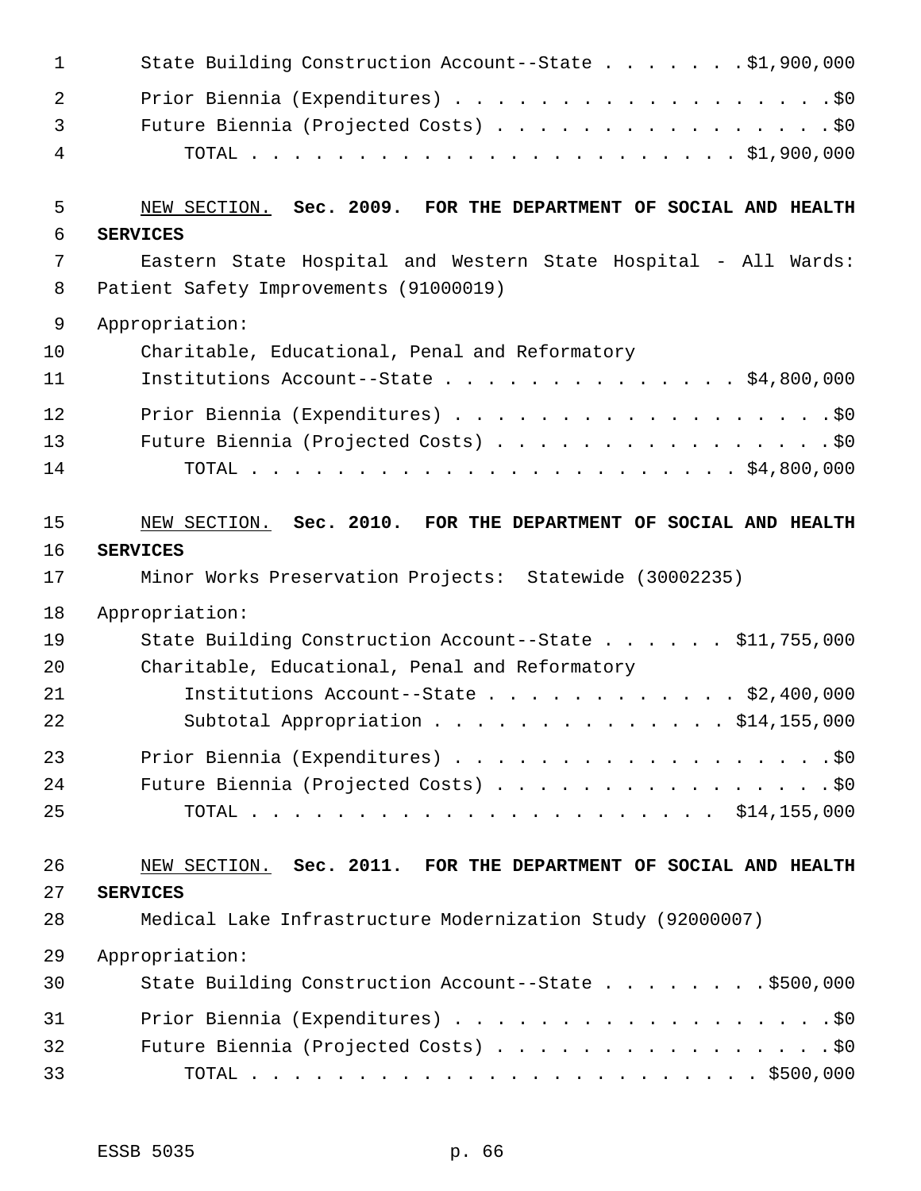State Building Construction Account--State . . . . . . . .$1,900,000

Prior Biennia (Expenditures) . . . . . . . . . . . . . . . . . . . .$0

Future Biennia (Projected Costs) . . . . . . . . . . . . . . . . . .$0

TOTAL . . . . . . . . . . . . . . . . . . . . . . . . $1,900,000

NEW SECTION. **Sec. 2009. FOR THE DEPARTMENT OF SOCIAL AND HEALTH SERVICES**

Eastern State Hospital and Western State Hospital - All Wards: Patient Safety Improvements (91000019)

Appropriation:

Charitable, Educational, Penal and Reformatory Institutions Account--State . . . . . . . . . . . . . . . $4,800,000

Prior Biennia (Expenditures) . . . . . . . . . . . . . . . . . . . .$0

Future Biennia (Projected Costs) . . . . . . . . . . . . . . . . . .$0

TOTAL . . . . . . . . . . . . . . . . . . . . . . . . $4,800,000

NEW SECTION. **Sec. 2010. FOR THE DEPARTMENT OF SOCIAL AND HEALTH SERVICES**

Minor Works Preservation Projects: Statewide (30002235)

Appropriation:

State Building Construction Account--State . . . . . . . $11,755,000

Charitable, Educational, Penal and Reformatory Institutions Account--State . . . . . . . . . . . . . $2,400,000

Subtotal Appropriation . . . . . . . . . . . . . . . $14,155,000

Prior Biennia (Expenditures) . . . . . . . . . . . . . . . . . . . .$0

Future Biennia (Projected Costs) . . . . . . . . . . . . . . . . . .$0

TOTAL . . . . . . . . . . . . . . . . . . . . . . . $14,155,000

NEW SECTION. **Sec. 2011. FOR THE DEPARTMENT OF SOCIAL AND HEALTH SERVICES**

Medical Lake Infrastructure Modernization Study (92000007)

Appropriation:

State Building Construction Account--State . . . . . . . . .$500,000

Prior Biennia (Expenditures) . . . . . . . . . . . . . . . . . . . .$0

Future Biennia (Projected Costs) . . . . . . . . . . . . . . . . . .$0

TOTAL . . . . . . . . . . . . . . . . . . . . . . . . . . $500,000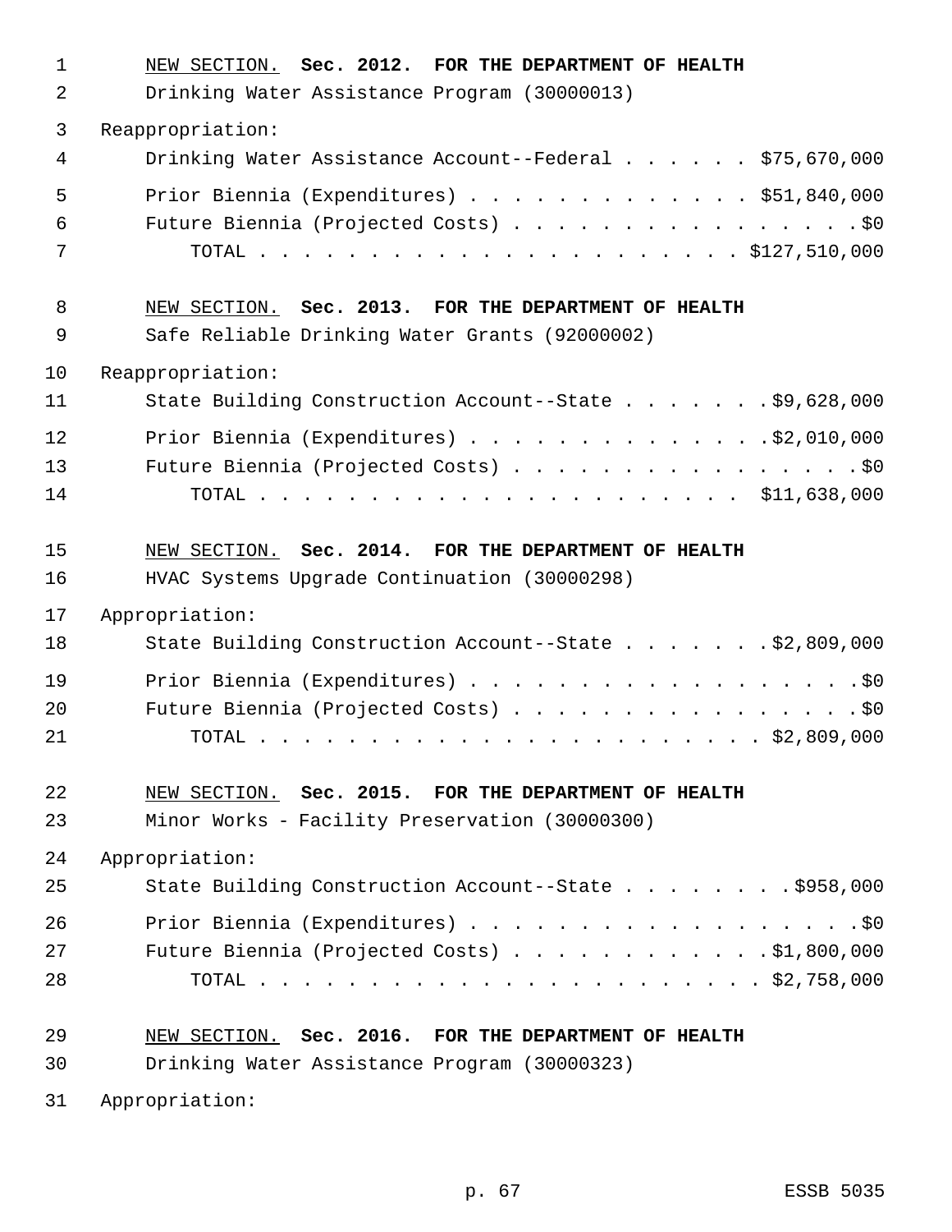NEW SECTION. **Sec. 2012. FOR THE DEPARTMENT OF HEALTH**

Drinking Water Assistance Program (30000013)

Reappropriation:

Drinking Water Assistance Account--Federal . . . . . . $75,670,000

Prior Biennia (Expenditures) . . . . . . . . . . . . . $51,840,000

Future Biennia (Projected Costs) . . . . . . . . . . . . . . . . . $0

TOTAL . . . . . . . . . . . . . . . . . . . . . . $127,510,000

NEW SECTION. **Sec. 2013. FOR THE DEPARTMENT OF HEALTH**

Safe Reliable Drinking Water Grants (92000002)

Reappropriation:

State Building Construction Account--State . . . . . . . $9,628,000

Prior Biennia (Expenditures) . . . . . . . . . . . . . . $2,010,000

Future Biennia (Projected Costs) . . . . . . . . . . . . . . . . . $0

TOTAL . . . . . . . . . . . . . . . . . . . . . . $11,638,000

NEW SECTION. **Sec. 2014. FOR THE DEPARTMENT OF HEALTH**

HVAC Systems Upgrade Continuation (30000298)

Appropriation:

State Building Construction Account--State . . . . . . . $2,809,000

Prior Biennia (Expenditures) . . . . . . . . . . . . . . . . . . $0

Future Biennia (Projected Costs) . . . . . . . . . . . . . . . . . $0

TOTAL . . . . . . . . . . . . . . . . . . . . . . . $2,809,000

NEW SECTION. **Sec. 2015. FOR THE DEPARTMENT OF HEALTH**

Minor Works - Facility Preservation (30000300)

Appropriation:

State Building Construction Account--State . . . . . . . . $958,000

Prior Biennia (Expenditures) . . . . . . . . . . . . . . . . . . $0

Future Biennia (Projected Costs) . . . . . . . . . . . . $1,800,000

TOTAL . . . . . . . . . . . . . . . . . . . . . . . $2,758,000

NEW SECTION. **Sec. 2016. FOR THE DEPARTMENT OF HEALTH**

Drinking Water Assistance Program (30000323)

Appropriation: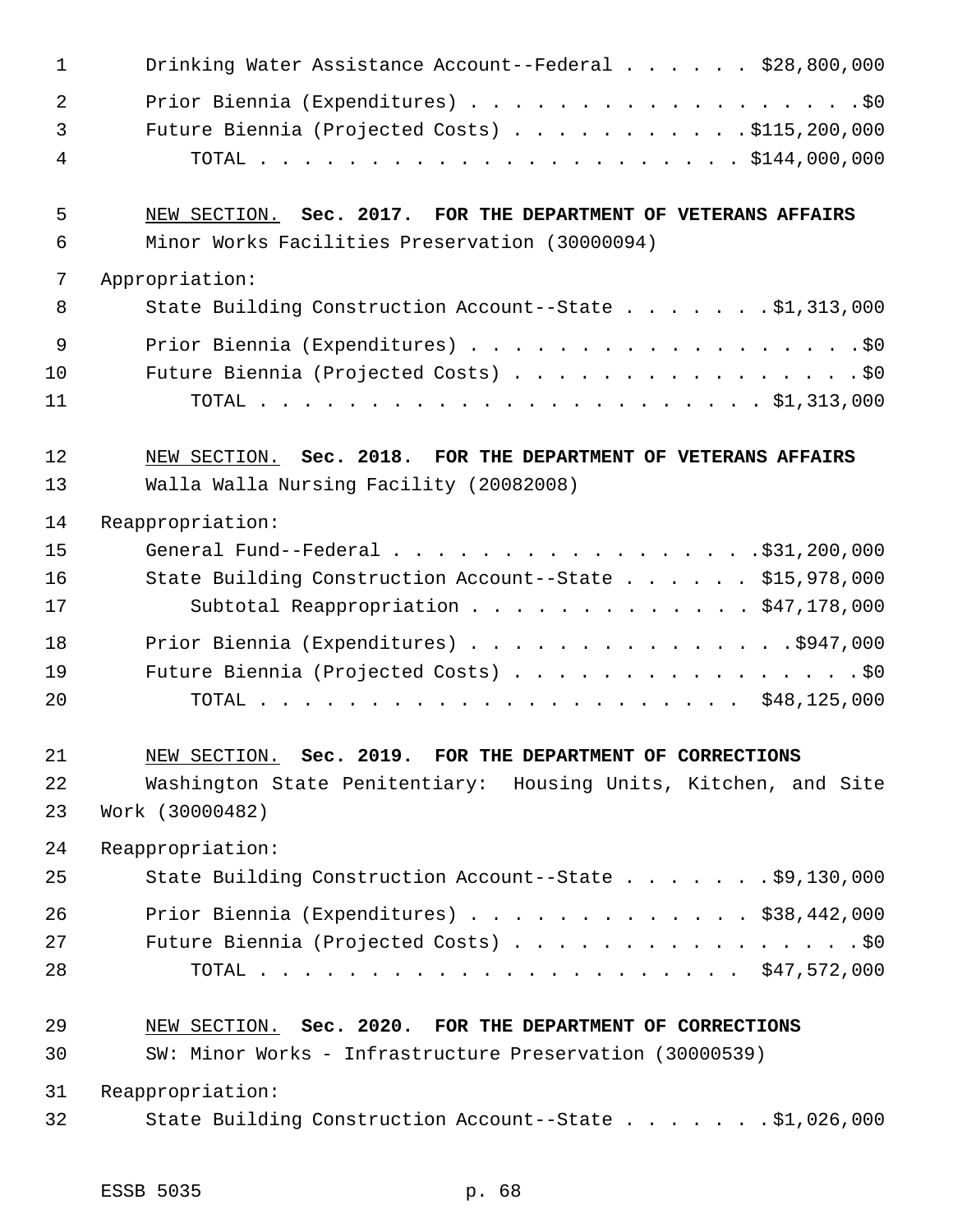Drinking Water Assistance Account--Federal . . . . . . $28,800,000

Prior Biennia (Expenditures) . . . . . . . . . . . . . . . . . . .$0
Future Biennia (Projected Costs) . . . . . . . . . . . .$115,200,000
TOTAL . . . . . . . . . . . . . . . . . . . . . . . $144,000,000

NEW SECTION. **Sec. 2017. FOR THE DEPARTMENT OF VETERANS AFFAIRS**

Minor Works Facilities Preservation (30000094)

Appropriation:

State Building Construction Account--State . . . . . . . .$1,313,000

Prior Biennia (Expenditures) . . . . . . . . . . . . . . . . . . .$0
Future Biennia (Projected Costs) . . . . . . . . . . . . . . . . .$0
TOTAL . . . . . . . . . . . . . . . . . . . . . . . $1,313,000

NEW SECTION. **Sec. 2018. FOR THE DEPARTMENT OF VETERANS AFFAIRS**

Walla Walla Nursing Facility (20082008)

Reappropriation:

General Fund--Federal . . . . . . . . . . . . . . . . . .$31,200,000
State Building Construction Account--State . . . . . . $15,978,000
Subtotal Reappropriation . . . . . . . . . . . . . $47,178,000

Prior Biennia (Expenditures) . . . . . . . . . . . . . . . .$947,000
Future Biennia (Projected Costs) . . . . . . . . . . . . . . . . .$0
TOTAL . . . . . . . . . . . . . . . . . . . . . . . $48,125,000

NEW SECTION. **Sec. 2019. FOR THE DEPARTMENT OF CORRECTIONS**

Washington State Penitentiary: Housing Units, Kitchen, and Site Work (30000482)

Reappropriation:

State Building Construction Account--State . . . . . . . .$9,130,000

Prior Biennia (Expenditures) . . . . . . . . . . . . . . $38,442,000
Future Biennia (Projected Costs) . . . . . . . . . . . . . . . . .$0
TOTAL . . . . . . . . . . . . . . . . . . . . . . . $47,572,000

NEW SECTION. **Sec. 2020. FOR THE DEPARTMENT OF CORRECTIONS**

SW: Minor Works - Infrastructure Preservation (30000539)

Reappropriation:

State Building Construction Account--State . . . . . . . .$1,026,000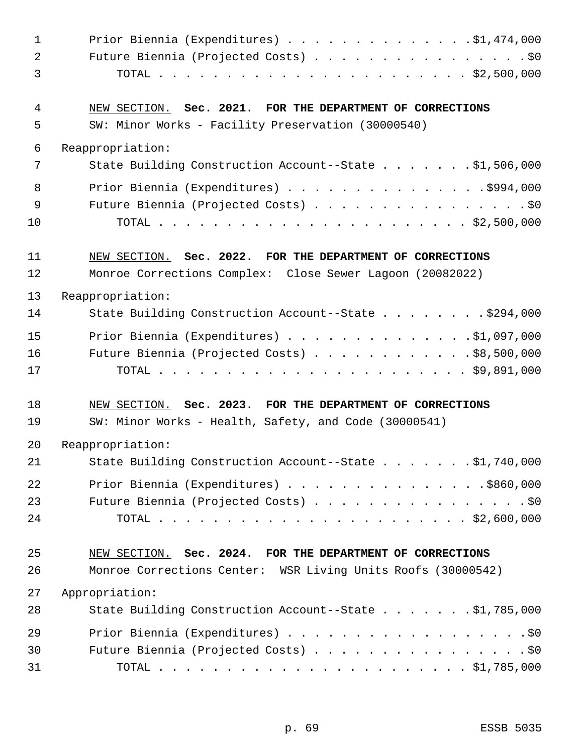Prior Biennia (Expenditures) . . . . . . . . . . . . . . $1,474,000
Future Biennia (Projected Costs) . . . . . . . . . . . . . . . . $0
TOTAL . . . . . . . . . . . . . . . . . . . . . . . . $2,500,000

<u>NEW SECTION.</u> **Sec. 2021. FOR THE DEPARTMENT OF CORRECTIONS**

SW: Minor Works - Facility Preservation (30000540)

Reappropriation:

State Building Construction Account--State . . . . . . . $1,506,000

Prior Biennia (Expenditures) . . . . . . . . . . . . . . . $994,000
Future Biennia (Projected Costs) . . . . . . . . . . . . . . . . $0
TOTAL . . . . . . . . . . . . . . . . . . . . . . . . $2,500,000

<u>NEW SECTION.</u> **Sec. 2022. FOR THE DEPARTMENT OF CORRECTIONS**

Monroe Corrections Complex: Close Sewer Lagoon (20082022)

Reappropriation:

State Building Construction Account--State . . . . . . . . $294,000

Prior Biennia (Expenditures) . . . . . . . . . . . . . . $1,097,000
Future Biennia (Projected Costs) . . . . . . . . . . . . $8,500,000
TOTAL . . . . . . . . . . . . . . . . . . . . . . . . $9,891,000

<u>NEW SECTION.</u> **Sec. 2023. FOR THE DEPARTMENT OF CORRECTIONS**

SW: Minor Works - Health, Safety, and Code (30000541)

Reappropriation:

State Building Construction Account--State . . . . . . . $1,740,000

Prior Biennia (Expenditures) . . . . . . . . . . . . . . . $860,000
Future Biennia (Projected Costs) . . . . . . . . . . . . . . . . $0
TOTAL . . . . . . . . . . . . . . . . . . . . . . . . $2,600,000

<u>NEW SECTION.</u> **Sec. 2024. FOR THE DEPARTMENT OF CORRECTIONS**

Monroe Corrections Center: WSR Living Units Roofs (30000542)

Appropriation:

State Building Construction Account--State . . . . . . . $1,785,000

Prior Biennia (Expenditures) . . . . . . . . . . . . . . . . . . $0
Future Biennia (Projected Costs) . . . . . . . . . . . . . . . . $0
TOTAL . . . . . . . . . . . . . . . . . . . . . . . . $1,785,000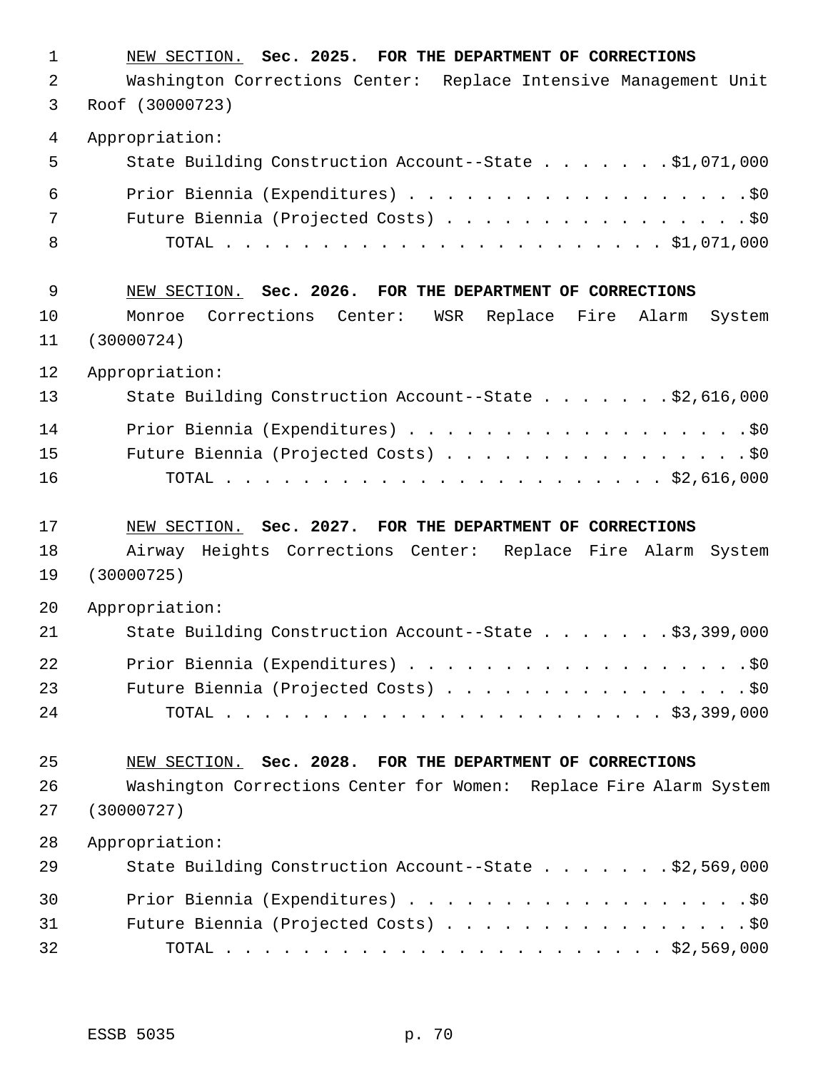<u>NEW SECTION.</u> **Sec. 2025. FOR THE DEPARTMENT OF CORRECTIONS**

Washington Corrections Center: Replace Intensive Management Unit Roof (30000723)

Appropriation:

State Building Construction Account--State . . . . . . . $1,071,000

Prior Biennia (Expenditures) . . . . . . . . . . . . . . . . . . . $0

Future Biennia (Projected Costs) . . . . . . . . . . . . . . . . $0

TOTAL . . . . . . . . . . . . . . . . . . . . . . . . $1,071,000

<u>NEW SECTION.</u> **Sec. 2026. FOR THE DEPARTMENT OF CORRECTIONS**

Monroe Corrections Center: WSR Replace Fire Alarm System (30000724)

Appropriation:

State Building Construction Account--State . . . . . . . $2,616,000

Prior Biennia (Expenditures) . . . . . . . . . . . . . . . . . . . $0

Future Biennia (Projected Costs) . . . . . . . . . . . . . . . . $0

TOTAL . . . . . . . . . . . . . . . . . . . . . . . . $2,616,000

<u>NEW SECTION.</u> **Sec. 2027. FOR THE DEPARTMENT OF CORRECTIONS**

Airway Heights Corrections Center: Replace Fire Alarm System (30000725)

Appropriation:

State Building Construction Account--State . . . . . . . $3,399,000

Prior Biennia (Expenditures) . . . . . . . . . . . . . . . . . . . $0

Future Biennia (Projected Costs) . . . . . . . . . . . . . . . . $0

TOTAL . . . . . . . . . . . . . . . . . . . . . . . . $3,399,000

<u>NEW SECTION.</u> **Sec. 2028. FOR THE DEPARTMENT OF CORRECTIONS**

Washington Corrections Center for Women: Replace Fire Alarm System (30000727)

Appropriation:

State Building Construction Account--State . . . . . . . $2,569,000

Prior Biennia (Expenditures) . . . . . . . . . . . . . . . . . . . $0

Future Biennia (Projected Costs) . . . . . . . . . . . . . . . . $0

TOTAL . . . . . . . . . . . . . . . . . . . . . . . . $2,569,000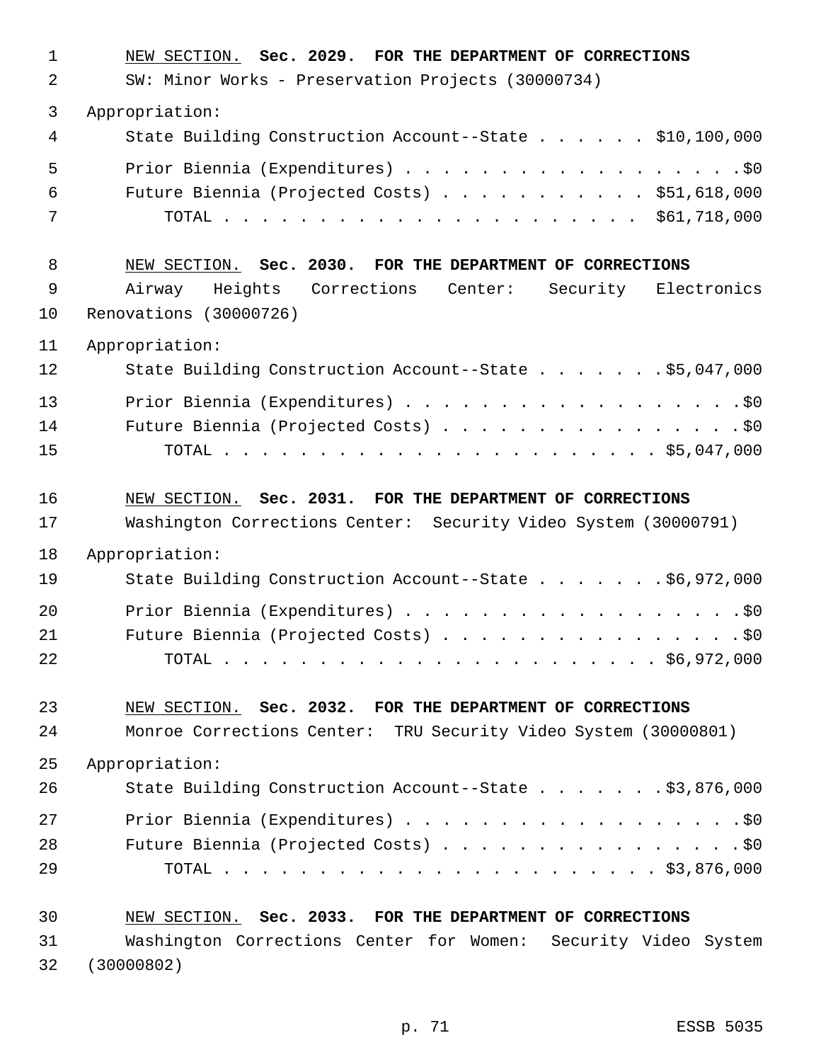NEW SECTION. **Sec. 2029. FOR THE DEPARTMENT OF CORRECTIONS**

SW: Minor Works - Preservation Projects (30000734)

Appropriation:

| | |
|---|---|
| State Building Construction Account--State | $10,100,000 |
| Prior Biennia (Expenditures) | $0 |
| Future Biennia (Projected Costs) | $51,618,000 |
| TOTAL | $61,718,000 |

NEW SECTION. **Sec. 2030. FOR THE DEPARTMENT OF CORRECTIONS**

Airway Heights Corrections Center: Security Electronics Renovations (30000726)

Appropriation:

| | |
|---|---|
| State Building Construction Account--State | $5,047,000 |
| Prior Biennia (Expenditures) | $0 |
| Future Biennia (Projected Costs) | $0 |
| TOTAL | $5,047,000 |

NEW SECTION. **Sec. 2031. FOR THE DEPARTMENT OF CORRECTIONS**

Washington Corrections Center: Security Video System (30000791)

Appropriation:

| | |
|---|---|
| State Building Construction Account--State | $6,972,000 |
| Prior Biennia (Expenditures) | $0 |
| Future Biennia (Projected Costs) | $0 |
| TOTAL | $6,972,000 |

NEW SECTION. **Sec. 2032. FOR THE DEPARTMENT OF CORRECTIONS**

Monroe Corrections Center: TRU Security Video System (30000801)

Appropriation:

| | |
|---|---|
| State Building Construction Account--State | $3,876,000 |
| Prior Biennia (Expenditures) | $0 |
| Future Biennia (Projected Costs) | $0 |
| TOTAL | $3,876,000 |

NEW SECTION. **Sec. 2033. FOR THE DEPARTMENT OF CORRECTIONS**

Washington Corrections Center for Women: Security Video System (30000802)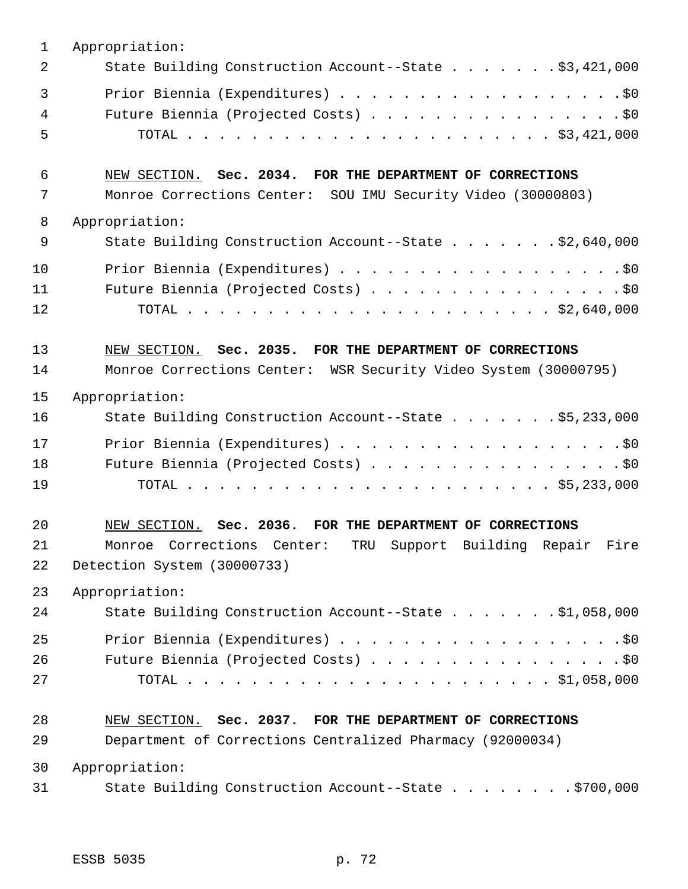Appropriation:

State Building Construction Account--State . . . . . . . $3,421,000

Prior Biennia (Expenditures) . . . . . . . . . . . . . . . . . . $0

Future Biennia (Projected Costs) . . . . . . . . . . . . . . . . $0

TOTAL . . . . . . . . . . . . . . . . . . . . . . . $3,421,000

NEW SECTION. **Sec. 2034. FOR THE DEPARTMENT OF CORRECTIONS**

Monroe Corrections Center: SOU IMU Security Video (30000803)

Appropriation:

State Building Construction Account--State . . . . . . . $2,640,000

Prior Biennia (Expenditures) . . . . . . . . . . . . . . . . . . $0

Future Biennia (Projected Costs) . . . . . . . . . . . . . . . . $0

TOTAL . . . . . . . . . . . . . . . . . . . . . . . $2,640,000

NEW SECTION. **Sec. 2035. FOR THE DEPARTMENT OF CORRECTIONS**

Monroe Corrections Center: WSR Security Video System (30000795)

Appropriation:

State Building Construction Account--State . . . . . . . $5,233,000

Prior Biennia (Expenditures) . . . . . . . . . . . . . . . . . . $0

Future Biennia (Projected Costs) . . . . . . . . . . . . . . . . $0

TOTAL . . . . . . . . . . . . . . . . . . . . . . . $5,233,000

NEW SECTION. **Sec. 2036. FOR THE DEPARTMENT OF CORRECTIONS**

Monroe Corrections Center: TRU Support Building Repair Fire Detection System (30000733)

Appropriation:

State Building Construction Account--State . . . . . . . $1,058,000

Prior Biennia (Expenditures) . . . . . . . . . . . . . . . . . . $0

Future Biennia (Projected Costs) . . . . . . . . . . . . . . . . $0

TOTAL . . . . . . . . . . . . . . . . . . . . . . . $1,058,000

NEW SECTION. **Sec. 2037. FOR THE DEPARTMENT OF CORRECTIONS**

Department of Corrections Centralized Pharmacy (92000034)

Appropriation:

State Building Construction Account--State . . . . . . . . $700,000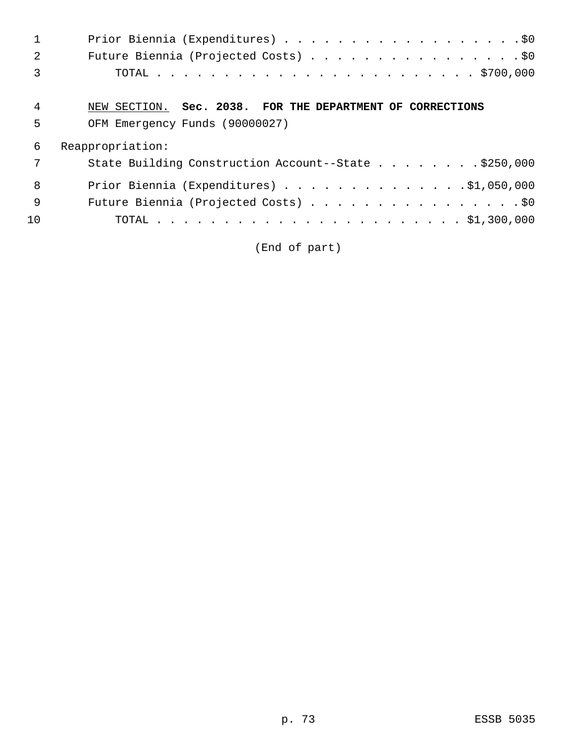Prior Biennia (Expenditures) . . . . . . . . . . . . . . . . . . .$0
Future Biennia (Projected Costs) . . . . . . . . . . . . . . . . .$0
TOTAL . . . . . . . . . . . . . . . . . . . . . . . . . $700,000

NEW SECTION. **Sec. 2038. FOR THE DEPARTMENT OF CORRECTIONS**

OFM Emergency Funds (90000027)

Reappropriation:

State Building Construction Account--State . . . . . . . . .$250,000

Prior Biennia (Expenditures) . . . . . . . . . . . . . .$1,050,000
Future Biennia (Projected Costs) . . . . . . . . . . . . . . . . .$0
TOTAL . . . . . . . . . . . . . . . . . . . . . . . . $1,300,000

(End of part)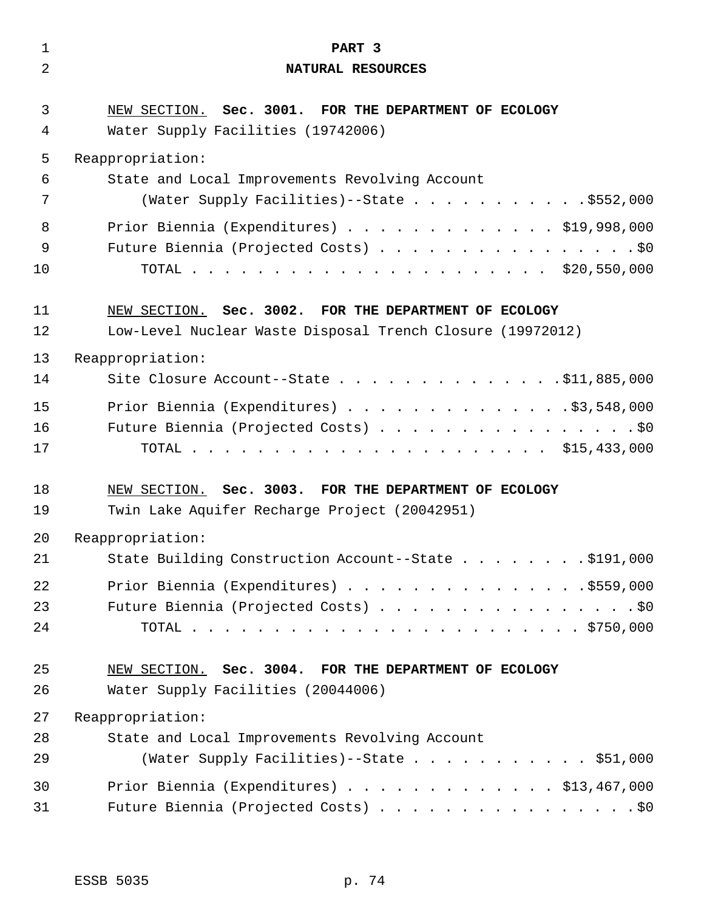# PART 3
## NATURAL RESOURCES

NEW SECTION. **Sec. 3001. FOR THE DEPARTMENT OF ECOLOGY**

Water Supply Facilities (19742006)

Reappropriation:

State and Local Improvements Revolving Account
(Water Supply Facilities)--State . . . . . . . . . . . .$552,000

Prior Biennia (Expenditures) . . . . . . . . . . . . . . $19,998,000
Future Biennia (Projected Costs) . . . . . . . . . . . . . . . . . .$0
TOTAL . . . . . . . . . . . . . . . . . . . . . . . $20,550,000

NEW SECTION. **Sec. 3002. FOR THE DEPARTMENT OF ECOLOGY**

Low-Level Nuclear Waste Disposal Trench Closure (19972012)

Reappropriation:

Site Closure Account--State . . . . . . . . . . . . . . .$11,885,000

Prior Biennia (Expenditures) . . . . . . . . . . . . . . .$3,548,000
Future Biennia (Projected Costs) . . . . . . . . . . . . . . . . . .$0
TOTAL . . . . . . . . . . . . . . . . . . . . . . . $15,433,000

NEW SECTION. **Sec. 3003. FOR THE DEPARTMENT OF ECOLOGY**

Twin Lake Aquifer Recharge Project (20042951)

Reappropriation:

State Building Construction Account--State . . . . . . . . .$191,000

Prior Biennia (Expenditures) . . . . . . . . . . . . . . . .$559,000
Future Biennia (Projected Costs) . . . . . . . . . . . . . . . . . .$0
TOTAL . . . . . . . . . . . . . . . . . . . . . . . . . $750,000

NEW SECTION. **Sec. 3004. FOR THE DEPARTMENT OF ECOLOGY**

Water Supply Facilities (20044006)

Reappropriation:

State and Local Improvements Revolving Account
(Water Supply Facilities)--State . . . . . . . . . . . . $51,000

Prior Biennia (Expenditures) . . . . . . . . . . . . . . $13,467,000
Future Biennia (Projected Costs) . . . . . . . . . . . . . . . . . .$0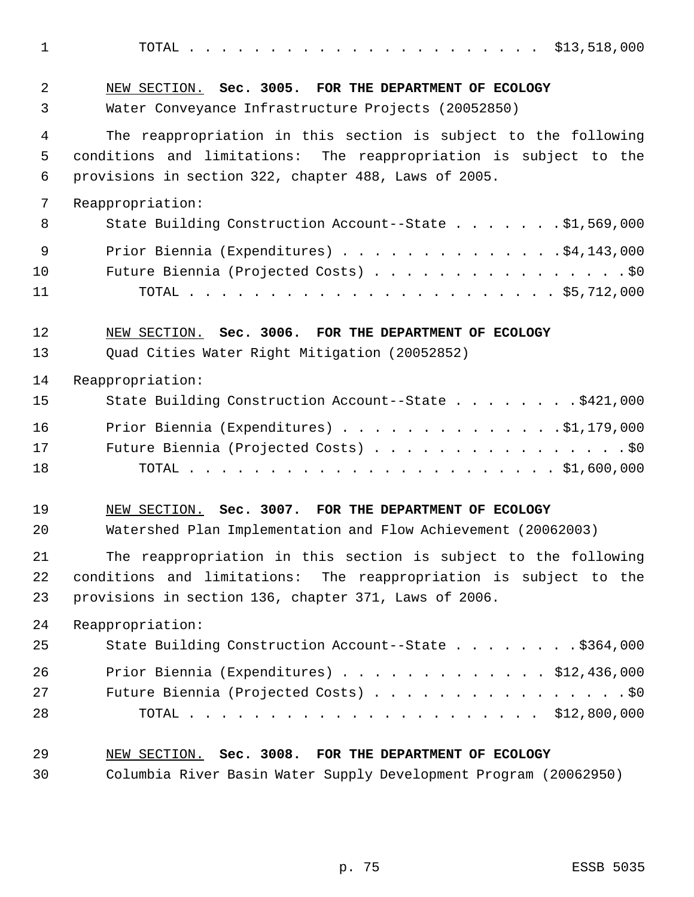TOTAL . . . . . . . . . . . . . . . . . . . . . . $13,518,000

NEW SECTION. **Sec. 3005. FOR THE DEPARTMENT OF ECOLOGY**

Water Conveyance Infrastructure Projects (20052850)

The reappropriation in this section is subject to the following conditions and limitations: The reappropriation is subject to the provisions in section 322, chapter 488, Laws of 2005.

Reappropriation:

State Building Construction Account--State . . . . . . . $1,569,000

Prior Biennia (Expenditures) . . . . . . . . . . . . . . $4,143,000

Future Biennia (Projected Costs) . . . . . . . . . . . . . . . . $0

TOTAL . . . . . . . . . . . . . . . . . . . . . . $5,712,000

NEW SECTION. **Sec. 3006. FOR THE DEPARTMENT OF ECOLOGY**

Quad Cities Water Right Mitigation (20052852)

Reappropriation:

State Building Construction Account--State . . . . . . . . $421,000

Prior Biennia (Expenditures) . . . . . . . . . . . . . . $1,179,000

Future Biennia (Projected Costs) . . . . . . . . . . . . . . . . $0

TOTAL . . . . . . . . . . . . . . . . . . . . . . $1,600,000

NEW SECTION. **Sec. 3007. FOR THE DEPARTMENT OF ECOLOGY**

Watershed Plan Implementation and Flow Achievement (20062003)

The reappropriation in this section is subject to the following conditions and limitations: The reappropriation is subject to the provisions in section 136, chapter 371, Laws of 2006.

Reappropriation:

State Building Construction Account--State . . . . . . . . $364,000

Prior Biennia (Expenditures) . . . . . . . . . . . . . $12,436,000

Future Biennia (Projected Costs) . . . . . . . . . . . . . . . . $0

TOTAL . . . . . . . . . . . . . . . . . . . . . . $12,800,000

NEW SECTION. **Sec. 3008. FOR THE DEPARTMENT OF ECOLOGY**

Columbia River Basin Water Supply Development Program (20062950)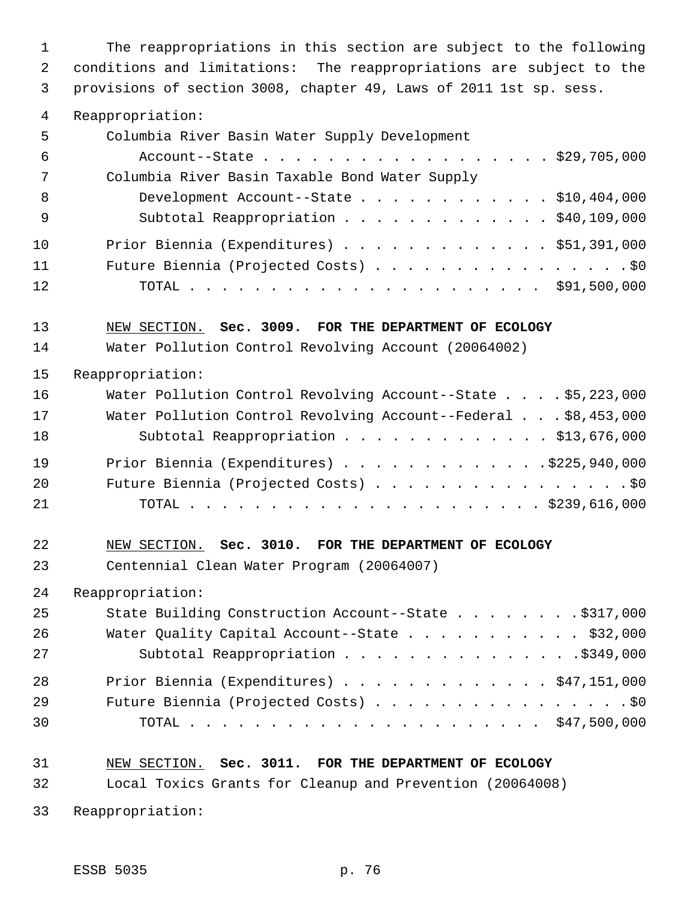The reappropriations in this section are subject to the following conditions and limitations: The reappropriations are subject to the provisions of section 3008, chapter 49, Laws of 2011 1st sp. sess.

Reappropriation:

| | |
|---|---|
| Columbia River Basin Water Supply Development Account--State | $29,705,000 |
| Columbia River Basin Taxable Bond Water Supply Development Account--State | $10,404,000 |
| Subtotal Reappropriation | $40,109,000 |
| Prior Biennia (Expenditures) | $51,391,000 |
| Future Biennia (Projected Costs) | $0 |
| TOTAL | $91,500,000 |

NEW SECTION. **Sec. 3009. FOR THE DEPARTMENT OF ECOLOGY**

Water Pollution Control Revolving Account (20064002)

Reappropriation:

| | |
|---|---|
| Water Pollution Control Revolving Account--State | $5,223,000 |
| Water Pollution Control Revolving Account--Federal | $8,453,000 |
| Subtotal Reappropriation | $13,676,000 |
| Prior Biennia (Expenditures) | $225,940,000 |
| Future Biennia (Projected Costs) | $0 |
| TOTAL | $239,616,000 |

NEW SECTION. **Sec. 3010. FOR THE DEPARTMENT OF ECOLOGY**

Centennial Clean Water Program (20064007)

Reappropriation:

| | |
|---|---|
| State Building Construction Account--State | $317,000 |
| Water Quality Capital Account--State | $32,000 |
| Subtotal Reappropriation | $349,000 |
| Prior Biennia (Expenditures) | $47,151,000 |
| Future Biennia (Projected Costs) | $0 |
| TOTAL | $47,500,000 |

NEW SECTION. **Sec. 3011. FOR THE DEPARTMENT OF ECOLOGY**

Local Toxics Grants for Cleanup and Prevention (20064008)

Reappropriation: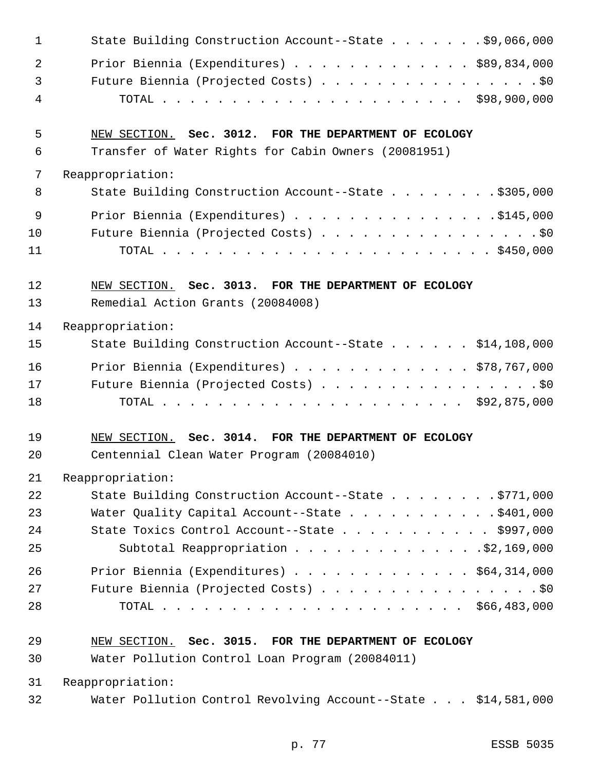State Building Construction Account--State . . . . . . . $9,066,000

Prior Biennia (Expenditures) . . . . . . . . . . . . . $89,834,000

Future Biennia (Projected Costs) . . . . . . . . . . . . . . . . . $0

TOTAL . . . . . . . . . . . . . . . . . . . . . . $98,900,000

NEW SECTION. **Sec. 3012. FOR THE DEPARTMENT OF ECOLOGY**

Transfer of Water Rights for Cabin Owners (20081951)

Reappropriation:

State Building Construction Account--State . . . . . . . . $305,000

Prior Biennia (Expenditures) . . . . . . . . . . . . . . . $145,000

Future Biennia (Projected Costs) . . . . . . . . . . . . . . . . . $0

TOTAL . . . . . . . . . . . . . . . . . . . . . . . . $450,000

NEW SECTION. **Sec. 3013. FOR THE DEPARTMENT OF ECOLOGY**

Remedial Action Grants (20084008)

Reappropriation:

State Building Construction Account--State . . . . . . $14,108,000

Prior Biennia (Expenditures) . . . . . . . . . . . . . $78,767,000

Future Biennia (Projected Costs) . . . . . . . . . . . . . . . . . $0

TOTAL . . . . . . . . . . . . . . . . . . . . . . $92,875,000

NEW SECTION. **Sec. 3014. FOR THE DEPARTMENT OF ECOLOGY**

Centennial Clean Water Program (20084010)

Reappropriation:

State Building Construction Account--State . . . . . . . . $771,000

Water Quality Capital Account--State . . . . . . . . . . . $401,000

State Toxics Control Account--State . . . . . . . . . . . $997,000

Subtotal Reappropriation . . . . . . . . . . . . . . $2,169,000

Prior Biennia (Expenditures) . . . . . . . . . . . . . $64,314,000

Future Biennia (Projected Costs) . . . . . . . . . . . . . . . . . $0

TOTAL . . . . . . . . . . . . . . . . . . . . . . $66,483,000

NEW SECTION. **Sec. 3015. FOR THE DEPARTMENT OF ECOLOGY**

Water Pollution Control Loan Program (20084011)

Reappropriation:

Water Pollution Control Revolving Account--State . . . $14,581,000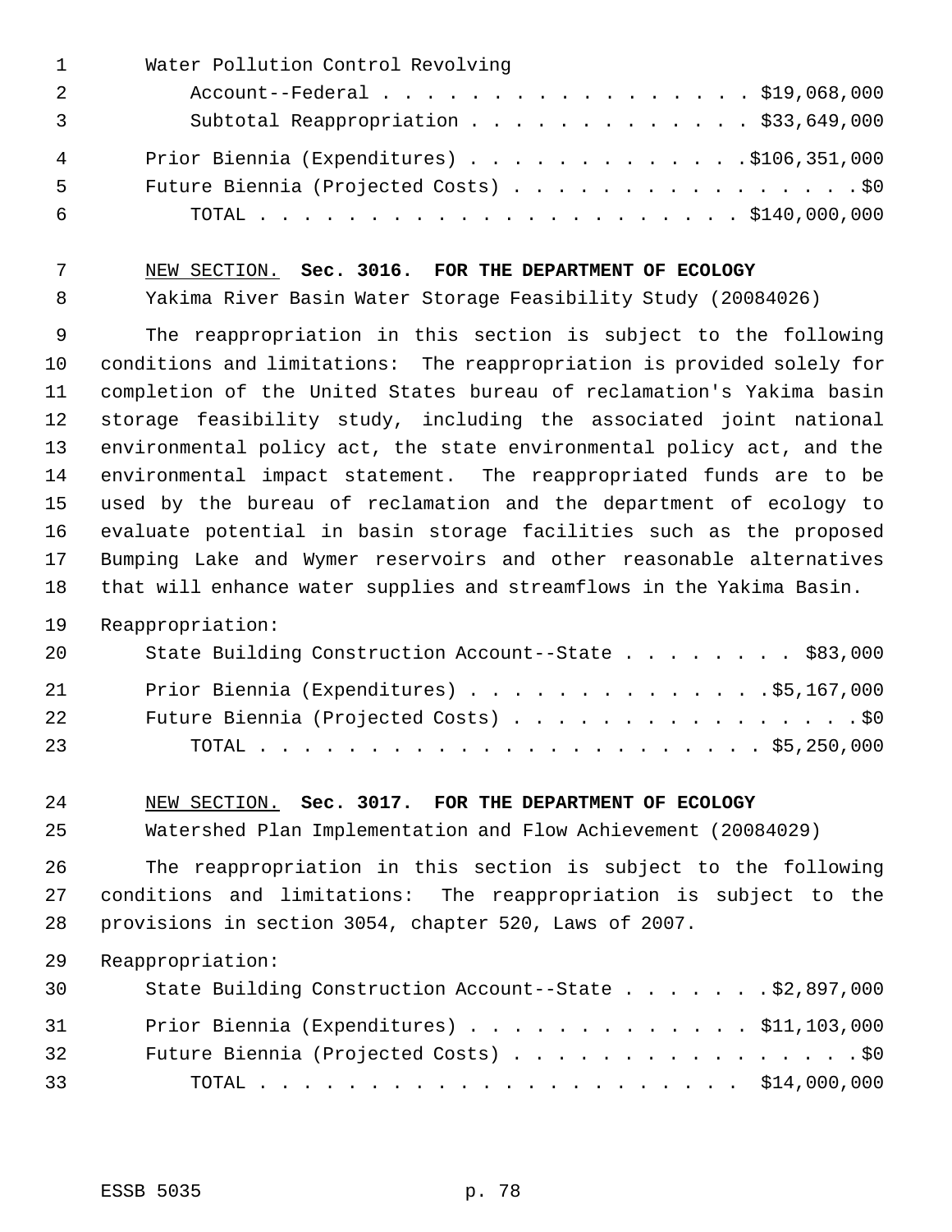Water Pollution Control Revolving
Account--Federal . . . . . . . . . . . . . . . . . $19,068,000
Subtotal Reappropriation . . . . . . . . . . . . . $33,649,000

Prior Biennia (Expenditures) . . . . . . . . . . . . .$106,351,000
Future Biennia (Projected Costs) . . . . . . . . . . . . . . . . .$0
TOTAL . . . . . . . . . . . . . . . . . . . . . . $140,000,000

NEW SECTION. **Sec. 3016. FOR THE DEPARTMENT OF ECOLOGY**
Yakima River Basin Water Storage Feasibility Study (20084026)

The reappropriation in this section is subject to the following conditions and limitations: The reappropriation is provided solely for completion of the United States bureau of reclamation's Yakima basin storage feasibility study, including the associated joint national environmental policy act, the state environmental policy act, and the environmental impact statement. The reappropriated funds are to be used by the bureau of reclamation and the department of ecology to evaluate potential in basin storage facilities such as the proposed Bumping Lake and Wymer reservoirs and other reasonable alternatives that will enhance water supplies and streamflows in the Yakima Basin.

Reappropriation:
State Building Construction Account--State . . . . . . . . $83,000

Prior Biennia (Expenditures) . . . . . . . . . . . . . .$5,167,000
Future Biennia (Projected Costs) . . . . . . . . . . . . . . . . .$0
TOTAL . . . . . . . . . . . . . . . . . . . . . . . $5,250,000

NEW SECTION. **Sec. 3017. FOR THE DEPARTMENT OF ECOLOGY**
Watershed Plan Implementation and Flow Achievement (20084029)

The reappropriation in this section is subject to the following conditions and limitations: The reappropriation is subject to the provisions in section 3054, chapter 520, Laws of 2007.

Reappropriation:
State Building Construction Account--State . . . . . . . .$2,897,000

Prior Biennia (Expenditures) . . . . . . . . . . . . . $11,103,000
Future Biennia (Projected Costs) . . . . . . . . . . . . . . . . .$0
TOTAL . . . . . . . . . . . . . . . . . . . . . . $14,000,000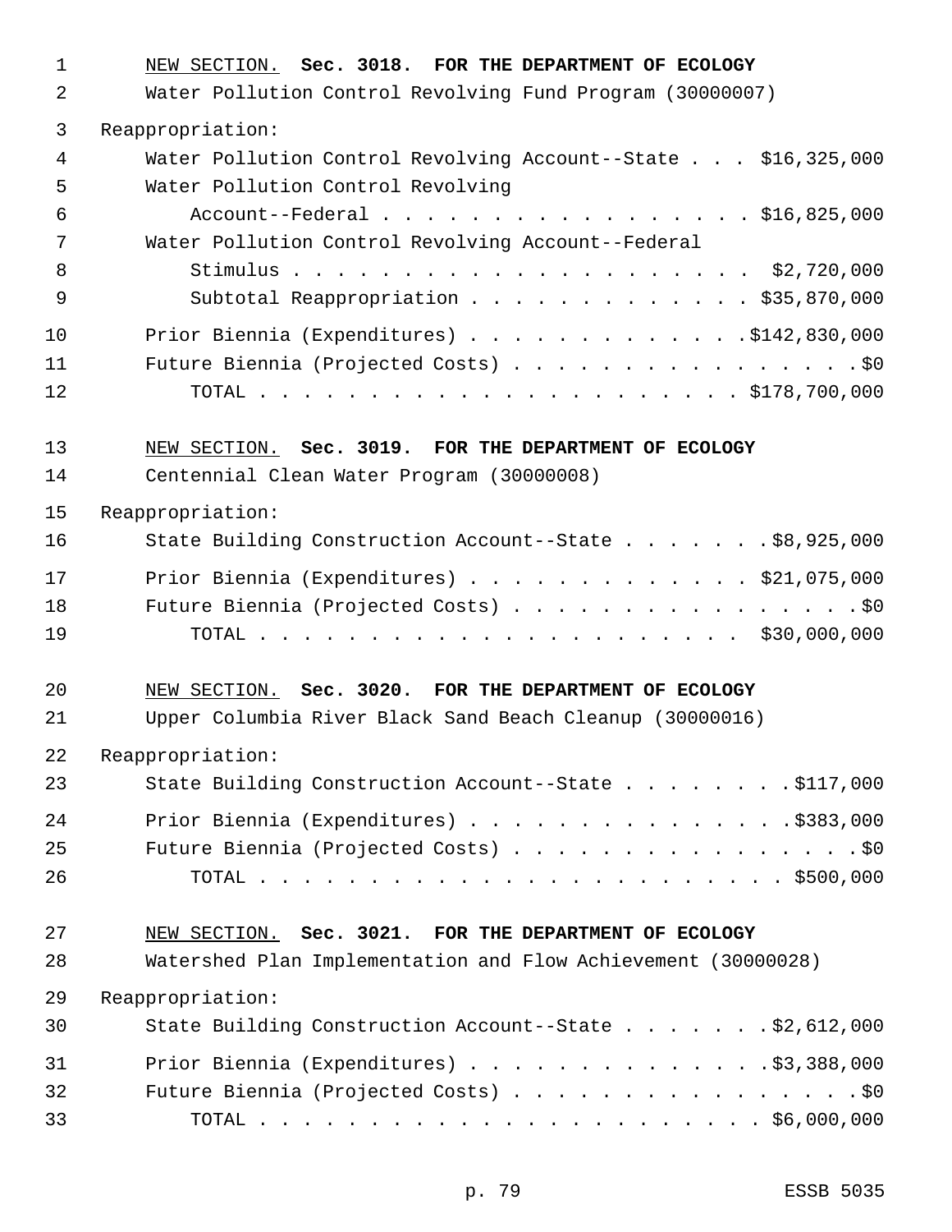NEW SECTION. **Sec. 3018. FOR THE DEPARTMENT OF ECOLOGY**

Water Pollution Control Revolving Fund Program (30000007)

Reappropriation:

Water Pollution Control Revolving Account--State . . . $16,325,000

Water Pollution Control Revolving Account--Federal . . . . . . . . . . . . . . . . . $16,825,000

Water Pollution Control Revolving Account--Federal Stimulus . . . . . . . . . . . . . . . . . . . . . . $2,720,000

Subtotal Reappropriation . . . . . . . . . . . . . $35,870,000

Prior Biennia (Expenditures) . . . . . . . . . . . . .$142,830,000

Future Biennia (Projected Costs) . . . . . . . . . . . . . . . . .$0

TOTAL . . . . . . . . . . . . . . . . . . . . . . $178,700,000

NEW SECTION. **Sec. 3019. FOR THE DEPARTMENT OF ECOLOGY**

Centennial Clean Water Program (30000008)

Reappropriation:

State Building Construction Account--State . . . . . . . .$8,925,000

Prior Biennia (Expenditures) . . . . . . . . . . . . . $21,075,000

Future Biennia (Projected Costs) . . . . . . . . . . . . . . . . .$0

TOTAL . . . . . . . . . . . . . . . . . . . . . . $30,000,000

NEW SECTION. **Sec. 3020. FOR THE DEPARTMENT OF ECOLOGY**

Upper Columbia River Black Sand Beach Cleanup (30000016)

Reappropriation:

State Building Construction Account--State . . . . . . . . .$117,000

Prior Biennia (Expenditures) . . . . . . . . . . . . . . . .$383,000

Future Biennia (Projected Costs) . . . . . . . . . . . . . . . . .$0

TOTAL . . . . . . . . . . . . . . . . . . . . . . . . $500,000

NEW SECTION. **Sec. 3021. FOR THE DEPARTMENT OF ECOLOGY**

Watershed Plan Implementation and Flow Achievement (30000028)

Reappropriation:

State Building Construction Account--State . . . . . . . .$2,612,000

Prior Biennia (Expenditures) . . . . . . . . . . . . . .$3,388,000

Future Biennia (Projected Costs) . . . . . . . . . . . . . . . . .$0

TOTAL . . . . . . . . . . . . . . . . . . . . . . . $6,000,000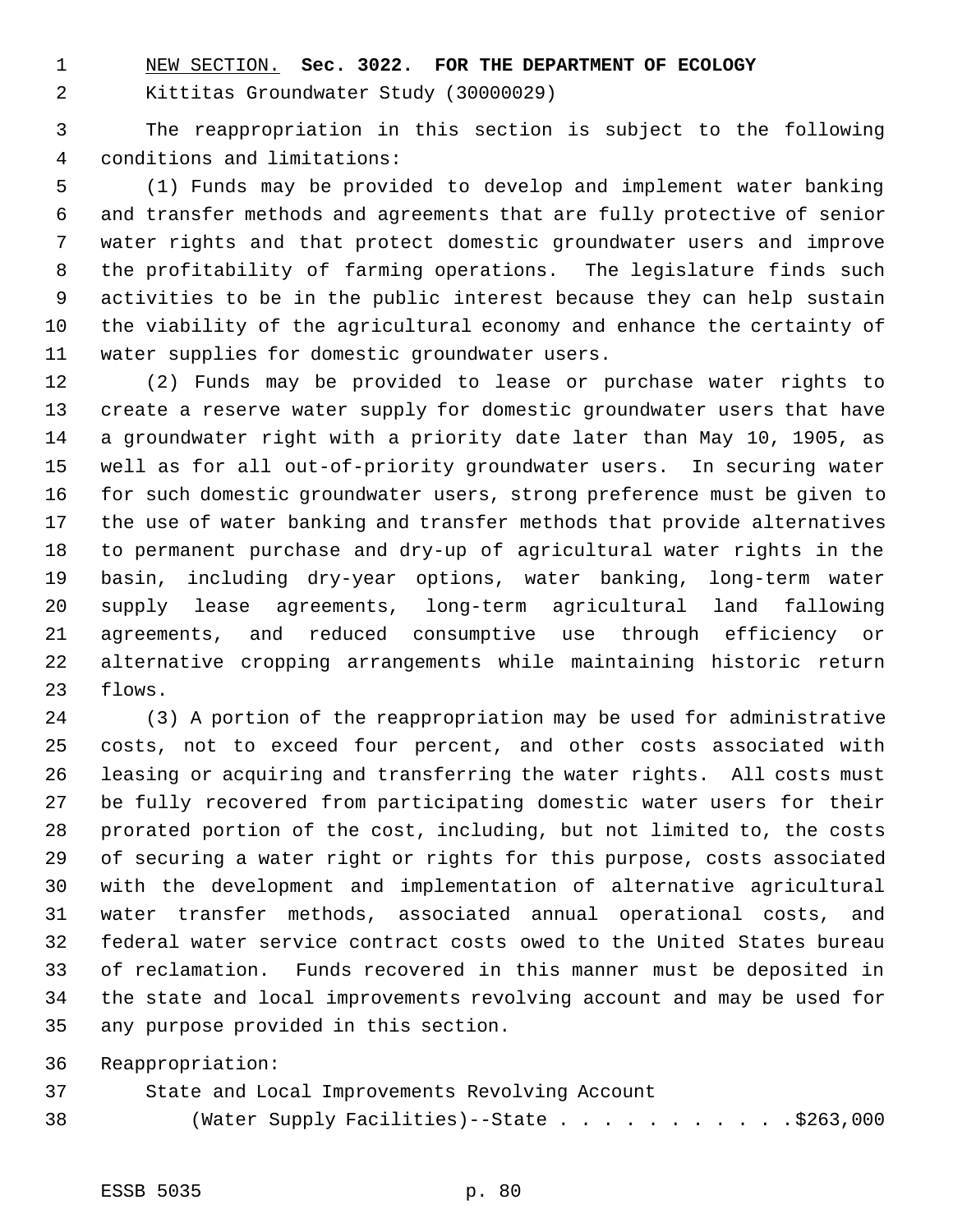NEW SECTION. **Sec. 3022. FOR THE DEPARTMENT OF ECOLOGY**

Kittitas Groundwater Study (30000029)

The reappropriation in this section is subject to the following conditions and limitations:

(1) Funds may be provided to develop and implement water banking and transfer methods and agreements that are fully protective of senior water rights and that protect domestic groundwater users and improve the profitability of farming operations. The legislature finds such activities to be in the public interest because they can help sustain the viability of the agricultural economy and enhance the certainty of water supplies for domestic groundwater users.

(2) Funds may be provided to lease or purchase water rights to create a reserve water supply for domestic groundwater users that have a groundwater right with a priority date later than May 10, 1905, as well as for all out-of-priority groundwater users. In securing water for such domestic groundwater users, strong preference must be given to the use of water banking and transfer methods that provide alternatives to permanent purchase and dry-up of agricultural water rights in the basin, including dry-year options, water banking, long-term water supply lease agreements, long-term agricultural land fallowing agreements, and reduced consumptive use through efficiency or alternative cropping arrangements while maintaining historic return flows.

(3) A portion of the reappropriation may be used for administrative costs, not to exceed four percent, and other costs associated with leasing or acquiring and transferring the water rights. All costs must be fully recovered from participating domestic water users for their prorated portion of the cost, including, but not limited to, the costs of securing a water right or rights for this purpose, costs associated with the development and implementation of alternative agricultural water transfer methods, associated annual operational costs, and federal water service contract costs owed to the United States bureau of reclamation. Funds recovered in this manner must be deposited in the state and local improvements revolving account and may be used for any purpose provided in this section.

Reappropriation:

State and Local Improvements Revolving Account

(Water Supply Facilities)--State . . . . . . . . . . . $263,000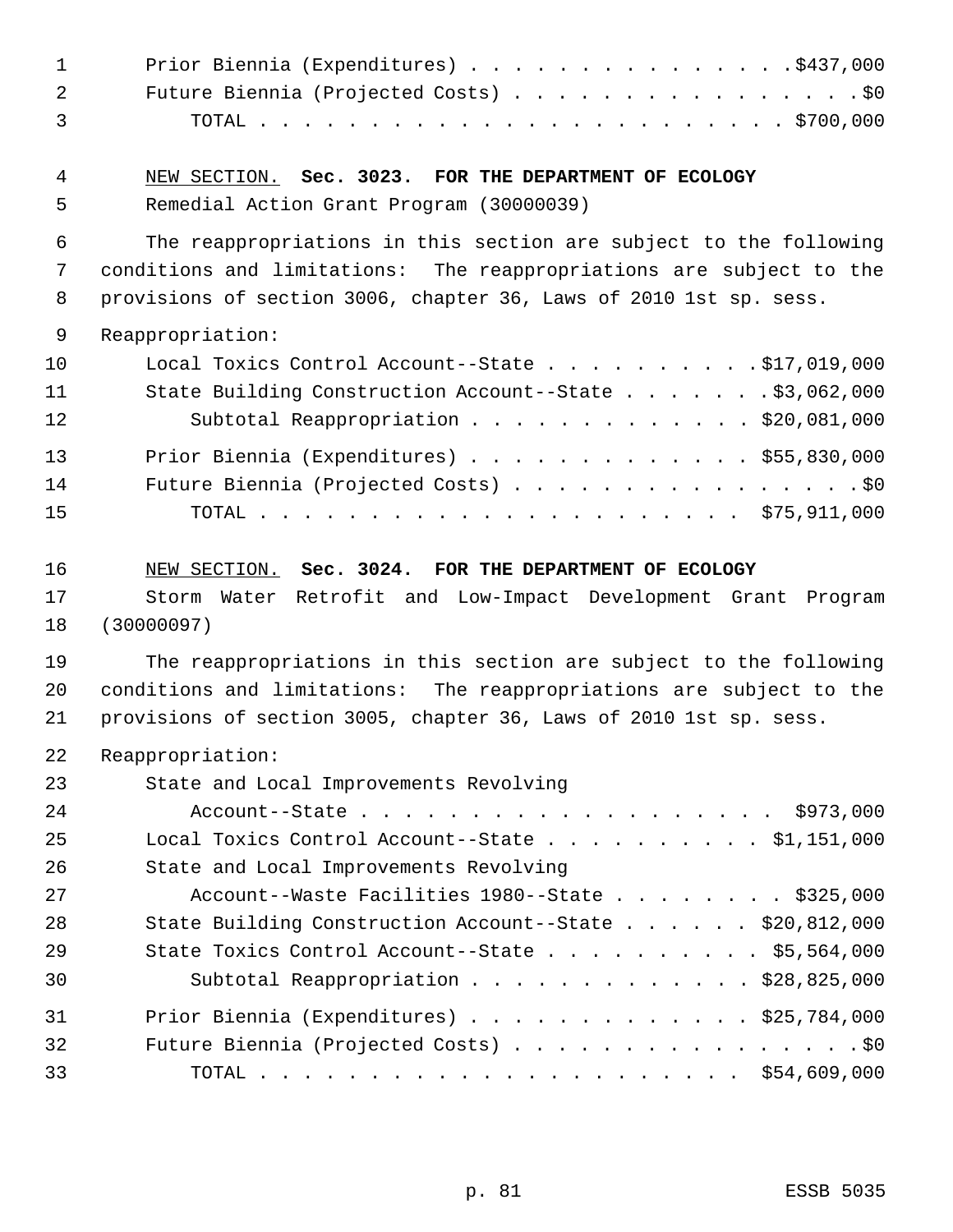Prior Biennia (Expenditures) . . . . . . . . . . . . . . . .$437,000
Future Biennia (Projected Costs) . . . . . . . . . . . . . . . . .$0
TOTAL . . . . . . . . . . . . . . . . . . . . . . . . . $700,000

NEW SECTION. **Sec. 3023. FOR THE DEPARTMENT OF ECOLOGY**

Remedial Action Grant Program (30000039)

The reappropriations in this section are subject to the following conditions and limitations: The reappropriations are subject to the provisions of section 3006, chapter 36, Laws of 2010 1st sp. sess.

Reappropriation:

Local Toxics Control Account--State . . . . . . . . . . .$17,019,000
State Building Construction Account--State . . . . . . . .$3,062,000
Subtotal Reappropriation . . . . . . . . . . . . . $20,081,000

Prior Biennia (Expenditures) . . . . . . . . . . . . . $55,830,000
Future Biennia (Projected Costs) . . . . . . . . . . . . . . . . .$0
TOTAL . . . . . . . . . . . . . . . . . . . . . . $75,911,000

NEW SECTION. **Sec. 3024. FOR THE DEPARTMENT OF ECOLOGY**

Storm Water Retrofit and Low-Impact Development Grant Program (30000097)

The reappropriations in this section are subject to the following conditions and limitations: The reappropriations are subject to the provisions of section 3005, chapter 36, Laws of 2010 1st sp. sess.

Reappropriation:

State and Local Improvements Revolving Account--State . . . . . . . . . . . . . . . . . . . $973,000
Local Toxics Control Account--State . . . . . . . . . . . $1,151,000
State and Local Improvements Revolving Account--Waste Facilities 1980--State . . . . . . . . $325,000
State Building Construction Account--State . . . . . . . $20,812,000
State Toxics Control Account--State . . . . . . . . . . . $5,564,000
Subtotal Reappropriation . . . . . . . . . . . . . $28,825,000

Prior Biennia (Expenditures) . . . . . . . . . . . . . $25,784,000
Future Biennia (Projected Costs) . . . . . . . . . . . . . . . . .$0
TOTAL . . . . . . . . . . . . . . . . . . . . . . $54,609,000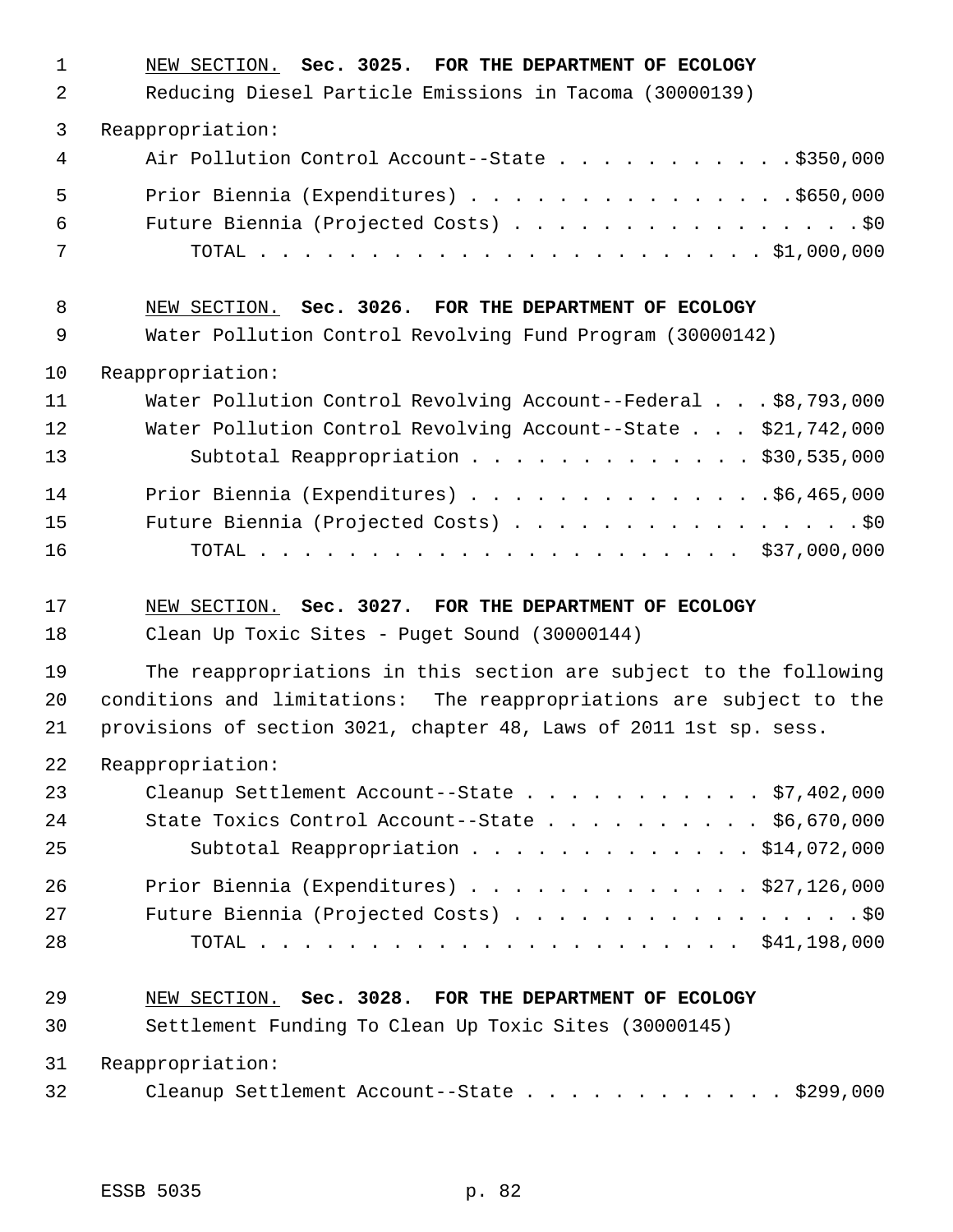NEW SECTION. **Sec. 3025. FOR THE DEPARTMENT OF ECOLOGY**

Reducing Diesel Particle Emissions in Tacoma (30000139)

Reappropriation:

| | |
|---|---|
| Air Pollution Control Account--State | $350,000 |
| Prior Biennia (Expenditures) | $650,000 |
| Future Biennia (Projected Costs) | $0 |
| TOTAL | $1,000,000 |

NEW SECTION. **Sec. 3026. FOR THE DEPARTMENT OF ECOLOGY**

Water Pollution Control Revolving Fund Program (30000142)

Reappropriation:

| | |
|---|---|
| Water Pollution Control Revolving Account--Federal | $8,793,000 |
| Water Pollution Control Revolving Account--State | $21,742,000 |
| Subtotal Reappropriation | $30,535,000 |
| Prior Biennia (Expenditures) | $6,465,000 |
| Future Biennia (Projected Costs) | $0 |
| TOTAL | $37,000,000 |

NEW SECTION. **Sec. 3027. FOR THE DEPARTMENT OF ECOLOGY**

Clean Up Toxic Sites - Puget Sound (30000144)

The reappropriations in this section are subject to the following conditions and limitations: The reappropriations are subject to the provisions of section 3021, chapter 48, Laws of 2011 1st sp. sess.

Reappropriation:

| | |
|---|---|
| Cleanup Settlement Account--State | $7,402,000 |
| State Toxics Control Account--State | $6,670,000 |
| Subtotal Reappropriation | $14,072,000 |
| Prior Biennia (Expenditures) | $27,126,000 |
| Future Biennia (Projected Costs) | $0 |
| TOTAL | $41,198,000 |

NEW SECTION. **Sec. 3028. FOR THE DEPARTMENT OF ECOLOGY**

Settlement Funding To Clean Up Toxic Sites (30000145)

Reappropriation:

| | |
|---|---|
| Cleanup Settlement Account--State | $299,000 |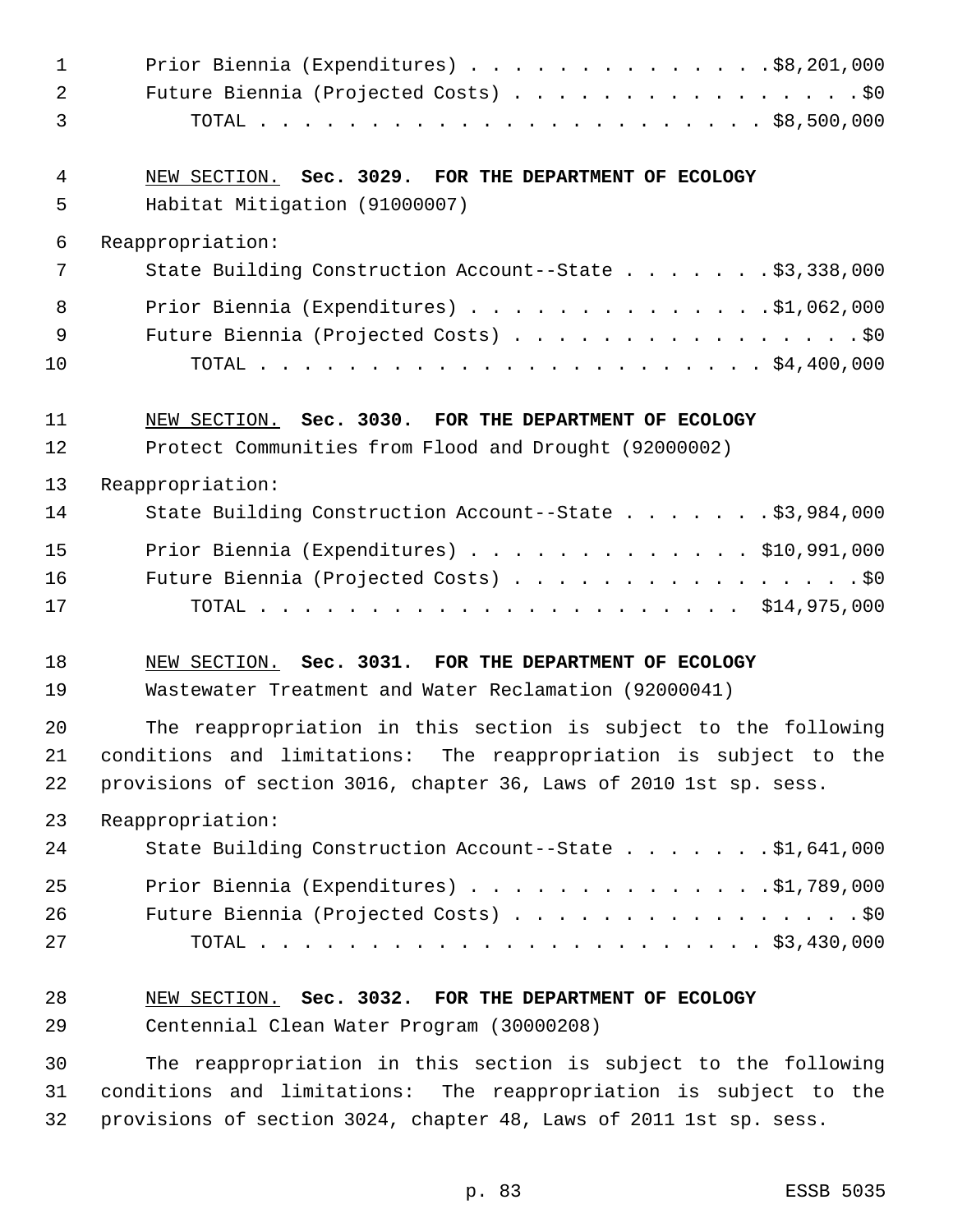Prior Biennia (Expenditures) . . . . . . . . . . . . . . $8,201,000
Future Biennia (Projected Costs) . . . . . . . . . . . . . . . . $0
TOTAL . . . . . . . . . . . . . . . . . . . . . . . $8,500,000

NEW SECTION. **Sec. 3029. FOR THE DEPARTMENT OF ECOLOGY**

Habitat Mitigation (91000007)

Reappropriation:

State Building Construction Account--State . . . . . . . $3,338,000

Prior Biennia (Expenditures) . . . . . . . . . . . . . . $1,062,000
Future Biennia (Projected Costs) . . . . . . . . . . . . . . . . $0
TOTAL . . . . . . . . . . . . . . . . . . . . . . . $4,400,000

NEW SECTION. **Sec. 3030. FOR THE DEPARTMENT OF ECOLOGY**

Protect Communities from Flood and Drought (92000002)

Reappropriation:

State Building Construction Account--State . . . . . . . $3,984,000

Prior Biennia (Expenditures) . . . . . . . . . . . . . $10,991,000
Future Biennia (Projected Costs) . . . . . . . . . . . . . . . . $0
TOTAL . . . . . . . . . . . . . . . . . . . . . . $14,975,000

NEW SECTION. **Sec. 3031. FOR THE DEPARTMENT OF ECOLOGY**

Wastewater Treatment and Water Reclamation (92000041)

The reappropriation in this section is subject to the following conditions and limitations: The reappropriation is subject to the provisions of section 3016, chapter 36, Laws of 2010 1st sp. sess.

Reappropriation:

State Building Construction Account--State . . . . . . . $1,641,000

Prior Biennia (Expenditures) . . . . . . . . . . . . . . $1,789,000
Future Biennia (Projected Costs) . . . . . . . . . . . . . . . . $0
TOTAL . . . . . . . . . . . . . . . . . . . . . . . $3,430,000

NEW SECTION. **Sec. 3032. FOR THE DEPARTMENT OF ECOLOGY**

Centennial Clean Water Program (30000208)

The reappropriation in this section is subject to the following conditions and limitations: The reappropriation is subject to the provisions of section 3024, chapter 48, Laws of 2011 1st sp. sess.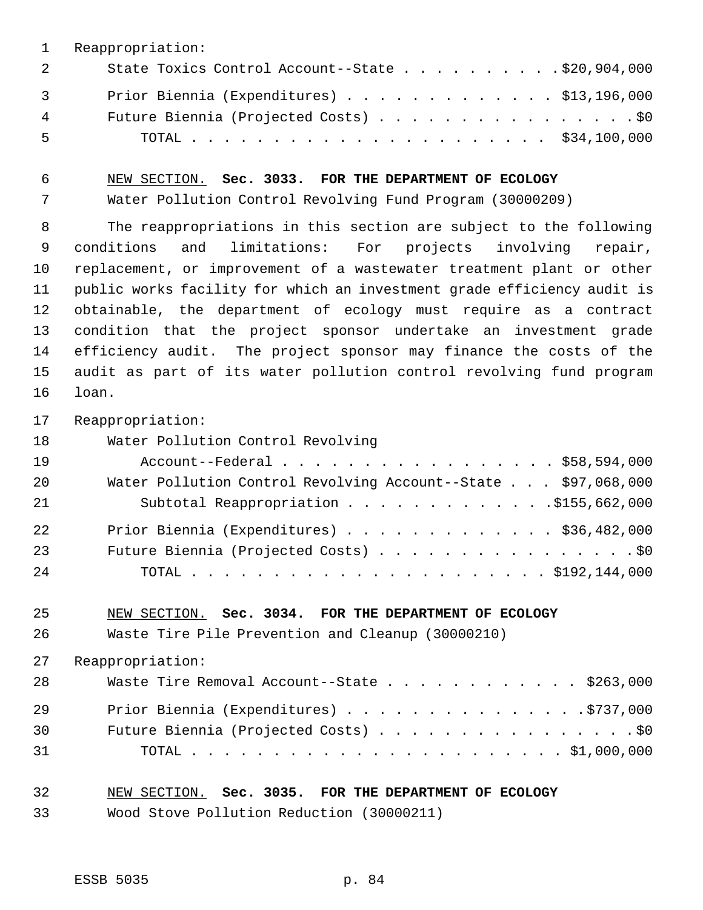Reappropriation:

| | |
|---|---|
| State Toxics Control Account--State | $20,904,000 |
| Prior Biennia (Expenditures) | $13,196,000 |
| Future Biennia (Projected Costs) | $0 |
| TOTAL | $34,100,000 |

NEW SECTION. **Sec. 3033. FOR THE DEPARTMENT OF ECOLOGY**

Water Pollution Control Revolving Fund Program (30000209)

The reappropriations in this section are subject to the following conditions and limitations: For projects involving repair, replacement, or improvement of a wastewater treatment plant or other public works facility for which an investment grade efficiency audit is obtainable, the department of ecology must require as a contract condition that the project sponsor undertake an investment grade efficiency audit. The project sponsor may finance the costs of the audit as part of its water pollution control revolving fund program loan.

Reappropriation:

| | |
|---|---|
| Water Pollution Control Revolving Account--Federal | $58,594,000 |
| Water Pollution Control Revolving Account--State | $97,068,000 |
| Subtotal Reappropriation | $155,662,000 |
| Prior Biennia (Expenditures) | $36,482,000 |
| Future Biennia (Projected Costs) | $0 |
| TOTAL | $192,144,000 |

NEW SECTION. **Sec. 3034. FOR THE DEPARTMENT OF ECOLOGY**

Waste Tire Pile Prevention and Cleanup (30000210)

Reappropriation:

| | |
|---|---|
| Waste Tire Removal Account--State | $263,000 |
| Prior Biennia (Expenditures) | $737,000 |
| Future Biennia (Projected Costs) | $0 |
| TOTAL | $1,000,000 |

NEW SECTION. **Sec. 3035. FOR THE DEPARTMENT OF ECOLOGY**

Wood Stove Pollution Reduction (30000211)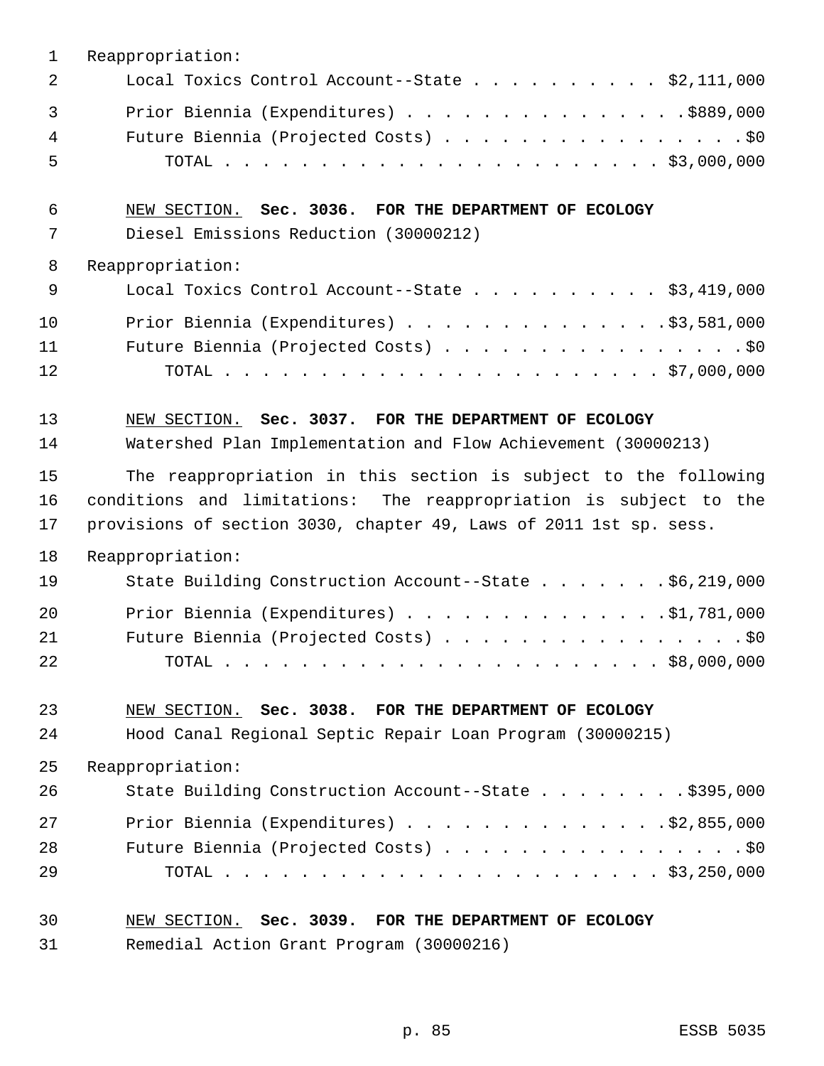Reappropriation:

Local Toxics Control Account--State . . . . . . . . . . $2,111,000

Prior Biennia (Expenditures) . . . . . . . . . . . . . . .$889,000

Future Biennia (Projected Costs) . . . . . . . . . . . . . . . . .$0

TOTAL . . . . . . . . . . . . . . . . . . . . . . . $3,000,000

NEW SECTION. **Sec. 3036. FOR THE DEPARTMENT OF ECOLOGY**

Diesel Emissions Reduction (30000212)

Reappropriation:

Local Toxics Control Account--State . . . . . . . . . . $3,419,000

Prior Biennia (Expenditures) . . . . . . . . . . . . . .$3,581,000

Future Biennia (Projected Costs) . . . . . . . . . . . . . . . . .$0

TOTAL . . . . . . . . . . . . . . . . . . . . . . . $7,000,000

NEW SECTION. **Sec. 3037. FOR THE DEPARTMENT OF ECOLOGY**

Watershed Plan Implementation and Flow Achievement (30000213)

The reappropriation in this section is subject to the following conditions and limitations: The reappropriation is subject to the provisions of section 3030, chapter 49, Laws of 2011 1st sp. sess.

Reappropriation:

State Building Construction Account--State . . . . . . .$6,219,000

Prior Biennia (Expenditures) . . . . . . . . . . . . . .$1,781,000

Future Biennia (Projected Costs) . . . . . . . . . . . . . . . . .$0

TOTAL . . . . . . . . . . . . . . . . . . . . . . . $8,000,000

NEW SECTION. **Sec. 3038. FOR THE DEPARTMENT OF ECOLOGY**

Hood Canal Regional Septic Repair Loan Program (30000215)

Reappropriation:

State Building Construction Account--State . . . . . . . .$395,000

Prior Biennia (Expenditures) . . . . . . . . . . . . . .$2,855,000

Future Biennia (Projected Costs) . . . . . . . . . . . . . . . . .$0

TOTAL . . . . . . . . . . . . . . . . . . . . . . . $3,250,000

NEW SECTION. **Sec. 3039. FOR THE DEPARTMENT OF ECOLOGY**

Remedial Action Grant Program (30000216)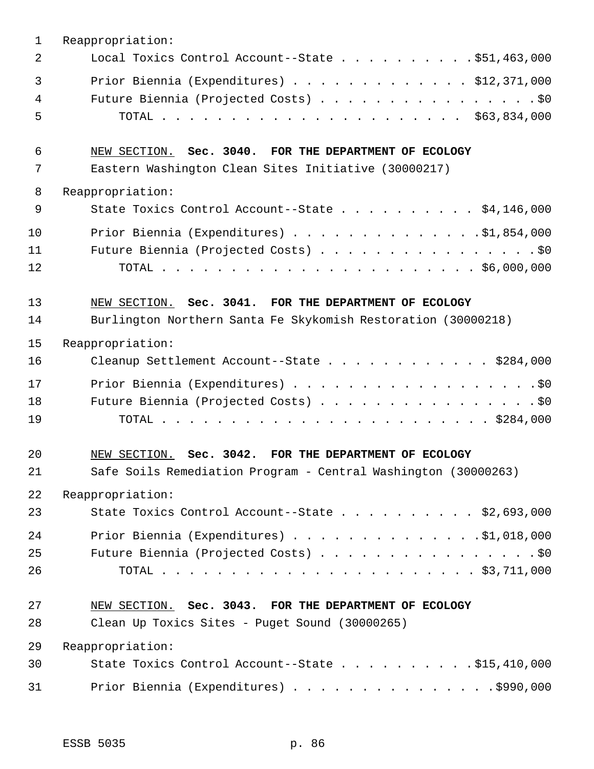Reappropriation:

Local Toxics Control Account--State . . . . . . . . . . $51,463,000

Prior Biennia (Expenditures) . . . . . . . . . . . . . . $12,371,000

Future Biennia (Projected Costs) . . . . . . . . . . . . . . . . . $0

TOTAL . . . . . . . . . . . . . . . . . . . . . . . . $63,834,000

NEW SECTION. **Sec. 3040. FOR THE DEPARTMENT OF ECOLOGY**

Eastern Washington Clean Sites Initiative (30000217)

Reappropriation:

State Toxics Control Account--State . . . . . . . . . . $4,146,000

Prior Biennia (Expenditures) . . . . . . . . . . . . . . $1,854,000

Future Biennia (Projected Costs) . . . . . . . . . . . . . . . . . $0

TOTAL . . . . . . . . . . . . . . . . . . . . . . . . $6,000,000

NEW SECTION. **Sec. 3041. FOR THE DEPARTMENT OF ECOLOGY**

Burlington Northern Santa Fe Skykomish Restoration (30000218)

Reappropriation:

Cleanup Settlement Account--State . . . . . . . . . . . . $284,000

Prior Biennia (Expenditures) . . . . . . . . . . . . . . . . . . $0

Future Biennia (Projected Costs) . . . . . . . . . . . . . . . . . $0

TOTAL . . . . . . . . . . . . . . . . . . . . . . . . . $284,000

NEW SECTION. **Sec. 3042. FOR THE DEPARTMENT OF ECOLOGY**

Safe Soils Remediation Program - Central Washington (30000263)

Reappropriation:

State Toxics Control Account--State . . . . . . . . . . $2,693,000

Prior Biennia (Expenditures) . . . . . . . . . . . . . . $1,018,000

Future Biennia (Projected Costs) . . . . . . . . . . . . . . . . . $0

TOTAL . . . . . . . . . . . . . . . . . . . . . . . . $3,711,000

NEW SECTION. **Sec. 3043. FOR THE DEPARTMENT OF ECOLOGY**

Clean Up Toxics Sites - Puget Sound (30000265)

Reappropriation:

State Toxics Control Account--State . . . . . . . . . . $15,410,000

Prior Biennia (Expenditures) . . . . . . . . . . . . . . . $990,000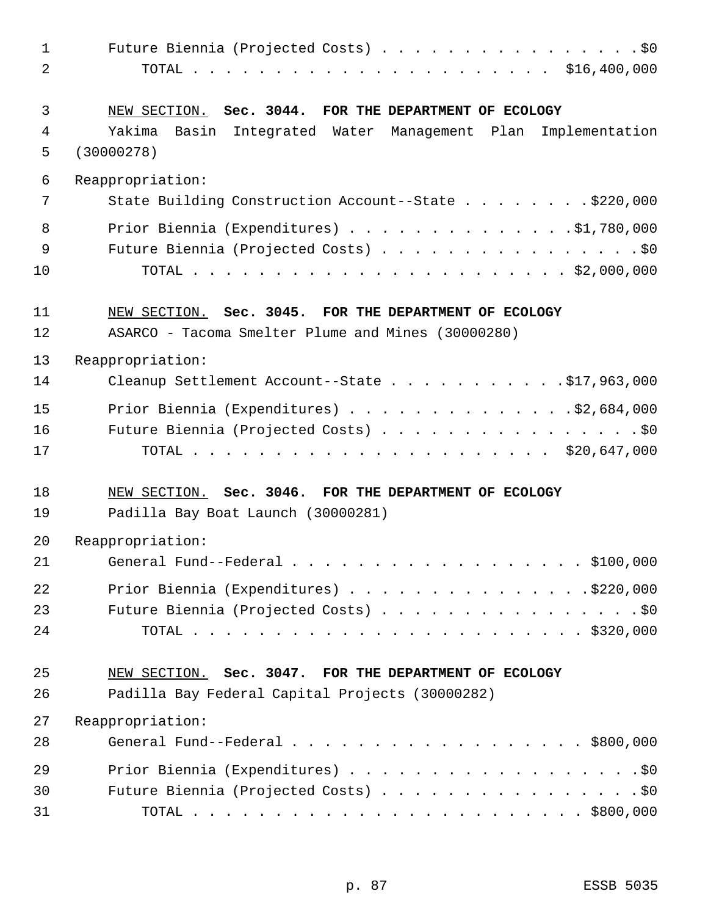Future Biennia (Projected Costs) . . . . . . . . . . . . . . . . .$0
TOTAL . . . . . . . . . . . . . . . . . . . . . . $16,400,000

NEW SECTION. **Sec. 3044. FOR THE DEPARTMENT OF ECOLOGY**

Yakima Basin Integrated Water Management Plan Implementation (30000278)

Reappropriation:

State Building Construction Account--State . . . . . . . . .$220,000

Prior Biennia (Expenditures) . . . . . . . . . . . . . .$1,780,000
Future Biennia (Projected Costs) . . . . . . . . . . . . . . . . .$0
TOTAL . . . . . . . . . . . . . . . . . . . . . . . $2,000,000

NEW SECTION. **Sec. 3045. FOR THE DEPARTMENT OF ECOLOGY**

ASARCO - Tacoma Smelter Plume and Mines (30000280)

Reappropriation:

Cleanup Settlement Account--State . . . . . . . . . . .$17,963,000

Prior Biennia (Expenditures) . . . . . . . . . . . . . .$2,684,000
Future Biennia (Projected Costs) . . . . . . . . . . . . . . . . .$0
TOTAL . . . . . . . . . . . . . . . . . . . . . . $20,647,000

NEW SECTION. **Sec. 3046. FOR THE DEPARTMENT OF ECOLOGY**

Padilla Bay Boat Launch (30000281)

Reappropriation:

General Fund--Federal . . . . . . . . . . . . . . . . . . . $100,000

Prior Biennia (Expenditures) . . . . . . . . . . . . . . . .$220,000
Future Biennia (Projected Costs) . . . . . . . . . . . . . . . . .$0
TOTAL . . . . . . . . . . . . . . . . . . . . . . . . $320,000

NEW SECTION. **Sec. 3047. FOR THE DEPARTMENT OF ECOLOGY**

Padilla Bay Federal Capital Projects (30000282)

Reappropriation:

General Fund--Federal . . . . . . . . . . . . . . . . . . . $800,000

Prior Biennia (Expenditures) . . . . . . . . . . . . . . . . . . .$0
Future Biennia (Projected Costs) . . . . . . . . . . . . . . . . .$0
TOTAL . . . . . . . . . . . . . . . . . . . . . . . . $800,000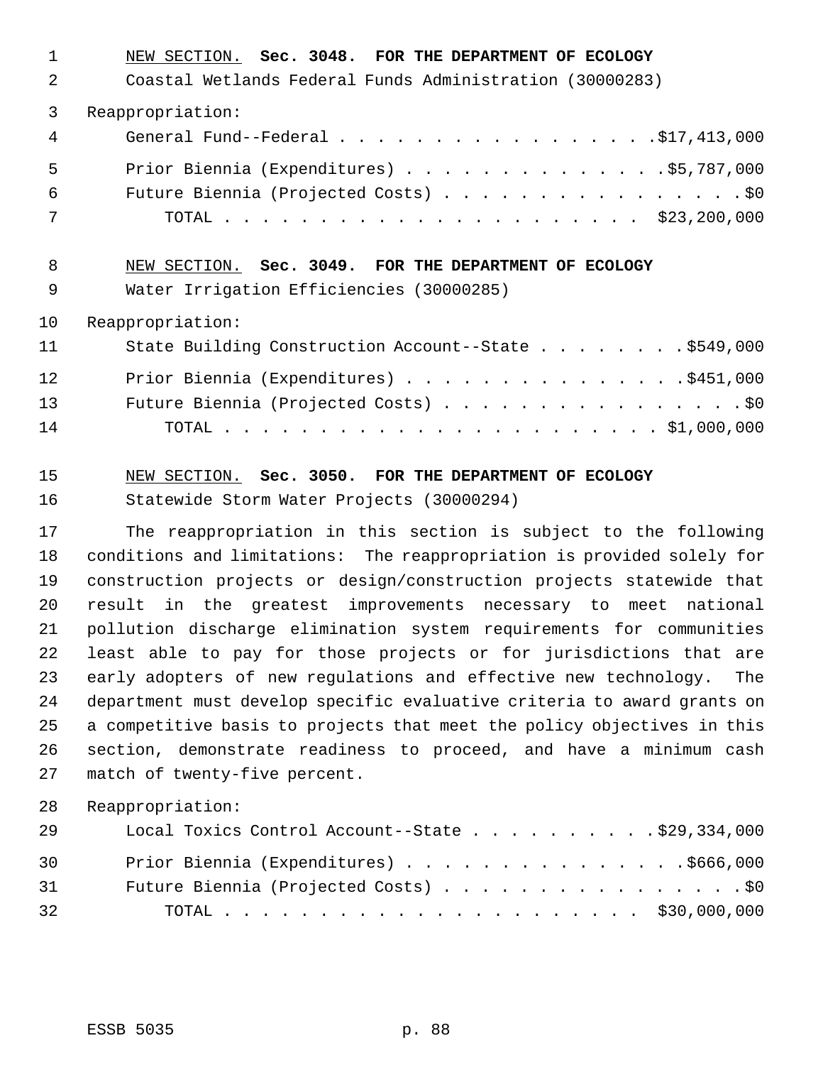NEW SECTION. **Sec. 3048. FOR THE DEPARTMENT OF ECOLOGY**

Coastal Wetlands Federal Funds Administration (30000283)

Reappropriation:

General Fund--Federal . . . . . . . . . . . . . . . . . .$17,413,000

Prior Biennia (Expenditures) . . . . . . . . . . . . . . .$5,787,000

Future Biennia (Projected Costs) . . . . . . . . . . . . . . . . .$0

TOTAL . . . . . . . . . . . . . . . . . . . . . . $23,200,000

NEW SECTION. **Sec. 3049. FOR THE DEPARTMENT OF ECOLOGY**

Water Irrigation Efficiencies (30000285)

Reappropriation:

State Building Construction Account--State . . . . . . . . .$549,000

Prior Biennia (Expenditures) . . . . . . . . . . . . . . . .$451,000

Future Biennia (Projected Costs) . . . . . . . . . . . . . . . . .$0

TOTAL . . . . . . . . . . . . . . . . . . . . . . . $1,000,000

NEW SECTION. **Sec. 3050. FOR THE DEPARTMENT OF ECOLOGY**

Statewide Storm Water Projects (30000294)

The reappropriation in this section is subject to the following conditions and limitations: The reappropriation is provided solely for construction projects or design/construction projects statewide that result in the greatest improvements necessary to meet national pollution discharge elimination system requirements for communities least able to pay for those projects or for jurisdictions that are early adopters of new regulations and effective new technology. The department must develop specific evaluative criteria to award grants on a competitive basis to projects that meet the policy objectives in this section, demonstrate readiness to proceed, and have a minimum cash match of twenty-five percent.

Reappropriation:

Local Toxics Control Account--State . . . . . . . . . . .$29,334,000

Prior Biennia (Expenditures) . . . . . . . . . . . . . . . .$666,000

Future Biennia (Projected Costs) . . . . . . . . . . . . . . . . .$0

TOTAL . . . . . . . . . . . . . . . . . . . . . . $30,000,000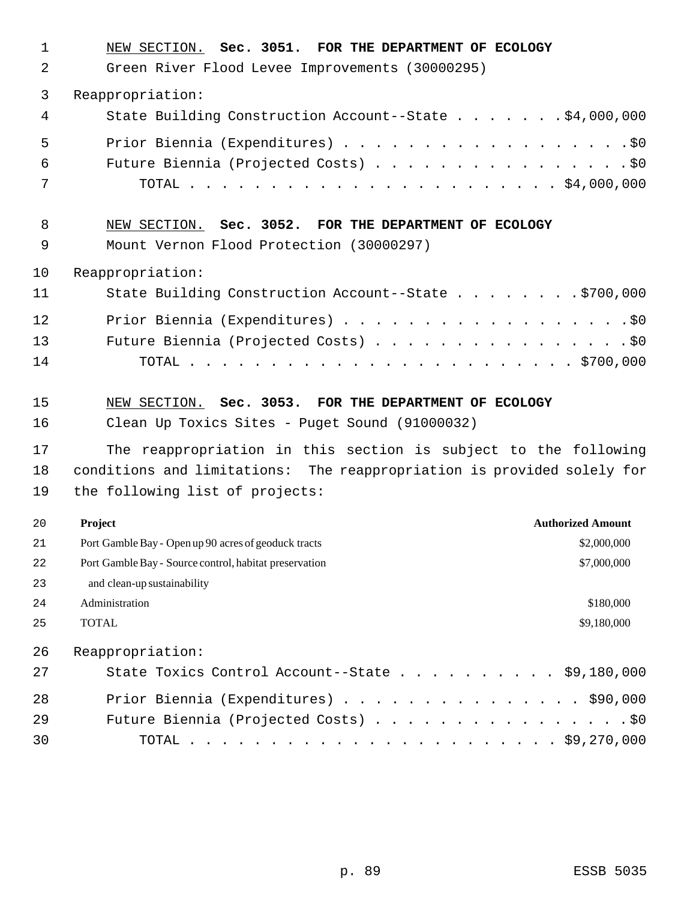NEW SECTION. **Sec. 3051. FOR THE DEPARTMENT OF ECOLOGY**

Green River Flood Levee Improvements (30000295)

Reappropriation:

State Building Construction Account--State . . . . . . . $4,000,000

Prior Biennia (Expenditures) . . . . . . . . . . . . . . . . . . . $0

Future Biennia (Projected Costs) . . . . . . . . . . . . . . . . . $0

TOTAL . . . . . . . . . . . . . . . . . . . . . . . . $4,000,000

NEW SECTION. **Sec. 3052. FOR THE DEPARTMENT OF ECOLOGY**

Mount Vernon Flood Protection (30000297)

Reappropriation:

State Building Construction Account--State . . . . . . . . $700,000

Prior Biennia (Expenditures) . . . . . . . . . . . . . . . . . . . $0

Future Biennia (Projected Costs) . . . . . . . . . . . . . . . . . $0

TOTAL . . . . . . . . . . . . . . . . . . . . . . . . . $700,000

NEW SECTION. **Sec. 3053. FOR THE DEPARTMENT OF ECOLOGY**

Clean Up Toxics Sites - Puget Sound (91000032)

The reappropriation in this section is subject to the following conditions and limitations: The reappropriation is provided solely for the following list of projects:

| Project | Authorized Amount |
|---|---|
| Port Gamble Bay - Open up 90 acres of geoduck tracts | $2,000,000 |
| Port Gamble Bay - Source control, habitat preservation and clean-up sustainability | $7,000,000 |
| Administration | $180,000 |
| TOTAL | $9,180,000 |

Reappropriation:

State Toxics Control Account--State . . . . . . . . . . $9,180,000

Prior Biennia (Expenditures) . . . . . . . . . . . . . . . $90,000

Future Biennia (Projected Costs) . . . . . . . . . . . . . . . . . $0

TOTAL . . . . . . . . . . . . . . . . . . . . . . . . $9,270,000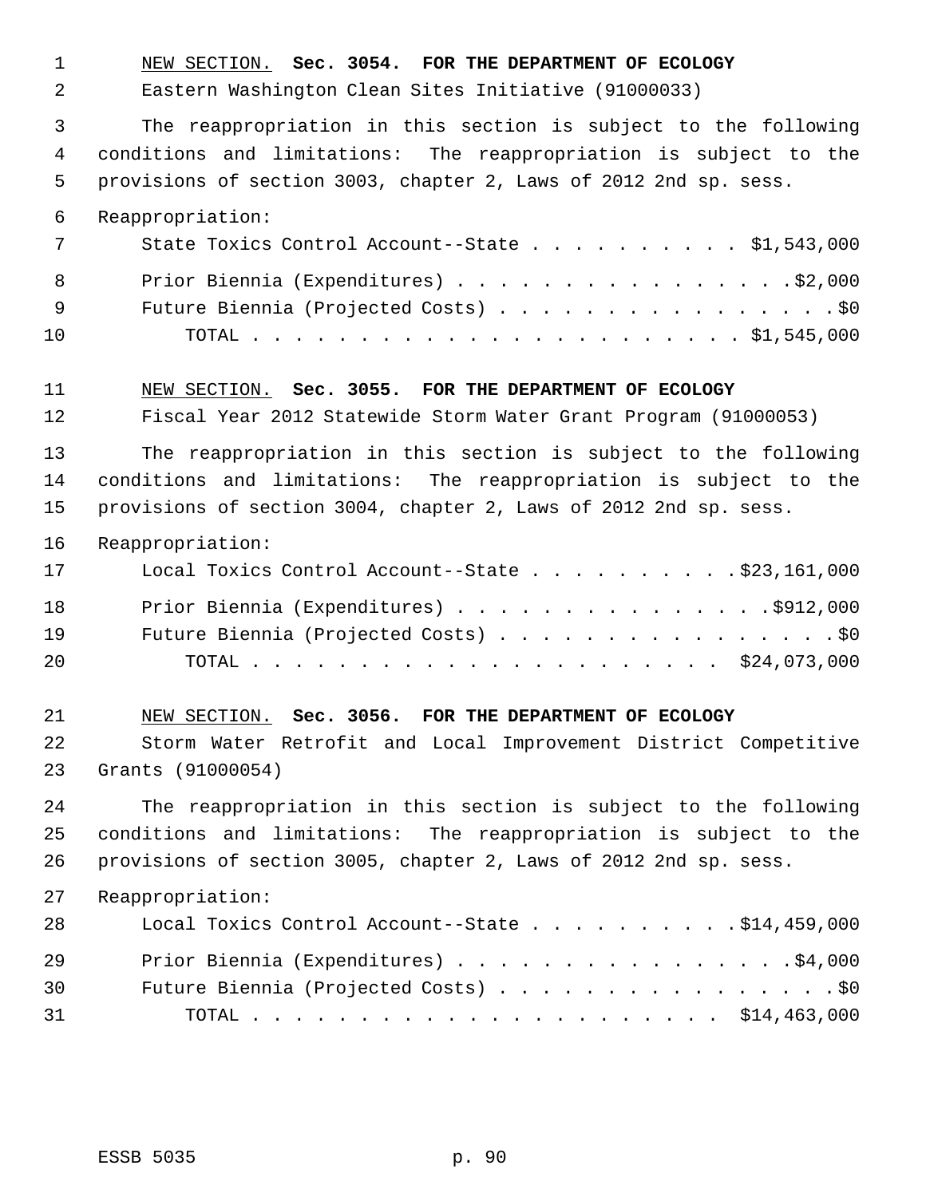NEW SECTION. **Sec. 3054. FOR THE DEPARTMENT OF ECOLOGY**

Eastern Washington Clean Sites Initiative (91000033)

The reappropriation in this section is subject to the following conditions and limitations: The reappropriation is subject to the provisions of section 3003, chapter 2, Laws of 2012 2nd sp. sess.

Reappropriation:

| | |
|---|---|
| State Toxics Control Account--State | $1,543,000 |
| Prior Biennia (Expenditures) | $2,000 |
| Future Biennia (Projected Costs) | $0 |
| TOTAL | $1,545,000 |

NEW SECTION. **Sec. 3055. FOR THE DEPARTMENT OF ECOLOGY**

Fiscal Year 2012 Statewide Storm Water Grant Program (91000053)

The reappropriation in this section is subject to the following conditions and limitations: The reappropriation is subject to the provisions of section 3004, chapter 2, Laws of 2012 2nd sp. sess.

Reappropriation:

| | |
|---|---|
| Local Toxics Control Account--State | $23,161,000 |
| Prior Biennia (Expenditures) | $912,000 |
| Future Biennia (Projected Costs) | $0 |
| TOTAL | $24,073,000 |

NEW SECTION. **Sec. 3056. FOR THE DEPARTMENT OF ECOLOGY**

Storm Water Retrofit and Local Improvement District Competitive Grants (91000054)

The reappropriation in this section is subject to the following conditions and limitations: The reappropriation is subject to the provisions of section 3005, chapter 2, Laws of 2012 2nd sp. sess.

Reappropriation:

| | |
|---|---|
| Local Toxics Control Account--State | $14,459,000 |
| Prior Biennia (Expenditures) | $4,000 |
| Future Biennia (Projected Costs) | $0 |
| TOTAL | $14,463,000 |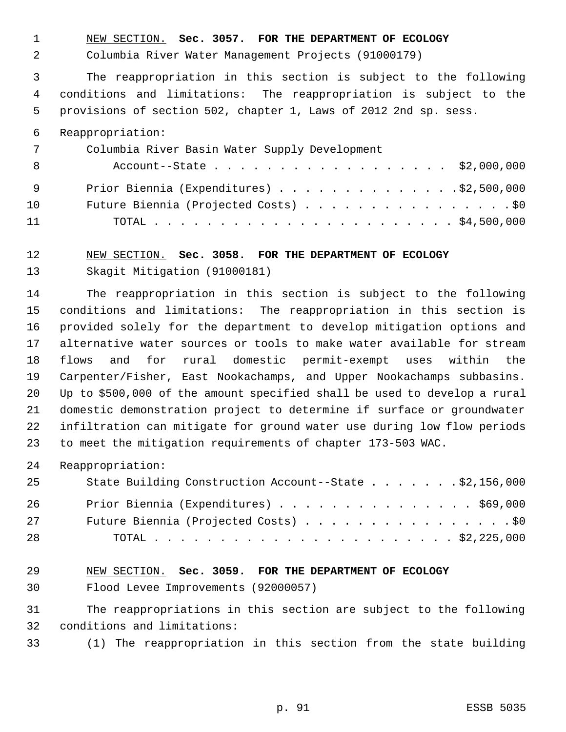NEW SECTION. **Sec. 3057. FOR THE DEPARTMENT OF ECOLOGY**

Columbia River Water Management Projects (91000179)

The reappropriation in this section is subject to the following conditions and limitations: The reappropriation is subject to the provisions of section 502, chapter 1, Laws of 2012 2nd sp. sess.

Reappropriation:

Columbia River Basin Water Supply Development Account--State . . . . . . . . . . . . . . . . . . $2,000,000

Prior Biennia (Expenditures) . . . . . . . . . . . . . . $2,500,000

Future Biennia (Projected Costs) . . . . . . . . . . . . . . . . $0

TOTAL . . . . . . . . . . . . . . . . . . . . . . . . $4,500,000

NEW SECTION. **Sec. 3058. FOR THE DEPARTMENT OF ECOLOGY**

Skagit Mitigation (91000181)

The reappropriation in this section is subject to the following conditions and limitations: The reappropriation in this section is provided solely for the department to develop mitigation options and alternative water sources or tools to make water available for stream flows and for rural domestic permit-exempt uses within the Carpenter/Fisher, East Nookachamps, and Upper Nookachamps subbasins. Up to $500,000 of the amount specified shall be used to develop a rural domestic demonstration project to determine if surface or groundwater infiltration can mitigate for ground water use during low flow periods to meet the mitigation requirements of chapter 173-503 WAC.

Reappropriation:

State Building Construction Account--State . . . . . . . $2,156,000

Prior Biennia (Expenditures) . . . . . . . . . . . . . . . $69,000

Future Biennia (Projected Costs) . . . . . . . . . . . . . . . . $0

TOTAL . . . . . . . . . . . . . . . . . . . . . . . . $2,225,000

NEW SECTION. **Sec. 3059. FOR THE DEPARTMENT OF ECOLOGY**

Flood Levee Improvements (92000057)

The reappropriations in this section are subject to the following conditions and limitations:

(1) The reappropriation in this section from the state building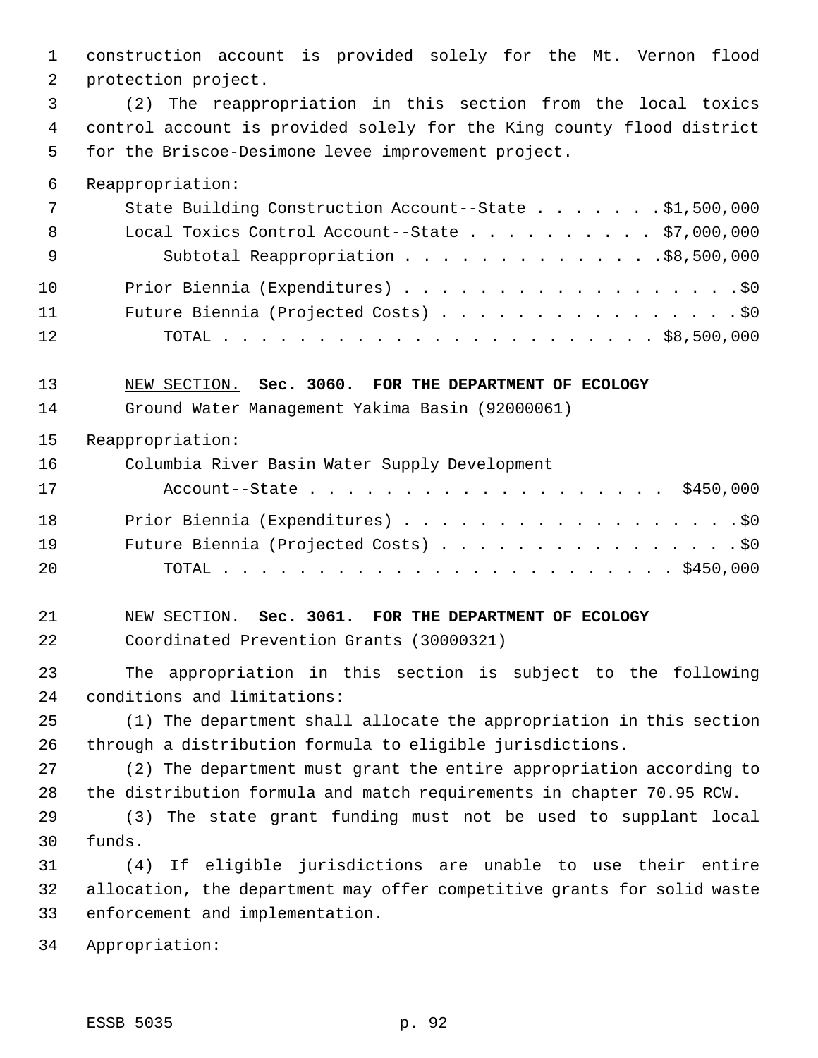construction account is provided solely for the Mt. Vernon flood protection project.

(2) The reappropriation in this section from the local toxics control account is provided solely for the King county flood district for the Briscoe-Desimone levee improvement project.

Reappropriation:

| | |
|---|---|
| State Building Construction Account--State | $1,500,000 |
| Local Toxics Control Account--State | $7,000,000 |
| Subtotal Reappropriation | $8,500,000 |
| Prior Biennium (Expenditures) | $0 |
| Future Biennium (Projected Costs) | $0 |
| TOTAL | $8,500,000 |

NEW SECTION. **Sec. 3060. FOR THE DEPARTMENT OF ECOLOGY**

Ground Water Management Yakima Basin (92000061)

Reappropriation:

| | |
|---|---|
| Columbia River Basin Water Supply Development Account--State | $450,000 |
| Prior Biennium (Expenditures) | $0 |
| Future Biennium (Projected Costs) | $0 |
| TOTAL | $450,000 |

NEW SECTION. **Sec. 3061. FOR THE DEPARTMENT OF ECOLOGY**

Coordinated Prevention Grants (30000321)

The appropriation in this section is subject to the following conditions and limitations:

(1) The department shall allocate the appropriation in this section through a distribution formula to eligible jurisdictions.

(2) The department must grant the entire appropriation according to the distribution formula and match requirements in chapter 70.95 RCW.

(3) The state grant funding must not be used to supplant local funds.

(4) If eligible jurisdictions are unable to use their entire allocation, the department may offer competitive grants for solid waste enforcement and implementation.

Appropriation: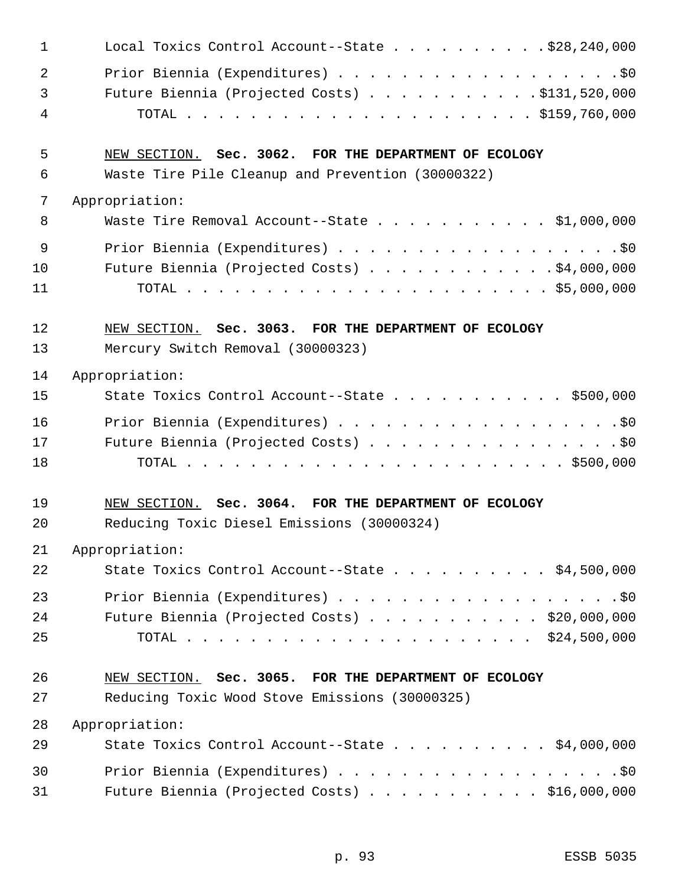Local Toxics Control Account--State . . . . . . . . . . $28,240,000

Prior Biennia (Expenditures) . . . . . . . . . . . . . . . . . . $0

Future Biennia (Projected Costs) . . . . . . . . . . . $131,520,000

TOTAL . . . . . . . . . . . . . . . . . . . . . . $159,760,000

NEW SECTION. **Sec. 3062. FOR THE DEPARTMENT OF ECOLOGY**

Waste Tire Pile Cleanup and Prevention (30000322)

Appropriation:

Waste Tire Removal Account--State . . . . . . . . . . . $1,000,000

Prior Biennia (Expenditures) . . . . . . . . . . . . . . . . . . $0

Future Biennia (Projected Costs) . . . . . . . . . . . . $4,000,000

TOTAL . . . . . . . . . . . . . . . . . . . . . . $5,000,000

NEW SECTION. **Sec. 3063. FOR THE DEPARTMENT OF ECOLOGY**

Mercury Switch Removal (30000323)

Appropriation:

State Toxics Control Account--State . . . . . . . . . . . $500,000

Prior Biennia (Expenditures) . . . . . . . . . . . . . . . . . . $0

Future Biennia (Projected Costs) . . . . . . . . . . . . . . . . $0

TOTAL . . . . . . . . . . . . . . . . . . . . . . $500,000

NEW SECTION. **Sec. 3064. FOR THE DEPARTMENT OF ECOLOGY**

Reducing Toxic Diesel Emissions (30000324)

Appropriation:

State Toxics Control Account--State . . . . . . . . . . $4,500,000

Prior Biennia (Expenditures) . . . . . . . . . . . . . . . . . . $0

Future Biennia (Projected Costs) . . . . . . . . . . . $20,000,000

TOTAL . . . . . . . . . . . . . . . . . . . . . . $24,500,000

NEW SECTION. **Sec. 3065. FOR THE DEPARTMENT OF ECOLOGY**

Reducing Toxic Wood Stove Emissions (30000325)

Appropriation:

State Toxics Control Account--State . . . . . . . . . . $4,000,000

Prior Biennia (Expenditures) . . . . . . . . . . . . . . . . . . $0

Future Biennia (Projected Costs) . . . . . . . . . . . $16,000,000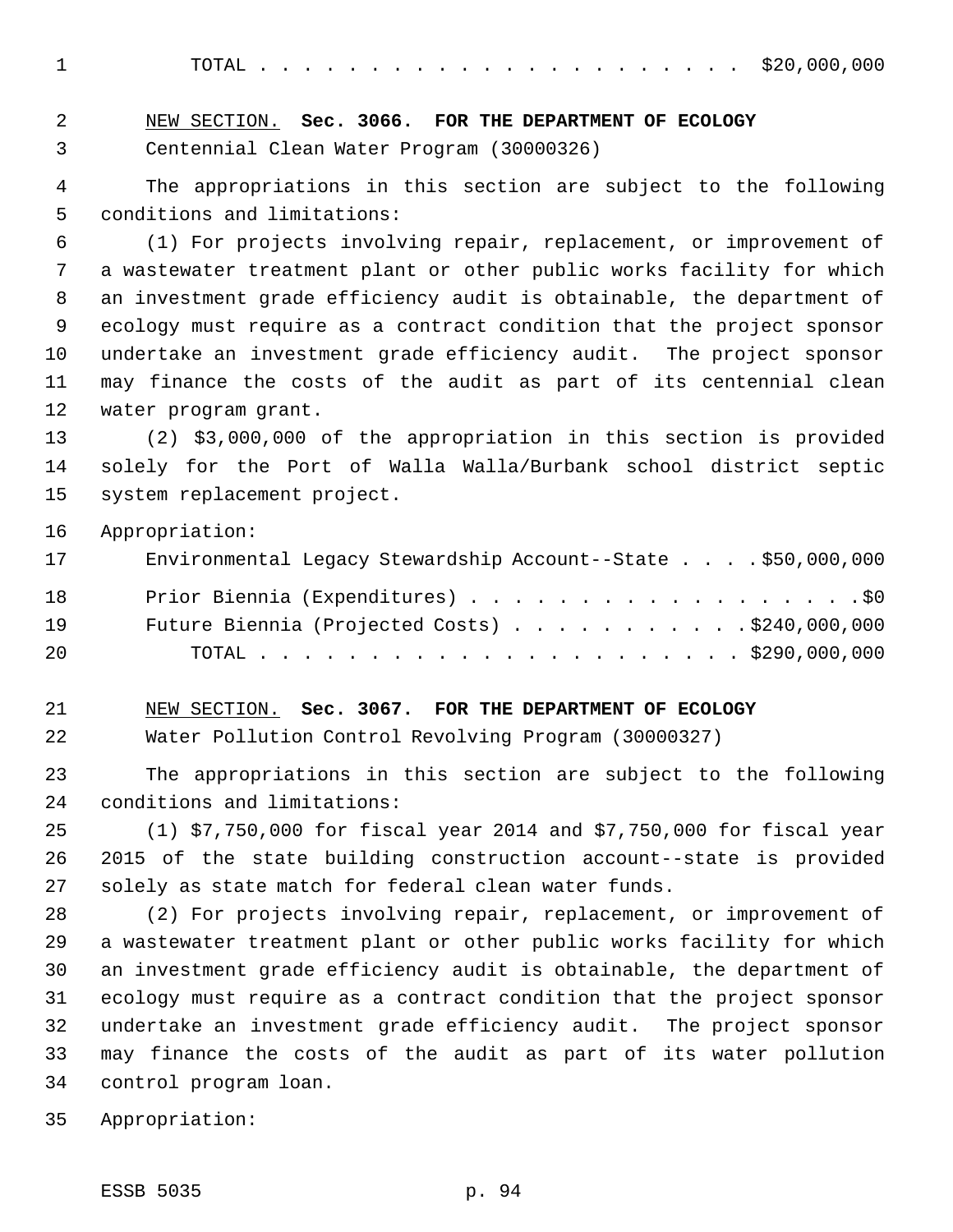TOTAL . . . . . . . . . . . . . . . . . . . . . . $20,000,000

NEW SECTION. **Sec. 3066. FOR THE DEPARTMENT OF ECOLOGY**

Centennial Clean Water Program (30000326)

The appropriations in this section are subject to the following conditions and limitations:

(1) For projects involving repair, replacement, or improvement of a wastewater treatment plant or other public works facility for which an investment grade efficiency audit is obtainable, the department of ecology must require as a contract condition that the project sponsor undertake an investment grade efficiency audit. The project sponsor may finance the costs of the audit as part of its centennial clean water program grant.

(2) $3,000,000 of the appropriation in this section is provided solely for the Port of Walla Walla/Burbank school district septic system replacement project.

Appropriation:

Environmental Legacy Stewardship Account--State . . . . $50,000,000

Prior Biennia (Expenditures) . . . . . . . . . . . . . . . . . . $0

Future Biennia (Projected Costs) . . . . . . . . . . . $240,000,000

TOTAL . . . . . . . . . . . . . . . . . . . . . . $290,000,000

NEW SECTION. **Sec. 3067. FOR THE DEPARTMENT OF ECOLOGY**

Water Pollution Control Revolving Program (30000327)

The appropriations in this section are subject to the following conditions and limitations:

(1) $7,750,000 for fiscal year 2014 and $7,750,000 for fiscal year 2015 of the state building construction account--state is provided solely as state match for federal clean water funds.

(2) For projects involving repair, replacement, or improvement of a wastewater treatment plant or other public works facility for which an investment grade efficiency audit is obtainable, the department of ecology must require as a contract condition that the project sponsor undertake an investment grade efficiency audit. The project sponsor may finance the costs of the audit as part of its water pollution control program loan.

Appropriation: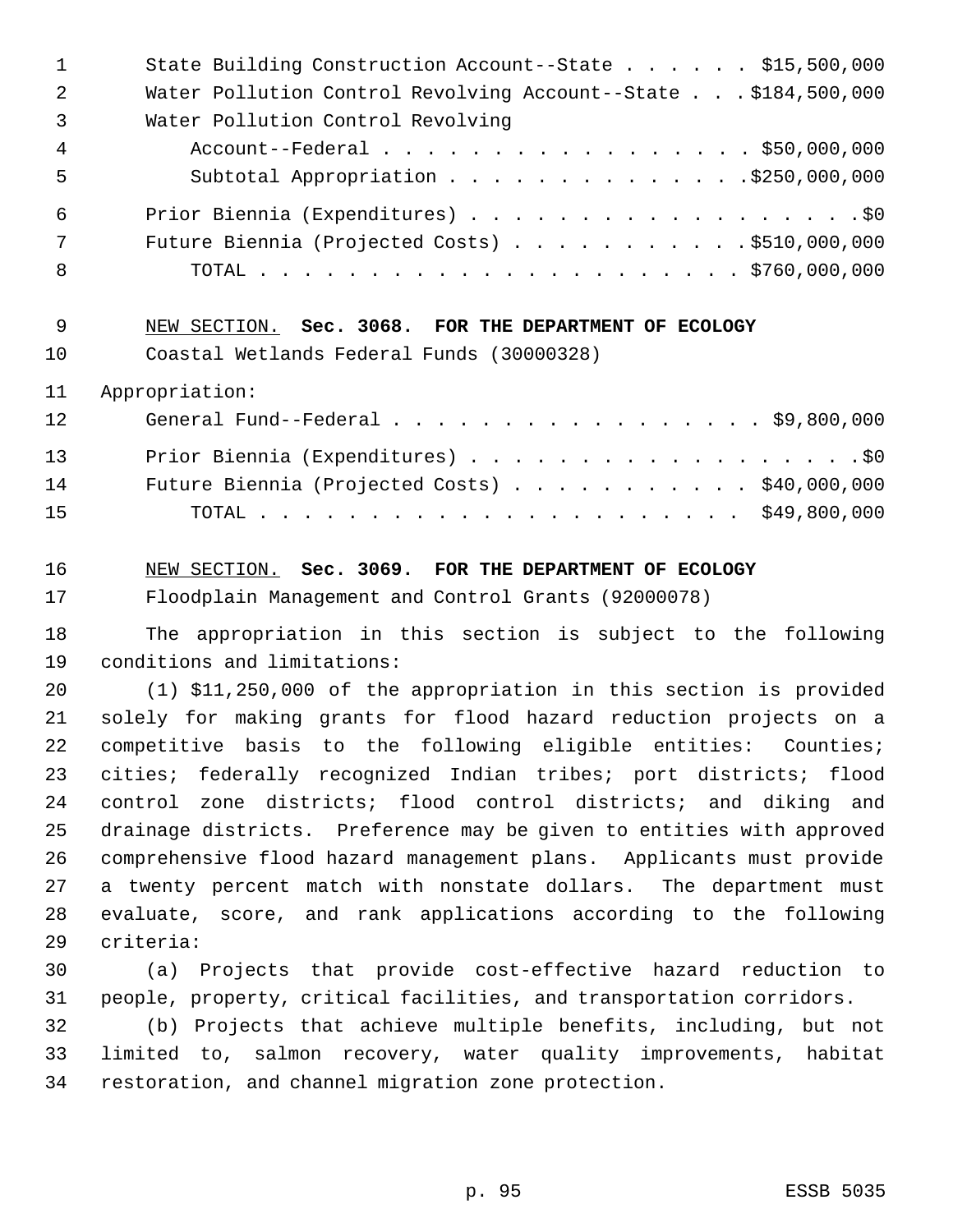State Building Construction Account--State . . . . . . $15,500,000
Water Pollution Control Revolving Account--State . . . $184,500,000
Water Pollution Control Revolving
Account--Federal . . . . . . . . . . . . . . . . . $50,000,000
Subtotal Appropriation . . . . . . . . . . . . . . $250,000,000

Prior Biennia (Expenditures) . . . . . . . . . . . . . . . . . . $0
Future Biennia (Projected Costs) . . . . . . . . . . . $510,000,000
TOTAL . . . . . . . . . . . . . . . . . . . . . . . $760,000,000

NEW SECTION. **Sec. 3068. FOR THE DEPARTMENT OF ECOLOGY**

Coastal Wetlands Federal Funds (30000328)

Appropriation:

General Fund--Federal . . . . . . . . . . . . . . . . . $9,800,000

Prior Biennia (Expenditures) . . . . . . . . . . . . . . . . . . $0
Future Biennia (Projected Costs) . . . . . . . . . . . $40,000,000
TOTAL . . . . . . . . . . . . . . . . . . . . . . . $49,800,000

NEW SECTION. **Sec. 3069. FOR THE DEPARTMENT OF ECOLOGY**

Floodplain Management and Control Grants (92000078)

The appropriation in this section is subject to the following conditions and limitations:

(1) $11,250,000 of the appropriation in this section is provided solely for making grants for flood hazard reduction projects on a competitive basis to the following eligible entities: Counties; cities; federally recognized Indian tribes; port districts; flood control zone districts; flood control districts; and diking and drainage districts. Preference may be given to entities with approved comprehensive flood hazard management plans. Applicants must provide a twenty percent match with nonstate dollars. The department must evaluate, score, and rank applications according to the following criteria:

(a) Projects that provide cost-effective hazard reduction to people, property, critical facilities, and transportation corridors.

(b) Projects that achieve multiple benefits, including, but not limited to, salmon recovery, water quality improvements, habitat restoration, and channel migration zone protection.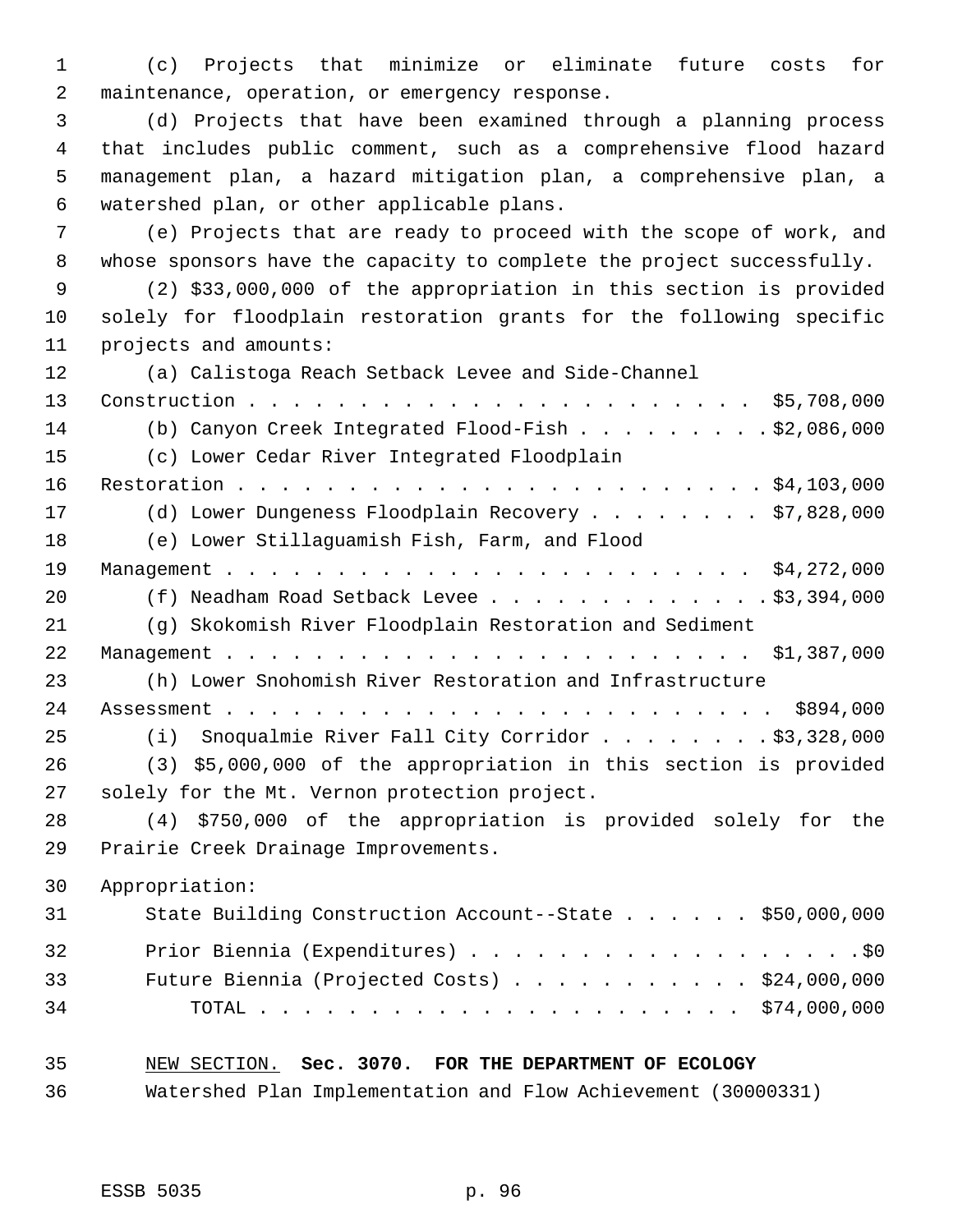(c) Projects that minimize or eliminate future costs for maintenance, operation, or emergency response.

(d) Projects that have been examined through a planning process that includes public comment, such as a comprehensive flood hazard management plan, a hazard mitigation plan, a comprehensive plan, a watershed plan, or other applicable plans.

(e) Projects that are ready to proceed with the scope of work, and whose sponsors have the capacity to complete the project successfully.

(2) $33,000,000 of the appropriation in this section is provided solely for floodplain restoration grants for the following specific projects and amounts:

(a) Calistoga Reach Setback Levee and Side-Channel Construction . . . . . . . . . . . . . . . . . . . . . . . $5,708,000

(b) Canyon Creek Integrated Flood-Fish . . . . . . . . . $2,086,000

(c) Lower Cedar River Integrated Floodplain Restoration . . . . . . . . . . . . . . . . . . . . . . . . . $4,103,000

(d) Lower Dungeness Floodplain Recovery . . . . . . . . $7,828,000

(e) Lower Stillaguamish Fish, Farm, and Flood Management . . . . . . . . . . . . . . . . . . . . . . . . . $4,272,000

(f) Neadham Road Setback Levee . . . . . . . . . . . . . $3,394,000

(g) Skokomish River Floodplain Restoration and Sediment Management . . . . . . . . . . . . . . . . . . . . . . . . $1,387,000

(h) Lower Snohomish River Restoration and Infrastructure Assessment . . . . . . . . . . . . . . . . . . . . . . . . . $894,000

(i) Snoqualmie River Fall City Corridor . . . . . . . . $3,328,000

(3) $5,000,000 of the appropriation in this section is provided solely for the Mt. Vernon protection project.

(4) $750,000 of the appropriation is provided solely for the Prairie Creek Drainage Improvements.

Appropriation:

State Building Construction Account--State . . . . . . $50,000,000

Prior Biennia (Expenditures) . . . . . . . . . . . . . . . . . . $0

Future Biennia (Projected Costs) . . . . . . . . . . . $24,000,000

TOTAL . . . . . . . . . . . . . . . . . . . . . . $74,000,000

NEW SECTION. **Sec. 3070. FOR THE DEPARTMENT OF ECOLOGY**

Watershed Plan Implementation and Flow Achievement (30000331)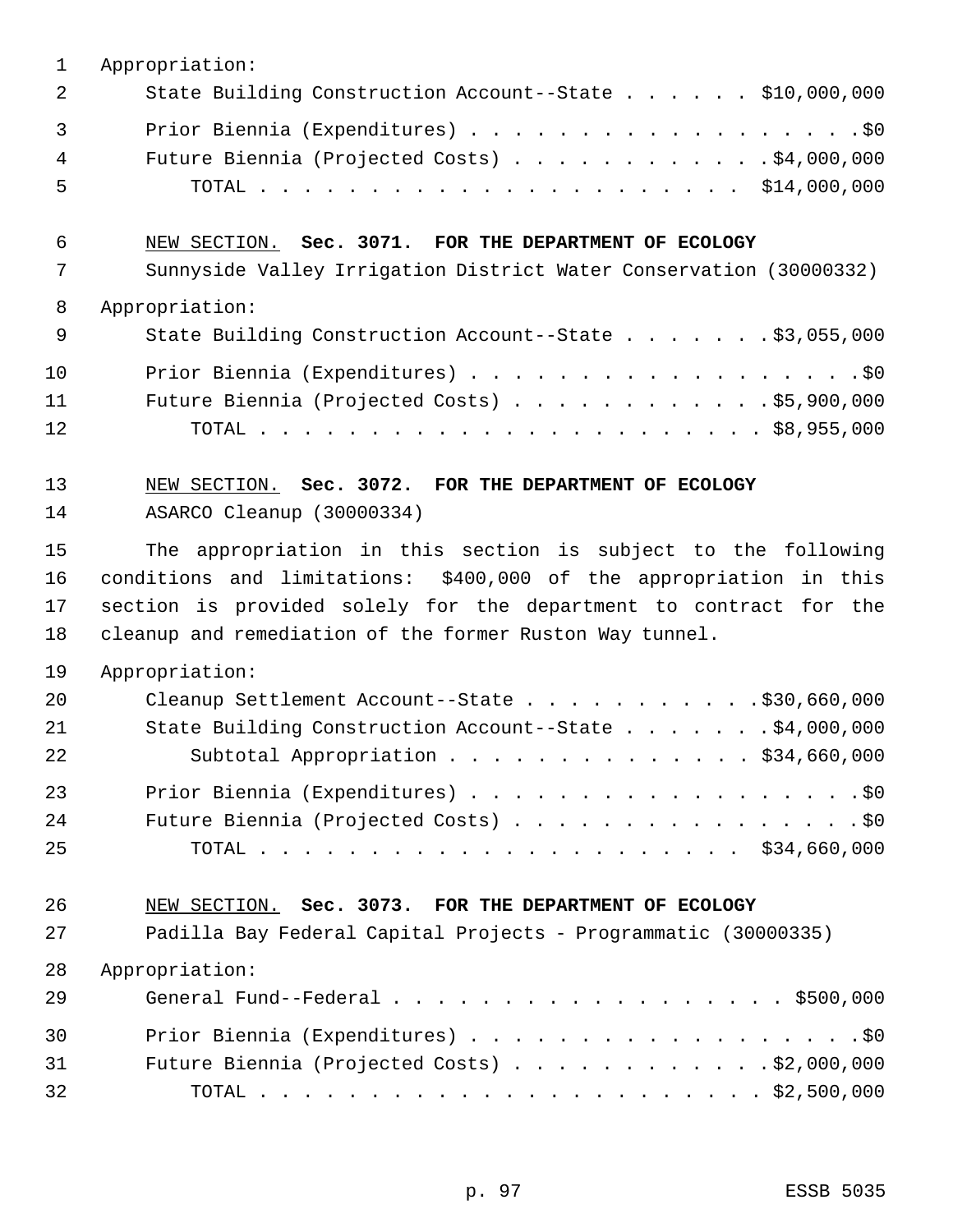Appropriation:

State Building Construction Account--State . . . . . . $10,000,000

Prior Biennia (Expenditures) . . . . . . . . . . . . . . . . . . .$0

Future Biennia (Projected Costs) . . . . . . . . . . . . .$4,000,000

TOTAL . . . . . . . . . . . . . . . . . . . . . . . $14,000,000

NEW SECTION. **Sec. 3071. FOR THE DEPARTMENT OF ECOLOGY**

Sunnyside Valley Irrigation District Water Conservation (30000332)

Appropriation:

State Building Construction Account--State . . . . . . . .$3,055,000

Prior Biennia (Expenditures) . . . . . . . . . . . . . . . . . . .$0

Future Biennia (Projected Costs) . . . . . . . . . . . . .$5,900,000

TOTAL . . . . . . . . . . . . . . . . . . . . . . . . $8,955,000

NEW SECTION. **Sec. 3072. FOR THE DEPARTMENT OF ECOLOGY**

ASARCO Cleanup (30000334)

The appropriation in this section is subject to the following conditions and limitations: $400,000 of the appropriation in this section is provided solely for the department to contract for the cleanup and remediation of the former Ruston Way tunnel.

Appropriation:

Cleanup Settlement Account--State . . . . . . . . . . . .$30,660,000

State Building Construction Account--State . . . . . . . .$4,000,000

Subtotal Appropriation . . . . . . . . . . . . . . $34,660,000

Prior Biennia (Expenditures) . . . . . . . . . . . . . . . . . . .$0

Future Biennia (Projected Costs) . . . . . . . . . . . . . . . . .$0

TOTAL . . . . . . . . . . . . . . . . . . . . . . . $34,660,000

NEW SECTION. **Sec. 3073. FOR THE DEPARTMENT OF ECOLOGY**

Padilla Bay Federal Capital Projects - Programmatic (30000335)

Appropriation:

General Fund--Federal . . . . . . . . . . . . . . . . . . . $500,000

Prior Biennia (Expenditures) . . . . . . . . . . . . . . . . . . .$0

Future Biennia (Projected Costs) . . . . . . . . . . . . .$2,000,000

TOTAL . . . . . . . . . . . . . . . . . . . . . . . . $2,500,000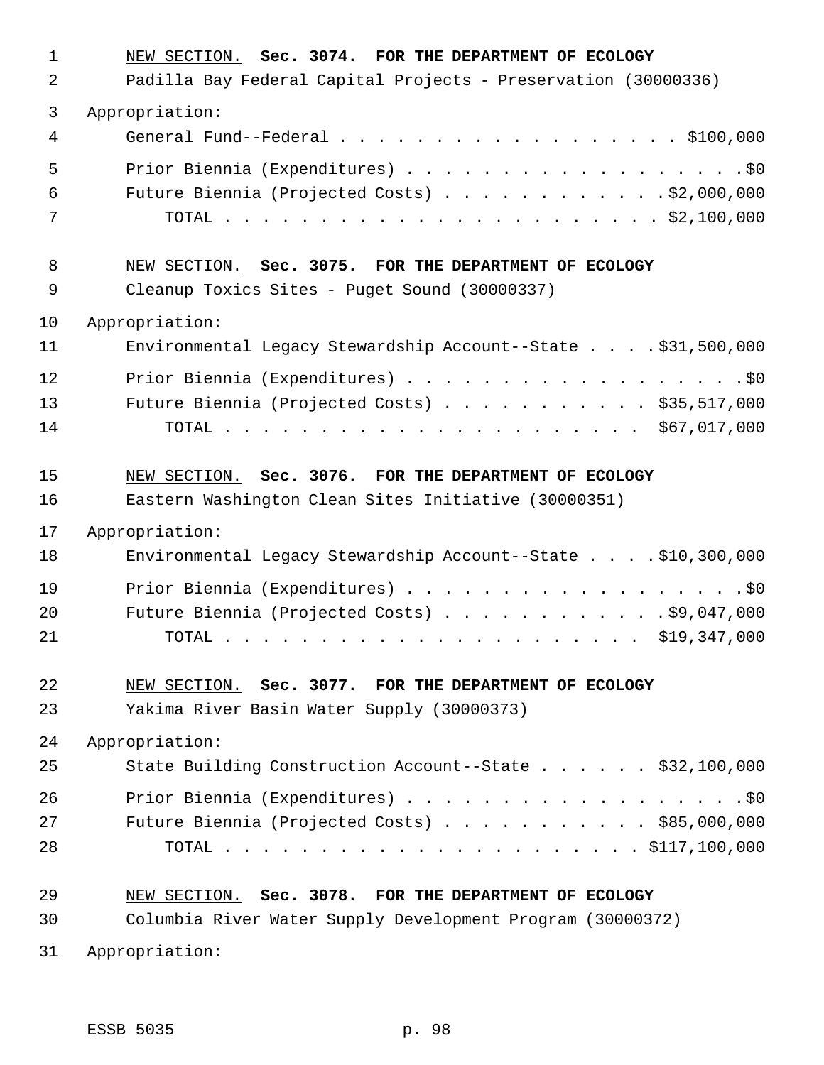<u>NEW SECTION.</u> **Sec. 3074. FOR THE DEPARTMENT OF ECOLOGY**

Padilla Bay Federal Capital Projects - Preservation (30000336)

Appropriation:

General Fund--Federal . . . . . . . . . . . . . . . . . . . $100,000

Prior Biennia (Expenditures) . . . . . . . . . . . . . . . . . . .$0

Future Biennia (Projected Costs) . . . . . . . . . . . . .$2,000,000

TOTAL . . . . . . . . . . . . . . . . . . . . . . . . $2,100,000

<u>NEW SECTION.</u> **Sec. 3075. FOR THE DEPARTMENT OF ECOLOGY**

Cleanup Toxics Sites - Puget Sound (30000337)

Appropriation:

Environmental Legacy Stewardship Account--State . . . .$31,500,000

Prior Biennia (Expenditures) . . . . . . . . . . . . . . . . . . .$0

Future Biennia (Projected Costs) . . . . . . . . . . . $35,517,000

TOTAL . . . . . . . . . . . . . . . . . . . . . . $67,017,000

<u>NEW SECTION.</u> **Sec. 3076. FOR THE DEPARTMENT OF ECOLOGY**

Eastern Washington Clean Sites Initiative (30000351)

Appropriation:

Environmental Legacy Stewardship Account--State . . . .$10,300,000

Prior Biennia (Expenditures) . . . . . . . . . . . . . . . . . . .$0

Future Biennia (Projected Costs) . . . . . . . . . . . . .$9,047,000

TOTAL . . . . . . . . . . . . . . . . . . . . . . $19,347,000

<u>NEW SECTION.</u> **Sec. 3077. FOR THE DEPARTMENT OF ECOLOGY**

Yakima River Basin Water Supply (30000373)

Appropriation:

State Building Construction Account--State . . . . . . $32,100,000

Prior Biennia (Expenditures) . . . . . . . . . . . . . . . . . . .$0

Future Biennia (Projected Costs) . . . . . . . . . . . $85,000,000

TOTAL . . . . . . . . . . . . . . . . . . . . . . . $117,100,000

<u>NEW SECTION.</u> **Sec. 3078. FOR THE DEPARTMENT OF ECOLOGY**

Columbia River Water Supply Development Program (30000372)

Appropriation: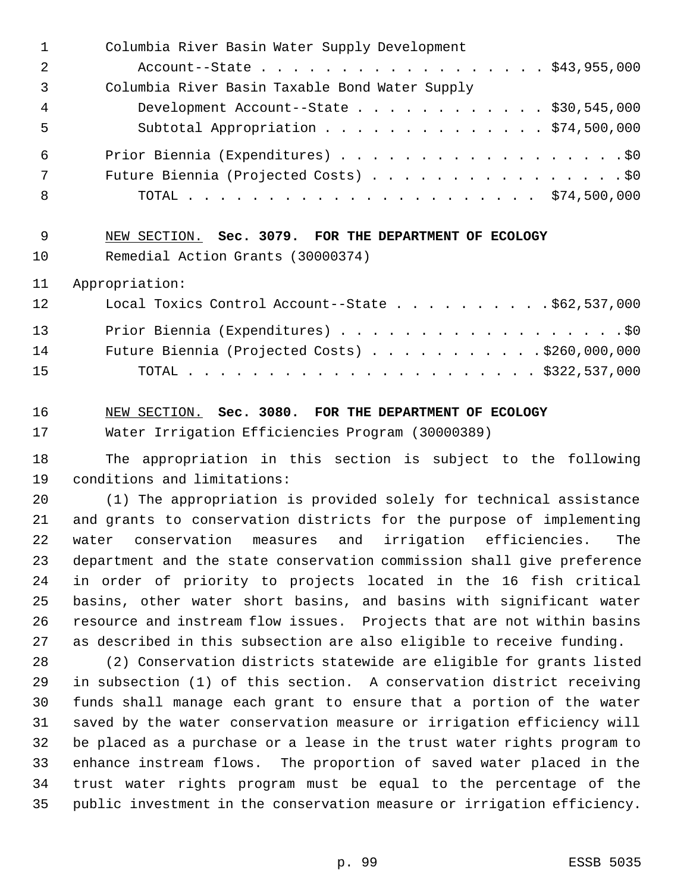Columbia River Basin Water Supply Development Account--State . . . . . . . . . . . . . . . . . . $43,955,000

Columbia River Basin Taxable Bond Water Supply Development Account--State . . . . . . . . . . . . $30,545,000

Subtotal Appropriation . . . . . . . . . . . . . . $74,500,000

Prior Biennia (Expenditures) . . . . . . . . . . . . . . . . . . .$0

Future Biennia (Projected Costs) . . . . . . . . . . . . . . . . .$0

TOTAL . . . . . . . . . . . . . . . . . . . . . . $74,500,000

NEW SECTION. **Sec. 3079. FOR THE DEPARTMENT OF ECOLOGY**

Remedial Action Grants (30000374)

Appropriation:

Local Toxics Control Account--State . . . . . . . . . . .$62,537,000

Prior Biennia (Expenditures) . . . . . . . . . . . . . . . . . . .$0

Future Biennia (Projected Costs) . . . . . . . . . . . .$260,000,000

TOTAL . . . . . . . . . . . . . . . . . . . . . . . $322,537,000

NEW SECTION. **Sec. 3080. FOR THE DEPARTMENT OF ECOLOGY**

Water Irrigation Efficiencies Program (30000389)

The appropriation in this section is subject to the following conditions and limitations:

(1) The appropriation is provided solely for technical assistance and grants to conservation districts for the purpose of implementing water conservation measures and irrigation efficiencies. The department and the state conservation commission shall give preference in order of priority to projects located in the 16 fish critical basins, other water short basins, and basins with significant water resource and instream flow issues. Projects that are not within basins as described in this subsection are also eligible to receive funding.

(2) Conservation districts statewide are eligible for grants listed in subsection (1) of this section. A conservation district receiving funds shall manage each grant to ensure that a portion of the water saved by the water conservation measure or irrigation efficiency will be placed as a purchase or a lease in the trust water rights program to enhance instream flows. The proportion of saved water placed in the trust water rights program must be equal to the percentage of the public investment in the conservation measure or irrigation efficiency.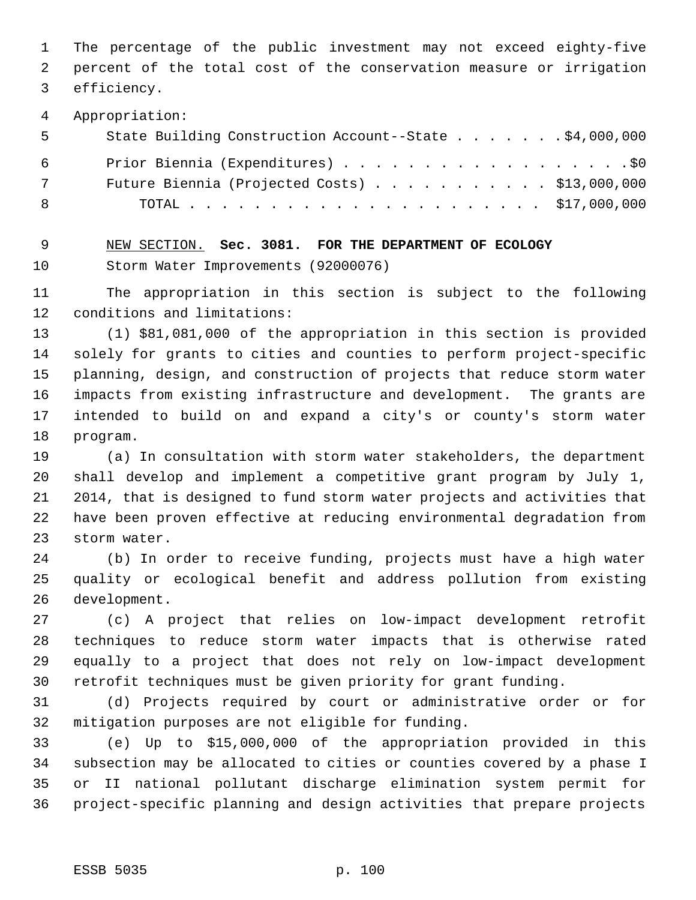The percentage of the public investment may not exceed eighty-five percent of the total cost of the conservation measure or irrigation efficiency.

Appropriation:

| | |
|---|---|
| State Building Construction Account--State | $4,000,000 |
| Prior Biennia (Expenditures) | $0 |
| Future Biennia (Projected Costs) | $13,000,000 |
| TOTAL | $17,000,000 |

NEW SECTION. **Sec. 3081. FOR THE DEPARTMENT OF ECOLOGY**

Storm Water Improvements (92000076)

The appropriation in this section is subject to the following conditions and limitations:

(1) $81,081,000 of the appropriation in this section is provided solely for grants to cities and counties to perform project-specific planning, design, and construction of projects that reduce storm water impacts from existing infrastructure and development. The grants are intended to build on and expand a city's or county's storm water program.

(a) In consultation with storm water stakeholders, the department shall develop and implement a competitive grant program by July 1, 2014, that is designed to fund storm water projects and activities that have been proven effective at reducing environmental degradation from storm water.

(b) In order to receive funding, projects must have a high water quality or ecological benefit and address pollution from existing development.

(c) A project that relies on low-impact development retrofit techniques to reduce storm water impacts that is otherwise rated equally to a project that does not rely on low-impact development retrofit techniques must be given priority for grant funding.

(d) Projects required by court or administrative order or for mitigation purposes are not eligible for funding.

(e) Up to $15,000,000 of the appropriation provided in this subsection may be allocated to cities or counties covered by a phase I or II national pollutant discharge elimination system permit for project-specific planning and design activities that prepare projects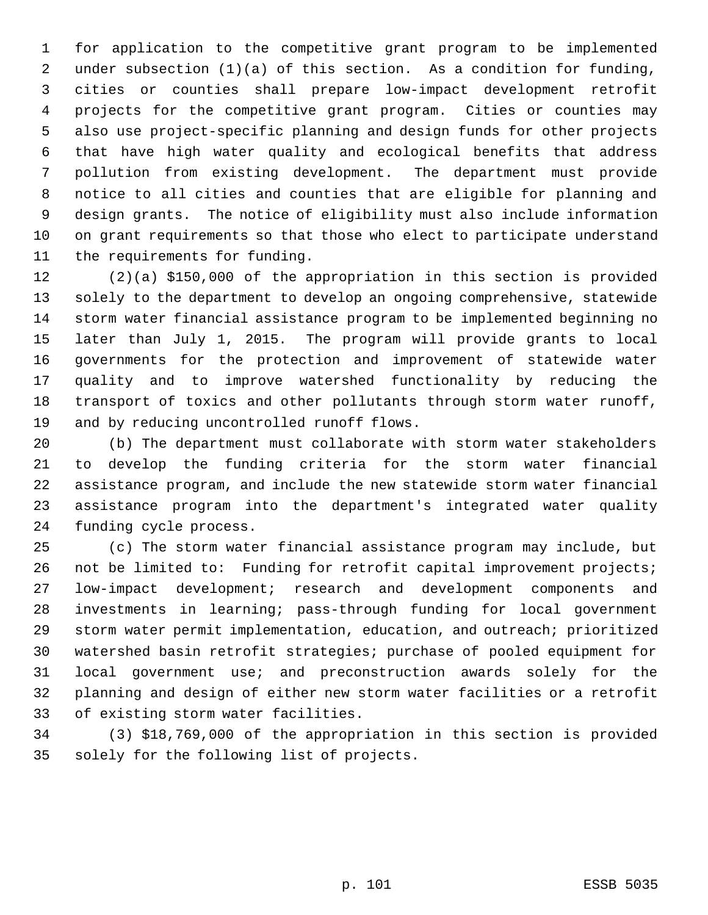for application to the competitive grant program to be implemented under subsection (1)(a) of this section. As a condition for funding, cities or counties shall prepare low-impact development retrofit projects for the competitive grant program. Cities or counties may also use project-specific planning and design funds for other projects that have high water quality and ecological benefits that address pollution from existing development. The department must provide notice to all cities and counties that are eligible for planning and design grants. The notice of eligibility must also include information on grant requirements so that those who elect to participate understand the requirements for funding.

(2)(a) $150,000 of the appropriation in this section is provided solely to the department to develop an ongoing comprehensive, statewide storm water financial assistance program to be implemented beginning no later than July 1, 2015. The program will provide grants to local governments for the protection and improvement of statewide water quality and to improve watershed functionality by reducing the transport of toxics and other pollutants through storm water runoff, and by reducing uncontrolled runoff flows.

(b) The department must collaborate with storm water stakeholders to develop the funding criteria for the storm water financial assistance program, and include the new statewide storm water financial assistance program into the department's integrated water quality funding cycle process.

(c) The storm water financial assistance program may include, but not be limited to: Funding for retrofit capital improvement projects; low-impact development; research and development components and investments in learning; pass-through funding for local government storm water permit implementation, education, and outreach; prioritized watershed basin retrofit strategies; purchase of pooled equipment for local government use; and preconstruction awards solely for the planning and design of either new storm water facilities or a retrofit of existing storm water facilities.

(3) $18,769,000 of the appropriation in this section is provided solely for the following list of projects.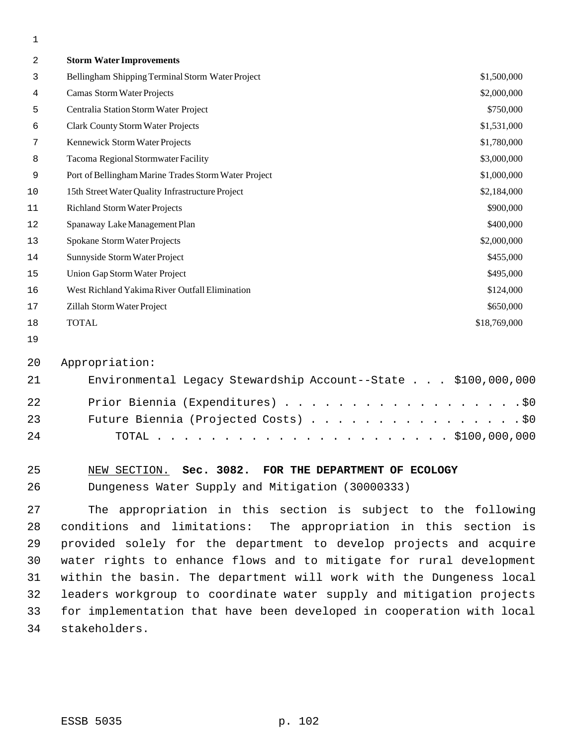| Storm Water Improvements | |
|---|---|
| Bellingham Shipping Terminal Storm Water Project | $1,500,000 |
| Camas Storm Water Projects | $2,000,000 |
| Centralia Station Storm Water Project | $750,000 |
| Clark County Storm Water Projects | $1,531,000 |
| Kennewick Storm Water Projects | $1,780,000 |
| Tacoma Regional Stormwater Facility | $3,000,000 |
| Port of Bellingham Marine Trades Storm Water Project | $1,000,000 |
| 15th Street Water Quality Infrastructure Project | $2,184,000 |
| Richland Storm Water Projects | $900,000 |
| Spanaway Lake Management Plan | $400,000 |
| Spokane Storm Water Projects | $2,000,000 |
| Sunnyside Storm Water Project | $455,000 |
| Union Gap Storm Water Project | $495,000 |
| West Richland Yakima River Outfall Elimination | $124,000 |
| Zillah Storm Water Project | $650,000 |
| TOTAL | $18,769,000 |

Appropriation:

Environmental Legacy Stewardship Account--State . . . $100,000,000

Prior Biennia (Expenditures) . . . . . . . . . . . . . . . . . . .$0

Future Biennia (Projected Costs) . . . . . . . . . . . . . . . . .$0

TOTAL . . . . . . . . . . . . . . . . . . . . . . . $100,000,000

NEW SECTION. **Sec. 3082. FOR THE DEPARTMENT OF ECOLOGY**

Dungeness Water Supply and Mitigation (30000333)

The appropriation in this section is subject to the following conditions and limitations: The appropriation in this section is provided solely for the department to develop projects and acquire water rights to enhance flows and to mitigate for rural development within the basin. The department will work with the Dungeness local leaders workgroup to coordinate water supply and mitigation projects for implementation that have been developed in cooperation with local stakeholders.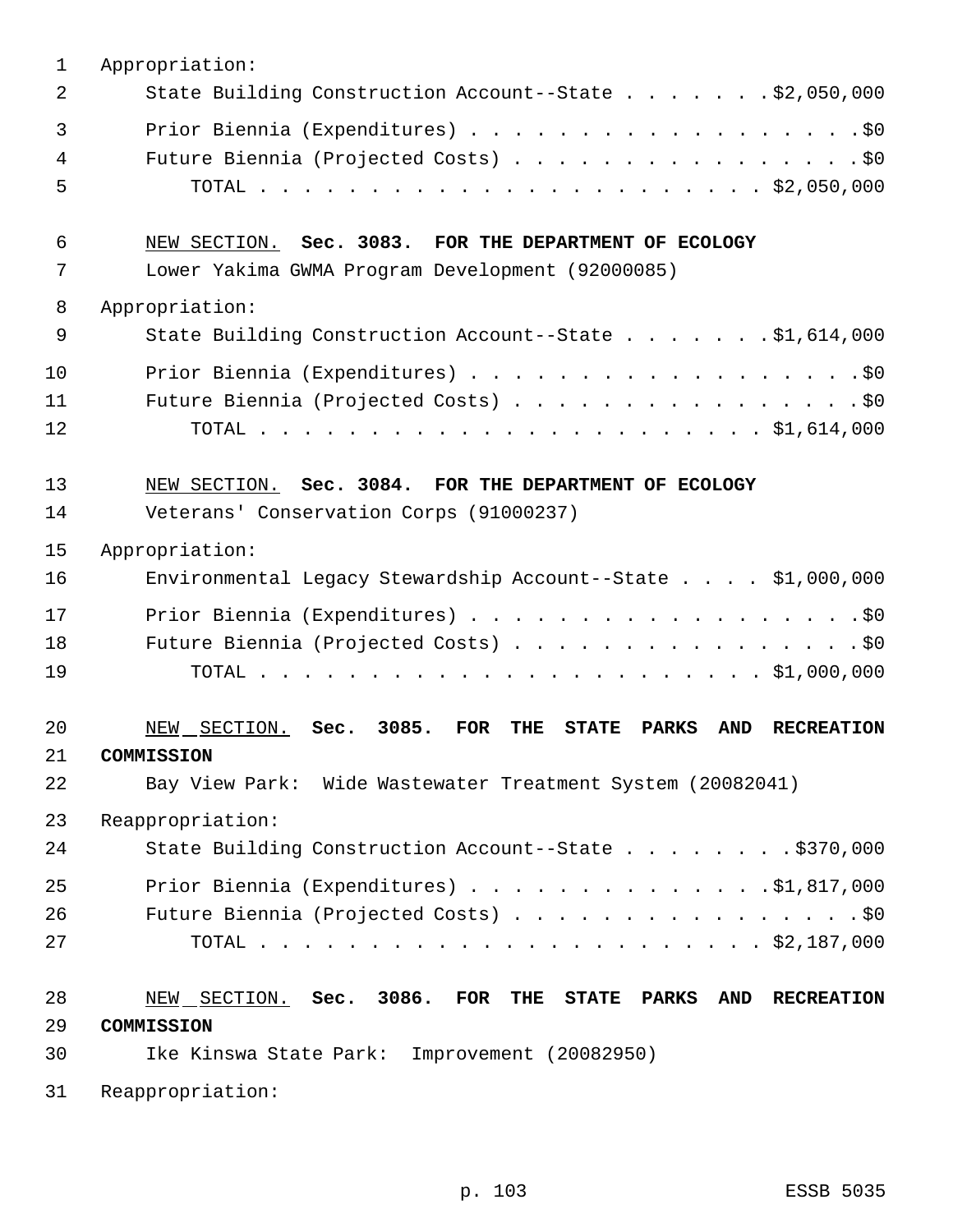Appropriation:

State Building Construction Account--State . . . . . . . $2,050,000

Prior Biennia (Expenditures) . . . . . . . . . . . . . . . . . . . $0

Future Biennia (Projected Costs) . . . . . . . . . . . . . . . . . $0

TOTAL . . . . . . . . . . . . . . . . . . . . . . . . $2,050,000

NEW SECTION. **Sec. 3083. FOR THE DEPARTMENT OF ECOLOGY**

Lower Yakima GWMA Program Development (92000085)

Appropriation:

State Building Construction Account--State . . . . . . . $1,614,000

Prior Biennia (Expenditures) . . . . . . . . . . . . . . . . . . . $0

Future Biennia (Projected Costs) . . . . . . . . . . . . . . . . . $0

TOTAL . . . . . . . . . . . . . . . . . . . . . . . . $1,614,000

NEW SECTION. **Sec. 3084. FOR THE DEPARTMENT OF ECOLOGY**

Veterans' Conservation Corps (91000237)

Appropriation:

Environmental Legacy Stewardship Account--State . . . . $1,000,000

Prior Biennia (Expenditures) . . . . . . . . . . . . . . . . . . . $0

Future Biennia (Projected Costs) . . . . . . . . . . . . . . . . . $0

TOTAL . . . . . . . . . . . . . . . . . . . . . . . . $1,000,000

NEW SECTION. **Sec. 3085. FOR THE STATE PARKS AND RECREATION COMMISSION**

Bay View Park: Wide Wastewater Treatment System (20082041)

Reappropriation:

State Building Construction Account--State . . . . . . . . $370,000

Prior Biennia (Expenditures) . . . . . . . . . . . . . . $1,817,000

Future Biennia (Projected Costs) . . . . . . . . . . . . . . . . . $0

TOTAL . . . . . . . . . . . . . . . . . . . . . . . . $2,187,000

NEW SECTION. **Sec. 3086. FOR THE STATE PARKS AND RECREATION COMMISSION**

Ike Kinswa State Park: Improvement (20082950)

Reappropriation: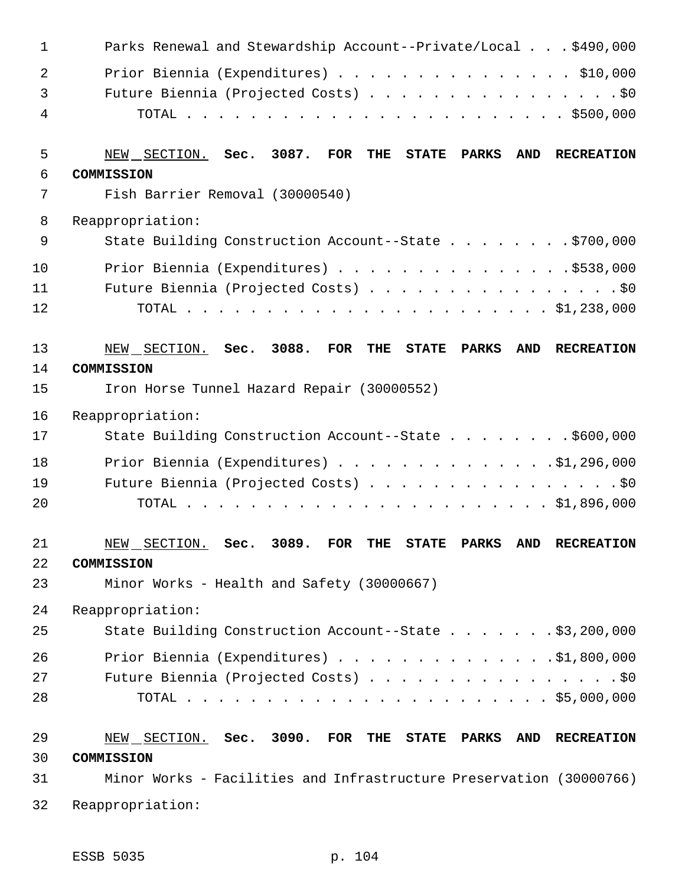Parks Renewal and Stewardship Account—Private/Local . . . $490,000
Prior Biennia (Expenditures) . . . . . . . . . . . . . . . $10,000
Future Biennia (Projected Costs) . . . . . . . . . . . . . . . . $0
TOTAL . . . . . . . . . . . . . . . . . . . . . . . . $500,000

NEW SECTION. **Sec. 3087. FOR THE STATE PARKS AND RECREATION COMMISSION**

Fish Barrier Removal (30000540)

Reappropriation:

State Building Construction Account—State . . . . . . . . $700,000
Prior Biennia (Expenditures) . . . . . . . . . . . . . . $538,000
Future Biennia (Projected Costs) . . . . . . . . . . . . . . . . $0
TOTAL . . . . . . . . . . . . . . . . . . . . . . . $1,238,000

NEW SECTION. **Sec. 3088. FOR THE STATE PARKS AND RECREATION COMMISSION**

Iron Horse Tunnel Hazard Repair (30000552)

Reappropriation:

State Building Construction Account—State . . . . . . . . $600,000
Prior Biennia (Expenditures) . . . . . . . . . . . . . $1,296,000
Future Biennia (Projected Costs) . . . . . . . . . . . . . . . . $0
TOTAL . . . . . . . . . . . . . . . . . . . . . . . $1,896,000

NEW SECTION. **Sec. 3089. FOR THE STATE PARKS AND RECREATION COMMISSION**

Minor Works - Health and Safety (30000667)

Reappropriation:

State Building Construction Account—State . . . . . . . $3,200,000
Prior Biennia (Expenditures) . . . . . . . . . . . . . $1,800,000
Future Biennia (Projected Costs) . . . . . . . . . . . . . . . . $0
TOTAL . . . . . . . . . . . . . . . . . . . . . . . $5,000,000

NEW SECTION. **Sec. 3090. FOR THE STATE PARKS AND RECREATION COMMISSION**

Minor Works - Facilities and Infrastructure Preservation (30000766)

Reappropriation: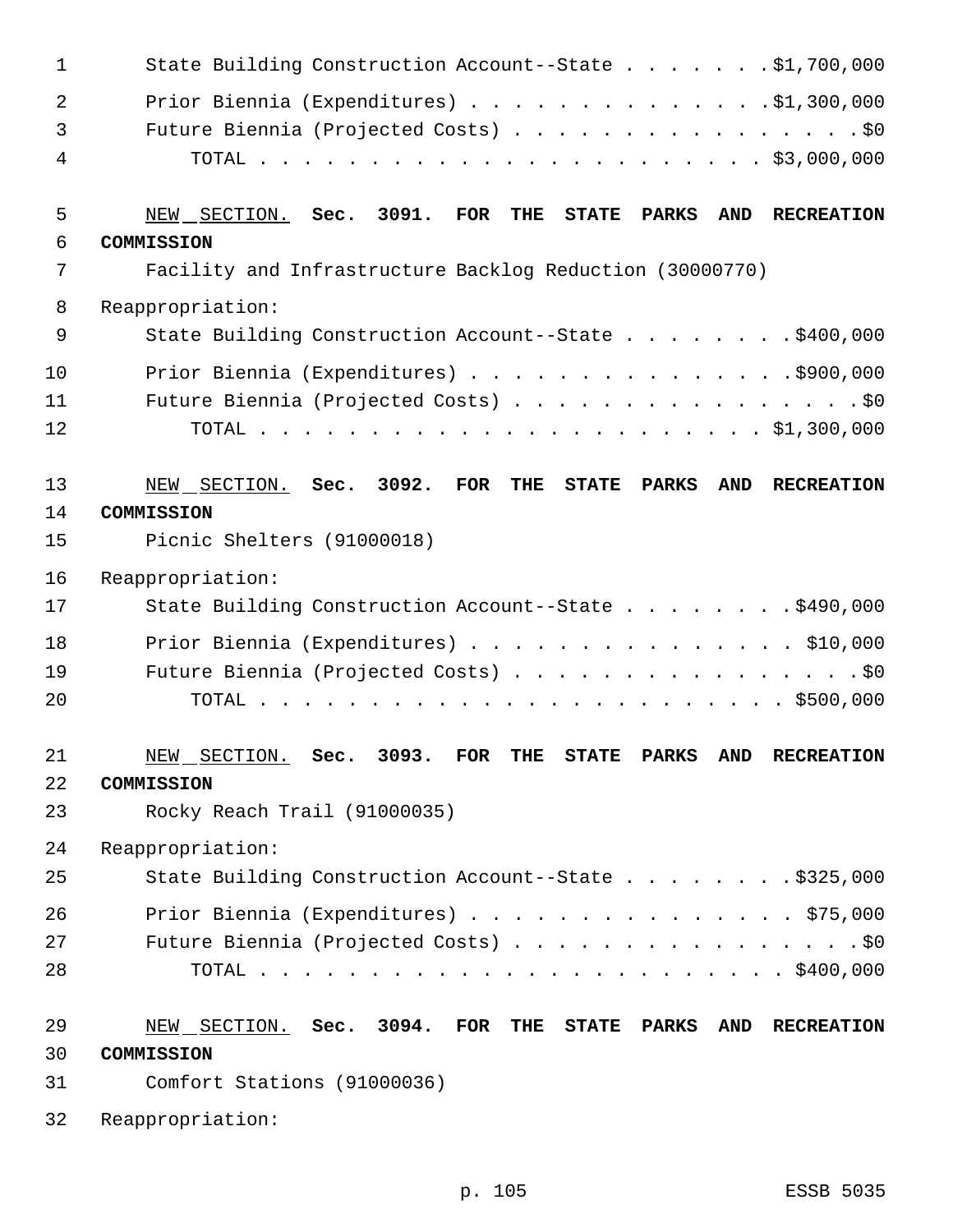State Building Construction Account--State . . . . . . . . $1,700,000

Prior Biennia (Expenditures) . . . . . . . . . . . . . . . $1,300,000
Future Biennia (Projected Costs) . . . . . . . . . . . . . . . . . $0
TOTAL . . . . . . . . . . . . . . . . . . . . . . . . $3,000,000

NEW SECTION. **Sec. 3091. FOR THE STATE PARKS AND RECREATION COMMISSION**

Facility and Infrastructure Backlog Reduction (30000770)

Reappropriation:

State Building Construction Account--State . . . . . . . . . $400,000

Prior Biennia (Expenditures) . . . . . . . . . . . . . . . . $900,000
Future Biennia (Projected Costs) . . . . . . . . . . . . . . . . . $0
TOTAL . . . . . . . . . . . . . . . . . . . . . . . . $1,300,000

NEW SECTION. **Sec. 3092. FOR THE STATE PARKS AND RECREATION COMMISSION**

Picnic Shelters (91000018)

Reappropriation:

State Building Construction Account--State . . . . . . . . . $490,000

Prior Biennia (Expenditures) . . . . . . . . . . . . . . . . $10,000
Future Biennia (Projected Costs) . . . . . . . . . . . . . . . . . $0
TOTAL . . . . . . . . . . . . . . . . . . . . . . . . . $500,000

NEW SECTION. **Sec. 3093. FOR THE STATE PARKS AND RECREATION COMMISSION**

Rocky Reach Trail (91000035)

Reappropriation:

State Building Construction Account--State . . . . . . . . . $325,000

Prior Biennia (Expenditures) . . . . . . . . . . . . . . . . $75,000
Future Biennia (Projected Costs) . . . . . . . . . . . . . . . . . $0
TOTAL . . . . . . . . . . . . . . . . . . . . . . . . . $400,000

NEW SECTION. **Sec. 3094. FOR THE STATE PARKS AND RECREATION COMMISSION**

Comfort Stations (91000036)

Reappropriation: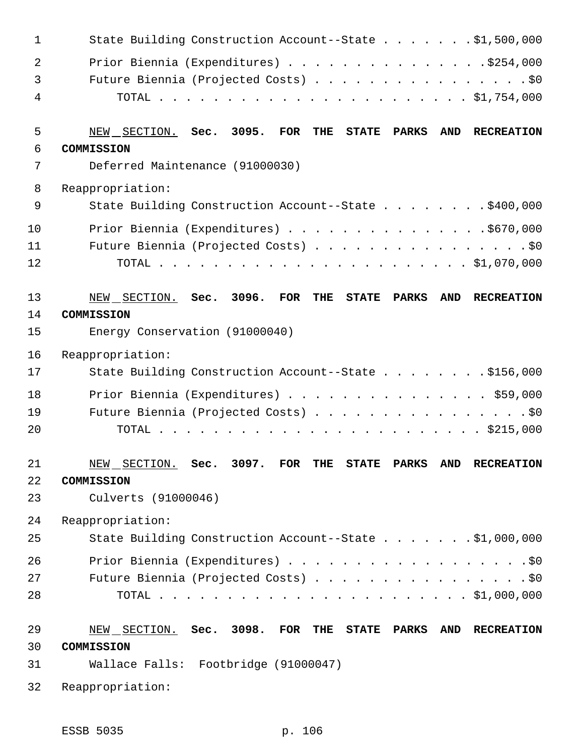State Building Construction Account--State . . . . . . . .$1,500,000
Prior Biennia (Expenditures) . . . . . . . . . . . . . . . .$254,000
Future Biennia (Projected Costs) . . . . . . . . . . . . . . . . . .$0
TOTAL . . . . . . . . . . . . . . . . . . . . . . . . . $1,754,000

NEW SECTION. **Sec. 3095. FOR THE STATE PARKS AND RECREATION COMMISSION**

Deferred Maintenance (91000030)

Reappropriation:
State Building Construction Account--State . . . . . . . . .$400,000
Prior Biennia (Expenditures) . . . . . . . . . . . . . . . .$670,000
Future Biennia (Projected Costs) . . . . . . . . . . . . . . . . . .$0
TOTAL . . . . . . . . . . . . . . . . . . . . . . . . . $1,070,000

NEW SECTION. **Sec. 3096. FOR THE STATE PARKS AND RECREATION COMMISSION**

Energy Conservation (91000040)

Reappropriation:
State Building Construction Account--State . . . . . . . . .$156,000
Prior Biennia (Expenditures) . . . . . . . . . . . . . . . . $59,000
Future Biennia (Projected Costs) . . . . . . . . . . . . . . . . . .$0
TOTAL . . . . . . . . . . . . . . . . . . . . . . . . . . $215,000

NEW SECTION. **Sec. 3097. FOR THE STATE PARKS AND RECREATION COMMISSION**

Culverts (91000046)

Reappropriation:
State Building Construction Account--State . . . . . . . .$1,000,000
Prior Biennia (Expenditures) . . . . . . . . . . . . . . . . . . .$0
Future Biennia (Projected Costs) . . . . . . . . . . . . . . . . . .$0
TOTAL . . . . . . . . . . . . . . . . . . . . . . . . . $1,000,000

NEW SECTION. **Sec. 3098. FOR THE STATE PARKS AND RECREATION COMMISSION**

Wallace Falls: Footbridge (91000047)

Reappropriation: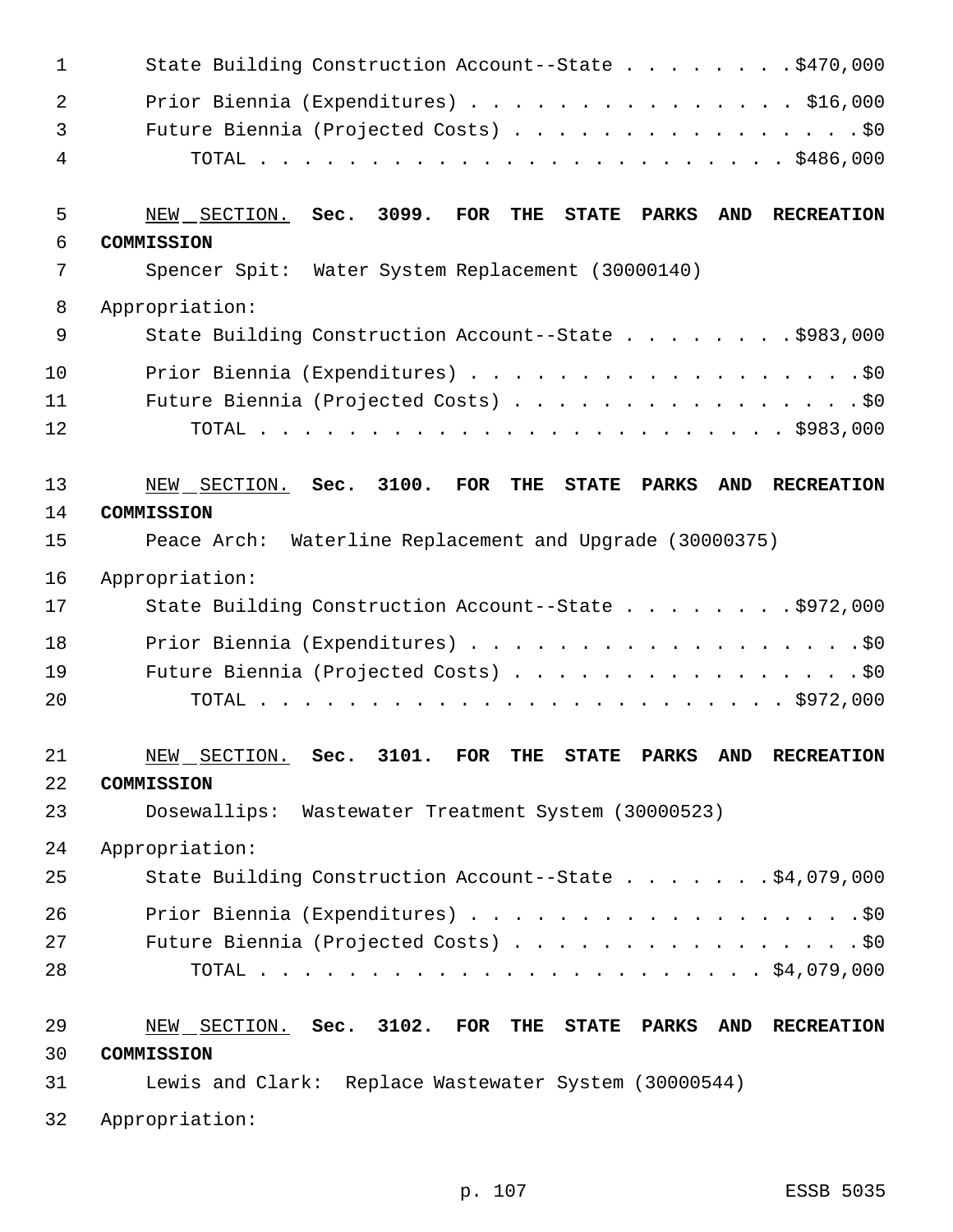State Building Construction Account--State . . . . . . . . $470,000
Prior Biennia (Expenditures) . . . . . . . . . . . . . . . $16,000
Future Biennia (Projected Costs) . . . . . . . . . . . . . . . . $0
TOTAL . . . . . . . . . . . . . . . . . . . . . . . . . $486,000

NEW SECTION. **Sec. 3099. FOR THE STATE PARKS AND RECREATION COMMISSION**

Spencer Spit: Water System Replacement (30000140)

Appropriation:
State Building Construction Account--State . . . . . . . . $983,000
Prior Biennia (Expenditures) . . . . . . . . . . . . . . . . . . $0
Future Biennia (Projected Costs) . . . . . . . . . . . . . . . . $0
TOTAL . . . . . . . . . . . . . . . . . . . . . . . . . $983,000

NEW SECTION. **Sec. 3100. FOR THE STATE PARKS AND RECREATION COMMISSION**

Peace Arch: Waterline Replacement and Upgrade (30000375)

Appropriation:
State Building Construction Account--State . . . . . . . . $972,000
Prior Biennia (Expenditures) . . . . . . . . . . . . . . . . . . $0
Future Biennia (Projected Costs) . . . . . . . . . . . . . . . . $0
TOTAL . . . . . . . . . . . . . . . . . . . . . . . . . $972,000

NEW SECTION. **Sec. 3101. FOR THE STATE PARKS AND RECREATION COMMISSION**

Dosewallips: Wastewater Treatment System (30000523)

Appropriation:
State Building Construction Account--State . . . . . . . $4,079,000
Prior Biennia (Expenditures) . . . . . . . . . . . . . . . . . . $0
Future Biennia (Projected Costs) . . . . . . . . . . . . . . . . $0
TOTAL . . . . . . . . . . . . . . . . . . . . . . . . $4,079,000

NEW SECTION. **Sec. 3102. FOR THE STATE PARKS AND RECREATION COMMISSION**

Lewis and Clark: Replace Wastewater System (30000544)

Appropriation: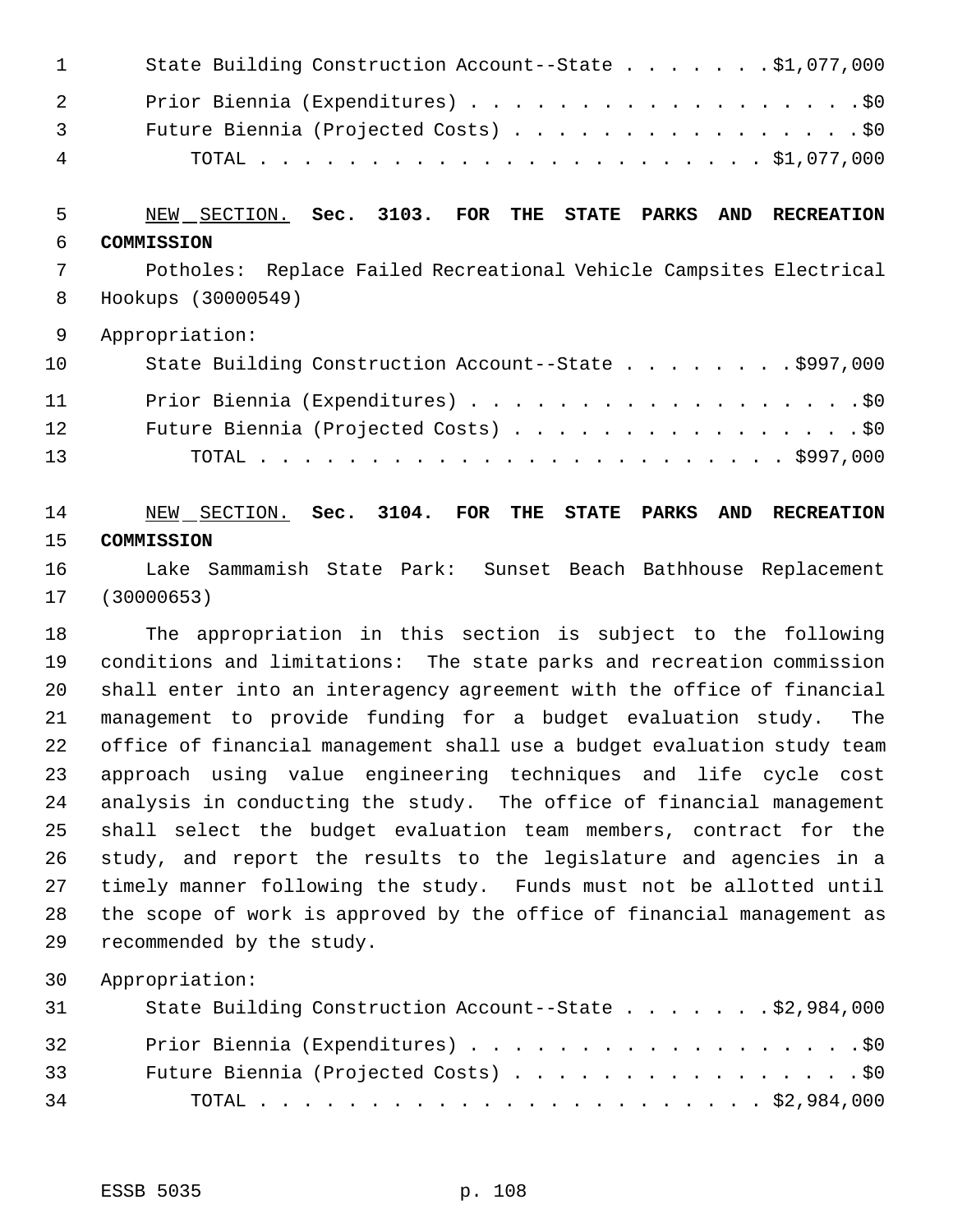State Building Construction Account--State . . . . . . . $1,077,000

Prior Biennia (Expenditures) . . . . . . . . . . . . . . . . . . $0

Future Biennia (Projected Costs) . . . . . . . . . . . . . . . . $0

TOTAL . . . . . . . . . . . . . . . . . . . . . . . $1,077,000

NEW SECTION. **Sec. 3103. FOR THE STATE PARKS AND RECREATION COMMISSION**

Potholes: Replace Failed Recreational Vehicle Campsites Electrical Hookups (30000549)

Appropriation:

State Building Construction Account--State . . . . . . . . $997,000

Prior Biennia (Expenditures) . . . . . . . . . . . . . . . . . . $0

Future Biennia (Projected Costs) . . . . . . . . . . . . . . . . $0

TOTAL . . . . . . . . . . . . . . . . . . . . . . . $997,000

NEW SECTION. **Sec. 3104. FOR THE STATE PARKS AND RECREATION COMMISSION**

Lake Sammamish State Park: Sunset Beach Bathhouse Replacement (30000653)

The appropriation in this section is subject to the following conditions and limitations: The state parks and recreation commission shall enter into an interagency agreement with the office of financial management to provide funding for a budget evaluation study. The office of financial management shall use a budget evaluation study team approach using value engineering techniques and life cycle cost analysis in conducting the study. The office of financial management shall select the budget evaluation team members, contract for the study, and report the results to the legislature and agencies in a timely manner following the study. Funds must not be allotted until the scope of work is approved by the office of financial management as recommended by the study.

Appropriation:

State Building Construction Account--State . . . . . . . $2,984,000

Prior Biennia (Expenditures) . . . . . . . . . . . . . . . . . . $0

Future Biennia (Projected Costs) . . . . . . . . . . . . . . . . $0

TOTAL . . . . . . . . . . . . . . . . . . . . . . . $2,984,000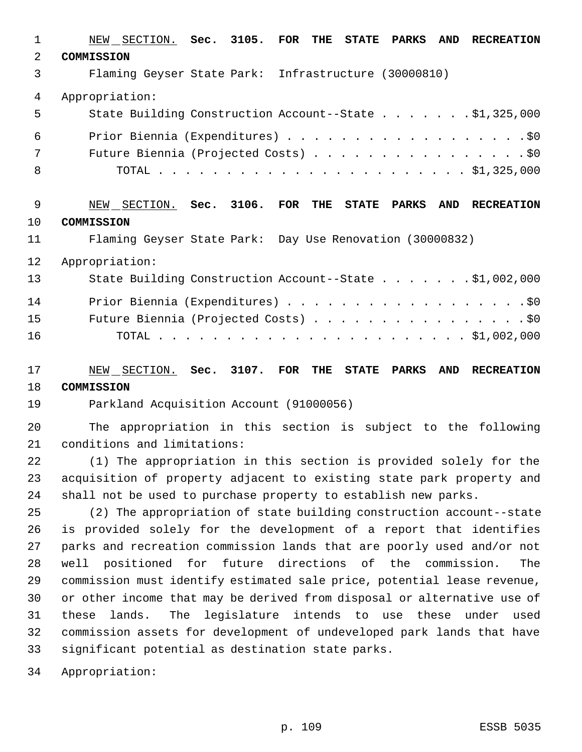NEW SECTION. **Sec. 3105. FOR THE STATE PARKS AND RECREATION COMMISSION**

Flaming Geyser State Park: Infrastructure (30000810)

Appropriation:

State Building Construction Account--State . . . . . . . $1,325,000

Prior Biennia (Expenditures) . . . . . . . . . . . . . . . . . . . $0

Future Biennia (Projected Costs) . . . . . . . . . . . . . . . . $0

TOTAL . . . . . . . . . . . . . . . . . . . . . . . $1,325,000

NEW SECTION. **Sec. 3106. FOR THE STATE PARKS AND RECREATION COMMISSION**

Flaming Geyser State Park: Day Use Renovation (30000832)

Appropriation:

State Building Construction Account--State . . . . . . . $1,002,000

Prior Biennia (Expenditures) . . . . . . . . . . . . . . . . . . . $0

Future Biennia (Projected Costs) . . . . . . . . . . . . . . . . $0

TOTAL . . . . . . . . . . . . . . . . . . . . . . . $1,002,000

NEW SECTION. **Sec. 3107. FOR THE STATE PARKS AND RECREATION COMMISSION**

Parkland Acquisition Account (91000056)

The appropriation in this section is subject to the following conditions and limitations:

(1) The appropriation in this section is provided solely for the acquisition of property adjacent to existing state park property and shall not be used to purchase property to establish new parks.

(2) The appropriation of state building construction account--state is provided solely for the development of a report that identifies parks and recreation commission lands that are poorly used and/or not well positioned for future directions of the commission. The commission must identify estimated sale price, potential lease revenue, or other income that may be derived from disposal or alternative use of these lands. The legislature intends to use these under used commission assets for development of undeveloped park lands that have significant potential as destination state parks.

Appropriation: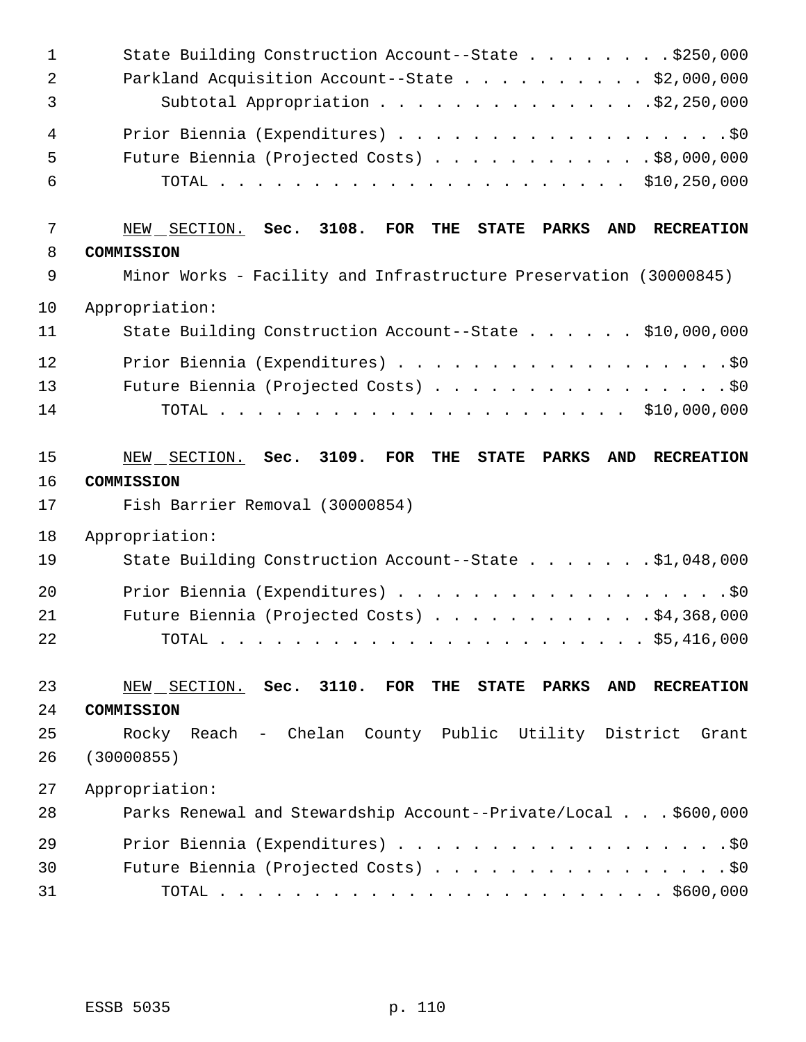State Building Construction Account--State . . . . . . . . $250,000
Parkland Acquisition Account--State . . . . . . . . . . $2,000,000
Subtotal Appropriation . . . . . . . . . . . . . . . $2,250,000

Prior Biennia (Expenditures) . . . . . . . . . . . . . . . . . . . $0
Future Biennia (Projected Costs) . . . . . . . . . . . . $8,000,000
TOTAL . . . . . . . . . . . . . . . . . . . . . . . $10,250,000

NEW SECTION. **Sec. 3108. FOR THE STATE PARKS AND RECREATION COMMISSION**

Minor Works - Facility and Infrastructure Preservation (30000845)

Appropriation:
State Building Construction Account--State . . . . . . $10,000,000

Prior Biennia (Expenditures) . . . . . . . . . . . . . . . . . . . $0
Future Biennia (Projected Costs) . . . . . . . . . . . . . . . . $0
TOTAL . . . . . . . . . . . . . . . . . . . . . . . $10,000,000

NEW SECTION. **Sec. 3109. FOR THE STATE PARKS AND RECREATION COMMISSION**

Fish Barrier Removal (30000854)

Appropriation:
State Building Construction Account--State . . . . . . . $1,048,000

Prior Biennia (Expenditures) . . . . . . . . . . . . . . . . . . . $0
Future Biennia (Projected Costs) . . . . . . . . . . . . $4,368,000
TOTAL . . . . . . . . . . . . . . . . . . . . . . . . $5,416,000

NEW SECTION. **Sec. 3110. FOR THE STATE PARKS AND RECREATION COMMISSION**

Rocky Reach - Chelan County Public Utility District Grant (30000855)

Appropriation:
Parks Renewal and Stewardship Account--Private/Local . . . $600,000

Prior Biennia (Expenditures) . . . . . . . . . . . . . . . . . . . $0
Future Biennia (Projected Costs) . . . . . . . . . . . . . . . . $0
TOTAL . . . . . . . . . . . . . . . . . . . . . . . . . $600,000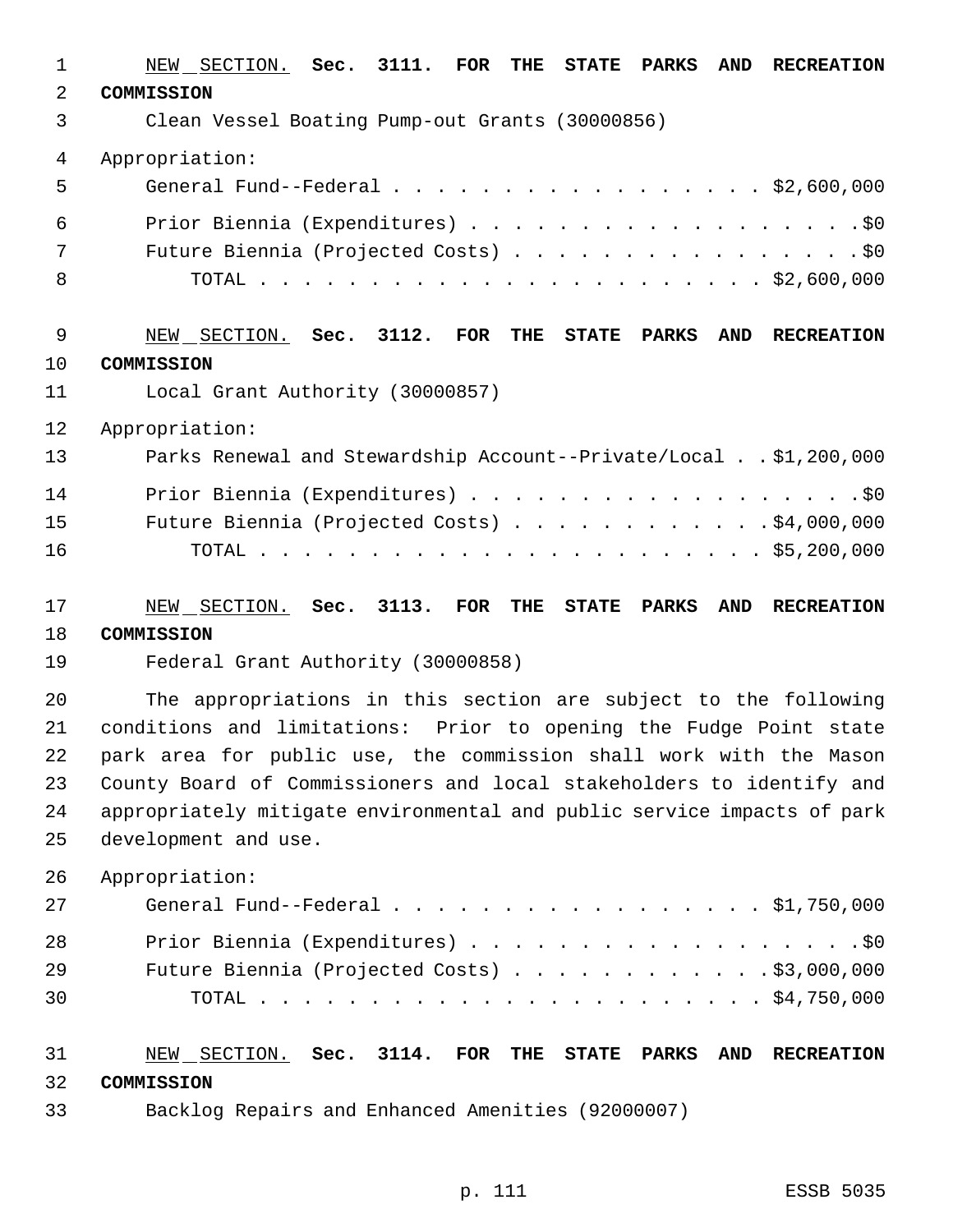NEW SECTION. **Sec. 3111. FOR THE STATE PARKS AND RECREATION COMMISSION**

Clean Vessel Boating Pump-out Grants (30000856)

Appropriation:

| | |
|---|---|
| General Fund--Federal | $2,600,000 |
| Prior Biennia (Expenditures) | $0 |
| Future Biennia (Projected Costs) | $0 |
| TOTAL | $2,600,000 |

NEW SECTION. **Sec. 3112. FOR THE STATE PARKS AND RECREATION COMMISSION**

Local Grant Authority (30000857)

Appropriation:

| | |
|---|---|
| Parks Renewal and Stewardship Account--Private/Local | $1,200,000 |
| Prior Biennia (Expenditures) | $0 |
| Future Biennia (Projected Costs) | $4,000,000 |
| TOTAL | $5,200,000 |

NEW SECTION. **Sec. 3113. FOR THE STATE PARKS AND RECREATION COMMISSION**

Federal Grant Authority (30000858)

The appropriations in this section are subject to the following conditions and limitations: Prior to opening the Fudge Point state park area for public use, the commission shall work with the Mason County Board of Commissioners and local stakeholders to identify and appropriately mitigate environmental and public service impacts of park development and use.

Appropriation:

| | |
|---|---|
| General Fund--Federal | $1,750,000 |
| Prior Biennia (Expenditures) | $0 |
| Future Biennia (Projected Costs) | $3,000,000 |
| TOTAL | $4,750,000 |

NEW SECTION. **Sec. 3114. FOR THE STATE PARKS AND RECREATION COMMISSION**

Backlog Repairs and Enhanced Amenities (92000007)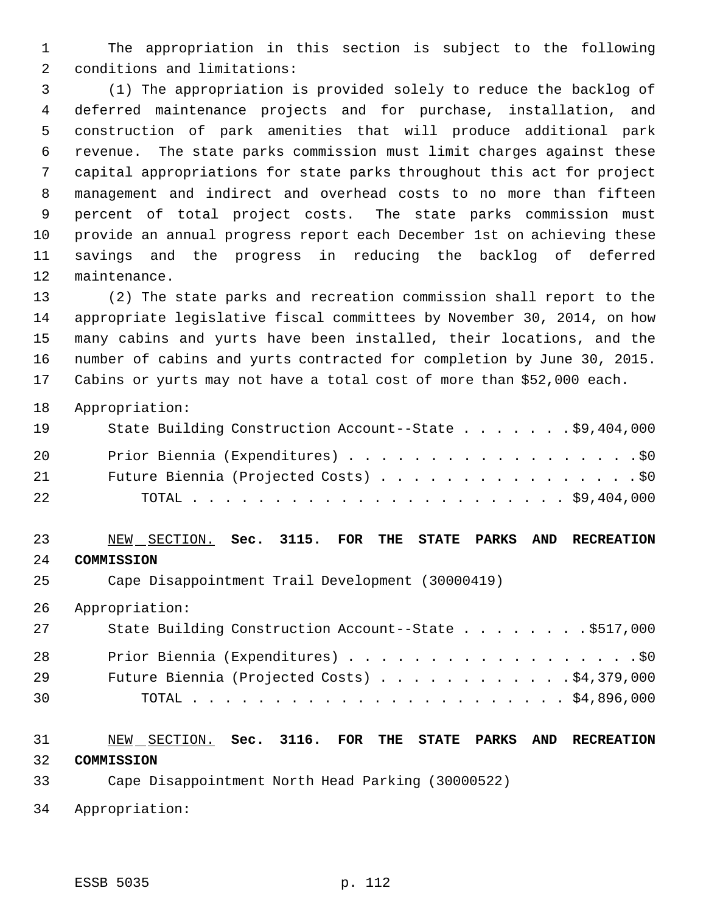The appropriation in this section is subject to the following conditions and limitations:

(1) The appropriation is provided solely to reduce the backlog of deferred maintenance projects and for purchase, installation, and construction of park amenities that will produce additional park revenue. The state parks commission must limit charges against these capital appropriations for state parks throughout this act for project management and indirect and overhead costs to no more than fifteen percent of total project costs. The state parks commission must provide an annual progress report each December 1st on achieving these savings and the progress in reducing the backlog of deferred maintenance.

(2) The state parks and recreation commission shall report to the appropriate legislative fiscal committees by November 30, 2014, on how many cabins and yurts have been installed, their locations, and the number of cabins and yurts contracted for completion by June 30, 2015. Cabins or yurts may not have a total cost of more than $52,000 each.

Appropriation:

State Building Construction Account--State . . . . . . . $9,404,000

Prior Biennia (Expenditures) . . . . . . . . . . . . . . . . . . . $0

Future Biennia (Projected Costs) . . . . . . . . . . . . . . . . . $0

TOTAL . . . . . . . . . . . . . . . . . . . . . . . . $9,404,000

NEW SECTION. **Sec. 3115. FOR THE STATE PARKS AND RECREATION COMMISSION**

Cape Disappointment Trail Development (30000419)

Appropriation:

State Building Construction Account--State . . . . . . . . $517,000

Prior Biennia (Expenditures) . . . . . . . . . . . . . . . . . . . $0

Future Biennia (Projected Costs) . . . . . . . . . . . . $4,379,000

TOTAL . . . . . . . . . . . . . . . . . . . . . . . . $4,896,000

NEW SECTION. **Sec. 3116. FOR THE STATE PARKS AND RECREATION COMMISSION**

Cape Disappointment North Head Parking (30000522)

Appropriation: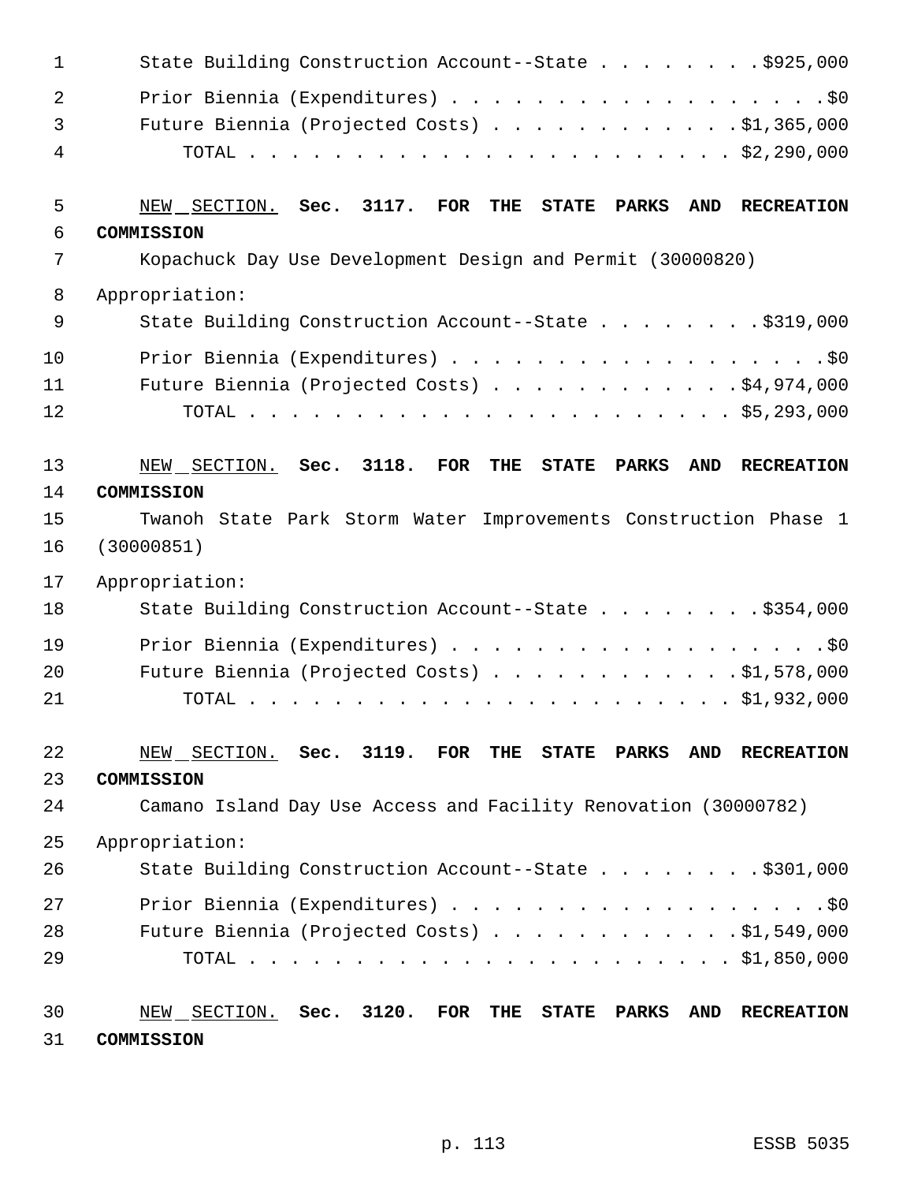State Building Construction Account--State . . . . . . . . $925,000

Prior Biennia (Expenditures) . . . . . . . . . . . . . . . . . . $0
Future Biennia (Projected Costs) . . . . . . . . . . . . $1,365,000
TOTAL . . . . . . . . . . . . . . . . . . . . . . . . $2,290,000

NEW SECTION. **Sec. 3117. FOR THE STATE PARKS AND RECREATION COMMISSION**

Kopachuck Day Use Development Design and Permit (30000820)

Appropriation:
State Building Construction Account--State . . . . . . . . $319,000

Prior Biennia (Expenditures) . . . . . . . . . . . . . . . . . . $0
Future Biennia (Projected Costs) . . . . . . . . . . . . $4,974,000
TOTAL . . . . . . . . . . . . . . . . . . . . . . . . $5,293,000

NEW SECTION. **Sec. 3118. FOR THE STATE PARKS AND RECREATION COMMISSION**

Twanoh State Park Storm Water Improvements Construction Phase 1 (30000851)

Appropriation:
State Building Construction Account--State . . . . . . . . $354,000

Prior Biennia (Expenditures) . . . . . . . . . . . . . . . . . . $0
Future Biennia (Projected Costs) . . . . . . . . . . . . $1,578,000
TOTAL . . . . . . . . . . . . . . . . . . . . . . . . $1,932,000

NEW SECTION. **Sec. 3119. FOR THE STATE PARKS AND RECREATION COMMISSION**

Camano Island Day Use Access and Facility Renovation (30000782)

Appropriation:
State Building Construction Account--State . . . . . . . . $301,000

Prior Biennia (Expenditures) . . . . . . . . . . . . . . . . . . $0
Future Biennia (Projected Costs) . . . . . . . . . . . . $1,549,000
TOTAL . . . . . . . . . . . . . . . . . . . . . . . . $1,850,000

NEW SECTION. **Sec. 3120. FOR THE STATE PARKS AND RECREATION COMMISSION**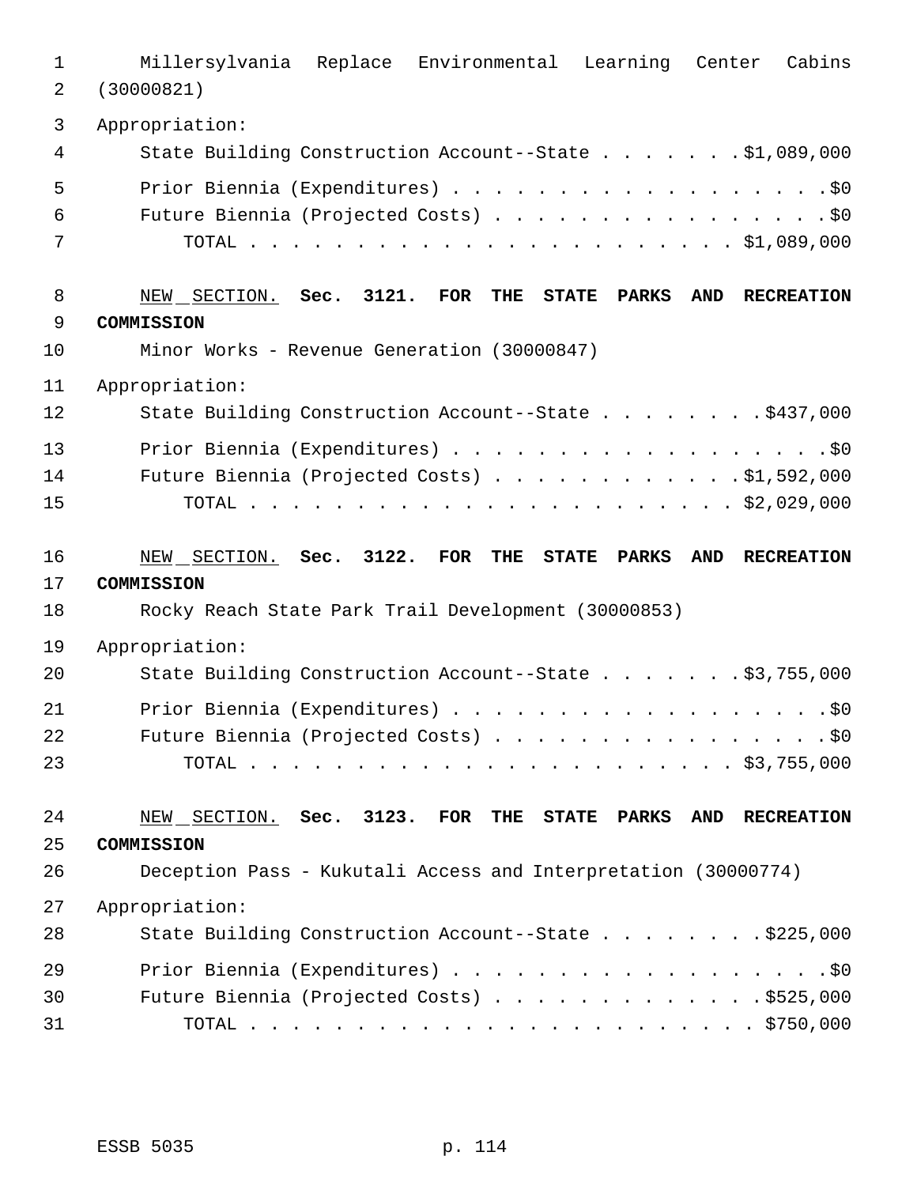Millersylvania Replace Environmental Learning Center Cabins (30000821)

Appropriation:

State Building Construction Account--State . . . . . . . $1,089,000

Prior Biennia (Expenditures) . . . . . . . . . . . . . . . . . . . $0

Future Biennia (Projected Costs) . . . . . . . . . . . . . . . . . $0

TOTAL . . . . . . . . . . . . . . . . . . . . . . . . $1,089,000

NEW SECTION. **Sec. 3121. FOR THE STATE PARKS AND RECREATION COMMISSION**

Minor Works - Revenue Generation (30000847)

Appropriation:

State Building Construction Account--State . . . . . . . . $437,000

Prior Biennia (Expenditures) . . . . . . . . . . . . . . . . . . . $0

Future Biennia (Projected Costs) . . . . . . . . . . . . $1,592,000

TOTAL . . . . . . . . . . . . . . . . . . . . . . . . $2,029,000

NEW SECTION. **Sec. 3122. FOR THE STATE PARKS AND RECREATION COMMISSION**

Rocky Reach State Park Trail Development (30000853)

Appropriation:

State Building Construction Account--State . . . . . . . $3,755,000

Prior Biennia (Expenditures) . . . . . . . . . . . . . . . . . . . $0

Future Biennia (Projected Costs) . . . . . . . . . . . . . . . . . $0

TOTAL . . . . . . . . . . . . . . . . . . . . . . . . $3,755,000

NEW SECTION. **Sec. 3123. FOR THE STATE PARKS AND RECREATION COMMISSION**

Deception Pass - Kukutali Access and Interpretation (30000774)

Appropriation:

State Building Construction Account--State . . . . . . . . $225,000

Prior Biennia (Expenditures) . . . . . . . . . . . . . . . . . . . $0

Future Biennia (Projected Costs) . . . . . . . . . . . . . $525,000

TOTAL . . . . . . . . . . . . . . . . . . . . . . . . . $750,000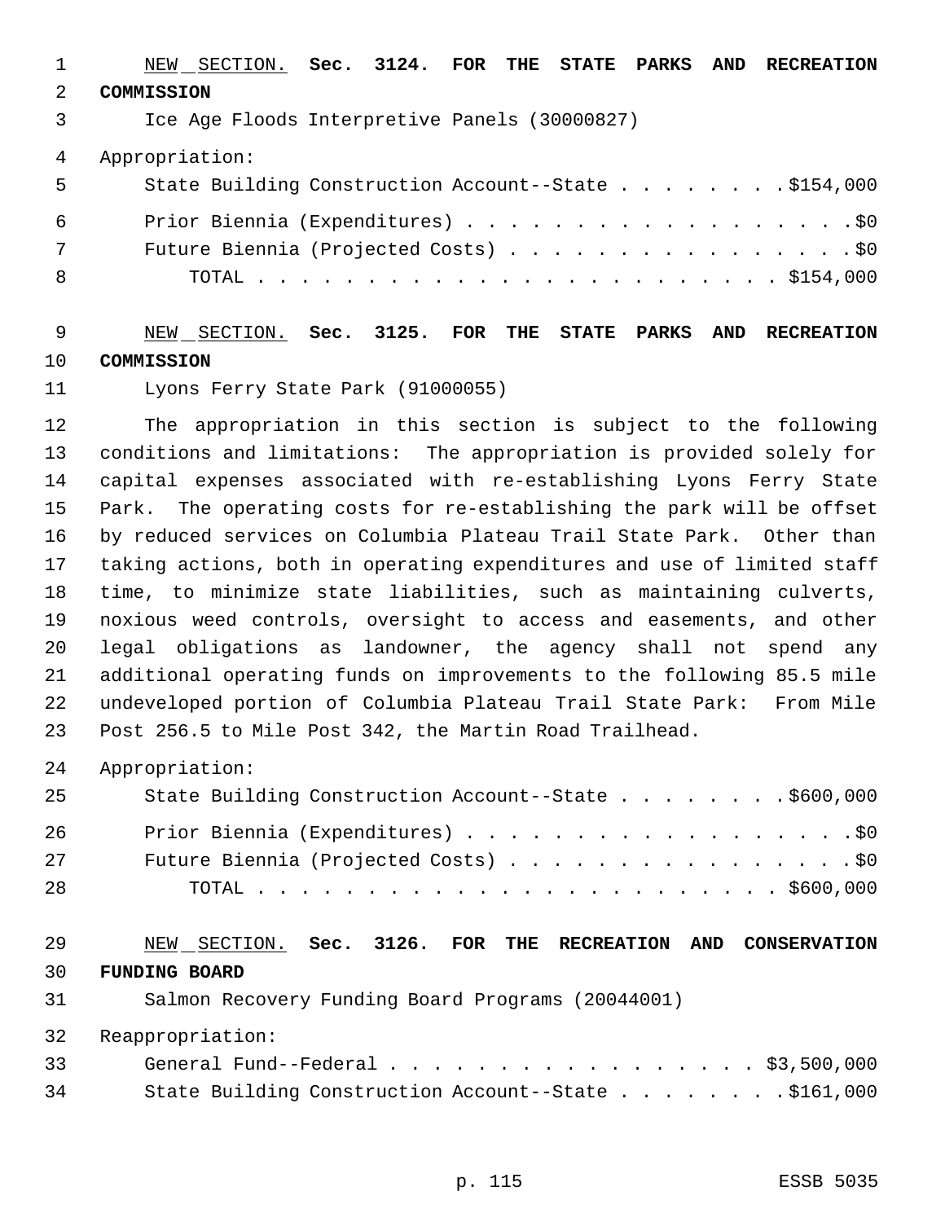NEW SECTION. **Sec. 3124. FOR THE STATE PARKS AND RECREATION COMMISSION**

Ice Age Floods Interpretive Panels (30000827)

Appropriation:

State Building Construction Account--State . . . . . . . . $154,000

Prior Biennia (Expenditures) . . . . . . . . . . . . . . . . . . $0

Future Biennia (Projected Costs) . . . . . . . . . . . . . . . . $0

TOTAL . . . . . . . . . . . . . . . . . . . . . . . . $154,000

NEW SECTION. **Sec. 3125. FOR THE STATE PARKS AND RECREATION COMMISSION**

Lyons Ferry State Park (91000055)

The appropriation in this section is subject to the following conditions and limitations: The appropriation is provided solely for capital expenses associated with re-establishing Lyons Ferry State Park. The operating costs for re-establishing the park will be offset by reduced services on Columbia Plateau Trail State Park. Other than taking actions, both in operating expenditures and use of limited staff time, to minimize state liabilities, such as maintaining culverts, noxious weed controls, oversight to access and easements, and other legal obligations as landowner, the agency shall not spend any additional operating funds on improvements to the following 85.5 mile undeveloped portion of Columbia Plateau Trail State Park: From Mile Post 256.5 to Mile Post 342, the Martin Road Trailhead.

Appropriation:

State Building Construction Account--State . . . . . . . . $600,000

Prior Biennia (Expenditures) . . . . . . . . . . . . . . . . . . $0

Future Biennia (Projected Costs) . . . . . . . . . . . . . . . . $0

TOTAL . . . . . . . . . . . . . . . . . . . . . . . . $600,000

NEW SECTION. **Sec. 3126. FOR THE RECREATION AND CONSERVATION FUNDING BOARD**

Salmon Recovery Funding Board Programs (20044001)

Reappropriation:

General Fund--Federal . . . . . . . . . . . . . . . . . . $3,500,000

State Building Construction Account--State . . . . . . . . $161,000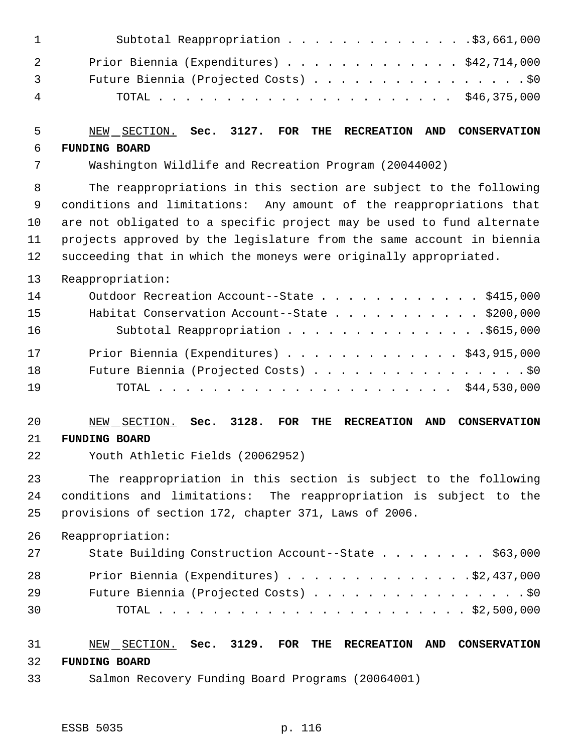Subtotal Reappropriation . . . . . . . . . . . . . . .$3,661,000

Prior Biennia (Expenditures) . . . . . . . . . . . . . $42,714,000
Future Biennia (Projected Costs) . . . . . . . . . . . . . . . . .$0
TOTAL . . . . . . . . . . . . . . . . . . . . . . . $46,375,000

NEW SECTION. **Sec. 3127. FOR THE RECREATION AND CONSERVATION FUNDING BOARD**

Washington Wildlife and Recreation Program (20044002)

The reappropriations in this section are subject to the following conditions and limitations: Any amount of the reappropriations that are not obligated to a specific project may be used to fund alternate projects approved by the legislature from the same account in biennia succeeding that in which the moneys were originally appropriated.

Reappropriation:
Outdoor Recreation Account--State . . . . . . . . . . . . $415,000
Habitat Conservation Account--State . . . . . . . . . . . $200,000
Subtotal Reappropriation . . . . . . . . . . . . . . . .$615,000

Prior Biennia (Expenditures) . . . . . . . . . . . . . $43,915,000
Future Biennia (Projected Costs) . . . . . . . . . . . . . . . . .$0
TOTAL . . . . . . . . . . . . . . . . . . . . . . . $44,530,000

NEW SECTION. **Sec. 3128. FOR THE RECREATION AND CONSERVATION FUNDING BOARD**

Youth Athletic Fields (20062952)

The reappropriation in this section is subject to the following conditions and limitations: The reappropriation is subject to the provisions of section 172, chapter 371, Laws of 2006.

Reappropriation:
State Building Construction Account--State . . . . . . . . $63,000

Prior Biennia (Expenditures) . . . . . . . . . . . . . .$2,437,000
Future Biennia (Projected Costs) . . . . . . . . . . . . . . . . .$0
TOTAL . . . . . . . . . . . . . . . . . . . . . . . . $2,500,000

NEW SECTION. **Sec. 3129. FOR THE RECREATION AND CONSERVATION FUNDING BOARD**

Salmon Recovery Funding Board Programs (20064001)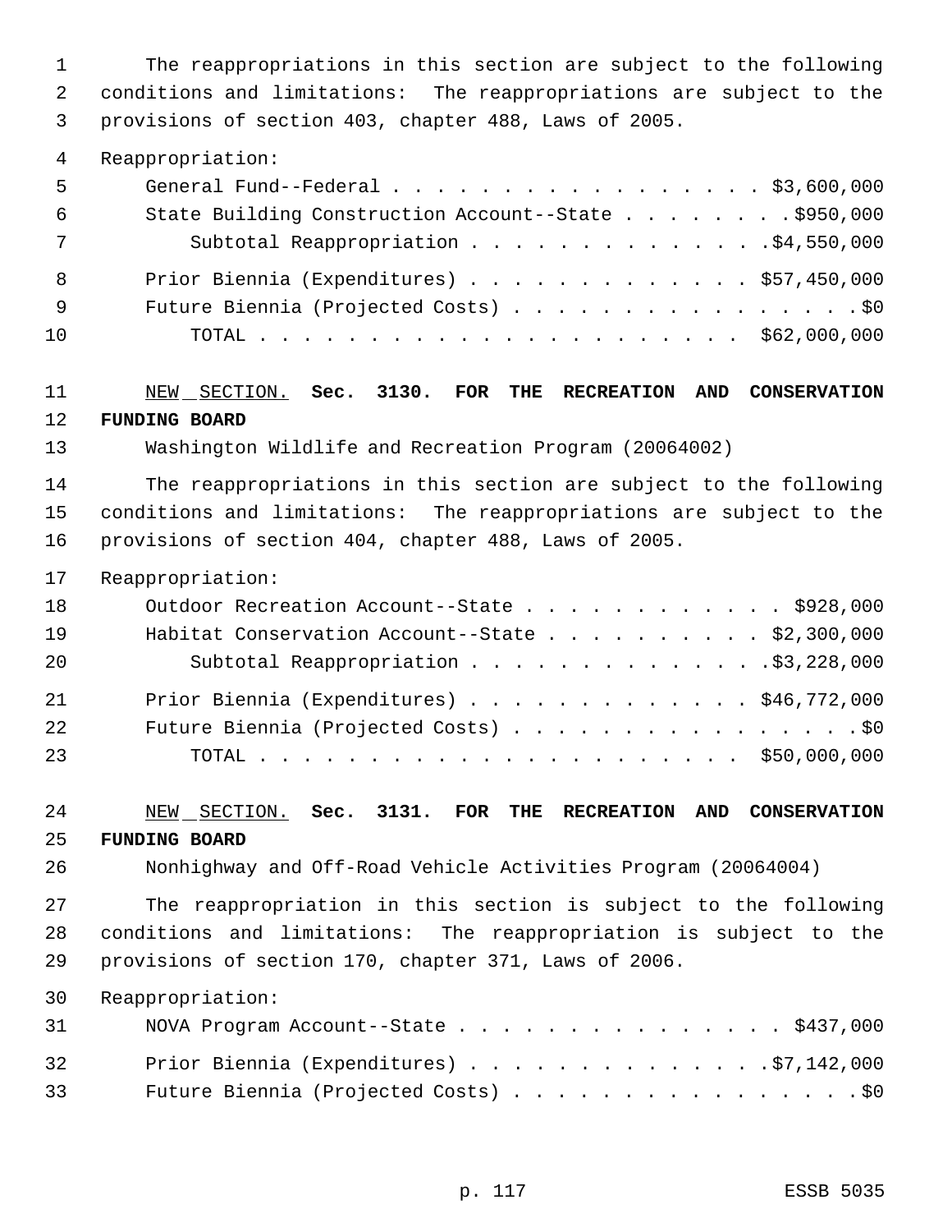The reappropriations in this section are subject to the following conditions and limitations: The reappropriations are subject to the provisions of section 403, chapter 488, Laws of 2005.

Reappropriation:

| | |
|---|---|
| General Fund--Federal | $3,600,000 |
| State Building Construction Account--State | $950,000 |
| Subtotal Reappropriation | $4,550,000 |
| Prior Biennia (Expenditures) | $57,450,000 |
| Future Biennia (Projected Costs) | $0 |
| TOTAL | $62,000,000 |

NEW SECTION. **Sec. 3130. FOR THE RECREATION AND CONSERVATION FUNDING BOARD**

Washington Wildlife and Recreation Program (20064002)

The reappropriations in this section are subject to the following conditions and limitations: The reappropriations are subject to the provisions of section 404, chapter 488, Laws of 2005.

Reappropriation:

| | |
|---|---|
| Outdoor Recreation Account--State | $928,000 |
| Habitat Conservation Account--State | $2,300,000 |
| Subtotal Reappropriation | $3,228,000 |
| Prior Biennia (Expenditures) | $46,772,000 |
| Future Biennia (Projected Costs) | $0 |
| TOTAL | $50,000,000 |

NEW SECTION. **Sec. 3131. FOR THE RECREATION AND CONSERVATION FUNDING BOARD**

Nonhighway and Off-Road Vehicle Activities Program (20064004)

The reappropriation in this section is subject to the following conditions and limitations: The reappropriation is subject to the provisions of section 170, chapter 371, Laws of 2006.

Reappropriation:

| | |
|---|---|
| NOVA Program Account--State | $437,000 |
| Prior Biennia (Expenditures) | $7,142,000 |
| Future Biennia (Projected Costs) | $0 |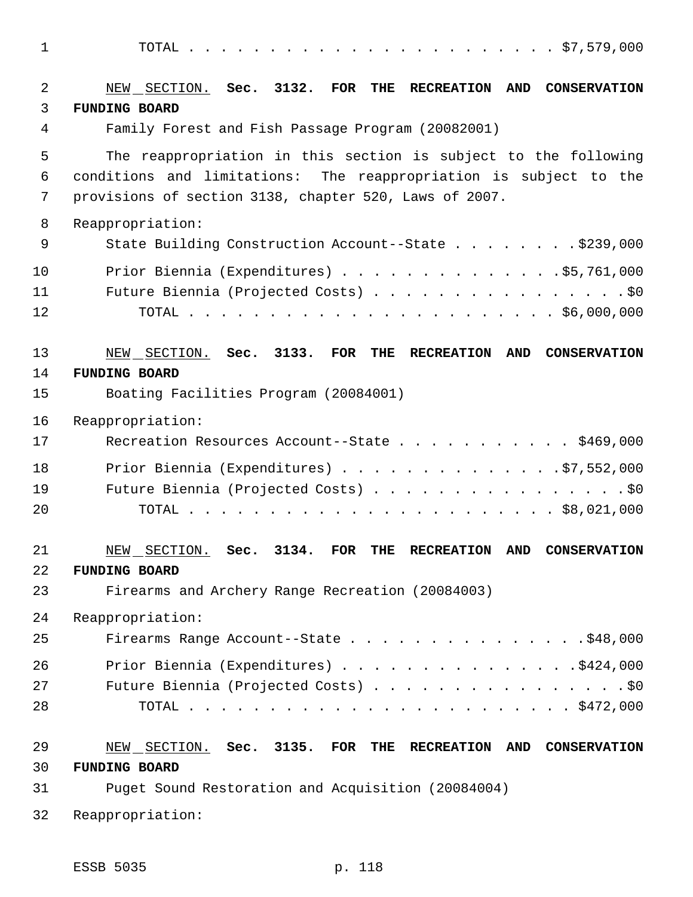TOTAL . . . . . . . . . . . . . . . . . . . . . . . . $7,579,000

NEW SECTION. **Sec. 3132. FOR THE RECREATION AND CONSERVATION FUNDING BOARD**

Family Forest and Fish Passage Program (20082001)

The reappropriation in this section is subject to the following conditions and limitations: The reappropriation is subject to the provisions of section 3138, chapter 520, Laws of 2007.

Reappropriation:

State Building Construction Account--State . . . . . . . . $239,000

Prior Biennia (Expenditures) . . . . . . . . . . . . . . $5,761,000

Future Biennia (Projected Costs) . . . . . . . . . . . . . . . . . $0

TOTAL . . . . . . . . . . . . . . . . . . . . . . . . $6,000,000

NEW SECTION. **Sec. 3133. FOR THE RECREATION AND CONSERVATION FUNDING BOARD**

Boating Facilities Program (20084001)

Reappropriation:

Recreation Resources Account--State . . . . . . . . . . . $469,000

Prior Biennia (Expenditures) . . . . . . . . . . . . . . $7,552,000

Future Biennia (Projected Costs) . . . . . . . . . . . . . . . . . $0

TOTAL . . . . . . . . . . . . . . . . . . . . . . . . $8,021,000

NEW SECTION. **Sec. 3134. FOR THE RECREATION AND CONSERVATION FUNDING BOARD**

Firearms and Archery Range Recreation (20084003)

Reappropriation:

Firearms Range Account--State . . . . . . . . . . . . . . . $48,000

Prior Biennia (Expenditures) . . . . . . . . . . . . . . . $424,000

Future Biennia (Projected Costs) . . . . . . . . . . . . . . . . . $0

TOTAL . . . . . . . . . . . . . . . . . . . . . . . . . $472,000

NEW SECTION. **Sec. 3135. FOR THE RECREATION AND CONSERVATION FUNDING BOARD**

Puget Sound Restoration and Acquisition (20084004)

Reappropriation: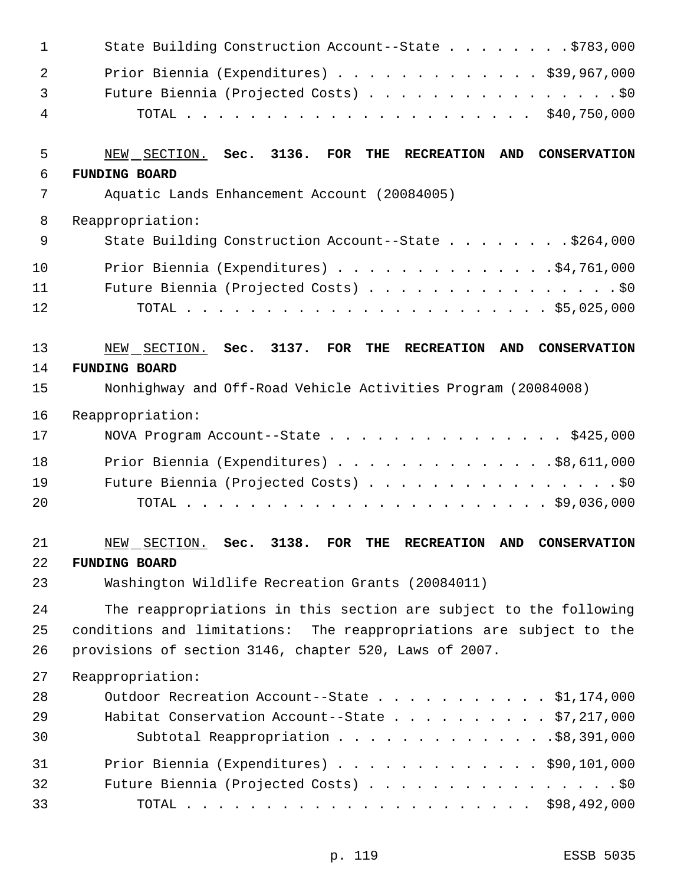State Building Construction Account--State . . . . . . . . $783,000

Prior Biennia (Expenditures) . . . . . . . . . . . . . $39,967,000

Future Biennia (Projected Costs) . . . . . . . . . . . . . . . . $0

TOTAL . . . . . . . . . . . . . . . . . . . . . . $40,750,000

NEW SECTION. **Sec. 3136. FOR THE RECREATION AND CONSERVATION FUNDING BOARD**

Aquatic Lands Enhancement Account (20084005)

Reappropriation:

State Building Construction Account--State . . . . . . . . $264,000

Prior Biennia (Expenditures) . . . . . . . . . . . . . . $4,761,000

Future Biennia (Projected Costs) . . . . . . . . . . . . . . . . $0

TOTAL . . . . . . . . . . . . . . . . . . . . . . . $5,025,000

NEW SECTION. **Sec. 3137. FOR THE RECREATION AND CONSERVATION FUNDING BOARD**

Nonhighway and Off-Road Vehicle Activities Program (20084008)

Reappropriation:

NOVA Program Account--State . . . . . . . . . . . . . . . $425,000

Prior Biennia (Expenditures) . . . . . . . . . . . . . . $8,611,000

Future Biennia (Projected Costs) . . . . . . . . . . . . . . . . $0

TOTAL . . . . . . . . . . . . . . . . . . . . . . . $9,036,000

NEW SECTION. **Sec. 3138. FOR THE RECREATION AND CONSERVATION FUNDING BOARD**

Washington Wildlife Recreation Grants (20084011)

The reappropriations in this section are subject to the following conditions and limitations: The reappropriations are subject to the provisions of section 3146, chapter 520, Laws of 2007.

Reappropriation:

Outdoor Recreation Account--State . . . . . . . . . . . $1,174,000

Habitat Conservation Account--State . . . . . . . . . . $7,217,000

Subtotal Reappropriation . . . . . . . . . . . . . . $8,391,000

Prior Biennia (Expenditures) . . . . . . . . . . . . . $90,101,000

Future Biennia (Projected Costs) . . . . . . . . . . . . . . . . $0

TOTAL . . . . . . . . . . . . . . . . . . . . . . $98,492,000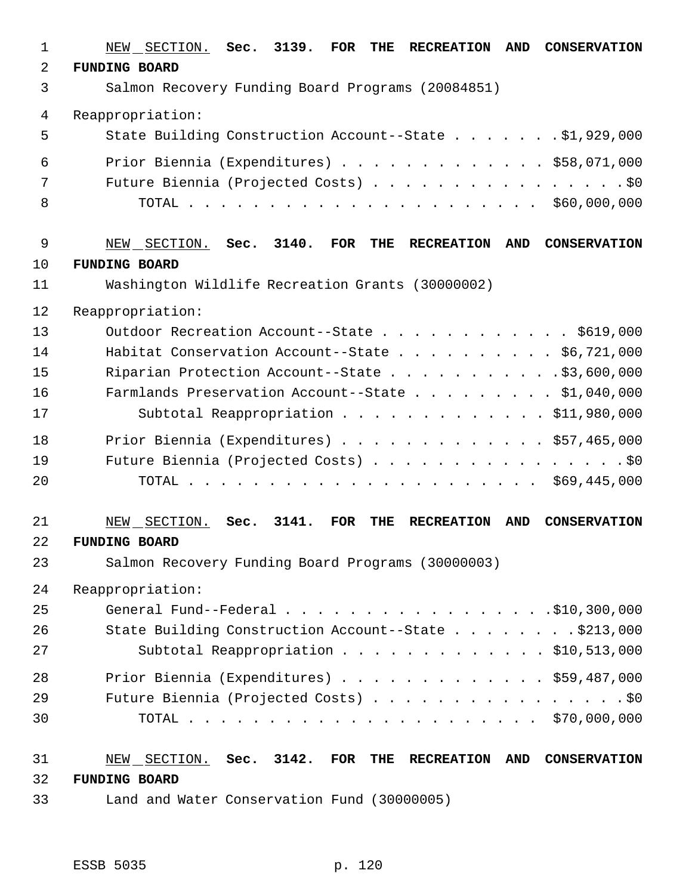<u>NEW SECTION.</u> **Sec. 3139. FOR THE RECREATION AND CONSERVATION FUNDING BOARD**

Salmon Recovery Funding Board Programs (20084851)

Reappropriation:

State Building Construction Account--State . . . . . . . $1,929,000

Prior Biennia (Expenditures) . . . . . . . . . . . . . $58,071,000

Future Biennia (Projected Costs) . . . . . . . . . . . . . . . . $0

TOTAL . . . . . . . . . . . . . . . . . . . . . . $60,000,000

<u>NEW SECTION.</u> **Sec. 3140. FOR THE RECREATION AND CONSERVATION FUNDING BOARD**

Washington Wildlife Recreation Grants (30000002)

Reappropriation:

Outdoor Recreation Account--State . . . . . . . . . . . . $619,000

Habitat Conservation Account--State . . . . . . . . . . $6,721,000

Riparian Protection Account--State . . . . . . . . . . . $3,600,000

Farmlands Preservation Account--State . . . . . . . . . $1,040,000

Subtotal Reappropriation . . . . . . . . . . . . . $11,980,000

Prior Biennia (Expenditures) . . . . . . . . . . . . . $57,465,000

Future Biennia (Projected Costs) . . . . . . . . . . . . . . . . $0

TOTAL . . . . . . . . . . . . . . . . . . . . . . $69,445,000

<u>NEW SECTION.</u> **Sec. 3141. FOR THE RECREATION AND CONSERVATION FUNDING BOARD**

Salmon Recovery Funding Board Programs (30000003)

Reappropriation:

General Fund--Federal . . . . . . . . . . . . . . . . . $10,300,000

State Building Construction Account--State . . . . . . . . $213,000

Subtotal Reappropriation . . . . . . . . . . . . . $10,513,000

Prior Biennia (Expenditures) . . . . . . . . . . . . . $59,487,000

Future Biennia (Projected Costs) . . . . . . . . . . . . . . . . $0

TOTAL . . . . . . . . . . . . . . . . . . . . . . $70,000,000

<u>NEW SECTION.</u> **Sec. 3142. FOR THE RECREATION AND CONSERVATION FUNDING BOARD**

Land and Water Conservation Fund (30000005)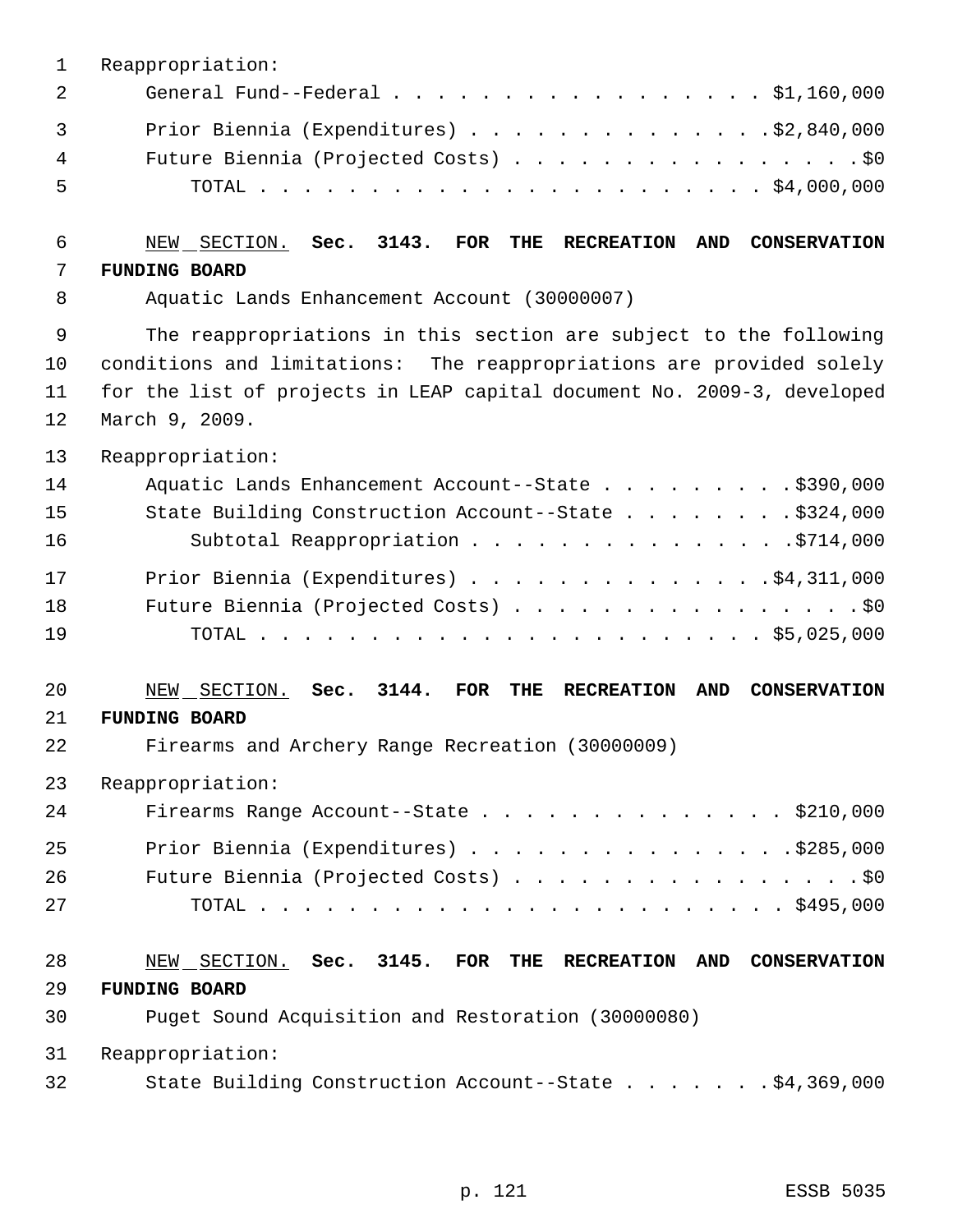Reappropriation:

General Fund--Federal . . . . . . . . . . . . . . . . . $1,160,000

Prior Biennia (Expenditures) . . . . . . . . . . . . . .$2,840,000

Future Biennia (Projected Costs) . . . . . . . . . . . . . . . . .$0

TOTAL . . . . . . . . . . . . . . . . . . . . . . . . $4,000,000

NEW SECTION. **Sec. 3143. FOR THE RECREATION AND CONSERVATION FUNDING BOARD**

Aquatic Lands Enhancement Account (30000007)

The reappropriations in this section are subject to the following conditions and limitations: The reappropriations are provided solely for the list of projects in LEAP capital document No. 2009-3, developed March 9, 2009.

Reappropriation:

Aquatic Lands Enhancement Account--State . . . . . . . . . .$390,000

State Building Construction Account--State . . . . . . . . .$324,000

Subtotal Reappropriation . . . . . . . . . . . . . . .$714,000

Prior Biennia (Expenditures) . . . . . . . . . . . . . .$4,311,000

Future Biennia (Projected Costs) . . . . . . . . . . . . . . . . .$0

TOTAL . . . . . . . . . . . . . . . . . . . . . . . . $5,025,000

NEW SECTION. **Sec. 3144. FOR THE RECREATION AND CONSERVATION FUNDING BOARD**

Firearms and Archery Range Recreation (30000009)

Reappropriation:

Firearms Range Account--State . . . . . . . . . . . . . . $210,000

Prior Biennia (Expenditures) . . . . . . . . . . . . . . .$285,000

Future Biennia (Projected Costs) . . . . . . . . . . . . . . . . .$0

TOTAL . . . . . . . . . . . . . . . . . . . . . . . . . $495,000

NEW SECTION. **Sec. 3145. FOR THE RECREATION AND CONSERVATION FUNDING BOARD**

Puget Sound Acquisition and Restoration (30000080)

Reappropriation:

State Building Construction Account--State . . . . . . . .$4,369,000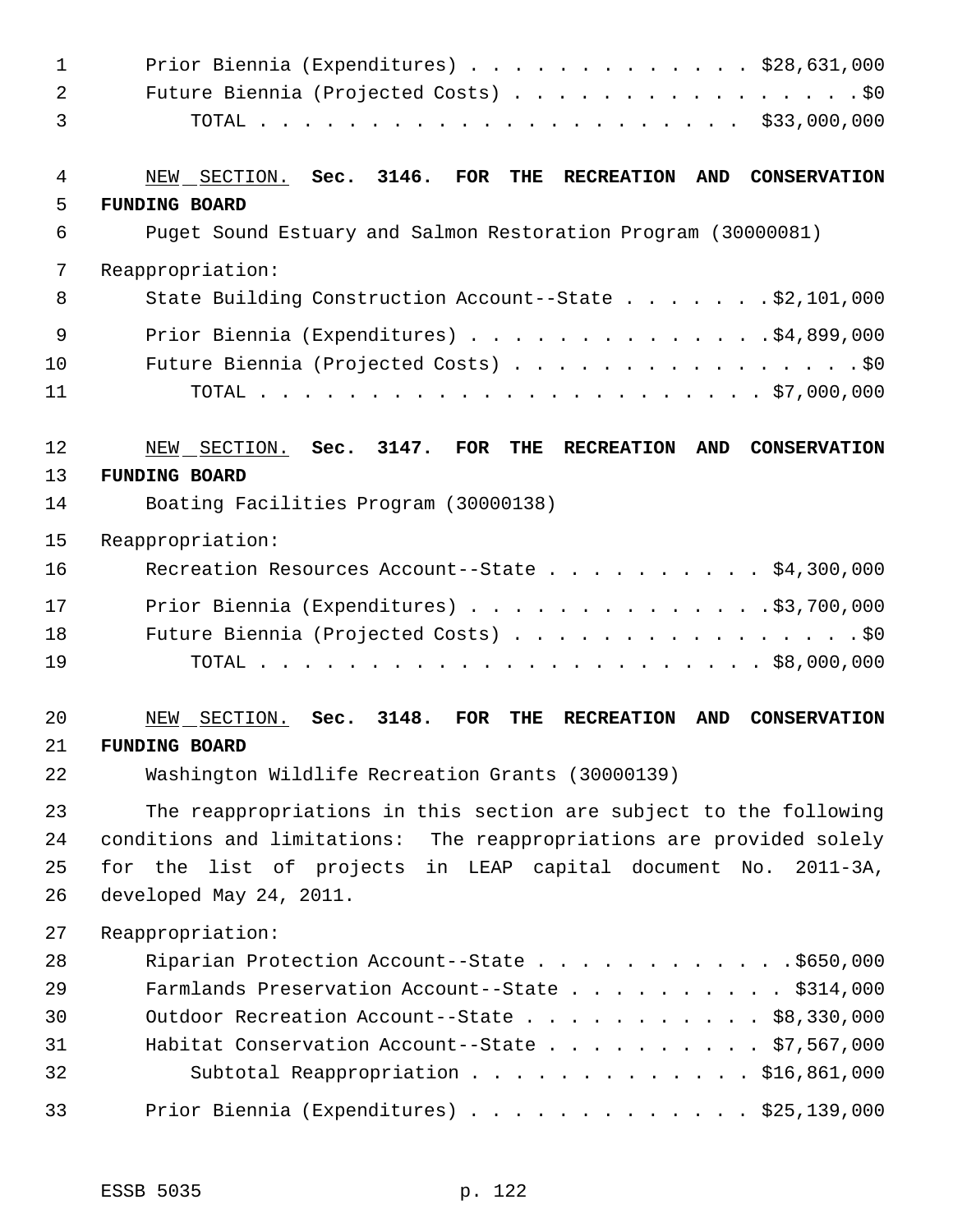Prior Biennia (Expenditures) . . . . . . . . . . . . . . $28,631,000
Future Biennia (Projected Costs) . . . . . . . . . . . . . . . . . $0
TOTAL . . . . . . . . . . . . . . . . . . . . . . . . $33,000,000

NEW SECTION. **Sec. 3146. FOR THE RECREATION AND CONSERVATION FUNDING BOARD**

Puget Sound Estuary and Salmon Restoration Program (30000081)

Reappropriation:

State Building Construction Account--State . . . . . . . $2,101,000

Prior Biennia (Expenditures) . . . . . . . . . . . . . . $4,899,000
Future Biennia (Projected Costs) . . . . . . . . . . . . . . . . . $0
TOTAL . . . . . . . . . . . . . . . . . . . . . . . . $7,000,000

NEW SECTION. **Sec. 3147. FOR THE RECREATION AND CONSERVATION FUNDING BOARD**

Boating Facilities Program (30000138)

Reappropriation:

Recreation Resources Account--State . . . . . . . . . . . $4,300,000

Prior Biennia (Expenditures) . . . . . . . . . . . . . . $3,700,000
Future Biennia (Projected Costs) . . . . . . . . . . . . . . . . . $0
TOTAL . . . . . . . . . . . . . . . . . . . . . . . . $8,000,000

NEW SECTION. **Sec. 3148. FOR THE RECREATION AND CONSERVATION FUNDING BOARD**

Washington Wildlife Recreation Grants (30000139)

The reappropriations in this section are subject to the following conditions and limitations: The reappropriations are provided solely for the list of projects in LEAP capital document No. 2011-3A, developed May 24, 2011.

Reappropriation:

Riparian Protection Account--State . . . . . . . . . . . . $650,000
Farmlands Preservation Account--State . . . . . . . . . . . $314,000
Outdoor Recreation Account--State . . . . . . . . . . . . $8,330,000
Habitat Conservation Account--State . . . . . . . . . . . $7,567,000
Subtotal Reappropriation . . . . . . . . . . . . . . $16,861,000

Prior Biennia (Expenditures) . . . . . . . . . . . . . $25,139,000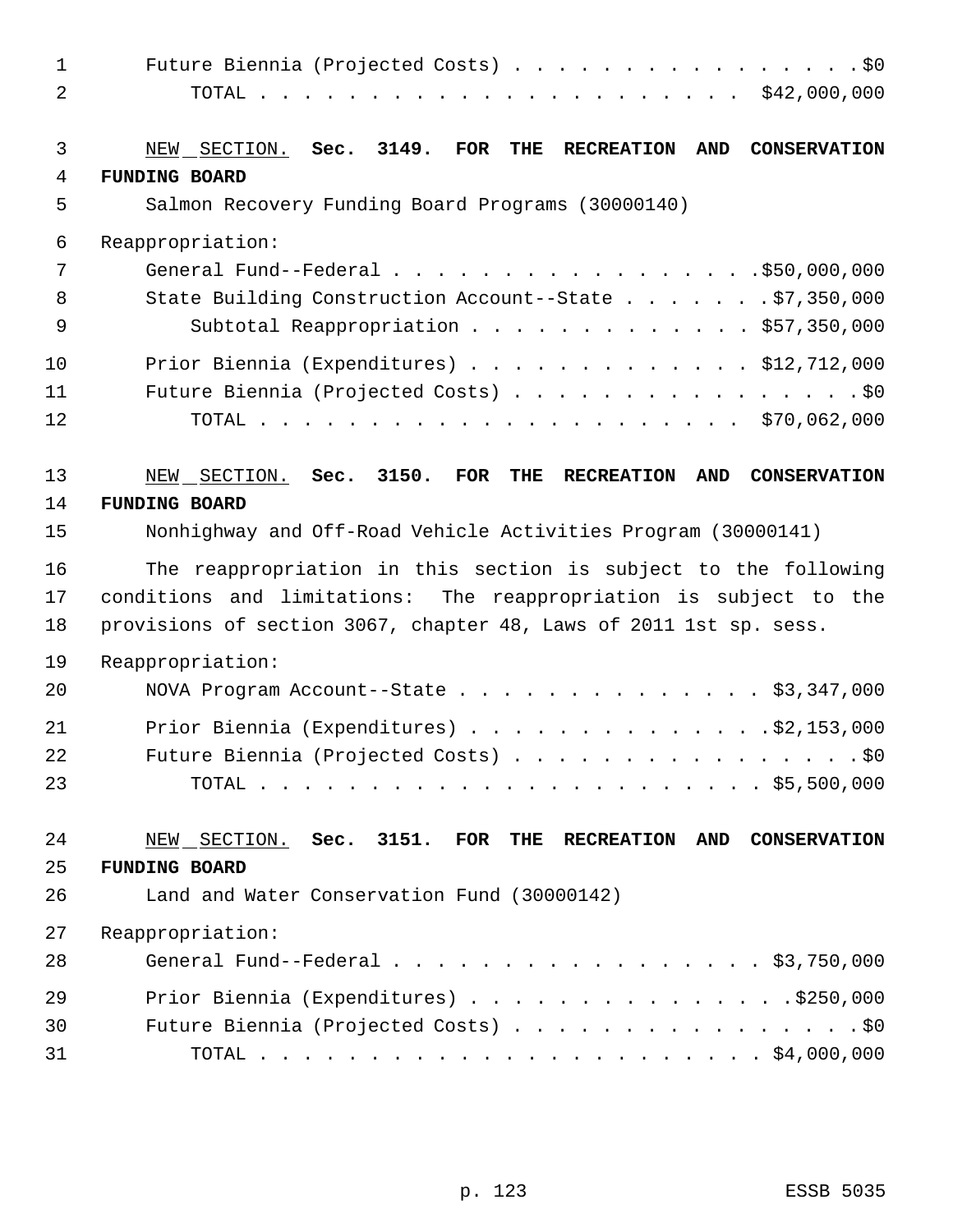Future Biennia (Projected Costs) . . . . . . . . . . . . . . . . .$0
TOTAL . . . . . . . . . . . . . . . . . . . . . . . $42,000,000

NEW SECTION. **Sec. 3149. FOR THE RECREATION AND CONSERVATION FUNDING BOARD**

Salmon Recovery Funding Board Programs (30000140)

Reappropriation:

General Fund--Federal . . . . . . . . . . . . . . . . . .$50,000,000
State Building Construction Account--State . . . . . . . .$7,350,000
Subtotal Reappropriation . . . . . . . . . . . . . $57,350,000

Prior Biennia (Expenditures) . . . . . . . . . . . . . $12,712,000
Future Biennia (Projected Costs) . . . . . . . . . . . . . . . . .$0
TOTAL . . . . . . . . . . . . . . . . . . . . . . . $70,062,000

NEW SECTION. **Sec. 3150. FOR THE RECREATION AND CONSERVATION FUNDING BOARD**

Nonhighway and Off-Road Vehicle Activities Program (30000141)

The reappropriation in this section is subject to the following conditions and limitations: The reappropriation is subject to the provisions of section 3067, chapter 48, Laws of 2011 1st sp. sess.

Reappropriation:

NOVA Program Account--State . . . . . . . . . . . . . . $3,347,000

Prior Biennia (Expenditures) . . . . . . . . . . . . . .$2,153,000
Future Biennia (Projected Costs) . . . . . . . . . . . . . . . . .$0
TOTAL . . . . . . . . . . . . . . . . . . . . . . . . $5,500,000

NEW SECTION. **Sec. 3151. FOR THE RECREATION AND CONSERVATION FUNDING BOARD**

Land and Water Conservation Fund (30000142)

Reappropriation:

General Fund--Federal . . . . . . . . . . . . . . . . . . $3,750,000

Prior Biennia (Expenditures) . . . . . . . . . . . . . . .$250,000
Future Biennia (Projected Costs) . . . . . . . . . . . . . . . . .$0
TOTAL . . . . . . . . . . . . . . . . . . . . . . . . $4,000,000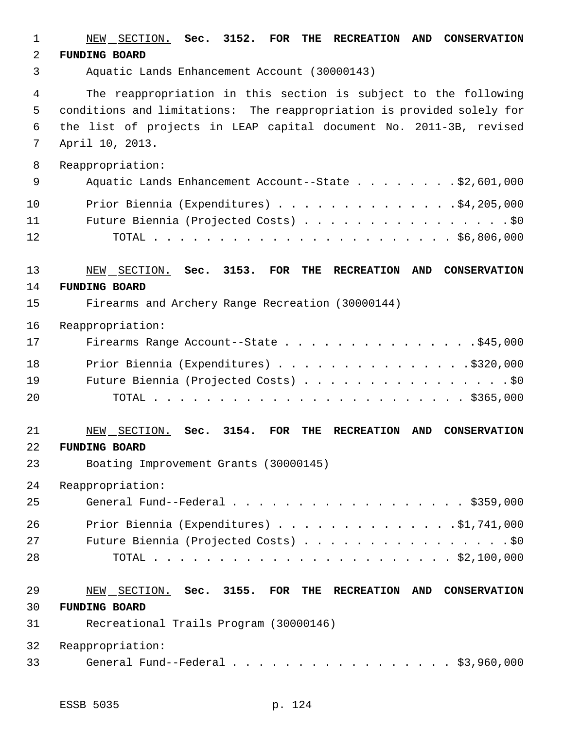NEW SECTION. **Sec. 3152. FOR THE RECREATION AND CONSERVATION FUNDING BOARD**

Aquatic Lands Enhancement Account (30000143)

The reappropriation in this section is subject to the following conditions and limitations: The reappropriation is provided solely for the list of projects in LEAP capital document No. 2011-3B, revised April 10, 2013.

Reappropriation:

Aquatic Lands Enhancement Account--State . . . . . . . . $2,601,000

Prior Biennia (Expenditures) . . . . . . . . . . . . . . $4,205,000
Future Biennia (Projected Costs) . . . . . . . . . . . . . . . . $0
TOTAL . . . . . . . . . . . . . . . . . . . . . . . . $6,806,000

NEW SECTION. **Sec. 3153. FOR THE RECREATION AND CONSERVATION FUNDING BOARD**

Firearms and Archery Range Recreation (30000144)

Reappropriation:

Firearms Range Account--State . . . . . . . . . . . . . . . $45,000

Prior Biennia (Expenditures) . . . . . . . . . . . . . . . $320,000
Future Biennia (Projected Costs) . . . . . . . . . . . . . . . . $0
TOTAL . . . . . . . . . . . . . . . . . . . . . . . . . $365,000

NEW SECTION. **Sec. 3154. FOR THE RECREATION AND CONSERVATION FUNDING BOARD**

Boating Improvement Grants (30000145)

Reappropriation:

General Fund--Federal . . . . . . . . . . . . . . . . . . . $359,000

Prior Biennia (Expenditures) . . . . . . . . . . . . . . $1,741,000
Future Biennia (Projected Costs) . . . . . . . . . . . . . . . . $0
TOTAL . . . . . . . . . . . . . . . . . . . . . . . . $2,100,000

NEW SECTION. **Sec. 3155. FOR THE RECREATION AND CONSERVATION FUNDING BOARD**

Recreational Trails Program (30000146)

Reappropriation:

General Fund--Federal . . . . . . . . . . . . . . . . . . $3,960,000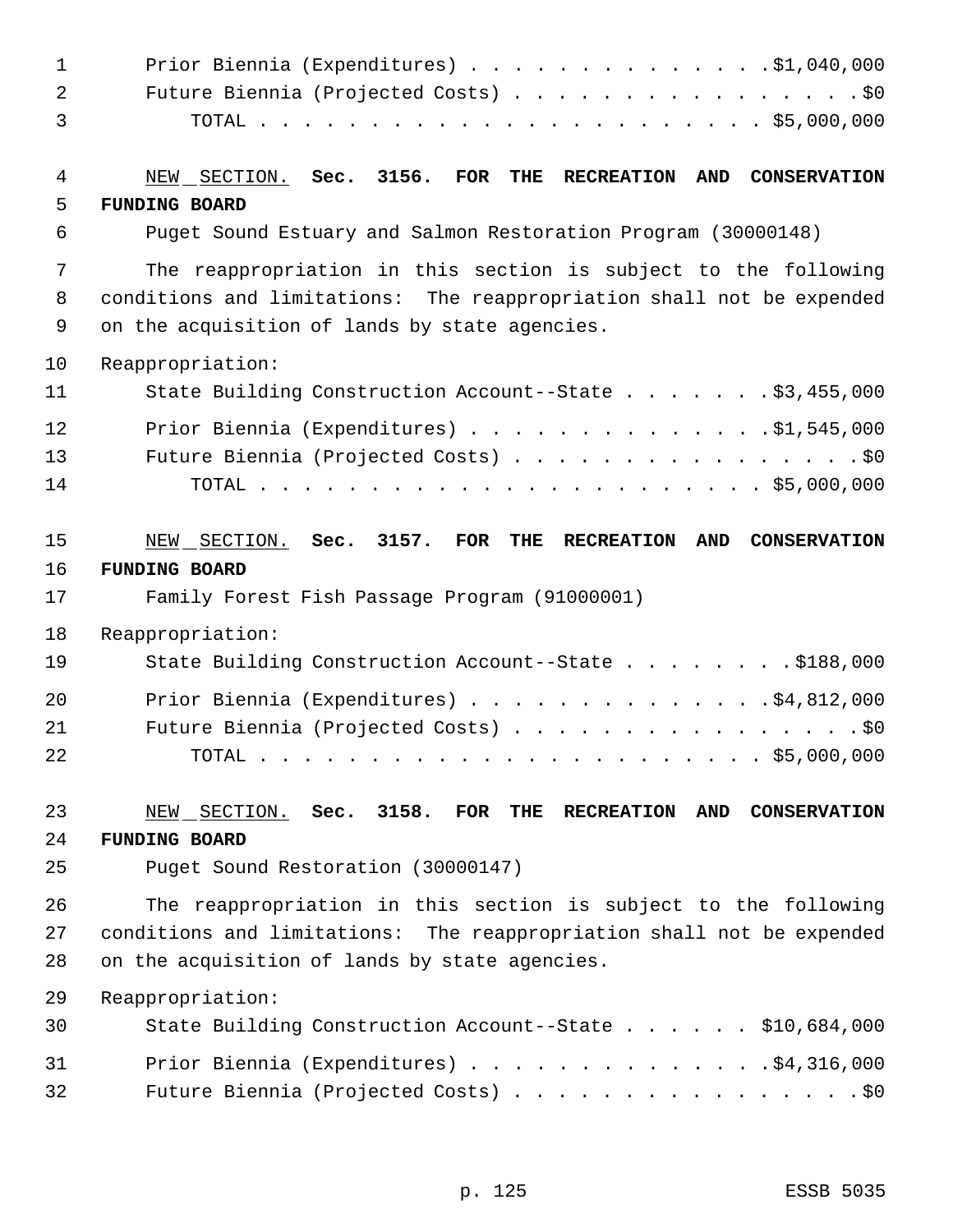Prior Biennia (Expenditures) . . . . . . . . . . . . . . $1,040,000
Future Biennia (Projected Costs) . . . . . . . . . . . . . . . . $0
TOTAL . . . . . . . . . . . . . . . . . . . . . . . . $5,000,000

NEW SECTION. **Sec. 3156. FOR THE RECREATION AND CONSERVATION FUNDING BOARD**

Puget Sound Estuary and Salmon Restoration Program (30000148)

The reappropriation in this section is subject to the following conditions and limitations: The reappropriation shall not be expended on the acquisition of lands by state agencies.

Reappropriation:

State Building Construction Account--State . . . . . . . $3,455,000

Prior Biennia (Expenditures) . . . . . . . . . . . . . . $1,545,000
Future Biennia (Projected Costs) . . . . . . . . . . . . . . . . $0
TOTAL . . . . . . . . . . . . . . . . . . . . . . . . $5,000,000

NEW SECTION. **Sec. 3157. FOR THE RECREATION AND CONSERVATION FUNDING BOARD**

Family Forest Fish Passage Program (91000001)

Reappropriation:

State Building Construction Account--State . . . . . . . . $188,000

Prior Biennia (Expenditures) . . . . . . . . . . . . . . $4,812,000
Future Biennia (Projected Costs) . . . . . . . . . . . . . . . . $0
TOTAL . . . . . . . . . . . . . . . . . . . . . . . . $5,000,000

NEW SECTION. **Sec. 3158. FOR THE RECREATION AND CONSERVATION FUNDING BOARD**

Puget Sound Restoration (30000147)

The reappropriation in this section is subject to the following conditions and limitations: The reappropriation shall not be expended on the acquisition of lands by state agencies.

Reappropriation:

State Building Construction Account--State . . . . . . $10,684,000

Prior Biennia (Expenditures) . . . . . . . . . . . . . . $4,316,000
Future Biennia (Projected Costs) . . . . . . . . . . . . . . . . $0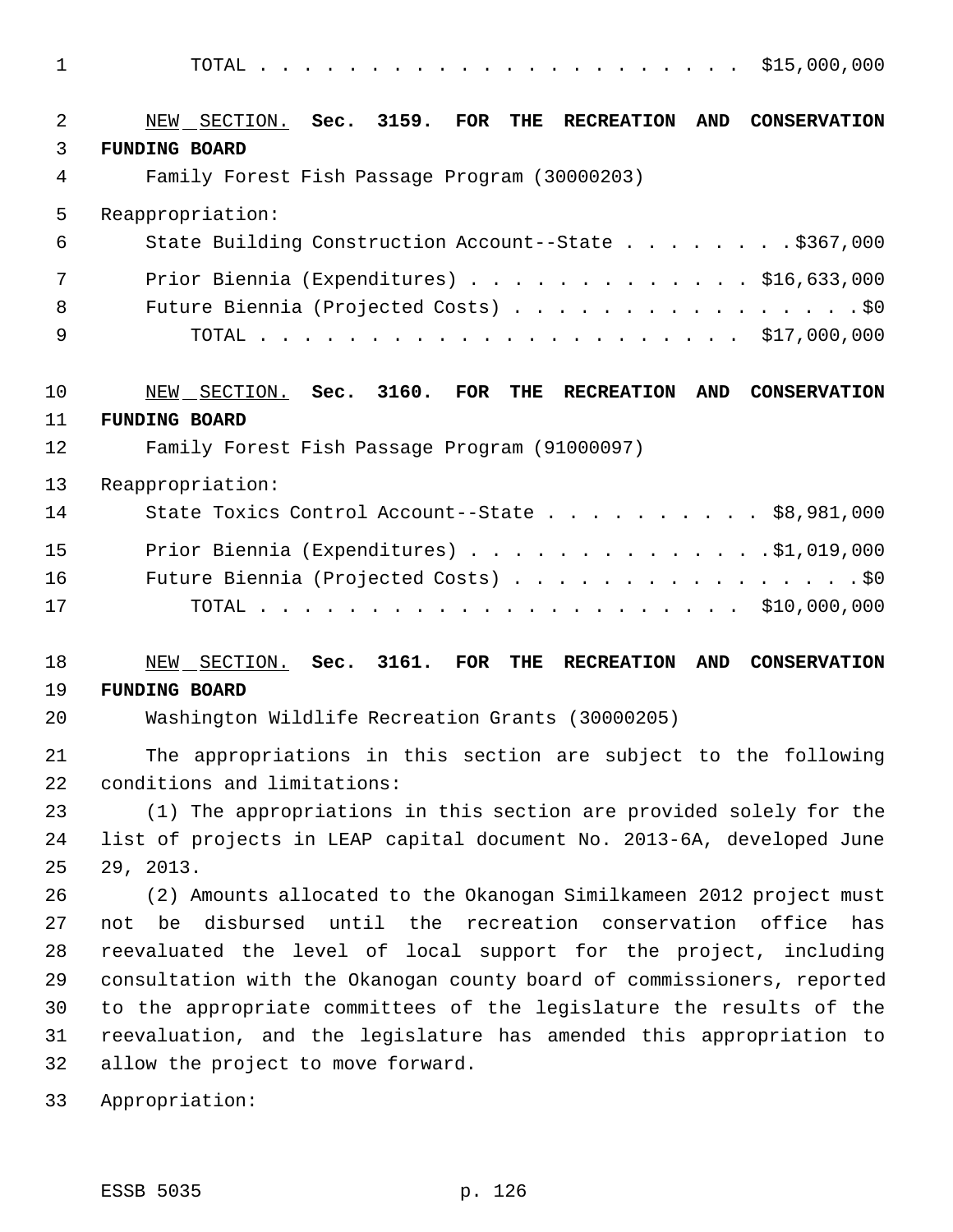TOTAL . . . . . . . . . . . . . . . . . . . . . . . $15,000,000

NEW SECTION. **Sec. 3159. FOR THE RECREATION AND CONSERVATION FUNDING BOARD**

Family Forest Fish Passage Program (30000203)

Reappropriation:

State Building Construction Account--State . . . . . . . . $367,000

Prior Biennia (Expenditures) . . . . . . . . . . . . . $16,633,000

Future Biennia (Projected Costs) . . . . . . . . . . . . . . . . $0

TOTAL . . . . . . . . . . . . . . . . . . . . . . . $17,000,000

NEW SECTION. **Sec. 3160. FOR THE RECREATION AND CONSERVATION FUNDING BOARD**

Family Forest Fish Passage Program (91000097)

Reappropriation:

State Toxics Control Account--State . . . . . . . . . . . $8,981,000

Prior Biennia (Expenditures) . . . . . . . . . . . . . . $1,019,000

Future Biennia (Projected Costs) . . . . . . . . . . . . . . . . $0

TOTAL . . . . . . . . . . . . . . . . . . . . . . . $10,000,000

NEW SECTION. **Sec. 3161. FOR THE RECREATION AND CONSERVATION FUNDING BOARD**

Washington Wildlife Recreation Grants (30000205)

The appropriations in this section are subject to the following conditions and limitations:

(1) The appropriations in this section are provided solely for the list of projects in LEAP capital document No. 2013-6A, developed June 29, 2013.

(2) Amounts allocated to the Okanogan Similkameen 2012 project must not be disbursed until the recreation conservation office has reevaluated the level of local support for the project, including consultation with the Okanogan county board of commissioners, reported to the appropriate committees of the legislature the results of the reevaluation, and the legislature has amended this appropriation to allow the project to move forward.

Appropriation: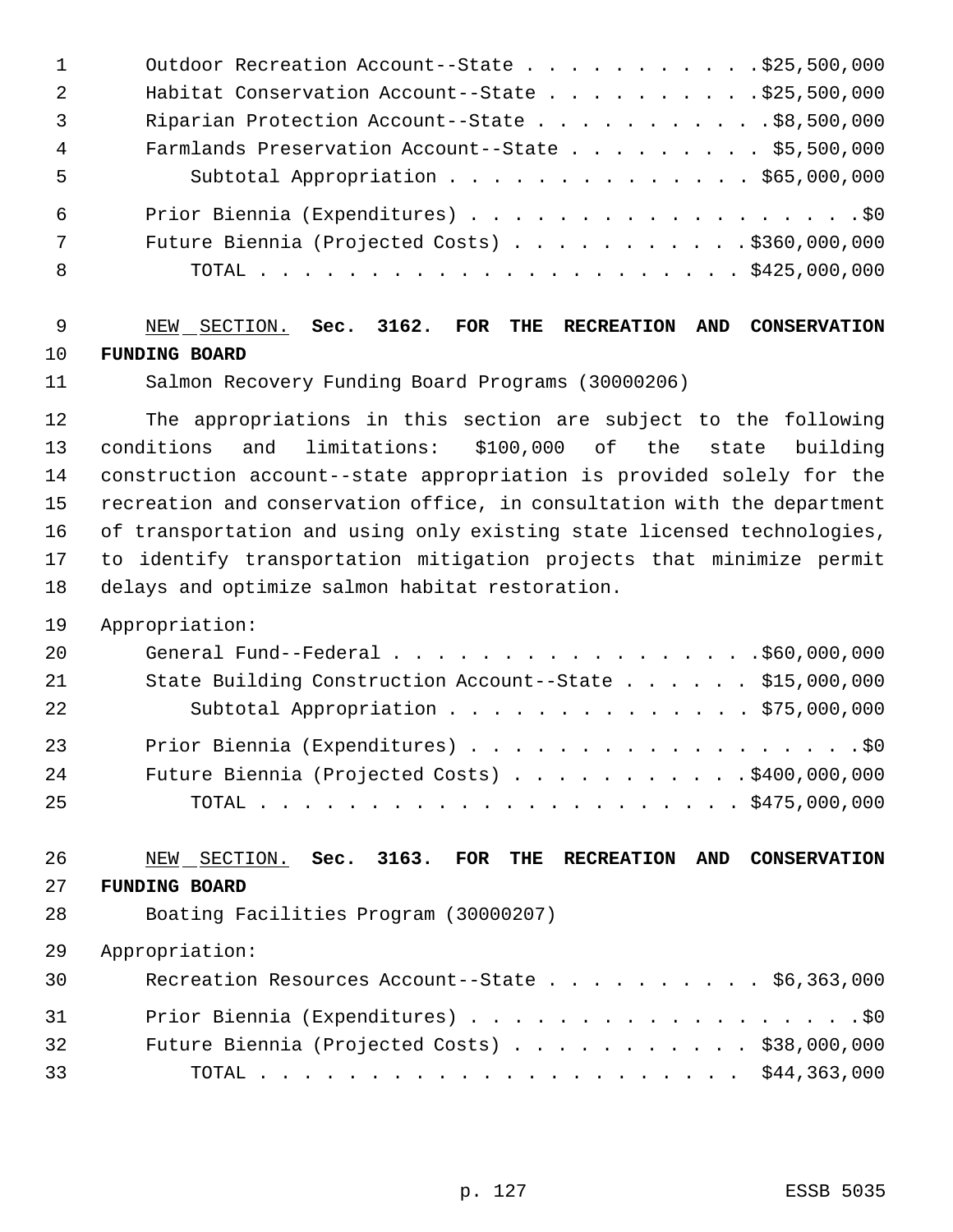Outdoor Recreation Account--State . . . . . . . . . . . $25,500,000
Habitat Conservation Account--State . . . . . . . . . . $25,500,000
Riparian Protection Account--State . . . . . . . . . . . $8,500,000
Farmlands Preservation Account--State . . . . . . . . . $5,500,000
Subtotal Appropriation . . . . . . . . . . . . . . $65,000,000

Prior Biennia (Expenditures) . . . . . . . . . . . . . . . . . . . $0
Future Biennia (Projected Costs) . . . . . . . . . . . $360,000,000
TOTAL . . . . . . . . . . . . . . . . . . . . . . . $425,000,000

NEW SECTION. **Sec. 3162. FOR THE RECREATION AND CONSERVATION FUNDING BOARD**

Salmon Recovery Funding Board Programs (30000206)

The appropriations in this section are subject to the following conditions and limitations: $100,000 of the state building construction account--state appropriation is provided solely for the recreation and conservation office, in consultation with the department of transportation and using only existing state licensed technologies, to identify transportation mitigation projects that minimize permit delays and optimize salmon habitat restoration.

Appropriation:

General Fund--Federal . . . . . . . . . . . . . . . . . $60,000,000
State Building Construction Account--State . . . . . . $15,000,000
Subtotal Appropriation . . . . . . . . . . . . . . $75,000,000

Prior Biennia (Expenditures) . . . . . . . . . . . . . . . . . . . $0
Future Biennia (Projected Costs) . . . . . . . . . . . $400,000,000
TOTAL . . . . . . . . . . . . . . . . . . . . . . . $475,000,000

NEW SECTION. **Sec. 3163. FOR THE RECREATION AND CONSERVATION FUNDING BOARD**

Boating Facilities Program (30000207)

Appropriation:

Recreation Resources Account--State . . . . . . . . . . $6,363,000

Prior Biennia (Expenditures) . . . . . . . . . . . . . . . . . . . $0
Future Biennia (Projected Costs) . . . . . . . . . . . . $38,000,000
TOTAL . . . . . . . . . . . . . . . . . . . . . . . $44,363,000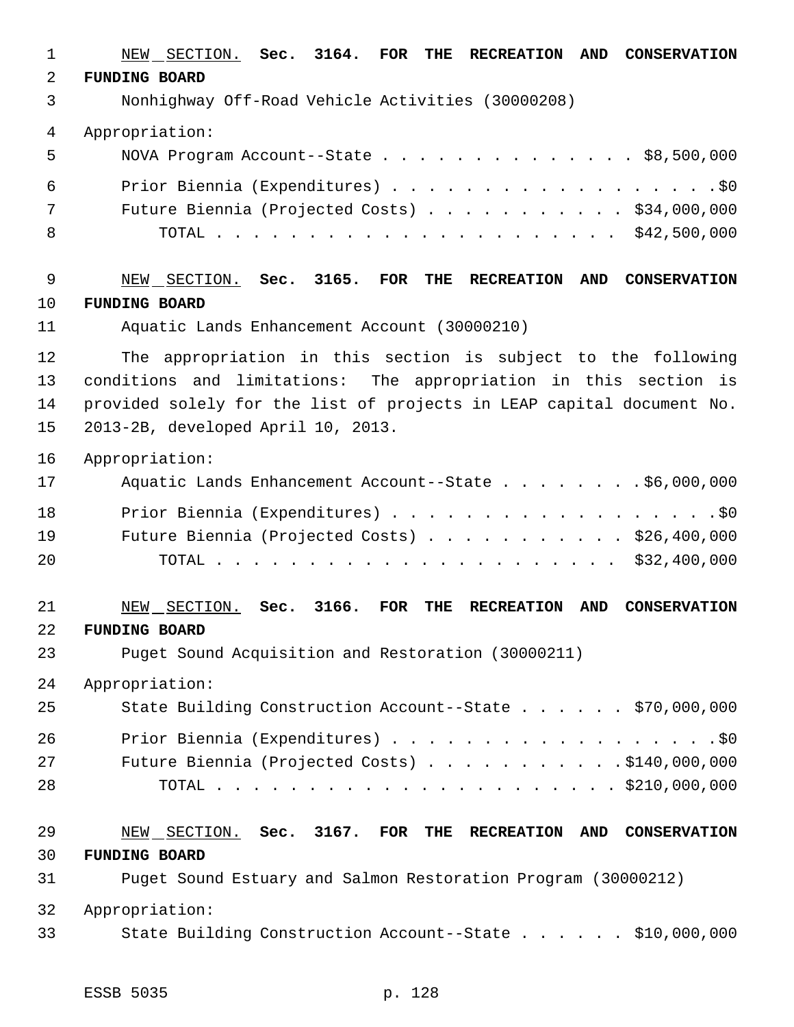NEW SECTION. **Sec. 3164. FOR THE RECREATION AND CONSERVATION FUNDING BOARD**

Nonhighway Off-Road Vehicle Activities (30000208)

Appropriation:

NOVA Program Account--State . . . . . . . . . . . . . . $8,500,000

Prior Biennia (Expenditures) . . . . . . . . . . . . . . . . . . . .$0

Future Biennia (Projected Costs) . . . . . . . . . . . . $34,000,000

TOTAL . . . . . . . . . . . . . . . . . . . . . . . $42,500,000

NEW SECTION. **Sec. 3165. FOR THE RECREATION AND CONSERVATION FUNDING BOARD**

Aquatic Lands Enhancement Account (30000210)

The appropriation in this section is subject to the following conditions and limitations: The appropriation in this section is provided solely for the list of projects in LEAP capital document No. 2013-2B, developed April 10, 2013.

Appropriation:

Aquatic Lands Enhancement Account--State . . . . . . . . .$6,000,000

Prior Biennia (Expenditures) . . . . . . . . . . . . . . . . . . . .$0

Future Biennia (Projected Costs) . . . . . . . . . . . . $26,400,000

TOTAL . . . . . . . . . . . . . . . . . . . . . . . $32,400,000

NEW SECTION. **Sec. 3166. FOR THE RECREATION AND CONSERVATION FUNDING BOARD**

Puget Sound Acquisition and Restoration (30000211)

Appropriation:

State Building Construction Account--State . . . . . . $70,000,000

Prior Biennia (Expenditures) . . . . . . . . . . . . . . . . . . . .$0

Future Biennia (Projected Costs) . . . . . . . . . . . .$140,000,000

TOTAL . . . . . . . . . . . . . . . . . . . . . . . . $210,000,000

NEW SECTION. **Sec. 3167. FOR THE RECREATION AND CONSERVATION FUNDING BOARD**

Puget Sound Estuary and Salmon Restoration Program (30000212)

Appropriation:

State Building Construction Account--State . . . . . . $10,000,000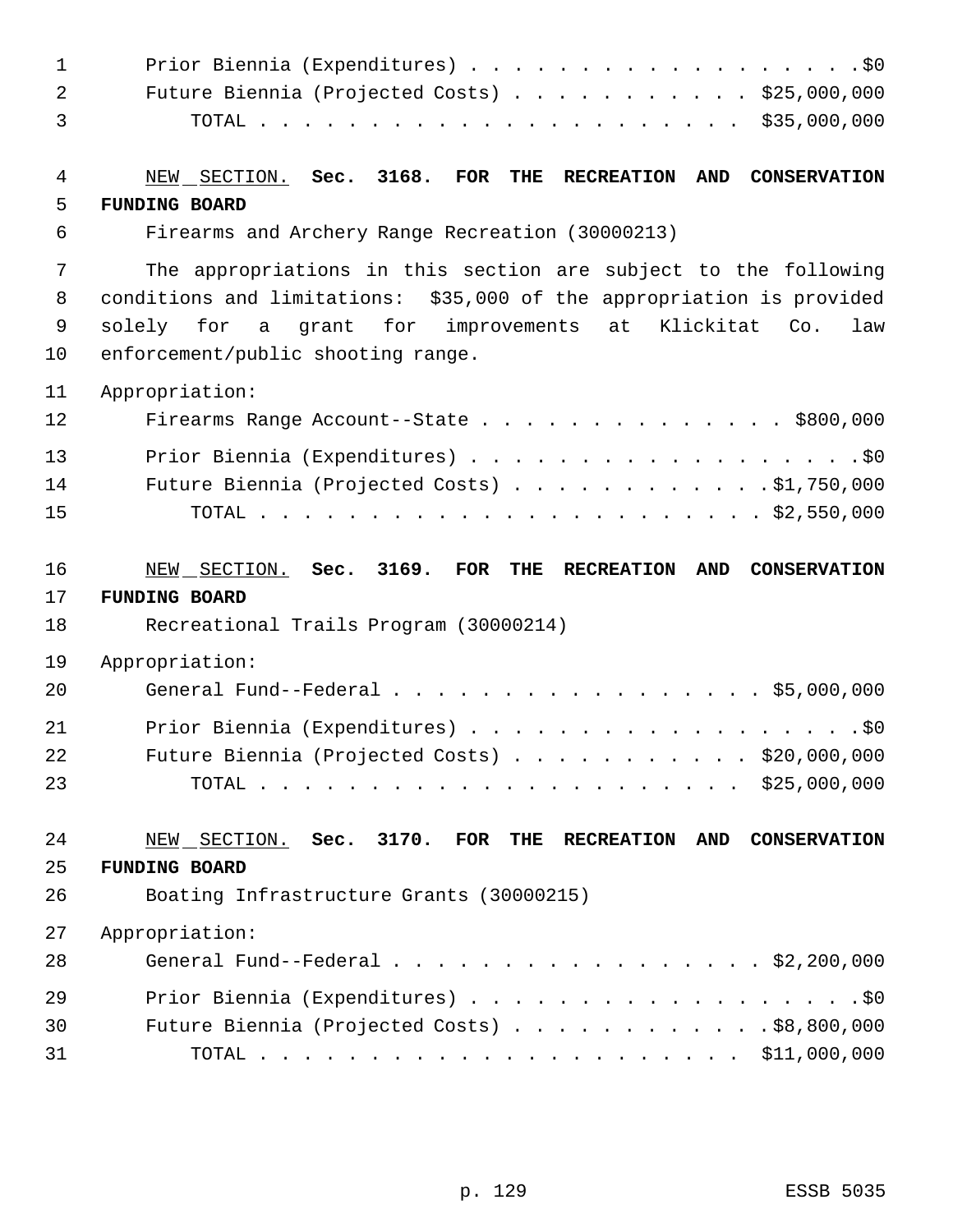Prior Biennia (Expenditures) . . . . . . . . . . . . . . . . . . .$0
Future Biennia (Projected Costs) . . . . . . . . . . . $25,000,000
TOTAL . . . . . . . . . . . . . . . . . . . . . . . $35,000,000

NEW SECTION. **Sec. 3168. FOR THE RECREATION AND CONSERVATION FUNDING BOARD**

Firearms and Archery Range Recreation (30000213)

The appropriations in this section are subject to the following conditions and limitations: $35,000 of the appropriation is provided solely for a grant for improvements at Klickitat Co. law enforcement/public shooting range.

Appropriation:

Firearms Range Account--State . . . . . . . . . . . . . . . $800,000

Prior Biennia (Expenditures) . . . . . . . . . . . . . . . . . . .$0
Future Biennia (Projected Costs) . . . . . . . . . . . . .$1,750,000
TOTAL . . . . . . . . . . . . . . . . . . . . . . . . $2,550,000

NEW SECTION. **Sec. 3169. FOR THE RECREATION AND CONSERVATION FUNDING BOARD**

Recreational Trails Program (30000214)

Appropriation:

General Fund--Federal . . . . . . . . . . . . . . . . . $5,000,000

Prior Biennia (Expenditures) . . . . . . . . . . . . . . . . . . .$0
Future Biennia (Projected Costs) . . . . . . . . . . . $20,000,000
TOTAL . . . . . . . . . . . . . . . . . . . . . . . $25,000,000

NEW SECTION. **Sec. 3170. FOR THE RECREATION AND CONSERVATION FUNDING BOARD**

Boating Infrastructure Grants (30000215)

Appropriation:

General Fund--Federal . . . . . . . . . . . . . . . . . $2,200,000

Prior Biennia (Expenditures) . . . . . . . . . . . . . . . . . . .$0
Future Biennia (Projected Costs) . . . . . . . . . . . . .$8,800,000
TOTAL . . . . . . . . . . . . . . . . . . . . . . . $11,000,000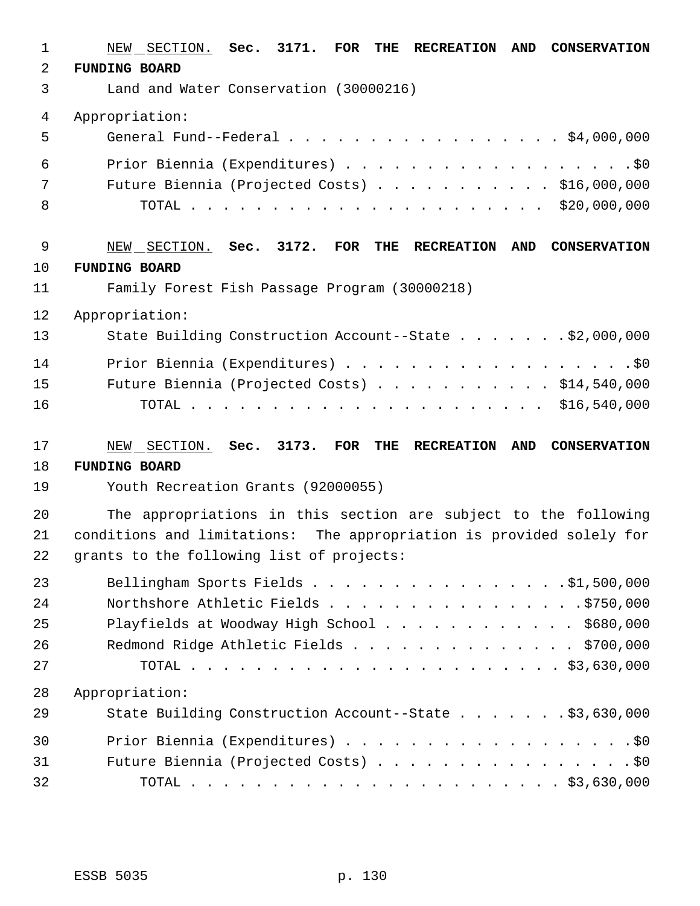NEW SECTION. **Sec. 3171. FOR THE RECREATION AND CONSERVATION FUNDING BOARD**

Land and Water Conservation (30000216)

Appropriation:

| | |
|---|---|
| General Fund--Federal | $4,000,000 |
| Prior Biennia (Expenditures) | $0 |
| Future Biennia (Projected Costs) | $16,000,000 |
| TOTAL | $20,000,000 |

NEW SECTION. **Sec. 3172. FOR THE RECREATION AND CONSERVATION FUNDING BOARD**

Family Forest Fish Passage Program (30000218)

Appropriation:

| | |
|---|---|
| State Building Construction Account--State | $2,000,000 |
| Prior Biennia (Expenditures) | $0 |
| Future Biennia (Projected Costs) | $14,540,000 |
| TOTAL | $16,540,000 |

NEW SECTION. **Sec. 3173. FOR THE RECREATION AND CONSERVATION FUNDING BOARD**

Youth Recreation Grants (92000055)

The appropriations in this section are subject to the following conditions and limitations: The appropriation is provided solely for grants to the following list of projects:

| | |
|---|---|
| Bellingham Sports Fields | $1,500,000 |
| Northshore Athletic Fields | $750,000 |
| Playfields at Woodway High School | $680,000 |
| Redmond Ridge Athletic Fields | $700,000 |
| TOTAL | $3,630,000 |

Appropriation:

| | |
|---|---|
| State Building Construction Account--State | $3,630,000 |
| Prior Biennia (Expenditures) | $0 |
| Future Biennia (Projected Costs) | $0 |
| TOTAL | $3,630,000 |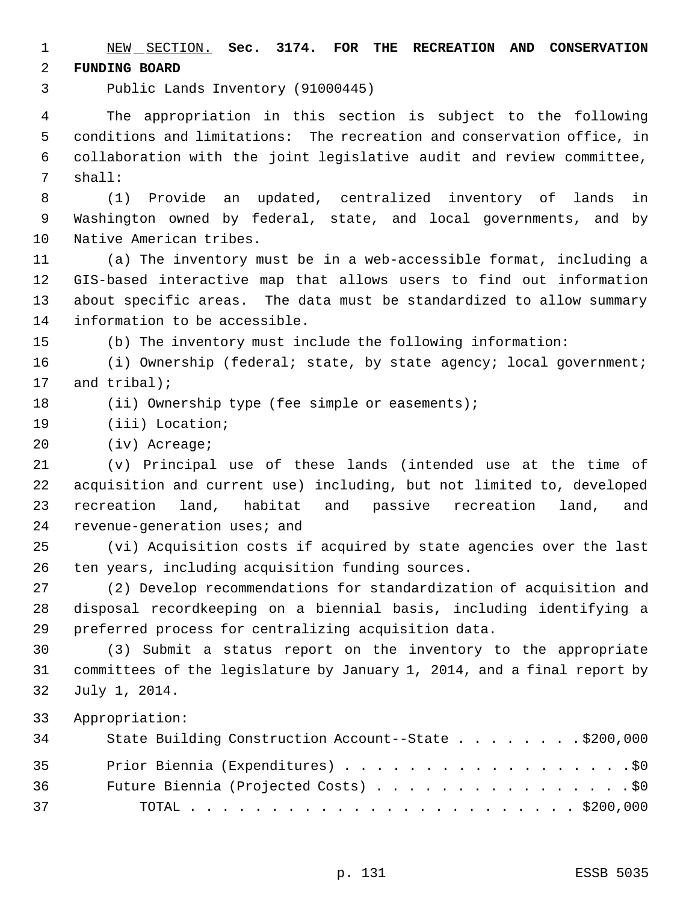NEW SECTION. **Sec. 3174. FOR THE RECREATION AND CONSERVATION FUNDING BOARD**

Public Lands Inventory (91000445)

The appropriation in this section is subject to the following conditions and limitations: The recreation and conservation office, in collaboration with the joint legislative audit and review committee, shall:

(1) Provide an updated, centralized inventory of lands in Washington owned by federal, state, and local governments, and by Native American tribes.

(a) The inventory must be in a web-accessible format, including a GIS-based interactive map that allows users to find out information about specific areas. The data must be standardized to allow summary information to be accessible.

(b) The inventory must include the following information:

(i) Ownership (federal; state, by state agency; local government; and tribal);

(ii) Ownership type (fee simple or easements);

(iii) Location;

(iv) Acreage;

(v) Principal use of these lands (intended use at the time of acquisition and current use) including, but not limited to, developed recreation land, habitat and passive recreation land, and revenue-generation uses; and

(vi) Acquisition costs if acquired by state agencies over the last ten years, including acquisition funding sources.

(2) Develop recommendations for standardization of acquisition and disposal recordkeeping on a biennial basis, including identifying a preferred process for centralizing acquisition data.

(3) Submit a status report on the inventory to the appropriate committees of the legislature by January 1, 2014, and a final report by July 1, 2014.

Appropriation:

State Building Construction Account--State . . . . . . . . $200,000

Prior Biennia (Expenditures) . . . . . . . . . . . . . . . . . . $0

Future Biennia (Projected Costs) . . . . . . . . . . . . . . . . $0

TOTAL . . . . . . . . . . . . . . . . . . . . . . . . . $200,000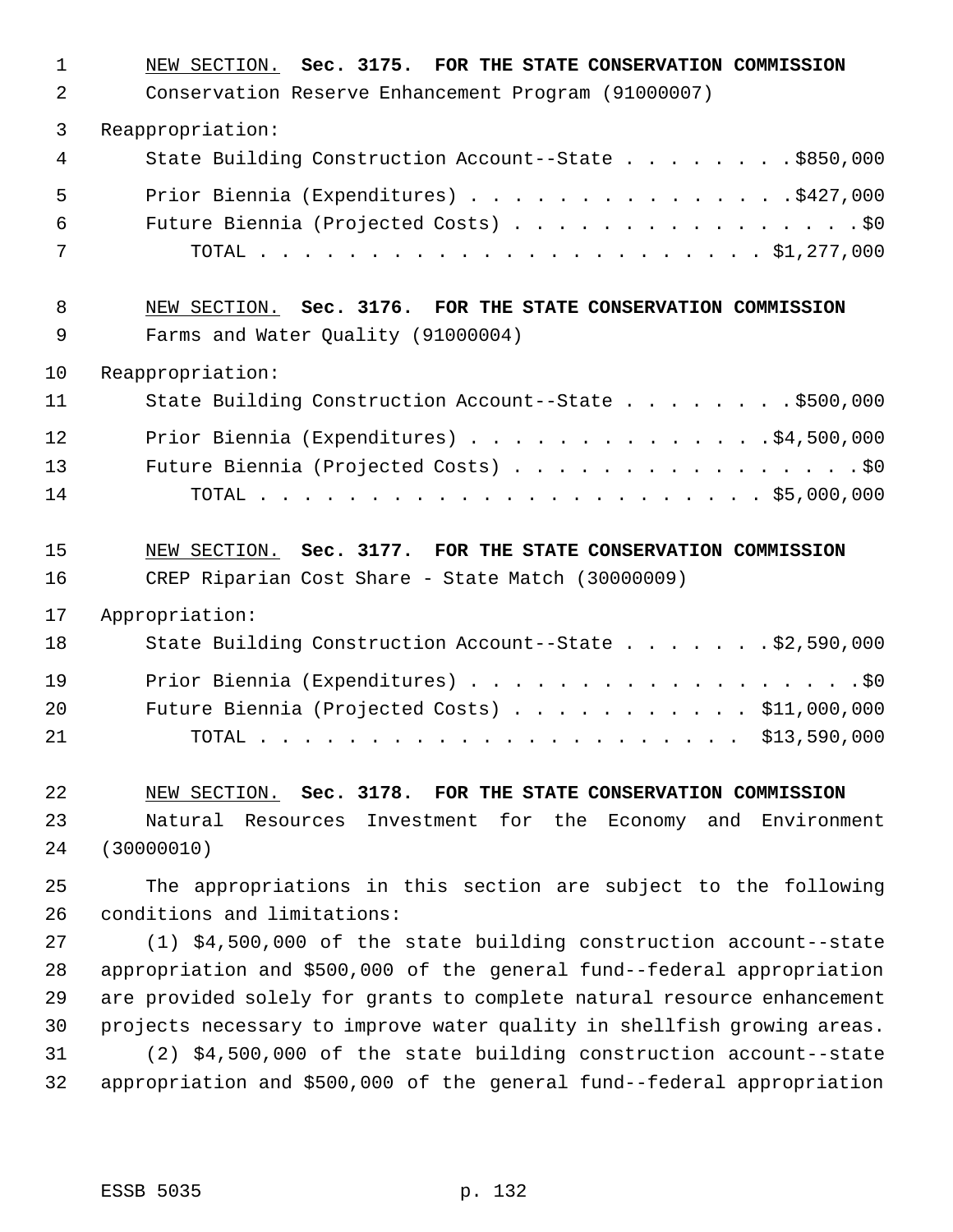NEW SECTION. **Sec. 3175. FOR THE STATE CONSERVATION COMMISSION**

Conservation Reserve Enhancement Program (91000007)

Reappropriation:

State Building Construction Account--State . . . . . . . . $850,000

Prior Biennia (Expenditures) . . . . . . . . . . . . . . . $427,000

Future Biennia (Projected Costs) . . . . . . . . . . . . . . . . $0

TOTAL . . . . . . . . . . . . . . . . . . . . . . . $1,277,000

NEW SECTION. **Sec. 3176. FOR THE STATE CONSERVATION COMMISSION**

Farms and Water Quality (91000004)

Reappropriation:

State Building Construction Account--State . . . . . . . . $500,000

Prior Biennia (Expenditures) . . . . . . . . . . . . . . $4,500,000

Future Biennia (Projected Costs) . . . . . . . . . . . . . . . . $0

TOTAL . . . . . . . . . . . . . . . . . . . . . . . $5,000,000

NEW SECTION. **Sec. 3177. FOR THE STATE CONSERVATION COMMISSION**

CREP Riparian Cost Share - State Match (30000009)

Appropriation:

State Building Construction Account--State . . . . . . . $2,590,000

Prior Biennia (Expenditures) . . . . . . . . . . . . . . . . . . $0

Future Biennia (Projected Costs) . . . . . . . . . . . $11,000,000

TOTAL . . . . . . . . . . . . . . . . . . . . . . $13,590,000

NEW SECTION. **Sec. 3178. FOR THE STATE CONSERVATION COMMISSION**

Natural Resources Investment for the Economy and Environment (30000010)

The appropriations in this section are subject to the following conditions and limitations:

(1) $4,500,000 of the state building construction account--state appropriation and $500,000 of the general fund--federal appropriation are provided solely for grants to complete natural resource enhancement projects necessary to improve water quality in shellfish growing areas.

(2) $4,500,000 of the state building construction account--state appropriation and $500,000 of the general fund--federal appropriation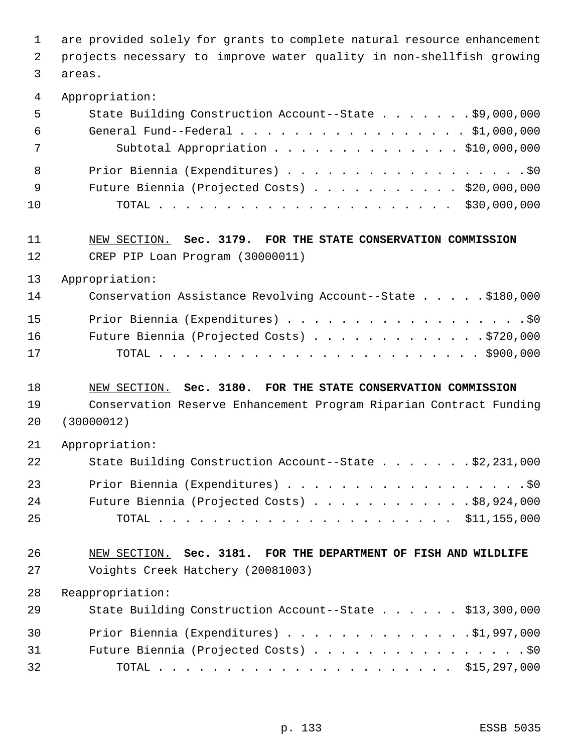are provided solely for grants to complete natural resource enhancement projects necessary to improve water quality in non-shellfish growing areas.

Appropriation:

| | |
|---|---|
| State Building Construction Account--State | $9,000,000 |
| General Fund--Federal | $1,000,000 |
| Subtotal Appropriation | $10,000,000 |
| Prior Biennia (Expenditures) | $0 |
| Future Biennia (Projected Costs) | $20,000,000 |
| TOTAL | $30,000,000 |

NEW SECTION. **Sec. 3179. FOR THE STATE CONSERVATION COMMISSION**

CREP PIP Loan Program (30000011)

Appropriation:

| | |
|---|---|
| Conservation Assistance Revolving Account--State | $180,000 |
| Prior Biennia (Expenditures) | $0 |
| Future Biennia (Projected Costs) | $720,000 |
| TOTAL | $900,000 |

NEW SECTION. **Sec. 3180. FOR THE STATE CONSERVATION COMMISSION**

Conservation Reserve Enhancement Program Riparian Contract Funding (30000012)

Appropriation:

| | |
|---|---|
| State Building Construction Account--State | $2,231,000 |
| Prior Biennia (Expenditures) | $0 |
| Future Biennia (Projected Costs) | $8,924,000 |
| TOTAL | $11,155,000 |

NEW SECTION. **Sec. 3181. FOR THE DEPARTMENT OF FISH AND WILDLIFE**

Voights Creek Hatchery (20081003)

Reappropriation:

| | |
|---|---|
| State Building Construction Account--State | $13,300,000 |
| Prior Biennia (Expenditures) | $1,997,000 |
| Future Biennia (Projected Costs) | $0 |
| TOTAL | $15,297,000 |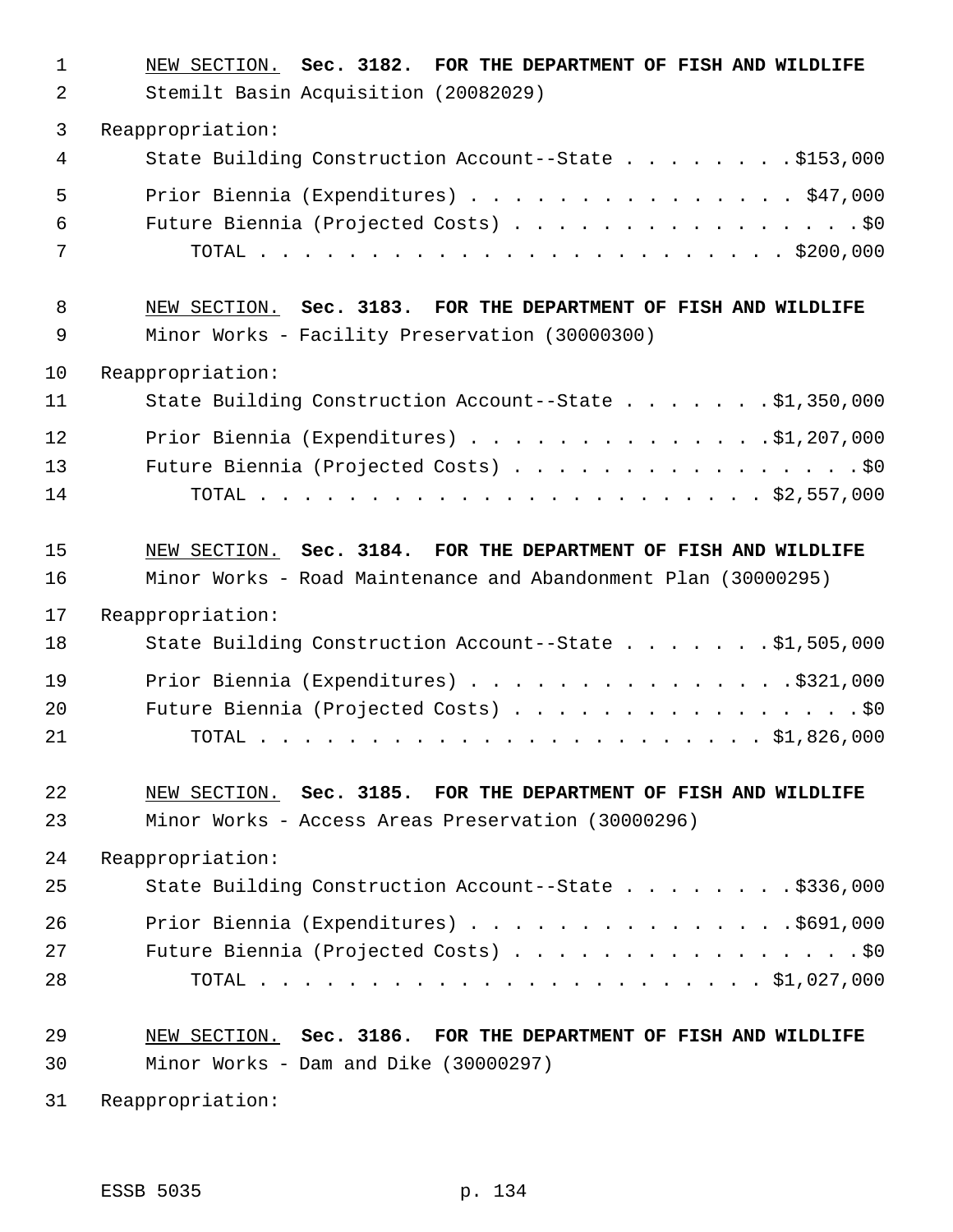NEW SECTION. **Sec. 3182. FOR THE DEPARTMENT OF FISH AND WILDLIFE**

Stemilt Basin Acquisition (20082029)

Reappropriation:

State Building Construction Account--State . . . . . . . . $153,000

Prior Biennia (Expenditures) . . . . . . . . . . . . . . . . $47,000

Future Biennia (Projected Costs) . . . . . . . . . . . . . . . . . $0

TOTAL . . . . . . . . . . . . . . . . . . . . . . . . . $200,000

NEW SECTION. **Sec. 3183. FOR THE DEPARTMENT OF FISH AND WILDLIFE**

Minor Works - Facility Preservation (30000300)

Reappropriation:

State Building Construction Account--State . . . . . . . $1,350,000

Prior Biennia (Expenditures) . . . . . . . . . . . . . . $1,207,000

Future Biennia (Projected Costs) . . . . . . . . . . . . . . . . . $0

TOTAL . . . . . . . . . . . . . . . . . . . . . . . . $2,557,000

NEW SECTION. **Sec. 3184. FOR THE DEPARTMENT OF FISH AND WILDLIFE**

Minor Works - Road Maintenance and Abandonment Plan (30000295)

Reappropriation:

State Building Construction Account--State . . . . . . . $1,505,000

Prior Biennia (Expenditures) . . . . . . . . . . . . . . . $321,000

Future Biennia (Projected Costs) . . . . . . . . . . . . . . . . . $0

TOTAL . . . . . . . . . . . . . . . . . . . . . . . . $1,826,000

NEW SECTION. **Sec. 3185. FOR THE DEPARTMENT OF FISH AND WILDLIFE**

Minor Works - Access Areas Preservation (30000296)

Reappropriation:

State Building Construction Account--State . . . . . . . . $336,000

Prior Biennia (Expenditures) . . . . . . . . . . . . . . . $691,000

Future Biennia (Projected Costs) . . . . . . . . . . . . . . . . . $0

TOTAL . . . . . . . . . . . . . . . . . . . . . . . . $1,027,000

NEW SECTION. **Sec. 3186. FOR THE DEPARTMENT OF FISH AND WILDLIFE**

Minor Works - Dam and Dike (30000297)

Reappropriation: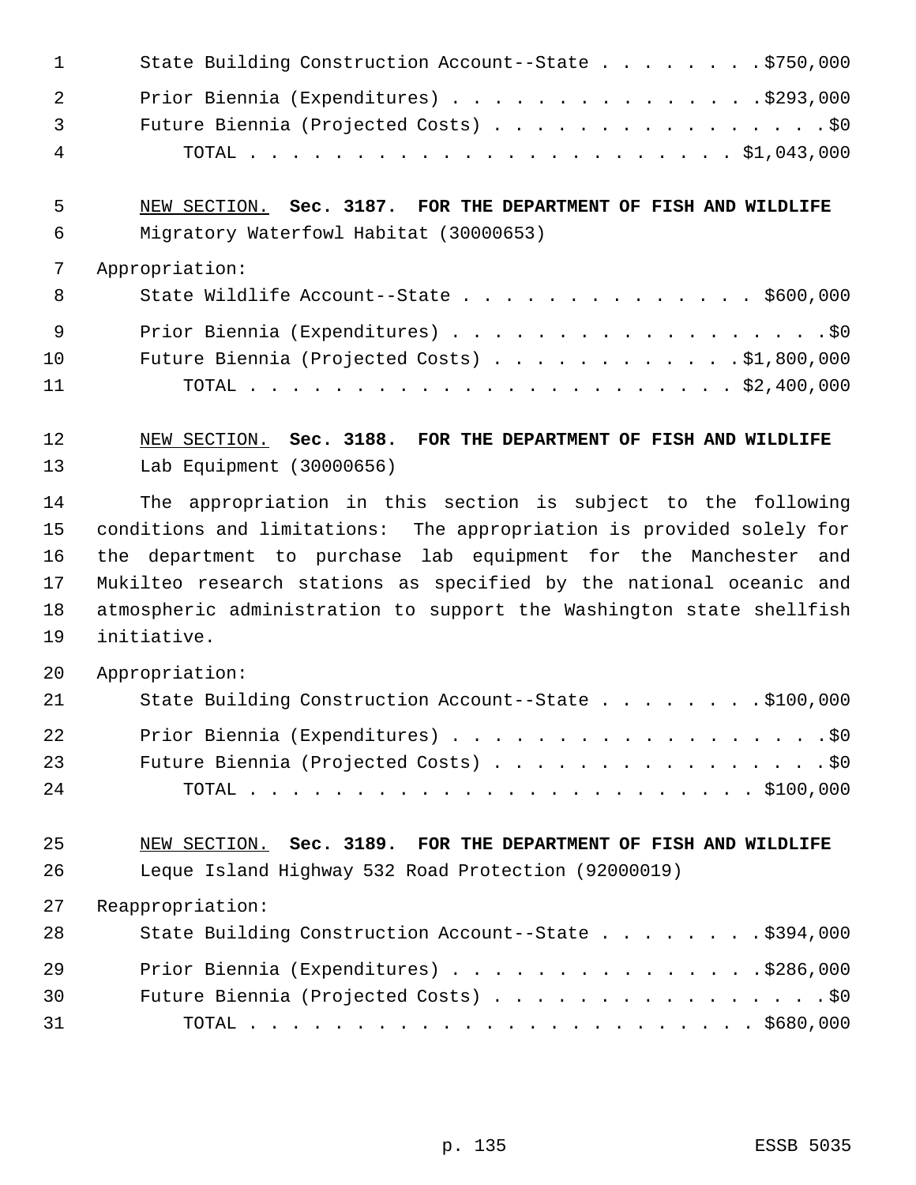State Building Construction Account--State . . . . . . . . $750,000

Prior Biennia (Expenditures) . . . . . . . . . . . . . . . $293,000
Future Biennia (Projected Costs) . . . . . . . . . . . . . . . . $0
TOTAL . . . . . . . . . . . . . . . . . . . . . . . $1,043,000

NEW SECTION. **Sec. 3187. FOR THE DEPARTMENT OF FISH AND WILDLIFE**
Migratory Waterfowl Habitat (30000653)

Appropriation:
State Wildlife Account--State . . . . . . . . . . . . . . $600,000

Prior Biennia (Expenditures) . . . . . . . . . . . . . . . . . . $0
Future Biennia (Projected Costs) . . . . . . . . . . . . $1,800,000
TOTAL . . . . . . . . . . . . . . . . . . . . . . . $2,400,000

NEW SECTION. **Sec. 3188. FOR THE DEPARTMENT OF FISH AND WILDLIFE**
Lab Equipment (30000656)

The appropriation in this section is subject to the following conditions and limitations: The appropriation is provided solely for the department to purchase lab equipment for the Manchester and Mukilteo research stations as specified by the national oceanic and atmospheric administration to support the Washington state shellfish initiative.

Appropriation:
State Building Construction Account--State . . . . . . . . $100,000

Prior Biennia (Expenditures) . . . . . . . . . . . . . . . . . . $0
Future Biennia (Projected Costs) . . . . . . . . . . . . . . . . $0
TOTAL . . . . . . . . . . . . . . . . . . . . . . . . $100,000

NEW SECTION. **Sec. 3189. FOR THE DEPARTMENT OF FISH AND WILDLIFE**
Leque Island Highway 532 Road Protection (92000019)

Reappropriation:
State Building Construction Account--State . . . . . . . . $394,000

Prior Biennia (Expenditures) . . . . . . . . . . . . . . . $286,000
Future Biennia (Projected Costs) . . . . . . . . . . . . . . . . $0
TOTAL . . . . . . . . . . . . . . . . . . . . . . . . $680,000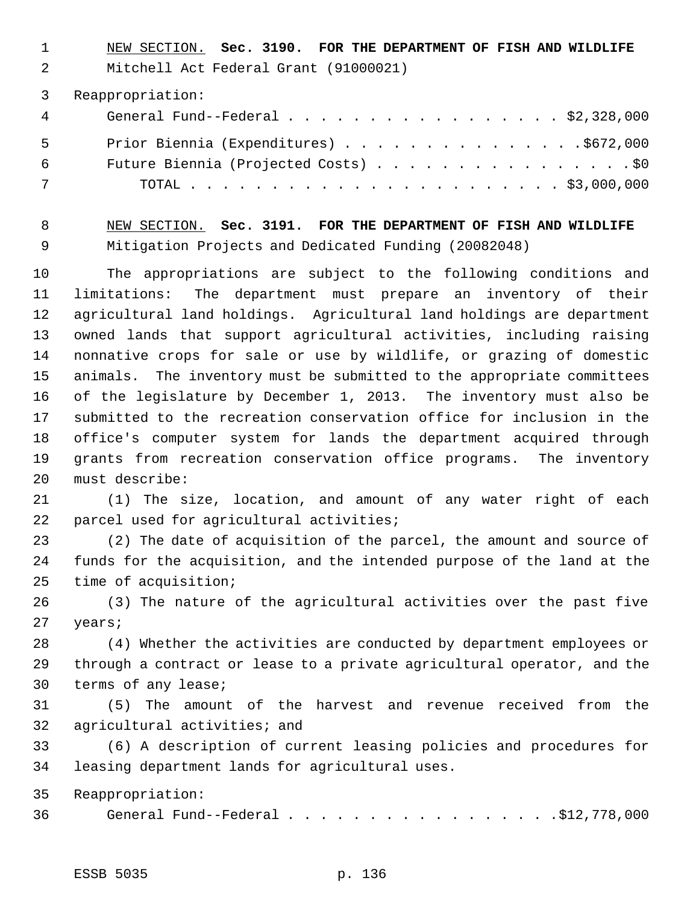NEW SECTION. **Sec. 3190. FOR THE DEPARTMENT OF FISH AND WILDLIFE**

Mitchell Act Federal Grant (91000021)

Reappropriation:

| | |
|---|---|
| General Fund--Federal | $2,328,000 |
| Prior Biennia (Expenditures) | $672,000 |
| Future Biennia (Projected Costs) | $0 |
| TOTAL | $3,000,000 |

NEW SECTION. **Sec. 3191. FOR THE DEPARTMENT OF FISH AND WILDLIFE**

Mitigation Projects and Dedicated Funding (20082048)

The appropriations are subject to the following conditions and limitations: The department must prepare an inventory of their agricultural land holdings. Agricultural land holdings are department owned lands that support agricultural activities, including raising nonnative crops for sale or use by wildlife, or grazing of domestic animals. The inventory must be submitted to the appropriate committees of the legislature by December 1, 2013. The inventory must also be submitted to the recreation conservation office for inclusion in the office's computer system for lands the department acquired through grants from recreation conservation office programs. The inventory must describe:

(1) The size, location, and amount of any water right of each parcel used for agricultural activities;

(2) The date of acquisition of the parcel, the amount and source of funds for the acquisition, and the intended purpose of the land at the time of acquisition;

(3) The nature of the agricultural activities over the past five years;

(4) Whether the activities are conducted by department employees or through a contract or lease to a private agricultural operator, and the terms of any lease;

(5) The amount of the harvest and revenue received from the agricultural activities; and

(6) A description of current leasing policies and procedures for leasing department lands for agricultural uses.

Reappropriation:

| | |
|---|---|
| General Fund--Federal | $12,778,000 |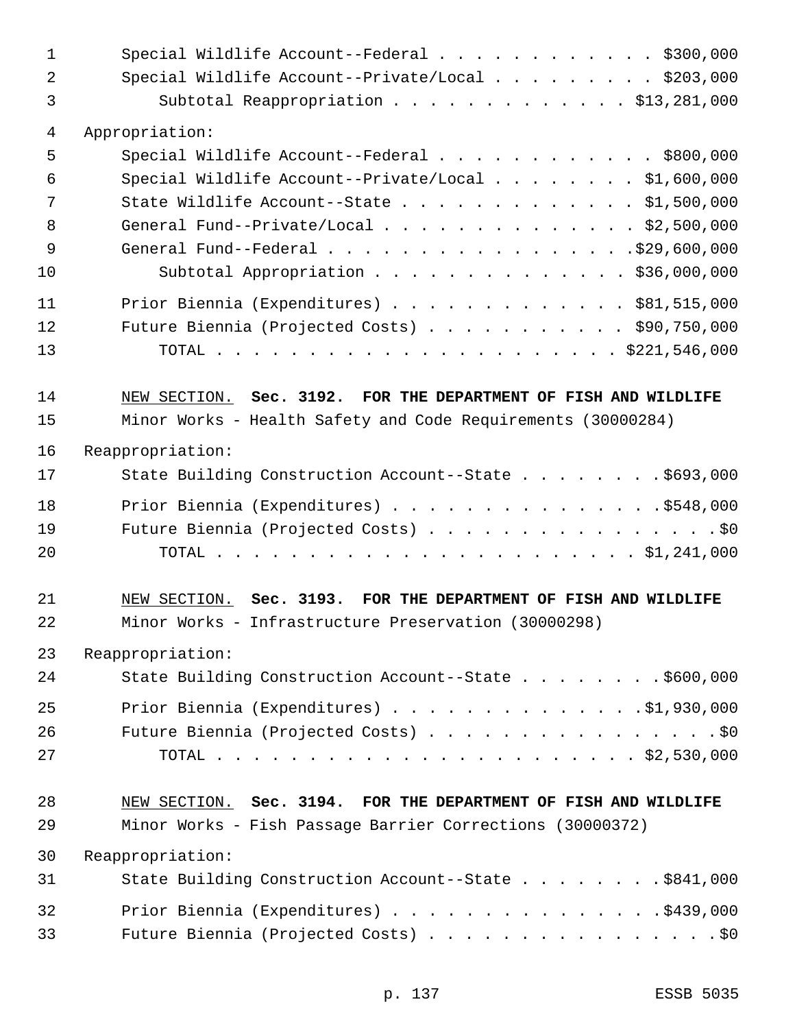Special Wildlife Account--Federal . . . . . . . . . . . . $300,000
Special Wildlife Account--Private/Local . . . . . . . . . $203,000
Subtotal Reappropriation . . . . . . . . . . . . . $13,281,000

Appropriation:
Special Wildlife Account--Federal . . . . . . . . . . . . $800,000
Special Wildlife Account--Private/Local . . . . . . . . $1,600,000
State Wildlife Account--State . . . . . . . . . . . . . $1,500,000
General Fund--Private/Local . . . . . . . . . . . . . . $2,500,000
General Fund--Federal . . . . . . . . . . . . . . . . .$29,600,000
Subtotal Appropriation . . . . . . . . . . . . . . $36,000,000

Prior Biennia (Expenditures) . . . . . . . . . . . . . $81,515,000
Future Biennia (Projected Costs) . . . . . . . . . . . $90,750,000
TOTAL . . . . . . . . . . . . . . . . . . . . . . . $221,546,000

NEW SECTION. **Sec. 3192. FOR THE DEPARTMENT OF FISH AND WILDLIFE**
Minor Works - Health Safety and Code Requirements (30000284)

Reappropriation:
State Building Construction Account--State . . . . . . . . $693,000

Prior Biennia (Expenditures) . . . . . . . . . . . . . . .$548,000
Future Biennia (Projected Costs) . . . . . . . . . . . . . . . . $0
TOTAL . . . . . . . . . . . . . . . . . . . . . . . . $1,241,000

NEW SECTION. **Sec. 3193. FOR THE DEPARTMENT OF FISH AND WILDLIFE**
Minor Works - Infrastructure Preservation (30000298)

Reappropriation:
State Building Construction Account--State . . . . . . . . $600,000

Prior Biennia (Expenditures) . . . . . . . . . . . . . .$1,930,000
Future Biennia (Projected Costs) . . . . . . . . . . . . . . . . $0
TOTAL . . . . . . . . . . . . . . . . . . . . . . . . $2,530,000

NEW SECTION. **Sec. 3194. FOR THE DEPARTMENT OF FISH AND WILDLIFE**
Minor Works - Fish Passage Barrier Corrections (30000372)

Reappropriation:
State Building Construction Account--State . . . . . . . . $841,000

Prior Biennia (Expenditures) . . . . . . . . . . . . . . .$439,000
Future Biennia (Projected Costs) . . . . . . . . . . . . . . . . $0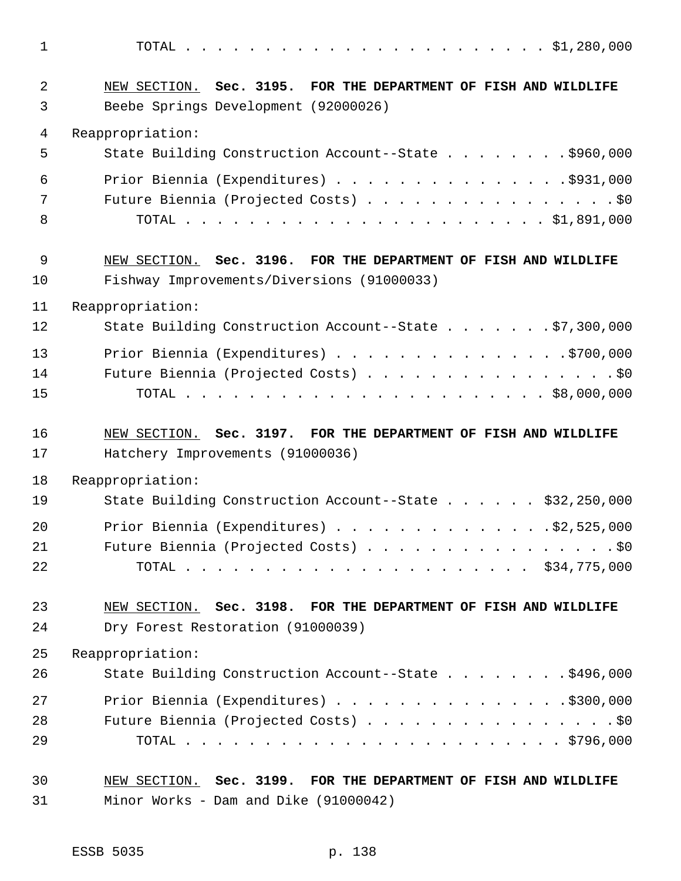TOTAL . . . . . . . . . . . . . . . . . . . . . . . . $1,280,000

NEW SECTION. **Sec. 3195. FOR THE DEPARTMENT OF FISH AND WILDLIFE**

Beebe Springs Development (92000026)

Reappropriation:

State Building Construction Account--State . . . . . . . . $960,000

Prior Biennia (Expenditures) . . . . . . . . . . . . . . . $931,000

Future Biennia (Projected Costs) . . . . . . . . . . . . . . . . $0

TOTAL . . . . . . . . . . . . . . . . . . . . . . . . $1,891,000

NEW SECTION. **Sec. 3196. FOR THE DEPARTMENT OF FISH AND WILDLIFE**

Fishway Improvements/Diversions (91000033)

Reappropriation:

State Building Construction Account--State . . . . . . . $7,300,000

Prior Biennia (Expenditures) . . . . . . . . . . . . . . . $700,000

Future Biennia (Projected Costs) . . . . . . . . . . . . . . . . $0

TOTAL . . . . . . . . . . . . . . . . . . . . . . . . $8,000,000

NEW SECTION. **Sec. 3197. FOR THE DEPARTMENT OF FISH AND WILDLIFE**

Hatchery Improvements (91000036)

Reappropriation:

State Building Construction Account--State . . . . . . $32,250,000

Prior Biennia (Expenditures) . . . . . . . . . . . . . . $2,525,000

Future Biennia (Projected Costs) . . . . . . . . . . . . . . . . $0

TOTAL . . . . . . . . . . . . . . . . . . . . . . $34,775,000

NEW SECTION. **Sec. 3198. FOR THE DEPARTMENT OF FISH AND WILDLIFE**

Dry Forest Restoration (91000039)

Reappropriation:

State Building Construction Account--State . . . . . . . . $496,000

Prior Biennia (Expenditures) . . . . . . . . . . . . . . . $300,000

Future Biennia (Projected Costs) . . . . . . . . . . . . . . . . $0

TOTAL . . . . . . . . . . . . . . . . . . . . . . . . $796,000

NEW SECTION. **Sec. 3199. FOR THE DEPARTMENT OF FISH AND WILDLIFE**

Minor Works - Dam and Dike (91000042)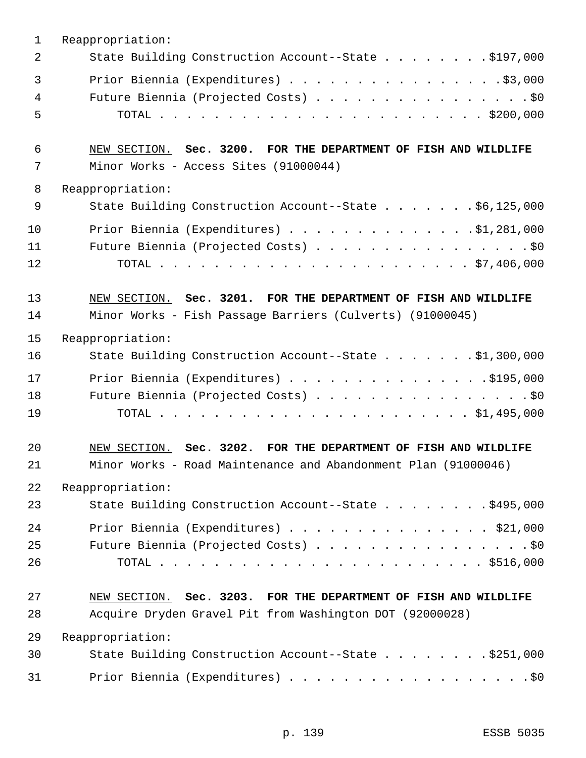Reappropriation:

State Building Construction Account--State . . . . . . . . $197,000

Prior Biennia (Expenditures) . . . . . . . . . . . . . . . . $3,000

Future Biennia (Projected Costs) . . . . . . . . . . . . . . . . . $0

TOTAL . . . . . . . . . . . . . . . . . . . . . . . . $200,000

NEW SECTION. **Sec. 3200. FOR THE DEPARTMENT OF FISH AND WILDLIFE**

Minor Works - Access Sites (91000044)

Reappropriation:

State Building Construction Account--State . . . . . . . $6,125,000

Prior Biennia (Expenditures) . . . . . . . . . . . . . . $1,281,000

Future Biennia (Projected Costs) . . . . . . . . . . . . . . . . . $0

TOTAL . . . . . . . . . . . . . . . . . . . . . . . $7,406,000

NEW SECTION. **Sec. 3201. FOR THE DEPARTMENT OF FISH AND WILDLIFE**

Minor Works - Fish Passage Barriers (Culverts) (91000045)

Reappropriation:

State Building Construction Account--State . . . . . . . $1,300,000

Prior Biennia (Expenditures) . . . . . . . . . . . . . . . $195,000

Future Biennia (Projected Costs) . . . . . . . . . . . . . . . . . $0

TOTAL . . . . . . . . . . . . . . . . . . . . . . . $1,495,000

NEW SECTION. **Sec. 3202. FOR THE DEPARTMENT OF FISH AND WILDLIFE**

Minor Works - Road Maintenance and Abandonment Plan (91000046)

Reappropriation:

State Building Construction Account--State . . . . . . . . $495,000

Prior Biennia (Expenditures) . . . . . . . . . . . . . . . $21,000

Future Biennia (Projected Costs) . . . . . . . . . . . . . . . . . $0

TOTAL . . . . . . . . . . . . . . . . . . . . . . . . $516,000

NEW SECTION. **Sec. 3203. FOR THE DEPARTMENT OF FISH AND WILDLIFE**

Acquire Dryden Gravel Pit from Washington DOT (92000028)

Reappropriation:

State Building Construction Account--State . . . . . . . . $251,000

Prior Biennia (Expenditures) . . . . . . . . . . . . . . . . . . $0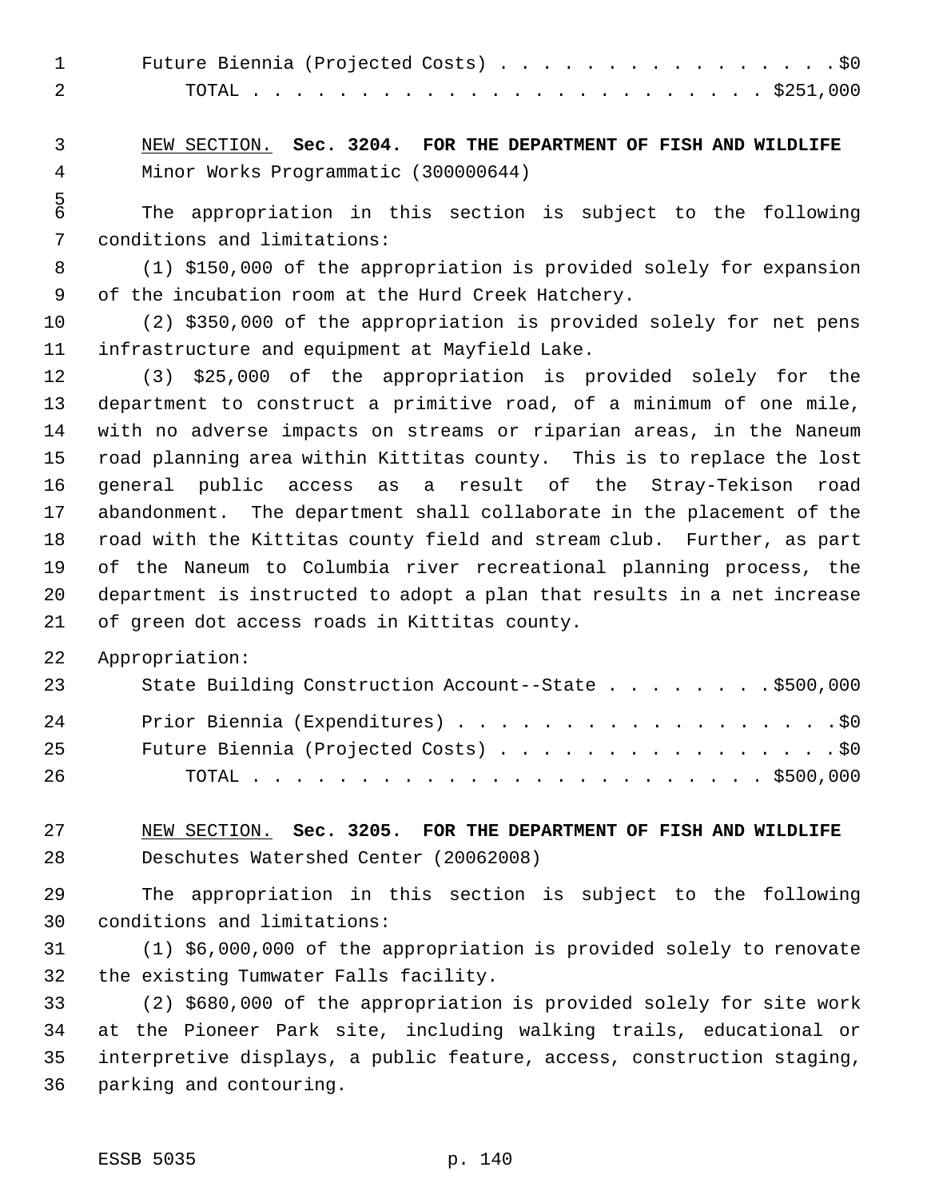Future Biennia (Projected Costs) . . . . . . . . . . . . . . . . .$0
TOTAL . . . . . . . . . . . . . . . . . . . . . . . . . $251,000

NEW SECTION. **Sec. 3204. FOR THE DEPARTMENT OF FISH AND WILDLIFE**

Minor Works Programmatic (300000644)

The appropriation in this section is subject to the following conditions and limitations:

(1) $150,000 of the appropriation is provided solely for expansion of the incubation room at the Hurd Creek Hatchery.

(2) $350,000 of the appropriation is provided solely for net pens infrastructure and equipment at Mayfield Lake.

(3) $25,000 of the appropriation is provided solely for the department to construct a primitive road, of a minimum of one mile, with no adverse impacts on streams or riparian areas, in the Naneum road planning area within Kittitas county. This is to replace the lost general public access as a result of the Stray-Tekison road abandonment. The department shall collaborate in the placement of the road with the Kittitas county field and stream club. Further, as part of the Naneum to Columbia river recreational planning process, the department is instructed to adopt a plan that results in a net increase of green dot access roads in Kittitas county.

Appropriation:

State Building Construction Account--State . . . . . . . . .$500,000

Prior Biennia (Expenditures) . . . . . . . . . . . . . . . . . . .$0
Future Biennia (Projected Costs) . . . . . . . . . . . . . . . . .$0
TOTAL . . . . . . . . . . . . . . . . . . . . . . . . . $500,000

NEW SECTION. **Sec. 3205. FOR THE DEPARTMENT OF FISH AND WILDLIFE**

Deschutes Watershed Center (20062008)

The appropriation in this section is subject to the following conditions and limitations:

(1) $6,000,000 of the appropriation is provided solely to renovate the existing Tumwater Falls facility.

(2) $680,000 of the appropriation is provided solely for site work at the Pioneer Park site, including walking trails, educational or interpretive displays, a public feature, access, construction staging, parking and contouring.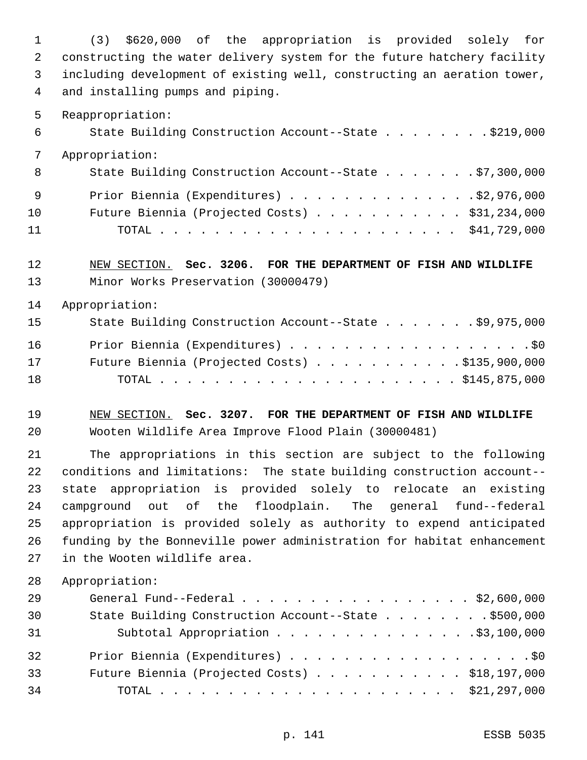(3) $620,000 of the appropriation is provided solely for constructing the water delivery system for the future hatchery facility including development of existing well, constructing an aeration tower, and installing pumps and piping.

Reappropriation:

State Building Construction Account--State . . . . . . . . $219,000

Appropriation:

State Building Construction Account--State . . . . . . . $7,300,000

Prior Biennia (Expenditures) . . . . . . . . . . . . . . $2,976,000

Future Biennia (Projected Costs) . . . . . . . . . . . $31,234,000

TOTAL . . . . . . . . . . . . . . . . . . . . . . $41,729,000

NEW SECTION. **Sec. 3206. FOR THE DEPARTMENT OF FISH AND WILDLIFE**

Minor Works Preservation (30000479)

Appropriation:

State Building Construction Account--State . . . . . . . $9,975,000

Prior Biennia (Expenditures) . . . . . . . . . . . . . . . . . . $0

Future Biennia (Projected Costs) . . . . . . . . . . . $135,900,000

TOTAL . . . . . . . . . . . . . . . . . . . . . . $145,875,000

NEW SECTION. **Sec. 3207. FOR THE DEPARTMENT OF FISH AND WILDLIFE**

Wooten Wildlife Area Improve Flood Plain (30000481)

The appropriations in this section are subject to the following conditions and limitations: The state building construction account--state appropriation is provided solely to relocate an existing campground out of the floodplain. The general fund--federal appropriation is provided solely as authority to expend anticipated funding by the Bonneville power administration for habitat enhancement in the Wooten wildlife area.

Appropriation:

General Fund--Federal . . . . . . . . . . . . . . . . . $2,600,000

State Building Construction Account--State . . . . . . . . $500,000

Subtotal Appropriation . . . . . . . . . . . . . . . $3,100,000

Prior Biennia (Expenditures) . . . . . . . . . . . . . . . . . . $0

Future Biennia (Projected Costs) . . . . . . . . . . . $18,197,000

TOTAL . . . . . . . . . . . . . . . . . . . . . . $21,297,000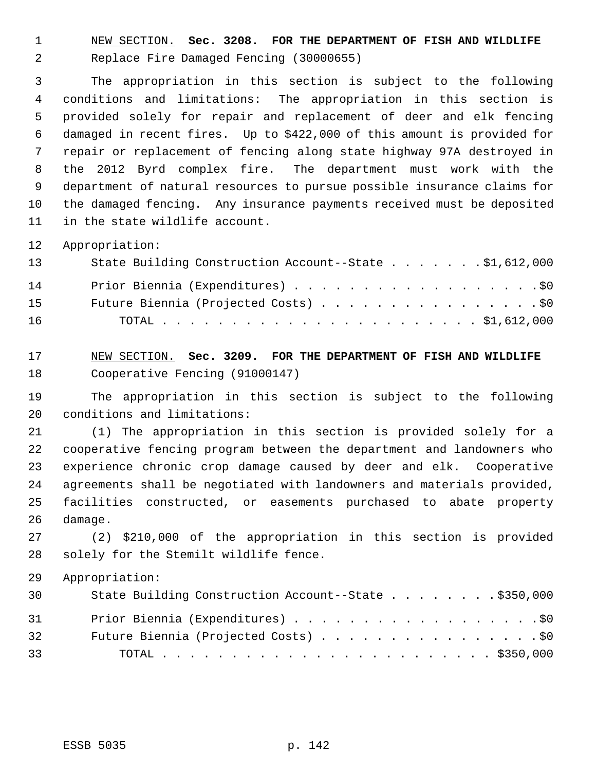NEW SECTION. **Sec. 3208. FOR THE DEPARTMENT OF FISH AND WILDLIFE**
Replace Fire Damaged Fencing (30000655)

The appropriation in this section is subject to the following conditions and limitations: The appropriation in this section is provided solely for repair and replacement of deer and elk fencing damaged in recent fires. Up to $422,000 of this amount is provided for repair or replacement of fencing along state highway 97A destroyed in the 2012 Byrd complex fire. The department must work with the department of natural resources to pursue possible insurance claims for the damaged fencing. Any insurance payments received must be deposited in the state wildlife account.

Appropriation:

State Building Construction Account--State . . . . . . . $1,612,000

Prior Biennia (Expenditures) . . . . . . . . . . . . . . . . . . . $0

Future Biennia (Projected Costs) . . . . . . . . . . . . . . . . $0

TOTAL . . . . . . . . . . . . . . . . . . . . . . . . $1,612,000

NEW SECTION. **Sec. 3209. FOR THE DEPARTMENT OF FISH AND WILDLIFE**
Cooperative Fencing (91000147)

The appropriation in this section is subject to the following conditions and limitations:

(1) The appropriation in this section is provided solely for a cooperative fencing program between the department and landowners who experience chronic crop damage caused by deer and elk. Cooperative agreements shall be negotiated with landowners and materials provided, facilities constructed, or easements purchased to abate property damage.

(2) $210,000 of the appropriation in this section is provided solely for the Stemilt wildlife fence.

Appropriation:

State Building Construction Account--State . . . . . . . . $350,000

Prior Biennia (Expenditures) . . . . . . . . . . . . . . . . . . . $0

Future Biennia (Projected Costs) . . . . . . . . . . . . . . . . $0

TOTAL . . . . . . . . . . . . . . . . . . . . . . . . $350,000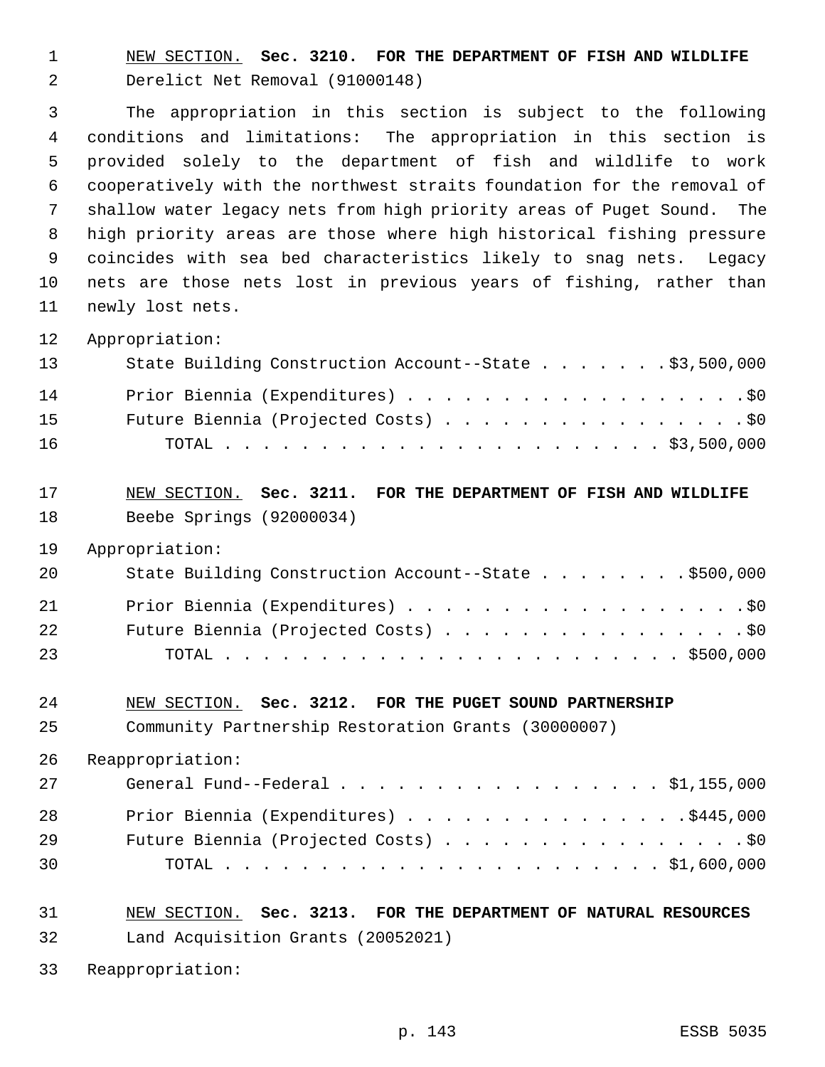NEW SECTION. **Sec. 3210. FOR THE DEPARTMENT OF FISH AND WILDLIFE**

Derelict Net Removal (91000148)

The appropriation in this section is subject to the following conditions and limitations: The appropriation in this section is provided solely to the department of fish and wildlife to work cooperatively with the northwest straits foundation for the removal of shallow water legacy nets from high priority areas of Puget Sound. The high priority areas are those where high historical fishing pressure coincides with sea bed characteristics likely to snag nets. Legacy nets are those nets lost in previous years of fishing, rather than newly lost nets.

Appropriation:

State Building Construction Account--State . . . . . . . $3,500,000

Prior Biennia (Expenditures) . . . . . . . . . . . . . . . . . . $0

Future Biennia (Projected Costs) . . . . . . . . . . . . . . . . $0

TOTAL . . . . . . . . . . . . . . . . . . . . . . . $3,500,000

NEW SECTION. **Sec. 3211. FOR THE DEPARTMENT OF FISH AND WILDLIFE**

Beebe Springs (92000034)

Appropriation:

State Building Construction Account--State . . . . . . . . $500,000

Prior Biennia (Expenditures) . . . . . . . . . . . . . . . . . . $0

Future Biennia (Projected Costs) . . . . . . . . . . . . . . . . $0

TOTAL . . . . . . . . . . . . . . . . . . . . . . . . $500,000

NEW SECTION. **Sec. 3212. FOR THE PUGET SOUND PARTNERSHIP**

Community Partnership Restoration Grants (30000007)

Reappropriation:

General Fund--Federal . . . . . . . . . . . . . . . . . $1,155,000

Prior Biennia (Expenditures) . . . . . . . . . . . . . . . $445,000

Future Biennia (Projected Costs) . . . . . . . . . . . . . . . . $0

TOTAL . . . . . . . . . . . . . . . . . . . . . . . $1,600,000

NEW SECTION. **Sec. 3213. FOR THE DEPARTMENT OF NATURAL RESOURCES**

Land Acquisition Grants (20052021)

Reappropriation: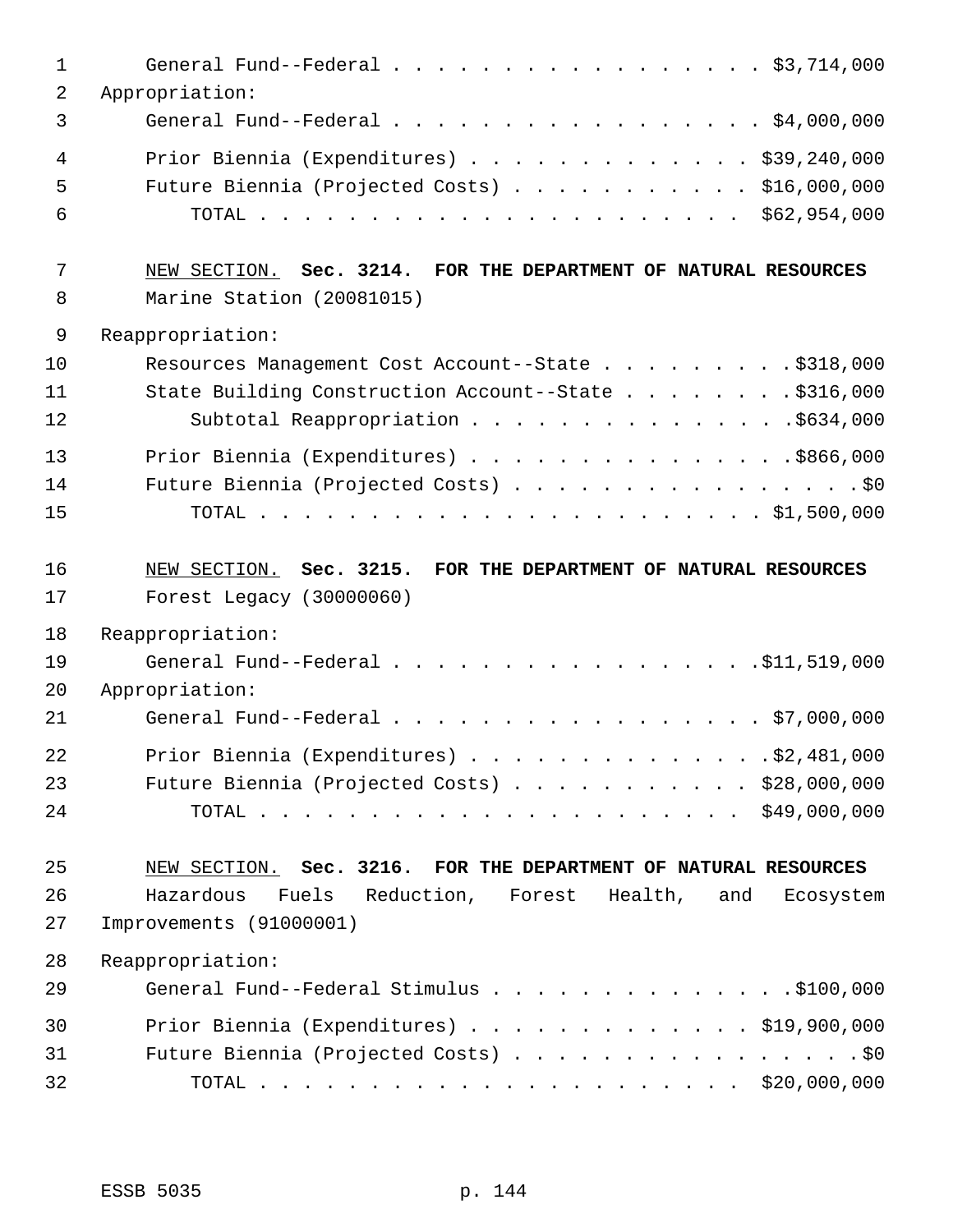General Fund--Federal . . . . . . . . . . . . . . . . . . $3,714,000

Appropriation:

General Fund--Federal . . . . . . . . . . . . . . . . . . $4,000,000

Prior Biennia (Expenditures) . . . . . . . . . . . . . $39,240,000

Future Biennia (Projected Costs) . . . . . . . . . . . $16,000,000

TOTAL . . . . . . . . . . . . . . . . . . . . . . $62,954,000

NEW SECTION. **Sec. 3214. FOR THE DEPARTMENT OF NATURAL RESOURCES**

Marine Station (20081015)

Reappropriation:

Resources Management Cost Account--State . . . . . . . . . $318,000

State Building Construction Account--State . . . . . . . . $316,000

Subtotal Reappropriation . . . . . . . . . . . . . . $634,000

Prior Biennia (Expenditures) . . . . . . . . . . . . . . . $866,000

Future Biennia (Projected Costs) . . . . . . . . . . . . . . . . $0

TOTAL . . . . . . . . . . . . . . . . . . . . . . . $1,500,000

NEW SECTION. **Sec. 3215. FOR THE DEPARTMENT OF NATURAL RESOURCES**

Forest Legacy (30000060)

Reappropriation:

General Fund--Federal . . . . . . . . . . . . . . . . . . $11,519,000

Appropriation:

General Fund--Federal . . . . . . . . . . . . . . . . . . $7,000,000

Prior Biennia (Expenditures) . . . . . . . . . . . . . . $2,481,000

Future Biennia (Projected Costs) . . . . . . . . . . . $28,000,000

TOTAL . . . . . . . . . . . . . . . . . . . . . . $49,000,000

NEW SECTION. **Sec. 3216. FOR THE DEPARTMENT OF NATURAL RESOURCES**

Hazardous Fuels Reduction, Forest Health, and Ecosystem Improvements (91000001)

Reappropriation:

General Fund--Federal Stimulus . . . . . . . . . . . . . . $100,000

Prior Biennia (Expenditures) . . . . . . . . . . . . . $19,900,000

Future Biennia (Projected Costs) . . . . . . . . . . . . . . . . $0

TOTAL . . . . . . . . . . . . . . . . . . . . . . $20,000,000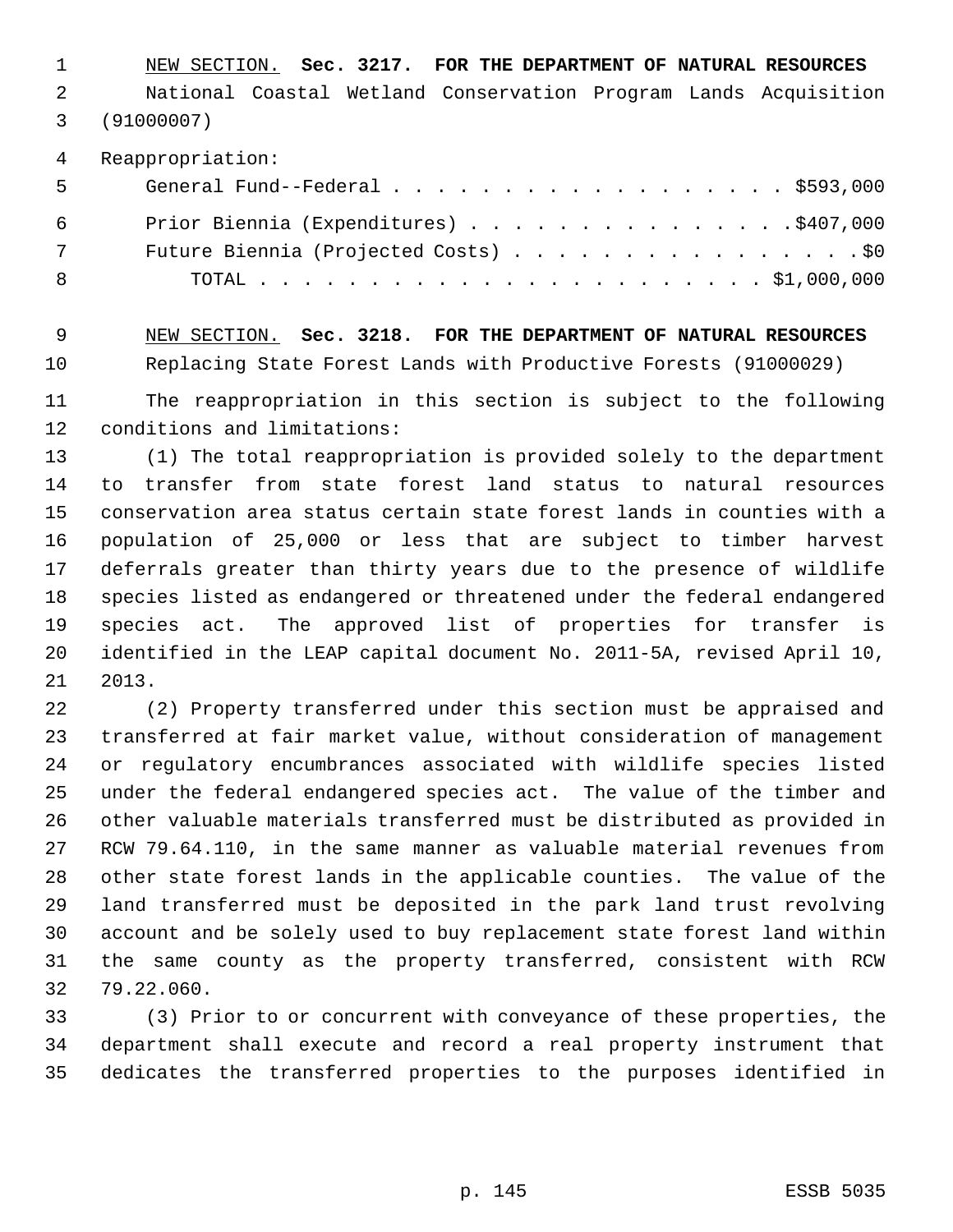NEW SECTION. **Sec. 3217. FOR THE DEPARTMENT OF NATURAL RESOURCES**

National Coastal Wetland Conservation Program Lands Acquisition (91000007)

Reappropriation:

| | |
|---|---|
| General Fund--Federal | $593,000 |
| Prior Biennia (Expenditures) | $407,000 |
| Future Biennia (Projected Costs) | $0 |
| TOTAL | $1,000,000 |

NEW SECTION. **Sec. 3218. FOR THE DEPARTMENT OF NATURAL RESOURCES**

Replacing State Forest Lands with Productive Forests (91000029)

The reappropriation in this section is subject to the following conditions and limitations:

(1) The total reappropriation is provided solely to the department to transfer from state forest land status to natural resources conservation area status certain state forest lands in counties with a population of 25,000 or less that are subject to timber harvest deferrals greater than thirty years due to the presence of wildlife species listed as endangered or threatened under the federal endangered species act. The approved list of properties for transfer is identified in the LEAP capital document No. 2011-5A, revised April 10, 2013.

(2) Property transferred under this section must be appraised and transferred at fair market value, without consideration of management or regulatory encumbrances associated with wildlife species listed under the federal endangered species act. The value of the timber and other valuable materials transferred must be distributed as provided in RCW 79.64.110, in the same manner as valuable material revenues from other state forest lands in the applicable counties. The value of the land transferred must be deposited in the park land trust revolving account and be solely used to buy replacement state forest land within the same county as the property transferred, consistent with RCW 79.22.060.

(3) Prior to or concurrent with conveyance of these properties, the department shall execute and record a real property instrument that dedicates the transferred properties to the purposes identified in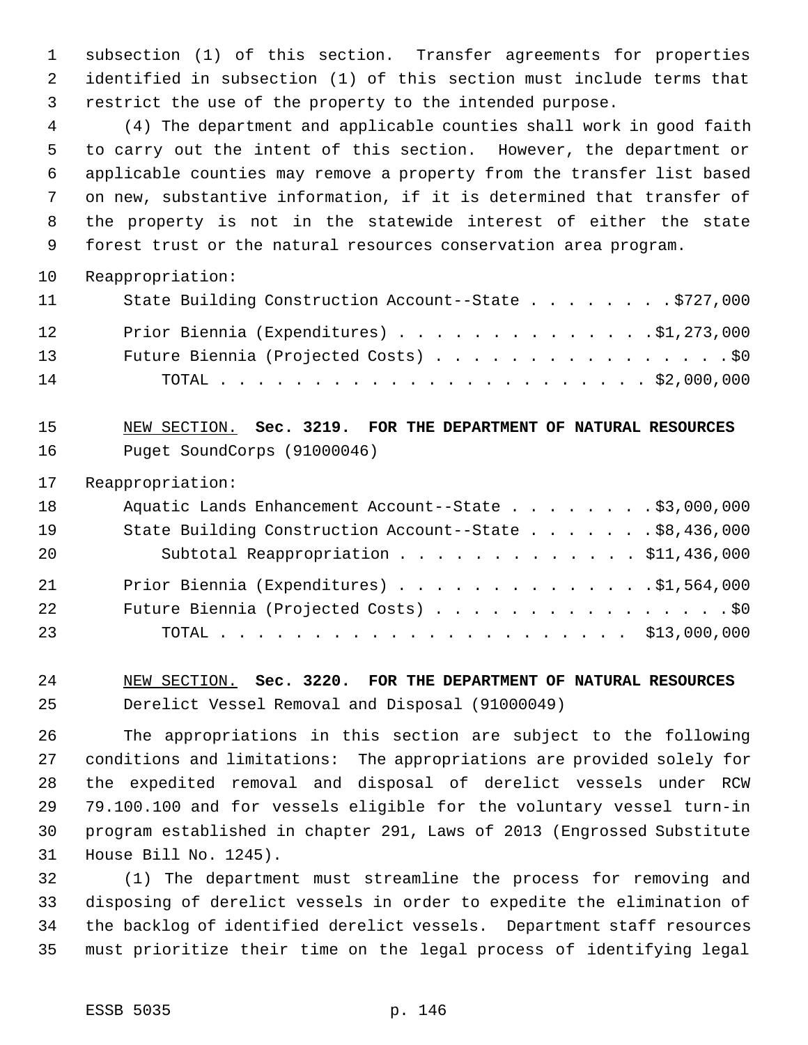subsection (1) of this section. Transfer agreements for properties identified in subsection (1) of this section must include terms that restrict the use of the property to the intended purpose.

(4) The department and applicable counties shall work in good faith to carry out the intent of this section. However, the department or applicable counties may remove a property from the transfer list based on new, substantive information, if it is determined that transfer of the property is not in the statewide interest of either the state forest trust or the natural resources conservation area program.

Reappropriation:

| | |
|---|---|
| State Building Construction Account--State | $727,000 |
| Prior Biennia (Expenditures) | $1,273,000 |
| Future Biennia (Projected Costs) | $0 |
| TOTAL | $2,000,000 |

NEW SECTION. **Sec. 3219. FOR THE DEPARTMENT OF NATURAL RESOURCES**

Puget SoundCorps (91000046)

Reappropriation:

| | |
|---|---|
| Aquatic Lands Enhancement Account--State | $3,000,000 |
| State Building Construction Account--State | $8,436,000 |
| Subtotal Reappropriation | $11,436,000 |
| Prior Biennia (Expenditures) | $1,564,000 |
| Future Biennia (Projected Costs) | $0 |
| TOTAL | $13,000,000 |

NEW SECTION. **Sec. 3220. FOR THE DEPARTMENT OF NATURAL RESOURCES**

Derelict Vessel Removal and Disposal (91000049)

The appropriations in this section are subject to the following conditions and limitations: The appropriations are provided solely for the expedited removal and disposal of derelict vessels under RCW 79.100.100 and for vessels eligible for the voluntary vessel turn-in program established in chapter 291, Laws of 2013 (Engrossed Substitute House Bill No. 1245).

(1) The department must streamline the process for removing and disposing of derelict vessels in order to expedite the elimination of the backlog of identified derelict vessels. Department staff resources must prioritize their time on the legal process of identifying legal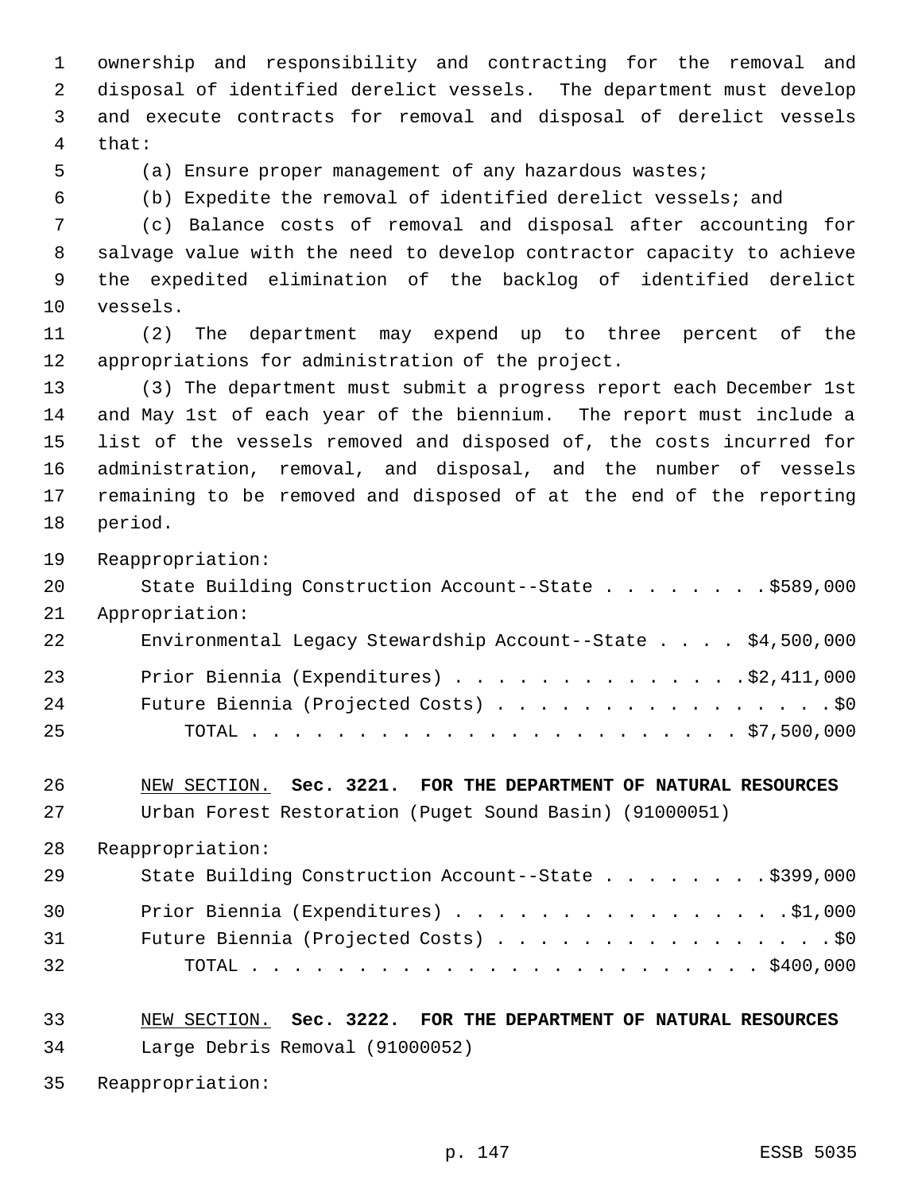ownership and responsibility and contracting for the removal and disposal of identified derelict vessels. The department must develop and execute contracts for removal and disposal of derelict vessels that:

(a) Ensure proper management of any hazardous wastes;

(b) Expedite the removal of identified derelict vessels; and

(c) Balance costs of removal and disposal after accounting for salvage value with the need to develop contractor capacity to achieve the expedited elimination of the backlog of identified derelict vessels.

(2) The department may expend up to three percent of the appropriations for administration of the project.

(3) The department must submit a progress report each December 1st and May 1st of each year of the biennium. The report must include a list of the vessels removed and disposed of, the costs incurred for administration, removal, and disposal, and the number of vessels remaining to be removed and disposed of at the end of the reporting period.

Reappropriation:

State Building Construction Account--State . . . . . . . . $589,000

Appropriation:

Environmental Legacy Stewardship Account--State . . . . $4,500,000

Prior Biennia (Expenditures) . . . . . . . . . . . . . . $2,411,000

Future Biennia (Projected Costs) . . . . . . . . . . . . . . . . . $0

TOTAL . . . . . . . . . . . . . . . . . . . . . . . . $7,500,000

NEW SECTION. **Sec. 3221. FOR THE DEPARTMENT OF NATURAL RESOURCES**

Urban Forest Restoration (Puget Sound Basin) (91000051)

Reappropriation:

State Building Construction Account--State . . . . . . . . $399,000

Prior Biennia (Expenditures) . . . . . . . . . . . . . . . . $1,000

Future Biennia (Projected Costs) . . . . . . . . . . . . . . . . . $0

TOTAL . . . . . . . . . . . . . . . . . . . . . . . . . $400,000

NEW SECTION. **Sec. 3222. FOR THE DEPARTMENT OF NATURAL RESOURCES**

Large Debris Removal (91000052)

Reappropriation: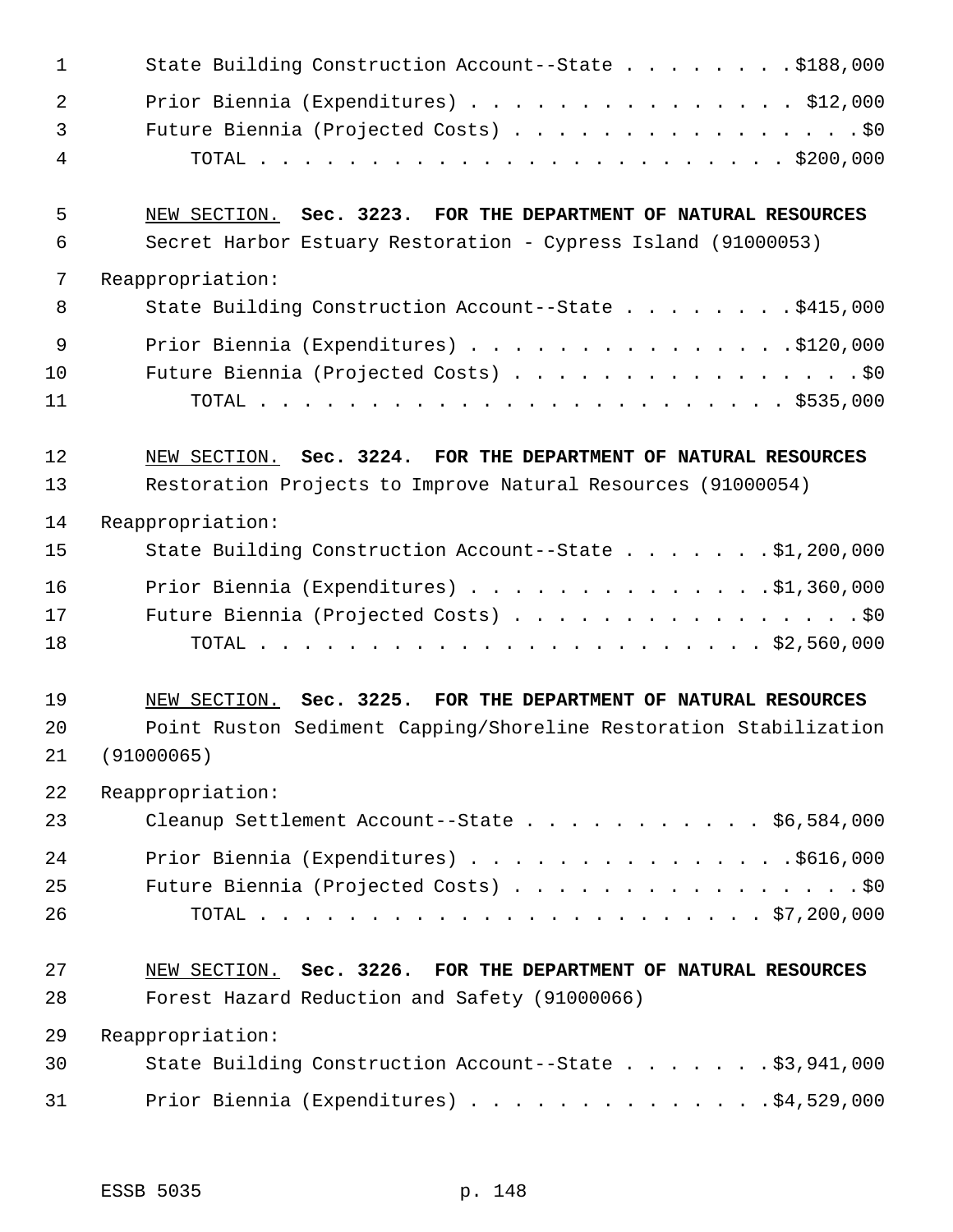State Building Construction Account--State . . . . . . . . $188,000

Prior Biennia (Expenditures) . . . . . . . . . . . . . . . $12,000
Future Biennia (Projected Costs) . . . . . . . . . . . . . . . . $0
TOTAL . . . . . . . . . . . . . . . . . . . . . . . . $200,000

NEW SECTION. **Sec. 3223. FOR THE DEPARTMENT OF NATURAL RESOURCES**

Secret Harbor Estuary Restoration - Cypress Island (91000053)

Reappropriation:

State Building Construction Account--State . . . . . . . . $415,000

Prior Biennia (Expenditures) . . . . . . . . . . . . . . . $120,000
Future Biennia (Projected Costs) . . . . . . . . . . . . . . . . $0
TOTAL . . . . . . . . . . . . . . . . . . . . . . . . $535,000

NEW SECTION. **Sec. 3224. FOR THE DEPARTMENT OF NATURAL RESOURCES**

Restoration Projects to Improve Natural Resources (91000054)

Reappropriation:

State Building Construction Account--State . . . . . . . $1,200,000

Prior Biennia (Expenditures) . . . . . . . . . . . . . . $1,360,000
Future Biennia (Projected Costs) . . . . . . . . . . . . . . . . $0
TOTAL . . . . . . . . . . . . . . . . . . . . . . . $2,560,000

NEW SECTION. **Sec. 3225. FOR THE DEPARTMENT OF NATURAL RESOURCES**

Point Ruston Sediment Capping/Shoreline Restoration Stabilization (91000065)

Reappropriation:

Cleanup Settlement Account--State . . . . . . . . . . . $6,584,000

Prior Biennia (Expenditures) . . . . . . . . . . . . . . . $616,000
Future Biennia (Projected Costs) . . . . . . . . . . . . . . . . $0
TOTAL . . . . . . . . . . . . . . . . . . . . . . . $7,200,000

NEW SECTION. **Sec. 3226. FOR THE DEPARTMENT OF NATURAL RESOURCES**

Forest Hazard Reduction and Safety (91000066)

Reappropriation:

State Building Construction Account--State . . . . . . . $3,941,000

Prior Biennia (Expenditures) . . . . . . . . . . . . . . $4,529,000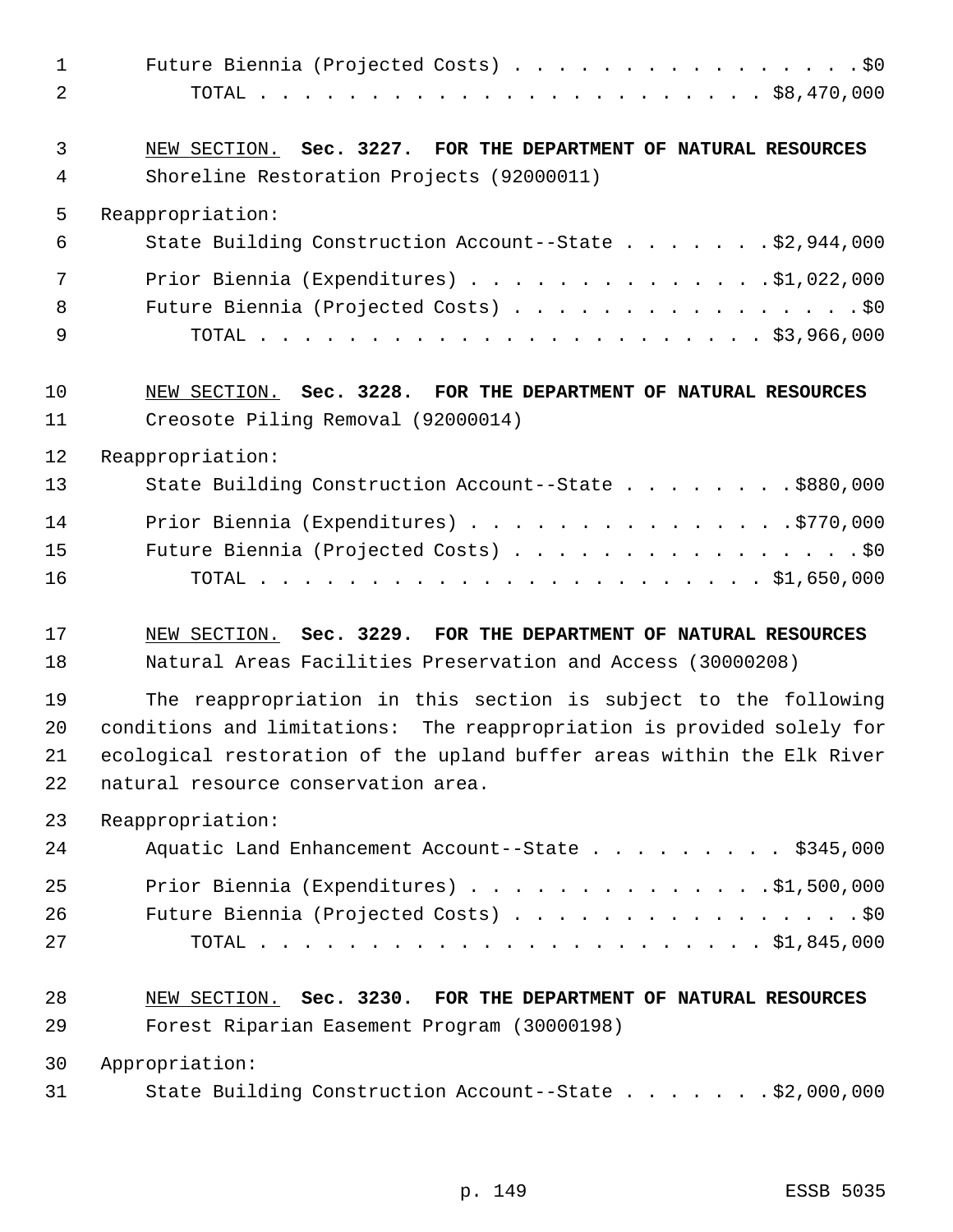Future Biennia (Projected Costs) . . . . . . . . . . . . . . . . .$0
TOTAL . . . . . . . . . . . . . . . . . . . . . . . . $8,470,000

NEW SECTION. **Sec. 3227. FOR THE DEPARTMENT OF NATURAL RESOURCES**

Shoreline Restoration Projects (92000011)

Reappropriation:

State Building Construction Account--State . . . . . . . .$2,944,000

Prior Biennia (Expenditures) . . . . . . . . . . . . . .$1,022,000
Future Biennia (Projected Costs) . . . . . . . . . . . . . . . . .$0
TOTAL . . . . . . . . . . . . . . . . . . . . . . . . $3,966,000

NEW SECTION. **Sec. 3228. FOR THE DEPARTMENT OF NATURAL RESOURCES**

Creosote Piling Removal (92000014)

Reappropriation:

State Building Construction Account--State . . . . . . . . .$880,000

Prior Biennia (Expenditures) . . . . . . . . . . . . . . .$770,000
Future Biennia (Projected Costs) . . . . . . . . . . . . . . . . .$0
TOTAL . . . . . . . . . . . . . . . . . . . . . . . . $1,650,000

NEW SECTION. **Sec. 3229. FOR THE DEPARTMENT OF NATURAL RESOURCES**

Natural Areas Facilities Preservation and Access (30000208)

The reappropriation in this section is subject to the following conditions and limitations: The reappropriation is provided solely for ecological restoration of the upland buffer areas within the Elk River natural resource conservation area.

Reappropriation:

Aquatic Land Enhancement Account--State . . . . . . . . . $345,000

Prior Biennia (Expenditures) . . . . . . . . . . . . . .$1,500,000
Future Biennia (Projected Costs) . . . . . . . . . . . . . . . . .$0
TOTAL . . . . . . . . . . . . . . . . . . . . . . . . $1,845,000

NEW SECTION. **Sec. 3230. FOR THE DEPARTMENT OF NATURAL RESOURCES**

Forest Riparian Easement Program (30000198)

Appropriation:

State Building Construction Account--State . . . . . . . .$2,000,000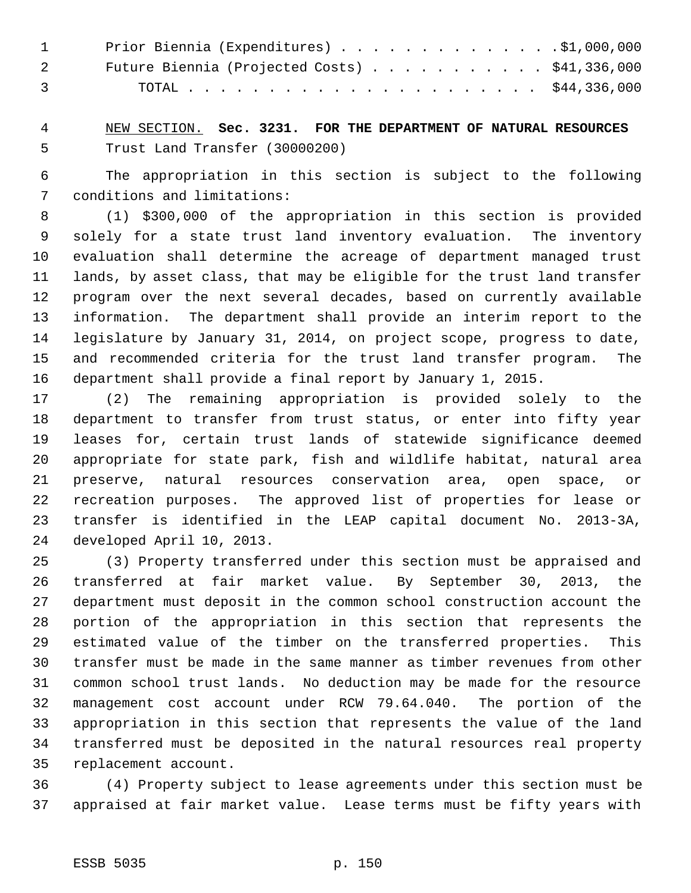| | |
|---|---|
| Prior Biennia (Expenditures) | $1,000,000 |
| Future Biennia (Projected Costs) | $41,336,000 |
| TOTAL | $44,336,000 |

NEW SECTION. **Sec. 3231. FOR THE DEPARTMENT OF NATURAL RESOURCES**

Trust Land Transfer (30000200)

The appropriation in this section is subject to the following conditions and limitations:

(1) $300,000 of the appropriation in this section is provided solely for a state trust land inventory evaluation. The inventory evaluation shall determine the acreage of department managed trust lands, by asset class, that may be eligible for the trust land transfer program over the next several decades, based on currently available information. The department shall provide an interim report to the legislature by January 31, 2014, on project scope, progress to date, and recommended criteria for the trust land transfer program. The department shall provide a final report by January 1, 2015.

(2) The remaining appropriation is provided solely to the department to transfer from trust status, or enter into fifty year leases for, certain trust lands of statewide significance deemed appropriate for state park, fish and wildlife habitat, natural area preserve, natural resources conservation area, open space, or recreation purposes. The approved list of properties for lease or transfer is identified in the LEAP capital document No. 2013-3A, developed April 10, 2013.

(3) Property transferred under this section must be appraised and transferred at fair market value. By September 30, 2013, the department must deposit in the common school construction account the portion of the appropriation in this section that represents the estimated value of the timber on the transferred properties. This transfer must be made in the same manner as timber revenues from other common school trust lands. No deduction may be made for the resource management cost account under RCW 79.64.040. The portion of the appropriation in this section that represents the value of the land transferred must be deposited in the natural resources real property replacement account.

(4) Property subject to lease agreements under this section must be appraised at fair market value. Lease terms must be fifty years with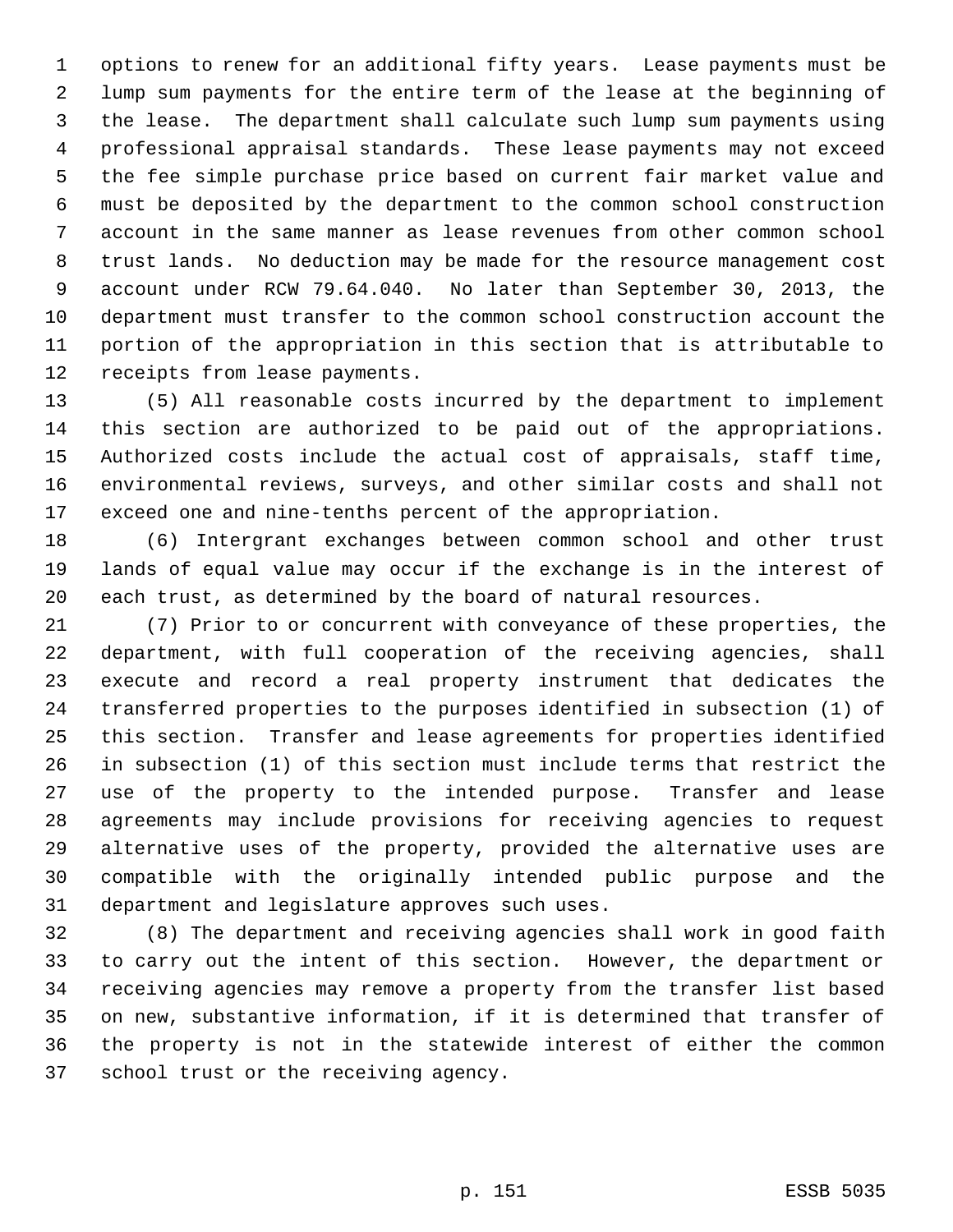options to renew for an additional fifty years. Lease payments must be lump sum payments for the entire term of the lease at the beginning of the lease. The department shall calculate such lump sum payments using professional appraisal standards. These lease payments may not exceed the fee simple purchase price based on current fair market value and must be deposited by the department to the common school construction account in the same manner as lease revenues from other common school trust lands. No deduction may be made for the resource management cost account under RCW 79.64.040. No later than September 30, 2013, the department must transfer to the common school construction account the portion of the appropriation in this section that is attributable to receipts from lease payments.

(5) All reasonable costs incurred by the department to implement this section are authorized to be paid out of the appropriations. Authorized costs include the actual cost of appraisals, staff time, environmental reviews, surveys, and other similar costs and shall not exceed one and nine-tenths percent of the appropriation.

(6) Intergrant exchanges between common school and other trust lands of equal value may occur if the exchange is in the interest of each trust, as determined by the board of natural resources.

(7) Prior to or concurrent with conveyance of these properties, the department, with full cooperation of the receiving agencies, shall execute and record a real property instrument that dedicates the transferred properties to the purposes identified in subsection (1) of this section. Transfer and lease agreements for properties identified in subsection (1) of this section must include terms that restrict the use of the property to the intended purpose. Transfer and lease agreements may include provisions for receiving agencies to request alternative uses of the property, provided the alternative uses are compatible with the originally intended public purpose and the department and legislature approves such uses.

(8) The department and receiving agencies shall work in good faith to carry out the intent of this section. However, the department or receiving agencies may remove a property from the transfer list based on new, substantive information, if it is determined that transfer of the property is not in the statewide interest of either the common school trust or the receiving agency.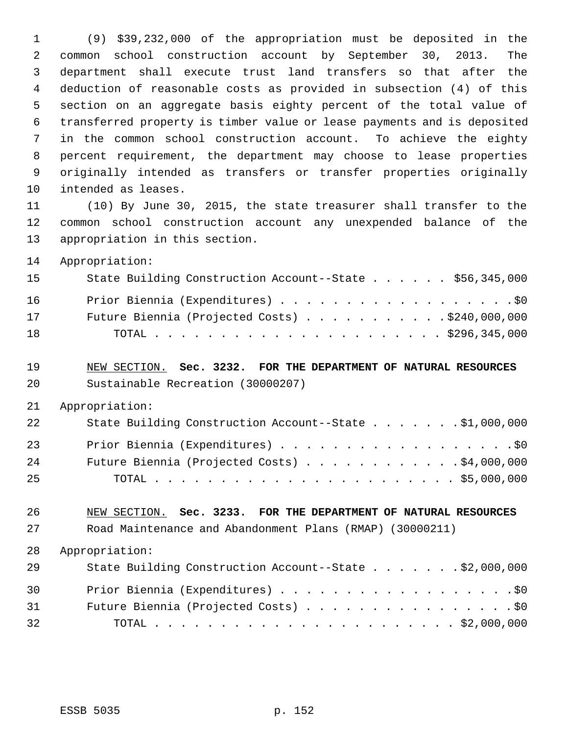(9) $39,232,000 of the appropriation must be deposited in the common school construction account by September 30, 2013. The department shall execute trust land transfers so that after the deduction of reasonable costs as provided in subsection (4) of this section on an aggregate basis eighty percent of the total value of transferred property is timber value or lease payments and is deposited in the common school construction account. To achieve the eighty percent requirement, the department may choose to lease properties originally intended as transfers or transfer properties originally intended as leases.

(10) By June 30, 2015, the state treasurer shall transfer to the common school construction account any unexpended balance of the appropriation in this section.

Appropriation:

| | |
|---|---|
| State Building Construction Account--State | $56,345,000 |
| Prior Biennia (Expenditures) | $0 |
| Future Biennia (Projected Costs) | $240,000,000 |
| TOTAL | $296,345,000 |

NEW SECTION. **Sec. 3232. FOR THE DEPARTMENT OF NATURAL RESOURCES**

Sustainable Recreation (30000207)

Appropriation:

| | |
|---|---|
| State Building Construction Account--State | $1,000,000 |
| Prior Biennia (Expenditures) | $0 |
| Future Biennia (Projected Costs) | $4,000,000 |
| TOTAL | $5,000,000 |

NEW SECTION. **Sec. 3233. FOR THE DEPARTMENT OF NATURAL RESOURCES**

Road Maintenance and Abandonment Plans (RMAP) (30000211)

Appropriation:

| | |
|---|---|
| State Building Construction Account--State | $2,000,000 |
| Prior Biennia (Expenditures) | $0 |
| Future Biennia (Projected Costs) | $0 |
| TOTAL | $2,000,000 |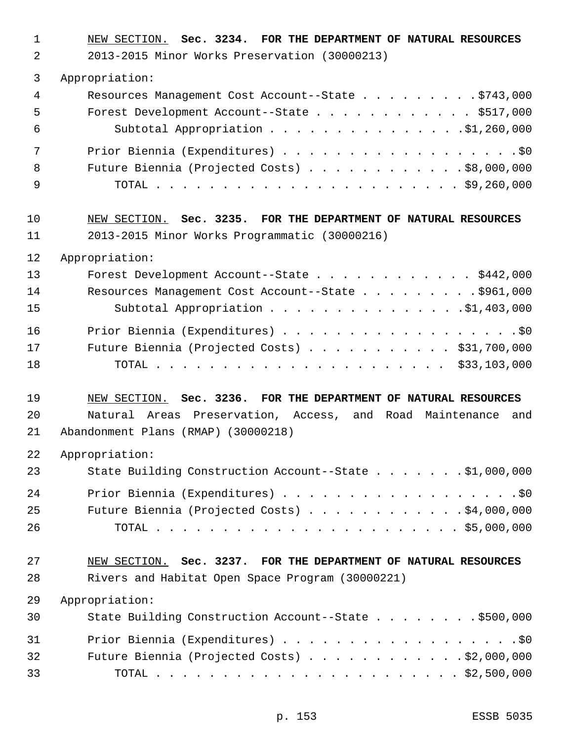NEW SECTION. **Sec. 3234. FOR THE DEPARTMENT OF NATURAL RESOURCES**

2013-2015 Minor Works Preservation (30000213)

Appropriation:

| | |
|---|---|
| Resources Management Cost Account--State | $743,000 |
| Forest Development Account--State | $517,000 |
| Subtotal Appropriation | $1,260,000 |
| Prior Biennia (Expenditures) | $0 |
| Future Biennia (Projected Costs) | $8,000,000 |
| TOTAL | $9,260,000 |

NEW SECTION. **Sec. 3235. FOR THE DEPARTMENT OF NATURAL RESOURCES**

2013-2015 Minor Works Programmatic (30000216)

Appropriation:

| | |
|---|---|
| Forest Development Account--State | $442,000 |
| Resources Management Cost Account--State | $961,000 |
| Subtotal Appropriation | $1,403,000 |
| Prior Biennia (Expenditures) | $0 |
| Future Biennia (Projected Costs) | $31,700,000 |
| TOTAL | $33,103,000 |

NEW SECTION. **Sec. 3236. FOR THE DEPARTMENT OF NATURAL RESOURCES**

Natural Areas Preservation, Access, and Road Maintenance and Abandonment Plans (RMAP) (30000218)

Appropriation:

| | |
|---|---|
| State Building Construction Account--State | $1,000,000 |
| Prior Biennia (Expenditures) | $0 |
| Future Biennia (Projected Costs) | $4,000,000 |
| TOTAL | $5,000,000 |

NEW SECTION. **Sec. 3237. FOR THE DEPARTMENT OF NATURAL RESOURCES**

Rivers and Habitat Open Space Program (30000221)

Appropriation:

| | |
|---|---|
| State Building Construction Account--State | $500,000 |
| Prior Biennia (Expenditures) | $0 |
| Future Biennia (Projected Costs) | $2,000,000 |
| TOTAL | $2,500,000 |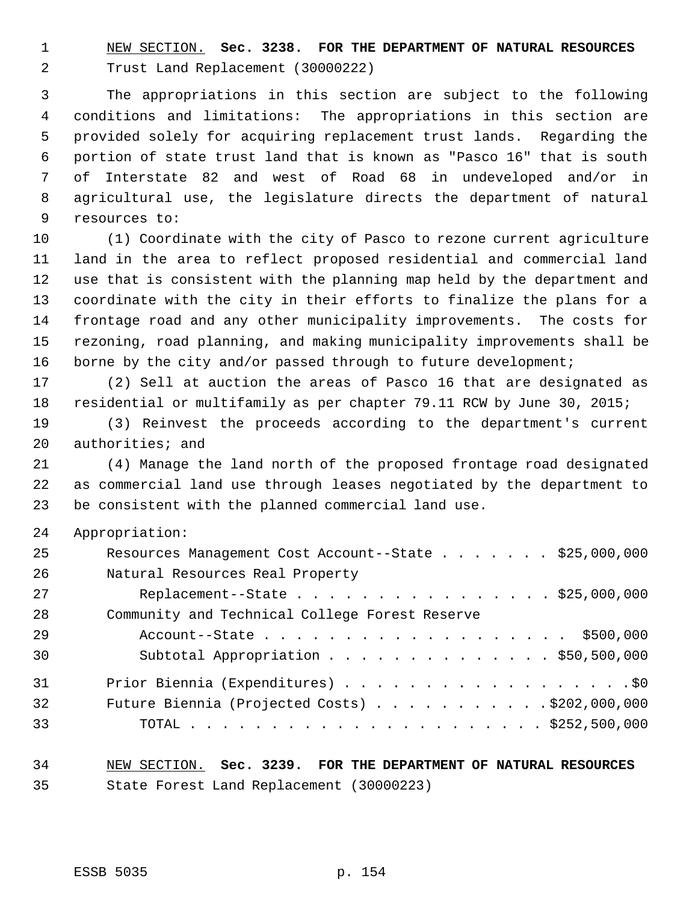NEW SECTION. **Sec. 3238. FOR THE DEPARTMENT OF NATURAL RESOURCES**
Trust Land Replacement (30000222)

The appropriations in this section are subject to the following conditions and limitations: The appropriations in this section are provided solely for acquiring replacement trust lands. Regarding the portion of state trust land that is known as "Pasco 16" that is south of Interstate 82 and west of Road 68 in undeveloped and/or in agricultural use, the legislature directs the department of natural resources to:

(1) Coordinate with the city of Pasco to rezone current agriculture land in the area to reflect proposed residential and commercial land use that is consistent with the planning map held by the department and coordinate with the city in their efforts to finalize the plans for a frontage road and any other municipality improvements. The costs for rezoning, road planning, and making municipality improvements shall be borne by the city and/or passed through to future development;

(2) Sell at auction the areas of Pasco 16 that are designated as residential or multifamily as per chapter 79.11 RCW by June 30, 2015;

(3) Reinvest the proceeds according to the department's current authorities; and

(4) Manage the land north of the proposed frontage road designated as commercial land use through leases negotiated by the department to be consistent with the planned commercial land use.

Appropriation:

| | |
|---|---|
| Resources Management Cost Account--State | $25,000,000 |
| Natural Resources Real Property Replacement--State | $25,000,000 |
| Community and Technical College Forest Reserve Account--State | $500,000 |
| Subtotal Appropriation | $50,500,000 |
| Prior Biennia (Expenditures) | $0 |
| Future Biennia (Projected Costs) | $202,000,000 |
| TOTAL | $252,500,000 |

NEW SECTION. **Sec. 3239. FOR THE DEPARTMENT OF NATURAL RESOURCES**
State Forest Land Replacement (30000223)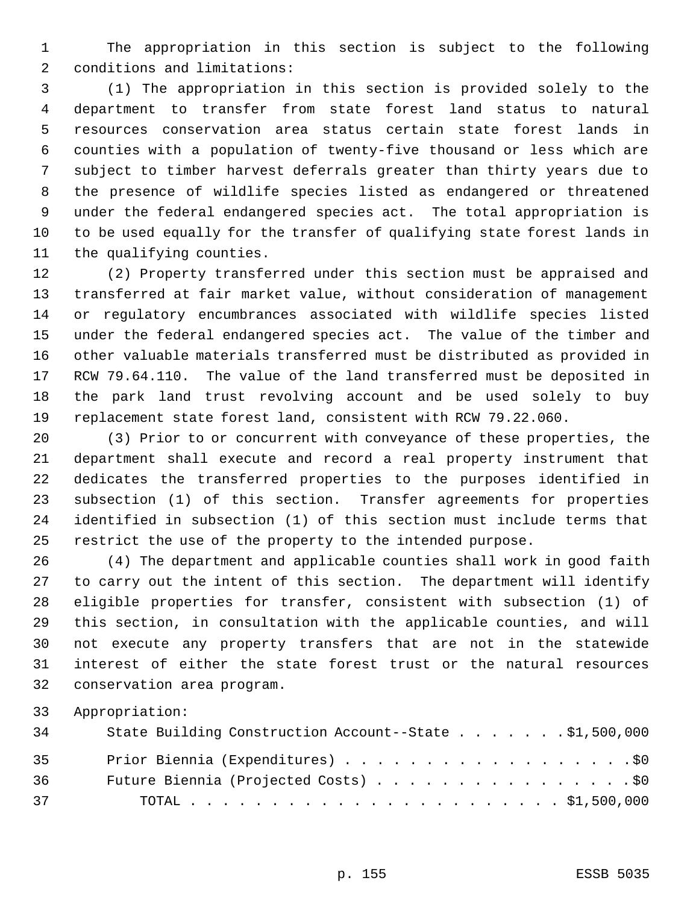The appropriation in this section is subject to the following conditions and limitations:

(1) The appropriation in this section is provided solely to the department to transfer from state forest land status to natural resources conservation area status certain state forest lands in counties with a population of twenty-five thousand or less which are subject to timber harvest deferrals greater than thirty years due to the presence of wildlife species listed as endangered or threatened under the federal endangered species act. The total appropriation is to be used equally for the transfer of qualifying state forest lands in the qualifying counties.

(2) Property transferred under this section must be appraised and transferred at fair market value, without consideration of management or regulatory encumbrances associated with wildlife species listed under the federal endangered species act. The value of the timber and other valuable materials transferred must be distributed as provided in RCW 79.64.110. The value of the land transferred must be deposited in the park land trust revolving account and be used solely to buy replacement state forest land, consistent with RCW 79.22.060.

(3) Prior to or concurrent with conveyance of these properties, the department shall execute and record a real property instrument that dedicates the transferred properties to the purposes identified in subsection (1) of this section. Transfer agreements for properties identified in subsection (1) of this section must include terms that restrict the use of the property to the intended purpose.

(4) The department and applicable counties shall work in good faith to carry out the intent of this section. The department will identify eligible properties for transfer, consistent with subsection (1) of this section, in consultation with the applicable counties, and will not execute any property transfers that are not in the statewide interest of either the state forest trust or the natural resources conservation area program.

Appropriation:

| | |
|---|---|
| State Building Construction Account--State | $1,500,000 |
| Prior Biennia (Expenditures) | $0 |
| Future Biennia (Projected Costs) | $0 |
| TOTAL | $1,500,000 |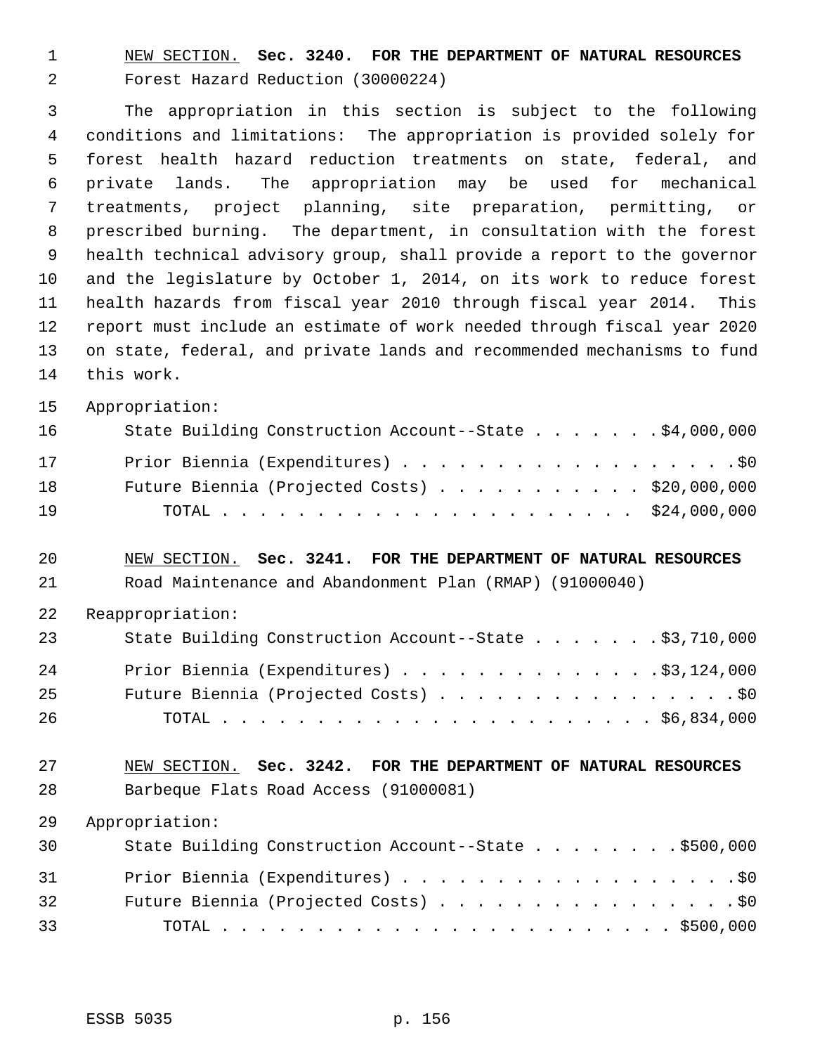NEW SECTION. **Sec. 3240. FOR THE DEPARTMENT OF NATURAL RESOURCES**

Forest Hazard Reduction (30000224)

The appropriation in this section is subject to the following conditions and limitations: The appropriation is provided solely for forest health hazard reduction treatments on state, federal, and private lands. The appropriation may be used for mechanical treatments, project planning, site preparation, permitting, or prescribed burning. The department, in consultation with the forest health technical advisory group, shall provide a report to the governor and the legislature by October 1, 2014, on its work to reduce forest health hazards from fiscal year 2010 through fiscal year 2014. This report must include an estimate of work needed through fiscal year 2020 on state, federal, and private lands and recommended mechanisms to fund this work.

Appropriation:

| | |
|---|---|
| State Building Construction Account--State | $4,000,000 |
| Prior Biennia (Expenditures) | $0 |
| Future Biennia (Projected Costs) | $20,000,000 |
| TOTAL | $24,000,000 |

NEW SECTION. **Sec. 3241. FOR THE DEPARTMENT OF NATURAL RESOURCES**

Road Maintenance and Abandonment Plan (RMAP) (91000040)

Reappropriation:

| | |
|---|---|
| State Building Construction Account--State | $3,710,000 |
| Prior Biennia (Expenditures) | $3,124,000 |
| Future Biennia (Projected Costs) | $0 |
| TOTAL | $6,834,000 |

NEW SECTION. **Sec. 3242. FOR THE DEPARTMENT OF NATURAL RESOURCES**

Barbeque Flats Road Access (91000081)

Appropriation:

| | |
|---|---|
| State Building Construction Account--State | $500,000 |
| Prior Biennia (Expenditures) | $0 |
| Future Biennia (Projected Costs) | $0 |
| TOTAL | $500,000 |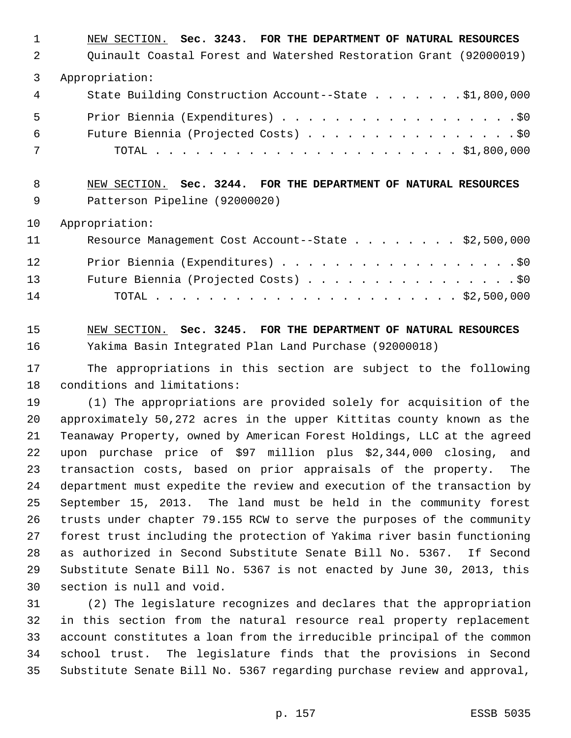NEW SECTION. **Sec. 3243. FOR THE DEPARTMENT OF NATURAL RESOURCES**

Quinault Coastal Forest and Watershed Restoration Grant (92000019)

Appropriation:

State Building Construction Account--State . . . . . . . $1,800,000

Prior Biennia (Expenditures) . . . . . . . . . . . . . . . . . . . $0

Future Biennia (Projected Costs) . . . . . . . . . . . . . . . . . $0

TOTAL . . . . . . . . . . . . . . . . . . . . . . . . $1,800,000

NEW SECTION. **Sec. 3244. FOR THE DEPARTMENT OF NATURAL RESOURCES**

Patterson Pipeline (92000020)

Appropriation:

Resource Management Cost Account--State . . . . . . . . $2,500,000

Prior Biennia (Expenditures) . . . . . . . . . . . . . . . . . . . $0

Future Biennia (Projected Costs) . . . . . . . . . . . . . . . . . $0

TOTAL . . . . . . . . . . . . . . . . . . . . . . . . $2,500,000

NEW SECTION. **Sec. 3245. FOR THE DEPARTMENT OF NATURAL RESOURCES**

Yakima Basin Integrated Plan Land Purchase (92000018)

The appropriations in this section are subject to the following conditions and limitations:

(1) The appropriations are provided solely for acquisition of the approximately 50,272 acres in the upper Kittitas county known as the Teanaway Property, owned by American Forest Holdings, LLC at the agreed upon purchase price of $97 million plus $2,344,000 closing, and transaction costs, based on prior appraisals of the property. The department must expedite the review and execution of the transaction by September 15, 2013. The land must be held in the community forest trusts under chapter 79.155 RCW to serve the purposes of the community forest trust including the protection of Yakima river basin functioning as authorized in Second Substitute Senate Bill No. 5367. If Second Substitute Senate Bill No. 5367 is not enacted by June 30, 2013, this section is null and void.

(2) The legislature recognizes and declares that the appropriation in this section from the natural resource real property replacement account constitutes a loan from the irreducible principal of the common school trust. The legislature finds that the provisions in Second Substitute Senate Bill No. 5367 regarding purchase review and approval,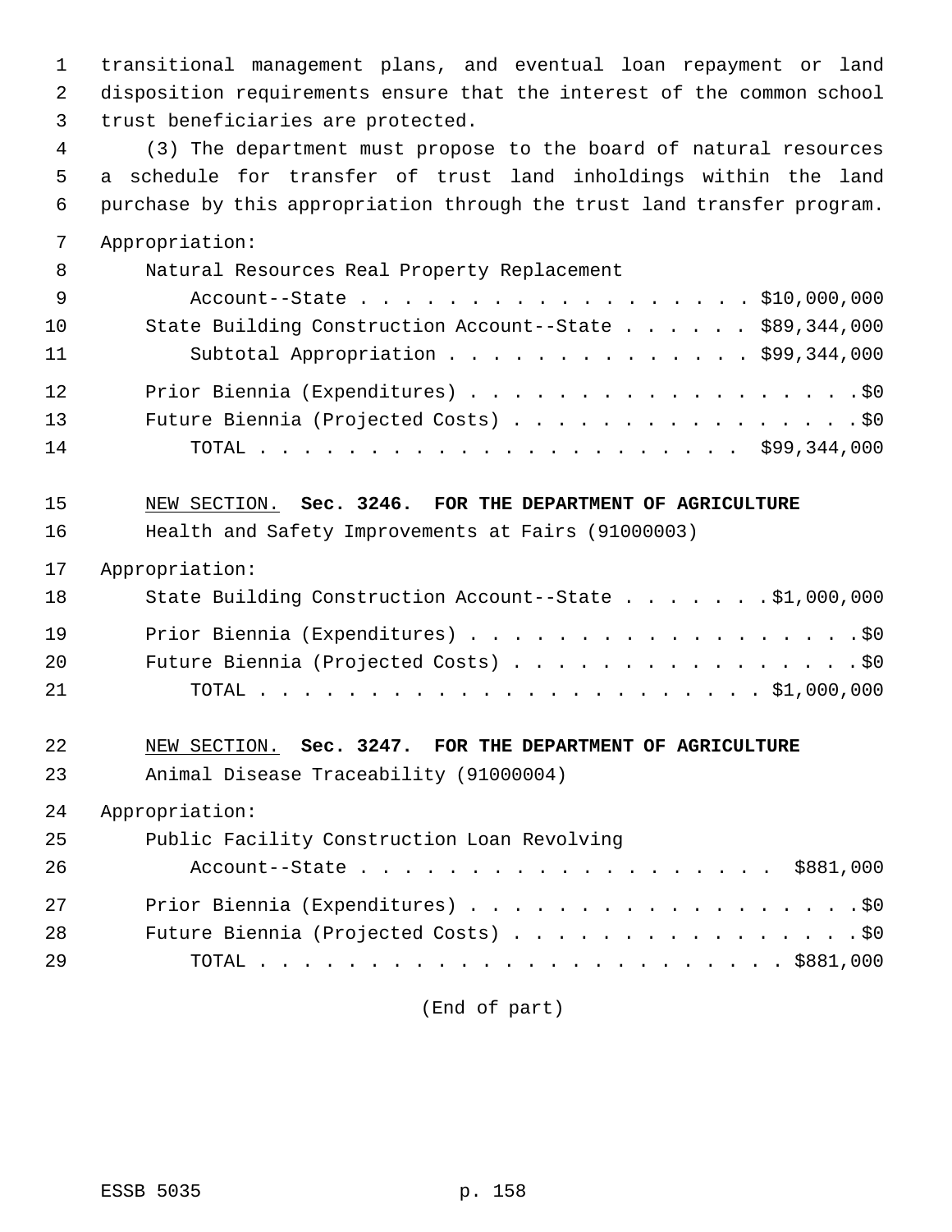transitional management plans, and eventual loan repayment or land disposition requirements ensure that the interest of the common school trust beneficiaries are protected.

(3) The department must propose to the board of natural resources a schedule for transfer of trust land inholdings within the land purchase by this appropriation through the trust land transfer program.

Appropriation:

| | |
|---|---|
| Natural Resources Real Property Replacement Account--State | $10,000,000 |
| State Building Construction Account--State | $89,344,000 |
| Subtotal Appropriation | $99,344,000 |
| Prior Biennia (Expenditures) | $0 |
| Future Biennia (Projected Costs) | $0 |
| TOTAL | $99,344,000 |

NEW SECTION. **Sec. 3246. FOR THE DEPARTMENT OF AGRICULTURE**

Health and Safety Improvements at Fairs (91000003)

Appropriation:

| | |
|---|---|
| State Building Construction Account--State | $1,000,000 |
| Prior Biennia (Expenditures) | $0 |
| Future Biennia (Projected Costs) | $0 |
| TOTAL | $1,000,000 |

NEW SECTION. **Sec. 3247. FOR THE DEPARTMENT OF AGRICULTURE**

Animal Disease Traceability (91000004)

Appropriation:

| | |
|---|---|
| Public Facility Construction Loan Revolving Account--State | $881,000 |
| Prior Biennia (Expenditures) | $0 |
| Future Biennia (Projected Costs) | $0 |
| TOTAL | $881,000 |

(End of part)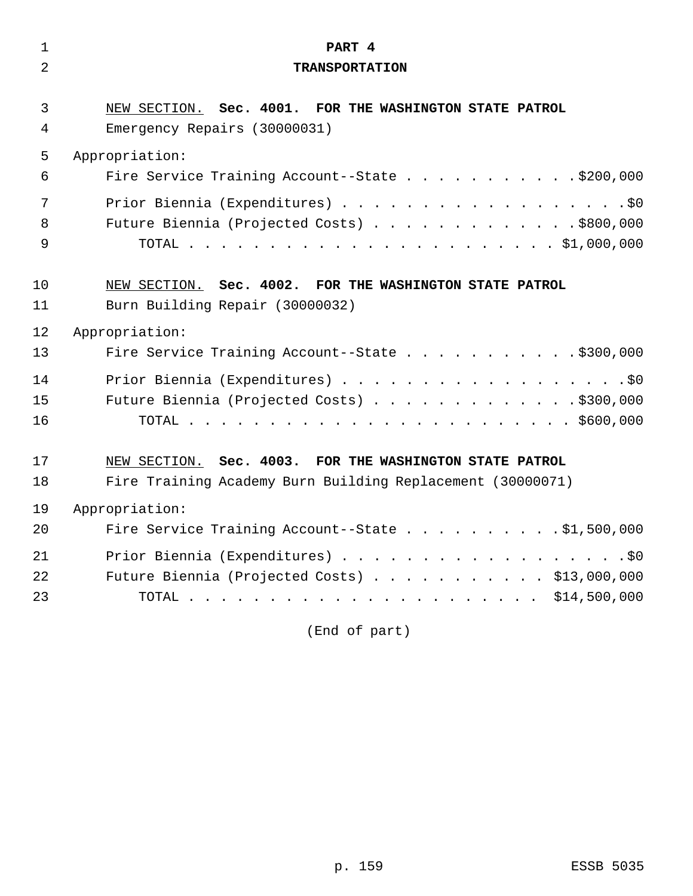# PART 4
## TRANSPORTATION

NEW SECTION. **Sec. 4001. FOR THE WASHINGTON STATE PATROL**

Emergency Repairs (30000031)

Appropriation:

Fire Service Training Account--State . . . . . . . . . . . . $200,000

Prior Biennia (Expenditures) . . . . . . . . . . . . . . . . . . . $0

Future Biennia (Projected Costs) . . . . . . . . . . . . . . $800,000

TOTAL . . . . . . . . . . . . . . . . . . . . . . . . . $1,000,000

NEW SECTION. **Sec. 4002. FOR THE WASHINGTON STATE PATROL**

Burn Building Repair (30000032)

Appropriation:

Fire Service Training Account--State . . . . . . . . . . . . $300,000

Prior Biennia (Expenditures) . . . . . . . . . . . . . . . . . . . $0

Future Biennia (Projected Costs) . . . . . . . . . . . . . . $300,000

TOTAL . . . . . . . . . . . . . . . . . . . . . . . . . $600,000

NEW SECTION. **Sec. 4003. FOR THE WASHINGTON STATE PATROL**

Fire Training Academy Burn Building Replacement (30000071)

Appropriation:

Fire Service Training Account--State . . . . . . . . . . . $1,500,000

Prior Biennia (Expenditures) . . . . . . . . . . . . . . . . . . . $0

Future Biennia (Projected Costs) . . . . . . . . . . . . $13,000,000

TOTAL . . . . . . . . . . . . . . . . . . . . . . . . $14,500,000

(End of part)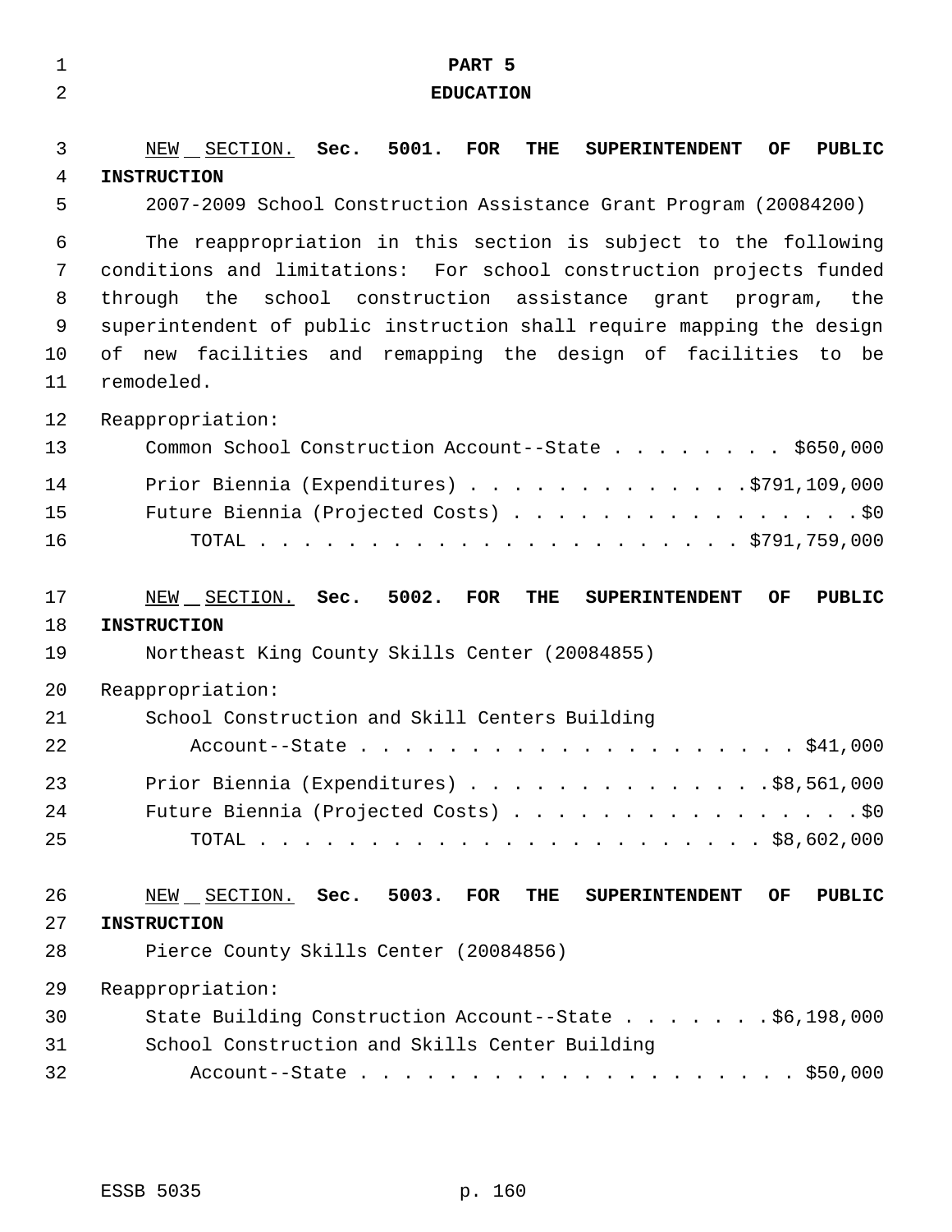# PART 5
# EDUCATION

NEW SECTION. **Sec. 5001. FOR THE SUPERINTENDENT OF PUBLIC INSTRUCTION**

2007-2009 School Construction Assistance Grant Program (20084200)

The reappropriation in this section is subject to the following conditions and limitations: For school construction projects funded through the school construction assistance grant program, the superintendent of public instruction shall require mapping the design of new facilities and remapping the design of facilities to be remodeled.

Reappropriation:

Common School Construction Account--State . . . . . . . . $650,000

Prior Biennia (Expenditures) . . . . . . . . . . . . .$791,109,000

Future Biennia (Projected Costs) . . . . . . . . . . . . . . . . .$0

TOTAL . . . . . . . . . . . . . . . . . . . . . . $791,759,000

NEW SECTION. **Sec. 5002. FOR THE SUPERINTENDENT OF PUBLIC INSTRUCTION**

Northeast King County Skills Center (20084855)

Reappropriation:

School Construction and Skill Centers Building Account--State . . . . . . . . . . . . . . . . . . . . $41,000

Prior Biennia (Expenditures) . . . . . . . . . . . . . .$8,561,000

Future Biennia (Projected Costs) . . . . . . . . . . . . . . . . .$0

TOTAL . . . . . . . . . . . . . . . . . . . . . . $8,602,000

NEW SECTION. **Sec. 5003. FOR THE SUPERINTENDENT OF PUBLIC INSTRUCTION**

Pierce County Skills Center (20084856)

Reappropriation:

State Building Construction Account--State . . . . . . . .$6,198,000

School Construction and Skills Center Building Account--State . . . . . . . . . . . . . . . . . . . . $50,000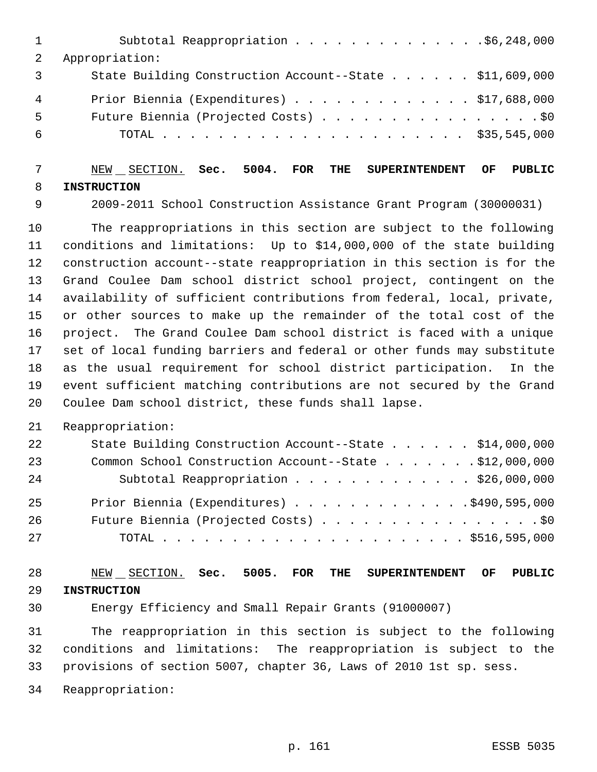Subtotal Reappropriation . . . . . . . . . . . . . .$6,248,000

Appropriation:

State Building Construction Account--State . . . . . . $11,609,000

Prior Biennia (Expenditures) . . . . . . . . . . . . . $17,688,000

Future Biennia (Projected Costs) . . . . . . . . . . . . . . . . .$0

TOTAL . . . . . . . . . . . . . . . . . . . . . . $35,545,000

NEW SECTION. **Sec. 5004. FOR THE SUPERINTENDENT OF PUBLIC INSTRUCTION**

2009-2011 School Construction Assistance Grant Program (30000031)

The reappropriations in this section are subject to the following conditions and limitations: Up to $14,000,000 of the state building construction account--state reappropriation in this section is for the Grand Coulee Dam school district school project, contingent on the availability of sufficient contributions from federal, local, private, or other sources to make up the remainder of the total cost of the project. The Grand Coulee Dam school district is faced with a unique set of local funding barriers and federal or other funds may substitute as the usual requirement for school district participation. In the event sufficient matching contributions are not secured by the Grand Coulee Dam school district, these funds shall lapse.

Reappropriation:

State Building Construction Account--State . . . . . . $14,000,000

Common School Construction Account--State . . . . . . . .$12,000,000

Subtotal Reappropriation . . . . . . . . . . . . . $26,000,000

Prior Biennia (Expenditures) . . . . . . . . . . . . .$490,595,000

Future Biennia (Projected Costs) . . . . . . . . . . . . . . . . .$0

TOTAL . . . . . . . . . . . . . . . . . . . . . . $516,595,000

NEW SECTION. **Sec. 5005. FOR THE SUPERINTENDENT OF PUBLIC INSTRUCTION**

Energy Efficiency and Small Repair Grants (91000007)

The reappropriation in this section is subject to the following conditions and limitations: The reappropriation is subject to the provisions of section 5007, chapter 36, Laws of 2010 1st sp. sess.

Reappropriation: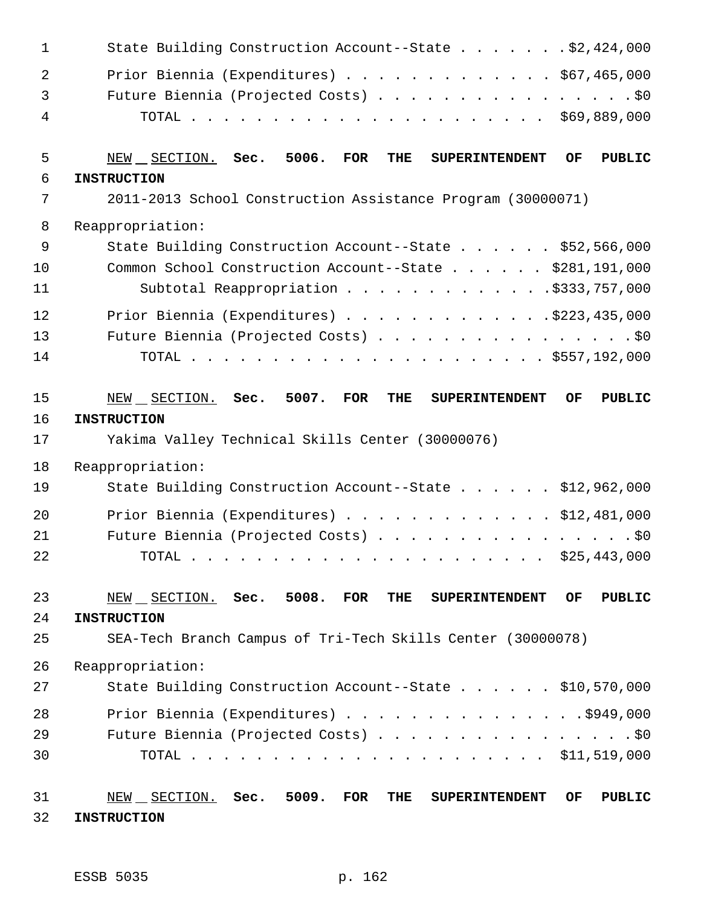State Building Construction Account--State . . . . . . . $2,424,000
Prior Biennia (Expenditures) . . . . . . . . . . . . . $67,465,000
Future Biennia (Projected Costs) . . . . . . . . . . . . . . . . $0
TOTAL . . . . . . . . . . . . . . . . . . . . . . $69,889,000

NEW SECTION. **Sec. 5006. FOR THE SUPERINTENDENT OF PUBLIC INSTRUCTION**

2011-2013 School Construction Assistance Program (30000071)

Reappropriation:

State Building Construction Account--State . . . . . . $52,566,000
Common School Construction Account--State . . . . . . $281,191,000
Subtotal Reappropriation . . . . . . . . . . . . $333,757,000

Prior Biennia (Expenditures) . . . . . . . . . . . . $223,435,000
Future Biennia (Projected Costs) . . . . . . . . . . . . . . . . $0
TOTAL . . . . . . . . . . . . . . . . . . . . . . $557,192,000

NEW SECTION. **Sec. 5007. FOR THE SUPERINTENDENT OF PUBLIC INSTRUCTION**

Yakima Valley Technical Skills Center (30000076)

Reappropriation:

State Building Construction Account--State . . . . . . $12,962,000

Prior Biennia (Expenditures) . . . . . . . . . . . . . $12,481,000
Future Biennia (Projected Costs) . . . . . . . . . . . . . . . . $0
TOTAL . . . . . . . . . . . . . . . . . . . . . . $25,443,000

NEW SECTION. **Sec. 5008. FOR THE SUPERINTENDENT OF PUBLIC INSTRUCTION**

SEA-Tech Branch Campus of Tri-Tech Skills Center (30000078)

Reappropriation:

State Building Construction Account--State . . . . . . $10,570,000

Prior Biennia (Expenditures) . . . . . . . . . . . . . . $949,000
Future Biennia (Projected Costs) . . . . . . . . . . . . . . . . $0
TOTAL . . . . . . . . . . . . . . . . . . . . . . $11,519,000

NEW SECTION. **Sec. 5009. FOR THE SUPERINTENDENT OF PUBLIC INSTRUCTION**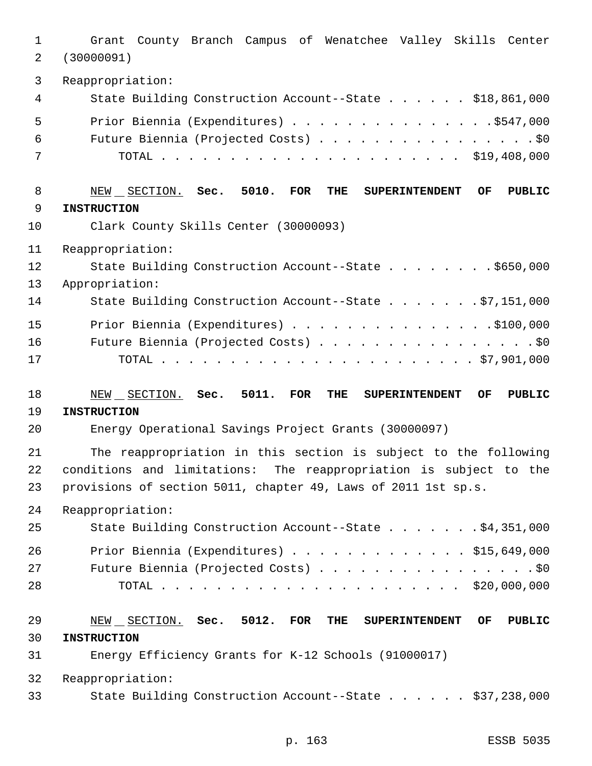Grant County Branch Campus of Wenatchee Valley Skills Center (30000091)

Reappropriation:

State Building Construction Account--State . . . . . . $18,861,000

Prior Biennia (Expenditures) . . . . . . . . . . . . . . . $547,000

Future Biennia (Projected Costs) . . . . . . . . . . . . . . . . . $0

TOTAL . . . . . . . . . . . . . . . . . . . . . . . $19,408,000

NEW SECTION. **Sec. 5010. FOR THE SUPERINTENDENT OF PUBLIC INSTRUCTION**

Clark County Skills Center (30000093)

Reappropriation:

State Building Construction Account--State . . . . . . . . $650,000

Appropriation:

State Building Construction Account--State . . . . . . . $7,151,000

Prior Biennia (Expenditures) . . . . . . . . . . . . . . . $100,000

Future Biennia (Projected Costs) . . . . . . . . . . . . . . . . . $0

TOTAL . . . . . . . . . . . . . . . . . . . . . . . . $7,901,000

NEW SECTION. **Sec. 5011. FOR THE SUPERINTENDENT OF PUBLIC INSTRUCTION**

Energy Operational Savings Project Grants (30000097)

The reappropriation in this section is subject to the following conditions and limitations: The reappropriation is subject to the provisions of section 5011, chapter 49, Laws of 2011 1st sp.s.

Reappropriation:

State Building Construction Account--State . . . . . . . $4,351,000

Prior Biennia (Expenditures) . . . . . . . . . . . . . $15,649,000

Future Biennia (Projected Costs) . . . . . . . . . . . . . . . . . $0

TOTAL . . . . . . . . . . . . . . . . . . . . . . . $20,000,000

NEW SECTION. **Sec. 5012. FOR THE SUPERINTENDENT OF PUBLIC INSTRUCTION**

Energy Efficiency Grants for K-12 Schools (91000017)

Reappropriation:

State Building Construction Account--State . . . . . . $37,238,000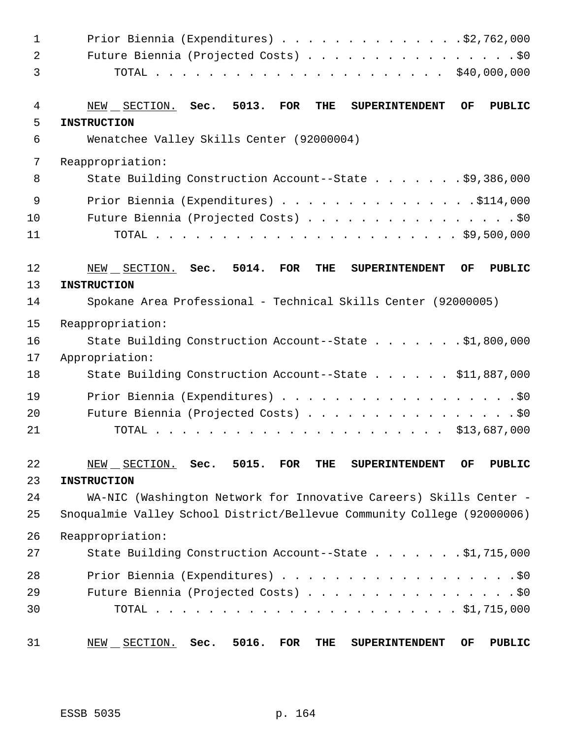Prior Biennia (Expenditures) . . . . . . . . . . . . . . .$2,762,000
Future Biennia (Projected Costs) . . . . . . . . . . . . . . . . .$0
TOTAL . . . . . . . . . . . . . . . . . . . . . . . $40,000,000

NEW SECTION. **Sec. 5013. FOR THE SUPERINTENDENT OF PUBLIC INSTRUCTION**

Wenatchee Valley Skills Center (92000004)

Reappropriation:

State Building Construction Account--State . . . . . . . .$9,386,000

Prior Biennia (Expenditures) . . . . . . . . . . . . . . . .$114,000
Future Biennia (Projected Costs) . . . . . . . . . . . . . . . . .$0
TOTAL . . . . . . . . . . . . . . . . . . . . . . . . $9,500,000

NEW SECTION. **Sec. 5014. FOR THE SUPERINTENDENT OF PUBLIC INSTRUCTION**

Spokane Area Professional - Technical Skills Center (92000005)

Reappropriation:

State Building Construction Account--State . . . . . . . .$1,800,000

Appropriation:

State Building Construction Account--State . . . . . . . $11,887,000

Prior Biennia (Expenditures) . . . . . . . . . . . . . . . . . . .$0
Future Biennia (Projected Costs) . . . . . . . . . . . . . . . . .$0
TOTAL . . . . . . . . . . . . . . . . . . . . . . . $13,687,000

NEW SECTION. **Sec. 5015. FOR THE SUPERINTENDENT OF PUBLIC INSTRUCTION**

WA-NIC (Washington Network for Innovative Careers) Skills Center - Snoqualmie Valley School District/Bellevue Community College (92000006)

Reappropriation:

State Building Construction Account--State . . . . . . . .$1,715,000

Prior Biennia (Expenditures) . . . . . . . . . . . . . . . . . . .$0
Future Biennia (Projected Costs) . . . . . . . . . . . . . . . . .$0
TOTAL . . . . . . . . . . . . . . . . . . . . . . . . $1,715,000

NEW SECTION. **Sec. 5016. FOR THE SUPERINTENDENT OF PUBLIC**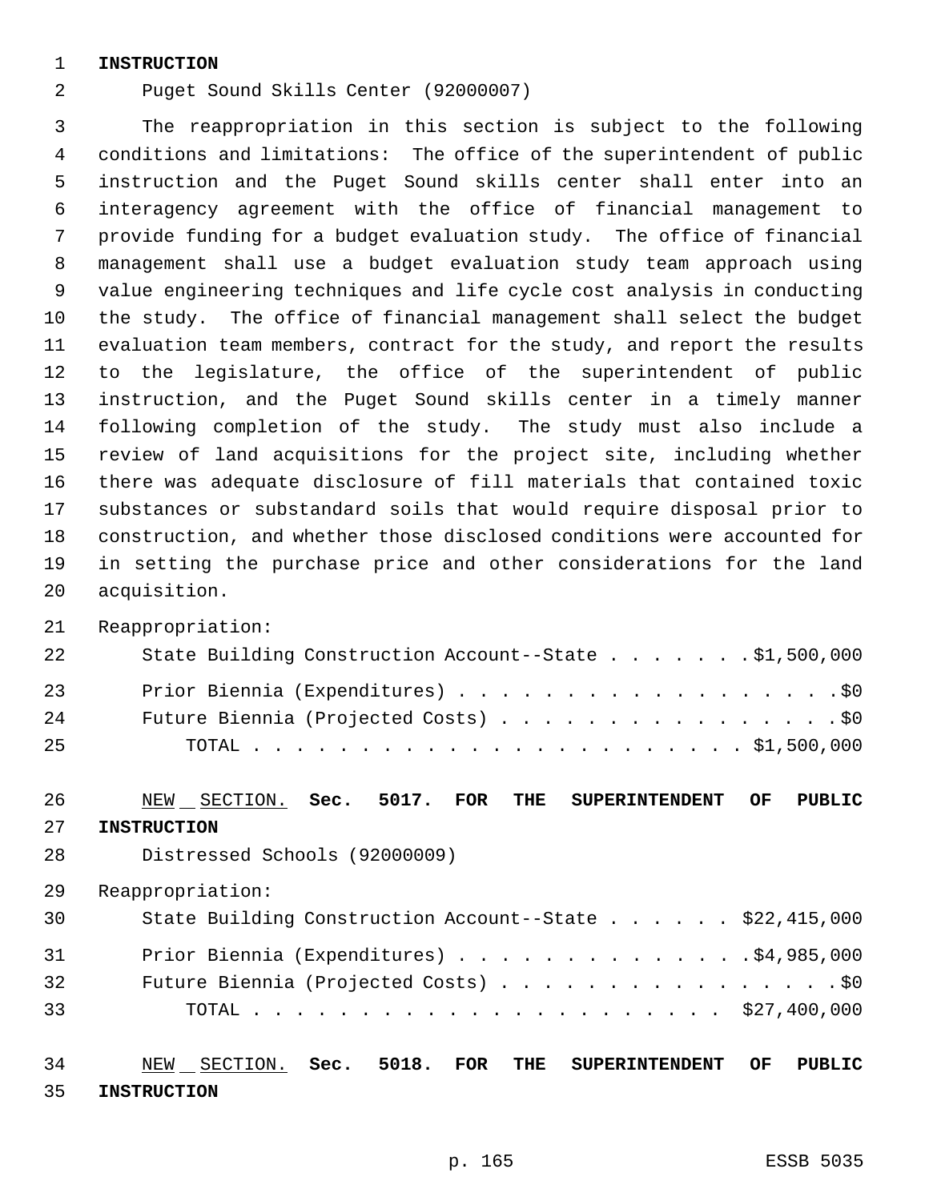**INSTRUCTION**

Puget Sound Skills Center (92000007)

The reappropriation in this section is subject to the following conditions and limitations: The office of the superintendent of public instruction and the Puget Sound skills center shall enter into an interagency agreement with the office of financial management to provide funding for a budget evaluation study. The office of financial management shall use a budget evaluation study team approach using value engineering techniques and life cycle cost analysis in conducting the study. The office of financial management shall select the budget evaluation team members, contract for the study, and report the results to the legislature, the office of the superintendent of public instruction, and the Puget Sound skills center in a timely manner following completion of the study. The study must also include a review of land acquisitions for the project site, including whether there was adequate disclosure of fill materials that contained toxic substances or substandard soils that would require disposal prior to construction, and whether those disclosed conditions were accounted for in setting the purchase price and other considerations for the land acquisition.

Reappropriation:

State Building Construction Account--State . . . . . . . $1,500,000

Prior Biennia (Expenditures) . . . . . . . . . . . . . . . . . . $0

Future Biennia (Projected Costs) . . . . . . . . . . . . . . . . $0

TOTAL . . . . . . . . . . . . . . . . . . . . . . . . $1,500,000

NEW SECTION. **Sec. 5017. FOR THE SUPERINTENDENT OF PUBLIC INSTRUCTION**

Distressed Schools (92000009)

Reappropriation:

State Building Construction Account--State . . . . . . $22,415,000

Prior Biennia (Expenditures) . . . . . . . . . . . . . . $4,985,000

Future Biennia (Projected Costs) . . . . . . . . . . . . . . . . $0

TOTAL . . . . . . . . . . . . . . . . . . . . . . $27,400,000

NEW SECTION. **Sec. 5018. FOR THE SUPERINTENDENT OF PUBLIC INSTRUCTION**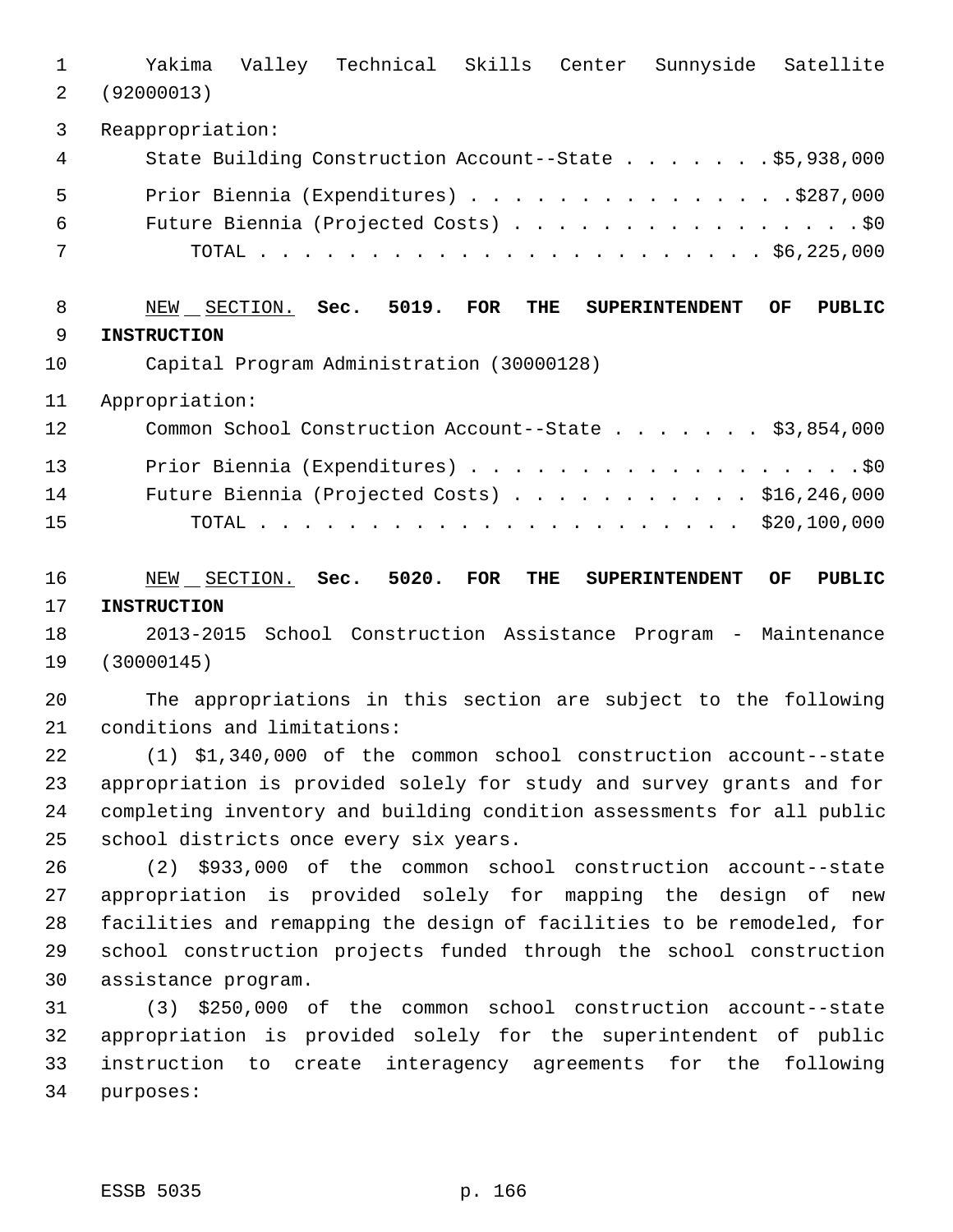Yakima Valley Technical Skills Center Sunnyside Satellite (92000013)

Reappropriation:

State Building Construction Account--State . . . . . . . $5,938,000

Prior Biennia (Expenditures) . . . . . . . . . . . . . . . $287,000

Future Biennia (Projected Costs) . . . . . . . . . . . . . . . . $0

TOTAL . . . . . . . . . . . . . . . . . . . . . . . . $6,225,000

NEW SECTION. **Sec. 5019. FOR THE SUPERINTENDENT OF PUBLIC INSTRUCTION**

Capital Program Administration (30000128)

Appropriation:

Common School Construction Account--State . . . . . . . $3,854,000

Prior Biennia (Expenditures) . . . . . . . . . . . . . . . . . . $0

Future Biennia (Projected Costs) . . . . . . . . . . . $16,246,000

TOTAL . . . . . . . . . . . . . . . . . . . . . . $20,100,000

NEW SECTION. **Sec. 5020. FOR THE SUPERINTENDENT OF PUBLIC INSTRUCTION**

2013-2015 School Construction Assistance Program - Maintenance (30000145)

The appropriations in this section are subject to the following conditions and limitations:

(1) $1,340,000 of the common school construction account--state appropriation is provided solely for study and survey grants and for completing inventory and building condition assessments for all public school districts once every six years.

(2) $933,000 of the common school construction account--state appropriation is provided solely for mapping the design of new facilities and remapping the design of facilities to be remodeled, for school construction projects funded through the school construction assistance program.

(3) $250,000 of the common school construction account--state appropriation is provided solely for the superintendent of public instruction to create interagency agreements for the following purposes: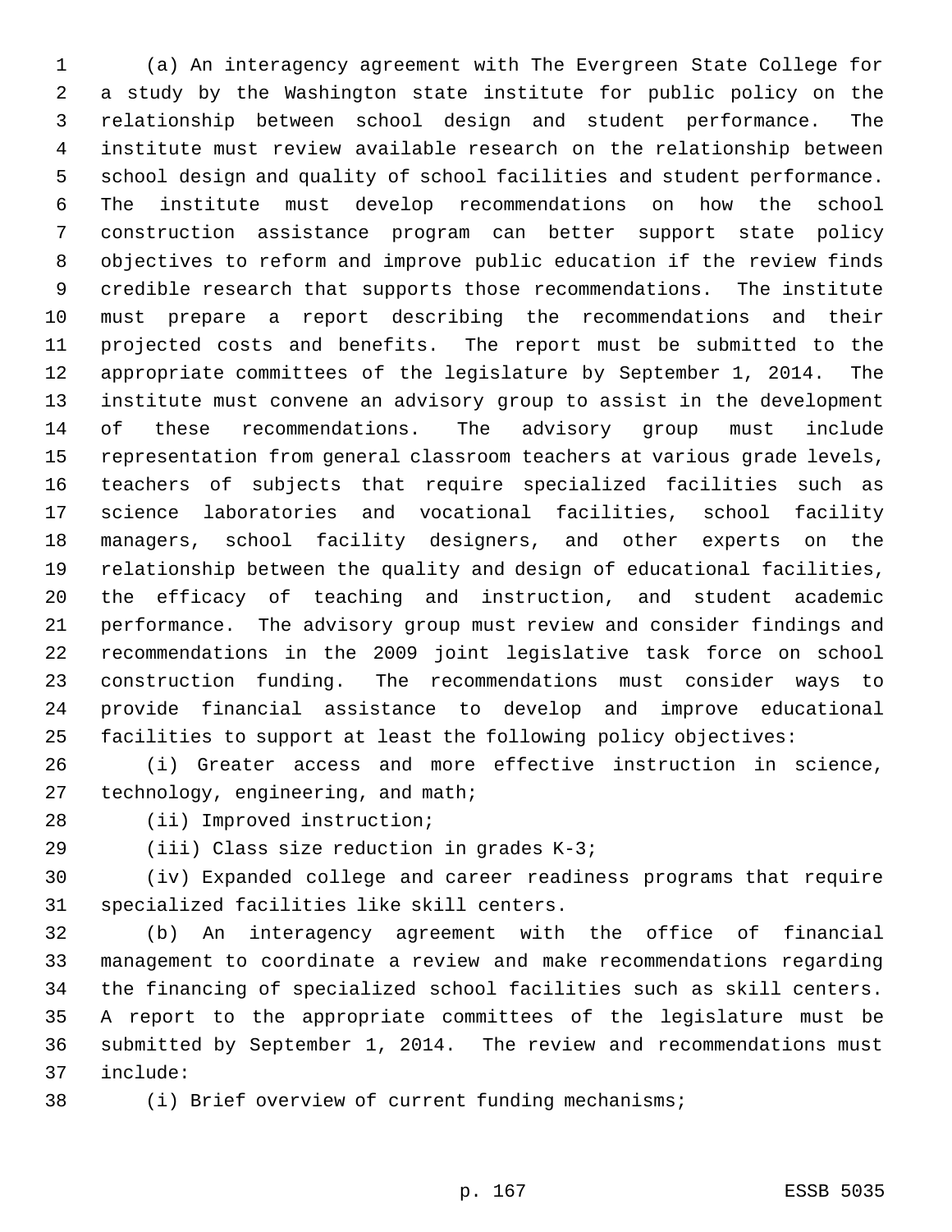(a) An interagency agreement with The Evergreen State College for a study by the Washington state institute for public policy on the relationship between school design and student performance. The institute must review available research on the relationship between school design and quality of school facilities and student performance. The institute must develop recommendations on how the school construction assistance program can better support state policy objectives to reform and improve public education if the review finds credible research that supports those recommendations. The institute must prepare a report describing the recommendations and their projected costs and benefits. The report must be submitted to the appropriate committees of the legislature by September 1, 2014. The institute must convene an advisory group to assist in the development of these recommendations. The advisory group must include representation from general classroom teachers at various grade levels, teachers of subjects that require specialized facilities such as science laboratories and vocational facilities, school facility managers, school facility designers, and other experts on the relationship between the quality and design of educational facilities, the efficacy of teaching and instruction, and student academic performance. The advisory group must review and consider findings and recommendations in the 2009 joint legislative task force on school construction funding. The recommendations must consider ways to provide financial assistance to develop and improve educational facilities to support at least the following policy objectives:

(i) Greater access and more effective instruction in science, technology, engineering, and math;

(ii) Improved instruction;

(iii) Class size reduction in grades K-3;

(iv) Expanded college and career readiness programs that require specialized facilities like skill centers.

(b) An interagency agreement with the office of financial management to coordinate a review and make recommendations regarding the financing of specialized school facilities such as skill centers. A report to the appropriate committees of the legislature must be submitted by September 1, 2014. The review and recommendations must include:

(i) Brief overview of current funding mechanisms;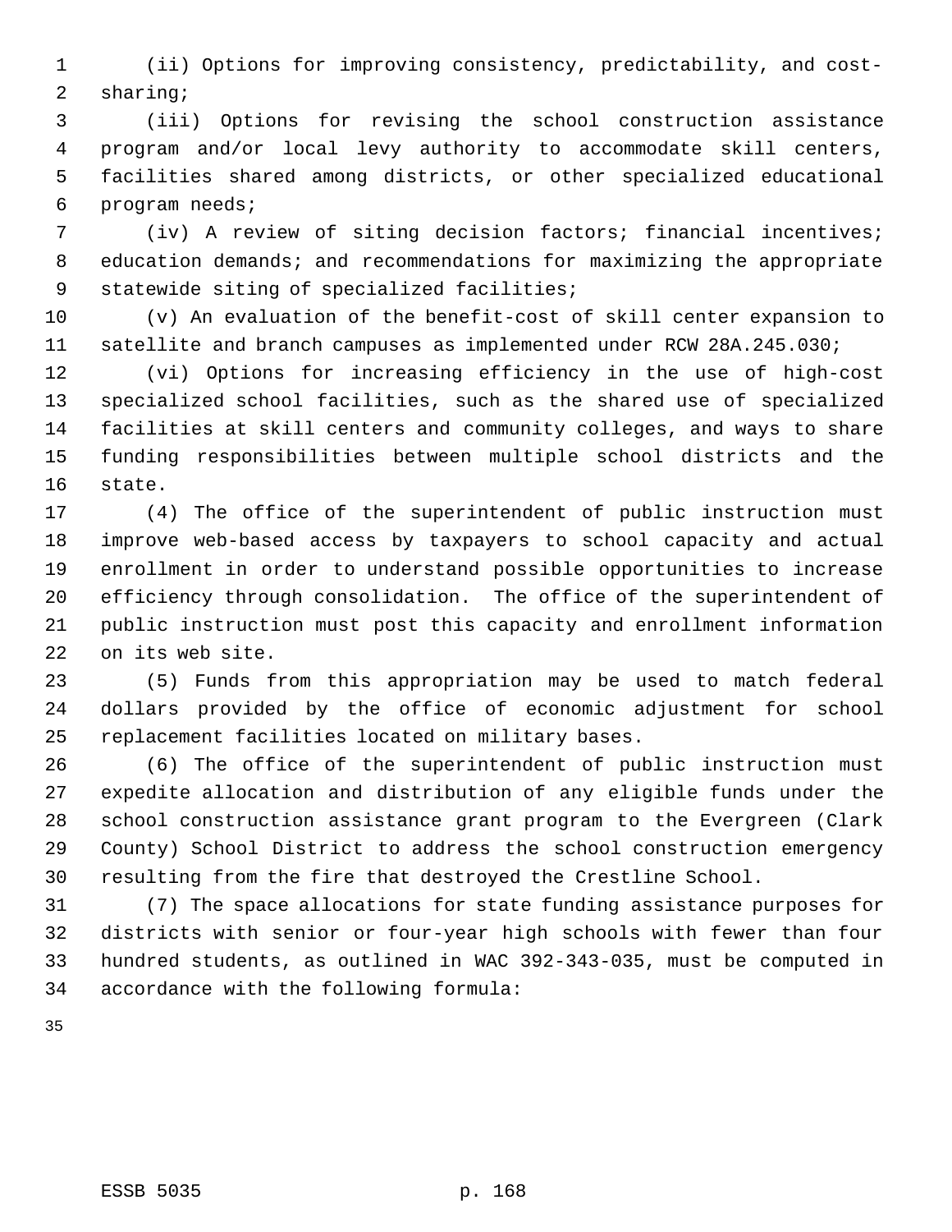(ii) Options for improving consistency, predictability, and cost-sharing;

(iii) Options for revising the school construction assistance program and/or local levy authority to accommodate skill centers, facilities shared among districts, or other specialized educational program needs;

(iv) A review of siting decision factors; financial incentives; education demands; and recommendations for maximizing the appropriate statewide siting of specialized facilities;

(v) An evaluation of the benefit-cost of skill center expansion to satellite and branch campuses as implemented under RCW 28A.245.030;

(vi) Options for increasing efficiency in the use of high-cost specialized school facilities, such as the shared use of specialized facilities at skill centers and community colleges, and ways to share funding responsibilities between multiple school districts and the state.

(4) The office of the superintendent of public instruction must improve web-based access by taxpayers to school capacity and actual enrollment in order to understand possible opportunities to increase efficiency through consolidation. The office of the superintendent of public instruction must post this capacity and enrollment information on its web site.

(5) Funds from this appropriation may be used to match federal dollars provided by the office of economic adjustment for school replacement facilities located on military bases.

(6) The office of the superintendent of public instruction must expedite allocation and distribution of any eligible funds under the school construction assistance grant program to the Evergreen (Clark County) School District to address the school construction emergency resulting from the fire that destroyed the Crestline School.

(7) The space allocations for state funding assistance purposes for districts with senior or four-year high schools with fewer than four hundred students, as outlined in WAC 392-343-035, must be computed in accordance with the following formula: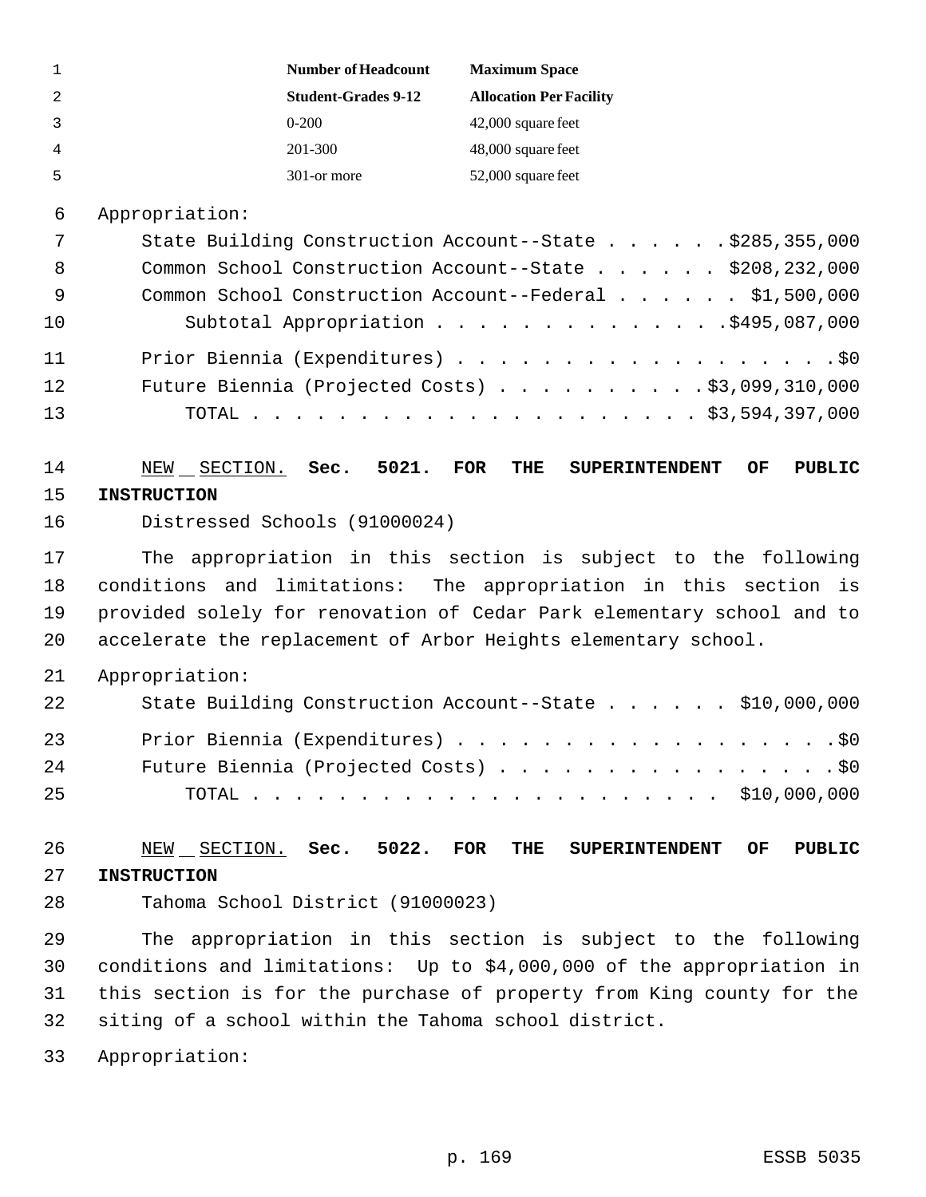| Number of Headcount Student-Grades 9-12 | Maximum Space Allocation Per Facility |
|---|---|
| 0-200 | 42,000 square feet |
| 201-300 | 48,000 square feet |
| 301-or more | 52,000 square feet |

Appropriation:

State Building Construction Account--State . . . . . . $285,355,000
Common School Construction Account--State . . . . . . $208,232,000
Common School Construction Account--Federal . . . . . . $1,500,000
Subtotal Appropriation . . . . . . . . . . . . . $495,087,000

Prior Biennia (Expenditures) . . . . . . . . . . . . . . . . . . $0
Future Biennia (Projected Costs) . . . . . . . . . . $3,099,310,000
TOTAL . . . . . . . . . . . . . . . . . . . . . . $3,594,397,000

NEW SECTION. **Sec. 5021. FOR THE SUPERINTENDENT OF PUBLIC INSTRUCTION**

Distressed Schools (91000024)

The appropriation in this section is subject to the following conditions and limitations: The appropriation in this section is provided solely for renovation of Cedar Park elementary school and to accelerate the replacement of Arbor Heights elementary school.

Appropriation:

State Building Construction Account--State . . . . . . $10,000,000

Prior Biennia (Expenditures) . . . . . . . . . . . . . . . . . . $0
Future Biennia (Projected Costs) . . . . . . . . . . . . . . . . $0
TOTAL . . . . . . . . . . . . . . . . . . . . . . $10,000,000

NEW SECTION. **Sec. 5022. FOR THE SUPERINTENDENT OF PUBLIC INSTRUCTION**

Tahoma School District (91000023)

The appropriation in this section is subject to the following conditions and limitations: Up to $4,000,000 of the appropriation in this section is for the purchase of property from King county for the siting of a school within the Tahoma school district.

Appropriation: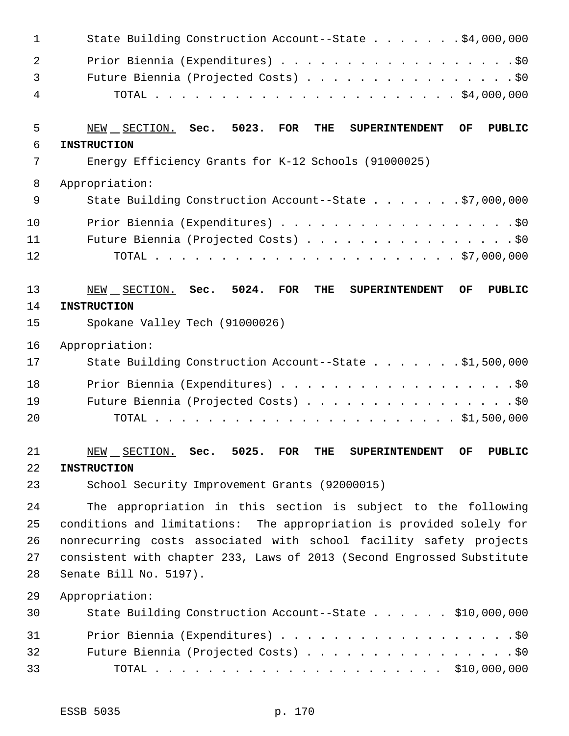State Building Construction Account--State . . . . . . . $4,000,000

Prior Biennia (Expenditures) . . . . . . . . . . . . . . . . . . $0

Future Biennia (Projected Costs) . . . . . . . . . . . . . . . . $0

TOTAL . . . . . . . . . . . . . . . . . . . . . . . . $4,000,000

NEW SECTION. **Sec. 5023. FOR THE SUPERINTENDENT OF PUBLIC INSTRUCTION**

Energy Efficiency Grants for K-12 Schools (91000025)

Appropriation:

State Building Construction Account--State . . . . . . . $7,000,000

Prior Biennia (Expenditures) . . . . . . . . . . . . . . . . . . $0

Future Biennia (Projected Costs) . . . . . . . . . . . . . . . . $0

TOTAL . . . . . . . . . . . . . . . . . . . . . . . . $7,000,000

NEW SECTION. **Sec. 5024. FOR THE SUPERINTENDENT OF PUBLIC INSTRUCTION**

Spokane Valley Tech (91000026)

Appropriation:

State Building Construction Account--State . . . . . . . $1,500,000

Prior Biennia (Expenditures) . . . . . . . . . . . . . . . . . . $0

Future Biennia (Projected Costs) . . . . . . . . . . . . . . . . $0

TOTAL . . . . . . . . . . . . . . . . . . . . . . . . $1,500,000

NEW SECTION. **Sec. 5025. FOR THE SUPERINTENDENT OF PUBLIC INSTRUCTION**

School Security Improvement Grants (92000015)

The appropriation in this section is subject to the following conditions and limitations: The appropriation is provided solely for nonrecurring costs associated with school facility safety projects consistent with chapter 233, Laws of 2013 (Second Engrossed Substitute Senate Bill No. 5197).

Appropriation:

State Building Construction Account--State . . . . . . $10,000,000

Prior Biennia (Expenditures) . . . . . . . . . . . . . . . . . . $0

Future Biennia (Projected Costs) . . . . . . . . . . . . . . . . $0

TOTAL . . . . . . . . . . . . . . . . . . . . . . . $10,000,000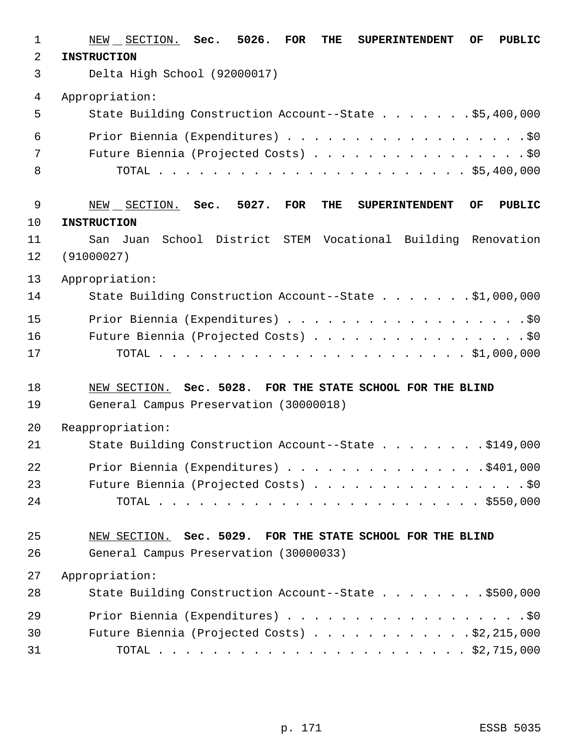NEW SECTION. **Sec. 5026. FOR THE SUPERINTENDENT OF PUBLIC INSTRUCTION**

Delta High School (92000017)

Appropriation:

State Building Construction Account--State . . . . . . . $5,400,000

Prior Biennia (Expenditures) . . . . . . . . . . . . . . . . . . . $0

Future Biennia (Projected Costs) . . . . . . . . . . . . . . . . . $0

TOTAL . . . . . . . . . . . . . . . . . . . . . . . $5,400,000

NEW SECTION. **Sec. 5027. FOR THE SUPERINTENDENT OF PUBLIC INSTRUCTION**

San Juan School District STEM Vocational Building Renovation (91000027)

Appropriation:

State Building Construction Account--State . . . . . . . $1,000,000

Prior Biennia (Expenditures) . . . . . . . . . . . . . . . . . . . $0

Future Biennia (Projected Costs) . . . . . . . . . . . . . . . . . $0

TOTAL . . . . . . . . . . . . . . . . . . . . . . . $1,000,000

NEW SECTION. **Sec. 5028. FOR THE STATE SCHOOL FOR THE BLIND**

General Campus Preservation (30000018)

Reappropriation:

State Building Construction Account--State . . . . . . . . $149,000

Prior Biennia (Expenditures) . . . . . . . . . . . . . . . $401,000

Future Biennia (Projected Costs) . . . . . . . . . . . . . . . . . $0

TOTAL . . . . . . . . . . . . . . . . . . . . . . . . $550,000

NEW SECTION. **Sec. 5029. FOR THE STATE SCHOOL FOR THE BLIND**

General Campus Preservation (30000033)

Appropriation:

State Building Construction Account--State . . . . . . . . $500,000

Prior Biennia (Expenditures) . . . . . . . . . . . . . . . . . . . $0

Future Biennia (Projected Costs) . . . . . . . . . . . . $2,215,000

TOTAL . . . . . . . . . . . . . . . . . . . . . . . $2,715,000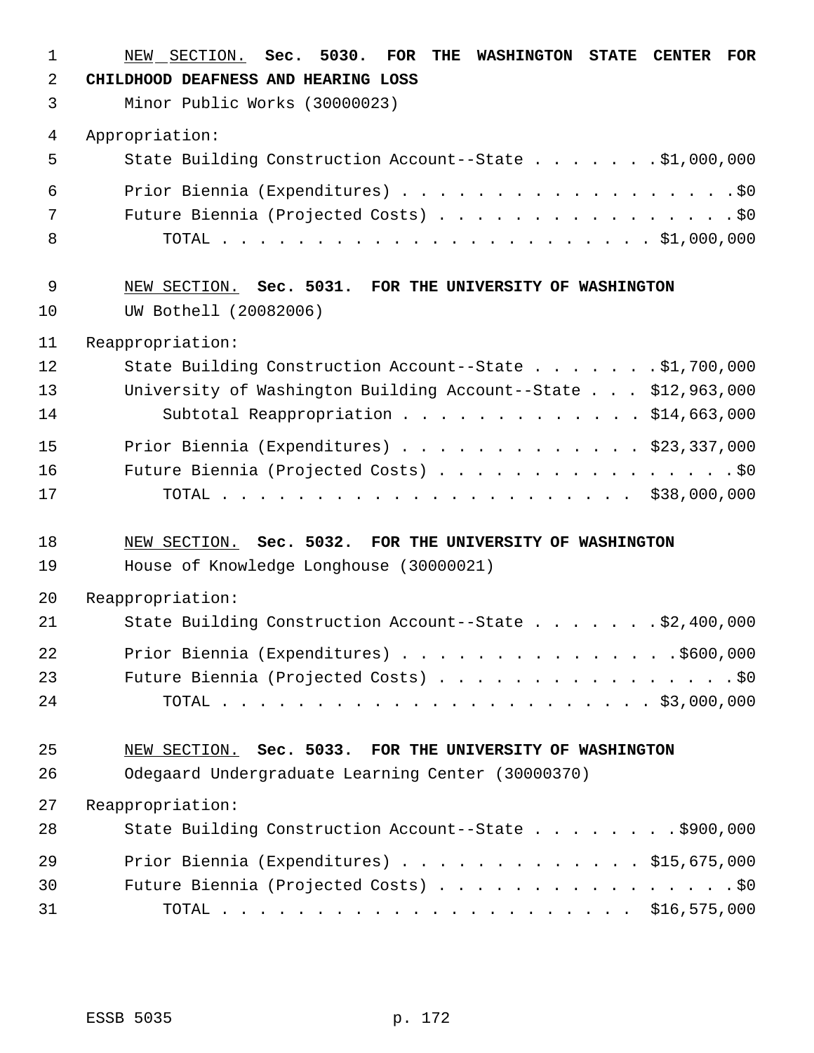NEW SECTION. **Sec. 5030. FOR THE WASHINGTON STATE CENTER FOR CHILDHOOD DEAFNESS AND HEARING LOSS**

Minor Public Works (30000023)

Appropriation:

State Building Construction Account--State . . . . . . . $1,000,000

Prior Biennia (Expenditures) . . . . . . . . . . . . . . . . . . . $0

Future Biennia (Projected Costs) . . . . . . . . . . . . . . . . $0

TOTAL . . . . . . . . . . . . . . . . . . . . . . . $1,000,000

NEW SECTION. **Sec. 5031. FOR THE UNIVERSITY OF WASHINGTON**

UW Bothell (20082006)

Reappropriation:

State Building Construction Account--State . . . . . . . $1,700,000

University of Washington Building Account--State . . . $12,963,000

Subtotal Reappropriation . . . . . . . . . . . . . $14,663,000

Prior Biennia (Expenditures) . . . . . . . . . . . . . $23,337,000

Future Biennia (Projected Costs) . . . . . . . . . . . . . . . . $0

TOTAL . . . . . . . . . . . . . . . . . . . . . . $38,000,000

NEW SECTION. **Sec. 5032. FOR THE UNIVERSITY OF WASHINGTON**

House of Knowledge Longhouse (30000021)

Reappropriation:

State Building Construction Account--State . . . . . . . $2,400,000

Prior Biennia (Expenditures) . . . . . . . . . . . . . . . $600,000

Future Biennia (Projected Costs) . . . . . . . . . . . . . . . . $0

TOTAL . . . . . . . . . . . . . . . . . . . . . . . $3,000,000

NEW SECTION. **Sec. 5033. FOR THE UNIVERSITY OF WASHINGTON**

Odegaard Undergraduate Learning Center (30000370)

Reappropriation:

State Building Construction Account--State . . . . . . . . $900,000

Prior Biennia (Expenditures) . . . . . . . . . . . . . $15,675,000

Future Biennia (Projected Costs) . . . . . . . . . . . . . . . . $0

TOTAL . . . . . . . . . . . . . . . . . . . . . . $16,575,000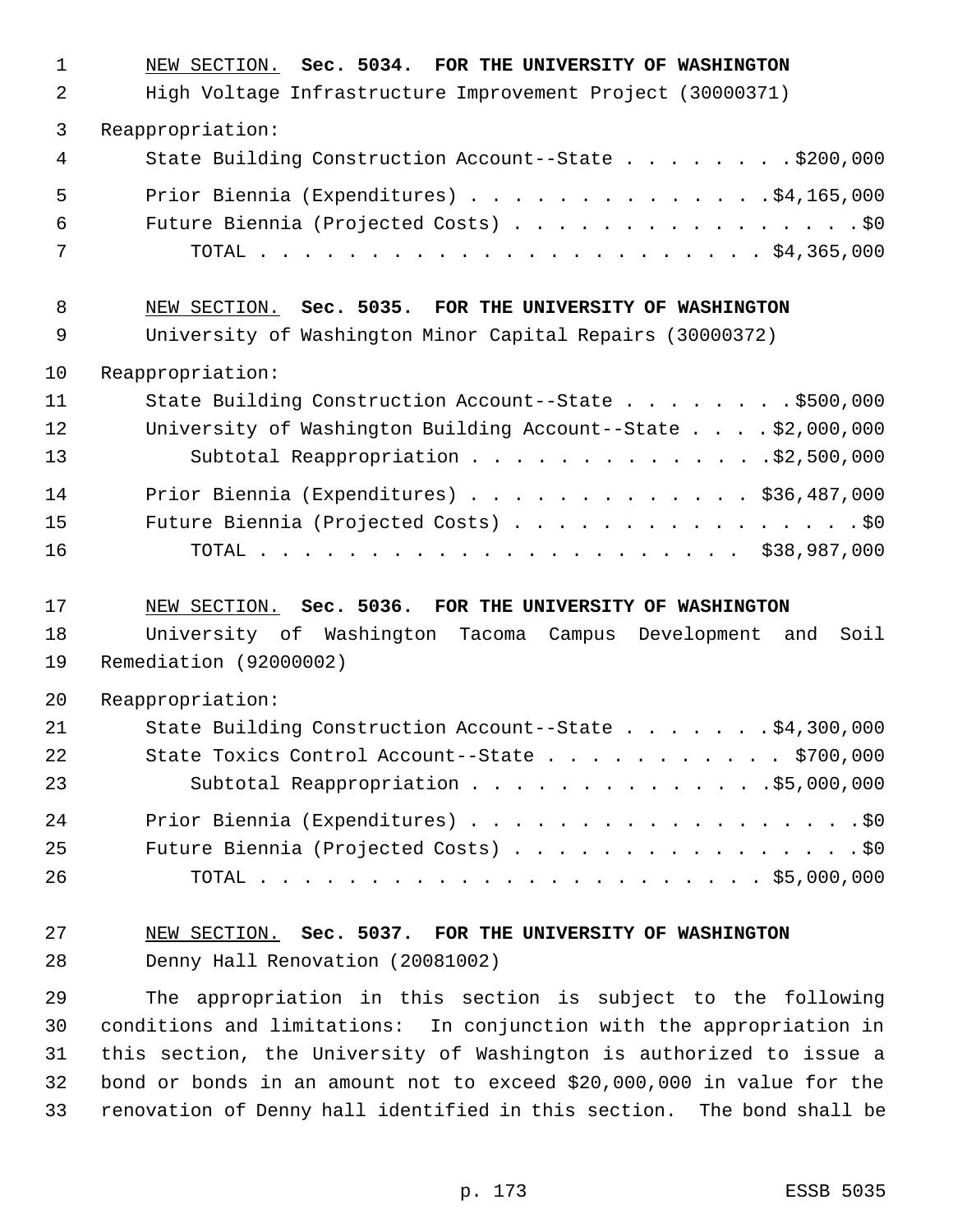NEW SECTION. **Sec. 5034. FOR THE UNIVERSITY OF WASHINGTON**

High Voltage Infrastructure Improvement Project (30000371)

Reappropriation:

| | |
|---|---|
| State Building Construction Account--State | $200,000 |
| Prior Biennia (Expenditures) | $4,165,000 |
| Future Biennia (Projected Costs) | $0 |
| TOTAL | $4,365,000 |

NEW SECTION. **Sec. 5035. FOR THE UNIVERSITY OF WASHINGTON**

University of Washington Minor Capital Repairs (30000372)

Reappropriation:

| | |
|---|---|
| State Building Construction Account--State | $500,000 |
| University of Washington Building Account--State | $2,000,000 |
| Subtotal Reappropriation | $2,500,000 |
| Prior Biennia (Expenditures) | $36,487,000 |
| Future Biennia (Projected Costs) | $0 |
| TOTAL | $38,987,000 |

NEW SECTION. **Sec. 5036. FOR THE UNIVERSITY OF WASHINGTON**

University of Washington Tacoma Campus Development and Soil Remediation (92000002)

Reappropriation:

| | |
|---|---|
| State Building Construction Account--State | $4,300,000 |
| State Toxics Control Account--State | $700,000 |
| Subtotal Reappropriation | $5,000,000 |
| Prior Biennia (Expenditures) | $0 |
| Future Biennia (Projected Costs) | $0 |
| TOTAL | $5,000,000 |

NEW SECTION. **Sec. 5037. FOR THE UNIVERSITY OF WASHINGTON**

Denny Hall Renovation (20081002)

The appropriation in this section is subject to the following conditions and limitations: In conjunction with the appropriation in this section, the University of Washington is authorized to issue a bond or bonds in an amount not to exceed $20,000,000 in value for the renovation of Denny hall identified in this section. The bond shall be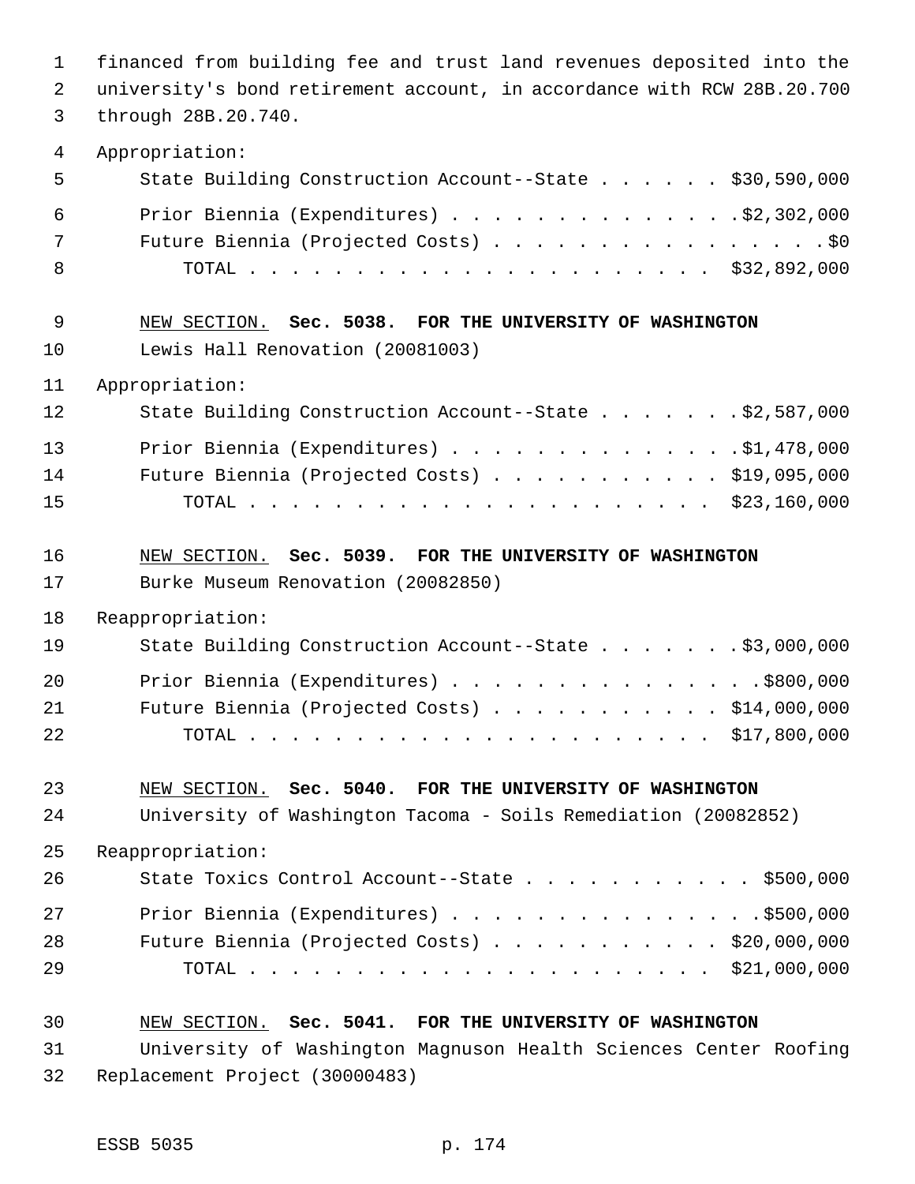financed from building fee and trust land revenues deposited into the university's bond retirement account, in accordance with RCW 28B.20.700 through 28B.20.740.

Appropriation:

| | |
|---|---|
| State Building Construction Account--State | $30,590,000 |
| Prior Biennia (Expenditures) | $2,302,000 |
| Future Biennia (Projected Costs) | $0 |
| TOTAL | $32,892,000 |

NEW SECTION. **Sec. 5038. FOR THE UNIVERSITY OF WASHINGTON**

Lewis Hall Renovation (20081003)

Appropriation:

| | |
|---|---|
| State Building Construction Account--State | $2,587,000 |
| Prior Biennia (Expenditures) | $1,478,000 |
| Future Biennia (Projected Costs) | $19,095,000 |
| TOTAL | $23,160,000 |

NEW SECTION. **Sec. 5039. FOR THE UNIVERSITY OF WASHINGTON**

Burke Museum Renovation (20082850)

Reappropriation:

| | |
|---|---|
| State Building Construction Account--State | $3,000,000 |
| Prior Biennia (Expenditures) | $800,000 |
| Future Biennia (Projected Costs) | $14,000,000 |
| TOTAL | $17,800,000 |

NEW SECTION. **Sec. 5040. FOR THE UNIVERSITY OF WASHINGTON**

University of Washington Tacoma - Soils Remediation (20082852)

Reappropriation:

| | |
|---|---|
| State Toxics Control Account--State | $500,000 |
| Prior Biennia (Expenditures) | $500,000 |
| Future Biennia (Projected Costs) | $20,000,000 |
| TOTAL | $21,000,000 |

NEW SECTION. **Sec. 5041. FOR THE UNIVERSITY OF WASHINGTON**

University of Washington Magnuson Health Sciences Center Roofing Replacement Project (30000483)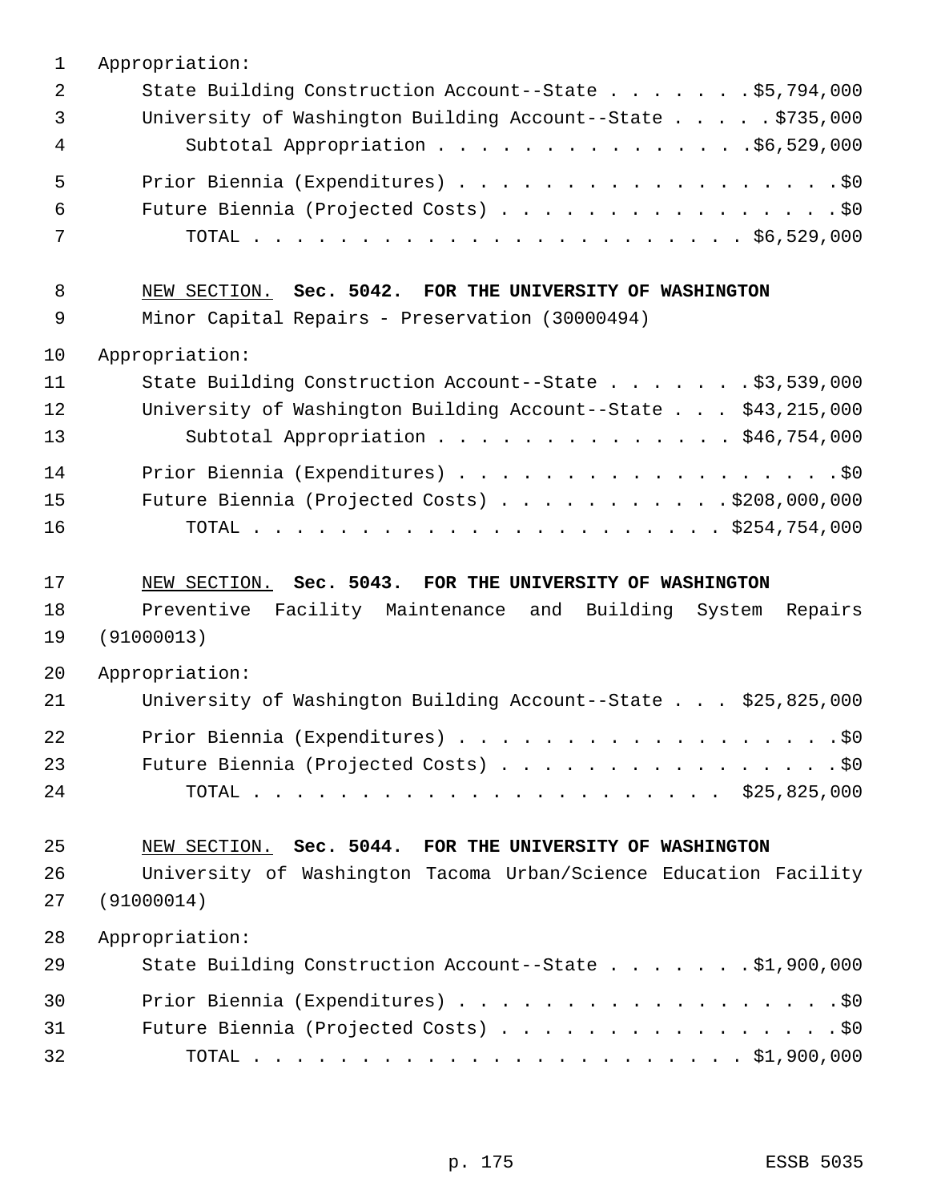Appropriation:

State Building Construction Account--State . . . . . . . $5,794,000
University of Washington Building Account--State . . . . . $735,000
Subtotal Appropriation . . . . . . . . . . . . . . $6,529,000

Prior Biennia (Expenditures) . . . . . . . . . . . . . . . . . . $0
Future Biennia (Projected Costs) . . . . . . . . . . . . . . . . $0
TOTAL . . . . . . . . . . . . . . . . . . . . . . . $6,529,000

NEW SECTION. **Sec. 5042. FOR THE UNIVERSITY OF WASHINGTON**

Minor Capital Repairs - Preservation (30000494)

Appropriation:

State Building Construction Account--State . . . . . . . $3,539,000
University of Washington Building Account--State . . . $43,215,000
Subtotal Appropriation . . . . . . . . . . . . . . $46,754,000

Prior Biennia (Expenditures) . . . . . . . . . . . . . . . . . . $0
Future Biennia (Projected Costs) . . . . . . . . . . . $208,000,000
TOTAL . . . . . . . . . . . . . . . . . . . . . . $254,754,000

NEW SECTION. **Sec. 5043. FOR THE UNIVERSITY OF WASHINGTON**

Preventive Facility Maintenance and Building System Repairs (91000013)

Appropriation:

University of Washington Building Account--State . . . $25,825,000

Prior Biennia (Expenditures) . . . . . . . . . . . . . . . . . . $0
Future Biennia (Projected Costs) . . . . . . . . . . . . . . . . $0
TOTAL . . . . . . . . . . . . . . . . . . . . . . $25,825,000

NEW SECTION. **Sec. 5044. FOR THE UNIVERSITY OF WASHINGTON**

University of Washington Tacoma Urban/Science Education Facility (91000014)

Appropriation:

State Building Construction Account--State . . . . . . . $1,900,000

Prior Biennia (Expenditures) . . . . . . . . . . . . . . . . . . $0
Future Biennia (Projected Costs) . . . . . . . . . . . . . . . . $0
TOTAL . . . . . . . . . . . . . . . . . . . . . . . $1,900,000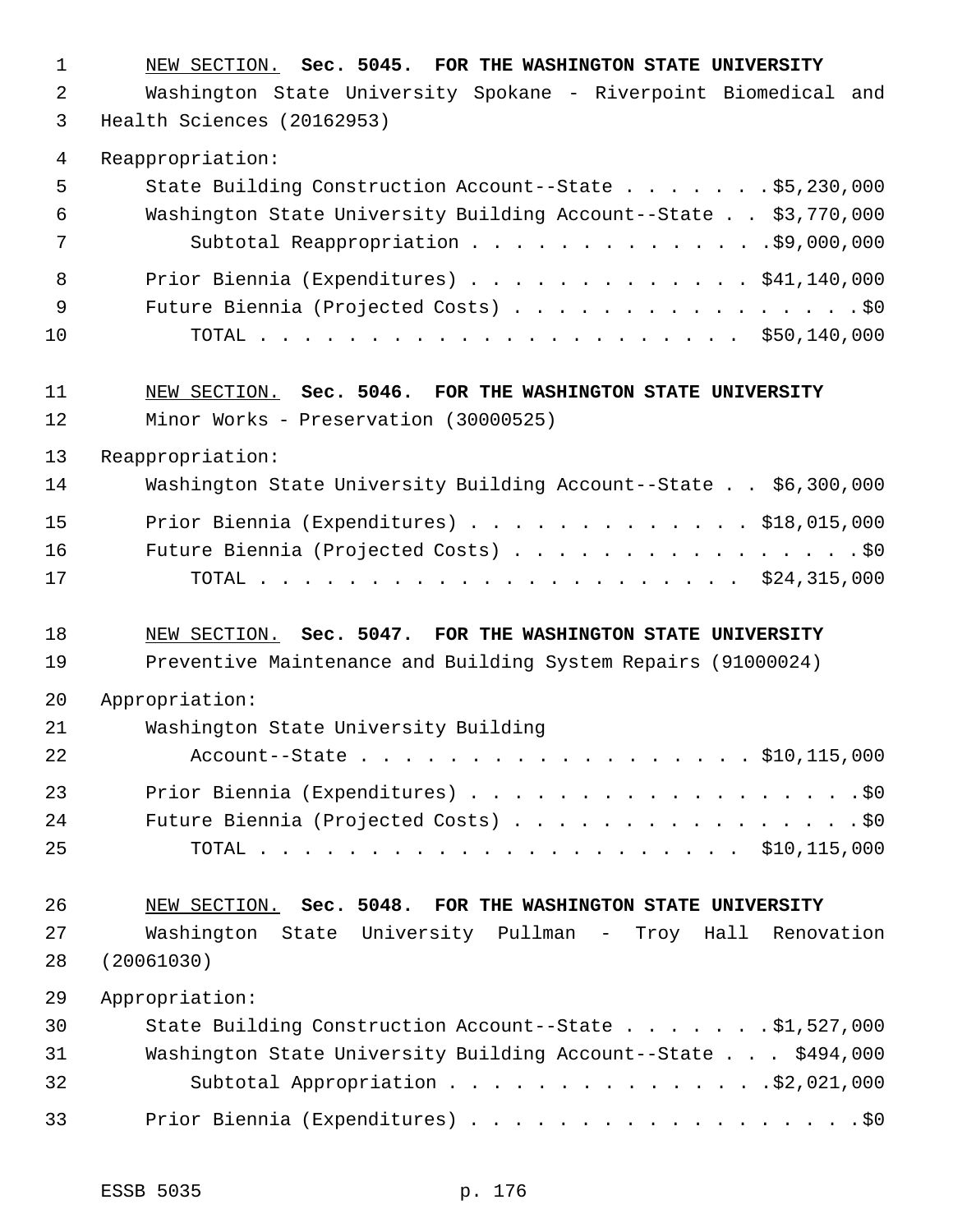NEW SECTION. **Sec. 5045. FOR THE WASHINGTON STATE UNIVERSITY**

Washington State University Spokane - Riverpoint Biomedical and Health Sciences (20162953)

Reappropriation:

State Building Construction Account--State . . . . . . . $5,230,000

Washington State University Building Account--State . . $3,770,000

Subtotal Reappropriation . . . . . . . . . . . . . . $9,000,000

Prior Biennia (Expenditures) . . . . . . . . . . . . . $41,140,000

Future Biennia (Projected Costs) . . . . . . . . . . . . . . . . $0

TOTAL . . . . . . . . . . . . . . . . . . . . . . $50,140,000

NEW SECTION. **Sec. 5046. FOR THE WASHINGTON STATE UNIVERSITY**

Minor Works - Preservation (30000525)

Reappropriation:

Washington State University Building Account--State . . $6,300,000

Prior Biennia (Expenditures) . . . . . . . . . . . . . $18,015,000

Future Biennia (Projected Costs) . . . . . . . . . . . . . . . . $0

TOTAL . . . . . . . . . . . . . . . . . . . . . . $24,315,000

NEW SECTION. **Sec. 5047. FOR THE WASHINGTON STATE UNIVERSITY**

Preventive Maintenance and Building System Repairs (91000024)

Appropriation:

Washington State University Building Account--State . . . . . . . . . . . . . . . . . $10,115,000

Prior Biennia (Expenditures) . . . . . . . . . . . . . . . . . . $0

Future Biennia (Projected Costs) . . . . . . . . . . . . . . . . $0

TOTAL . . . . . . . . . . . . . . . . . . . . . . $10,115,000

NEW SECTION. **Sec. 5048. FOR THE WASHINGTON STATE UNIVERSITY**

Washington State University Pullman - Troy Hall Renovation (20061030)

Appropriation:

State Building Construction Account--State . . . . . . . $1,527,000

Washington State University Building Account--State . . . $494,000

Subtotal Appropriation . . . . . . . . . . . . . . . $2,021,000

Prior Biennia (Expenditures) . . . . . . . . . . . . . . . . . . $0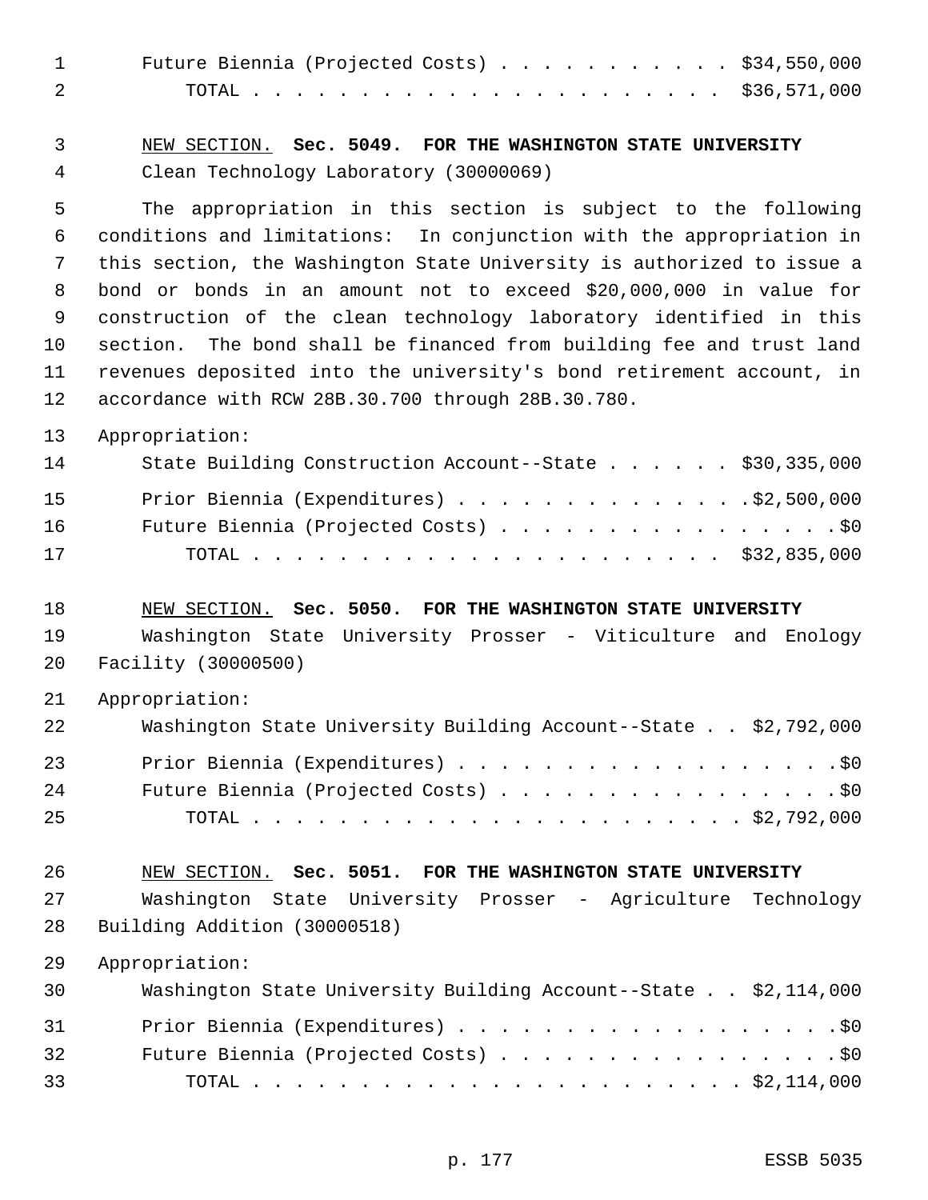Future Biennia (Projected Costs) . . . . . . . . . . . $34,550,000
TOTAL . . . . . . . . . . . . . . . . . . . . . . $36,571,000

NEW SECTION. **Sec. 5049. FOR THE WASHINGTON STATE UNIVERSITY**

Clean Technology Laboratory (30000069)

The appropriation in this section is subject to the following conditions and limitations: In conjunction with the appropriation in this section, the Washington State University is authorized to issue a bond or bonds in an amount not to exceed $20,000,000 in value for construction of the clean technology laboratory identified in this section. The bond shall be financed from building fee and trust land revenues deposited into the university's bond retirement account, in accordance with RCW 28B.30.700 through 28B.30.780.

Appropriation:

State Building Construction Account--State . . . . . . $30,335,000
Prior Biennia (Expenditures) . . . . . . . . . . . . . .$2,500,000
Future Biennia (Projected Costs) . . . . . . . . . . . . . . . . .$0
TOTAL . . . . . . . . . . . . . . . . . . . . . . $32,835,000

NEW SECTION. **Sec. 5050. FOR THE WASHINGTON STATE UNIVERSITY**

Washington State University Prosser - Viticulture and Enology Facility (30000500)

Appropriation:

Washington State University Building Account--State . . $2,792,000
Prior Biennia (Expenditures) . . . . . . . . . . . . . . . . . .$0
Future Biennia (Projected Costs) . . . . . . . . . . . . . . . . .$0
TOTAL . . . . . . . . . . . . . . . . . . . . . . . $2,792,000

NEW SECTION. **Sec. 5051. FOR THE WASHINGTON STATE UNIVERSITY**

Washington State University Prosser - Agriculture Technology Building Addition (30000518)

Appropriation:

Washington State University Building Account--State . . $2,114,000
Prior Biennia (Expenditures) . . . . . . . . . . . . . . . . . .$0
Future Biennia (Projected Costs) . . . . . . . . . . . . . . . . .$0
TOTAL . . . . . . . . . . . . . . . . . . . . . . . $2,114,000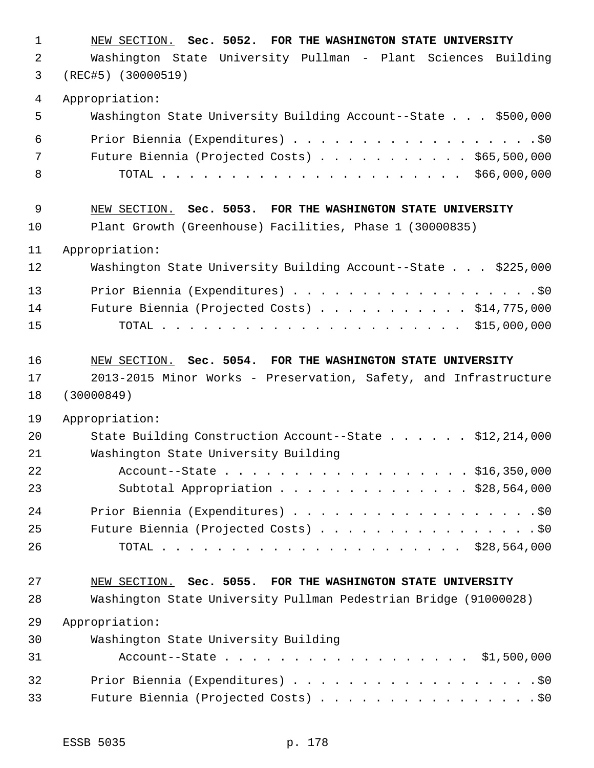NEW SECTION. **Sec. 5052. FOR THE WASHINGTON STATE UNIVERSITY**

Washington State University Pullman - Plant Sciences Building (REC#5) (30000519)

Appropriation:

| | |
|---|---|
| Washington State University Building Account--State | $500,000 |
| Prior Biennia (Expenditures) | $0 |
| Future Biennia (Projected Costs) | $65,500,000 |
| TOTAL | $66,000,000 |

NEW SECTION. **Sec. 5053. FOR THE WASHINGTON STATE UNIVERSITY**

Plant Growth (Greenhouse) Facilities, Phase 1 (30000835)

Appropriation:

| | |
|---|---|
| Washington State University Building Account--State | $225,000 |
| Prior Biennia (Expenditures) | $0 |
| Future Biennia (Projected Costs) | $14,775,000 |
| TOTAL | $15,000,000 |

NEW SECTION. **Sec. 5054. FOR THE WASHINGTON STATE UNIVERSITY**

2013-2015 Minor Works - Preservation, Safety, and Infrastructure (30000849)

Appropriation:

| | |
|---|---|
| State Building Construction Account--State | $12,214,000 |
| Washington State University Building Account--State | $16,350,000 |
| Subtotal Appropriation | $28,564,000 |
| Prior Biennia (Expenditures) | $0 |
| Future Biennia (Projected Costs) | $0 |
| TOTAL | $28,564,000 |

NEW SECTION. **Sec. 5055. FOR THE WASHINGTON STATE UNIVERSITY**

Washington State University Pullman Pedestrian Bridge (91000028)

Appropriation:

| | |
|---|---|
| Washington State University Building Account--State | $1,500,000 |
| Prior Biennia (Expenditures) | $0 |
| Future Biennia (Projected Costs) | $0 |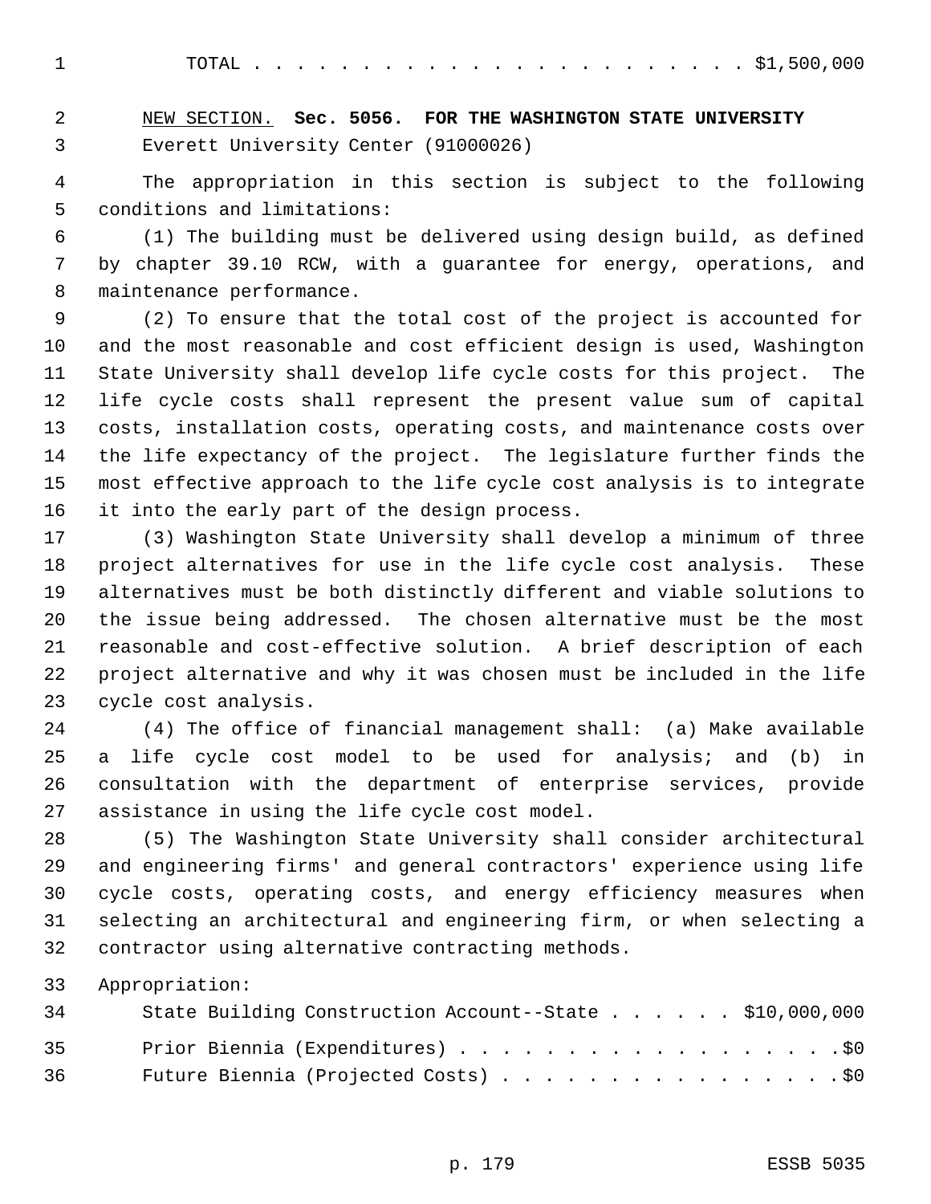TOTAL . . . . . . . . . . . . . . . . . . . . . . . $1,500,000

NEW SECTION. **Sec. 5056. FOR THE WASHINGTON STATE UNIVERSITY**

Everett University Center (91000026)

The appropriation in this section is subject to the following conditions and limitations:

(1) The building must be delivered using design build, as defined by chapter 39.10 RCW, with a guarantee for energy, operations, and maintenance performance.

(2) To ensure that the total cost of the project is accounted for and the most reasonable and cost efficient design is used, Washington State University shall develop life cycle costs for this project. The life cycle costs shall represent the present value sum of capital costs, installation costs, operating costs, and maintenance costs over the life expectancy of the project. The legislature further finds the most effective approach to the life cycle cost analysis is to integrate it into the early part of the design process.

(3) Washington State University shall develop a minimum of three project alternatives for use in the life cycle cost analysis. These alternatives must be both distinctly different and viable solutions to the issue being addressed. The chosen alternative must be the most reasonable and cost-effective solution. A brief description of each project alternative and why it was chosen must be included in the life cycle cost analysis.

(4) The office of financial management shall: (a) Make available a life cycle cost model to be used for analysis; and (b) in consultation with the department of enterprise services, provide assistance in using the life cycle cost model.

(5) The Washington State University shall consider architectural and engineering firms' and general contractors' experience using life cycle costs, operating costs, and energy efficiency measures when selecting an architectural and engineering firm, or when selecting a contractor using alternative contracting methods.

Appropriation:

State Building Construction Account--State . . . . . . $10,000,000

Prior Biennia (Expenditures) . . . . . . . . . . . . . . . . . . .$0

Future Biennia (Projected Costs) . . . . . . . . . . . . . . . . .$0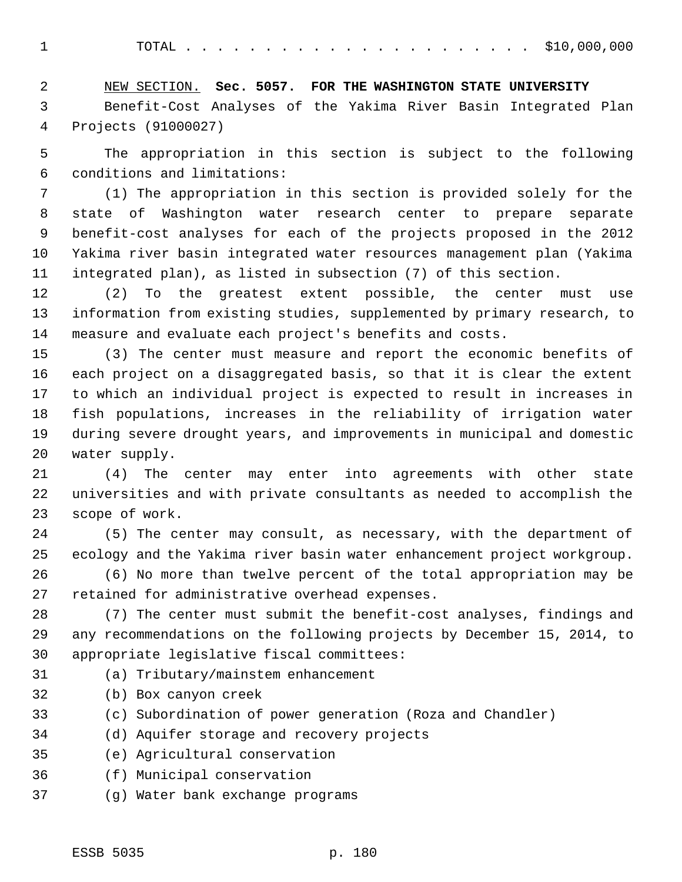TOTAL . . . . . . . . . . . . . . . . . . . . . . . $10,000,000

NEW SECTION. **Sec. 5057. FOR THE WASHINGTON STATE UNIVERSITY**

Benefit-Cost Analyses of the Yakima River Basin Integrated Plan Projects (91000027)

The appropriation in this section is subject to the following conditions and limitations:

(1) The appropriation in this section is provided solely for the state of Washington water research center to prepare separate benefit-cost analyses for each of the projects proposed in the 2012 Yakima river basin integrated water resources management plan (Yakima integrated plan), as listed in subsection (7) of this section.

(2) To the greatest extent possible, the center must use information from existing studies, supplemented by primary research, to measure and evaluate each project's benefits and costs.

(3) The center must measure and report the economic benefits of each project on a disaggregated basis, so that it is clear the extent to which an individual project is expected to result in increases in fish populations, increases in the reliability of irrigation water during severe drought years, and improvements in municipal and domestic water supply.

(4) The center may enter into agreements with other state universities and with private consultants as needed to accomplish the scope of work.

(5) The center may consult, as necessary, with the department of ecology and the Yakima river basin water enhancement project workgroup.

(6) No more than twelve percent of the total appropriation may be retained for administrative overhead expenses.

(7) The center must submit the benefit-cost analyses, findings and any recommendations on the following projects by December 15, 2014, to appropriate legislative fiscal committees:

(a) Tributary/mainstem enhancement

(b) Box canyon creek

(c) Subordination of power generation (Roza and Chandler)

(d) Aquifer storage and recovery projects

(e) Agricultural conservation

(f) Municipal conservation

(g) Water bank exchange programs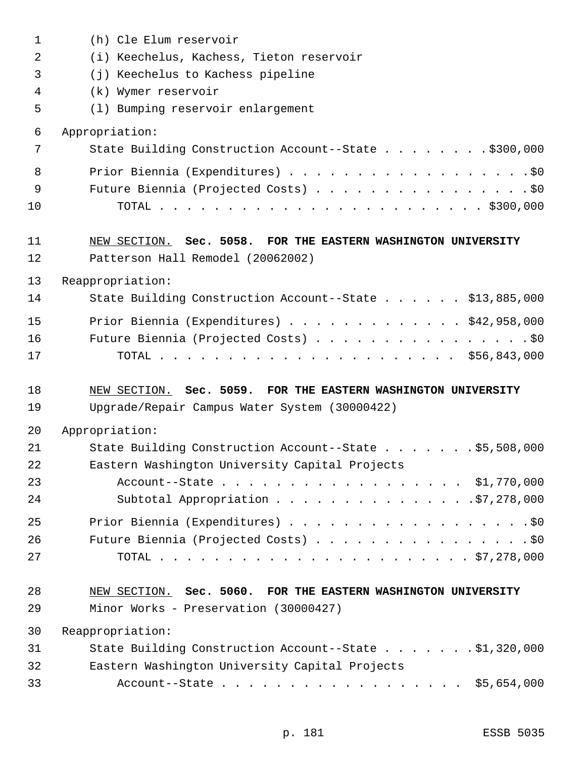(h) Cle Elum reservoir
(i) Keechelus, Kachess, Tieton reservoir
(j) Keechelus to Kachess pipeline
(k) Wymer reservoir
(l) Bumping reservoir enlargement

Appropriation:

| | |
|---|---|
| State Building Construction Account--State | $300,000 |
| Prior Biennia (Expenditures) | $0 |
| Future Biennia (Projected Costs) | $0 |
| TOTAL | $300,000 |

NEW SECTION. **Sec. 5058. FOR THE EASTERN WASHINGTON UNIVERSITY**

Patterson Hall Remodel (20062002)

Reappropriation:

| | |
|---|---|
| State Building Construction Account--State | $13,885,000 |
| Prior Biennia (Expenditures) | $42,958,000 |
| Future Biennia (Projected Costs) | $0 |
| TOTAL | $56,843,000 |

NEW SECTION. **Sec. 5059. FOR THE EASTERN WASHINGTON UNIVERSITY**

Upgrade/Repair Campus Water System (30000422)

Appropriation:

| | |
|---|---|
| State Building Construction Account--State | $5,508,000 |
| Eastern Washington University Capital Projects Account--State | $1,770,000 |
| Subtotal Appropriation | $7,278,000 |
| Prior Biennia (Expenditures) | $0 |
| Future Biennia (Projected Costs) | $0 |
| TOTAL | $7,278,000 |

NEW SECTION. **Sec. 5060. FOR THE EASTERN WASHINGTON UNIVERSITY**

Minor Works - Preservation (30000427)

Reappropriation:

| | |
|---|---|
| State Building Construction Account--State | $1,320,000 |
| Eastern Washington University Capital Projects Account--State | $5,654,000 |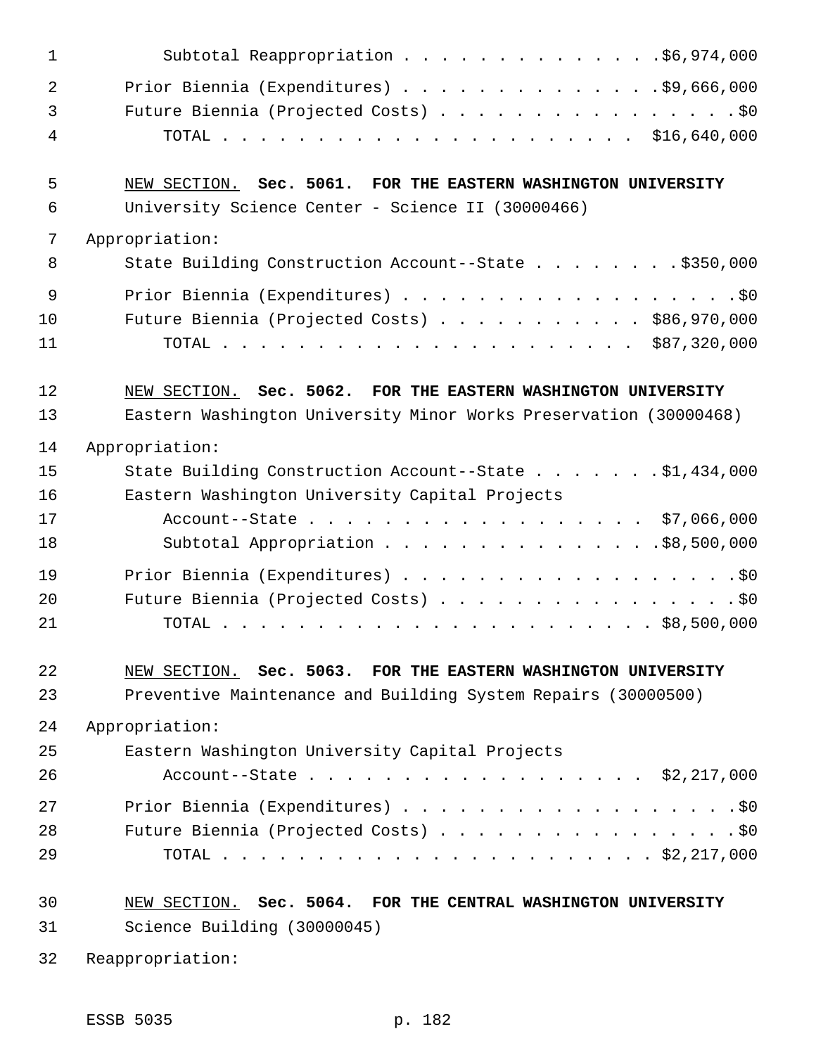Subtotal Reappropriation . . . . . . . . . . . . . . .$6,974,000

Prior Biennia (Expenditures) . . . . . . . . . . . . . .$9,666,000

Future Biennia (Projected Costs) . . . . . . . . . . . . . . . . .$0

TOTAL . . . . . . . . . . . . . . . . . . . . . . $16,640,000

NEW SECTION. **Sec. 5061. FOR THE EASTERN WASHINGTON UNIVERSITY**

University Science Center - Science II (30000466)

Appropriation:

State Building Construction Account--State . . . . . . . . .$350,000

Prior Biennia (Expenditures) . . . . . . . . . . . . . . . . . . .$0

Future Biennia (Projected Costs) . . . . . . . . . . . $86,970,000

TOTAL . . . . . . . . . . . . . . . . . . . . . . $87,320,000

NEW SECTION. **Sec. 5062. FOR THE EASTERN WASHINGTON UNIVERSITY**

Eastern Washington University Minor Works Preservation (30000468)

Appropriation:

State Building Construction Account--State . . . . . . . .$1,434,000

Eastern Washington University Capital Projects
Account--State . . . . . . . . . . . . . . . . . . $7,066,000

Subtotal Appropriation . . . . . . . . . . . . . . . .$8,500,000

Prior Biennia (Expenditures) . . . . . . . . . . . . . . . . . . .$0

Future Biennia (Projected Costs) . . . . . . . . . . . . . . . . .$0

TOTAL . . . . . . . . . . . . . . . . . . . . . . . $8,500,000

NEW SECTION. **Sec. 5063. FOR THE EASTERN WASHINGTON UNIVERSITY**

Preventive Maintenance and Building System Repairs (30000500)

Appropriation:

Eastern Washington University Capital Projects
Account--State . . . . . . . . . . . . . . . . . . $2,217,000

Prior Biennia (Expenditures) . . . . . . . . . . . . . . . . . . .$0

Future Biennia (Projected Costs) . . . . . . . . . . . . . . . . .$0

TOTAL . . . . . . . . . . . . . . . . . . . . . . . $2,217,000

NEW SECTION. **Sec. 5064. FOR THE CENTRAL WASHINGTON UNIVERSITY**

Science Building (30000045)

Reappropriation: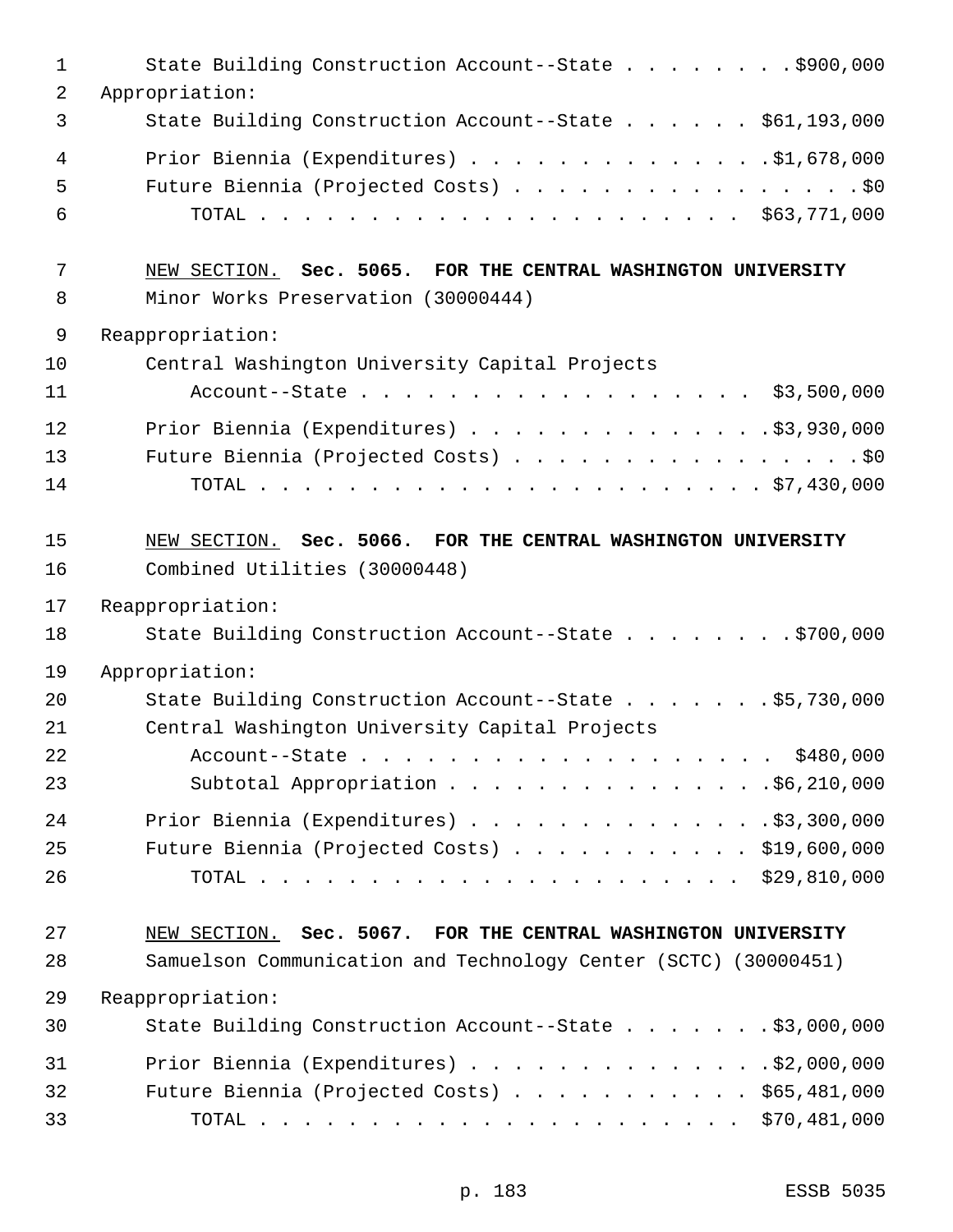State Building Construction Account--State . . . . . . . . $900,000

Appropriation:

State Building Construction Account--State . . . . . . $61,193,000

Prior Biennia (Expenditures) . . . . . . . . . . . . . . $1,678,000

Future Biennia (Projected Costs) . . . . . . . . . . . . . . . . $0

TOTAL . . . . . . . . . . . . . . . . . . . . . . $63,771,000

NEW SECTION. **Sec. 5065. FOR THE CENTRAL WASHINGTON UNIVERSITY**

Minor Works Preservation (30000444)

Reappropriation:

Central Washington University Capital Projects Account--State . . . . . . . . . . . . . . . . . . $3,500,000

Prior Biennia (Expenditures) . . . . . . . . . . . . . . $3,930,000

Future Biennia (Projected Costs) . . . . . . . . . . . . . . . . $0

TOTAL . . . . . . . . . . . . . . . . . . . . . . . $7,430,000

NEW SECTION. **Sec. 5066. FOR THE CENTRAL WASHINGTON UNIVERSITY**

Combined Utilities (30000448)

Reappropriation:

State Building Construction Account--State . . . . . . . . $700,000

Appropriation:

State Building Construction Account--State . . . . . . . $5,730,000

Central Washington University Capital Projects Account--State . . . . . . . . . . . . . . . . . . . $480,000

Subtotal Appropriation . . . . . . . . . . . . . . . $6,210,000

Prior Biennia (Expenditures) . . . . . . . . . . . . . . $3,300,000

Future Biennia (Projected Costs) . . . . . . . . . . . $19,600,000

TOTAL . . . . . . . . . . . . . . . . . . . . . . $29,810,000

NEW SECTION. **Sec. 5067. FOR THE CENTRAL WASHINGTON UNIVERSITY**

Samuelson Communication and Technology Center (SCTC) (30000451)

Reappropriation:

State Building Construction Account--State . . . . . . . $3,000,000

Prior Biennia (Expenditures) . . . . . . . . . . . . . . $2,000,000

Future Biennia (Projected Costs) . . . . . . . . . . . $65,481,000

TOTAL . . . . . . . . . . . . . . . . . . . . . . $70,481,000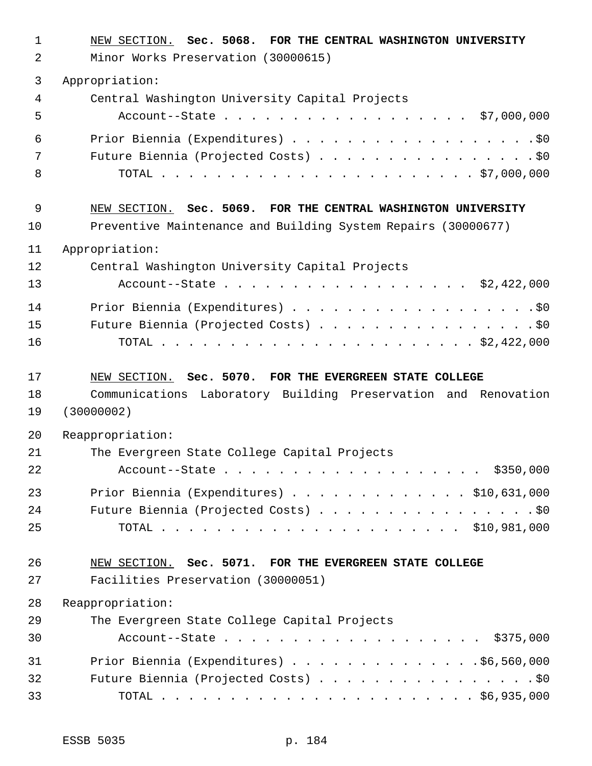NEW SECTION. **Sec. 5068. FOR THE CENTRAL WASHINGTON UNIVERSITY**

Minor Works Preservation (30000615)

Appropriation:

Central Washington University Capital Projects Account--State . . . . . . . . . . . . . . . . . . $7,000,000

Prior Biennia (Expenditures) . . . . . . . . . . . . . . . . . . . . $0
Future Biennia (Projected Costs) . . . . . . . . . . . . . . . . . $0
TOTAL . . . . . . . . . . . . . . . . . . . . . . . . $7,000,000

NEW SECTION. **Sec. 5069. FOR THE CENTRAL WASHINGTON UNIVERSITY**

Preventive Maintenance and Building System Repairs (30000677)

Appropriation:

Central Washington University Capital Projects Account--State . . . . . . . . . . . . . . . . . . $2,422,000

Prior Biennia (Expenditures) . . . . . . . . . . . . . . . . . . . . $0
Future Biennia (Projected Costs) . . . . . . . . . . . . . . . . . $0
TOTAL . . . . . . . . . . . . . . . . . . . . . . . . $2,422,000

NEW SECTION. **Sec. 5070. FOR THE EVERGREEN STATE COLLEGE**

Communications Laboratory Building Preservation and Renovation (30000002)

Reappropriation:

The Evergreen State College Capital Projects Account--State . . . . . . . . . . . . . . . . . . . $350,000

Prior Biennia (Expenditures) . . . . . . . . . . . . . . $10,631,000
Future Biennia (Projected Costs) . . . . . . . . . . . . . . . . . $0
TOTAL . . . . . . . . . . . . . . . . . . . . . . . $10,981,000

NEW SECTION. **Sec. 5071. FOR THE EVERGREEN STATE COLLEGE**

Facilities Preservation (30000051)

Reappropriation:

The Evergreen State College Capital Projects Account--State . . . . . . . . . . . . . . . . . . . $375,000

Prior Biennia (Expenditures) . . . . . . . . . . . . . . $6,560,000
Future Biennia (Projected Costs) . . . . . . . . . . . . . . . . . $0
TOTAL . . . . . . . . . . . . . . . . . . . . . . . . $6,935,000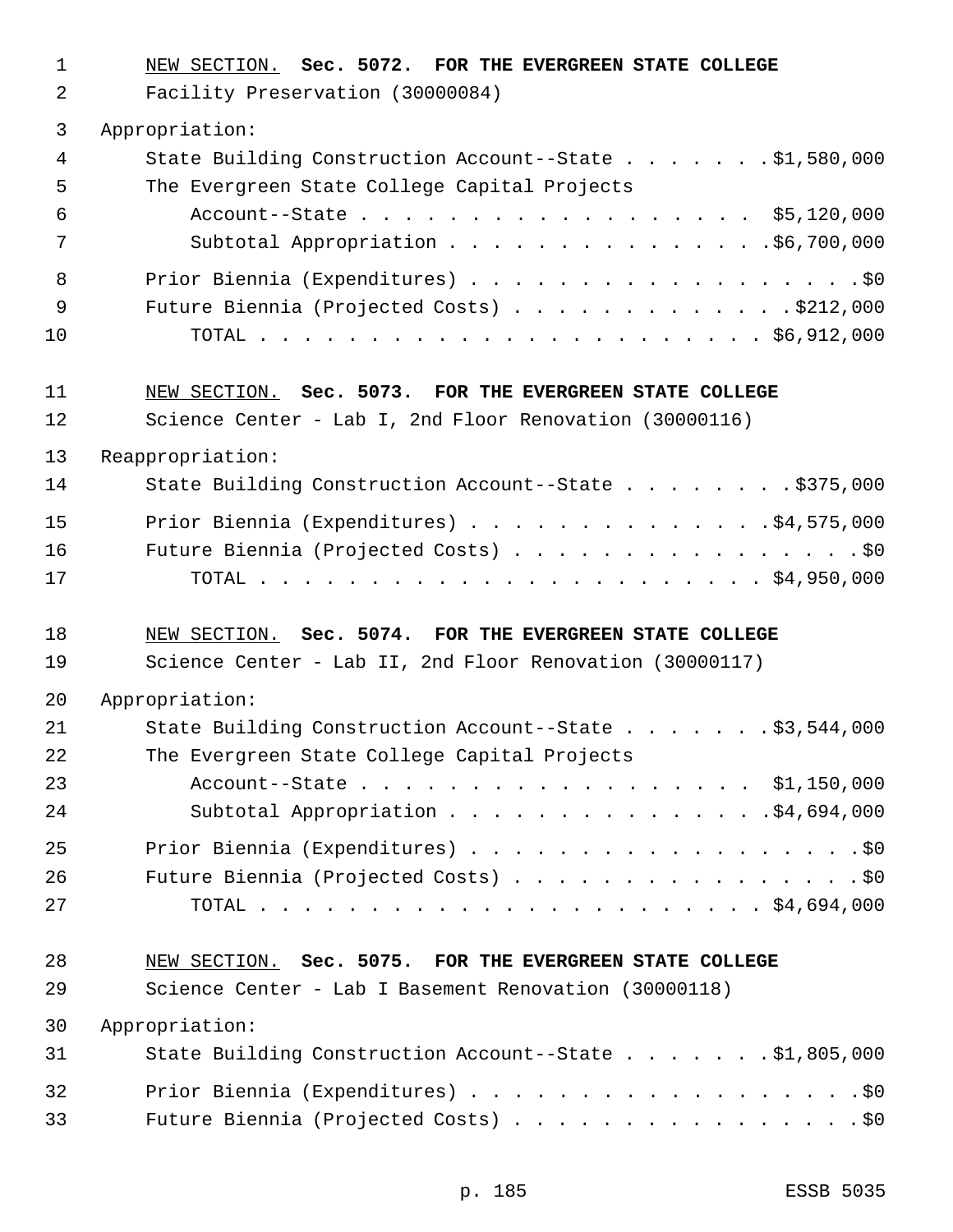NEW SECTION. **Sec. 5072. FOR THE EVERGREEN STATE COLLEGE**

Facility Preservation (30000084)

Appropriation:

| | |
|---|---|
| State Building Construction Account--State | $1,580,000 |
| The Evergreen State College Capital Projects Account--State | $5,120,000 |
| Subtotal Appropriation | $6,700,000 |
| Prior Biennia (Expenditures) | $0 |
| Future Biennia (Projected Costs) | $212,000 |
| TOTAL | $6,912,000 |

NEW SECTION. **Sec. 5073. FOR THE EVERGREEN STATE COLLEGE**

Science Center - Lab I, 2nd Floor Renovation (30000116)

Reappropriation:

| | |
|---|---|
| State Building Construction Account--State | $375,000 |
| Prior Biennia (Expenditures) | $4,575,000 |
| Future Biennia (Projected Costs) | $0 |
| TOTAL | $4,950,000 |

NEW SECTION. **Sec. 5074. FOR THE EVERGREEN STATE COLLEGE**

Science Center - Lab II, 2nd Floor Renovation (30000117)

Appropriation:

| | |
|---|---|
| State Building Construction Account--State | $3,544,000 |
| The Evergreen State College Capital Projects Account--State | $1,150,000 |
| Subtotal Appropriation | $4,694,000 |
| Prior Biennia (Expenditures) | $0 |
| Future Biennia (Projected Costs) | $0 |
| TOTAL | $4,694,000 |

NEW SECTION. **Sec. 5075. FOR THE EVERGREEN STATE COLLEGE**

Science Center - Lab I Basement Renovation (30000118)

Appropriation:

| | |
|---|---|
| State Building Construction Account--State | $1,805,000 |
| Prior Biennia (Expenditures) | $0 |
| Future Biennia (Projected Costs) | $0 |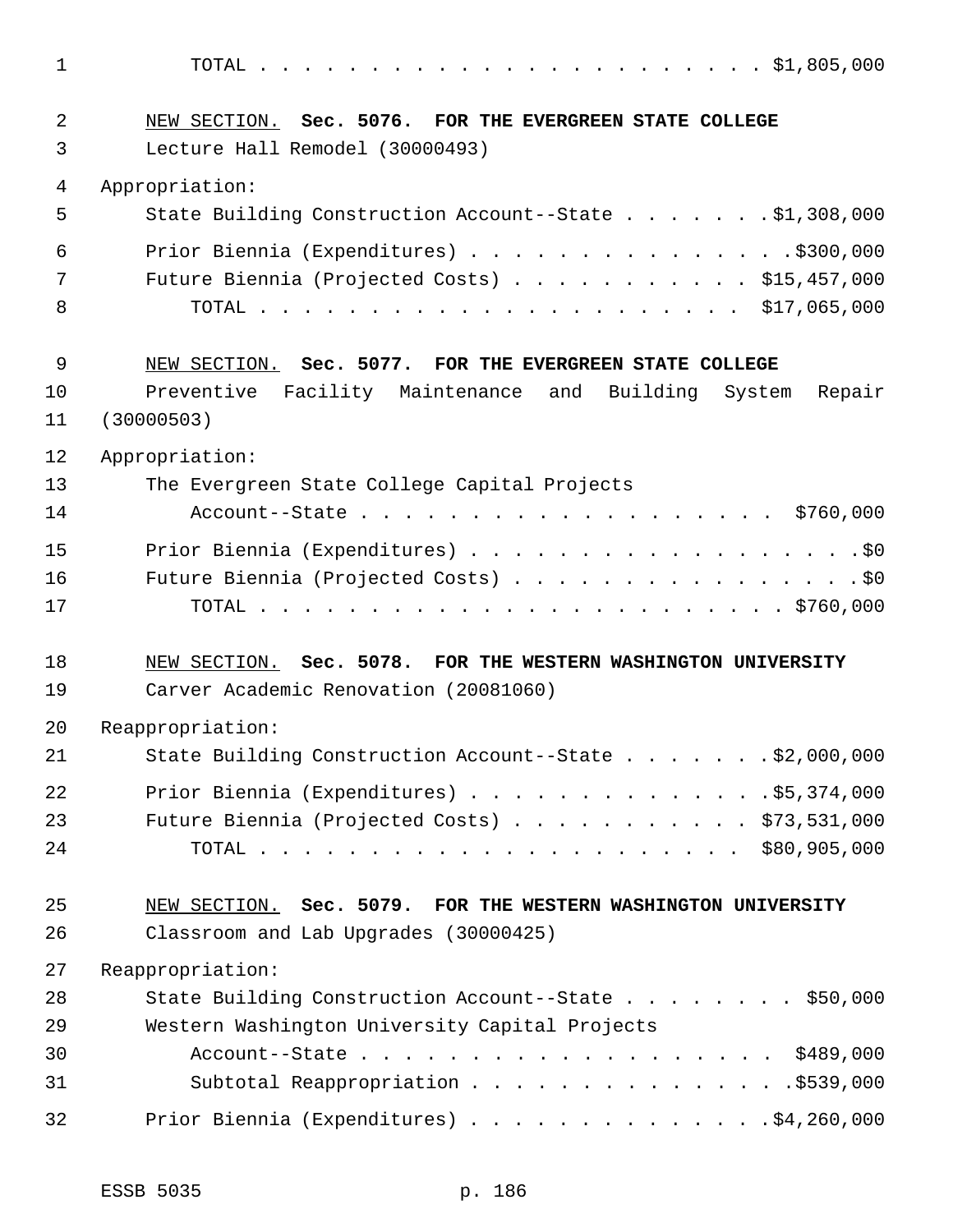TOTAL . . . . . . . . . . . . . . . . . . . . . . . $1,805,000

NEW SECTION. **Sec. 5076. FOR THE EVERGREEN STATE COLLEGE**

Lecture Hall Remodel (30000493)

Appropriation:

State Building Construction Account--State . . . . . . . $1,308,000

Prior Biennia (Expenditures) . . . . . . . . . . . . . . . $300,000

Future Biennia (Projected Costs) . . . . . . . . . . . $15,457,000

TOTAL . . . . . . . . . . . . . . . . . . . . . . $17,065,000

NEW SECTION. **Sec. 5077. FOR THE EVERGREEN STATE COLLEGE**

Preventive Facility Maintenance and Building System Repair (30000503)

Appropriation:

The Evergreen State College Capital Projects Account--State . . . . . . . . . . . . . . . . . . . $760,000

Prior Biennia (Expenditures) . . . . . . . . . . . . . . . . . . $0

Future Biennia (Projected Costs) . . . . . . . . . . . . . . . . $0

TOTAL . . . . . . . . . . . . . . . . . . . . . . . $760,000

NEW SECTION. **Sec. 5078. FOR THE WESTERN WASHINGTON UNIVERSITY**

Carver Academic Renovation (20081060)

Reappropriation:

State Building Construction Account--State . . . . . . . $2,000,000

Prior Biennia (Expenditures) . . . . . . . . . . . . . . $5,374,000

Future Biennia (Projected Costs) . . . . . . . . . . . $73,531,000

TOTAL . . . . . . . . . . . . . . . . . . . . . . $80,905,000

NEW SECTION. **Sec. 5079. FOR THE WESTERN WASHINGTON UNIVERSITY**

Classroom and Lab Upgrades (30000425)

Reappropriation:

State Building Construction Account--State . . . . . . . . $50,000

Western Washington University Capital Projects Account--State . . . . . . . . . . . . . . . . . . . $489,000

Subtotal Reappropriation . . . . . . . . . . . . . . . $539,000

Prior Biennia (Expenditures) . . . . . . . . . . . . . . $4,260,000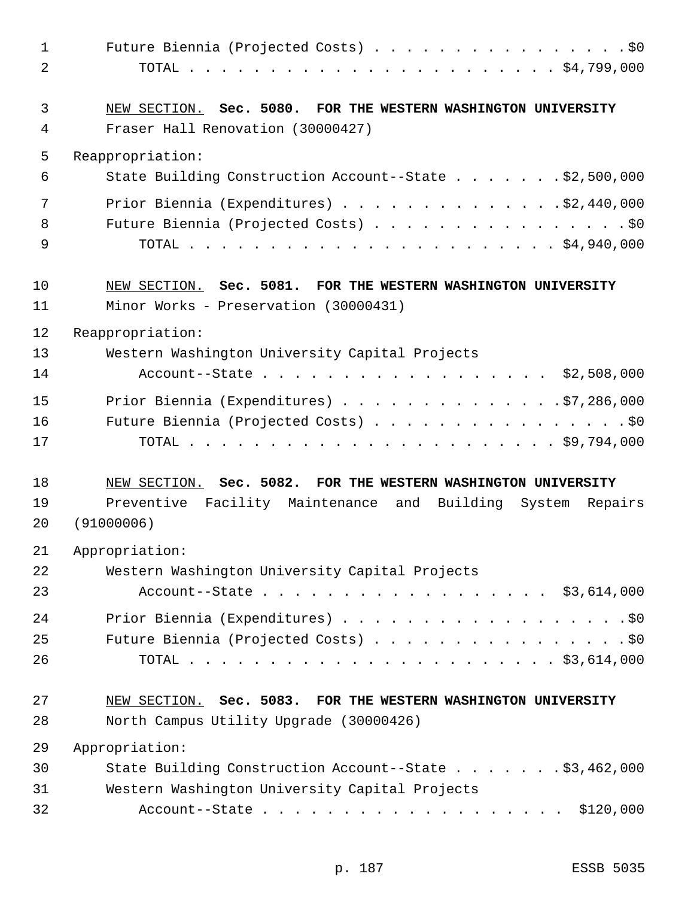Future Biennia (Projected Costs) . . . . . . . . . . . . . . . . .$0
TOTAL . . . . . . . . . . . . . . . . . . . . . . . . $4,799,000

NEW SECTION. **Sec. 5080. FOR THE WESTERN WASHINGTON UNIVERSITY**

Fraser Hall Renovation (30000427)

Reappropriation:

State Building Construction Account--State . . . . . . . .$2,500,000

Prior Biennia (Expenditures) . . . . . . . . . . . . . . .$2,440,000
Future Biennia (Projected Costs) . . . . . . . . . . . . . . . . .$0
TOTAL . . . . . . . . . . . . . . . . . . . . . . . . $4,940,000

NEW SECTION. **Sec. 5081. FOR THE WESTERN WASHINGTON UNIVERSITY**

Minor Works - Preservation (30000431)

Reappropriation:

Western Washington University Capital Projects
Account--State . . . . . . . . . . . . . . . . . . . $2,508,000

Prior Biennia (Expenditures) . . . . . . . . . . . . . . .$7,286,000
Future Biennia (Projected Costs) . . . . . . . . . . . . . . . . .$0
TOTAL . . . . . . . . . . . . . . . . . . . . . . . . $9,794,000

NEW SECTION. **Sec. 5082. FOR THE WESTERN WASHINGTON UNIVERSITY**

Preventive Facility Maintenance and Building System Repairs (91000006)

Appropriation:

Western Washington University Capital Projects
Account--State . . . . . . . . . . . . . . . . . . . $3,614,000

Prior Biennia (Expenditures) . . . . . . . . . . . . . . . . . . .$0
Future Biennia (Projected Costs) . . . . . . . . . . . . . . . . .$0
TOTAL . . . . . . . . . . . . . . . . . . . . . . . . $3,614,000

NEW SECTION. **Sec. 5083. FOR THE WESTERN WASHINGTON UNIVERSITY**

North Campus Utility Upgrade (30000426)

Appropriation:

State Building Construction Account--State . . . . . . . .$3,462,000
Western Washington University Capital Projects
Account--State . . . . . . . . . . . . . . . . . . . . $120,000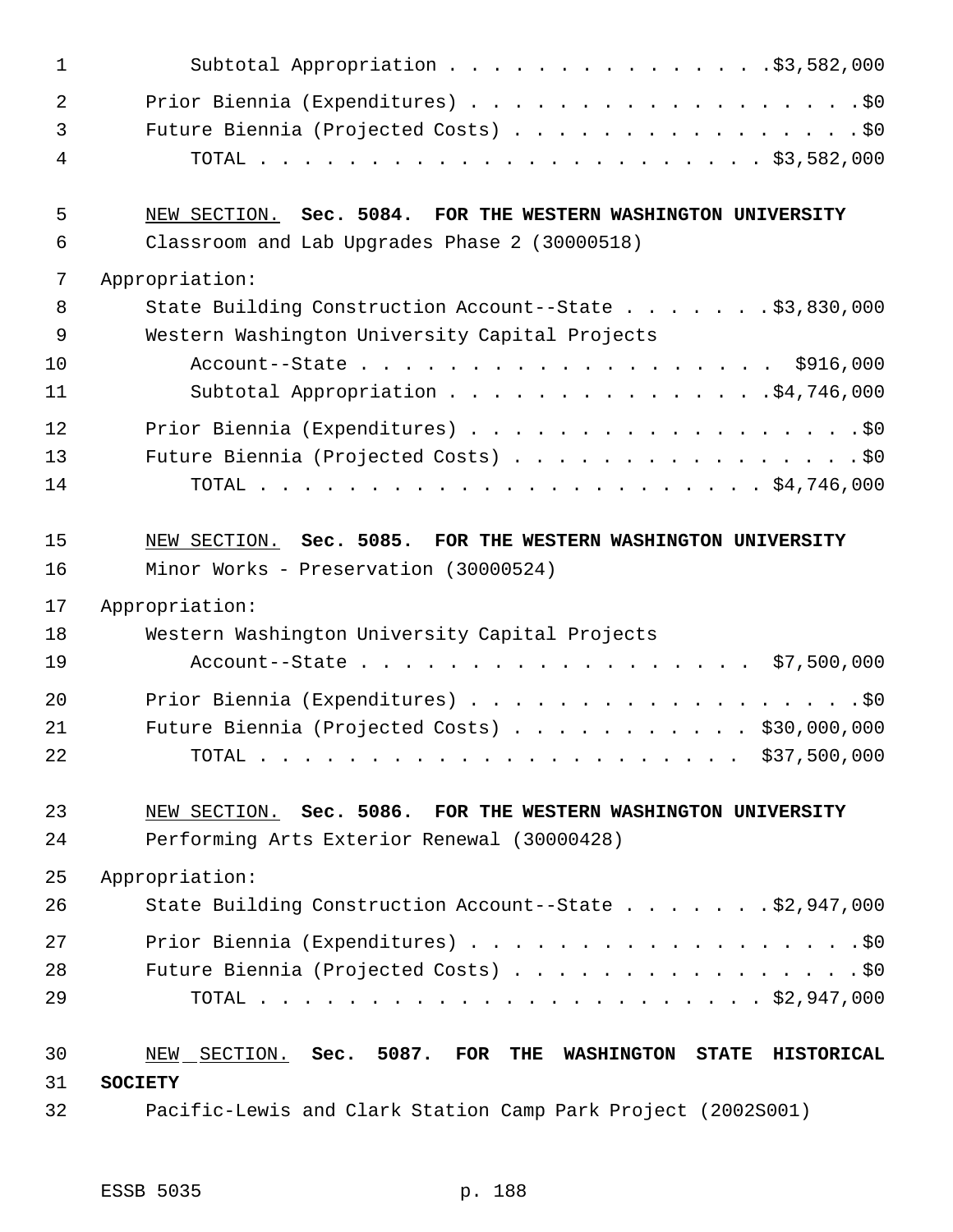Subtotal Appropriation . . . . . . . . . . . . . . . .$3,582,000

Prior Biennia (Expenditures) . . . . . . . . . . . . . . . . . . . .$0
Future Biennia (Projected Costs) . . . . . . . . . . . . . . . . .$0
TOTAL . . . . . . . . . . . . . . . . . . . . . . . . . $3,582,000

NEW SECTION. **Sec. 5084. FOR THE WESTERN WASHINGTON UNIVERSITY**

Classroom and Lab Upgrades Phase 2 (30000518)

Appropriation:

State Building Construction Account--State . . . . . . . .$3,830,000
Western Washington University Capital Projects
Account--State . . . . . . . . . . . . . . . . . . . $916,000
Subtotal Appropriation . . . . . . . . . . . . . . . .$4,746,000

Prior Biennia (Expenditures) . . . . . . . . . . . . . . . . . . . .$0
Future Biennia (Projected Costs) . . . . . . . . . . . . . . . . .$0
TOTAL . . . . . . . . . . . . . . . . . . . . . . . . . $4,746,000

NEW SECTION. **Sec. 5085. FOR THE WESTERN WASHINGTON UNIVERSITY**

Minor Works - Preservation (30000524)

Appropriation:

Western Washington University Capital Projects
Account--State . . . . . . . . . . . . . . . . . . . $7,500,000

Prior Biennia (Expenditures) . . . . . . . . . . . . . . . . . . . .$0
Future Biennia (Projected Costs) . . . . . . . . . . . . $30,000,000
TOTAL . . . . . . . . . . . . . . . . . . . . . . . . $37,500,000

NEW SECTION. **Sec. 5086. FOR THE WESTERN WASHINGTON UNIVERSITY**

Performing Arts Exterior Renewal (30000428)

Appropriation:

State Building Construction Account--State . . . . . . . .$2,947,000

Prior Biennia (Expenditures) . . . . . . . . . . . . . . . . . . . .$0
Future Biennia (Projected Costs) . . . . . . . . . . . . . . . . .$0
TOTAL . . . . . . . . . . . . . . . . . . . . . . . . . $2,947,000

NEW SECTION. **Sec. 5087. FOR THE WASHINGTON STATE HISTORICAL SOCIETY**

Pacific-Lewis and Clark Station Camp Park Project (2002S001)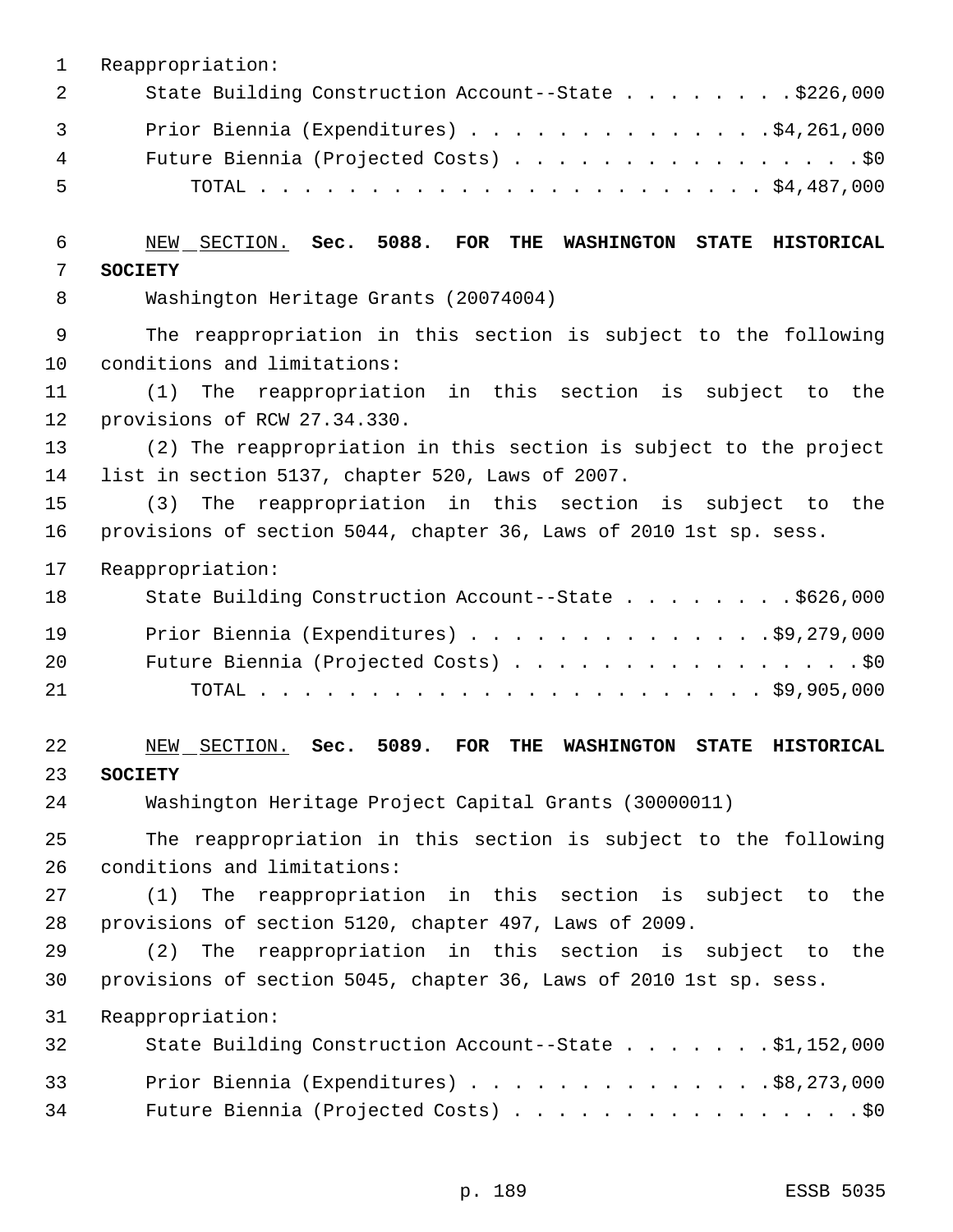Reappropriation:

State Building Construction Account--State . . . . . . . . $226,000

Prior Biennia (Expenditures) . . . . . . . . . . . . . . $4,261,000

Future Biennia (Projected Costs) . . . . . . . . . . . . . . . . . $0

TOTAL . . . . . . . . . . . . . . . . . . . . . . . . $4,487,000

NEW SECTION. **Sec. 5088. FOR THE WASHINGTON STATE HISTORICAL SOCIETY**

Washington Heritage Grants (20074004)

The reappropriation in this section is subject to the following conditions and limitations:

(1) The reappropriation in this section is subject to the provisions of RCW 27.34.330.

(2) The reappropriation in this section is subject to the project list in section 5137, chapter 520, Laws of 2007.

(3) The reappropriation in this section is subject to the provisions of section 5044, chapter 36, Laws of 2010 1st sp. sess.

Reappropriation:

State Building Construction Account--State . . . . . . . . $626,000

Prior Biennia (Expenditures) . . . . . . . . . . . . . . $9,279,000

Future Biennia (Projected Costs) . . . . . . . . . . . . . . . . . $0

TOTAL . . . . . . . . . . . . . . . . . . . . . . . . $9,905,000

NEW SECTION. **Sec. 5089. FOR THE WASHINGTON STATE HISTORICAL SOCIETY**

Washington Heritage Project Capital Grants (30000011)

The reappropriation in this section is subject to the following conditions and limitations:

(1) The reappropriation in this section is subject to the provisions of section 5120, chapter 497, Laws of 2009.

(2) The reappropriation in this section is subject to the provisions of section 5045, chapter 36, Laws of 2010 1st sp. sess.

Reappropriation:

State Building Construction Account--State . . . . . . . $1,152,000

Prior Biennia (Expenditures) . . . . . . . . . . . . . . $8,273,000

Future Biennia (Projected Costs) . . . . . . . . . . . . . . . . . $0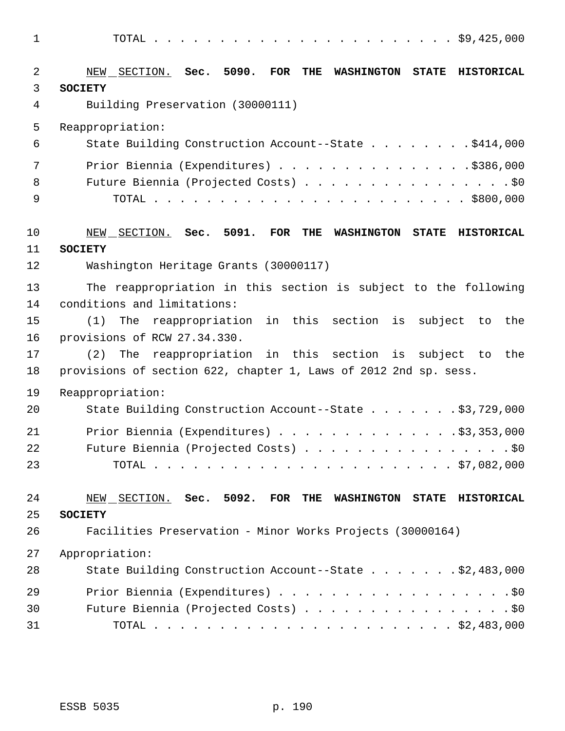TOTAL . . . . . . . . . . . . . . . . . . . . . . . . $9,425,000

NEW SECTION. **Sec. 5090. FOR THE WASHINGTON STATE HISTORICAL SOCIETY**

Building Preservation (30000111)

Reappropriation:

State Building Construction Account--State . . . . . . . . $414,000

Prior Biennia (Expenditures) . . . . . . . . . . . . . . . $386,000

Future Biennia (Projected Costs) . . . . . . . . . . . . . . . . . $0

TOTAL . . . . . . . . . . . . . . . . . . . . . . . . $800,000

NEW SECTION. **Sec. 5091. FOR THE WASHINGTON STATE HISTORICAL SOCIETY**

Washington Heritage Grants (30000117)

The reappropriation in this section is subject to the following conditions and limitations:

(1) The reappropriation in this section is subject to the provisions of RCW 27.34.330.

(2) The reappropriation in this section is subject to the provisions of section 622, chapter 1, Laws of 2012 2nd sp. sess.

Reappropriation:

State Building Construction Account--State . . . . . . . $3,729,000

Prior Biennia (Expenditures) . . . . . . . . . . . . . . $3,353,000

Future Biennia (Projected Costs) . . . . . . . . . . . . . . . . . $0

TOTAL . . . . . . . . . . . . . . . . . . . . . . . . $7,082,000

NEW SECTION. **Sec. 5092. FOR THE WASHINGTON STATE HISTORICAL SOCIETY**

Facilities Preservation - Minor Works Projects (30000164)

Appropriation:

State Building Construction Account--State . . . . . . . $2,483,000

Prior Biennia (Expenditures) . . . . . . . . . . . . . . . . . . $0

Future Biennia (Projected Costs) . . . . . . . . . . . . . . . . . $0

TOTAL . . . . . . . . . . . . . . . . . . . . . . . . $2,483,000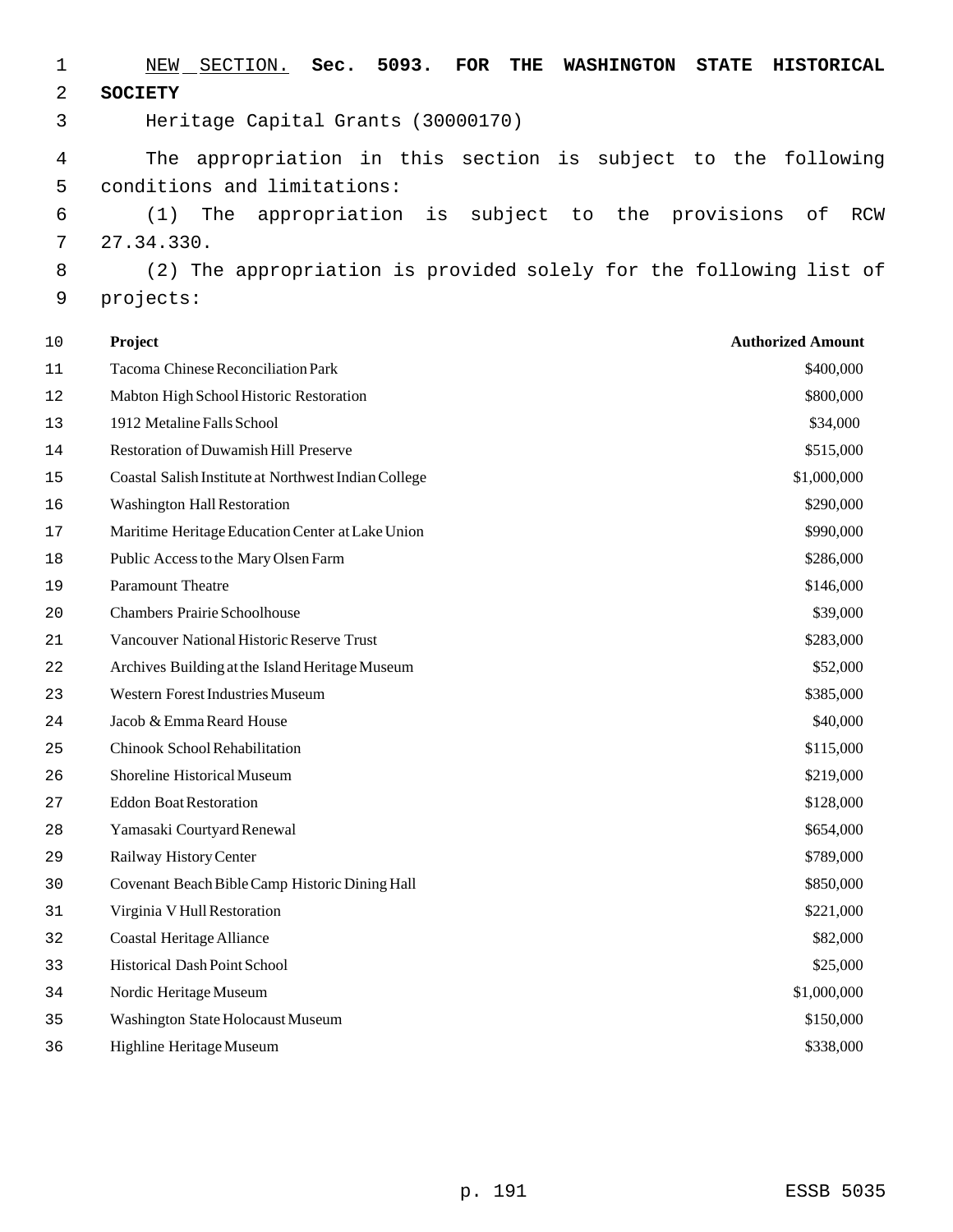NEW SECTION. **Sec. 5093. FOR THE WASHINGTON STATE HISTORICAL SOCIETY**

Heritage Capital Grants (30000170)

The appropriation in this section is subject to the following conditions and limitations:

(1) The appropriation is subject to the provisions of RCW 27.34.330.

(2) The appropriation is provided solely for the following list of projects:

| Project | Authorized Amount |
|---|---|
| Tacoma Chinese Reconciliation Park | $400,000 |
| Mabton High School Historic Restoration | $800,000 |
| 1912 Metaline Falls School | $34,000 |
| Restoration of Duwamish Hill Preserve | $515,000 |
| Coastal Salish Institute at Northwest Indian College | $1,000,000 |
| Washington Hall Restoration | $290,000 |
| Maritime Heritage Education Center at Lake Union | $990,000 |
| Public Access to the Mary Olsen Farm | $286,000 |
| Paramount Theatre | $146,000 |
| Chambers Prairie Schoolhouse | $39,000 |
| Vancouver National Historic Reserve Trust | $283,000 |
| Archives Building at the Island Heritage Museum | $52,000 |
| Western Forest Industries Museum | $385,000 |
| Jacob & Emma Reard House | $40,000 |
| Chinook School Rehabilitation | $115,000 |
| Shoreline Historical Museum | $219,000 |
| Eddon Boat Restoration | $128,000 |
| Yamasaki Courtyard Renewal | $654,000 |
| Railway History Center | $789,000 |
| Covenant Beach Bible Camp Historic Dining Hall | $850,000 |
| Virginia V Hull Restoration | $221,000 |
| Coastal Heritage Alliance | $82,000 |
| Historical Dash Point School | $25,000 |
| Nordic Heritage Museum | $1,000,000 |
| Washington State Holocaust Museum | $150,000 |
| Highline Heritage Museum | $338,000 |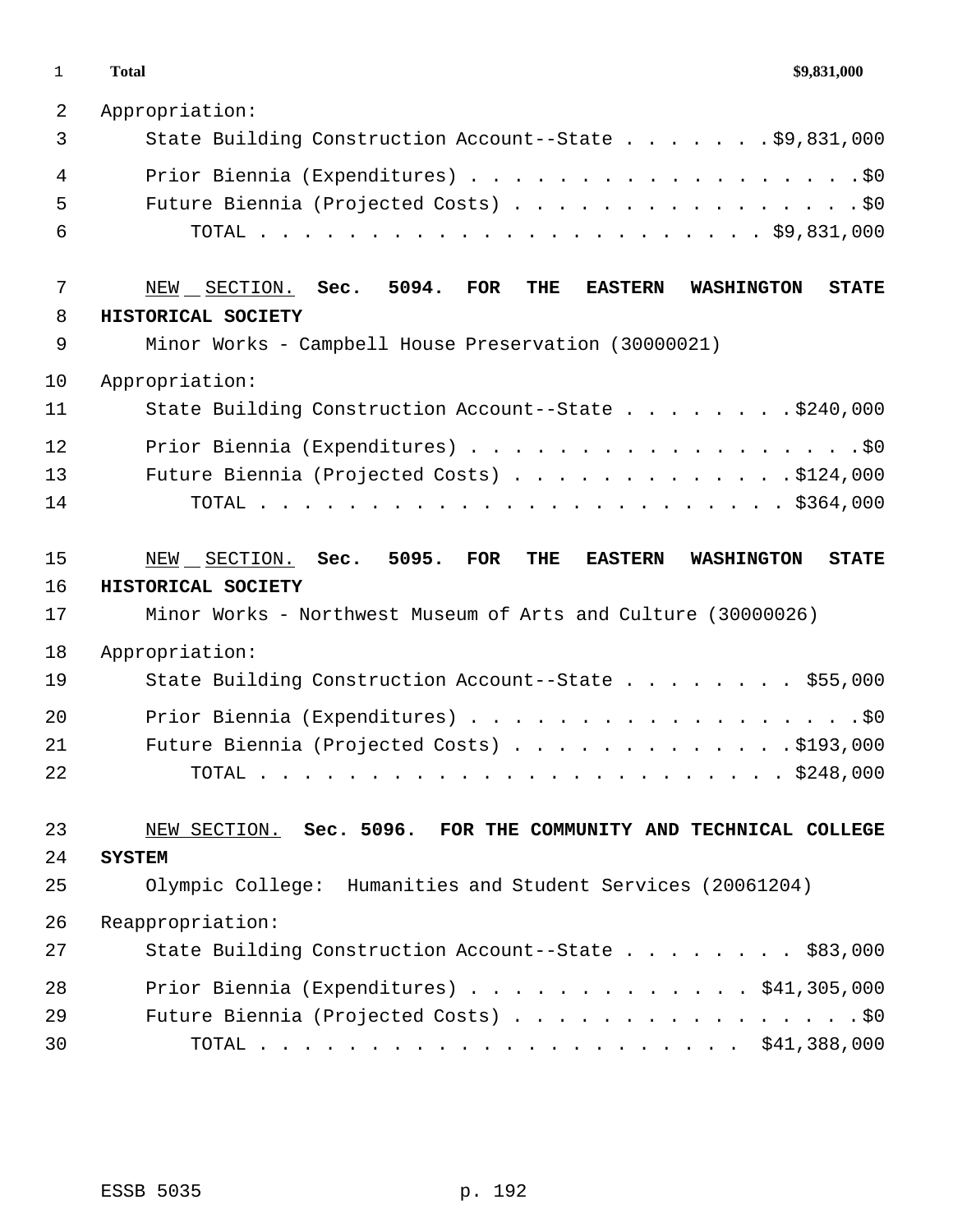**Total** **$9,831,000**

Appropriation:

State Building Construction Account--State . . . . . . . $9,831,000

Prior Biennia (Expenditures) . . . . . . . . . . . . . . . . . . $0

Future Biennia (Projected Costs) . . . . . . . . . . . . . . . . $0

TOTAL . . . . . . . . . . . . . . . . . . . . . . . $9,831,000

NEW SECTION. **Sec. 5094. FOR THE EASTERN WASHINGTON STATE HISTORICAL SOCIETY**

Minor Works - Campbell House Preservation (30000021)

Appropriation:

State Building Construction Account--State . . . . . . . . $240,000

Prior Biennia (Expenditures) . . . . . . . . . . . . . . . . . . $0

Future Biennia (Projected Costs) . . . . . . . . . . . . . $124,000

TOTAL . . . . . . . . . . . . . . . . . . . . . . . . $364,000

NEW SECTION. **Sec. 5095. FOR THE EASTERN WASHINGTON STATE HISTORICAL SOCIETY**

Minor Works - Northwest Museum of Arts and Culture (30000026)

Appropriation:

State Building Construction Account--State . . . . . . . . $55,000

Prior Biennia (Expenditures) . . . . . . . . . . . . . . . . . . $0

Future Biennia (Projected Costs) . . . . . . . . . . . . . $193,000

TOTAL . . . . . . . . . . . . . . . . . . . . . . . . $248,000

NEW SECTION. **Sec. 5096. FOR THE COMMUNITY AND TECHNICAL COLLEGE SYSTEM**

Olympic College: Humanities and Student Services (20061204)

Reappropriation:

State Building Construction Account--State . . . . . . . . $83,000

Prior Biennia (Expenditures) . . . . . . . . . . . . . $41,305,000

Future Biennia (Projected Costs) . . . . . . . . . . . . . . . . $0

TOTAL . . . . . . . . . . . . . . . . . . . . . . $41,388,000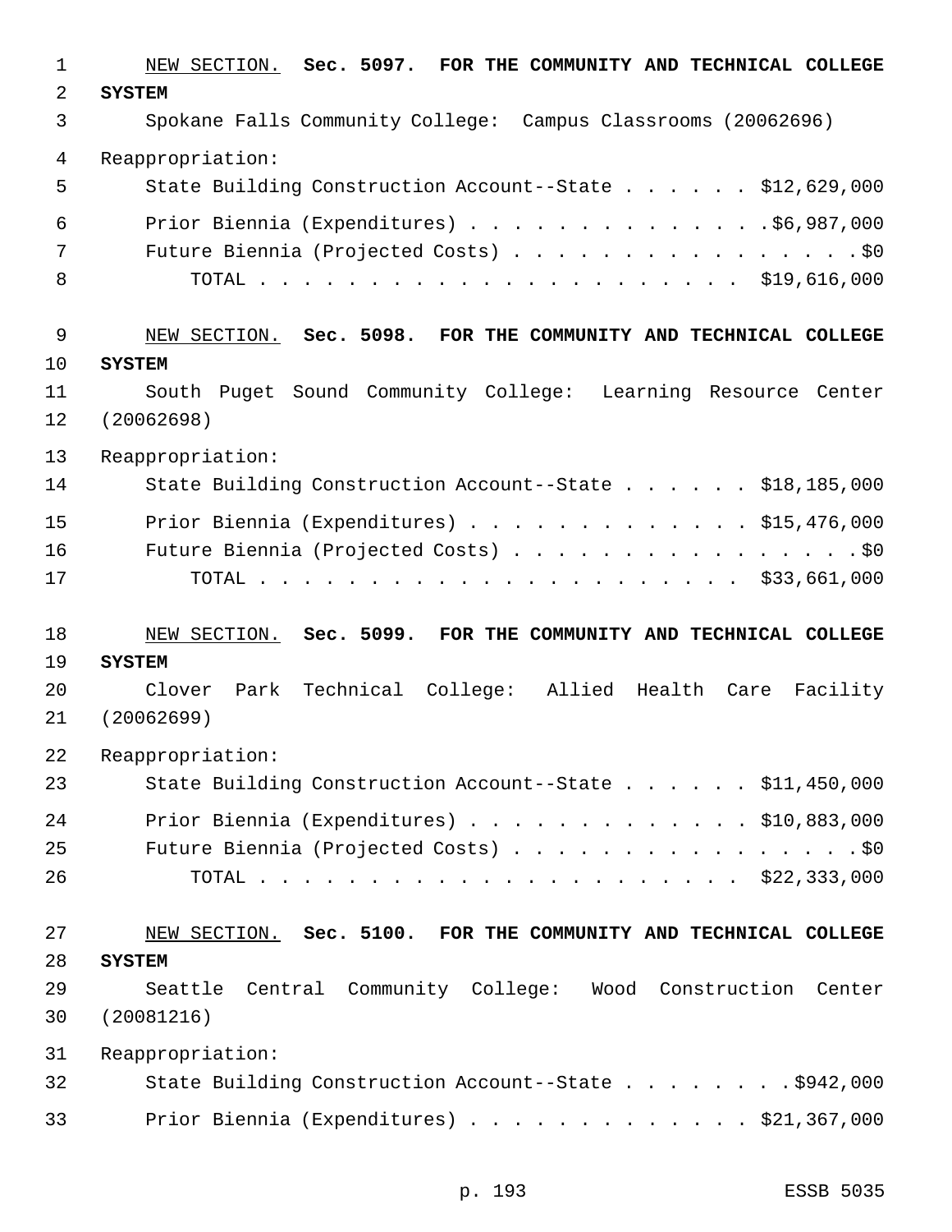NEW SECTION. **Sec. 5097. FOR THE COMMUNITY AND TECHNICAL COLLEGE SYSTEM**

Spokane Falls Community College: Campus Classrooms (20062696)

Reappropriation:

State Building Construction Account--State . . . . . . $12,629,000

Prior Biennia (Expenditures) . . . . . . . . . . . . . .$6,987,000

Future Biennia (Projected Costs) . . . . . . . . . . . . . . . . .$0

TOTAL . . . . . . . . . . . . . . . . . . . . . . $19,616,000

NEW SECTION. **Sec. 5098. FOR THE COMMUNITY AND TECHNICAL COLLEGE SYSTEM**

South Puget Sound Community College: Learning Resource Center (20062698)

Reappropriation:

State Building Construction Account--State . . . . . . $18,185,000

Prior Biennia (Expenditures) . . . . . . . . . . . . . $15,476,000

Future Biennia (Projected Costs) . . . . . . . . . . . . . . . . .$0

TOTAL . . . . . . . . . . . . . . . . . . . . . . $33,661,000

NEW SECTION. **Sec. 5099. FOR THE COMMUNITY AND TECHNICAL COLLEGE SYSTEM**

Clover Park Technical College: Allied Health Care Facility (20062699)

Reappropriation:

State Building Construction Account--State . . . . . . $11,450,000

Prior Biennia (Expenditures) . . . . . . . . . . . . . $10,883,000

Future Biennia (Projected Costs) . . . . . . . . . . . . . . . . .$0

TOTAL . . . . . . . . . . . . . . . . . . . . . . $22,333,000

NEW SECTION. **Sec. 5100. FOR THE COMMUNITY AND TECHNICAL COLLEGE SYSTEM**

Seattle Central Community College: Wood Construction Center (20081216)

Reappropriation:

State Building Construction Account--State . . . . . . . . .$942,000

Prior Biennia (Expenditures) . . . . . . . . . . . . . $21,367,000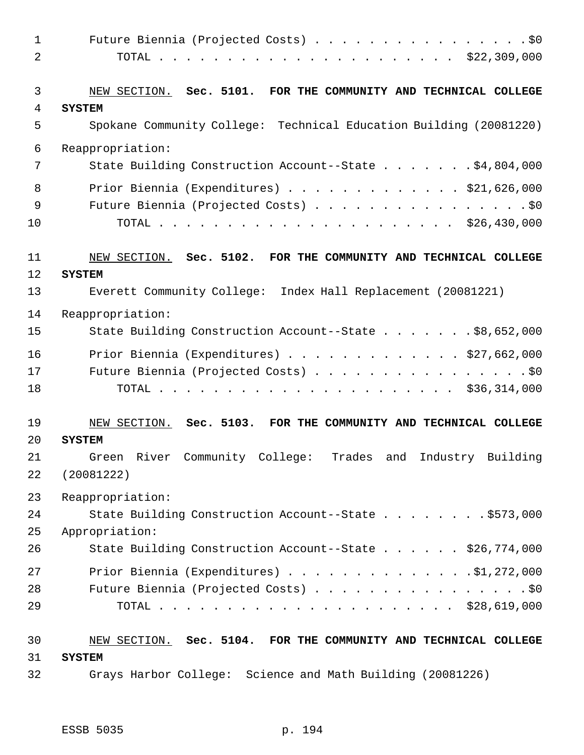Future Biennia (Projected Costs) . . . . . . . . . . . . . . . . .$0
TOTAL . . . . . . . . . . . . . . . . . . . . . . $22,309,000

NEW SECTION. **Sec. 5101. FOR THE COMMUNITY AND TECHNICAL COLLEGE SYSTEM**

Spokane Community College: Technical Education Building (20081220)

Reappropriation:

State Building Construction Account--State . . . . . . . .$4,804,000

Prior Biennia (Expenditures) . . . . . . . . . . . . . $21,626,000
Future Biennia (Projected Costs) . . . . . . . . . . . . . . . . .$0
TOTAL . . . . . . . . . . . . . . . . . . . . . . $26,430,000

NEW SECTION. **Sec. 5102. FOR THE COMMUNITY AND TECHNICAL COLLEGE SYSTEM**

Everett Community College: Index Hall Replacement (20081221)

Reappropriation:

State Building Construction Account--State . . . . . . . .$8,652,000

Prior Biennia (Expenditures) . . . . . . . . . . . . . $27,662,000
Future Biennia (Projected Costs) . . . . . . . . . . . . . . . . .$0
TOTAL . . . . . . . . . . . . . . . . . . . . . . $36,314,000

NEW SECTION. **Sec. 5103. FOR THE COMMUNITY AND TECHNICAL COLLEGE SYSTEM**

Green River Community College: Trades and Industry Building (20081222)

Reappropriation:

State Building Construction Account--State . . . . . . . . .$573,000

Appropriation:

State Building Construction Account--State . . . . . . $26,774,000

Prior Biennia (Expenditures) . . . . . . . . . . . . . .$1,272,000
Future Biennia (Projected Costs) . . . . . . . . . . . . . . . . .$0
TOTAL . . . . . . . . . . . . . . . . . . . . . . $28,619,000

NEW SECTION. **Sec. 5104. FOR THE COMMUNITY AND TECHNICAL COLLEGE SYSTEM**

Grays Harbor College: Science and Math Building (20081226)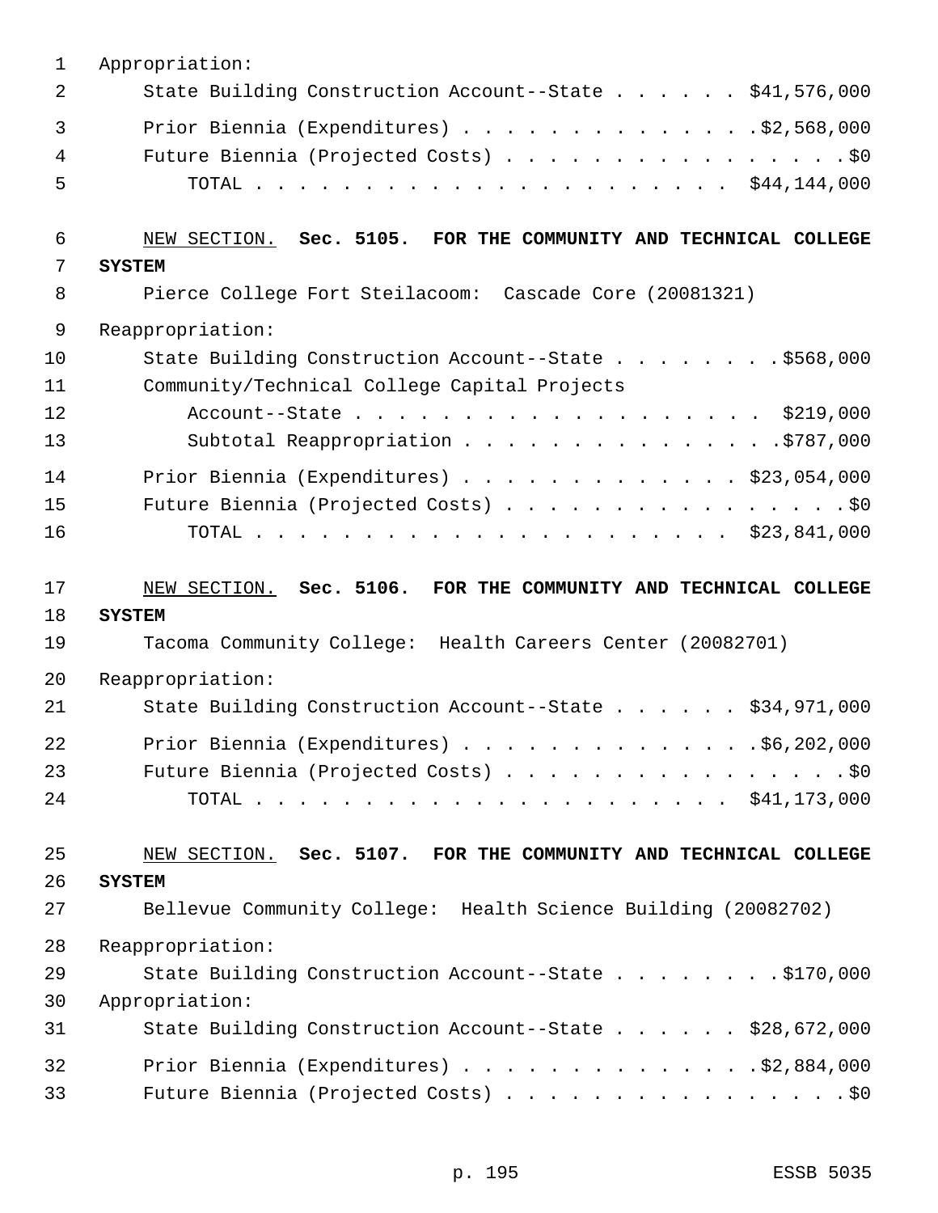Appropriation:

State Building Construction Account--State . . . . . . $41,576,000

Prior Biennia (Expenditures) . . . . . . . . . . . . . .$2,568,000

Future Biennia (Projected Costs) . . . . . . . . . . . . . . . . .$0

TOTAL . . . . . . . . . . . . . . . . . . . . . . $44,144,000

NEW SECTION. **Sec. 5105. FOR THE COMMUNITY AND TECHNICAL COLLEGE SYSTEM**

Pierce College Fort Steilacoom: Cascade Core (20081321)

Reappropriation:

State Building Construction Account--State . . . . . . . . .$568,000

Community/Technical College Capital Projects Account--State . . . . . . . . . . . . . . . . . . . $219,000

Subtotal Reappropriation . . . . . . . . . . . . . . . .$787,000

Prior Biennia (Expenditures) . . . . . . . . . . . . . $23,054,000

Future Biennia (Projected Costs) . . . . . . . . . . . . . . . . .$0

TOTAL . . . . . . . . . . . . . . . . . . . . . . $23,841,000

NEW SECTION. **Sec. 5106. FOR THE COMMUNITY AND TECHNICAL COLLEGE SYSTEM**

Tacoma Community College: Health Careers Center (20082701)

Reappropriation:

State Building Construction Account--State . . . . . . $34,971,000

Prior Biennia (Expenditures) . . . . . . . . . . . . . .$6,202,000

Future Biennia (Projected Costs) . . . . . . . . . . . . . . . . .$0

TOTAL . . . . . . . . . . . . . . . . . . . . . . $41,173,000

NEW SECTION. **Sec. 5107. FOR THE COMMUNITY AND TECHNICAL COLLEGE SYSTEM**

Bellevue Community College: Health Science Building (20082702)

Reappropriation:

State Building Construction Account--State . . . . . . . . .$170,000

Appropriation:

State Building Construction Account--State . . . . . . $28,672,000

Prior Biennia (Expenditures) . . . . . . . . . . . . . .$2,884,000

Future Biennia (Projected Costs) . . . . . . . . . . . . . . . . .$0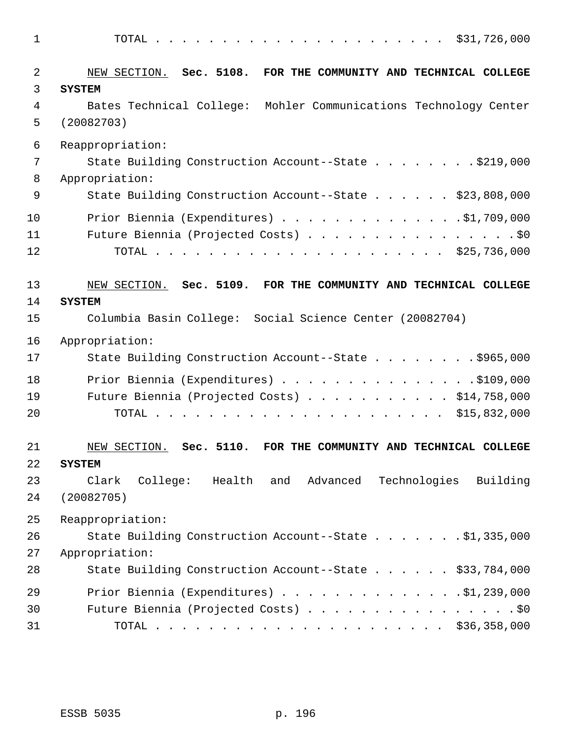TOTAL . . . . . . . . . . . . . . . . . . . . . . $31,726,000

NEW SECTION. **Sec. 5108. FOR THE COMMUNITY AND TECHNICAL COLLEGE SYSTEM**

Bates Technical College: Mohler Communications Technology Center (20082703)

Reappropriation:

State Building Construction Account--State . . . . . . . . $219,000

Appropriation:

State Building Construction Account--State . . . . . . $23,808,000

Prior Biennia (Expenditures) . . . . . . . . . . . . . . $1,709,000

Future Biennia (Projected Costs) . . . . . . . . . . . . . . . . . $0

TOTAL . . . . . . . . . . . . . . . . . . . . . . $25,736,000

NEW SECTION. **Sec. 5109. FOR THE COMMUNITY AND TECHNICAL COLLEGE SYSTEM**

Columbia Basin College: Social Science Center (20082704)

Appropriation:

State Building Construction Account--State . . . . . . . . $965,000

Prior Biennia (Expenditures) . . . . . . . . . . . . . . . $109,000

Future Biennia (Projected Costs) . . . . . . . . . . . $14,758,000

TOTAL . . . . . . . . . . . . . . . . . . . . . . $15,832,000

NEW SECTION. **Sec. 5110. FOR THE COMMUNITY AND TECHNICAL COLLEGE SYSTEM**

Clark College: Health and Advanced Technologies Building (20082705)

Reappropriation:

State Building Construction Account--State . . . . . . . $1,335,000

Appropriation:

State Building Construction Account--State . . . . . . $33,784,000

Prior Biennia (Expenditures) . . . . . . . . . . . . . . $1,239,000

Future Biennia (Projected Costs) . . . . . . . . . . . . . . . . . $0

TOTAL . . . . . . . . . . . . . . . . . . . . . . $36,358,000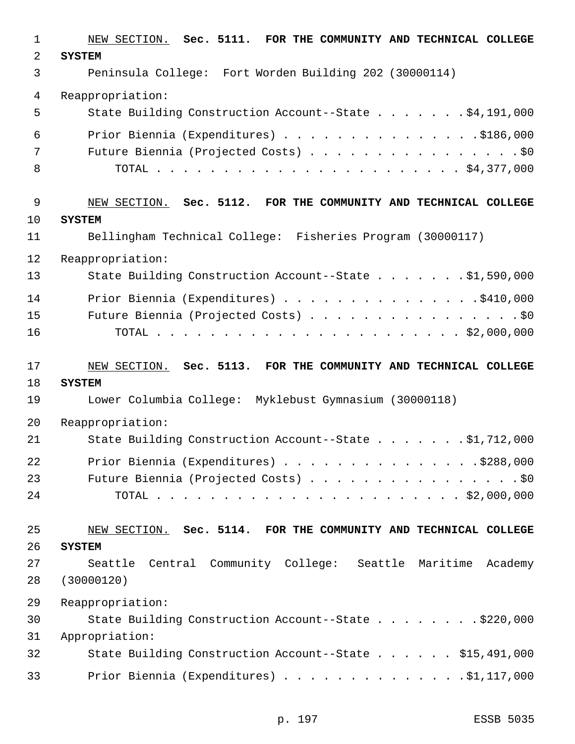NEW SECTION. **Sec. 5111. FOR THE COMMUNITY AND TECHNICAL COLLEGE SYSTEM**

Peninsula College: Fort Worden Building 202 (30000114)

Reappropriation:

| | |
|---|---|
| State Building Construction Account--State | $4,191,000 |
| Prior Biennia (Expenditures) | $186,000 |
| Future Biennia (Projected Costs) | $0 |
| TOTAL | $4,377,000 |

NEW SECTION. **Sec. 5112. FOR THE COMMUNITY AND TECHNICAL COLLEGE SYSTEM**

Bellingham Technical College: Fisheries Program (30000117)

Reappropriation:

| | |
|---|---|
| State Building Construction Account--State | $1,590,000 |
| Prior Biennia (Expenditures) | $410,000 |
| Future Biennia (Projected Costs) | $0 |
| TOTAL | $2,000,000 |

NEW SECTION. **Sec. 5113. FOR THE COMMUNITY AND TECHNICAL COLLEGE SYSTEM**

Lower Columbia College: Myklebust Gymnasium (30000118)

Reappropriation:

| | |
|---|---|
| State Building Construction Account--State | $1,712,000 |
| Prior Biennia (Expenditures) | $288,000 |
| Future Biennia (Projected Costs) | $0 |
| TOTAL | $2,000,000 |

NEW SECTION. **Sec. 5114. FOR THE COMMUNITY AND TECHNICAL COLLEGE SYSTEM**

Seattle Central Community College: Seattle Maritime Academy (30000120)

Reappropriation:

| | |
|---|---|
| State Building Construction Account--State | $220,000 |

Appropriation:

| | |
|---|---|
| State Building Construction Account--State | $15,491,000 |
| Prior Biennia (Expenditures) | $1,117,000 |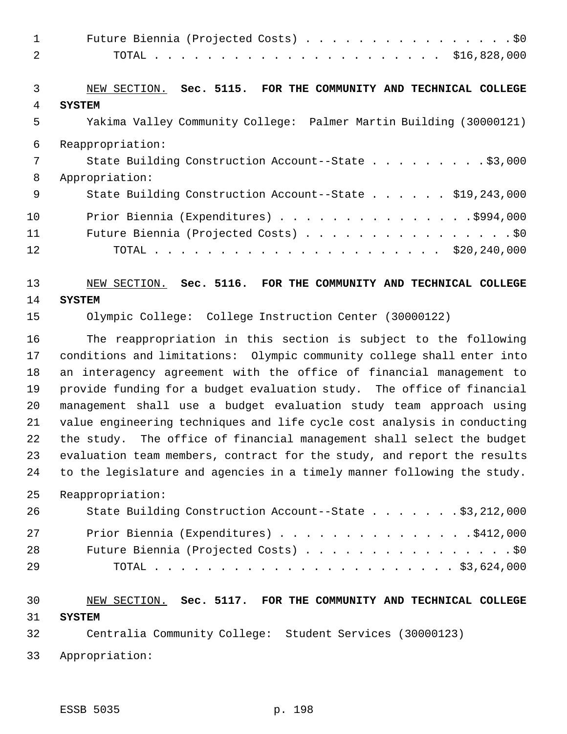Future Biennia (Projected Costs) . . . . . . . . . . . . . . . . .$0
TOTAL . . . . . . . . . . . . . . . . . . . . . . $16,828,000

NEW SECTION. **Sec. 5115. FOR THE COMMUNITY AND TECHNICAL COLLEGE SYSTEM**

Yakima Valley Community College: Palmer Martin Building (30000121)

Reappropriation:
State Building Construction Account--State . . . . . . . . . .$3,000
Appropriation:
State Building Construction Account--State . . . . . . $19,243,000
Prior Biennia (Expenditures) . . . . . . . . . . . . . . . .$994,000
Future Biennia (Projected Costs) . . . . . . . . . . . . . . . . .$0
TOTAL . . . . . . . . . . . . . . . . . . . . . . $20,240,000

NEW SECTION. **Sec. 5116. FOR THE COMMUNITY AND TECHNICAL COLLEGE SYSTEM**

Olympic College: College Instruction Center (30000122)

The reappropriation in this section is subject to the following conditions and limitations: Olympic community college shall enter into an interagency agreement with the office of financial management to provide funding for a budget evaluation study. The office of financial management shall use a budget evaluation study team approach using value engineering techniques and life cycle cost analysis in conducting the study. The office of financial management shall select the budget evaluation team members, contract for the study, and report the results to the legislature and agencies in a timely manner following the study.

Reappropriation:
State Building Construction Account--State . . . . . . . .$3,212,000
Prior Biennia (Expenditures) . . . . . . . . . . . . . . . .$412,000
Future Biennia (Projected Costs) . . . . . . . . . . . . . . . . .$0
TOTAL . . . . . . . . . . . . . . . . . . . . . . . $3,624,000

NEW SECTION. **Sec. 5117. FOR THE COMMUNITY AND TECHNICAL COLLEGE SYSTEM**

Centralia Community College: Student Services (30000123)

Appropriation: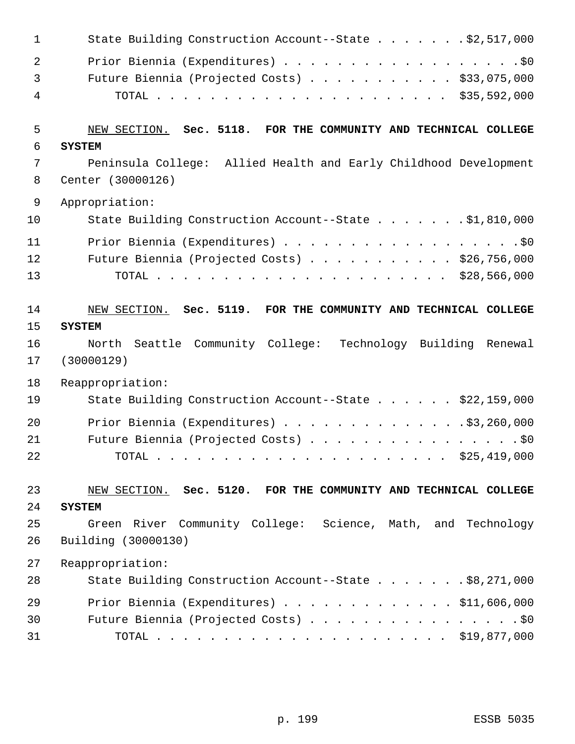State Building Construction Account--State . . . . . . . $2,517,000
Prior Biennia (Expenditures) . . . . . . . . . . . . . . . . . . $0
Future Biennia (Projected Costs) . . . . . . . . . . . $33,075,000
TOTAL . . . . . . . . . . . . . . . . . . . . . . $35,592,000

NEW SECTION. **Sec. 5118. FOR THE COMMUNITY AND TECHNICAL COLLEGE SYSTEM**

Peninsula College: Allied Health and Early Childhood Development Center (30000126)

Appropriation:
State Building Construction Account--State . . . . . . . $1,810,000
Prior Biennia (Expenditures) . . . . . . . . . . . . . . . . . . $0
Future Biennia (Projected Costs) . . . . . . . . . . . $26,756,000
TOTAL . . . . . . . . . . . . . . . . . . . . . . $28,566,000

NEW SECTION. **Sec. 5119. FOR THE COMMUNITY AND TECHNICAL COLLEGE SYSTEM**

North Seattle Community College: Technology Building Renewal (30000129)

Reappropriation:
State Building Construction Account--State . . . . . . $22,159,000
Prior Biennia (Expenditures) . . . . . . . . . . . . . $3,260,000
Future Biennia (Projected Costs) . . . . . . . . . . . . . . . . $0
TOTAL . . . . . . . . . . . . . . . . . . . . . . $25,419,000

NEW SECTION. **Sec. 5120. FOR THE COMMUNITY AND TECHNICAL COLLEGE SYSTEM**

Green River Community College: Science, Math, and Technology Building (30000130)

Reappropriation:
State Building Construction Account--State . . . . . . . $8,271,000
Prior Biennia (Expenditures) . . . . . . . . . . . . . $11,606,000
Future Biennia (Projected Costs) . . . . . . . . . . . . . . . . $0
TOTAL . . . . . . . . . . . . . . . . . . . . . . $19,877,000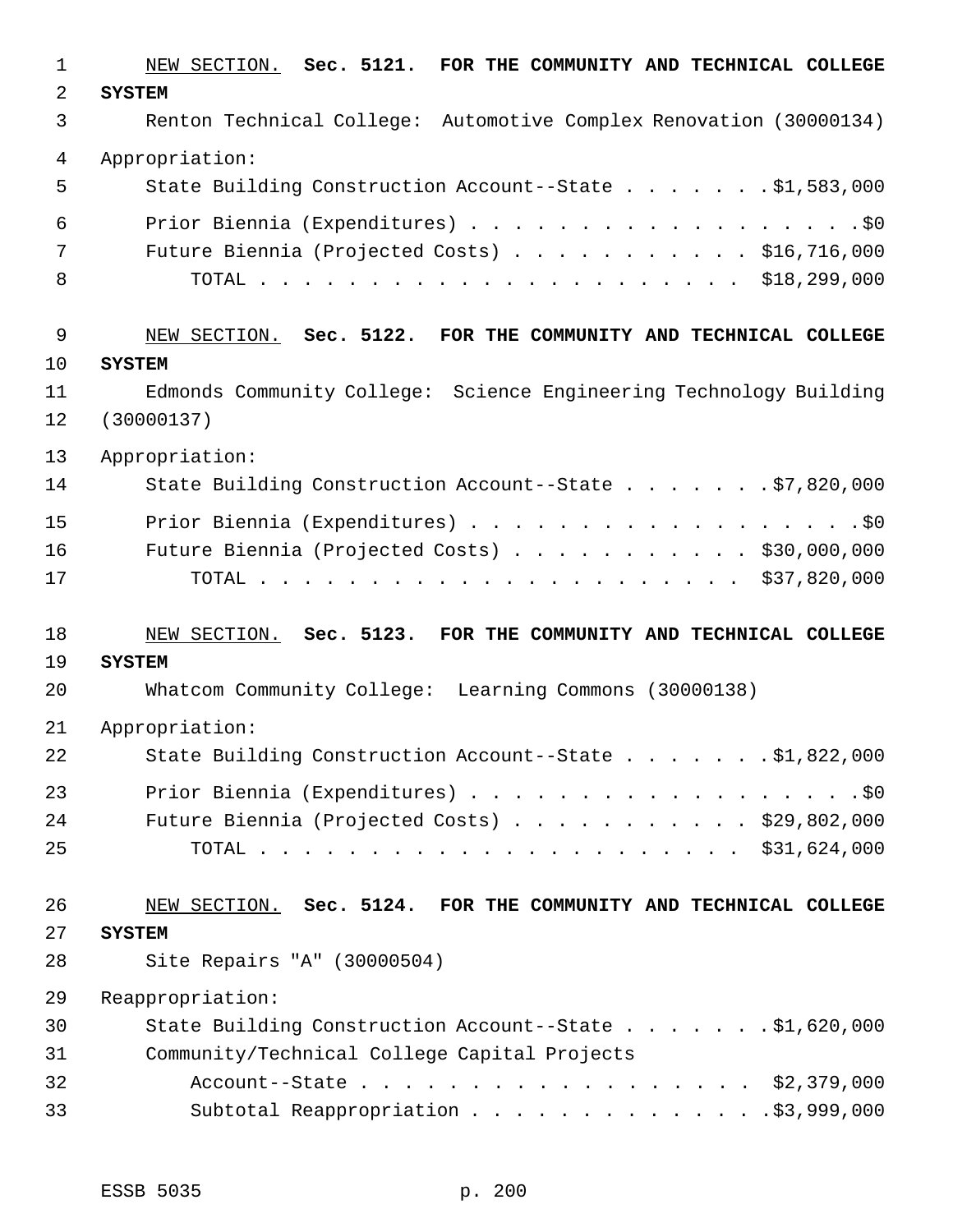NEW SECTION. **Sec. 5121. FOR THE COMMUNITY AND TECHNICAL COLLEGE SYSTEM**

Renton Technical College: Automotive Complex Renovation (30000134)

Appropriation:

| | |
|---|---|
| State Building Construction Account--State | $1,583,000 |
| Prior Biennia (Expenditures) | $0 |
| Future Biennia (Projected Costs) | $16,716,000 |
| TOTAL | $18,299,000 |

NEW SECTION. **Sec. 5122. FOR THE COMMUNITY AND TECHNICAL COLLEGE SYSTEM**

Edmonds Community College: Science Engineering Technology Building (30000137)

Appropriation:

| | |
|---|---|
| State Building Construction Account--State | $7,820,000 |
| Prior Biennia (Expenditures) | $0 |
| Future Biennia (Projected Costs) | $30,000,000 |
| TOTAL | $37,820,000 |

NEW SECTION. **Sec. 5123. FOR THE COMMUNITY AND TECHNICAL COLLEGE SYSTEM**

Whatcom Community College: Learning Commons (30000138)

Appropriation:

| | |
|---|---|
| State Building Construction Account--State | $1,822,000 |
| Prior Biennia (Expenditures) | $0 |
| Future Biennia (Projected Costs) | $29,802,000 |
| TOTAL | $31,624,000 |

NEW SECTION. **Sec. 5124. FOR THE COMMUNITY AND TECHNICAL COLLEGE SYSTEM**

Site Repairs "A" (30000504)

Reappropriation:

| | |
|---|---|
| State Building Construction Account--State | $1,620,000 |
| Community/Technical College Capital Projects Account--State | $2,379,000 |
| Subtotal Reappropriation | $3,999,000 |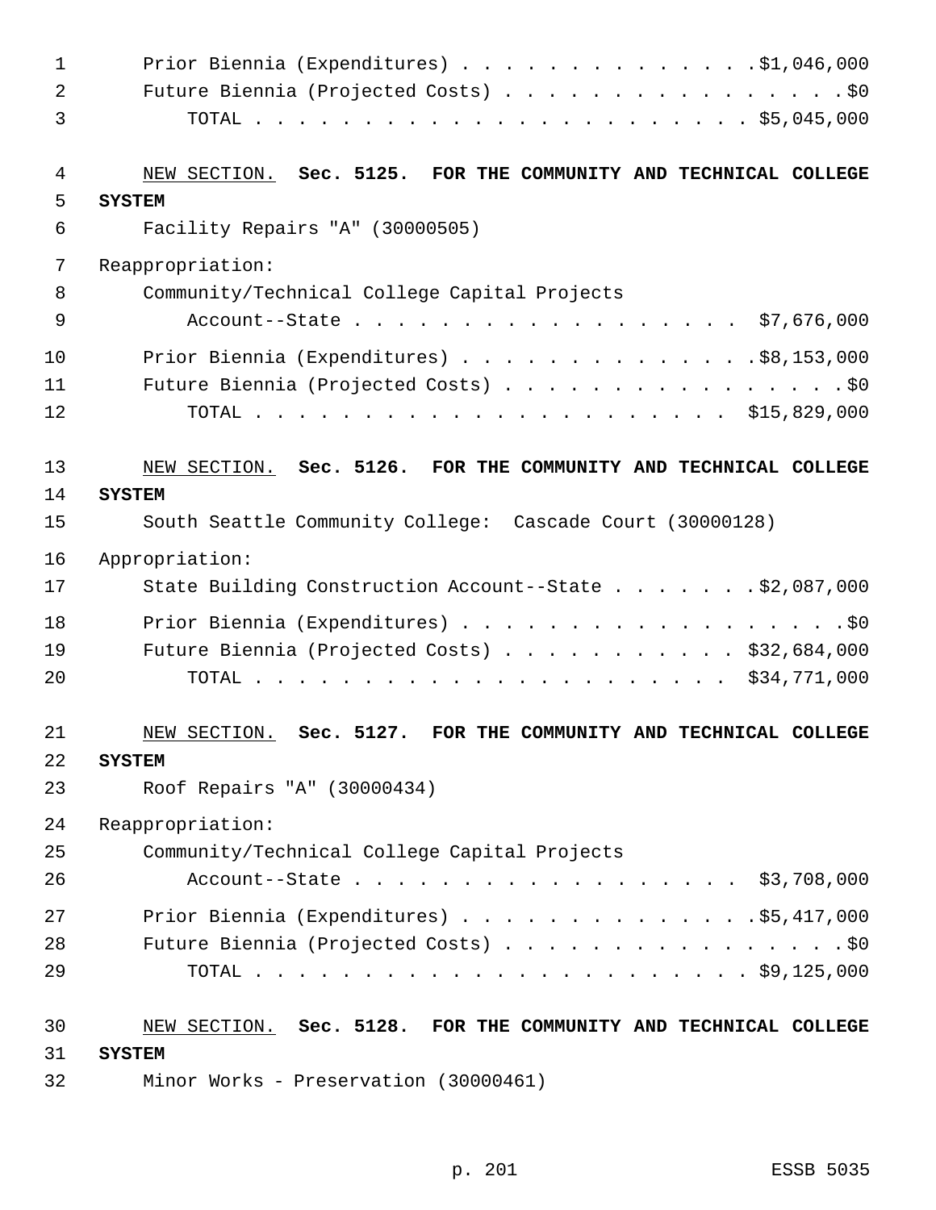Prior Biennia (Expenditures) . . . . . . . . . . . . . . $1,046,000
Future Biennia (Projected Costs) . . . . . . . . . . . . . . . . $0
TOTAL . . . . . . . . . . . . . . . . . . . . . . . . $5,045,000

NEW SECTION. **Sec. 5125. FOR THE COMMUNITY AND TECHNICAL COLLEGE SYSTEM**

Facility Repairs "A" (30000505)

Reappropriation:

Community/Technical College Capital Projects Account--State . . . . . . . . . . . . . . . . . . $7,676,000

Prior Biennia (Expenditures) . . . . . . . . . . . . . . $8,153,000
Future Biennia (Projected Costs) . . . . . . . . . . . . . . . . $0
TOTAL . . . . . . . . . . . . . . . . . . . . . . . $15,829,000

NEW SECTION. **Sec. 5126. FOR THE COMMUNITY AND TECHNICAL COLLEGE SYSTEM**

South Seattle Community College: Cascade Court (30000128)

Appropriation:

State Building Construction Account--State . . . . . . . $2,087,000

Prior Biennia (Expenditures) . . . . . . . . . . . . . . . . . . $0
Future Biennia (Projected Costs) . . . . . . . . . . . $32,684,000
TOTAL . . . . . . . . . . . . . . . . . . . . . . . $34,771,000

NEW SECTION. **Sec. 5127. FOR THE COMMUNITY AND TECHNICAL COLLEGE SYSTEM**

Roof Repairs "A" (30000434)

Reappropriation:

Community/Technical College Capital Projects Account--State . . . . . . . . . . . . . . . . . . $3,708,000

Prior Biennia (Expenditures) . . . . . . . . . . . . . . $5,417,000
Future Biennia (Projected Costs) . . . . . . . . . . . . . . . . $0
TOTAL . . . . . . . . . . . . . . . . . . . . . . . . $9,125,000

NEW SECTION. **Sec. 5128. FOR THE COMMUNITY AND TECHNICAL COLLEGE SYSTEM**

Minor Works - Preservation (30000461)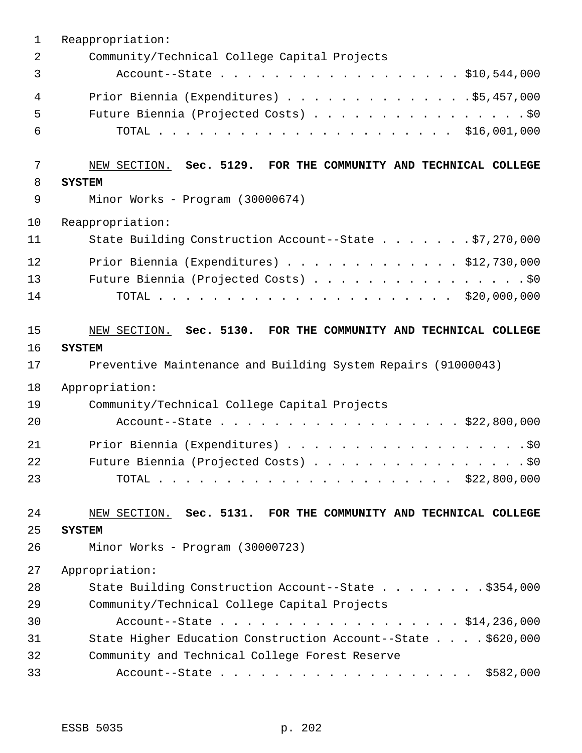Reappropriation:

Community/Technical College Capital Projects Account--State . . . . . . . . . . . . . . . . . . $10,544,000

Prior Biennia (Expenditures) . . . . . . . . . . . . . $5,457,000

Future Biennia (Projected Costs) . . . . . . . . . . . . . . . . $0

TOTAL . . . . . . . . . . . . . . . . . . . . . . $16,001,000

NEW SECTION. **Sec. 5129. FOR THE COMMUNITY AND TECHNICAL COLLEGE SYSTEM**

Minor Works - Program (30000674)

Reappropriation:

State Building Construction Account--State . . . . . . . $7,270,000

Prior Biennia (Expenditures) . . . . . . . . . . . . . $12,730,000

Future Biennia (Projected Costs) . . . . . . . . . . . . . . . . $0

TOTAL . . . . . . . . . . . . . . . . . . . . . . $20,000,000

NEW SECTION. **Sec. 5130. FOR THE COMMUNITY AND TECHNICAL COLLEGE SYSTEM**

Preventive Maintenance and Building System Repairs (91000043)

Appropriation:

Community/Technical College Capital Projects Account--State . . . . . . . . . . . . . . . . . . $22,800,000

Prior Biennia (Expenditures) . . . . . . . . . . . . . . . . . . $0

Future Biennia (Projected Costs) . . . . . . . . . . . . . . . . $0

TOTAL . . . . . . . . . . . . . . . . . . . . . . $22,800,000

NEW SECTION. **Sec. 5131. FOR THE COMMUNITY AND TECHNICAL COLLEGE SYSTEM**

Minor Works - Program (30000723)

Appropriation:

State Building Construction Account--State . . . . . . . . $354,000

Community/Technical College Capital Projects Account--State . . . . . . . . . . . . . . . . . . $14,236,000

State Higher Education Construction Account--State . . . . $620,000

Community and Technical College Forest Reserve Account--State . . . . . . . . . . . . . . . . . . . $582,000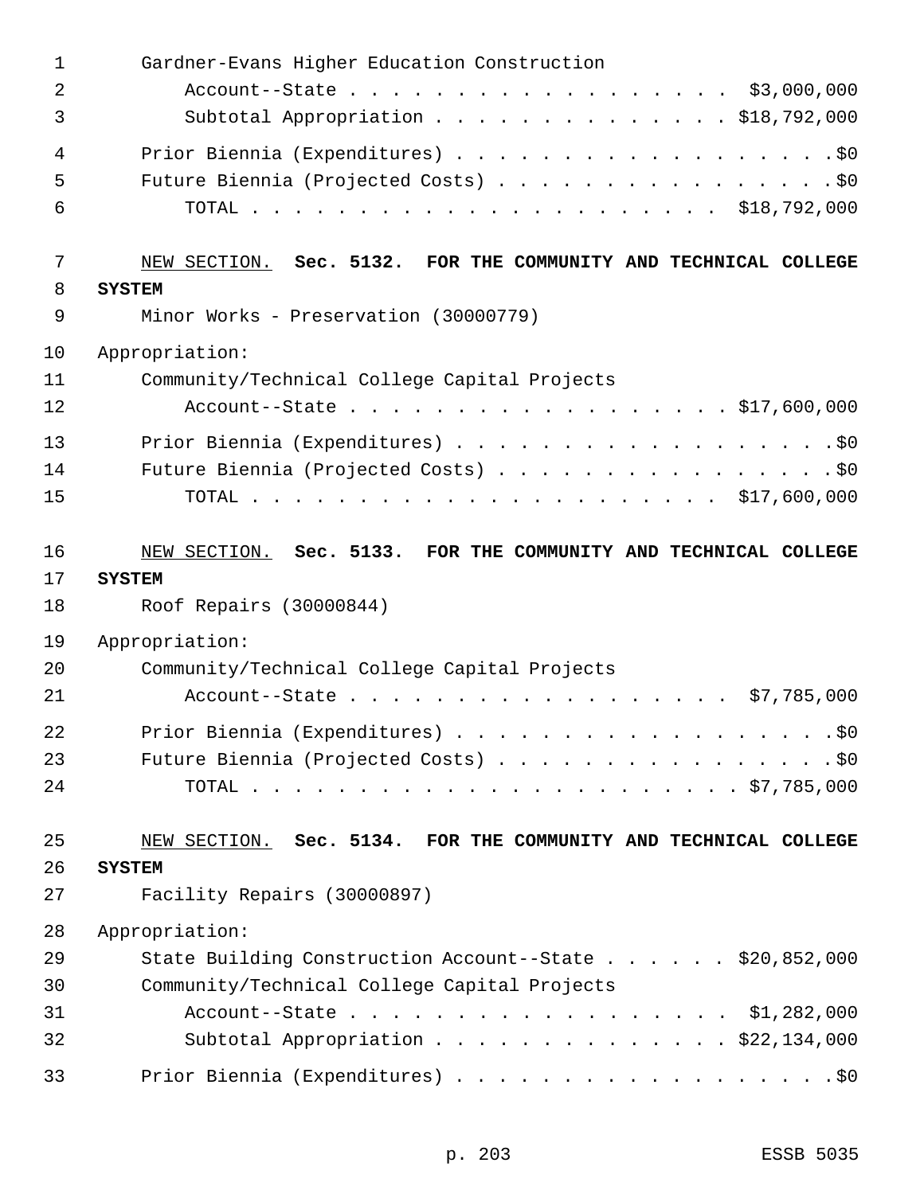Gardner-Evans Higher Education Construction
Account--State . . . . . . . . . . . . . . . . . . $3,000,000
Subtotal Appropriation . . . . . . . . . . . . . . $18,792,000

Prior Biennia (Expenditures) . . . . . . . . . . . . . . . . . . .$0
Future Biennia (Projected Costs) . . . . . . . . . . . . . . . . .$0
TOTAL . . . . . . . . . . . . . . . . . . . . . . $18,792,000

NEW SECTION. **Sec. 5132. FOR THE COMMUNITY AND TECHNICAL COLLEGE SYSTEM**

Minor Works - Preservation (30000779)

Appropriation:
Community/Technical College Capital Projects
Account--State . . . . . . . . . . . . . . . . . . $17,600,000

Prior Biennia (Expenditures) . . . . . . . . . . . . . . . . . . .$0
Future Biennia (Projected Costs) . . . . . . . . . . . . . . . . .$0
TOTAL . . . . . . . . . . . . . . . . . . . . . . $17,600,000

NEW SECTION. **Sec. 5133. FOR THE COMMUNITY AND TECHNICAL COLLEGE SYSTEM**

Roof Repairs (30000844)

Appropriation:
Community/Technical College Capital Projects
Account--State . . . . . . . . . . . . . . . . . . $7,785,000

Prior Biennia (Expenditures) . . . . . . . . . . . . . . . . . . .$0
Future Biennia (Projected Costs) . . . . . . . . . . . . . . . . .$0
TOTAL . . . . . . . . . . . . . . . . . . . . . . . $7,785,000

NEW SECTION. **Sec. 5134. FOR THE COMMUNITY AND TECHNICAL COLLEGE SYSTEM**

Facility Repairs (30000897)

Appropriation:
State Building Construction Account--State . . . . . . $20,852,000
Community/Technical College Capital Projects
Account--State . . . . . . . . . . . . . . . . . . $1,282,000
Subtotal Appropriation . . . . . . . . . . . . . . $22,134,000

Prior Biennia (Expenditures) . . . . . . . . . . . . . . . . . . .$0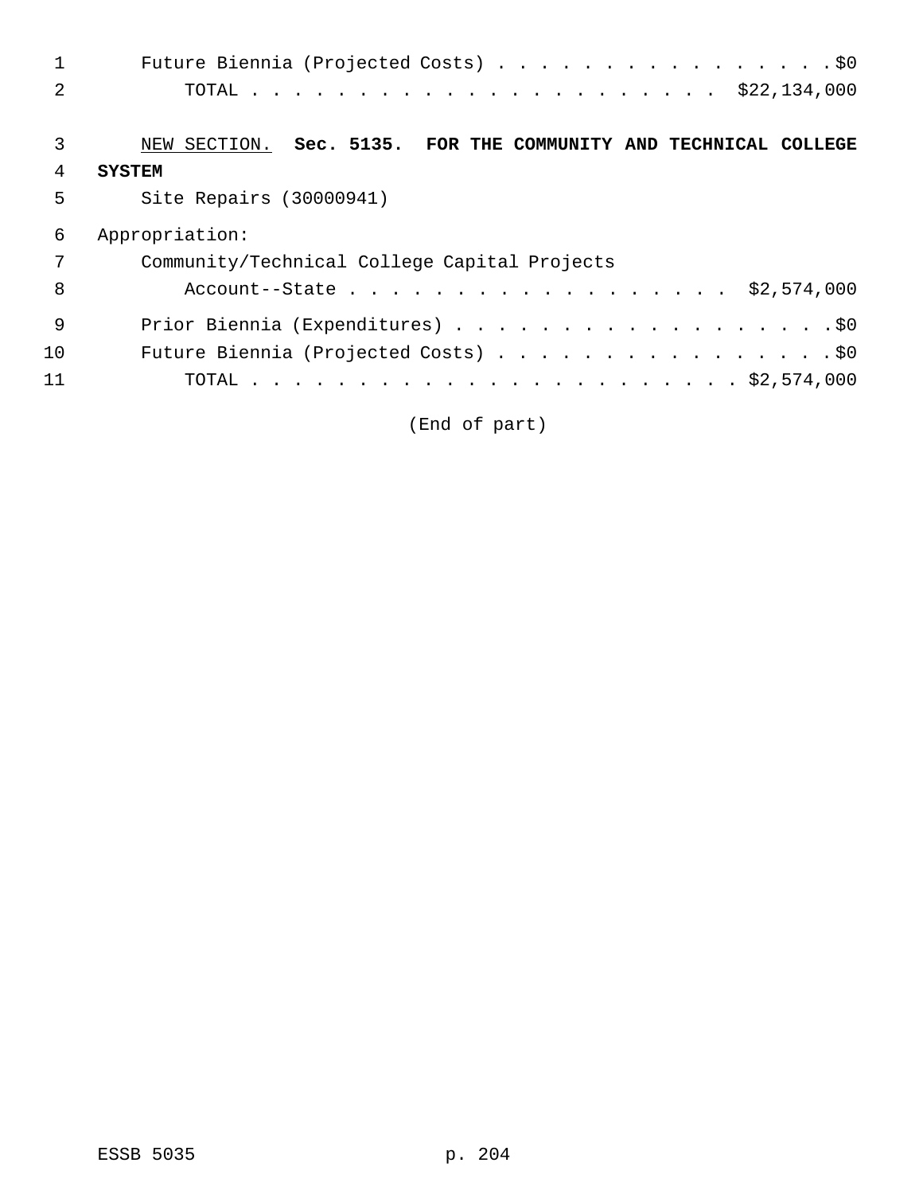Future Biennia (Projected Costs) . . . . . . . . . . . . . . . . .$0

TOTAL . . . . . . . . . . . . . . . . . . . . . . $22,134,000

NEW SECTION. **Sec. 5135. FOR THE COMMUNITY AND TECHNICAL COLLEGE SYSTEM**

Site Repairs (30000941)

Appropriation:

Community/Technical College Capital Projects

Account--State . . . . . . . . . . . . . . . . . . $2,574,000

Prior Biennia (Expenditures) . . . . . . . . . . . . . . . . . . .$0

Future Biennia (Projected Costs) . . . . . . . . . . . . . . . . .$0

TOTAL . . . . . . . . . . . . . . . . . . . . . . . $2,574,000

(End of part)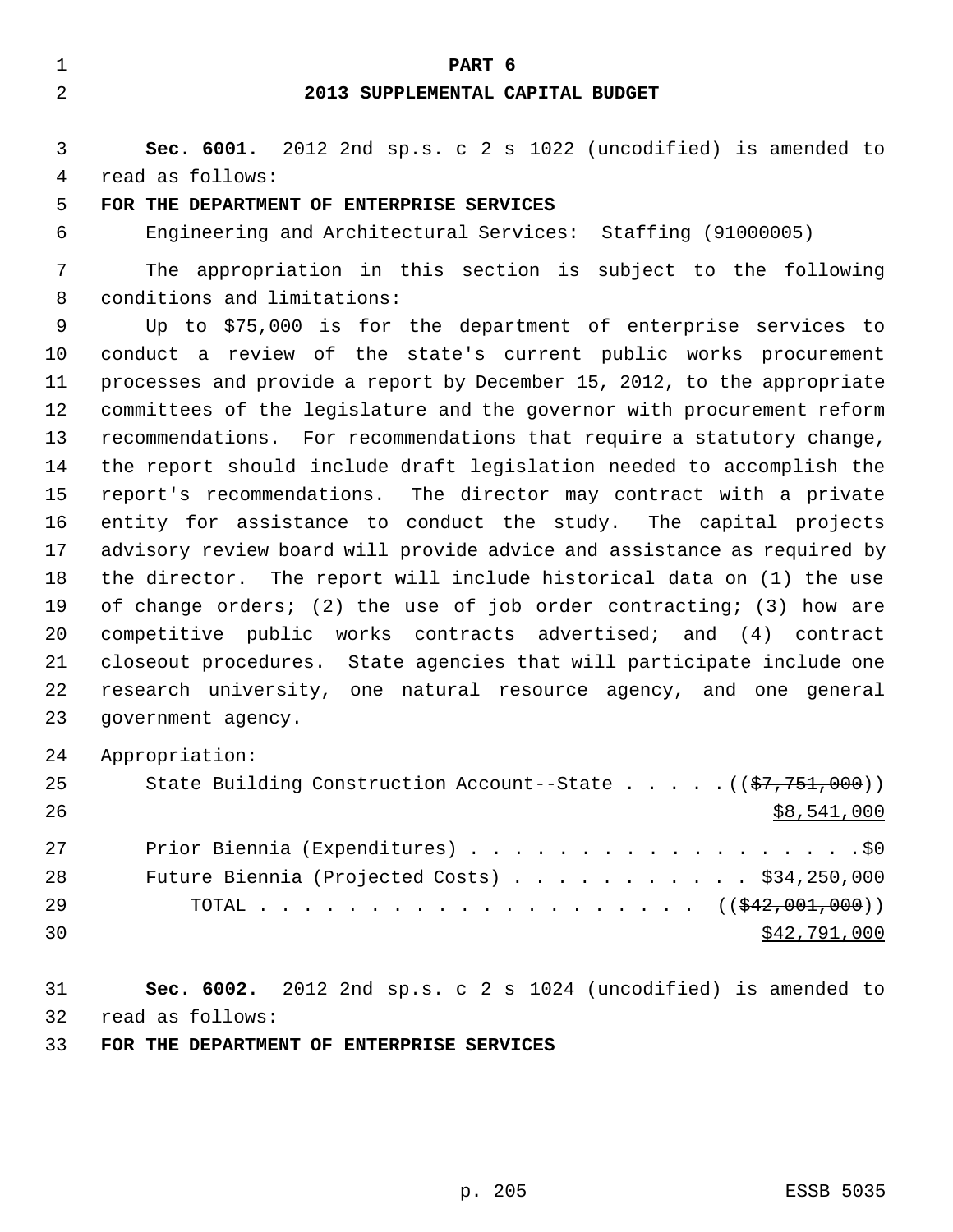# PART 6

## 2013 SUPPLEMENTAL CAPITAL BUDGET

**Sec. 6001.** 2012 2nd sp.s. c 2 s 1022 (uncodified) is amended to read as follows:

**FOR THE DEPARTMENT OF ENTERPRISE SERVICES**

Engineering and Architectural Services: Staffing (91000005)

The appropriation in this section is subject to the following conditions and limitations:

Up to $75,000 is for the department of enterprise services to conduct a review of the state's current public works procurement processes and provide a report by December 15, 2012, to the appropriate committees of the legislature and the governor with procurement reform recommendations. For recommendations that require a statutory change, the report should include draft legislation needed to accomplish the report's recommendations. The director may contract with a private entity for assistance to conduct the study. The capital projects advisory review board will provide advice and assistance as required by the director. The report will include historical data on (1) the use of change orders; (2) the use of job order contracting; (3) how are competitive public works contracts advertised; and (4) contract closeout procedures. State agencies that will participate include one research university, one natural resource agency, and one general government agency.

Appropriation:

State Building Construction Account--State . . . . . ((~~$7,751,000~~)) <u>$8,541,000</u>

Prior Biennia (Expenditures) . . . . . . . . . . . . . . . . . . .$0

Future Biennia (Projected Costs) . . . . . . . . . . . $34,250,000

TOTAL . . . . . . . . . . . . . . . . . . . . . ((~~$42,001,000~~)) <u>$42,791,000</u>

**Sec. 6002.** 2012 2nd sp.s. c 2 s 1024 (uncodified) is amended to read as follows:

**FOR THE DEPARTMENT OF ENTERPRISE SERVICES**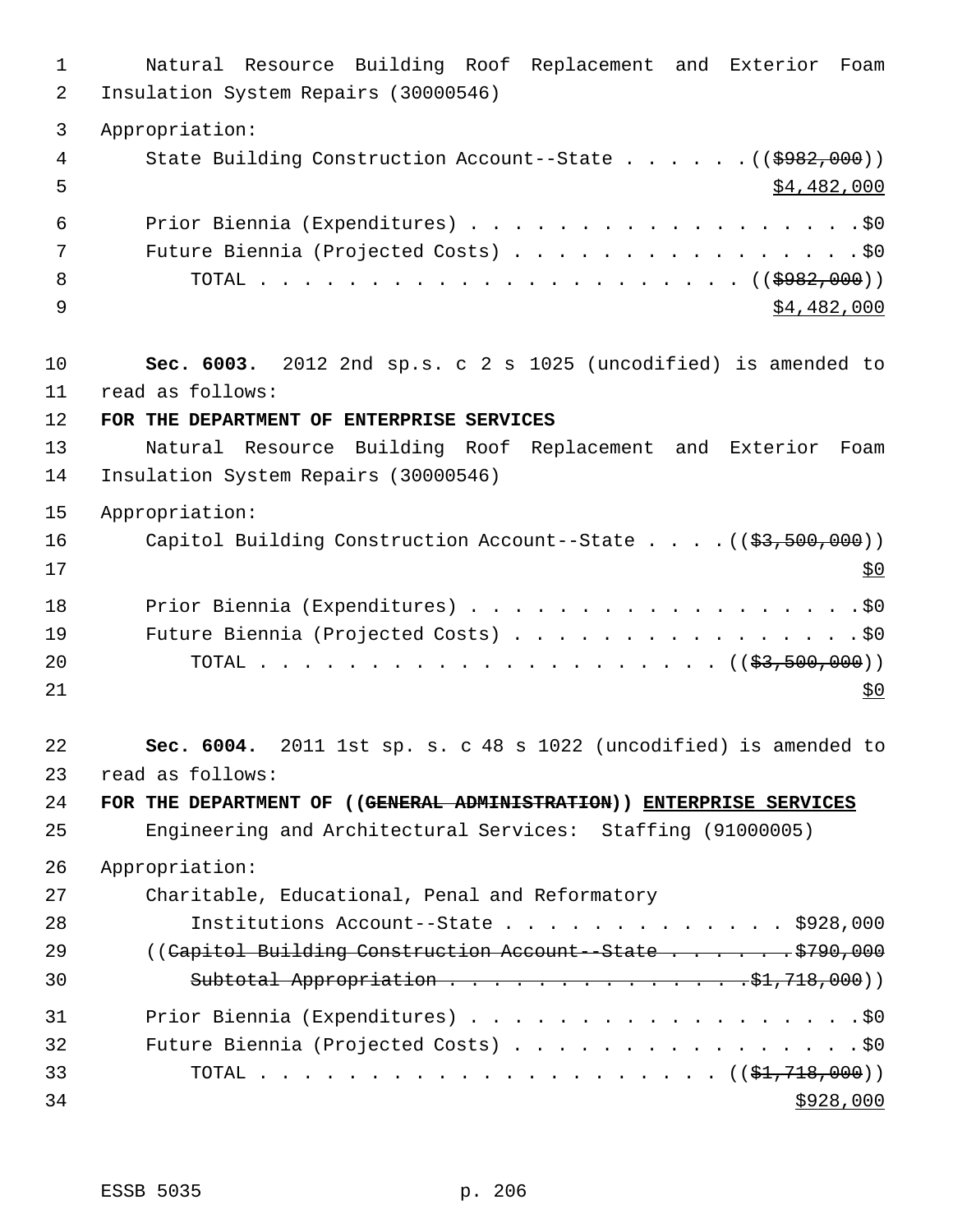Natural Resource Building Roof Replacement and Exterior Foam Insulation System Repairs (30000546)

Appropriation:

State Building Construction Account--State . . . . . . (($982,000))
$4,482,000

Prior Biennia (Expenditures) . . . . . . . . . . . . . . . . . . .$0

Future Biennia (Projected Costs) . . . . . . . . . . . . . . . . .$0

TOTAL . . . . . . . . . . . . . . . . . . . . . . . (($982,000))
$4,482,000

**Sec. 6003.** 2012 2nd sp.s. c 2 s 1025 (uncodified) is amended to read as follows:

**FOR THE DEPARTMENT OF ENTERPRISE SERVICES**

Natural Resource Building Roof Replacement and Exterior Foam Insulation System Repairs (30000546)

Appropriation:

Capitol Building Construction Account--State . . . . (($3,500,000))
$0

Prior Biennia (Expenditures) . . . . . . . . . . . . . . . . . . .$0

Future Biennia (Projected Costs) . . . . . . . . . . . . . . . . .$0

TOTAL . . . . . . . . . . . . . . . . . . . . . . (($3,500,000))
$0

**Sec. 6004.** 2011 1st sp. s. c 48 s 1022 (uncodified) is amended to read as follows:

**FOR THE DEPARTMENT OF ((GENERAL ADMINISTRATION)) ENTERPRISE SERVICES**

Engineering and Architectural Services: Staffing (91000005)

Appropriation:

Charitable, Educational, Penal and Reformatory Institutions Account--State . . . . . . . . . . . . . $928,000

((Capitol Building Construction Account--State . . . . . . .$790,000

Subtotal Appropriation . . . . . . . . . . . . . . . .$1,718,000))

Prior Biennia (Expenditures) . . . . . . . . . . . . . . . . . . .$0

Future Biennia (Projected Costs) . . . . . . . . . . . . . . . . .$0

TOTAL . . . . . . . . . . . . . . . . . . . . . . (($1,718,000))
$928,000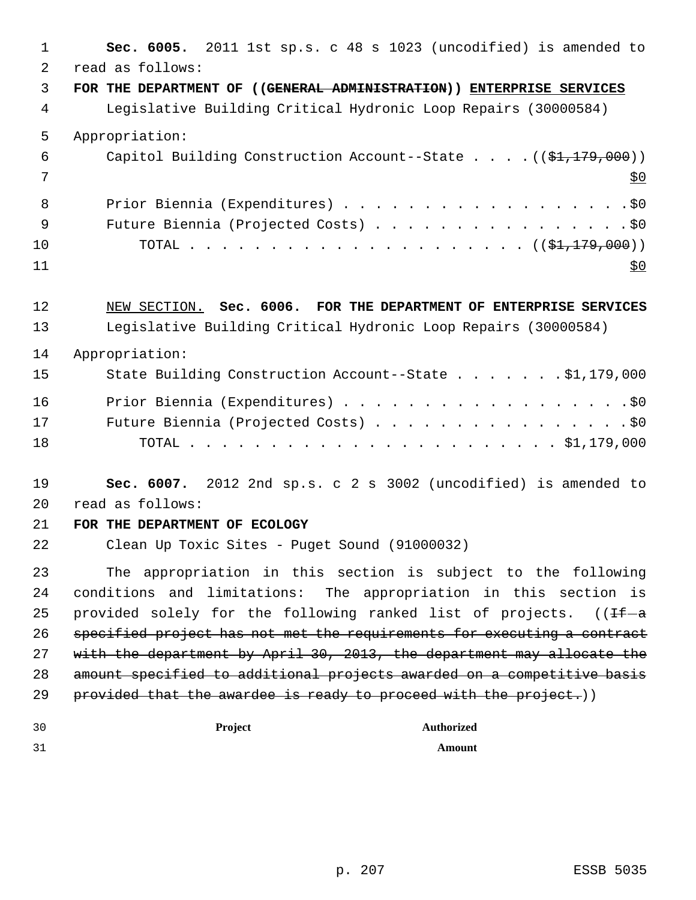**Sec. 6005.** 2011 1st sp.s. c 48 s 1023 (uncodified) is amended to read as follows:

**FOR THE DEPARTMENT OF ((~~GENERAL ADMINISTRATION~~)) <u>ENTERPRISE SERVICES</u>**

Legislative Building Critical Hydronic Loop Repairs (30000584)

Appropriation:

Capitol Building Construction Account--State . . . . ((~~$1,179,000~~)) <u>$0</u>

Prior Biennia (Expenditures) . . . . . . . . . . . . . . . . . . $0

Future Biennia (Projected Costs) . . . . . . . . . . . . . . . . $0

TOTAL . . . . . . . . . . . . . . . . . . . . . . ((~~$1,179,000~~)) <u>$0</u>

<u>NEW SECTION.</u> **Sec. 6006. FOR THE DEPARTMENT OF ENTERPRISE SERVICES**

Legislative Building Critical Hydronic Loop Repairs (30000584)

Appropriation:

State Building Construction Account--State . . . . . . . $1,179,000

Prior Biennia (Expenditures) . . . . . . . . . . . . . . . . . . $0

Future Biennia (Projected Costs) . . . . . . . . . . . . . . . . $0

TOTAL . . . . . . . . . . . . . . . . . . . . . . . . $1,179,000

**Sec. 6007.** 2012 2nd sp.s. c 2 s 3002 (uncodified) is amended to read as follows:

**FOR THE DEPARTMENT OF ECOLOGY**

Clean Up Toxic Sites - Puget Sound (91000032)

The appropriation in this section is subject to the following conditions and limitations: The appropriation in this section is provided solely for the following ranked list of projects. ((~~If a specified project has not met the requirements for executing a contract with the department by April 30, 2013, the department may allocate the amount specified to additional projects awarded on a competitive basis provided that the awardee is ready to proceed with the project.~~))

| Project | Authorized Amount |
|---|---|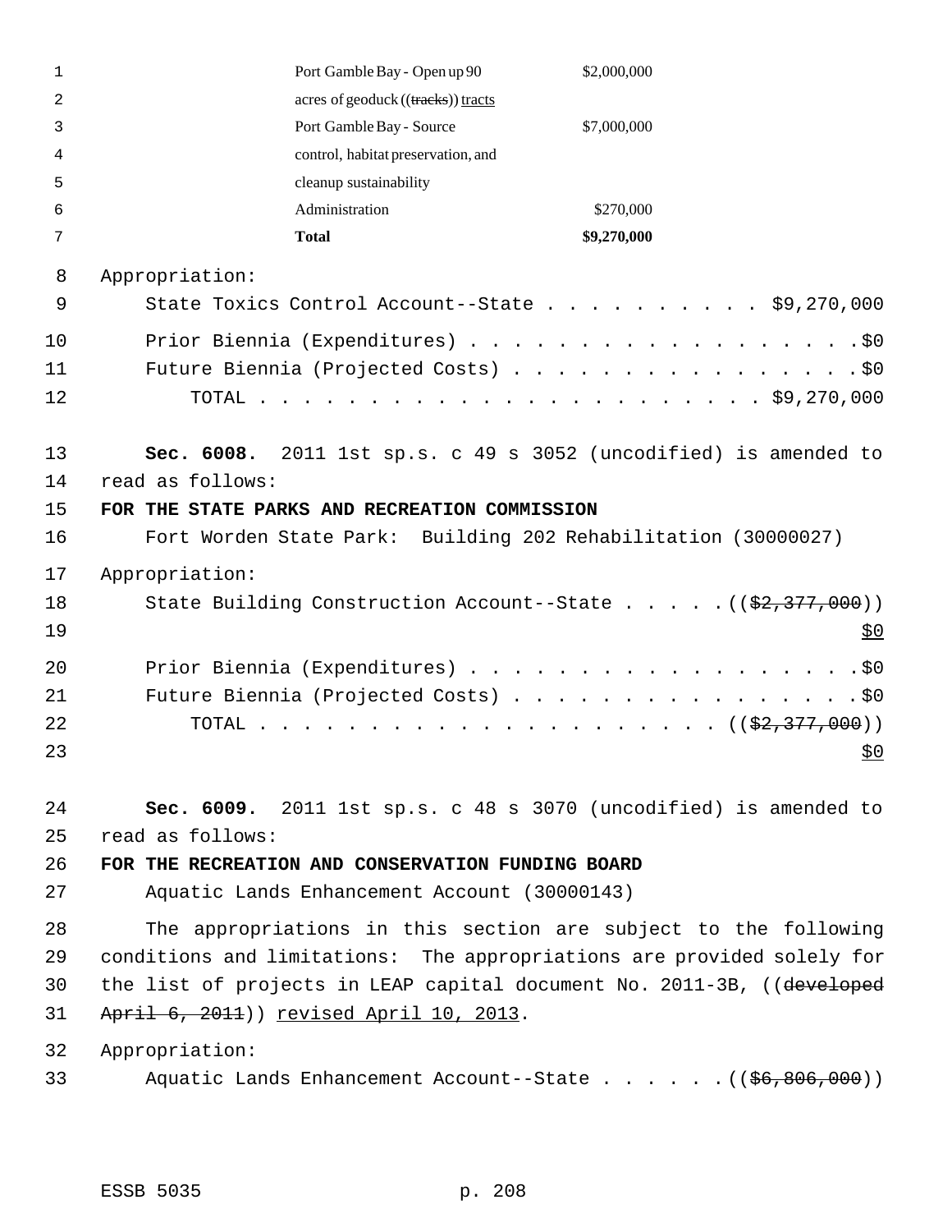| | |
|---|---|
| Port Gamble Bay - Open up 90 acres of geoduck ((~~tracks~~)) tracts | $2,000,000 |
| Port Gamble Bay - Source control, habitat preservation, and cleanup sustainability | $7,000,000 |
| Administration | $270,000 |
| **Total** | **$9,270,000** |

Appropriation:

State Toxics Control Account--State . . . . . . . . . . . $9,270,000

Prior Biennia (Expenditures) . . . . . . . . . . . . . . . . . . .$0

Future Biennia (Projected Costs) . . . . . . . . . . . . . . . . .$0

TOTAL . . . . . . . . . . . . . . . . . . . . . . . . $9,270,000

**Sec. 6008.** 2011 1st sp.s. c 49 s 3052 (uncodified) is amended to read as follows:

**FOR THE STATE PARKS AND RECREATION COMMISSION**

Fort Worden State Park: Building 202 Rehabilitation (30000027)

Appropriation:

State Building Construction Account--State . . . . . .((~~$2,377,000~~))
<u>$0</u>

Prior Biennia (Expenditures) . . . . . . . . . . . . . . . . . . .$0

Future Biennia (Projected Costs) . . . . . . . . . . . . . . . . .$0

TOTAL . . . . . . . . . . . . . . . . . . . . . . ((~~$2,377,000~~))
<u>$0</u>

**Sec. 6009.** 2011 1st sp.s. c 48 s 3070 (uncodified) is amended to read as follows:

**FOR THE RECREATION AND CONSERVATION FUNDING BOARD**

Aquatic Lands Enhancement Account (30000143)

The appropriations in this section are subject to the following conditions and limitations: The appropriations are provided solely for the list of projects in LEAP capital document No. 2011-3B, ((~~developed April 6, 2011~~)) <u>revised April 10, 2013</u>.

Appropriation:

Aquatic Lands Enhancement Account--State . . . . . . .((~~$6,806,000~~))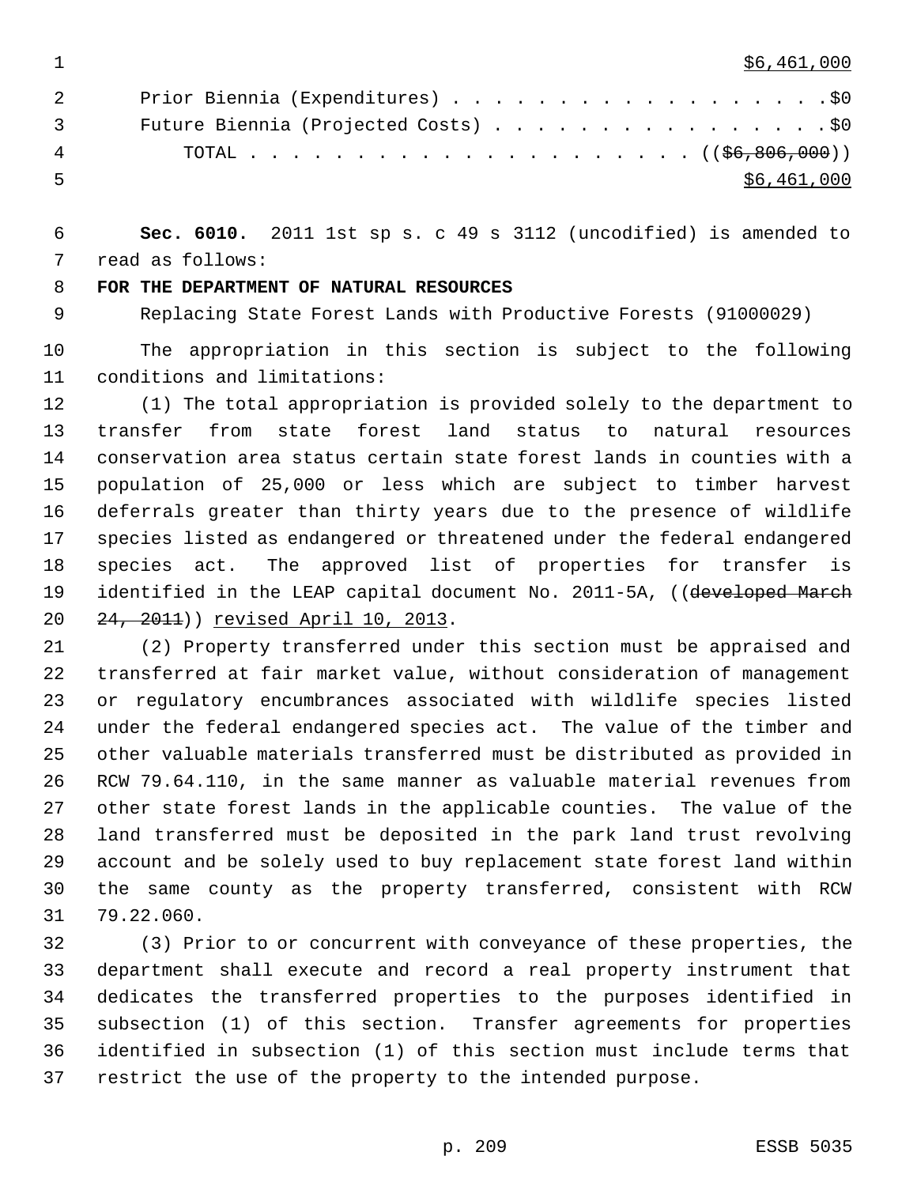$6,461,000

Prior Biennia (Expenditures) . . . . . . . . . . . . . . . . . . .$0

Future Biennia (Projected Costs) . . . . . . . . . . . . . . . . .$0

TOTAL . . . . . . . . . . . . . . . . . . . . . . ((~~$6,806,000~~))
$6,461,000

**Sec. 6010.** 2011 1st sp s. c 49 s 3112 (uncodified) is amended to read as follows:

**FOR THE DEPARTMENT OF NATURAL RESOURCES**

Replacing State Forest Lands with Productive Forests (91000029)

The appropriation in this section is subject to the following conditions and limitations:

(1) The total appropriation is provided solely to the department to transfer from state forest land status to natural resources conservation area status certain state forest lands in counties with a population of 25,000 or less which are subject to timber harvest deferrals greater than thirty years due to the presence of wildlife species listed as endangered or threatened under the federal endangered species act. The approved list of properties for transfer is identified in the LEAP capital document No. 2011-5A, ((~~developed March 24, 2011~~)) revised April 10, 2013.

(2) Property transferred under this section must be appraised and transferred at fair market value, without consideration of management or regulatory encumbrances associated with wildlife species listed under the federal endangered species act. The value of the timber and other valuable materials transferred must be distributed as provided in RCW 79.64.110, in the same manner as valuable material revenues from other state forest lands in the applicable counties. The value of the land transferred must be deposited in the park land trust revolving account and be solely used to buy replacement state forest land within the same county as the property transferred, consistent with RCW 79.22.060.

(3) Prior to or concurrent with conveyance of these properties, the department shall execute and record a real property instrument that dedicates the transferred properties to the purposes identified in subsection (1) of this section. Transfer agreements for properties identified in subsection (1) of this section must include terms that restrict the use of the property to the intended purpose.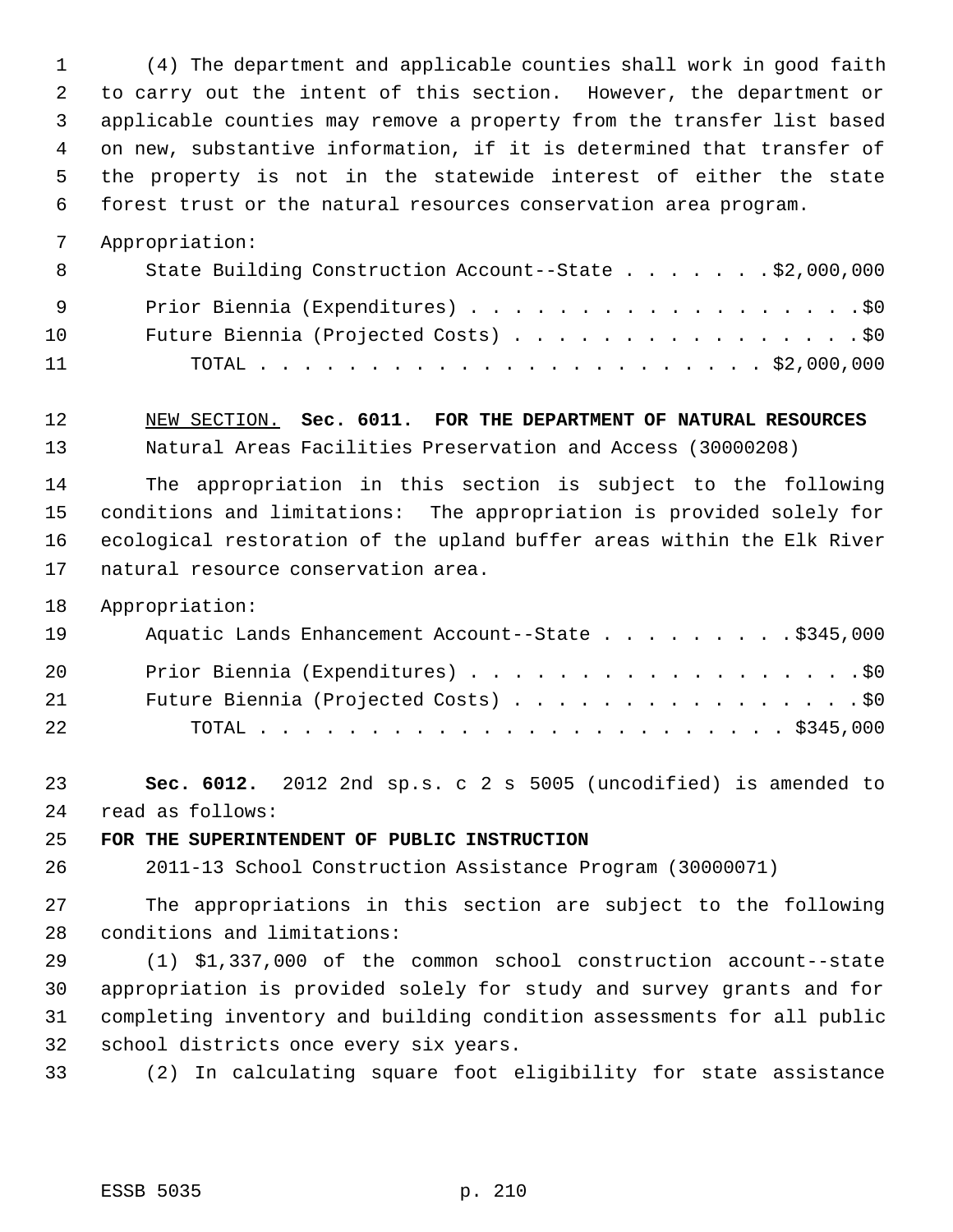(4) The department and applicable counties shall work in good faith to carry out the intent of this section. However, the department or applicable counties may remove a property from the transfer list based on new, substantive information, if it is determined that transfer of the property is not in the statewide interest of either the state forest trust or the natural resources conservation area program.

Appropriation:

| | |
|---|---|
| State Building Construction Account--State | $2,000,000 |
| Prior Biennia (Expenditures) | $0 |
| Future Biennia (Projected Costs) | $0 |
| TOTAL | $2,000,000 |

NEW SECTION. **Sec. 6011. FOR THE DEPARTMENT OF NATURAL RESOURCES**

Natural Areas Facilities Preservation and Access (30000208)

The appropriation in this section is subject to the following conditions and limitations: The appropriation is provided solely for ecological restoration of the upland buffer areas within the Elk River natural resource conservation area.

Appropriation:

| | |
|---|---|
| Aquatic Lands Enhancement Account--State | $345,000 |
| Prior Biennia (Expenditures) | $0 |
| Future Biennia (Projected Costs) | $0 |
| TOTAL | $345,000 |

**Sec. 6012.** 2012 2nd sp.s. c 2 s 5005 (uncodified) is amended to read as follows:

**FOR THE SUPERINTENDENT OF PUBLIC INSTRUCTION**

2011-13 School Construction Assistance Program (30000071)

The appropriations in this section are subject to the following conditions and limitations:

(1) $1,337,000 of the common school construction account--state appropriation is provided solely for study and survey grants and for completing inventory and building condition assessments for all public school districts once every six years.

(2) In calculating square foot eligibility for state assistance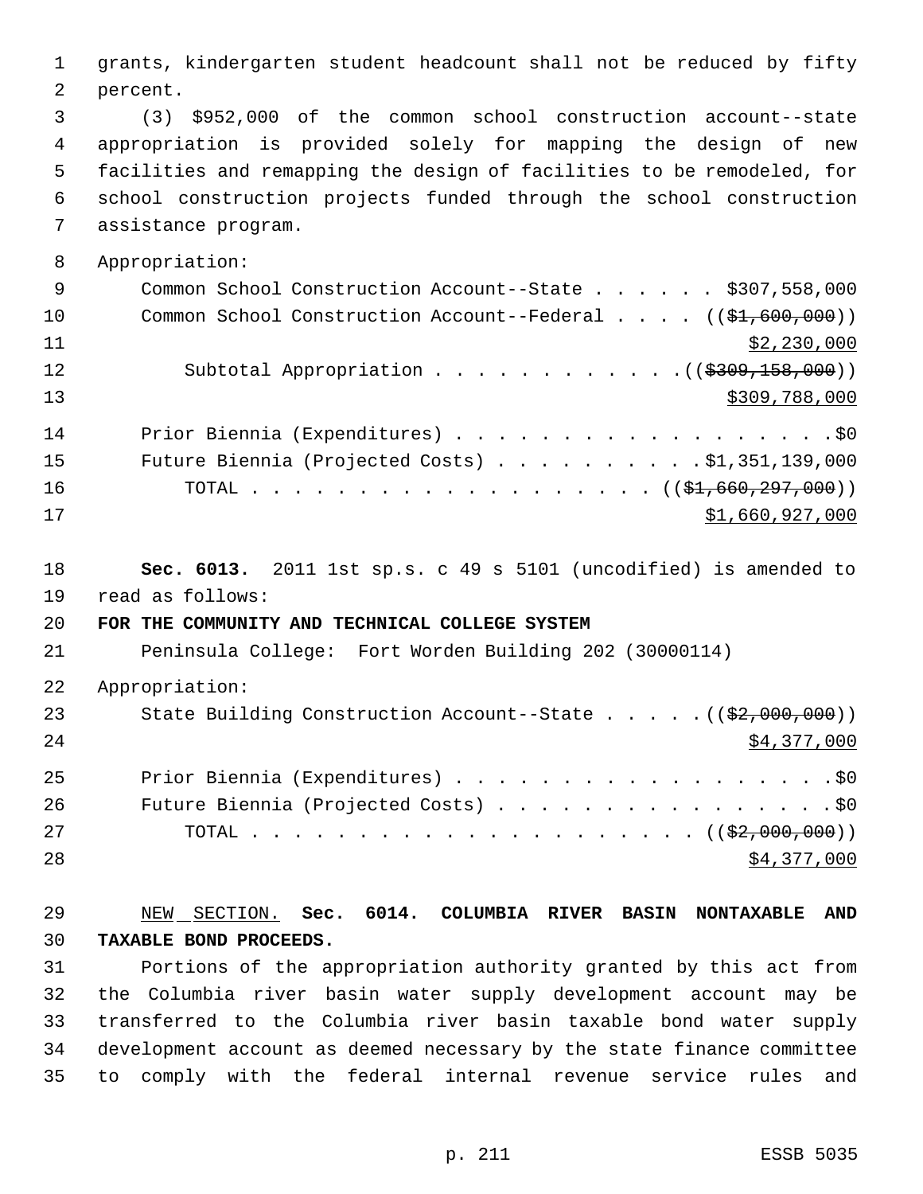grants, kindergarten student headcount shall not be reduced by fifty percent.

(3) $952,000 of the common school construction account--state appropriation is provided solely for mapping the design of new facilities and remapping the design of facilities to be remodeled, for school construction projects funded through the school construction assistance program.

Appropriation:

Common School Construction Account--State . . . . . . $307,558,000

Common School Construction Account--Federal . . . . (($1,600,000)) $2,230,000

Subtotal Appropriation . . . . . . . . . . . .(($309,158,000)) $309,788,000

Prior Biennia (Expenditures) . . . . . . . . . . . . . . . . . . .$0

Future Biennia (Projected Costs) . . . . . . . . . . .$1,351,139,000

TOTAL . . . . . . . . . . . . . . . . . . . . . (($1,660,297,000)) $1,660,927,000

**Sec. 6013.** 2011 1st sp.s. c 49 s 5101 (uncodified) is amended to read as follows:

**FOR THE COMMUNITY AND TECHNICAL COLLEGE SYSTEM**

Peninsula College: Fort Worden Building 202 (30000114)

Appropriation:

State Building Construction Account--State . . . . .(($2,000,000)) $4,377,000

Prior Biennia (Expenditures) . . . . . . . . . . . . . . . . . . .$0

Future Biennia (Projected Costs) . . . . . . . . . . . . . . . . .$0

TOTAL . . . . . . . . . . . . . . . . . . . . . . . (($2,000,000)) $4,377,000

NEW SECTION. **Sec. 6014. COLUMBIA RIVER BASIN NONTAXABLE AND TAXABLE BOND PROCEEDS.**

Portions of the appropriation authority granted by this act from the Columbia river basin water supply development account may be transferred to the Columbia river basin taxable bond water supply development account as deemed necessary by the state finance committee to comply with the federal internal revenue service rules and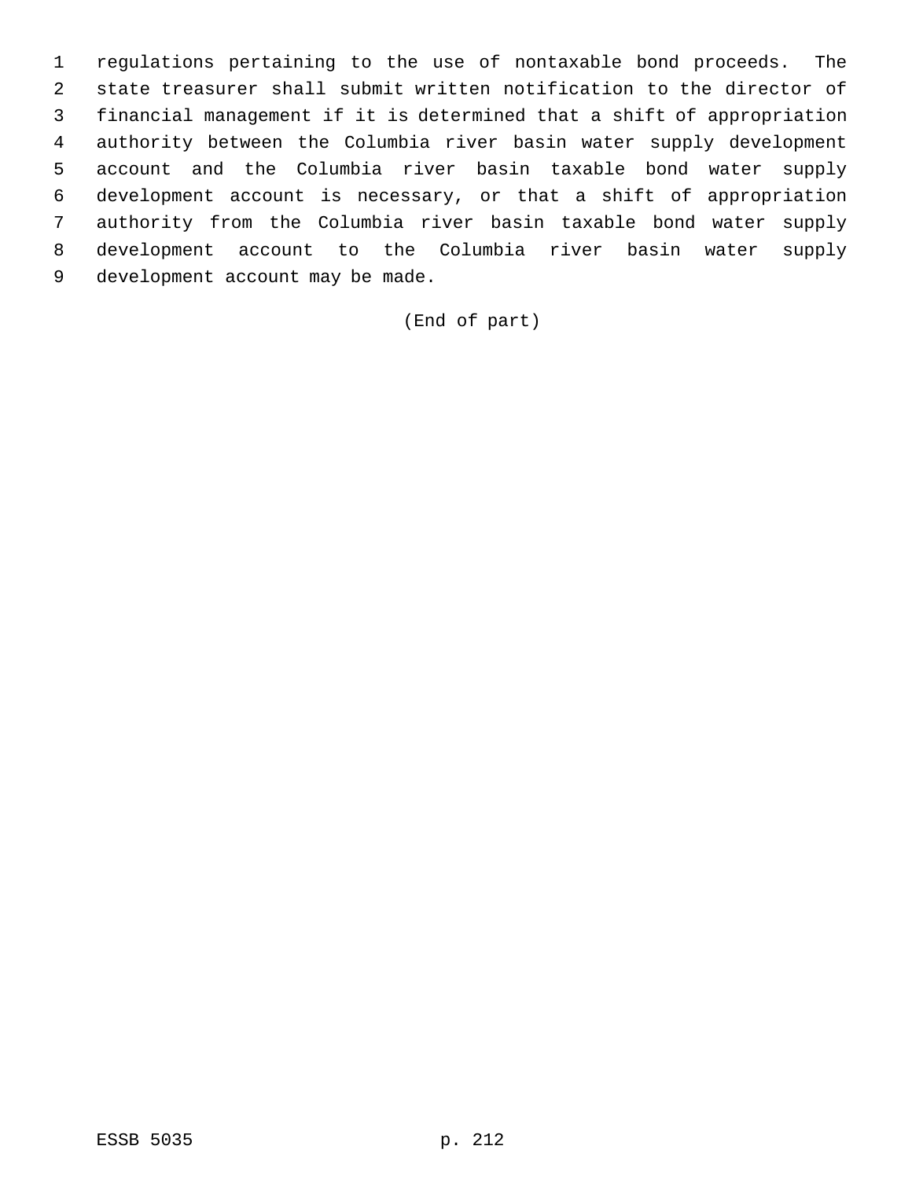regulations pertaining to the use of nontaxable bond proceeds. The state treasurer shall submit written notification to the director of financial management if it is determined that a shift of appropriation authority between the Columbia river basin water supply development account and the Columbia river basin taxable bond water supply development account is necessary, or that a shift of appropriation authority from the Columbia river basin taxable bond water supply development account to the Columbia river basin water supply development account may be made.

(End of part)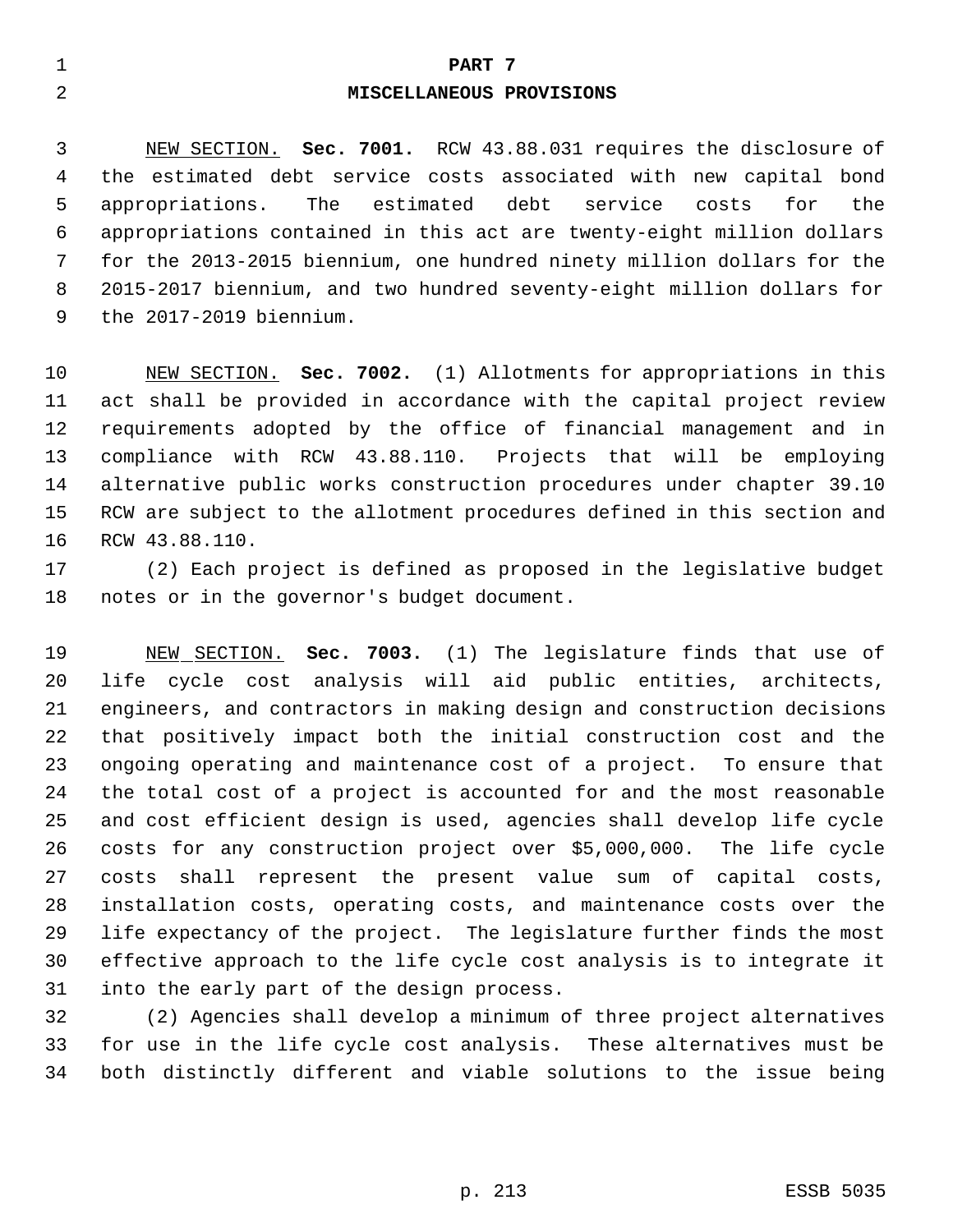# PART 7

## MISCELLANEOUS PROVISIONS

NEW SECTION. **Sec. 7001.** RCW 43.88.031 requires the disclosure of the estimated debt service costs associated with new capital bond appropriations. The estimated debt service costs for the appropriations contained in this act are twenty-eight million dollars for the 2013-2015 biennium, one hundred ninety million dollars for the 2015-2017 biennium, and two hundred seventy-eight million dollars for the 2017-2019 biennium.

NEW SECTION. **Sec. 7002.** (1) Allotments for appropriations in this act shall be provided in accordance with the capital project review requirements adopted by the office of financial management and in compliance with RCW 43.88.110. Projects that will be employing alternative public works construction procedures under chapter 39.10 RCW are subject to the allotment procedures defined in this section and RCW 43.88.110.

(2) Each project is defined as proposed in the legislative budget notes or in the governor's budget document.

NEW SECTION. **Sec. 7003.** (1) The legislature finds that use of life cycle cost analysis will aid public entities, architects, engineers, and contractors in making design and construction decisions that positively impact both the initial construction cost and the ongoing operating and maintenance cost of a project. To ensure that the total cost of a project is accounted for and the most reasonable and cost efficient design is used, agencies shall develop life cycle costs for any construction project over $5,000,000. The life cycle costs shall represent the present value sum of capital costs, installation costs, operating costs, and maintenance costs over the life expectancy of the project. The legislature further finds the most effective approach to the life cycle cost analysis is to integrate it into the early part of the design process.

(2) Agencies shall develop a minimum of three project alternatives for use in the life cycle cost analysis. These alternatives must be both distinctly different and viable solutions to the issue being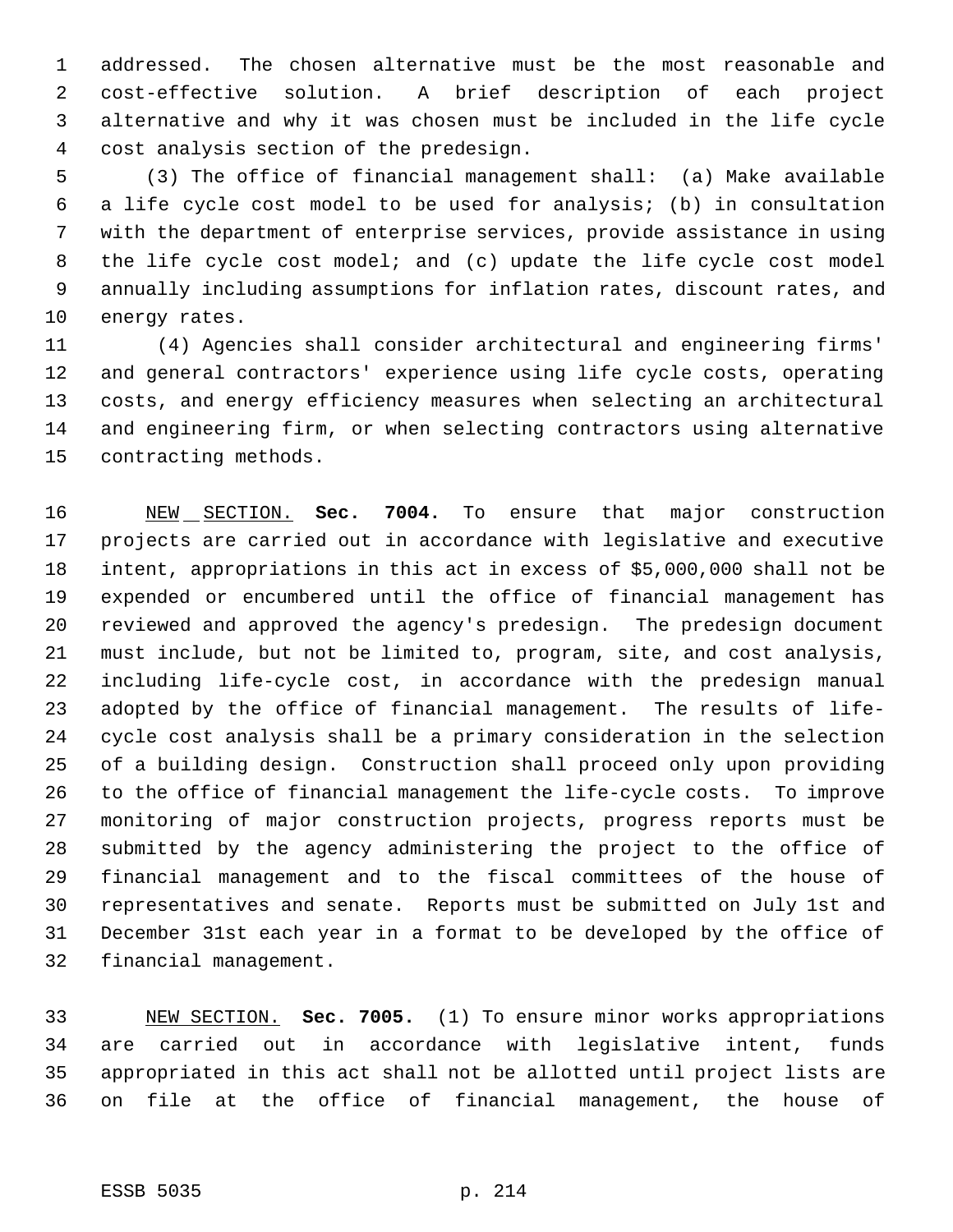addressed. The chosen alternative must be the most reasonable and cost-effective solution. A brief description of each project alternative and why it was chosen must be included in the life cycle cost analysis section of the predesign.

(3) The office of financial management shall: (a) Make available a life cycle cost model to be used for analysis; (b) in consultation with the department of enterprise services, provide assistance in using the life cycle cost model; and (c) update the life cycle cost model annually including assumptions for inflation rates, discount rates, and energy rates.

(4) Agencies shall consider architectural and engineering firms' and general contractors' experience using life cycle costs, operating costs, and energy efficiency measures when selecting an architectural and engineering firm, or when selecting contractors using alternative contracting methods.

NEW SECTION. **Sec. 7004.** To ensure that major construction projects are carried out in accordance with legislative and executive intent, appropriations in this act in excess of $5,000,000 shall not be expended or encumbered until the office of financial management has reviewed and approved the agency's predesign. The predesign document must include, but not be limited to, program, site, and cost analysis, including life-cycle cost, in accordance with the predesign manual adopted by the office of financial management. The results of life-cycle cost analysis shall be a primary consideration in the selection of a building design. Construction shall proceed only upon providing to the office of financial management the life-cycle costs. To improve monitoring of major construction projects, progress reports must be submitted by the agency administering the project to the office of financial management and to the fiscal committees of the house of representatives and senate. Reports must be submitted on July 1st and December 31st each year in a format to be developed by the office of financial management.

NEW SECTION. **Sec. 7005.** (1) To ensure minor works appropriations are carried out in accordance with legislative intent, funds appropriated in this act shall not be allotted until project lists are on file at the office of financial management, the house of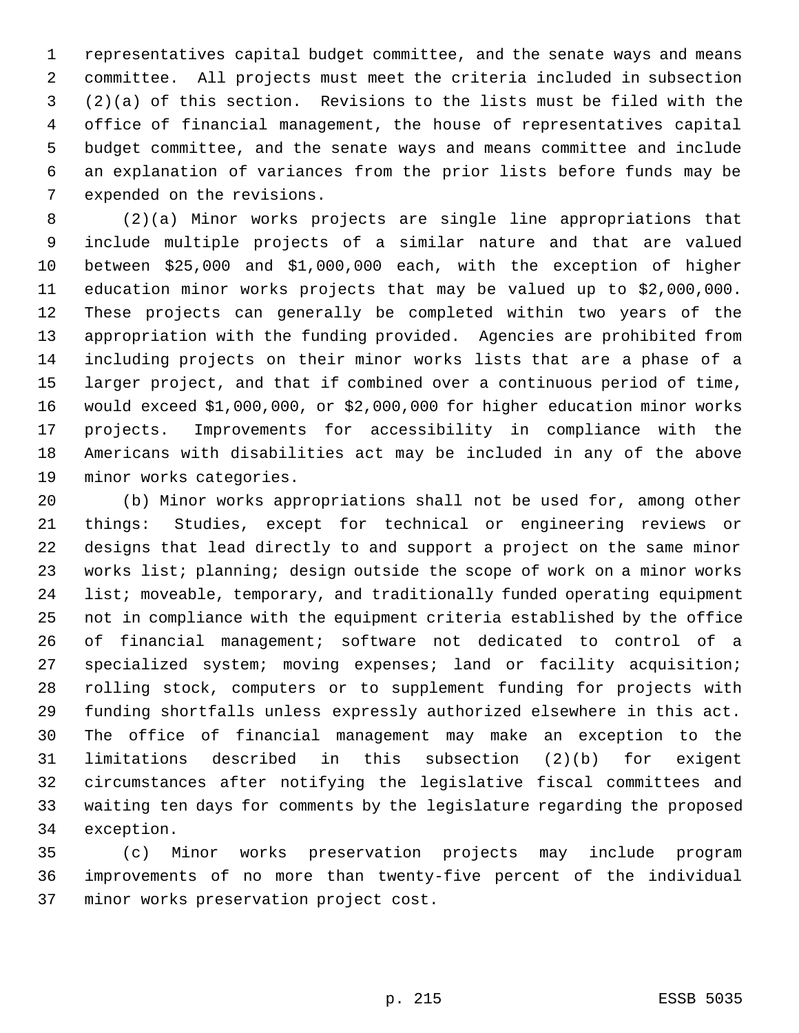representatives capital budget committee, and the senate ways and means committee. All projects must meet the criteria included in subsection (2)(a) of this section. Revisions to the lists must be filed with the office of financial management, the house of representatives capital budget committee, and the senate ways and means committee and include an explanation of variances from the prior lists before funds may be expended on the revisions.

(2)(a) Minor works projects are single line appropriations that include multiple projects of a similar nature and that are valued between $25,000 and $1,000,000 each, with the exception of higher education minor works projects that may be valued up to $2,000,000. These projects can generally be completed within two years of the appropriation with the funding provided. Agencies are prohibited from including projects on their minor works lists that are a phase of a larger project, and that if combined over a continuous period of time, would exceed $1,000,000, or $2,000,000 for higher education minor works projects. Improvements for accessibility in compliance with the Americans with disabilities act may be included in any of the above minor works categories.

(b) Minor works appropriations shall not be used for, among other things: Studies, except for technical or engineering reviews or designs that lead directly to and support a project on the same minor works list; planning; design outside the scope of work on a minor works list; moveable, temporary, and traditionally funded operating equipment not in compliance with the equipment criteria established by the office of financial management; software not dedicated to control of a specialized system; moving expenses; land or facility acquisition; rolling stock, computers or to supplement funding for projects with funding shortfalls unless expressly authorized elsewhere in this act. The office of financial management may make an exception to the limitations described in this subsection (2)(b) for exigent circumstances after notifying the legislative fiscal committees and waiting ten days for comments by the legislature regarding the proposed exception.

(c) Minor works preservation projects may include program improvements of no more than twenty-five percent of the individual minor works preservation project cost.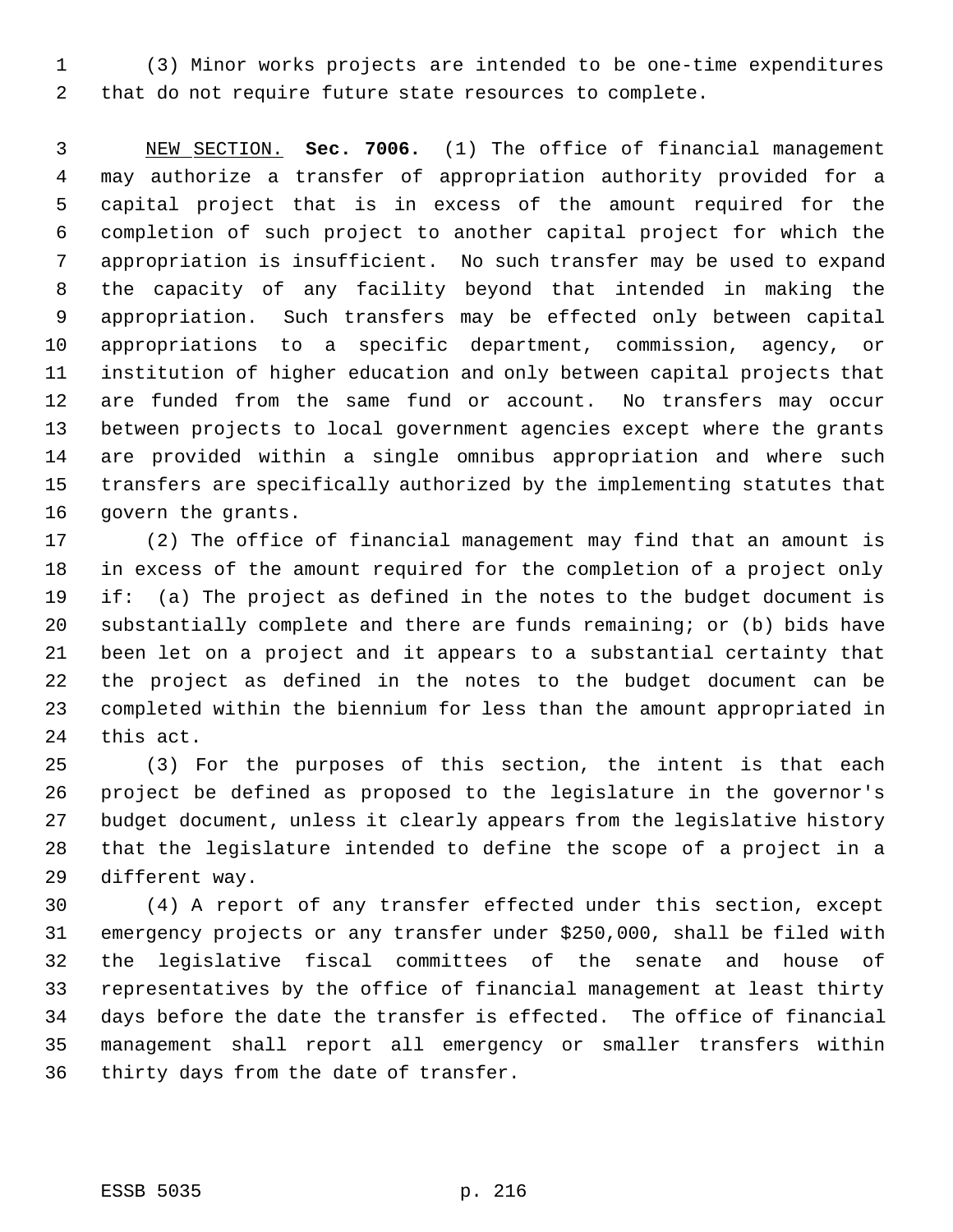(3) Minor works projects are intended to be one-time expenditures that do not require future state resources to complete.

NEW SECTION. **Sec. 7006.** (1) The office of financial management may authorize a transfer of appropriation authority provided for a capital project that is in excess of the amount required for the completion of such project to another capital project for which the appropriation is insufficient. No such transfer may be used to expand the capacity of any facility beyond that intended in making the appropriation. Such transfers may be effected only between capital appropriations to a specific department, commission, agency, or institution of higher education and only between capital projects that are funded from the same fund or account. No transfers may occur between projects to local government agencies except where the grants are provided within a single omnibus appropriation and where such transfers are specifically authorized by the implementing statutes that govern the grants.

(2) The office of financial management may find that an amount is in excess of the amount required for the completion of a project only if: (a) The project as defined in the notes to the budget document is substantially complete and there are funds remaining; or (b) bids have been let on a project and it appears to a substantial certainty that the project as defined in the notes to the budget document can be completed within the biennium for less than the amount appropriated in this act.

(3) For the purposes of this section, the intent is that each project be defined as proposed to the legislature in the governor's budget document, unless it clearly appears from the legislative history that the legislature intended to define the scope of a project in a different way.

(4) A report of any transfer effected under this section, except emergency projects or any transfer under $250,000, shall be filed with the legislative fiscal committees of the senate and house of representatives by the office of financial management at least thirty days before the date the transfer is effected. The office of financial management shall report all emergency or smaller transfers within thirty days from the date of transfer.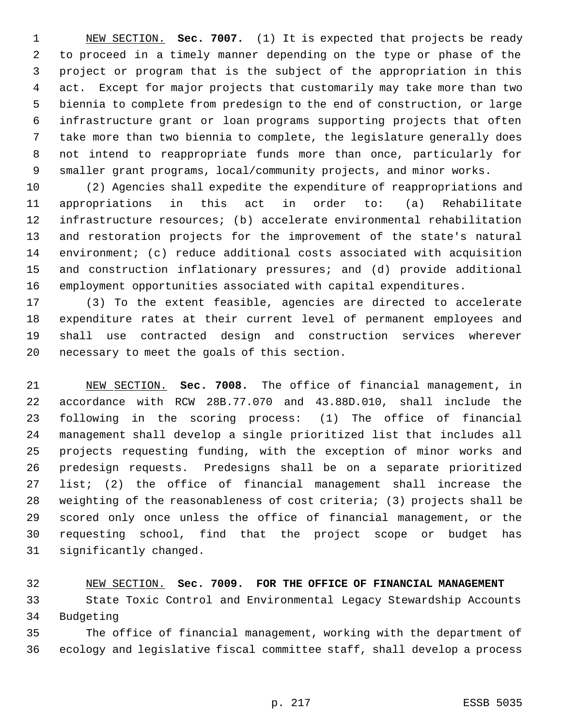NEW SECTION. **Sec. 7007.** (1) It is expected that projects be ready to proceed in a timely manner depending on the type or phase of the project or program that is the subject of the appropriation in this act. Except for major projects that customarily may take more than two biennia to complete from predesign to the end of construction, or large infrastructure grant or loan programs supporting projects that often take more than two biennia to complete, the legislature generally does not intend to reappropriate funds more than once, particularly for smaller grant programs, local/community projects, and minor works.

(2) Agencies shall expedite the expenditure of reappropriations and appropriations in this act in order to: (a) Rehabilitate infrastructure resources; (b) accelerate environmental rehabilitation and restoration projects for the improvement of the state's natural environment; (c) reduce additional costs associated with acquisition and construction inflationary pressures; and (d) provide additional employment opportunities associated with capital expenditures.

(3) To the extent feasible, agencies are directed to accelerate expenditure rates at their current level of permanent employees and shall use contracted design and construction services wherever necessary to meet the goals of this section.

NEW SECTION. **Sec. 7008.** The office of financial management, in accordance with RCW 28B.77.070 and 43.88D.010, shall include the following in the scoring process: (1) The office of financial management shall develop a single prioritized list that includes all projects requesting funding, with the exception of minor works and predesign requests. Predesigns shall be on a separate prioritized list; (2) the office of financial management shall increase the weighting of the reasonableness of cost criteria; (3) projects shall be scored only once unless the office of financial management, or the requesting school, find that the project scope or budget has significantly changed.

NEW SECTION. **Sec. 7009. FOR THE OFFICE OF FINANCIAL MANAGEMENT**

State Toxic Control and Environmental Legacy Stewardship Accounts Budgeting

The office of financial management, working with the department of ecology and legislative fiscal committee staff, shall develop a process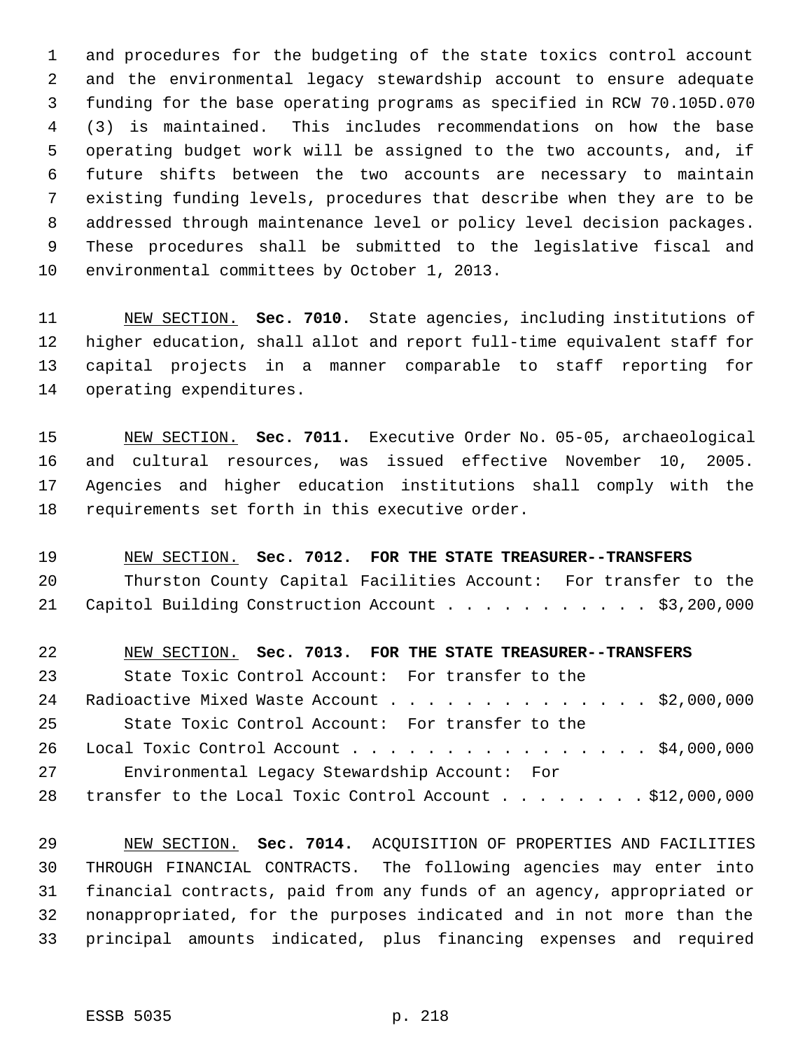and procedures for the budgeting of the state toxics control account and the environmental legacy stewardship account to ensure adequate funding for the base operating programs as specified in RCW 70.105D.070 (3) is maintained. This includes recommendations on how the base operating budget work will be assigned to the two accounts, and, if future shifts between the two accounts are necessary to maintain existing funding levels, procedures that describe when they are to be addressed through maintenance level or policy level decision packages. These procedures shall be submitted to the legislative fiscal and environmental committees by October 1, 2013.

NEW SECTION. **Sec. 7010.** State agencies, including institutions of higher education, shall allot and report full-time equivalent staff for capital projects in a manner comparable to staff reporting for operating expenditures.

NEW SECTION. **Sec. 7011.** Executive Order No. 05-05, archaeological and cultural resources, was issued effective November 10, 2005. Agencies and higher education institutions shall comply with the requirements set forth in this executive order.

NEW SECTION. **Sec. 7012. FOR THE STATE TREASURER--TRANSFERS**

Thurston County Capital Facilities Account: For transfer to the Capitol Building Construction Account . . . . . . . . . . . $3,200,000

NEW SECTION. **Sec. 7013. FOR THE STATE TREASURER--TRANSFERS**

State Toxic Control Account: For transfer to the Radioactive Mixed Waste Account . . . . . . . . . . . . . . $2,000,000

State Toxic Control Account: For transfer to the Local Toxic Control Account . . . . . . . . . . . . . . . . $4,000,000

Environmental Legacy Stewardship Account: For transfer to the Local Toxic Control Account . . . . . . . . $12,000,000

NEW SECTION. **Sec. 7014.** ACQUISITION OF PROPERTIES AND FACILITIES THROUGH FINANCIAL CONTRACTS. The following agencies may enter into financial contracts, paid from any funds of an agency, appropriated or nonappropriated, for the purposes indicated and in not more than the principal amounts indicated, plus financing expenses and required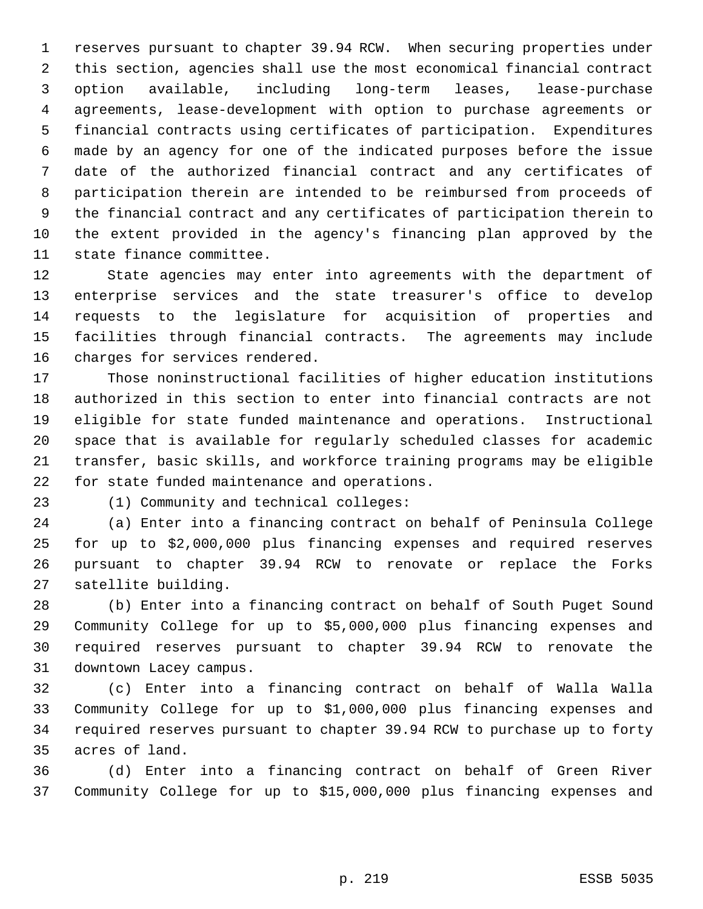reserves pursuant to chapter 39.94 RCW. When securing properties under this section, agencies shall use the most economical financial contract option available, including long-term leases, lease-purchase agreements, lease-development with option to purchase agreements or financial contracts using certificates of participation. Expenditures made by an agency for one of the indicated purposes before the issue date of the authorized financial contract and any certificates of participation therein are intended to be reimbursed from proceeds of the financial contract and any certificates of participation therein to the extent provided in the agency's financing plan approved by the state finance committee.

State agencies may enter into agreements with the department of enterprise services and the state treasurer's office to develop requests to the legislature for acquisition of properties and facilities through financial contracts. The agreements may include charges for services rendered.

Those noninstructional facilities of higher education institutions authorized in this section to enter into financial contracts are not eligible for state funded maintenance and operations. Instructional space that is available for regularly scheduled classes for academic transfer, basic skills, and workforce training programs may be eligible for state funded maintenance and operations.

(1) Community and technical colleges:

(a) Enter into a financing contract on behalf of Peninsula College for up to $2,000,000 plus financing expenses and required reserves pursuant to chapter 39.94 RCW to renovate or replace the Forks satellite building.

(b) Enter into a financing contract on behalf of South Puget Sound Community College for up to $5,000,000 plus financing expenses and required reserves pursuant to chapter 39.94 RCW to renovate the downtown Lacey campus.

(c) Enter into a financing contract on behalf of Walla Walla Community College for up to $1,000,000 plus financing expenses and required reserves pursuant to chapter 39.94 RCW to purchase up to forty acres of land.

(d) Enter into a financing contract on behalf of Green River Community College for up to $15,000,000 plus financing expenses and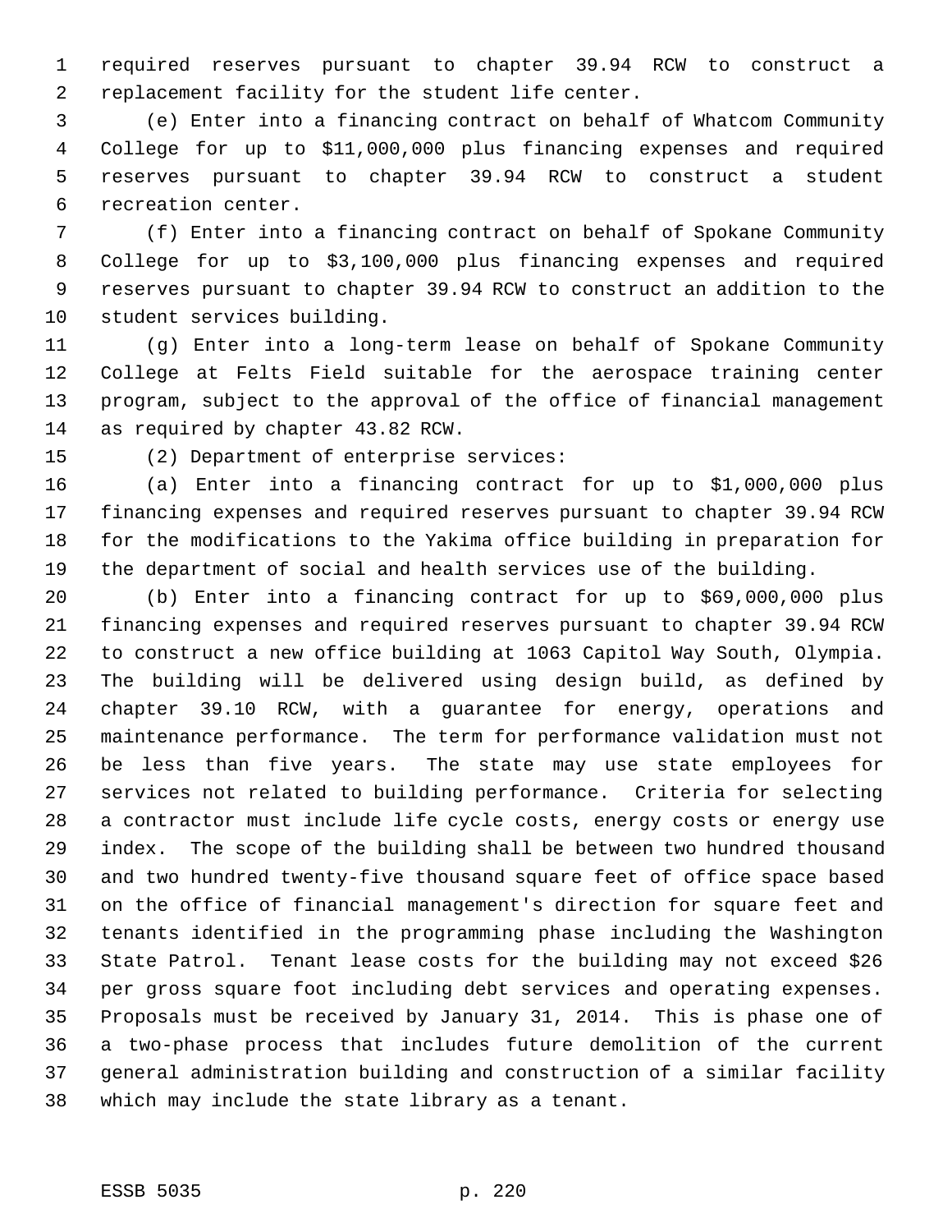required reserves pursuant to chapter 39.94 RCW to construct a replacement facility for the student life center.

(e) Enter into a financing contract on behalf of Whatcom Community College for up to $11,000,000 plus financing expenses and required reserves pursuant to chapter 39.94 RCW to construct a student recreation center.

(f) Enter into a financing contract on behalf of Spokane Community College for up to $3,100,000 plus financing expenses and required reserves pursuant to chapter 39.94 RCW to construct an addition to the student services building.

(g) Enter into a long-term lease on behalf of Spokane Community College at Felts Field suitable for the aerospace training center program, subject to the approval of the office of financial management as required by chapter 43.82 RCW.

(2) Department of enterprise services:

(a) Enter into a financing contract for up to $1,000,000 plus financing expenses and required reserves pursuant to chapter 39.94 RCW for the modifications to the Yakima office building in preparation for the department of social and health services use of the building.

(b) Enter into a financing contract for up to $69,000,000 plus financing expenses and required reserves pursuant to chapter 39.94 RCW to construct a new office building at 1063 Capitol Way South, Olympia. The building will be delivered using design build, as defined by chapter 39.10 RCW, with a guarantee for energy, operations and maintenance performance. The term for performance validation must not be less than five years. The state may use state employees for services not related to building performance. Criteria for selecting a contractor must include life cycle costs, energy costs or energy use index. The scope of the building shall be between two hundred thousand and two hundred twenty-five thousand square feet of office space based on the office of financial management's direction for square feet and tenants identified in the programming phase including the Washington State Patrol. Tenant lease costs for the building may not exceed $26 per gross square foot including debt services and operating expenses. Proposals must be received by January 31, 2014. This is phase one of a two-phase process that includes future demolition of the current general administration building and construction of a similar facility which may include the state library as a tenant.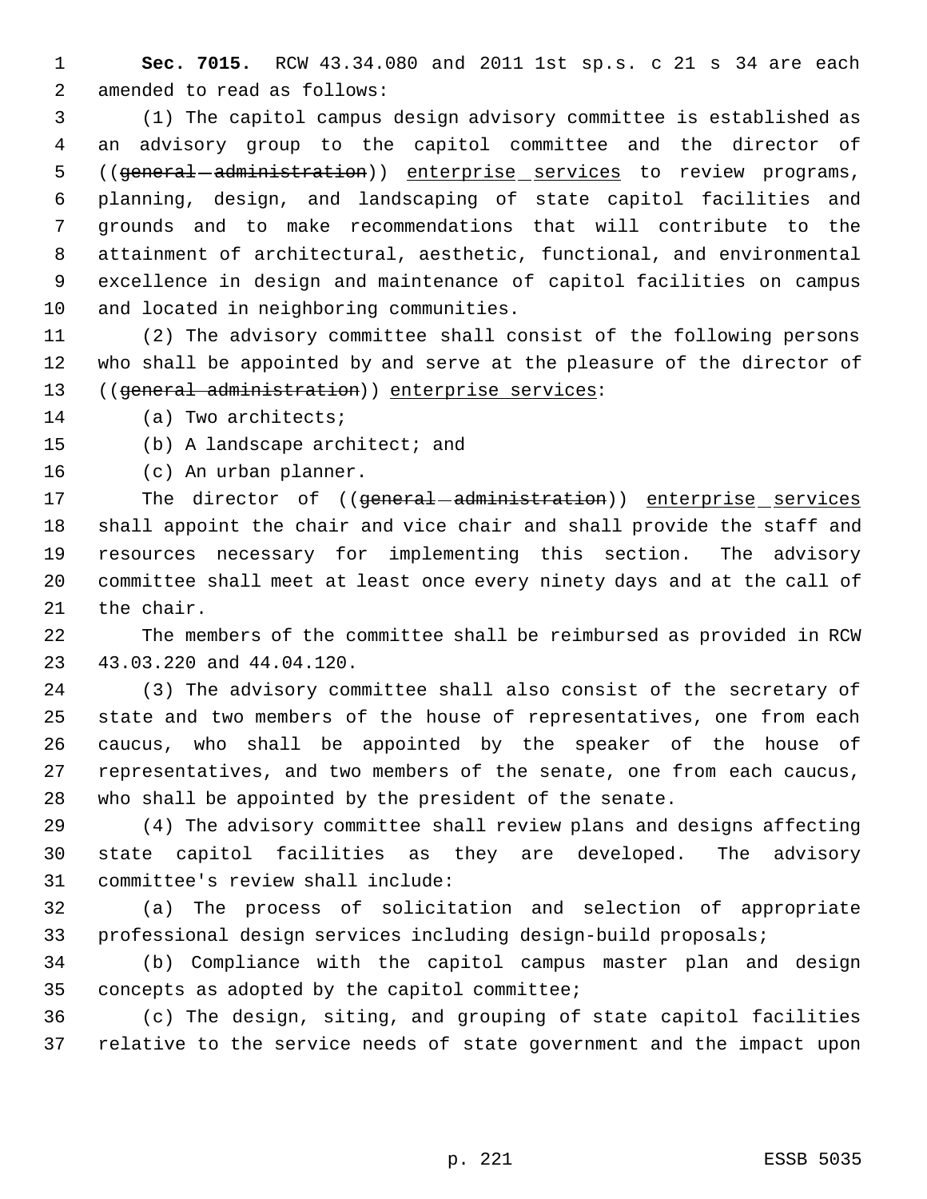**Sec. 7015.** RCW 43.34.080 and 2011 1st sp.s. c 21 s 34 are each amended to read as follows:

(1) The capitol campus design advisory committee is established as an advisory group to the capitol committee and the director of ((~~general administration~~)) <u>enterprise services</u> to review programs, planning, design, and landscaping of state capitol facilities and grounds and to make recommendations that will contribute to the attainment of architectural, aesthetic, functional, and environmental excellence in design and maintenance of capitol facilities on campus and located in neighboring communities.

(2) The advisory committee shall consist of the following persons who shall be appointed by and serve at the pleasure of the director of ((~~general administration~~)) <u>enterprise services</u>:

(a) Two architects;

(b) A landscape architect; and

(c) An urban planner.

The director of ((~~general administration~~)) <u>enterprise services</u> shall appoint the chair and vice chair and shall provide the staff and resources necessary for implementing this section. The advisory committee shall meet at least once every ninety days and at the call of the chair.

The members of the committee shall be reimbursed as provided in RCW 43.03.220 and 44.04.120.

(3) The advisory committee shall also consist of the secretary of state and two members of the house of representatives, one from each caucus, who shall be appointed by the speaker of the house of representatives, and two members of the senate, one from each caucus, who shall be appointed by the president of the senate.

(4) The advisory committee shall review plans and designs affecting state capitol facilities as they are developed. The advisory committee's review shall include:

(a) The process of solicitation and selection of appropriate professional design services including design-build proposals;

(b) Compliance with the capitol campus master plan and design concepts as adopted by the capitol committee;

(c) The design, siting, and grouping of state capitol facilities relative to the service needs of state government and the impact upon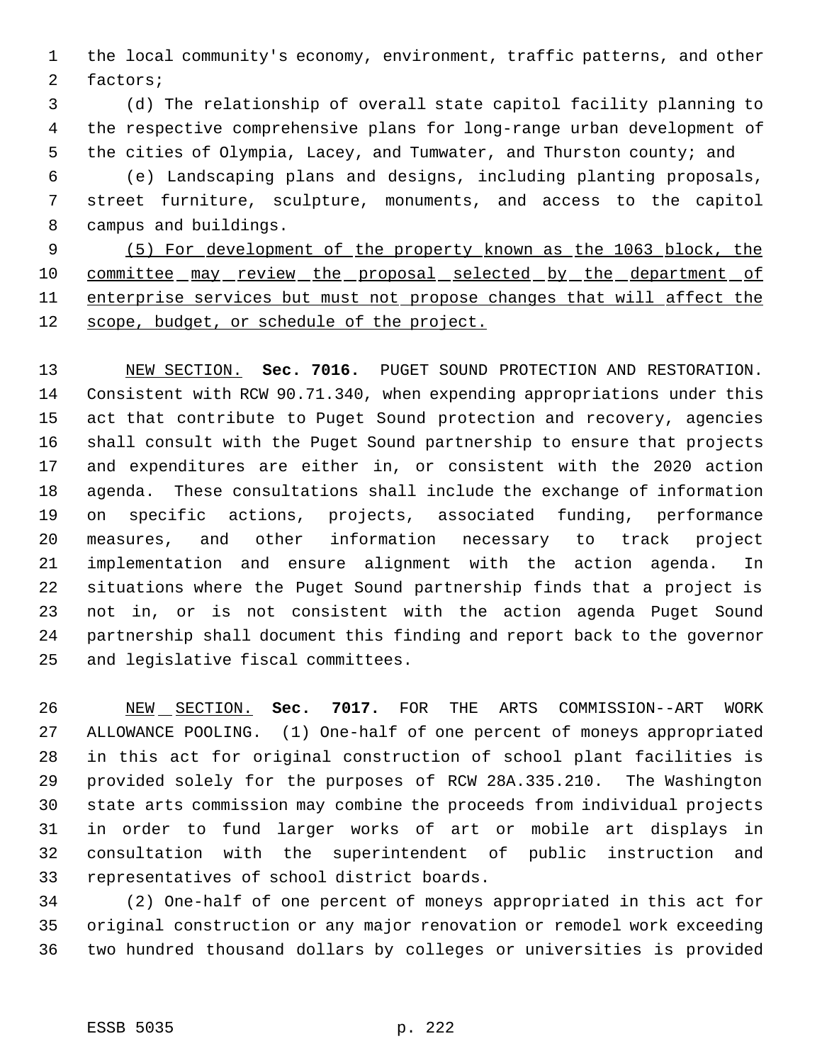the local community's economy, environment, traffic patterns, and other factors;

(d) The relationship of overall state capitol facility planning to the respective comprehensive plans for long-range urban development of the cities of Olympia, Lacey, and Tumwater, and Thurston county; and

(e) Landscaping plans and designs, including planting proposals, street furniture, sculpture, monuments, and access to the capitol campus and buildings.

<u>(5) For development of the property known as the 1063 block, the committee may review the proposal selected by the department of enterprise services but must not propose changes that will affect the scope, budget, or schedule of the project.</u>

<u>NEW SECTION.</u> **Sec. 7016.** PUGET SOUND PROTECTION AND RESTORATION. Consistent with RCW 90.71.340, when expending appropriations under this act that contribute to Puget Sound protection and recovery, agencies shall consult with the Puget Sound partnership to ensure that projects and expenditures are either in, or consistent with the 2020 action agenda. These consultations shall include the exchange of information on specific actions, projects, associated funding, performance measures, and other information necessary to track project implementation and ensure alignment with the action agenda. In situations where the Puget Sound partnership finds that a project is not in, or is not consistent with the action agenda Puget Sound partnership shall document this finding and report back to the governor and legislative fiscal committees.

<u>NEW SECTION.</u> **Sec. 7017.** FOR THE ARTS COMMISSION--ART WORK ALLOWANCE POOLING. (1) One-half of one percent of moneys appropriated in this act for original construction of school plant facilities is provided solely for the purposes of RCW 28A.335.210. The Washington state arts commission may combine the proceeds from individual projects in order to fund larger works of art or mobile art displays in consultation with the superintendent of public instruction and representatives of school district boards.

(2) One-half of one percent of moneys appropriated in this act for original construction or any major renovation or remodel work exceeding two hundred thousand dollars by colleges or universities is provided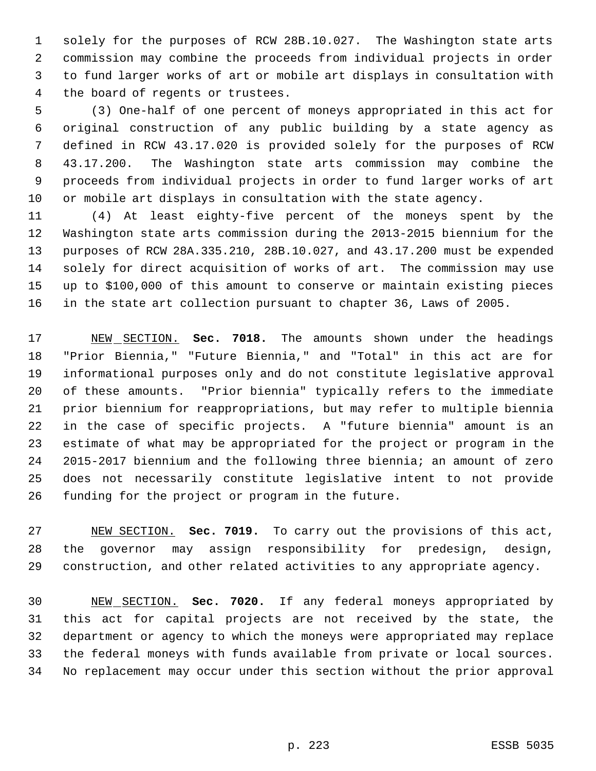solely for the purposes of RCW 28B.10.027. The Washington state arts commission may combine the proceeds from individual projects in order to fund larger works of art or mobile art displays in consultation with the board of regents or trustees.

(3) One-half of one percent of moneys appropriated in this act for original construction of any public building by a state agency as defined in RCW 43.17.020 is provided solely for the purposes of RCW 43.17.200. The Washington state arts commission may combine the proceeds from individual projects in order to fund larger works of art or mobile art displays in consultation with the state agency.

(4) At least eighty-five percent of the moneys spent by the Washington state arts commission during the 2013-2015 biennium for the purposes of RCW 28A.335.210, 28B.10.027, and 43.17.200 must be expended solely for direct acquisition of works of art. The commission may use up to $100,000 of this amount to conserve or maintain existing pieces in the state art collection pursuant to chapter 36, Laws of 2005.

NEW SECTION. **Sec. 7018.** The amounts shown under the headings "Prior Biennia," "Future Biennia," and "Total" in this act are for informational purposes only and do not constitute legislative approval of these amounts. "Prior biennia" typically refers to the immediate prior biennium for reappropriations, but may refer to multiple biennia in the case of specific projects. A "future biennia" amount is an estimate of what may be appropriated for the project or program in the 2015-2017 biennium and the following three biennia; an amount of zero does not necessarily constitute legislative intent to not provide funding for the project or program in the future.

NEW SECTION. **Sec. 7019.** To carry out the provisions of this act, the governor may assign responsibility for predesign, design, construction, and other related activities to any appropriate agency.

NEW SECTION. **Sec. 7020.** If any federal moneys appropriated by this act for capital projects are not received by the state, the department or agency to which the moneys were appropriated may replace the federal moneys with funds available from private or local sources. No replacement may occur under this section without the prior approval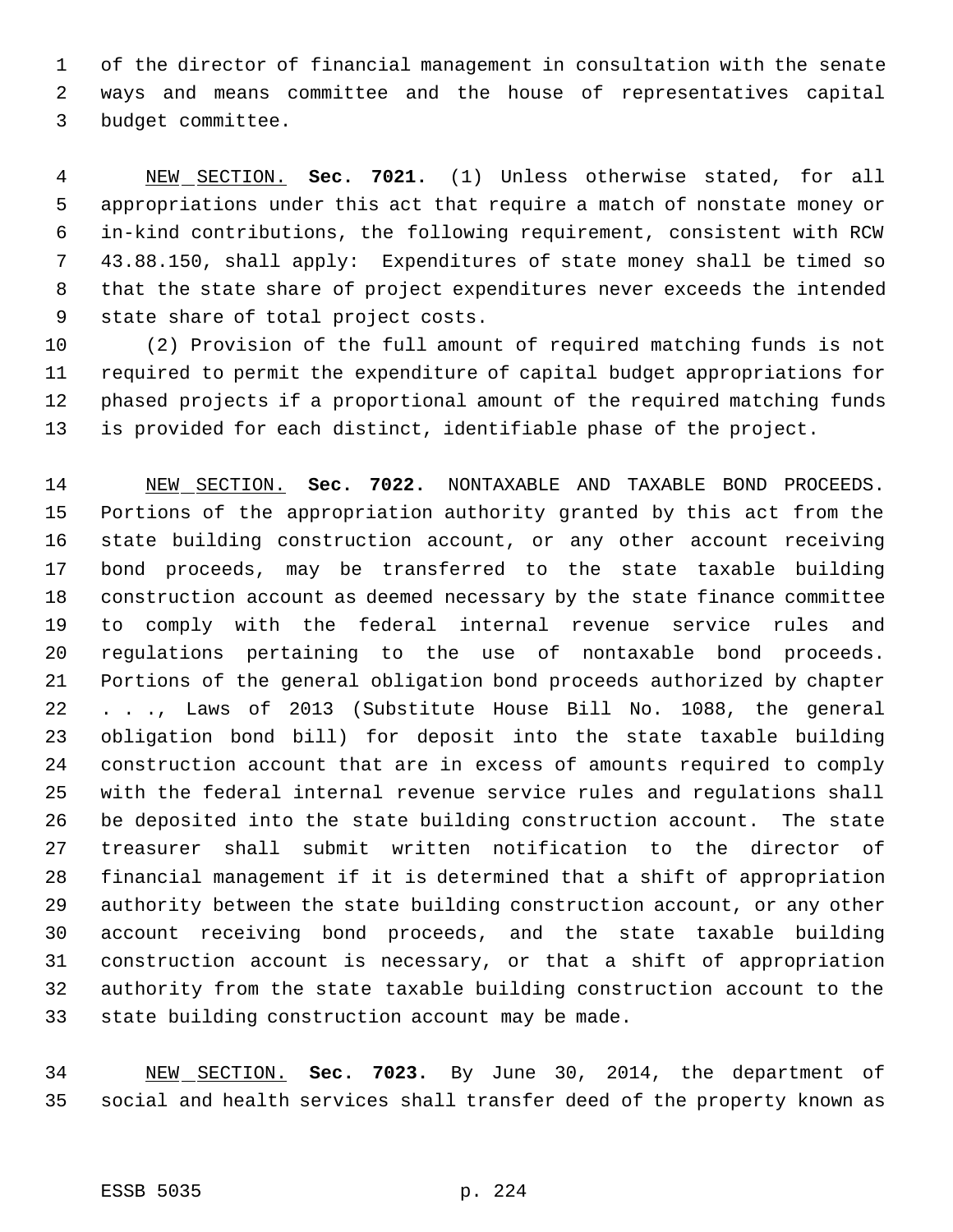of the director of financial management in consultation with the senate ways and means committee and the house of representatives capital budget committee.

NEW SECTION. **Sec. 7021.** (1) Unless otherwise stated, for all appropriations under this act that require a match of nonstate money or in-kind contributions, the following requirement, consistent with RCW 43.88.150, shall apply: Expenditures of state money shall be timed so that the state share of project expenditures never exceeds the intended state share of total project costs.

(2) Provision of the full amount of required matching funds is not required to permit the expenditure of capital budget appropriations for phased projects if a proportional amount of the required matching funds is provided for each distinct, identifiable phase of the project.

NEW SECTION. **Sec. 7022.** NONTAXABLE AND TAXABLE BOND PROCEEDS. Portions of the appropriation authority granted by this act from the state building construction account, or any other account receiving bond proceeds, may be transferred to the state taxable building construction account as deemed necessary by the state finance committee to comply with the federal internal revenue service rules and regulations pertaining to the use of nontaxable bond proceeds. Portions of the general obligation bond proceeds authorized by chapter . . ., Laws of 2013 (Substitute House Bill No. 1088, the general obligation bond bill) for deposit into the state taxable building construction account that are in excess of amounts required to comply with the federal internal revenue service rules and regulations shall be deposited into the state building construction account. The state treasurer shall submit written notification to the director of financial management if it is determined that a shift of appropriation authority between the state building construction account, or any other account receiving bond proceeds, and the state taxable building construction account is necessary, or that a shift of appropriation authority from the state taxable building construction account to the state building construction account may be made.

NEW SECTION. **Sec. 7023.** By June 30, 2014, the department of social and health services shall transfer deed of the property known as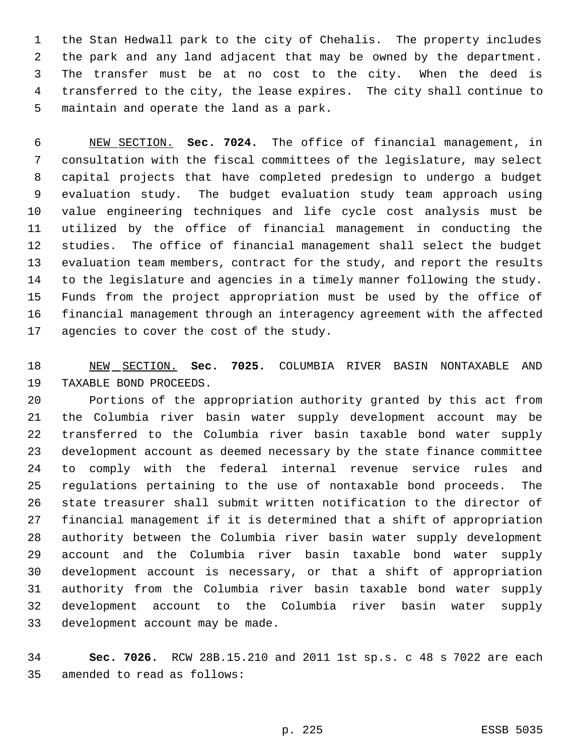the Stan Hedwall park to the city of Chehalis. The property includes the park and any land adjacent that may be owned by the department. The transfer must be at no cost to the city. When the deed is transferred to the city, the lease expires. The city shall continue to maintain and operate the land as a park.

NEW SECTION. **Sec. 7024.** The office of financial management, in consultation with the fiscal committees of the legislature, may select capital projects that have completed predesign to undergo a budget evaluation study. The budget evaluation study team approach using value engineering techniques and life cycle cost analysis must be utilized by the office of financial management in conducting the studies. The office of financial management shall select the budget evaluation team members, contract for the study, and report the results to the legislature and agencies in a timely manner following the study. Funds from the project appropriation must be used by the office of financial management through an interagency agreement with the affected agencies to cover the cost of the study.

NEW SECTION. **Sec. 7025.** COLUMBIA RIVER BASIN NONTAXABLE AND TAXABLE BOND PROCEEDS.

Portions of the appropriation authority granted by this act from the Columbia river basin water supply development account may be transferred to the Columbia river basin taxable bond water supply development account as deemed necessary by the state finance committee to comply with the federal internal revenue service rules and regulations pertaining to the use of nontaxable bond proceeds. The state treasurer shall submit written notification to the director of financial management if it is determined that a shift of appropriation authority between the Columbia river basin water supply development account and the Columbia river basin taxable bond water supply development account is necessary, or that a shift of appropriation authority from the Columbia river basin taxable bond water supply development account to the Columbia river basin water supply development account may be made.

**Sec. 7026.** RCW 28B.15.210 and 2011 1st sp.s. c 48 s 7022 are each amended to read as follows: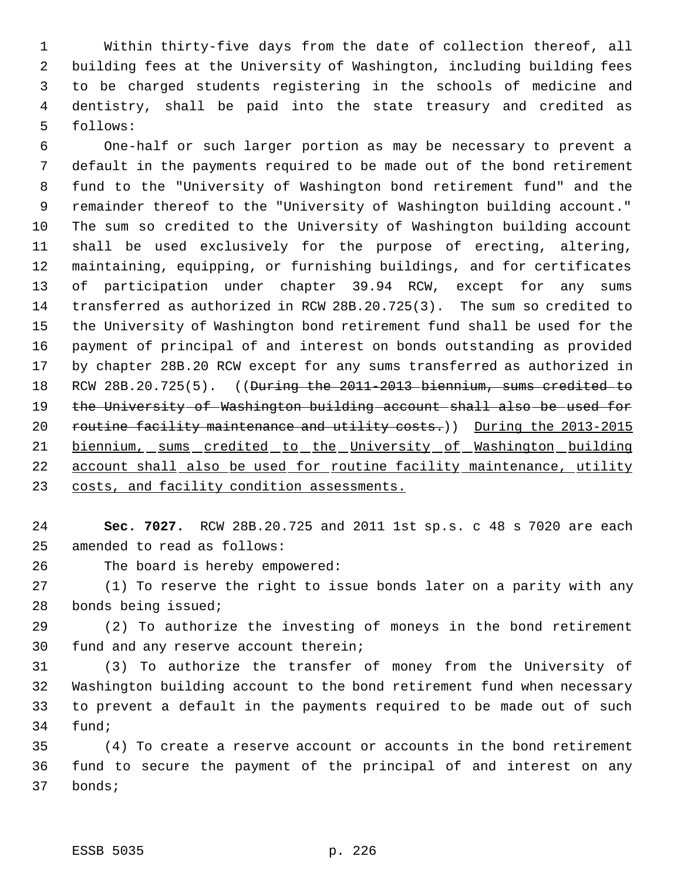Within thirty-five days from the date of collection thereof, all building fees at the University of Washington, including building fees to be charged students registering in the schools of medicine and dentistry, shall be paid into the state treasury and credited as follows:

One-half or such larger portion as may be necessary to prevent a default in the payments required to be made out of the bond retirement fund to the "University of Washington bond retirement fund" and the remainder thereof to the "University of Washington building account." The sum so credited to the University of Washington building account shall be used exclusively for the purpose of erecting, altering, maintaining, equipping, or furnishing buildings, and for certificates of participation under chapter 39.94 RCW, except for any sums transferred as authorized in RCW 28B.20.725(3). The sum so credited to the University of Washington bond retirement fund shall be used for the payment of principal of and interest on bonds outstanding as provided by chapter 28B.20 RCW except for any sums transferred as authorized in RCW 28B.20.725(5). ((~~During the 2011-2013 biennium, sums credited to the University of Washington building account shall also be used for routine facility maintenance and utility costs.~~)) <u>During the 2013-2015 biennium, sums credited to the University of Washington building account shall also be used for routine facility maintenance, utility costs, and facility condition assessments.</u>

**Sec. 7027.** RCW 28B.20.725 and 2011 1st sp.s. c 48 s 7020 are each amended to read as follows:

The board is hereby empowered:

(1) To reserve the right to issue bonds later on a parity with any bonds being issued;

(2) To authorize the investing of moneys in the bond retirement fund and any reserve account therein;

(3) To authorize the transfer of money from the University of Washington building account to the bond retirement fund when necessary to prevent a default in the payments required to be made out of such fund;

(4) To create a reserve account or accounts in the bond retirement fund to secure the payment of the principal of and interest on any bonds;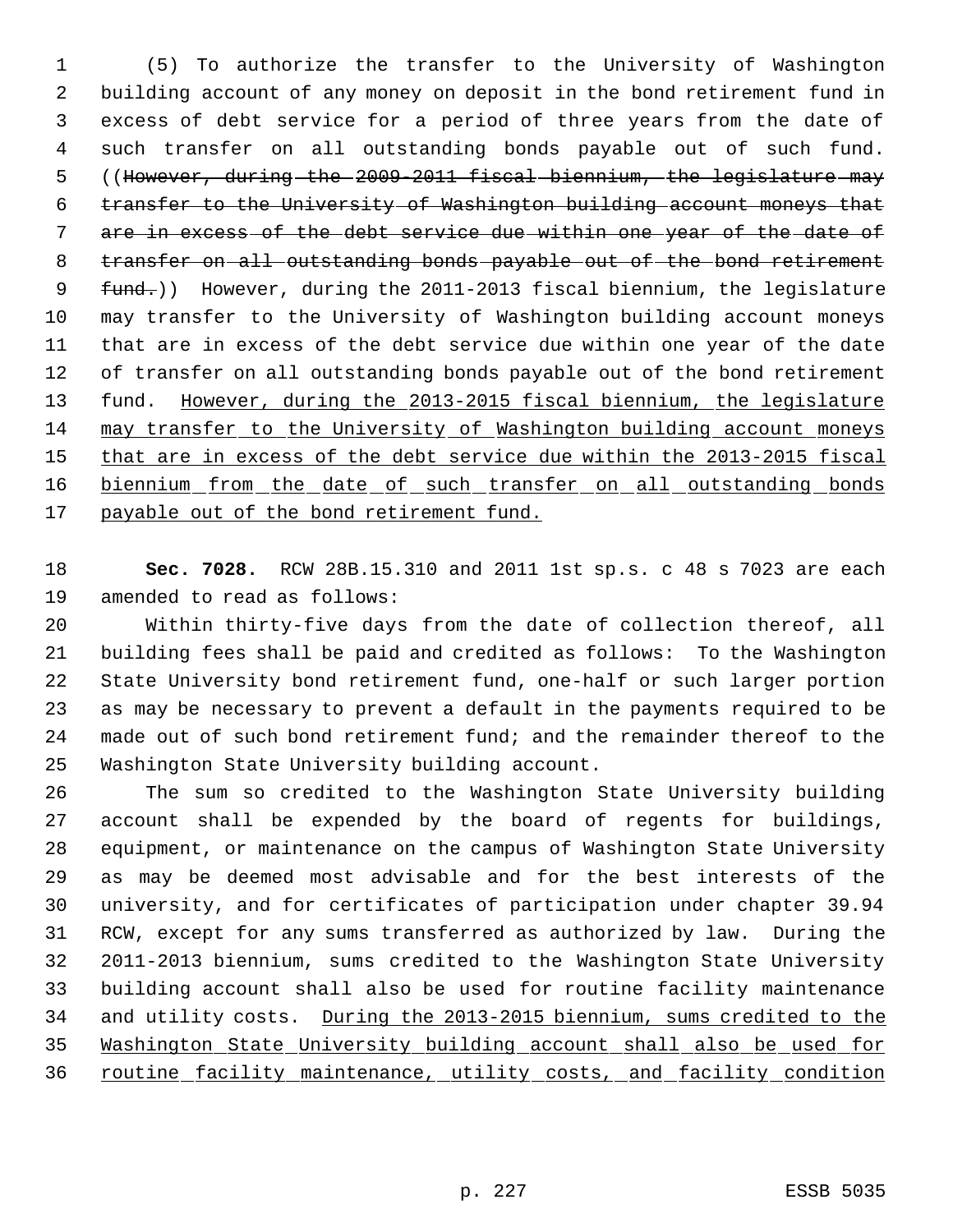(5) To authorize the transfer to the University of Washington building account of any money on deposit in the bond retirement fund in excess of debt service for a period of three years from the date of such transfer on all outstanding bonds payable out of such fund. ((~~However, during the 2009-2011 fiscal biennium, the legislature may transfer to the University of Washington building account moneys that are in excess of the debt service due within one year of the date of transfer on all outstanding bonds payable out of the bond retirement fund.~~)) However, during the 2011-2013 fiscal biennium, the legislature may transfer to the University of Washington building account moneys that are in excess of the debt service due within one year of the date of transfer on all outstanding bonds payable out of the bond retirement fund. <u>However, during the 2013-2015 fiscal biennium, the legislature may transfer to the University of Washington building account moneys that are in excess of the debt service due within the 2013-2015 fiscal biennium from the date of such transfer on all outstanding bonds payable out of the bond retirement fund.</u>

**Sec. 7028.** RCW 28B.15.310 and 2011 1st sp.s. c 48 s 7023 are each amended to read as follows:

Within thirty-five days from the date of collection thereof, all building fees shall be paid and credited as follows: To the Washington State University bond retirement fund, one-half or such larger portion as may be necessary to prevent a default in the payments required to be made out of such bond retirement fund; and the remainder thereof to the Washington State University building account.

The sum so credited to the Washington State University building account shall be expended by the board of regents for buildings, equipment, or maintenance on the campus of Washington State University as may be deemed most advisable and for the best interests of the university, and for certificates of participation under chapter 39.94 RCW, except for any sums transferred as authorized by law. During the 2011-2013 biennium, sums credited to the Washington State University building account shall also be used for routine facility maintenance and utility costs. <u>During the 2013-2015 biennium, sums credited to the Washington State University building account shall also be used for routine facility maintenance, utility costs, and facility condition</u>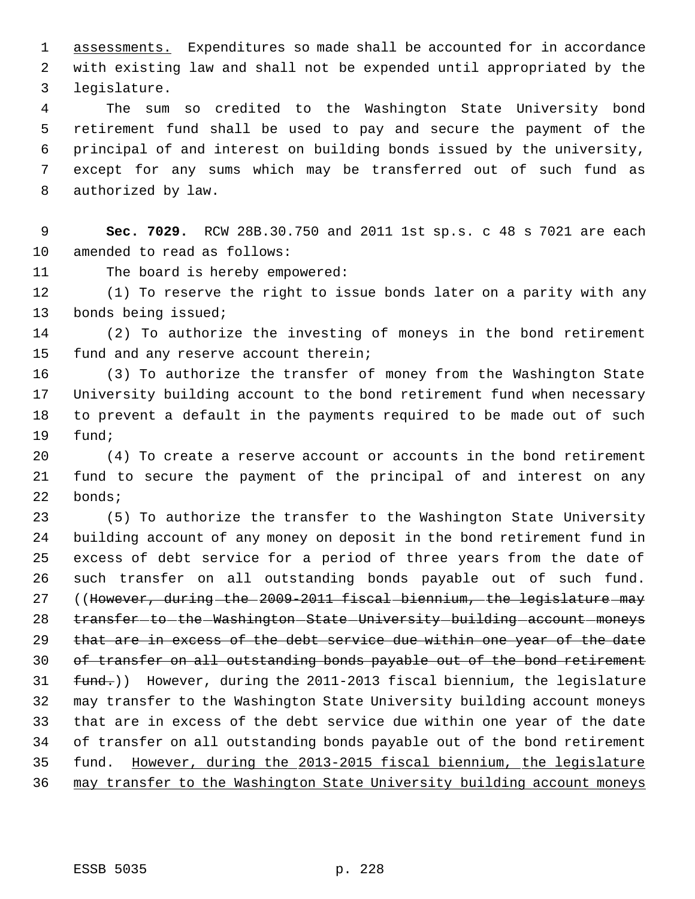assessments. Expenditures so made shall be accounted for in accordance with existing law and shall not be expended until appropriated by the legislature.

The sum so credited to the Washington State University bond retirement fund shall be used to pay and secure the payment of the principal of and interest on building bonds issued by the university, except for any sums which may be transferred out of such fund as authorized by law.

**Sec. 7029.** RCW 28B.30.750 and 2011 1st sp.s. c 48 s 7021 are each amended to read as follows:

The board is hereby empowered:

(1) To reserve the right to issue bonds later on a parity with any bonds being issued;

(2) To authorize the investing of moneys in the bond retirement fund and any reserve account therein;

(3) To authorize the transfer of money from the Washington State University building account to the bond retirement fund when necessary to prevent a default in the payments required to be made out of such fund;

(4) To create a reserve account or accounts in the bond retirement fund to secure the payment of the principal of and interest on any bonds;

(5) To authorize the transfer to the Washington State University building account of any money on deposit in the bond retirement fund in excess of debt service for a period of three years from the date of such transfer on all outstanding bonds payable out of such fund. ((~~However, during the 2009-2011 fiscal biennium, the legislature may transfer to the Washington State University building account moneys that are in excess of the debt service due within one year of the date of transfer on all outstanding bonds payable out of the bond retirement fund.~~)) However, during the 2011-2013 fiscal biennium, the legislature may transfer to the Washington State University building account moneys that are in excess of the debt service due within one year of the date of transfer on all outstanding bonds payable out of the bond retirement fund. <u>However, during the 2013-2015 fiscal biennium, the legislature may transfer to the Washington State University building account moneys</u>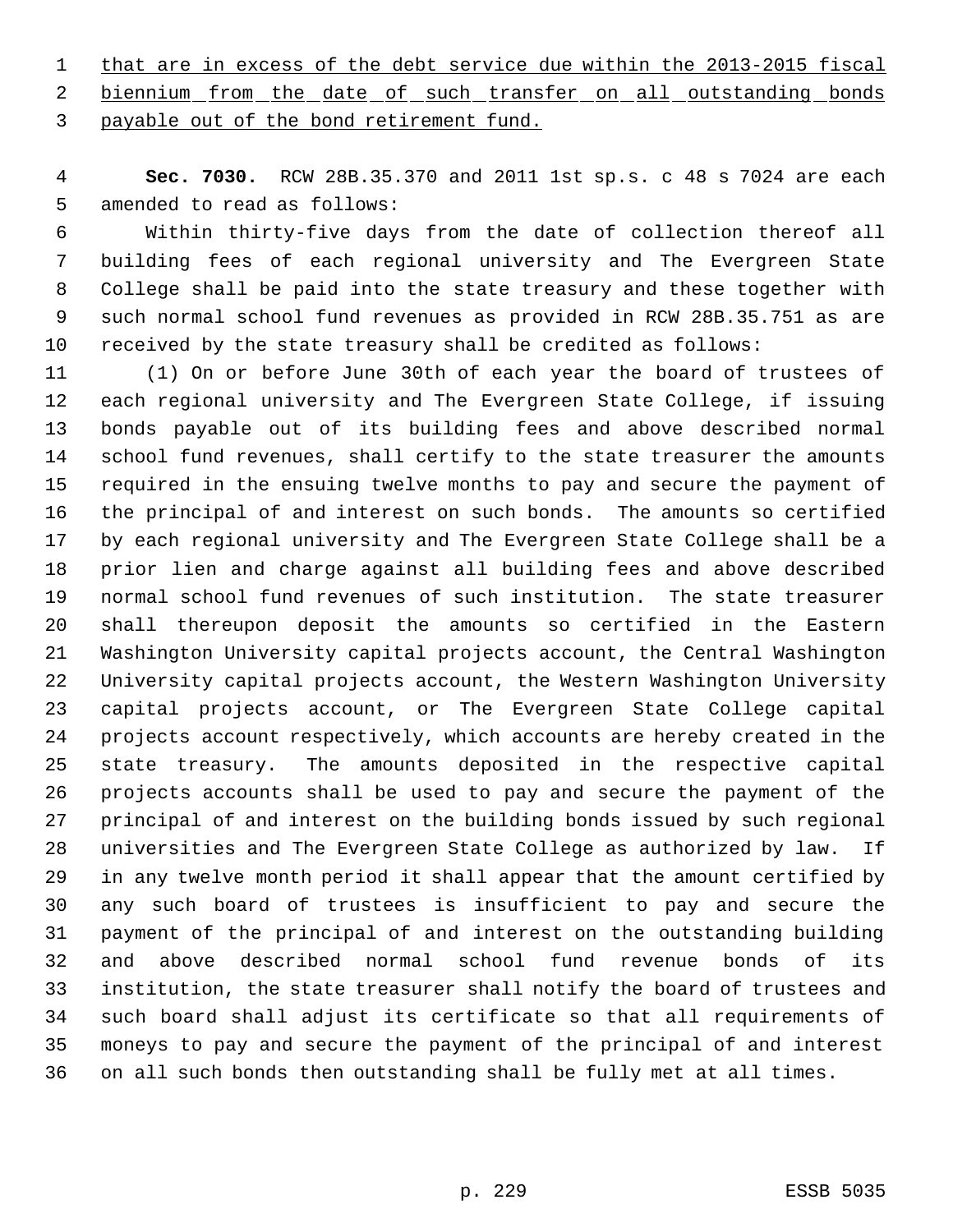that are in excess of the debt service due within the 2013-2015 fiscal biennium from the date of such transfer on all outstanding bonds payable out of the bond retirement fund.

**Sec. 7030.** RCW 28B.35.370 and 2011 1st sp.s. c 48 s 7024 are each amended to read as follows:

Within thirty-five days from the date of collection thereof all building fees of each regional university and The Evergreen State College shall be paid into the state treasury and these together with such normal school fund revenues as provided in RCW 28B.35.751 as are received by the state treasury shall be credited as follows:

(1) On or before June 30th of each year the board of trustees of each regional university and The Evergreen State College, if issuing bonds payable out of its building fees and above described normal school fund revenues, shall certify to the state treasurer the amounts required in the ensuing twelve months to pay and secure the payment of the principal of and interest on such bonds. The amounts so certified by each regional university and The Evergreen State College shall be a prior lien and charge against all building fees and above described normal school fund revenues of such institution. The state treasurer shall thereupon deposit the amounts so certified in the Eastern Washington University capital projects account, the Central Washington University capital projects account, the Western Washington University capital projects account, or The Evergreen State College capital projects account respectively, which accounts are hereby created in the state treasury. The amounts deposited in the respective capital projects accounts shall be used to pay and secure the payment of the principal of and interest on the building bonds issued by such regional universities and The Evergreen State College as authorized by law. If in any twelve month period it shall appear that the amount certified by any such board of trustees is insufficient to pay and secure the payment of the principal of and interest on the outstanding building and above described normal school fund revenue bonds of its institution, the state treasurer shall notify the board of trustees and such board shall adjust its certificate so that all requirements of moneys to pay and secure the payment of the principal of and interest on all such bonds then outstanding shall be fully met at all times.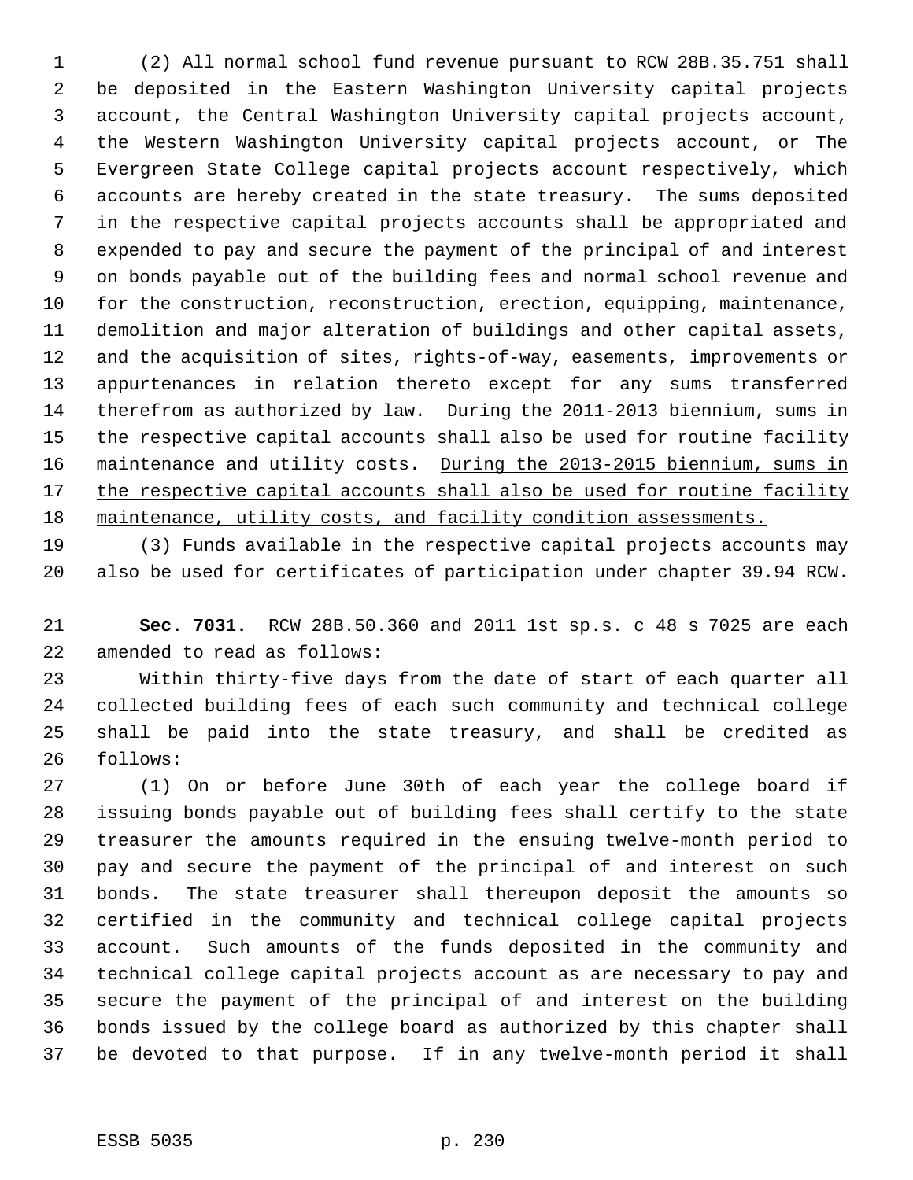(2) All normal school fund revenue pursuant to RCW 28B.35.751 shall be deposited in the Eastern Washington University capital projects account, the Central Washington University capital projects account, the Western Washington University capital projects account, or The Evergreen State College capital projects account respectively, which accounts are hereby created in the state treasury. The sums deposited in the respective capital projects accounts shall be appropriated and expended to pay and secure the payment of the principal of and interest on bonds payable out of the building fees and normal school revenue and for the construction, reconstruction, erection, equipping, maintenance, demolition and major alteration of buildings and other capital assets, and the acquisition of sites, rights-of-way, easements, improvements or appurtenances in relation thereto except for any sums transferred therefrom as authorized by law. During the 2011-2013 biennium, sums in the respective capital accounts shall also be used for routine facility maintenance and utility costs. <u>During the 2013-2015 biennium, sums in the respective capital accounts shall also be used for routine facility maintenance, utility costs, and facility condition assessments.</u>

(3) Funds available in the respective capital projects accounts may also be used for certificates of participation under chapter 39.94 RCW.

**Sec. 7031.** RCW 28B.50.360 and 2011 1st sp.s. c 48 s 7025 are each amended to read as follows:

Within thirty-five days from the date of start of each quarter all collected building fees of each such community and technical college shall be paid into the state treasury, and shall be credited as follows:

(1) On or before June 30th of each year the college board if issuing bonds payable out of building fees shall certify to the state treasurer the amounts required in the ensuing twelve-month period to pay and secure the payment of the principal of and interest on such bonds. The state treasurer shall thereupon deposit the amounts so certified in the community and technical college capital projects account. Such amounts of the funds deposited in the community and technical college capital projects account as are necessary to pay and secure the payment of the principal of and interest on the building bonds issued by the college board as authorized by this chapter shall be devoted to that purpose. If in any twelve-month period it shall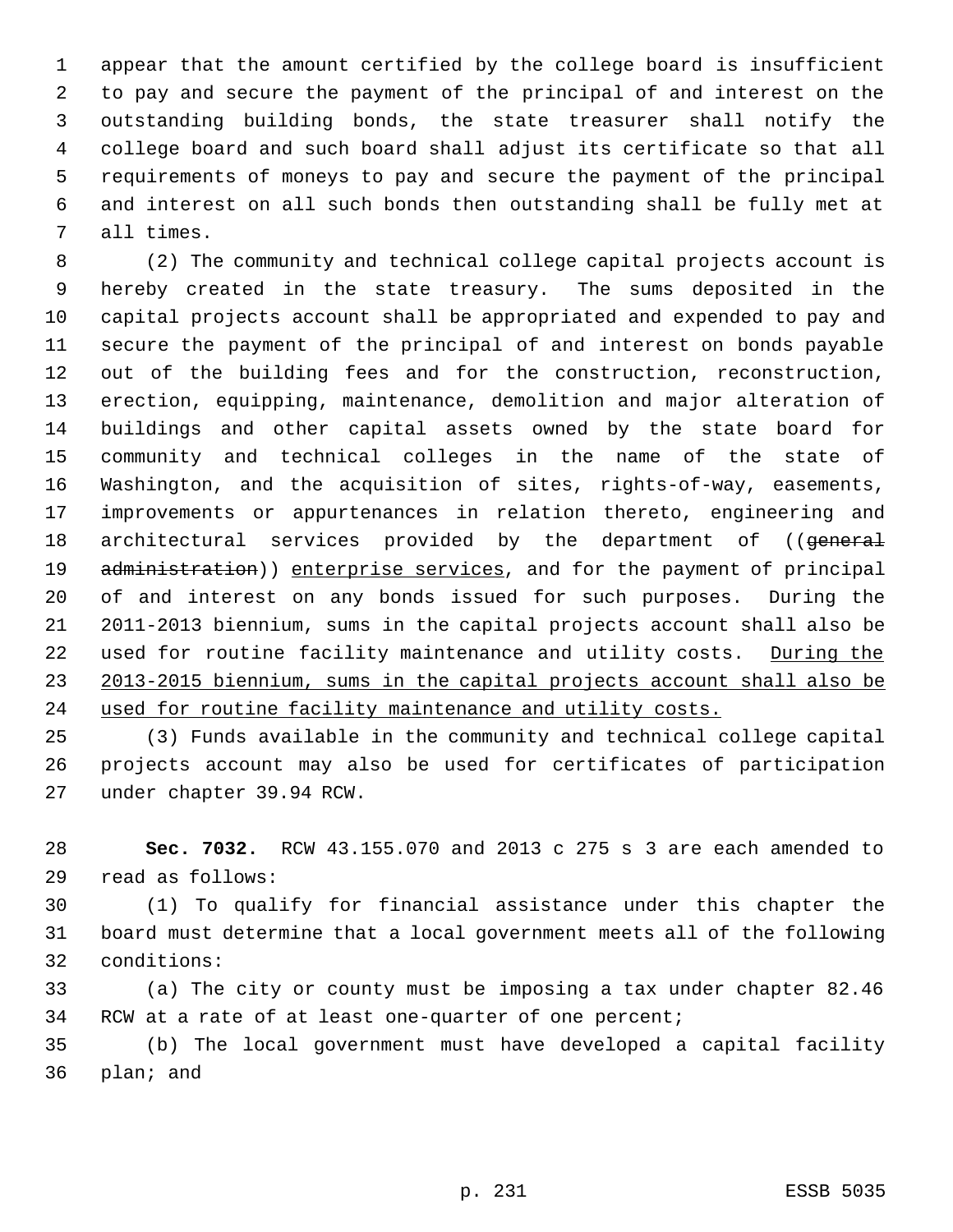appear that the amount certified by the college board is insufficient to pay and secure the payment of the principal of and interest on the outstanding building bonds, the state treasurer shall notify the college board and such board shall adjust its certificate so that all requirements of moneys to pay and secure the payment of the principal and interest on all such bonds then outstanding shall be fully met at all times.

(2) The community and technical college capital projects account is hereby created in the state treasury. The sums deposited in the capital projects account shall be appropriated and expended to pay and secure the payment of the principal of and interest on bonds payable out of the building fees and for the construction, reconstruction, erection, equipping, maintenance, demolition and major alteration of buildings and other capital assets owned by the state board for community and technical colleges in the name of the state of Washington, and the acquisition of sites, rights-of-way, easements, improvements or appurtenances in relation thereto, engineering and architectural services provided by the department of ((~~general administration~~)) <u>enterprise services</u>, and for the payment of principal of and interest on any bonds issued for such purposes. During the 2011-2013 biennium, sums in the capital projects account shall also be used for routine facility maintenance and utility costs. <u>During the 2013-2015 biennium, sums in the capital projects account shall also be used for routine facility maintenance and utility costs.</u>

(3) Funds available in the community and technical college capital projects account may also be used for certificates of participation under chapter 39.94 RCW.

**Sec. 7032.** RCW 43.155.070 and 2013 c 275 s 3 are each amended to read as follows:

(1) To qualify for financial assistance under this chapter the board must determine that a local government meets all of the following conditions:

(a) The city or county must be imposing a tax under chapter 82.46 RCW at a rate of at least one-quarter of one percent;

(b) The local government must have developed a capital facility plan; and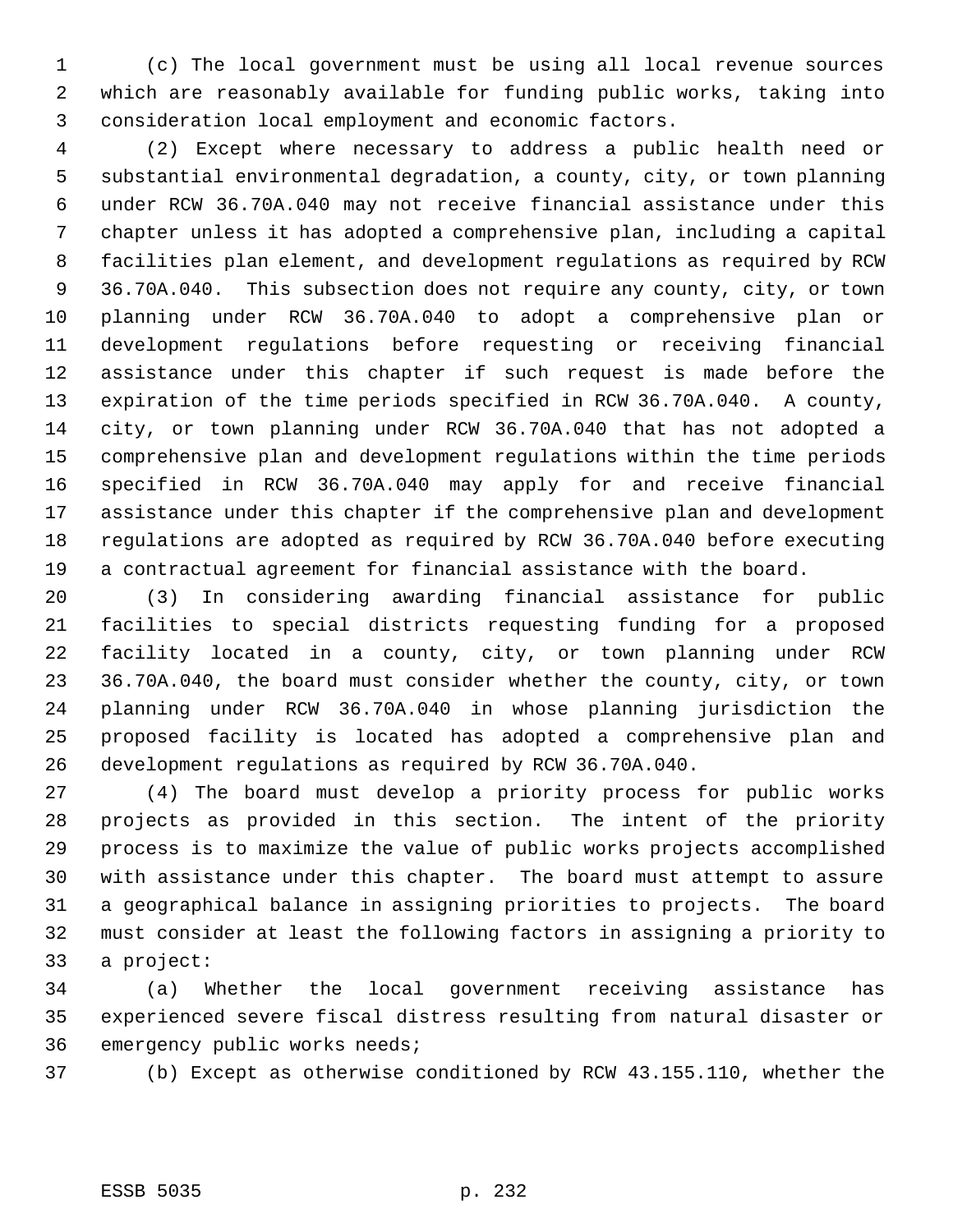(c) The local government must be using all local revenue sources which are reasonably available for funding public works, taking into consideration local employment and economic factors.

(2) Except where necessary to address a public health need or substantial environmental degradation, a county, city, or town planning under RCW 36.70A.040 may not receive financial assistance under this chapter unless it has adopted a comprehensive plan, including a capital facilities plan element, and development regulations as required by RCW 36.70A.040. This subsection does not require any county, city, or town planning under RCW 36.70A.040 to adopt a comprehensive plan or development regulations before requesting or receiving financial assistance under this chapter if such request is made before the expiration of the time periods specified in RCW 36.70A.040. A county, city, or town planning under RCW 36.70A.040 that has not adopted a comprehensive plan and development regulations within the time periods specified in RCW 36.70A.040 may apply for and receive financial assistance under this chapter if the comprehensive plan and development regulations are adopted as required by RCW 36.70A.040 before executing a contractual agreement for financial assistance with the board.

(3) In considering awarding financial assistance for public facilities to special districts requesting funding for a proposed facility located in a county, city, or town planning under RCW 36.70A.040, the board must consider whether the county, city, or town planning under RCW 36.70A.040 in whose planning jurisdiction the proposed facility is located has adopted a comprehensive plan and development regulations as required by RCW 36.70A.040.

(4) The board must develop a priority process for public works projects as provided in this section. The intent of the priority process is to maximize the value of public works projects accomplished with assistance under this chapter. The board must attempt to assure a geographical balance in assigning priorities to projects. The board must consider at least the following factors in assigning a priority to a project:

(a) Whether the local government receiving assistance has experienced severe fiscal distress resulting from natural disaster or emergency public works needs;

(b) Except as otherwise conditioned by RCW 43.155.110, whether the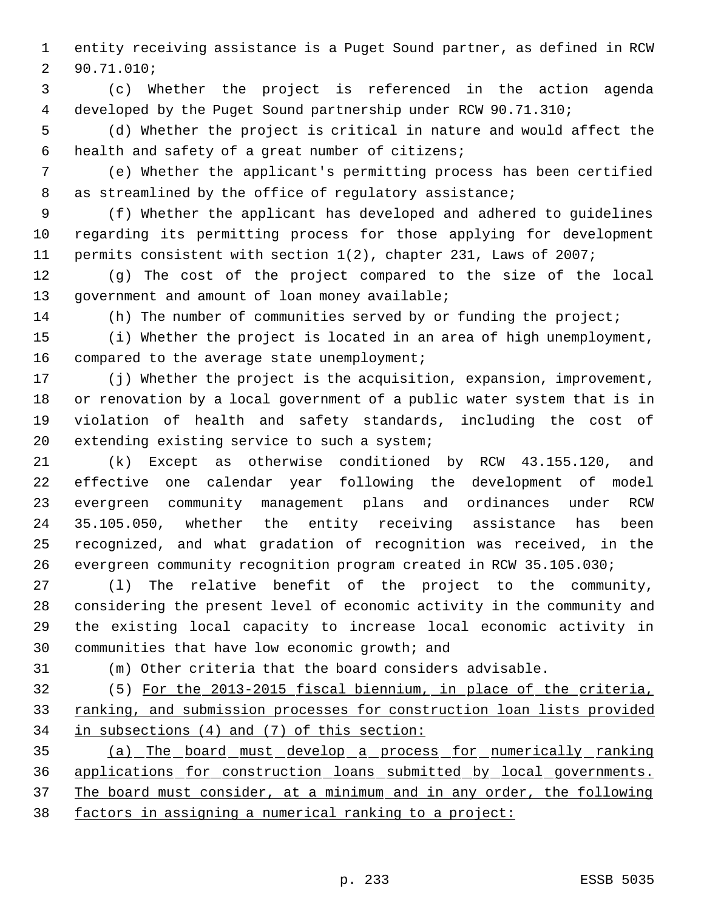entity receiving assistance is a Puget Sound partner, as defined in RCW 90.71.010;

(c) Whether the project is referenced in the action agenda developed by the Puget Sound partnership under RCW 90.71.310;

(d) Whether the project is critical in nature and would affect the health and safety of a great number of citizens;

(e) Whether the applicant's permitting process has been certified as streamlined by the office of regulatory assistance;

(f) Whether the applicant has developed and adhered to guidelines regarding its permitting process for those applying for development permits consistent with section 1(2), chapter 231, Laws of 2007;

(g) The cost of the project compared to the size of the local government and amount of loan money available;

(h) The number of communities served by or funding the project;

(i) Whether the project is located in an area of high unemployment, compared to the average state unemployment;

(j) Whether the project is the acquisition, expansion, improvement, or renovation by a local government of a public water system that is in violation of health and safety standards, including the cost of extending existing service to such a system;

(k) Except as otherwise conditioned by RCW 43.155.120, and effective one calendar year following the development of model evergreen community management plans and ordinances under RCW 35.105.050, whether the entity receiving assistance has been recognized, and what gradation of recognition was received, in the evergreen community recognition program created in RCW 35.105.030;

(l) The relative benefit of the project to the community, considering the present level of economic activity in the community and the existing local capacity to increase local economic activity in communities that have low economic growth; and

(m) Other criteria that the board considers advisable.

(5) For the 2013-2015 fiscal biennium, in place of the criteria, ranking, and submission processes for construction loan lists provided in subsections (4) and (7) of this section:

(a) The board must develop a process for numerically ranking applications for construction loans submitted by local governments. The board must consider, at a minimum and in any order, the following factors in assigning a numerical ranking to a project: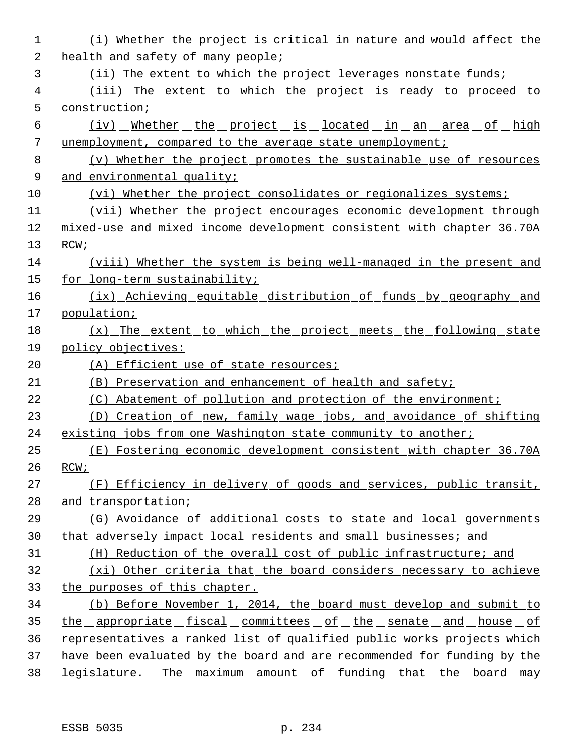(i) Whether the project is critical in nature and would affect the health and safety of many people;

(ii) The extent to which the project leverages nonstate funds;

(iii) The extent to which the project is ready to proceed to construction;

(iv) Whether the project is located in an area of high unemployment, compared to the average state unemployment;

(v) Whether the project promotes the sustainable use of resources and environmental quality;

(vi) Whether the project consolidates or regionalizes systems;

(vii) Whether the project encourages economic development through mixed-use and mixed income development consistent with chapter 36.70A RCW;

(viii) Whether the system is being well-managed in the present and for long-term sustainability;

(ix) Achieving equitable distribution of funds by geography and population;

(x) The extent to which the project meets the following state policy objectives:

(A) Efficient use of state resources;

(B) Preservation and enhancement of health and safety;

(C) Abatement of pollution and protection of the environment;

(D) Creation of new, family wage jobs, and avoidance of shifting existing jobs from one Washington state community to another;

(E) Fostering economic development consistent with chapter 36.70A RCW;

(F) Efficiency in delivery of goods and services, public transit, and transportation;

(G) Avoidance of additional costs to state and local governments that adversely impact local residents and small businesses; and

(H) Reduction of the overall cost of public infrastructure; and

(xi) Other criteria that the board considers necessary to achieve the purposes of this chapter.

(b) Before November 1, 2014, the board must develop and submit to the appropriate fiscal committees of the senate and house of representatives a ranked list of qualified public works projects which have been evaluated by the board and are recommended for funding by the legislature. The maximum amount of funding that the board may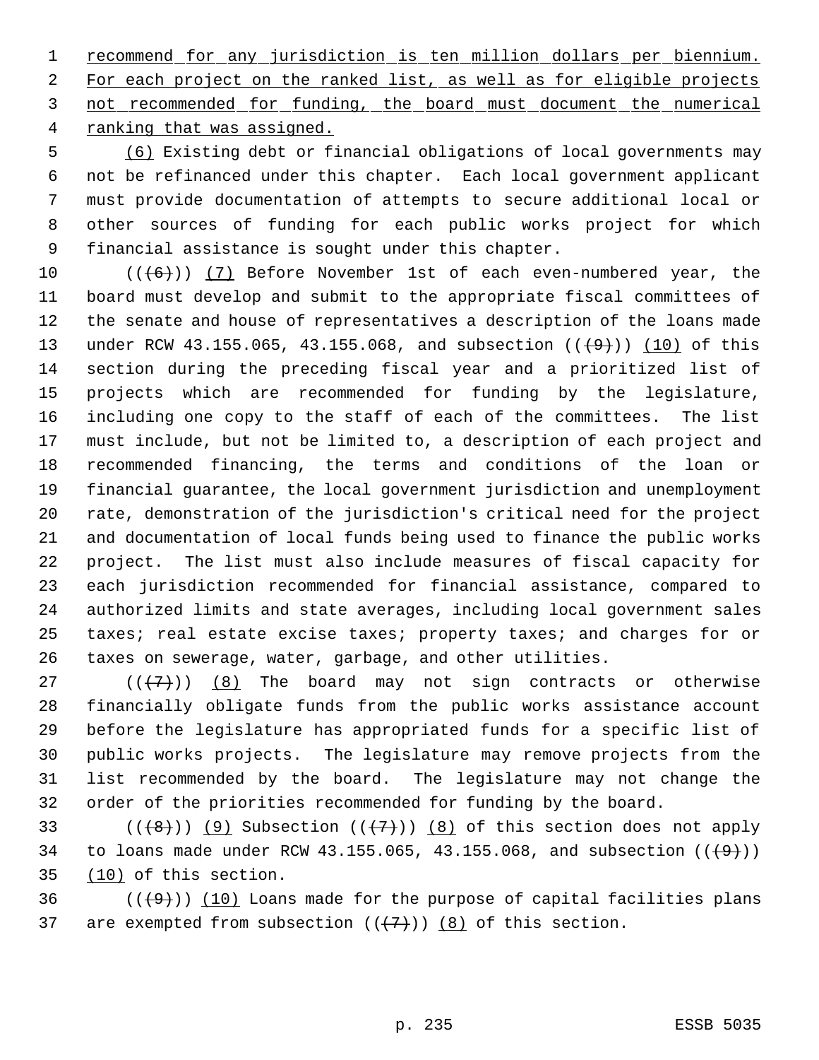recommend for any jurisdiction is ten million dollars per biennium. For each project on the ranked list, as well as for eligible projects not recommended for funding, the board must document the numerical ranking that was assigned.

(6) Existing debt or financial obligations of local governments may not be refinanced under this chapter. Each local government applicant must provide documentation of attempts to secure additional local or other sources of funding for each public works project for which financial assistance is sought under this chapter.

(((6))) (7) Before November 1st of each even-numbered year, the board must develop and submit to the appropriate fiscal committees of the senate and house of representatives a description of the loans made under RCW 43.155.065, 43.155.068, and subsection (((9))) (10) of this section during the preceding fiscal year and a prioritized list of projects which are recommended for funding by the legislature, including one copy to the staff of each of the committees. The list must include, but not be limited to, a description of each project and recommended financing, the terms and conditions of the loan or financial guarantee, the local government jurisdiction and unemployment rate, demonstration of the jurisdiction's critical need for the project and documentation of local funds being used to finance the public works project. The list must also include measures of fiscal capacity for each jurisdiction recommended for financial assistance, compared to authorized limits and state averages, including local government sales taxes; real estate excise taxes; property taxes; and charges for or taxes on sewerage, water, garbage, and other utilities.

(((7))) (8) The board may not sign contracts or otherwise financially obligate funds from the public works assistance account before the legislature has appropriated funds for a specific list of public works projects. The legislature may remove projects from the list recommended by the board. The legislature may not change the order of the priorities recommended for funding by the board.

(((8))) (9) Subsection (((7))) (8) of this section does not apply to loans made under RCW 43.155.065, 43.155.068, and subsection (((9))) (10) of this section.

(((9))) (10) Loans made for the purpose of capital facilities plans are exempted from subsection (((7))) (8) of this section.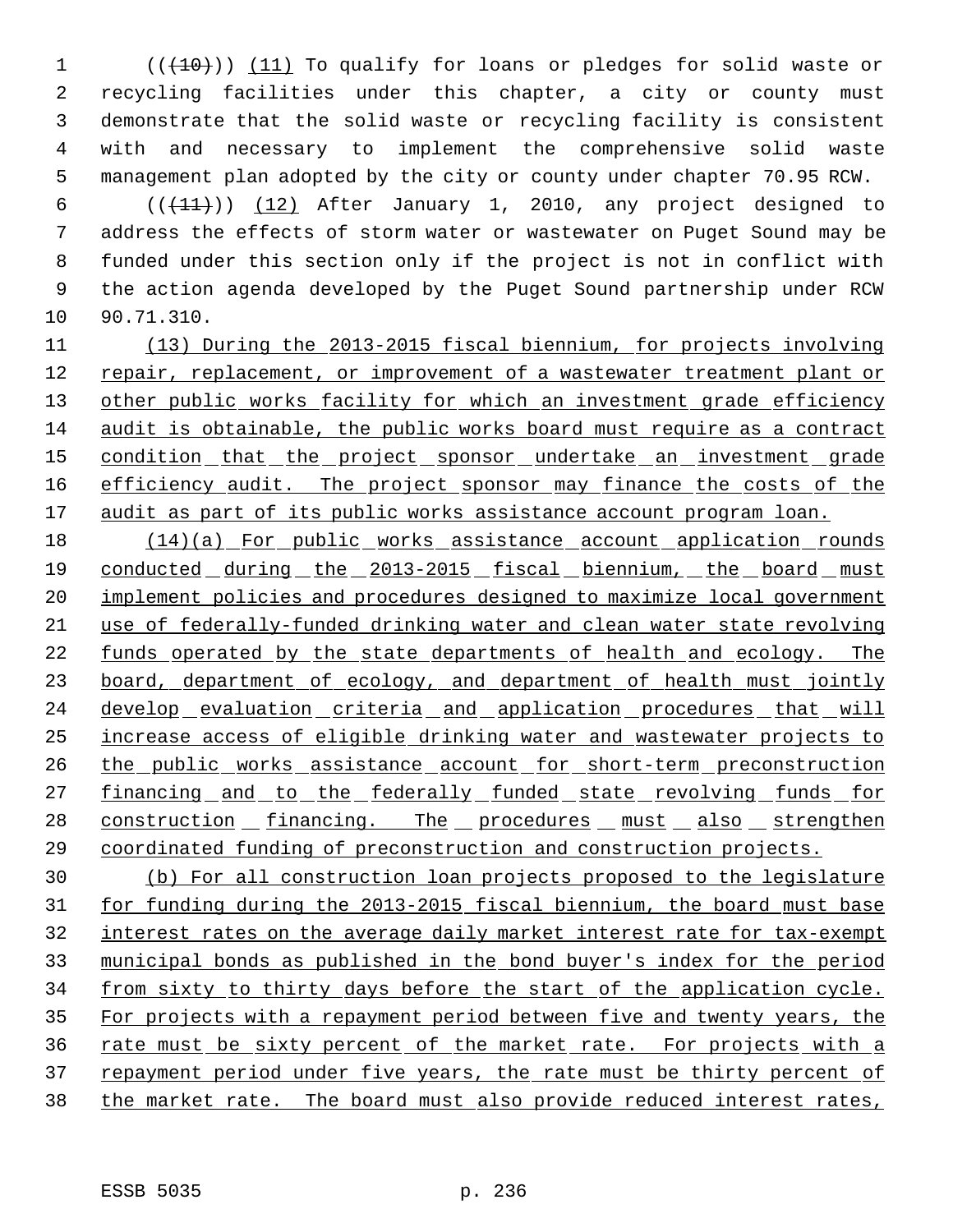(((10))) (11) To qualify for loans or pledges for solid waste or recycling facilities under this chapter, a city or county must demonstrate that the solid waste or recycling facility is consistent with and necessary to implement the comprehensive solid waste management plan adopted by the city or county under chapter 70.95 RCW.

(((11))) (12) After January 1, 2010, any project designed to address the effects of storm water or wastewater on Puget Sound may be funded under this section only if the project is not in conflict with the action agenda developed by the Puget Sound partnership under RCW 90.71.310.

(13) During the 2013-2015 fiscal biennium, for projects involving repair, replacement, or improvement of a wastewater treatment plant or other public works facility for which an investment grade efficiency audit is obtainable, the public works board must require as a contract condition that the project sponsor undertake an investment grade efficiency audit. The project sponsor may finance the costs of the audit as part of its public works assistance account program loan.

(14)(a) For public works assistance account application rounds conducted during the 2013-2015 fiscal biennium, the board must implement policies and procedures designed to maximize local government use of federally-funded drinking water and clean water state revolving funds operated by the state departments of health and ecology. The board, department of ecology, and department of health must jointly develop evaluation criteria and application procedures that will increase access of eligible drinking water and wastewater projects to the public works assistance account for short-term preconstruction financing and to the federally funded state revolving funds for construction financing. The procedures must also strengthen coordinated funding of preconstruction and construction projects.

(b) For all construction loan projects proposed to the legislature for funding during the 2013-2015 fiscal biennium, the board must base interest rates on the average daily market interest rate for tax-exempt municipal bonds as published in the bond buyer's index for the period from sixty to thirty days before the start of the application cycle. For projects with a repayment period between five and twenty years, the rate must be sixty percent of the market rate. For projects with a repayment period under five years, the rate must be thirty percent of the market rate. The board must also provide reduced interest rates,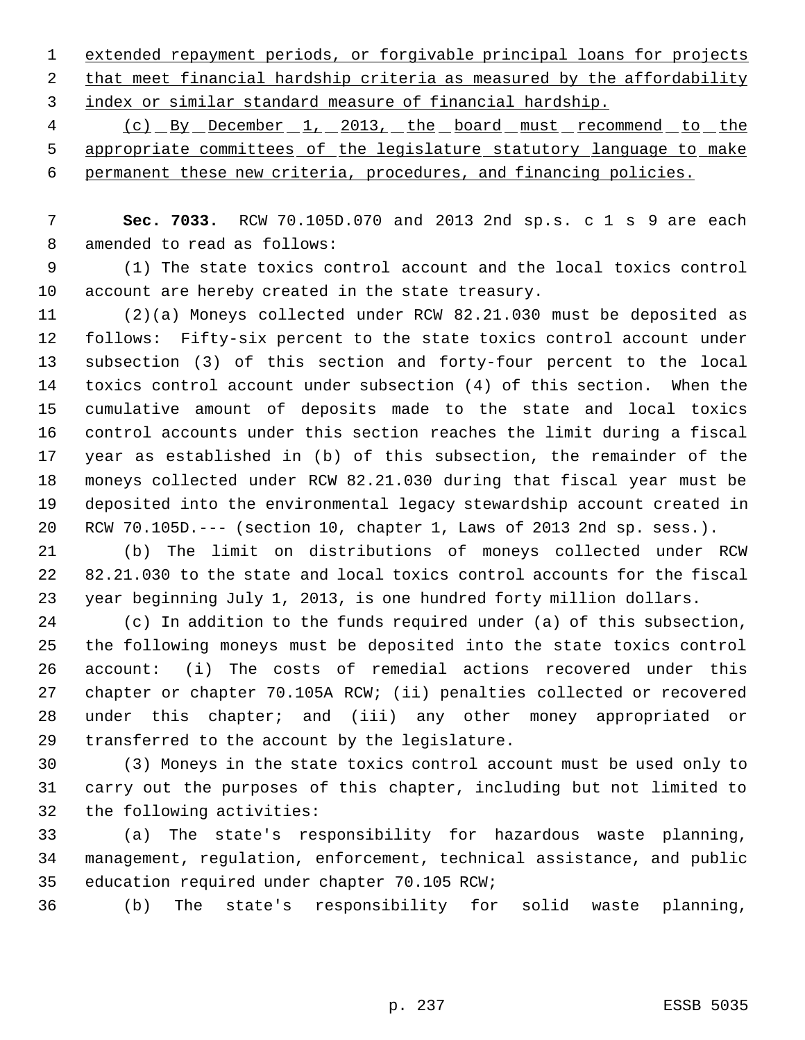extended repayment periods, or forgivable principal loans for projects that meet financial hardship criteria as measured by the affordability index or similar standard measure of financial hardship.

(c) By December 1, 2013, the board must recommend to the appropriate committees of the legislature statutory language to make permanent these new criteria, procedures, and financing policies.

**Sec. 7033.** RCW 70.105D.070 and 2013 2nd sp.s. c 1 s 9 are each amended to read as follows:

(1) The state toxics control account and the local toxics control account are hereby created in the state treasury.

(2)(a) Moneys collected under RCW 82.21.030 must be deposited as follows: Fifty-six percent to the state toxics control account under subsection (3) of this section and forty-four percent to the local toxics control account under subsection (4) of this section. When the cumulative amount of deposits made to the state and local toxics control accounts under this section reaches the limit during a fiscal year as established in (b) of this subsection, the remainder of the moneys collected under RCW 82.21.030 during that fiscal year must be deposited into the environmental legacy stewardship account created in RCW 70.105D.--- (section 10, chapter 1, Laws of 2013 2nd sp. sess.).

(b) The limit on distributions of moneys collected under RCW 82.21.030 to the state and local toxics control accounts for the fiscal year beginning July 1, 2013, is one hundred forty million dollars.

(c) In addition to the funds required under (a) of this subsection, the following moneys must be deposited into the state toxics control account: (i) The costs of remedial actions recovered under this chapter or chapter 70.105A RCW; (ii) penalties collected or recovered under this chapter; and (iii) any other money appropriated or transferred to the account by the legislature.

(3) Moneys in the state toxics control account must be used only to carry out the purposes of this chapter, including but not limited to the following activities:

(a) The state's responsibility for hazardous waste planning, management, regulation, enforcement, technical assistance, and public education required under chapter 70.105 RCW;

(b) The state's responsibility for solid waste planning,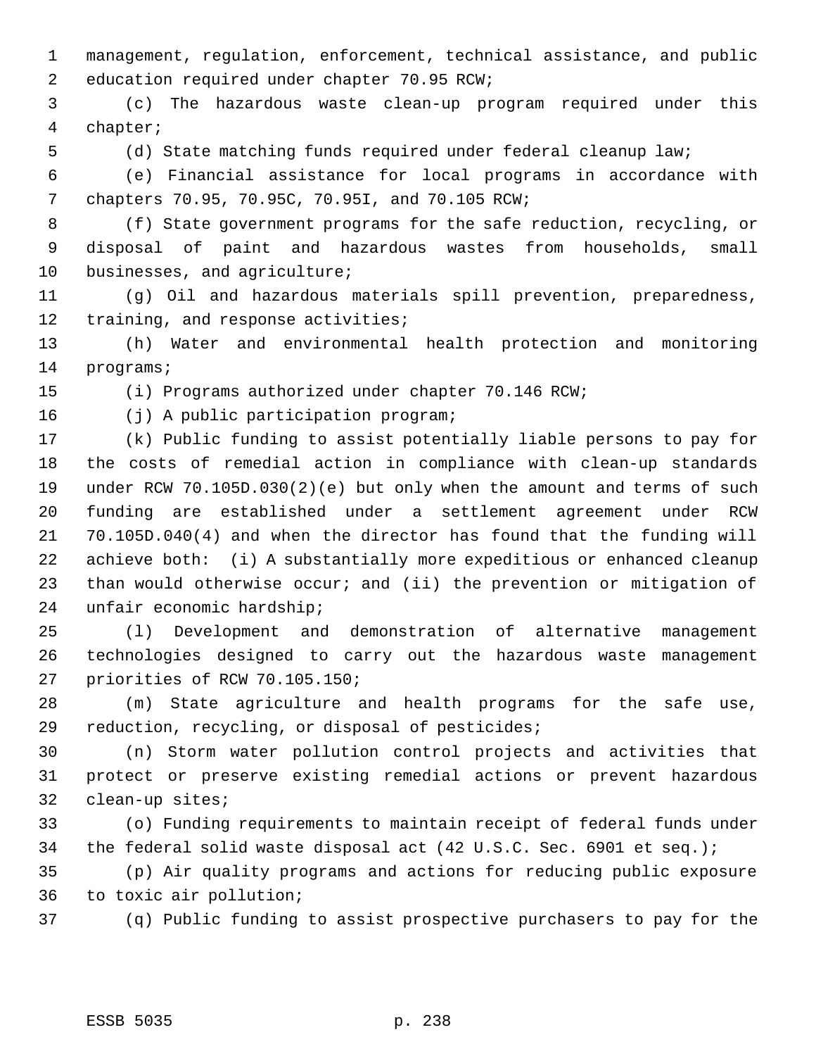management, regulation, enforcement, technical assistance, and public education required under chapter 70.95 RCW;

(c) The hazardous waste clean-up program required under this chapter;

(d) State matching funds required under federal cleanup law;

(e) Financial assistance for local programs in accordance with chapters 70.95, 70.95C, 70.95I, and 70.105 RCW;

(f) State government programs for the safe reduction, recycling, or disposal of paint and hazardous wastes from households, small businesses, and agriculture;

(g) Oil and hazardous materials spill prevention, preparedness, training, and response activities;

(h) Water and environmental health protection and monitoring programs;

(i) Programs authorized under chapter 70.146 RCW;

(j) A public participation program;

(k) Public funding to assist potentially liable persons to pay for the costs of remedial action in compliance with clean-up standards under RCW 70.105D.030(2)(e) but only when the amount and terms of such funding are established under a settlement agreement under RCW 70.105D.040(4) and when the director has found that the funding will achieve both: (i) A substantially more expeditious or enhanced cleanup than would otherwise occur; and (ii) the prevention or mitigation of unfair economic hardship;

(l) Development and demonstration of alternative management technologies designed to carry out the hazardous waste management priorities of RCW 70.105.150;

(m) State agriculture and health programs for the safe use, reduction, recycling, or disposal of pesticides;

(n) Storm water pollution control projects and activities that protect or preserve existing remedial actions or prevent hazardous clean-up sites;

(o) Funding requirements to maintain receipt of federal funds under the federal solid waste disposal act (42 U.S.C. Sec. 6901 et seq.);

(p) Air quality programs and actions for reducing public exposure to toxic air pollution;

(q) Public funding to assist prospective purchasers to pay for the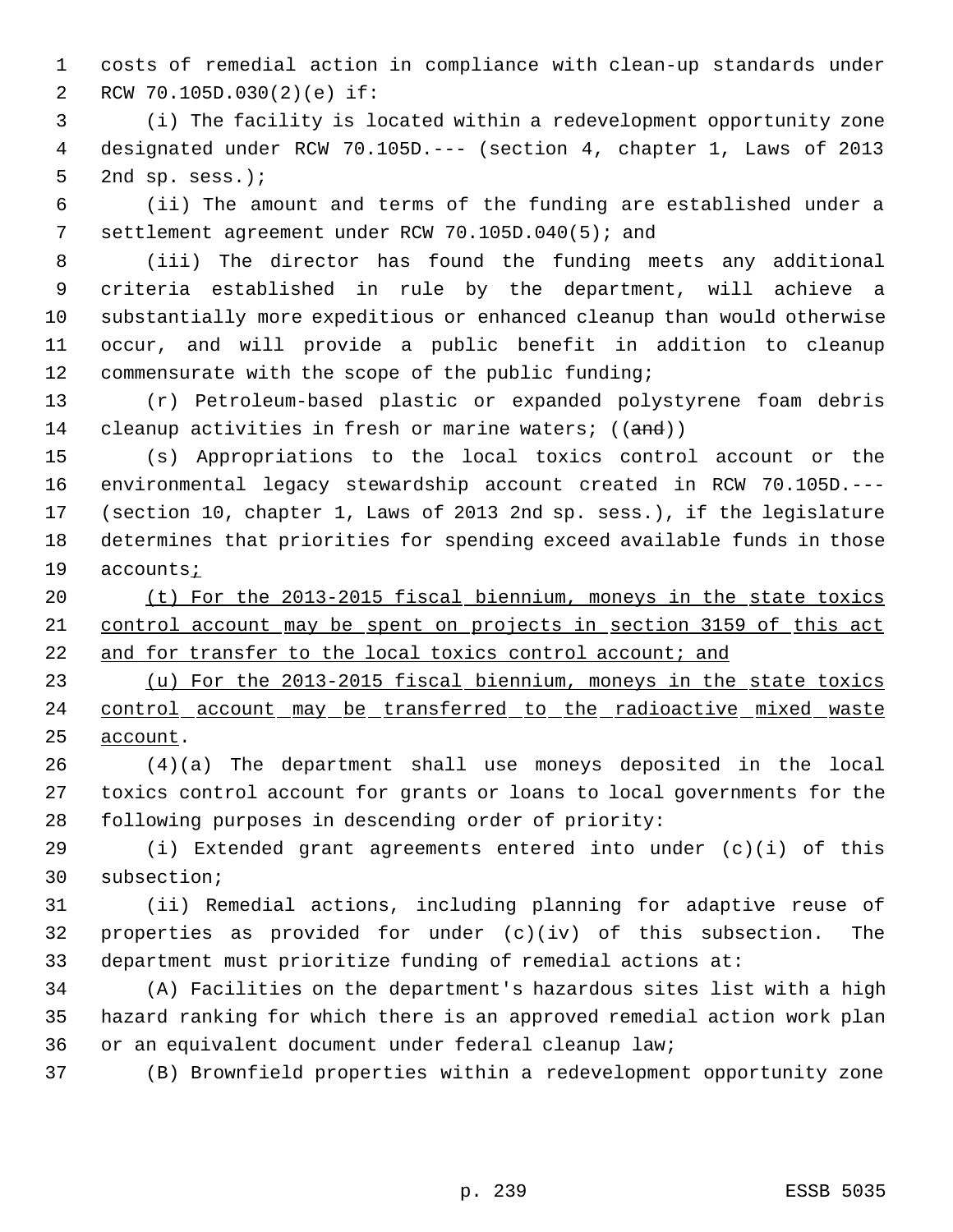costs of remedial action in compliance with clean-up standards under RCW 70.105D.030(2)(e) if:

(i) The facility is located within a redevelopment opportunity zone designated under RCW 70.105D.--- (section 4, chapter 1, Laws of 2013 2nd sp. sess.);

(ii) The amount and terms of the funding are established under a settlement agreement under RCW 70.105D.040(5); and

(iii) The director has found the funding meets any additional criteria established in rule by the department, will achieve a substantially more expeditious or enhanced cleanup than would otherwise occur, and will provide a public benefit in addition to cleanup commensurate with the scope of the public funding;

(r) Petroleum-based plastic or expanded polystyrene foam debris cleanup activities in fresh or marine waters; ((~~and~~))

(s) Appropriations to the local toxics control account or the environmental legacy stewardship account created in RCW 70.105D.--- (section 10, chapter 1, Laws of 2013 2nd sp. sess.), if the legislature determines that priorities for spending exceed available funds in those accounts<u>;</u>

<u>(t) For the 2013-2015 fiscal biennium, moneys in the state toxics control account may be spent on projects in section 3159 of this act and for transfer to the local toxics control account; and</u>

<u>(u) For the 2013-2015 fiscal biennium, moneys in the state toxics control account may be transferred to the radioactive mixed waste account</u>.

(4)(a) The department shall use moneys deposited in the local toxics control account for grants or loans to local governments for the following purposes in descending order of priority:

(i) Extended grant agreements entered into under (c)(i) of this subsection;

(ii) Remedial actions, including planning for adaptive reuse of properties as provided for under (c)(iv) of this subsection. The department must prioritize funding of remedial actions at:

(A) Facilities on the department's hazardous sites list with a high hazard ranking for which there is an approved remedial action work plan or an equivalent document under federal cleanup law;

(B) Brownfield properties within a redevelopment opportunity zone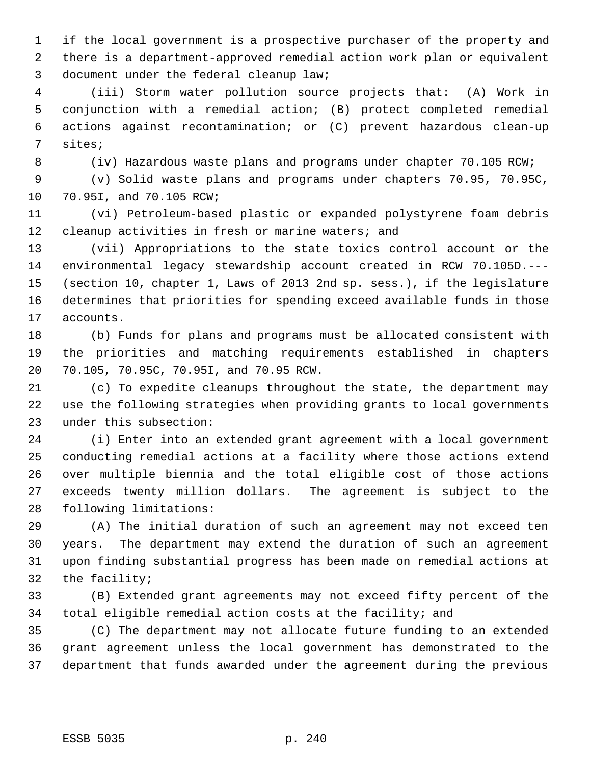if the local government is a prospective purchaser of the property and there is a department-approved remedial action work plan or equivalent document under the federal cleanup law;

(iii) Storm water pollution source projects that: (A) Work in conjunction with a remedial action; (B) protect completed remedial actions against recontamination; or (C) prevent hazardous clean-up sites;

(iv) Hazardous waste plans and programs under chapter 70.105 RCW;

(v) Solid waste plans and programs under chapters 70.95, 70.95C, 70.95I, and 70.105 RCW;

(vi) Petroleum-based plastic or expanded polystyrene foam debris cleanup activities in fresh or marine waters; and

(vii) Appropriations to the state toxics control account or the environmental legacy stewardship account created in RCW 70.105D.--- (section 10, chapter 1, Laws of 2013 2nd sp. sess.), if the legislature determines that priorities for spending exceed available funds in those accounts.

(b) Funds for plans and programs must be allocated consistent with the priorities and matching requirements established in chapters 70.105, 70.95C, 70.95I, and 70.95 RCW.

(c) To expedite cleanups throughout the state, the department may use the following strategies when providing grants to local governments under this subsection:

(i) Enter into an extended grant agreement with a local government conducting remedial actions at a facility where those actions extend over multiple biennia and the total eligible cost of those actions exceeds twenty million dollars. The agreement is subject to the following limitations:

(A) The initial duration of such an agreement may not exceed ten years. The department may extend the duration of such an agreement upon finding substantial progress has been made on remedial actions at the facility;

(B) Extended grant agreements may not exceed fifty percent of the total eligible remedial action costs at the facility; and

(C) The department may not allocate future funding to an extended grant agreement unless the local government has demonstrated to the department that funds awarded under the agreement during the previous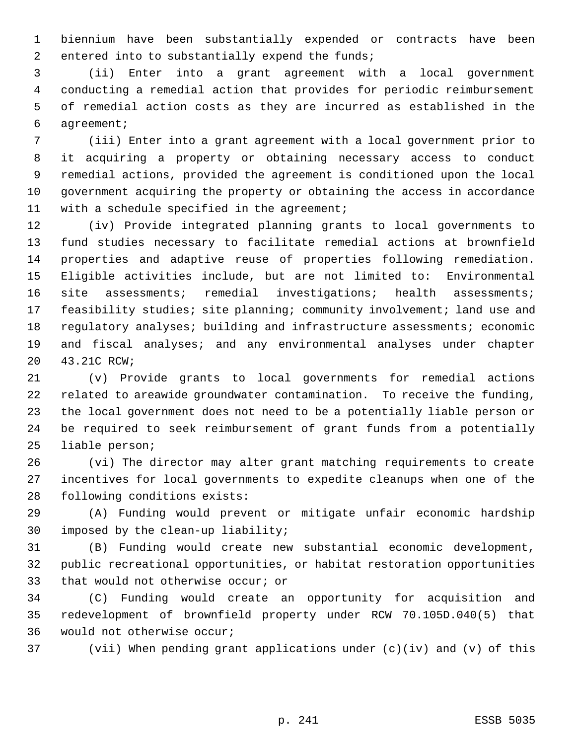biennium have been substantially expended or contracts have been entered into to substantially expend the funds;

(ii) Enter into a grant agreement with a local government conducting a remedial action that provides for periodic reimbursement of remedial action costs as they are incurred as established in the agreement;

(iii) Enter into a grant agreement with a local government prior to it acquiring a property or obtaining necessary access to conduct remedial actions, provided the agreement is conditioned upon the local government acquiring the property or obtaining the access in accordance with a schedule specified in the agreement;

(iv) Provide integrated planning grants to local governments to fund studies necessary to facilitate remedial actions at brownfield properties and adaptive reuse of properties following remediation. Eligible activities include, but are not limited to: Environmental site assessments; remedial investigations; health assessments; feasibility studies; site planning; community involvement; land use and regulatory analyses; building and infrastructure assessments; economic and fiscal analyses; and any environmental analyses under chapter 43.21C RCW;

(v) Provide grants to local governments for remedial actions related to areawide groundwater contamination. To receive the funding, the local government does not need to be a potentially liable person or be required to seek reimbursement of grant funds from a potentially liable person;

(vi) The director may alter grant matching requirements to create incentives for local governments to expedite cleanups when one of the following conditions exists:

(A) Funding would prevent or mitigate unfair economic hardship imposed by the clean-up liability;

(B) Funding would create new substantial economic development, public recreational opportunities, or habitat restoration opportunities that would not otherwise occur; or

(C) Funding would create an opportunity for acquisition and redevelopment of brownfield property under RCW 70.105D.040(5) that would not otherwise occur;

(vii) When pending grant applications under (c)(iv) and (v) of this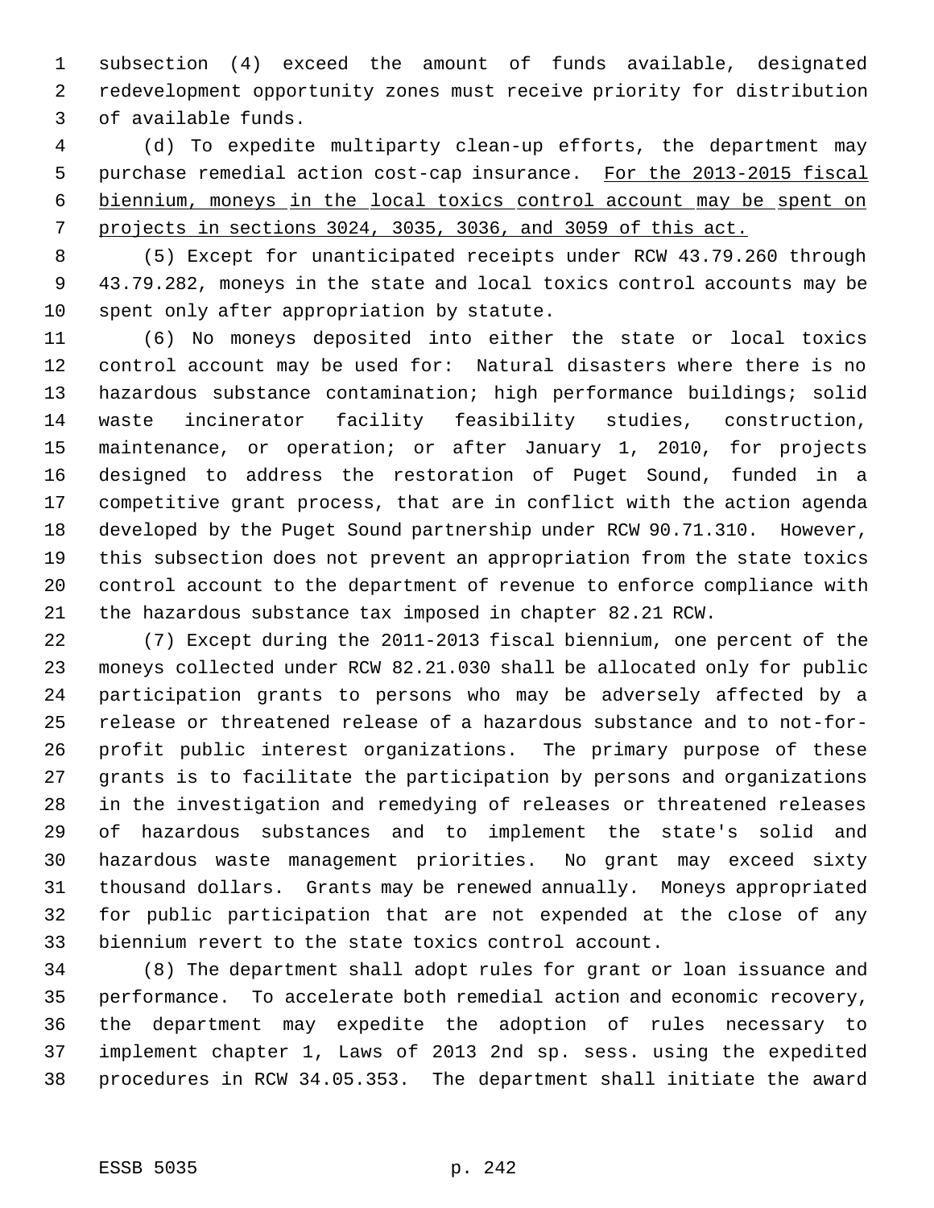subsection (4) exceed the amount of funds available, designated redevelopment opportunity zones must receive priority for distribution of available funds.

(d) To expedite multiparty clean-up efforts, the department may purchase remedial action cost-cap insurance. <u>For the 2013-2015 fiscal biennium, moneys in the local toxics control account may be spent on projects in sections 3024, 3035, 3036, and 3059 of this act.</u>

(5) Except for unanticipated receipts under RCW 43.79.260 through 43.79.282, moneys in the state and local toxics control accounts may be spent only after appropriation by statute.

(6) No moneys deposited into either the state or local toxics control account may be used for: Natural disasters where there is no hazardous substance contamination; high performance buildings; solid waste incinerator facility feasibility studies, construction, maintenance, or operation; or after January 1, 2010, for projects designed to address the restoration of Puget Sound, funded in a competitive grant process, that are in conflict with the action agenda developed by the Puget Sound partnership under RCW 90.71.310. However, this subsection does not prevent an appropriation from the state toxics control account to the department of revenue to enforce compliance with the hazardous substance tax imposed in chapter 82.21 RCW.

(7) Except during the 2011-2013 fiscal biennium, one percent of the moneys collected under RCW 82.21.030 shall be allocated only for public participation grants to persons who may be adversely affected by a release or threatened release of a hazardous substance and to not-for-profit public interest organizations. The primary purpose of these grants is to facilitate the participation by persons and organizations in the investigation and remedying of releases or threatened releases of hazardous substances and to implement the state's solid and hazardous waste management priorities. No grant may exceed sixty thousand dollars. Grants may be renewed annually. Moneys appropriated for public participation that are not expended at the close of any biennium revert to the state toxics control account.

(8) The department shall adopt rules for grant or loan issuance and performance. To accelerate both remedial action and economic recovery, the department may expedite the adoption of rules necessary to implement chapter 1, Laws of 2013 2nd sp. sess. using the expedited procedures in RCW 34.05.353. The department shall initiate the award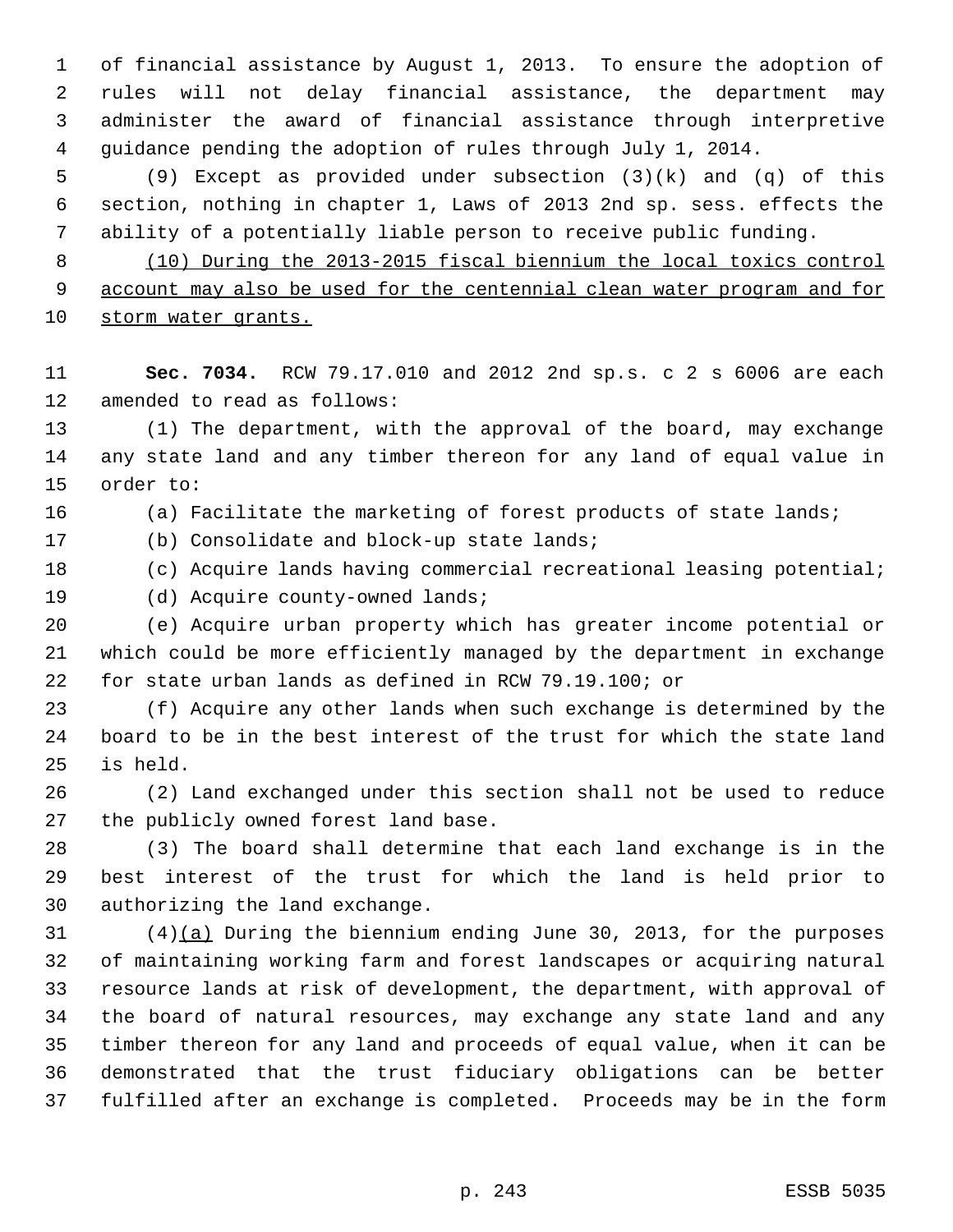of financial assistance by August 1, 2013. To ensure the adoption of rules will not delay financial assistance, the department may administer the award of financial assistance through interpretive guidance pending the adoption of rules through July 1, 2014.

(9) Except as provided under subsection (3)(k) and (q) of this section, nothing in chapter 1, Laws of 2013 2nd sp. sess. effects the ability of a potentially liable person to receive public funding.

<u>(10) During the 2013-2015 fiscal biennium the local toxics control account may also be used for the centennial clean water program and for storm water grants.</u>

**Sec. 7034.** RCW 79.17.010 and 2012 2nd sp.s. c 2 s 6006 are each amended to read as follows:

(1) The department, with the approval of the board, may exchange any state land and any timber thereon for any land of equal value in order to:

(a) Facilitate the marketing of forest products of state lands;

(b) Consolidate and block-up state lands;

(c) Acquire lands having commercial recreational leasing potential;

(d) Acquire county-owned lands;

(e) Acquire urban property which has greater income potential or which could be more efficiently managed by the department in exchange for state urban lands as defined in RCW 79.19.100; or

(f) Acquire any other lands when such exchange is determined by the board to be in the best interest of the trust for which the state land is held.

(2) Land exchanged under this section shall not be used to reduce the publicly owned forest land base.

(3) The board shall determine that each land exchange is in the best interest of the trust for which the land is held prior to authorizing the land exchange.

(4)<u>(a)</u> During the biennium ending June 30, 2013, for the purposes of maintaining working farm and forest landscapes or acquiring natural resource lands at risk of development, the department, with approval of the board of natural resources, may exchange any state land and any timber thereon for any land and proceeds of equal value, when it can be demonstrated that the trust fiduciary obligations can be better fulfilled after an exchange is completed. Proceeds may be in the form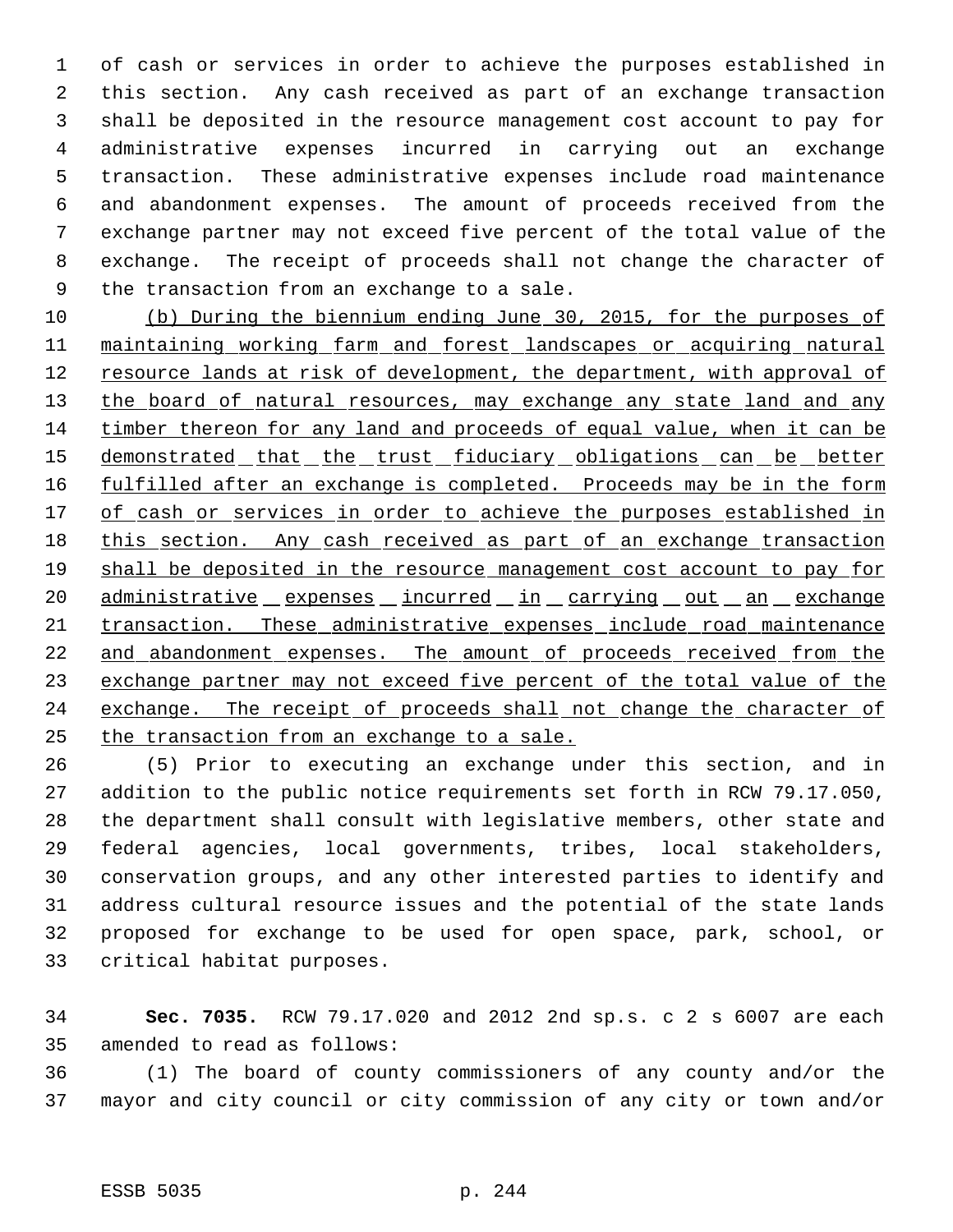of cash or services in order to achieve the purposes established in this section. Any cash received as part of an exchange transaction shall be deposited in the resource management cost account to pay for administrative expenses incurred in carrying out an exchange transaction. These administrative expenses include road maintenance and abandonment expenses. The amount of proceeds received from the exchange partner may not exceed five percent of the total value of the exchange. The receipt of proceeds shall not change the character of the transaction from an exchange to a sale.

<u>(b) During the biennium ending June 30, 2015, for the purposes of maintaining working farm and forest landscapes or acquiring natural resource lands at risk of development, the department, with approval of the board of natural resources, may exchange any state land and any timber thereon for any land and proceeds of equal value, when it can be demonstrated that the trust fiduciary obligations can be better fulfilled after an exchange is completed. Proceeds may be in the form of cash or services in order to achieve the purposes established in this section. Any cash received as part of an exchange transaction shall be deposited in the resource management cost account to pay for administrative expenses incurred in carrying out an exchange transaction. These administrative expenses include road maintenance and abandonment expenses. The amount of proceeds received from the exchange partner may not exceed five percent of the total value of the exchange. The receipt of proceeds shall not change the character of the transaction from an exchange to a sale.</u>

(5) Prior to executing an exchange under this section, and in addition to the public notice requirements set forth in RCW 79.17.050, the department shall consult with legislative members, other state and federal agencies, local governments, tribes, local stakeholders, conservation groups, and any other interested parties to identify and address cultural resource issues and the potential of the state lands proposed for exchange to be used for open space, park, school, or critical habitat purposes.

**Sec. 7035.** RCW 79.17.020 and 2012 2nd sp.s. c 2 s 6007 are each amended to read as follows:

(1) The board of county commissioners of any county and/or the mayor and city council or city commission of any city or town and/or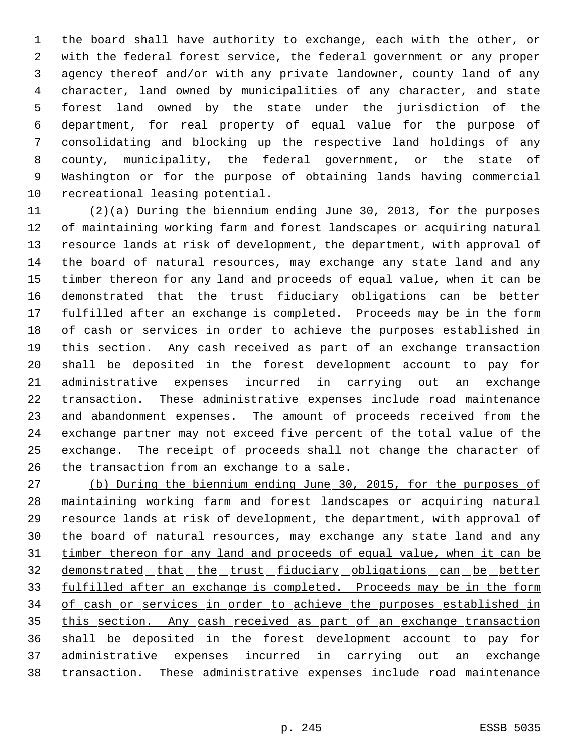the board shall have authority to exchange, each with the other, or with the federal forest service, the federal government or any proper agency thereof and/or with any private landowner, county land of any character, land owned by municipalities of any character, and state forest land owned by the state under the jurisdiction of the department, for real property of equal value for the purpose of consolidating and blocking up the respective land holdings of any county, municipality, the federal government, or the state of Washington or for the purpose of obtaining lands having commercial recreational leasing potential.

(2)(a) During the biennium ending June 30, 2013, for the purposes of maintaining working farm and forest landscapes or acquiring natural resource lands at risk of development, the department, with approval of the board of natural resources, may exchange any state land and any timber thereon for any land and proceeds of equal value, when it can be demonstrated that the trust fiduciary obligations can be better fulfilled after an exchange is completed. Proceeds may be in the form of cash or services in order to achieve the purposes established in this section. Any cash received as part of an exchange transaction shall be deposited in the forest development account to pay for administrative expenses incurred in carrying out an exchange transaction. These administrative expenses include road maintenance and abandonment expenses. The amount of proceeds received from the exchange partner may not exceed five percent of the total value of the exchange. The receipt of proceeds shall not change the character of the transaction from an exchange to a sale.

(b) During the biennium ending June 30, 2015, for the purposes of maintaining working farm and forest landscapes or acquiring natural resource lands at risk of development, the department, with approval of the board of natural resources, may exchange any state land and any timber thereon for any land and proceeds of equal value, when it can be demonstrated that the trust fiduciary obligations can be better fulfilled after an exchange is completed. Proceeds may be in the form of cash or services in order to achieve the purposes established in this section. Any cash received as part of an exchange transaction shall be deposited in the forest development account to pay for administrative expenses incurred in carrying out an exchange transaction. These administrative expenses include road maintenance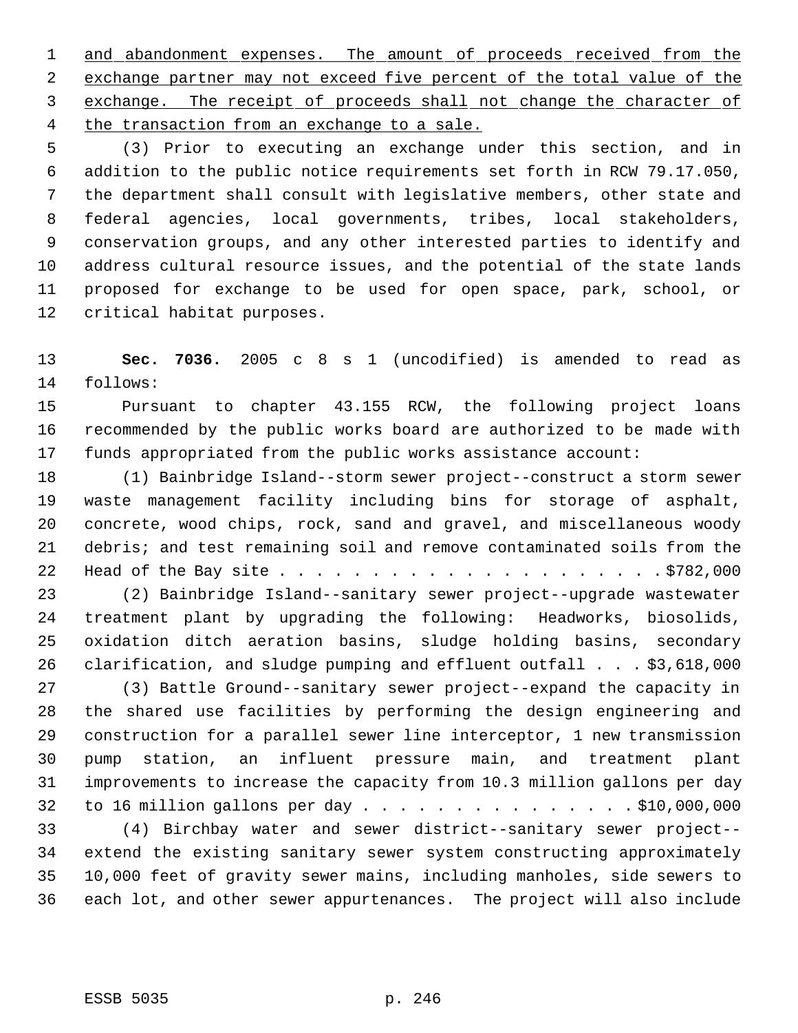and abandonment expenses. The amount of proceeds received from the exchange partner may not exceed five percent of the total value of the exchange. The receipt of proceeds shall not change the character of the transaction from an exchange to a sale.

(3) Prior to executing an exchange under this section, and in addition to the public notice requirements set forth in RCW 79.17.050, the department shall consult with legislative members, other state and federal agencies, local governments, tribes, local stakeholders, conservation groups, and any other interested parties to identify and address cultural resource issues, and the potential of the state lands proposed for exchange to be used for open space, park, school, or critical habitat purposes.

**Sec. 7036.** 2005 c 8 s 1 (uncodified) is amended to read as follows:

Pursuant to chapter 43.155 RCW, the following project loans recommended by the public works board are authorized to be made with funds appropriated from the public works assistance account:

(1) Bainbridge Island--storm sewer project--construct a storm sewer waste management facility including bins for storage of asphalt, concrete, wood chips, rock, sand and gravel, and miscellaneous woody debris; and test remaining soil and remove contaminated soils from the Head of the Bay site . . . . . . . . . . . . . . . . . . . . . $782,000

(2) Bainbridge Island--sanitary sewer project--upgrade wastewater treatment plant by upgrading the following: Headworks, biosolids, oxidation ditch aeration basins, sludge holding basins, secondary clarification, and sludge pumping and effluent outfall . . . $3,618,000

(3) Battle Ground--sanitary sewer project--expand the capacity in the shared use facilities by performing the design engineering and construction for a parallel sewer line interceptor, 1 new transmission pump station, an influent pressure main, and treatment plant improvements to increase the capacity from 10.3 million gallons per day to 16 million gallons per day . . . . . . . . . . . . . . . $10,000,000

(4) Birchbay water and sewer district--sanitary sewer project--extend the existing sanitary sewer system constructing approximately 10,000 feet of gravity sewer mains, including manholes, side sewers to each lot, and other sewer appurtenances. The project will also include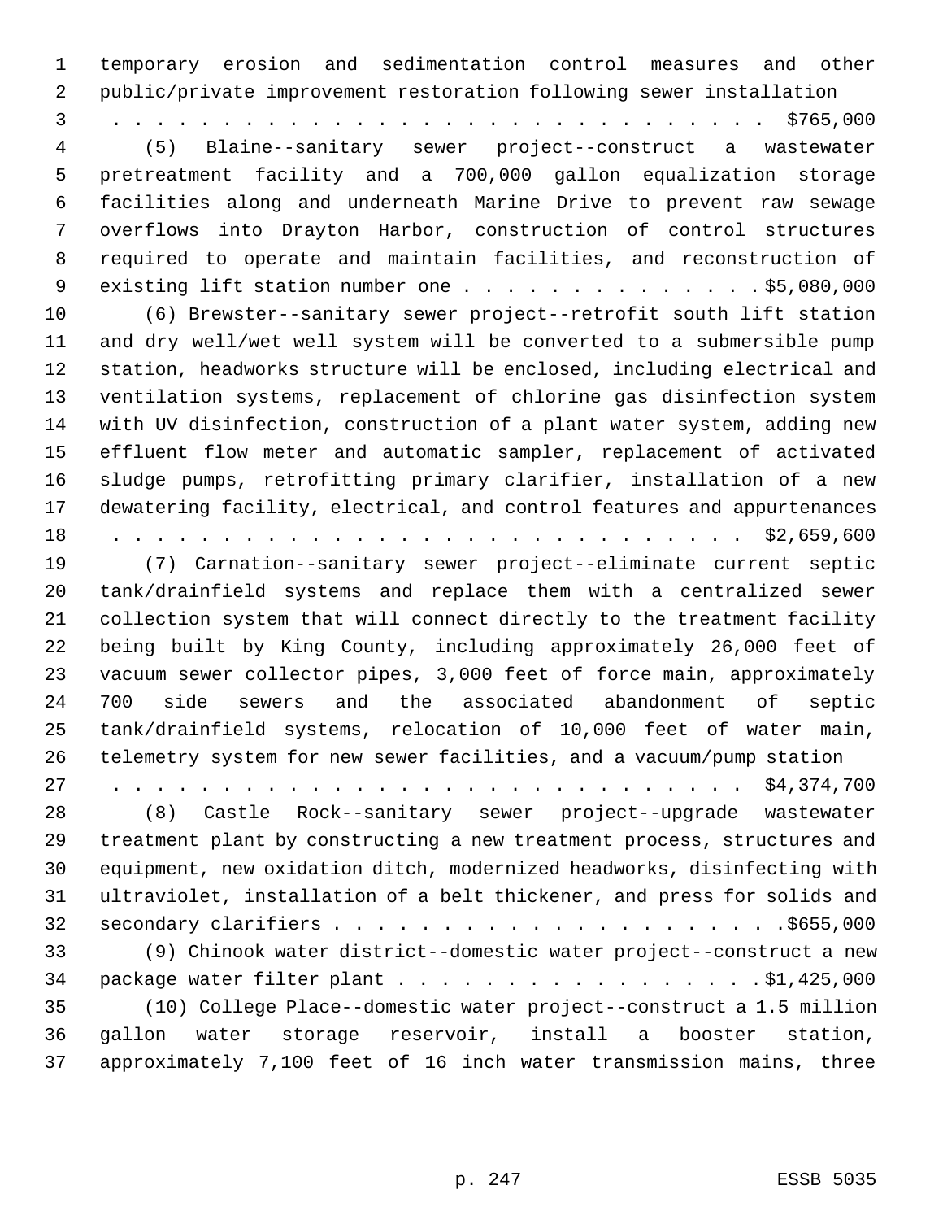temporary erosion and sedimentation control measures and other public/private improvement restoration following sewer installation . . . . . . . . . . . . . . . . . . . . . . . . . . . . . . $765,000

(5) Blaine--sanitary sewer project--construct a wastewater pretreatment facility and a 700,000 gallon equalization storage facilities along and underneath Marine Drive to prevent raw sewage overflows into Drayton Harbor, construction of control structures required to operate and maintain facilities, and reconstruction of existing lift station number one . . . . . . . . . . . . . . $5,080,000

(6) Brewster--sanitary sewer project--retrofit south lift station and dry well/wet well system will be converted to a submersible pump station, headworks structure will be enclosed, including electrical and ventilation systems, replacement of chlorine gas disinfection system with UV disinfection, construction of a plant water system, adding new effluent flow meter and automatic sampler, replacement of activated sludge pumps, retrofitting primary clarifier, installation of a new dewatering facility, electrical, and control features and appurtenances . . . . . . . . . . . . . . . . . . . . . . . . . . . . . $2,659,600

(7) Carnation--sanitary sewer project--eliminate current septic tank/drainfield systems and replace them with a centralized sewer collection system that will connect directly to the treatment facility being built by King County, including approximately 26,000 feet of vacuum sewer collector pipes, 3,000 feet of force main, approximately 700 side sewers and the associated abandonment of septic tank/drainfield systems, relocation of 10,000 feet of water main, telemetry system for new sewer facilities, and a vacuum/pump station . . . . . . . . . . . . . . . . . . . . . . . . . . . . . $4,374,700

(8) Castle Rock--sanitary sewer project--upgrade wastewater treatment plant by constructing a new treatment process, structures and equipment, new oxidation ditch, modernized headworks, disinfecting with ultraviolet, installation of a belt thickener, and press for solids and secondary clarifiers . . . . . . . . . . . . . . . . . . . . .$655,000

(9) Chinook water district--domestic water project--construct a new package water filter plant . . . . . . . . . . . . . . . . . .$1,425,000

(10) College Place--domestic water project--construct a 1.5 million gallon water storage reservoir, install a booster station, approximately 7,100 feet of 16 inch water transmission mains, three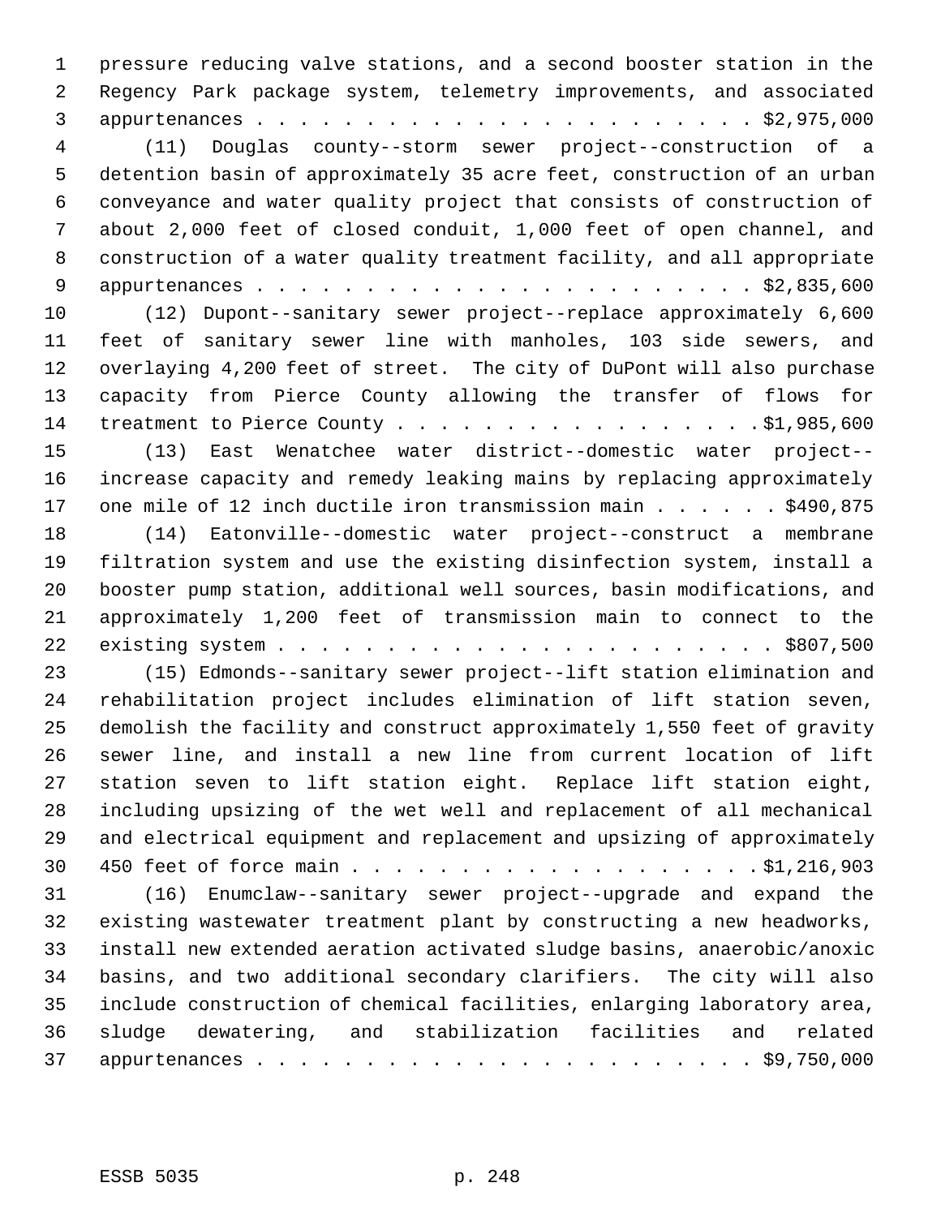pressure reducing valve stations, and a second booster station in the Regency Park package system, telemetry improvements, and associated appurtenances . . . . . . . . . . . . . . . . . . . . . . . . $2,975,000

(11) Douglas county--storm sewer project--construction of a detention basin of approximately 35 acre feet, construction of an urban conveyance and water quality project that consists of construction of about 2,000 feet of closed conduit, 1,000 feet of open channel, and construction of a water quality treatment facility, and all appropriate appurtenances . . . . . . . . . . . . . . . . . . . . . . . . $2,835,600

(12) Dupont--sanitary sewer project--replace approximately 6,600 feet of sanitary sewer line with manholes, 103 side sewers, and overlaying 4,200 feet of street. The city of DuPont will also purchase capacity from Pierce County allowing the transfer of flows for treatment to Pierce County . . . . . . . . . . . . . . . . . $1,985,600

(13) East Wenatchee water district--domestic water project--increase capacity and remedy leaking mains by replacing approximately one mile of 12 inch ductile iron transmission main . . . . . . $490,875

(14) Eatonville--domestic water project--construct a membrane filtration system and use the existing disinfection system, install a booster pump station, additional well sources, basin modifications, and approximately 1,200 feet of transmission main to connect to the existing system . . . . . . . . . . . . . . . . . . . . . . . $807,500

(15) Edmonds--sanitary sewer project--lift station elimination and rehabilitation project includes elimination of lift station seven, demolish the facility and construct approximately 1,550 feet of gravity sewer line, and install a new line from current location of lift station seven to lift station eight. Replace lift station eight, including upsizing of the wet well and replacement of all mechanical and electrical equipment and replacement and upsizing of approximately 450 feet of force main . . . . . . . . . . . . . . . . . . . $1,216,903

(16) Enumclaw--sanitary sewer project--upgrade and expand the existing wastewater treatment plant by constructing a new headworks, install new extended aeration activated sludge basins, anaerobic/anoxic basins, and two additional secondary clarifiers. The city will also include construction of chemical facilities, enlarging laboratory area, sludge dewatering, and stabilization facilities and related appurtenances . . . . . . . . . . . . . . . . . . . . . . . . $9,750,000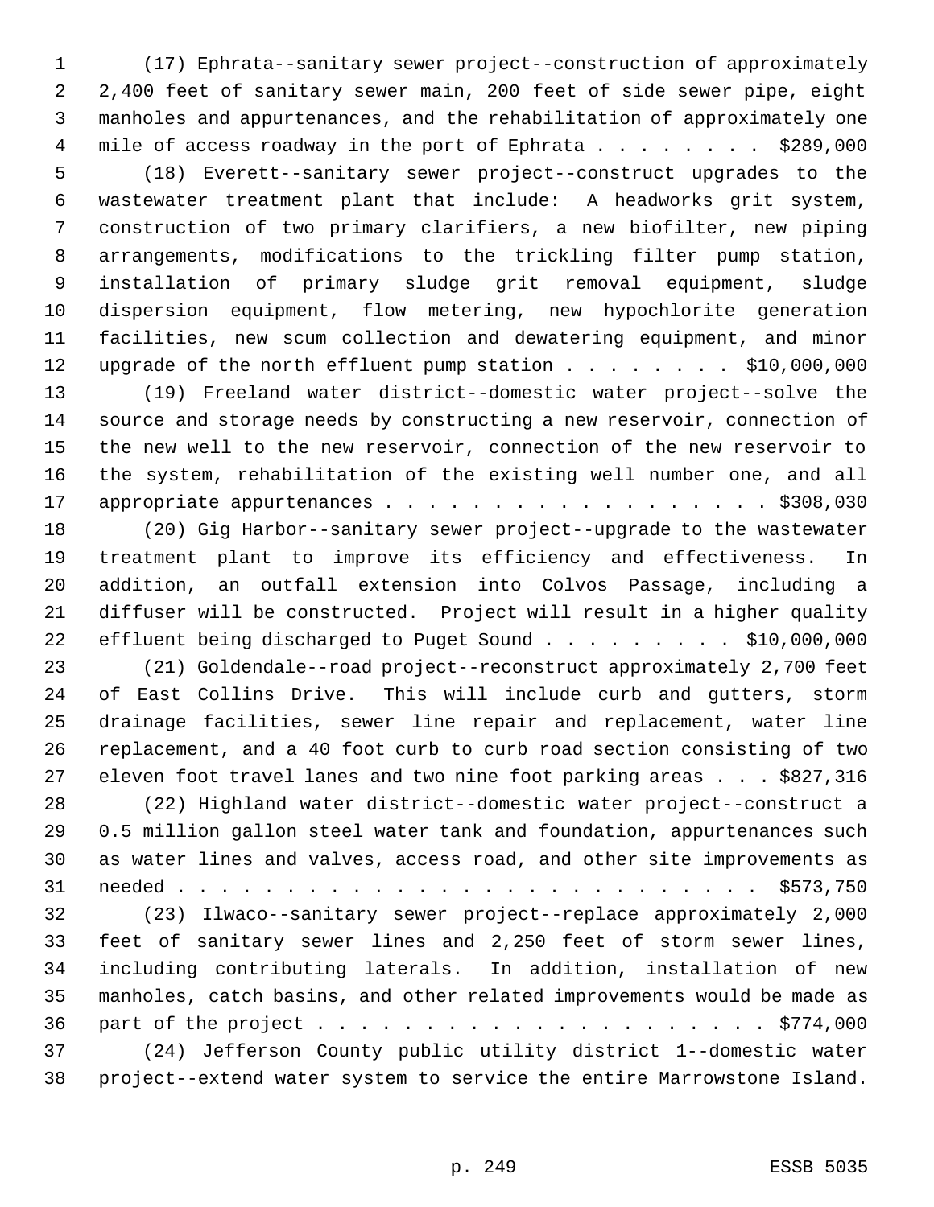(17) Ephrata--sanitary sewer project--construction of approximately 2,400 feet of sanitary sewer main, 200 feet of side sewer pipe, eight manholes and appurtenances, and the rehabilitation of approximately one mile of access roadway in the port of Ephrata . . . . . . . . $289,000

(18) Everett--sanitary sewer project--construct upgrades to the wastewater treatment plant that include: A headworks grit system, construction of two primary clarifiers, a new biofilter, new piping arrangements, modifications to the trickling filter pump station, installation of primary sludge grit removal equipment, sludge dispersion equipment, flow metering, new hypochlorite generation facilities, new scum collection and dewatering equipment, and minor upgrade of the north effluent pump station . . . . . . . . $10,000,000

(19) Freeland water district--domestic water project--solve the source and storage needs by constructing a new reservoir, connection of the new well to the new reservoir, connection of the new reservoir to the system, rehabilitation of the existing well number one, and all appropriate appurtenances . . . . . . . . . . . . . . . . . . $308,030

(20) Gig Harbor--sanitary sewer project--upgrade to the wastewater treatment plant to improve its efficiency and effectiveness. In addition, an outfall extension into Colvos Passage, including a diffuser will be constructed. Project will result in a higher quality effluent being discharged to Puget Sound . . . . . . . . . $10,000,000

(21) Goldendale--road project--reconstruct approximately 2,700 feet of East Collins Drive. This will include curb and gutters, storm drainage facilities, sewer line repair and replacement, water line replacement, and a 40 foot curb to curb road section consisting of two eleven foot travel lanes and two nine foot parking areas . . . $827,316

(22) Highland water district--domestic water project--construct a 0.5 million gallon steel water tank and foundation, appurtenances such as water lines and valves, access road, and other site improvements as needed . . . . . . . . . . . . . . . . . . . . . . . . . . $573,750

(23) Ilwaco--sanitary sewer project--replace approximately 2,000 feet of sanitary sewer lines and 2,250 feet of storm sewer lines, including contributing laterals. In addition, installation of new manholes, catch basins, and other related improvements would be made as part of the project . . . . . . . . . . . . . . . . . . . . . $774,000

(24) Jefferson County public utility district 1--domestic water project--extend water system to service the entire Marrowstone Island.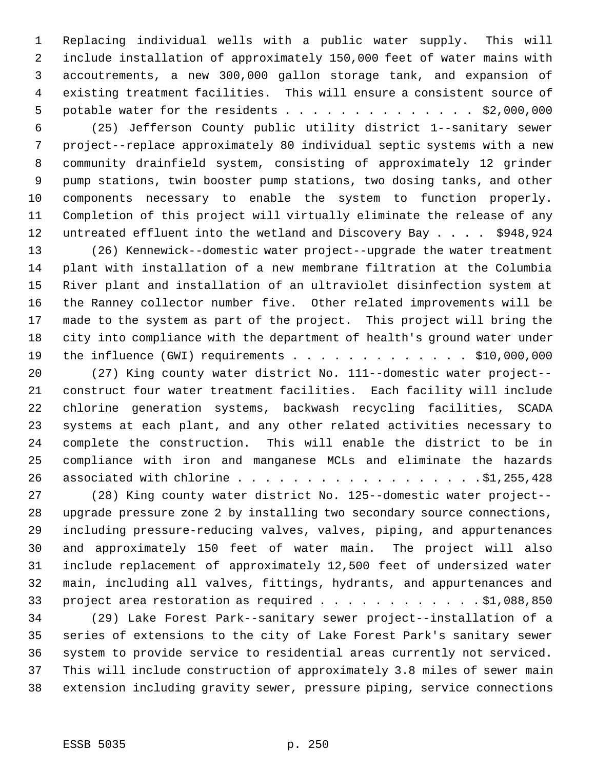Replacing individual wells with a public water supply. This will include installation of approximately 150,000 feet of water mains with accoutrements, a new 300,000 gallon storage tank, and expansion of existing treatment facilities. This will ensure a consistent source of potable water for the residents . . . . . . . . . . . . . . . $2,000,000

(25) Jefferson County public utility district 1--sanitary sewer project--replace approximately 80 individual septic systems with a new community drainfield system, consisting of approximately 12 grinder pump stations, twin booster pump stations, two dosing tanks, and other components necessary to enable the system to function properly. Completion of this project will virtually eliminate the release of any untreated effluent into the wetland and Discovery Bay . . . . $948,924

(26) Kennewick--domestic water project--upgrade the water treatment plant with installation of a new membrane filtration at the Columbia River plant and installation of an ultraviolet disinfection system at the Ranney collector number five. Other related improvements will be made to the system as part of the project. This project will bring the city into compliance with the department of health's ground water under the influence (GWI) requirements . . . . . . . . . . . . . $10,000,000

(27) King county water district No. 111--domestic water project--construct four water treatment facilities. Each facility will include chlorine generation systems, backwash recycling facilities, SCADA systems at each plant, and any other related activities necessary to complete the construction. This will enable the district to be in compliance with iron and manganese MCLs and eliminate the hazards associated with chlorine . . . . . . . . . . . . . . . . . .$1,255,428

(28) King county water district No. 125--domestic water project--upgrade pressure zone 2 by installing two secondary source connections, including pressure-reducing valves, valves, piping, and appurtenances and approximately 150 feet of water main. The project will also include replacement of approximately 12,500 feet of undersized water main, including all valves, fittings, hydrants, and appurtenances and project area restoration as required . . . . . . . . . . . .$1,088,850

(29) Lake Forest Park--sanitary sewer project--installation of a series of extensions to the city of Lake Forest Park's sanitary sewer system to provide service to residential areas currently not serviced. This will include construction of approximately 3.8 miles of sewer main extension including gravity sewer, pressure piping, service connections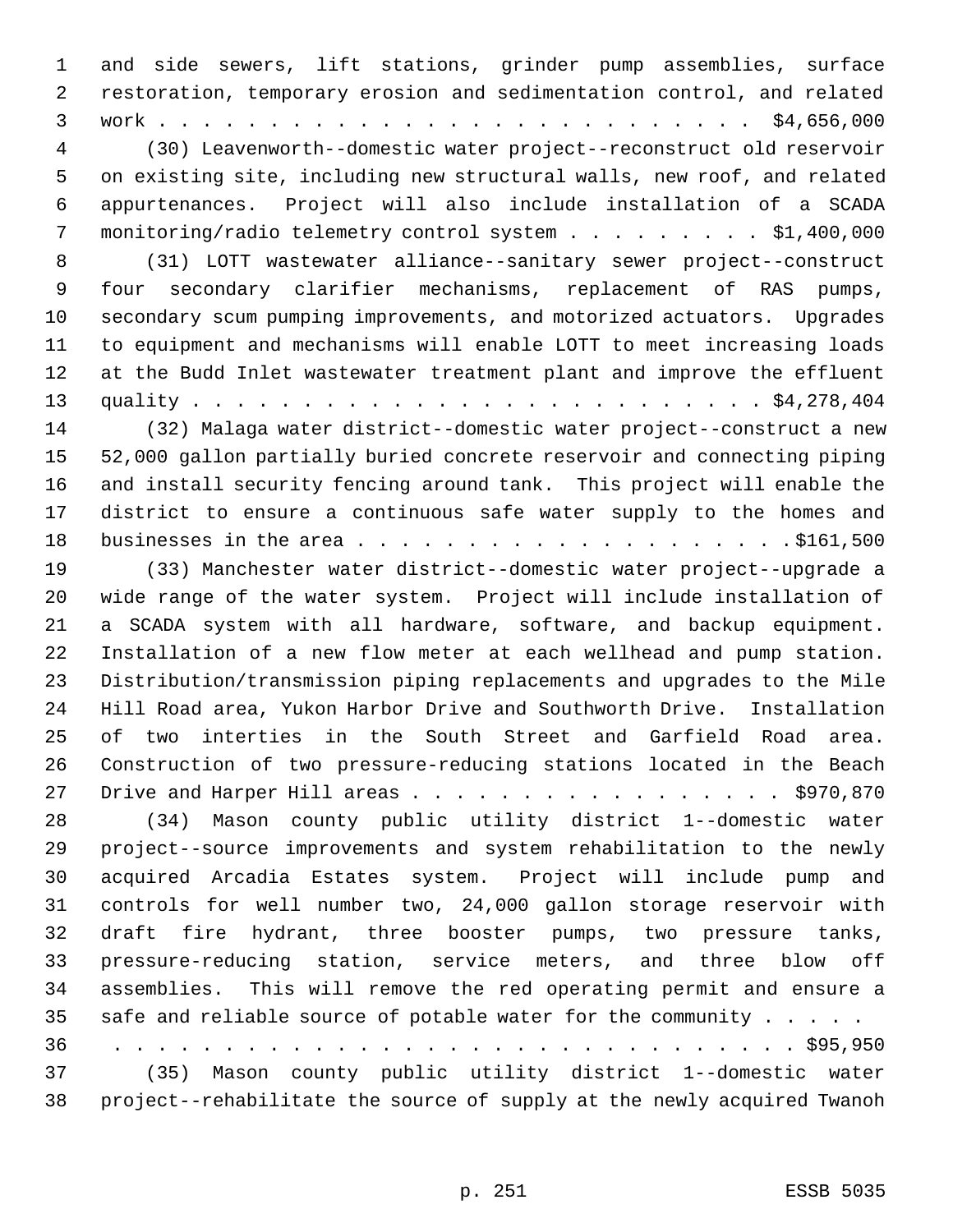and side sewers, lift stations, grinder pump assemblies, surface restoration, temporary erosion and sedimentation control, and related work . . . . . . . . . . . . . . . . . . . . . . . . . . . $4,656,000

(30) Leavenworth--domestic water project--reconstruct old reservoir on existing site, including new structural walls, new roof, and related appurtenances. Project will also include installation of a SCADA monitoring/radio telemetry control system . . . . . . . . . $1,400,000

(31) LOTT wastewater alliance--sanitary sewer project--construct four secondary clarifier mechanisms, replacement of RAS pumps, secondary scum pumping improvements, and motorized actuators. Upgrades to equipment and mechanisms will enable LOTT to meet increasing loads at the Budd Inlet wastewater treatment plant and improve the effluent quality . . . . . . . . . . . . . . . . . . . . . . . . . . $4,278,404

(32) Malaga water district--domestic water project--construct a new 52,000 gallon partially buried concrete reservoir and connecting piping and install security fencing around tank. This project will enable the district to ensure a continuous safe water supply to the homes and businesses in the area . . . . . . . . . . . . . . . . . . . .$161,500

(33) Manchester water district--domestic water project--upgrade a wide range of the water system. Project will include installation of a SCADA system with all hardware, software, and backup equipment. Installation of a new flow meter at each wellhead and pump station. Distribution/transmission piping replacements and upgrades to the Mile Hill Road area, Yukon Harbor Drive and Southworth Drive. Installation of two interties in the South Street and Garfield Road area. Construction of two pressure-reducing stations located in the Beach Drive and Harper Hill areas . . . . . . . . . . . . . . . . . $970,870

(34) Mason county public utility district 1--domestic water project--source improvements and system rehabilitation to the newly acquired Arcadia Estates system. Project will include pump and controls for well number two, 24,000 gallon storage reservoir with draft fire hydrant, three booster pumps, two pressure tanks, pressure-reducing station, service meters, and three blow off assemblies. This will remove the red operating permit and ensure a safe and reliable source of potable water for the community . . . . . . . . . . . . . . . . . . . . . . . . . . . . . . . . . . . . . . $95,950

(35) Mason county public utility district 1--domestic water project--rehabilitate the source of supply at the newly acquired Twanoh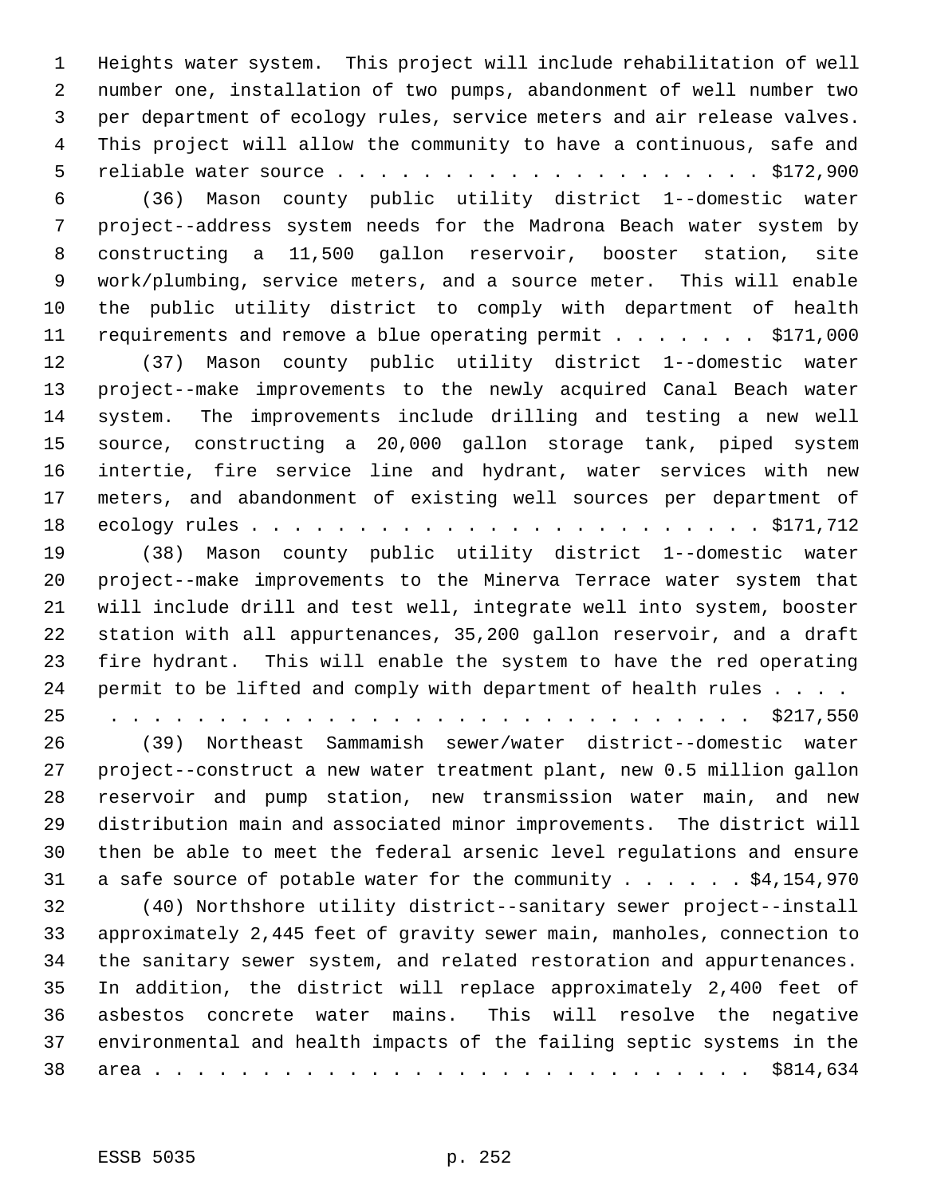Heights water system. This project will include rehabilitation of well number one, installation of two pumps, abandonment of well number two per department of ecology rules, service meters and air release valves. This project will allow the community to have a continuous, safe and reliable water source . . . . . . . . . . . . . . . . . . . . . $172,900

(36) Mason county public utility district 1--domestic water project--address system needs for the Madrona Beach water system by constructing a 11,500 gallon reservoir, booster station, site work/plumbing, service meters, and a source meter. This will enable the public utility district to comply with department of health requirements and remove a blue operating permit . . . . . . . $171,000

(37) Mason county public utility district 1--domestic water project--make improvements to the newly acquired Canal Beach water system. The improvements include drilling and testing a new well source, constructing a 20,000 gallon storage tank, piped system intertie, fire service line and hydrant, water services with new meters, and abandonment of existing well sources per department of ecology rules . . . . . . . . . . . . . . . . . . . . . . . . $171,712

(38) Mason county public utility district 1--domestic water project--make improvements to the Minerva Terrace water system that will include drill and test well, integrate well into system, booster station with all appurtenances, 35,200 gallon reservoir, and a draft fire hydrant. This will enable the system to have the red operating permit to be lifted and comply with department of health rules . . . . . . . . . . . . . . . . . . . . . . . . . . . . . . . . . . . . $217,550

(39) Northeast Sammamish sewer/water district--domestic water project--construct a new water treatment plant, new 0.5 million gallon reservoir and pump station, new transmission water main, and new distribution main and associated minor improvements. The district will then be able to meet the federal arsenic level regulations and ensure a safe source of potable water for the community . . . . . . $4,154,970

(40) Northshore utility district--sanitary sewer project--install approximately 2,445 feet of gravity sewer main, manholes, connection to the sanitary sewer system, and related restoration and appurtenances. In addition, the district will replace approximately 2,400 feet of asbestos concrete water mains. This will resolve the negative environmental and health impacts of the failing septic systems in the area . . . . . . . . . . . . . . . . . . . . . . . . . . . . . $814,634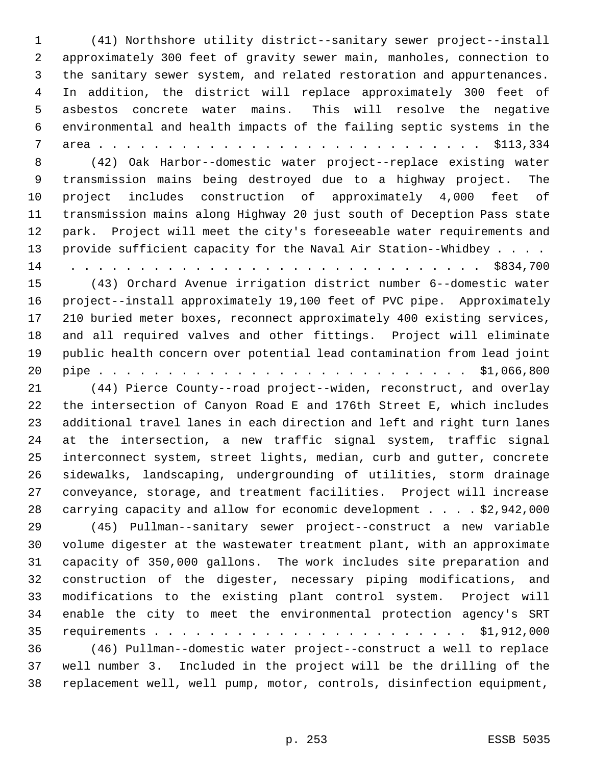(41) Northshore utility district--sanitary sewer project--install approximately 300 feet of gravity sewer main, manholes, connection to the sanitary sewer system, and related restoration and appurtenances. In addition, the district will replace approximately 300 feet of asbestos concrete water mains. This will resolve the negative environmental and health impacts of the failing septic systems in the area . . . . . . . . . . . . . . . . . . . . . . . . . . . . . $113,334

(42) Oak Harbor--domestic water project--replace existing water transmission mains being destroyed due to a highway project. The project includes construction of approximately 4,000 feet of transmission mains along Highway 20 just south of Deception Pass state park. Project will meet the city's foreseeable water requirements and provide sufficient capacity for the Naval Air Station--Whidbey . . . . . . . . . . . . . . . . . . . . . . . . . . . . . . . . . . . . $834,700

(43) Orchard Avenue irrigation district number 6--domestic water project--install approximately 19,100 feet of PVC pipe. Approximately 210 buried meter boxes, reconnect approximately 400 existing services, and all required valves and other fittings. Project will eliminate public health concern over potential lead contamination from lead joint pipe . . . . . . . . . . . . . . . . . . . . . . . . . . . . $1,066,800

(44) Pierce County--road project--widen, reconstruct, and overlay the intersection of Canyon Road E and 176th Street E, which includes additional travel lanes in each direction and left and right turn lanes at the intersection, a new traffic signal system, traffic signal interconnect system, street lights, median, curb and gutter, concrete sidewalks, landscaping, undergrounding of utilities, storm drainage conveyance, storage, and treatment facilities. Project will increase carrying capacity and allow for economic development . . . . $2,942,000

(45) Pullman--sanitary sewer project--construct a new variable volume digester at the wastewater treatment plant, with an approximate capacity of 350,000 gallons. The work includes site preparation and construction of the digester, necessary piping modifications, and modifications to the existing plant control system. Project will enable the city to meet the environmental protection agency's SRT requirements . . . . . . . . . . . . . . . . . . . . . . . . $1,912,000

(46) Pullman--domestic water project--construct a well to replace well number 3. Included in the project will be the drilling of the replacement well, well pump, motor, controls, disinfection equipment,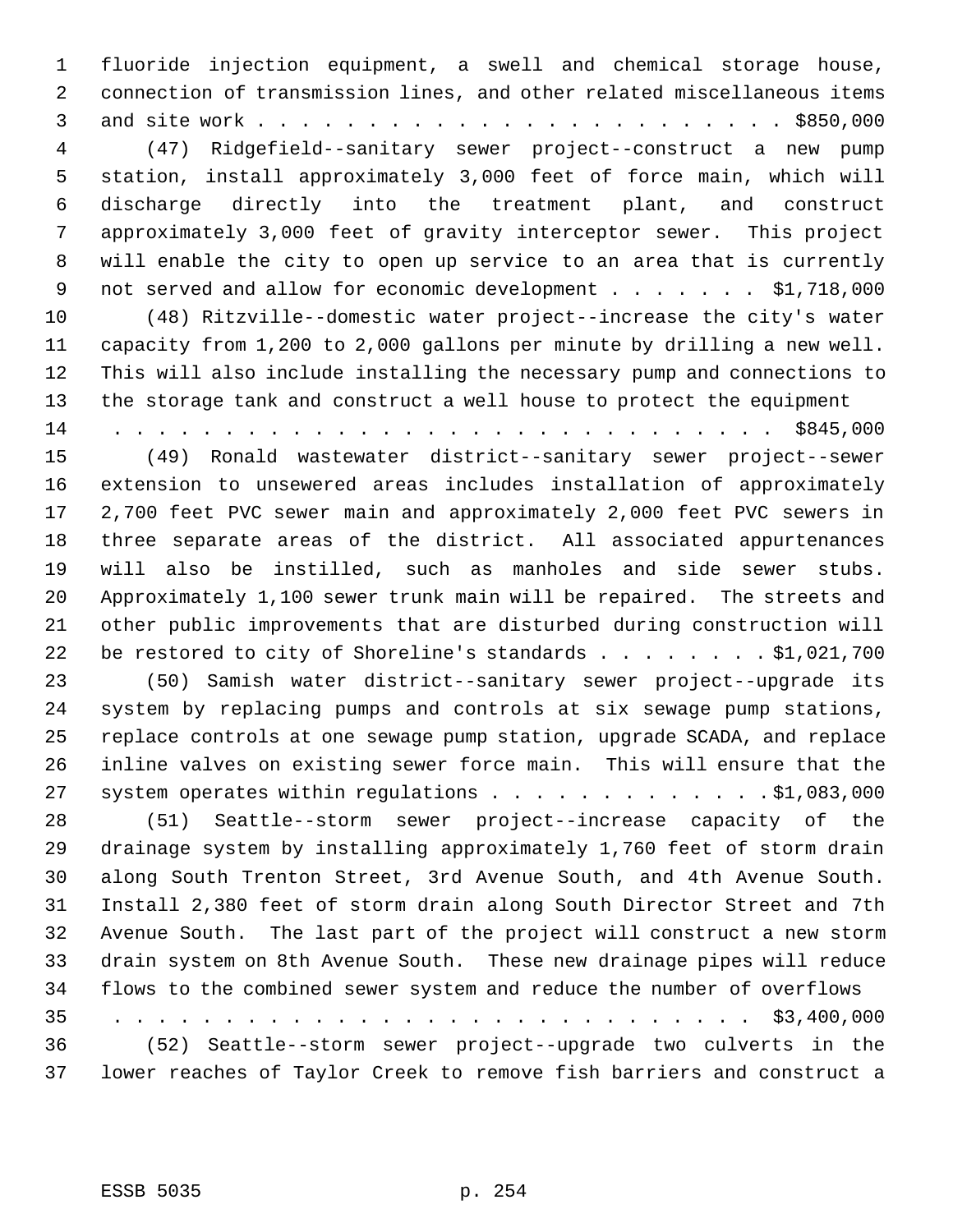fluoride injection equipment, a swell and chemical storage house, connection of transmission lines, and other related miscellaneous items and site work . . . . . . . . . . . . . . . . . . . . . . . . $850,000

(47) Ridgefield--sanitary sewer project--construct a new pump station, install approximately 3,000 feet of force main, which will discharge directly into the treatment plant, and construct approximately 3,000 feet of gravity interceptor sewer. This project will enable the city to open up service to an area that is currently not served and allow for economic development . . . . . . . $1,718,000

(48) Ritzville--domestic water project--increase the city's water capacity from 1,200 to 2,000 gallons per minute by drilling a new well. This will also include installing the necessary pump and connections to the storage tank and construct a well house to protect the equipment . . . . . . . . . . . . . . . . . . . . . . . . . . . . . . . $845,000

(49) Ronald wastewater district--sanitary sewer project--sewer extension to unsewered areas includes installation of approximately 2,700 feet PVC sewer main and approximately 2,000 feet PVC sewers in three separate areas of the district. All associated appurtenances will also be instilled, such as manholes and side sewer stubs. Approximately 1,100 sewer trunk main will be repaired. The streets and other public improvements that are disturbed during construction will be restored to city of Shoreline's standards . . . . . . . . $1,021,700

(50) Samish water district--sanitary sewer project--upgrade its system by replacing pumps and controls at six sewage pump stations, replace controls at one sewage pump station, upgrade SCADA, and replace inline valves on existing sewer force main. This will ensure that the system operates within regulations . . . . . . . . . . . . . $1,083,000

(51) Seattle--storm sewer project--increase capacity of the drainage system by installing approximately 1,760 feet of storm drain along South Trenton Street, 3rd Avenue South, and 4th Avenue South. Install 2,380 feet of storm drain along South Director Street and 7th Avenue South. The last part of the project will construct a new storm drain system on 8th Avenue South. These new drainage pipes will reduce flows to the combined sewer system and reduce the number of overflows . . . . . . . . . . . . . . . . . . . . . . . . . . . . . . $3,400,000

(52) Seattle--storm sewer project--upgrade two culverts in the lower reaches of Taylor Creek to remove fish barriers and construct a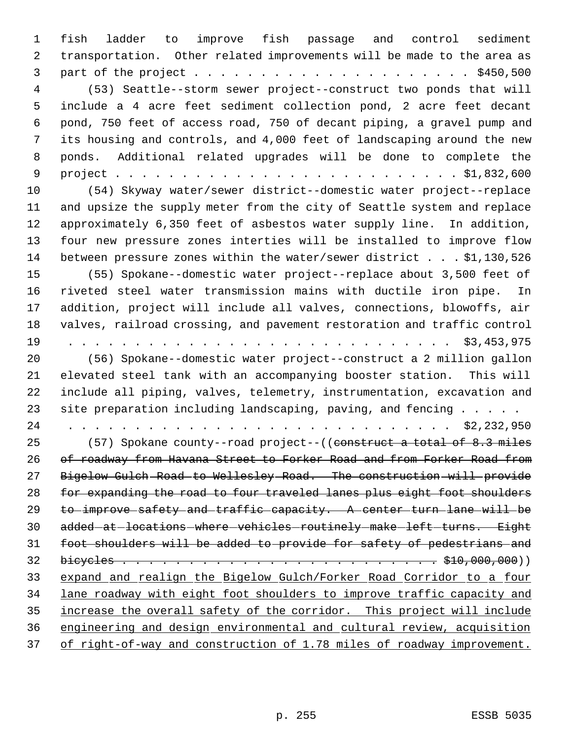fish ladder to improve fish passage and control sediment transportation. Other related improvements will be made to the area as part of the project . . . . . . . . . . . . . . . . . . . . . $450,500

(53) Seattle--storm sewer project--construct two ponds that will include a 4 acre feet sediment collection pond, 2 acre feet decant pond, 750 feet of access road, 750 of decant piping, a gravel pump and its housing and controls, and 4,000 feet of landscaping around the new ponds. Additional related upgrades will be done to complete the project . . . . . . . . . . . . . . . . . . . . . . . . . . $1,832,600

(54) Skyway water/sewer district--domestic water project--replace and upsize the supply meter from the city of Seattle system and replace approximately 6,350 feet of asbestos water supply line. In addition, four new pressure zones interties will be installed to improve flow between pressure zones within the water/sewer district . . . $1,130,526

(55) Spokane--domestic water project--replace about 3,500 feet of riveted steel water transmission mains with ductile iron pipe. In addition, project will include all valves, connections, blowoffs, air valves, railroad crossing, and pavement restoration and traffic control . . . . . . . . . . . . . . . . . . . . . . . . . . . . . $3,453,975

(56) Spokane--domestic water project--construct a 2 million gallon elevated steel tank with an accompanying booster station. This will include all piping, valves, telemetry, instrumentation, excavation and site preparation including landscaping, paving, and fencing . . . . . . . . . . . . . . . . . . . . . . . . . . . . . . . . . . $2,232,950

(57) Spokane county--road project--((~~construct a total of 8.3 miles of roadway from Havana Street to Forker Road and from Forker Road from Bigelow Gulch Road to Wellesley Road. The construction will provide for expanding the road to four traveled lanes plus eight foot shoulders to improve safety and traffic capacity. A center turn lane will be added at locations where vehicles routinely make left turns. Eight foot shoulders will be added to provide for safety of pedestrians and bicycles . . . . . . . . . . . . . . . . . . . . . . . . . . $10,000,000~~)) <u>expand and realign the Bigelow Gulch/Forker Road Corridor to a four lane roadway with eight foot shoulders to improve traffic capacity and increase the overall safety of the corridor. This project will include engineering and design environmental and cultural review, acquisition of right-of-way and construction of 1.78 miles of roadway improvement.</u>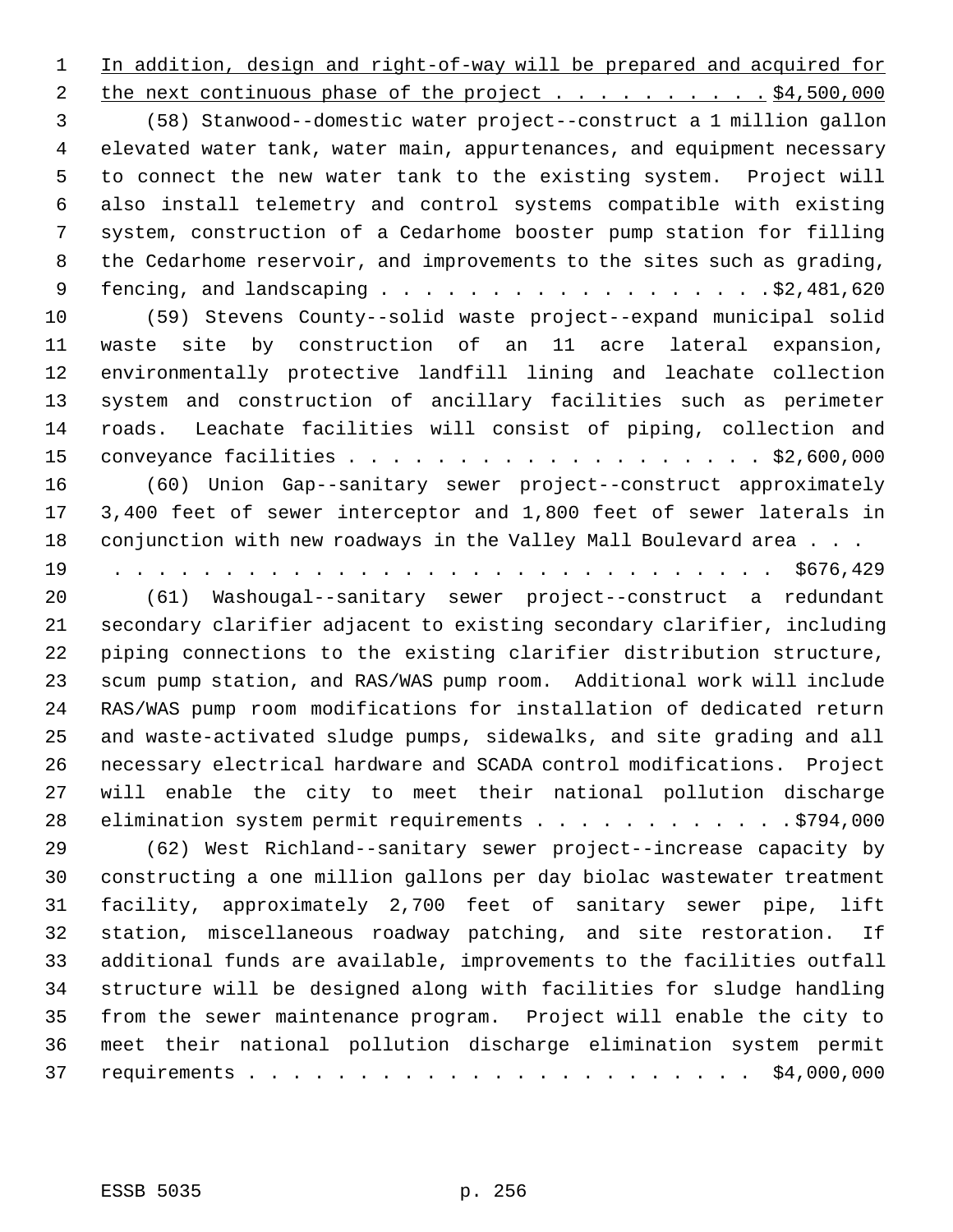In addition, design and right-of-way will be prepared and acquired for the next continuous phase of the project . . . . . . . . . . $4,500,000

(58) Stanwood--domestic water project--construct a 1 million gallon elevated water tank, water main, appurtenances, and equipment necessary to connect the new water tank to the existing system. Project will also install telemetry and control systems compatible with existing system, construction of a Cedarhome booster pump station for filling the Cedarhome reservoir, and improvements to the sites such as grading, fencing, and landscaping . . . . . . . . . . . . . . . . . . $2,481,620

(59) Stevens County--solid waste project--expand municipal solid waste site by construction of an 11 acre lateral expansion, environmentally protective landfill lining and leachate collection system and construction of ancillary facilities such as perimeter roads. Leachate facilities will consist of piping, collection and conveyance facilities . . . . . . . . . . . . . . . . . . . $2,600,000

(60) Union Gap--sanitary sewer project--construct approximately 3,400 feet of sewer interceptor and 1,800 feet of sewer laterals in conjunction with new roadways in the Valley Mall Boulevard area . . . . . . . . . . . . . . . . . . . . . . . . . . . . . . . . . . . $676,429

(61) Washougal--sanitary sewer project--construct a redundant secondary clarifier adjacent to existing secondary clarifier, including piping connections to the existing clarifier distribution structure, scum pump station, and RAS/WAS pump room. Additional work will include RAS/WAS pump room modifications for installation of dedicated return and waste-activated sludge pumps, sidewalks, and site grading and all necessary electrical hardware and SCADA control modifications. Project will enable the city to meet their national pollution discharge elimination system permit requirements . . . . . . . . . . . . $794,000

(62) West Richland--sanitary sewer project--increase capacity by constructing a one million gallons per day biolac wastewater treatment facility, approximately 2,700 feet of sanitary sewer pipe, lift station, miscellaneous roadway patching, and site restoration. If additional funds are available, improvements to the facilities outfall structure will be designed along with facilities for sludge handling from the sewer maintenance program. Project will enable the city to meet their national pollution discharge elimination system permit requirements . . . . . . . . . . . . . . . . . . . . . . . . $4,000,000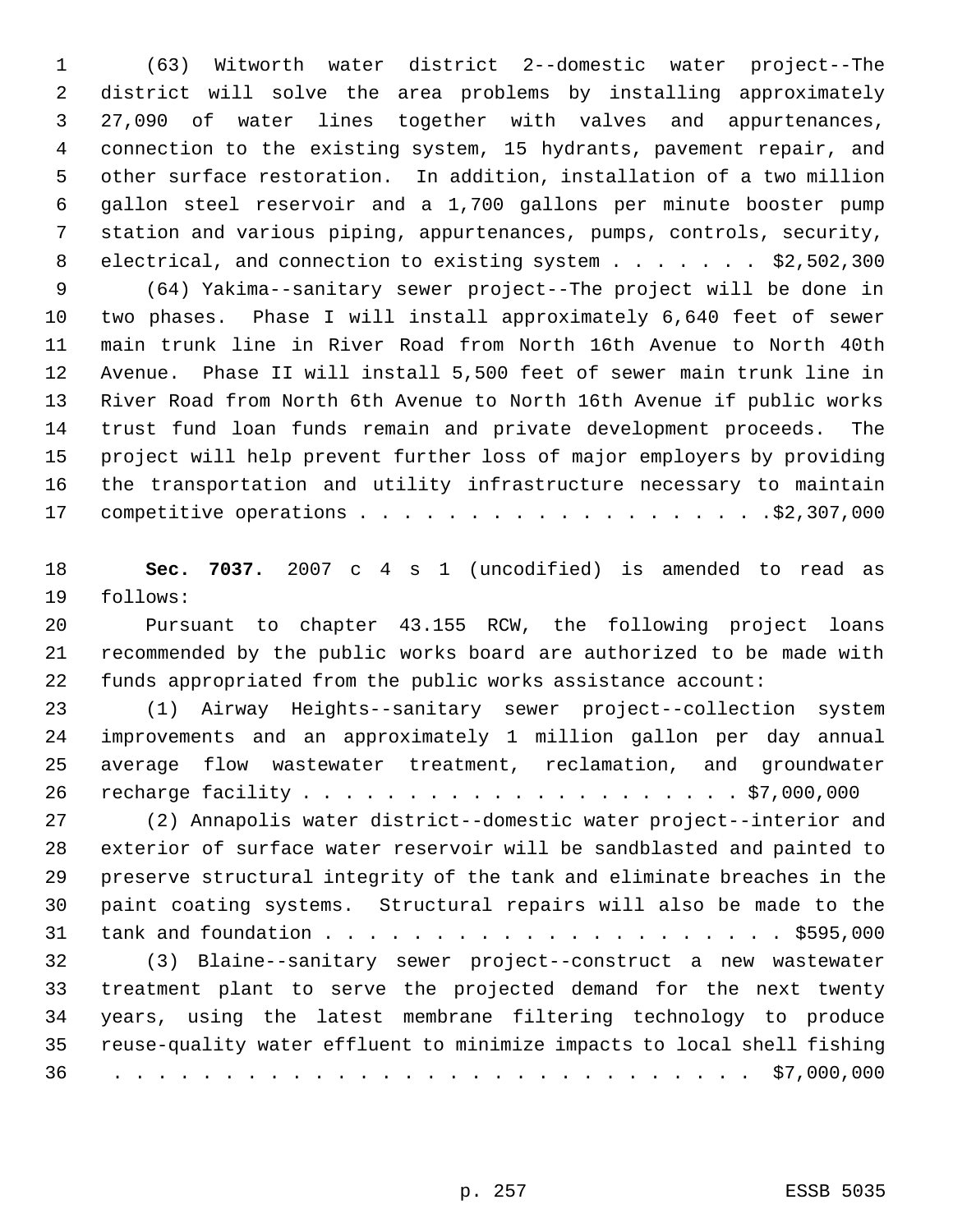(63) Witworth water district 2--domestic water project--The district will solve the area problems by installing approximately 27,090 of water lines together with valves and appurtenances, connection to the existing system, 15 hydrants, pavement repair, and other surface restoration. In addition, installation of a two million gallon steel reservoir and a 1,700 gallons per minute booster pump station and various piping, appurtenances, pumps, controls, security, electrical, and connection to existing system . . . . . . . $2,502,300

(64) Yakima--sanitary sewer project--The project will be done in two phases. Phase I will install approximately 6,640 feet of sewer main trunk line in River Road from North 16th Avenue to North 40th Avenue. Phase II will install 5,500 feet of sewer main trunk line in River Road from North 6th Avenue to North 16th Avenue if public works trust fund loan funds remain and private development proceeds. The project will help prevent further loss of major employers by providing the transportation and utility infrastructure necessary to maintain competitive operations . . . . . . . . . . . . . . . . . . .$2,307,000

**Sec. 7037.** 2007 c 4 s 1 (uncodified) is amended to read as follows:

Pursuant to chapter 43.155 RCW, the following project loans recommended by the public works board are authorized to be made with funds appropriated from the public works assistance account:

(1) Airway Heights--sanitary sewer project--collection system improvements and an approximately 1 million gallon per day annual average flow wastewater treatment, reclamation, and groundwater recharge facility . . . . . . . . . . . . . . . . . . . . $7,000,000

(2) Annapolis water district--domestic water project--interior and exterior of surface water reservoir will be sandblasted and painted to preserve structural integrity of the tank and eliminate breaches in the paint coating systems. Structural repairs will also be made to the tank and foundation . . . . . . . . . . . . . . . . . . . . . $595,000

(3) Blaine--sanitary sewer project--construct a new wastewater treatment plant to serve the projected demand for the next twenty years, using the latest membrane filtering technology to produce reuse-quality water effluent to minimize impacts to local shell fishing . . . . . . . . . . . . . . . . . . . . . . . . . . . . . . $7,000,000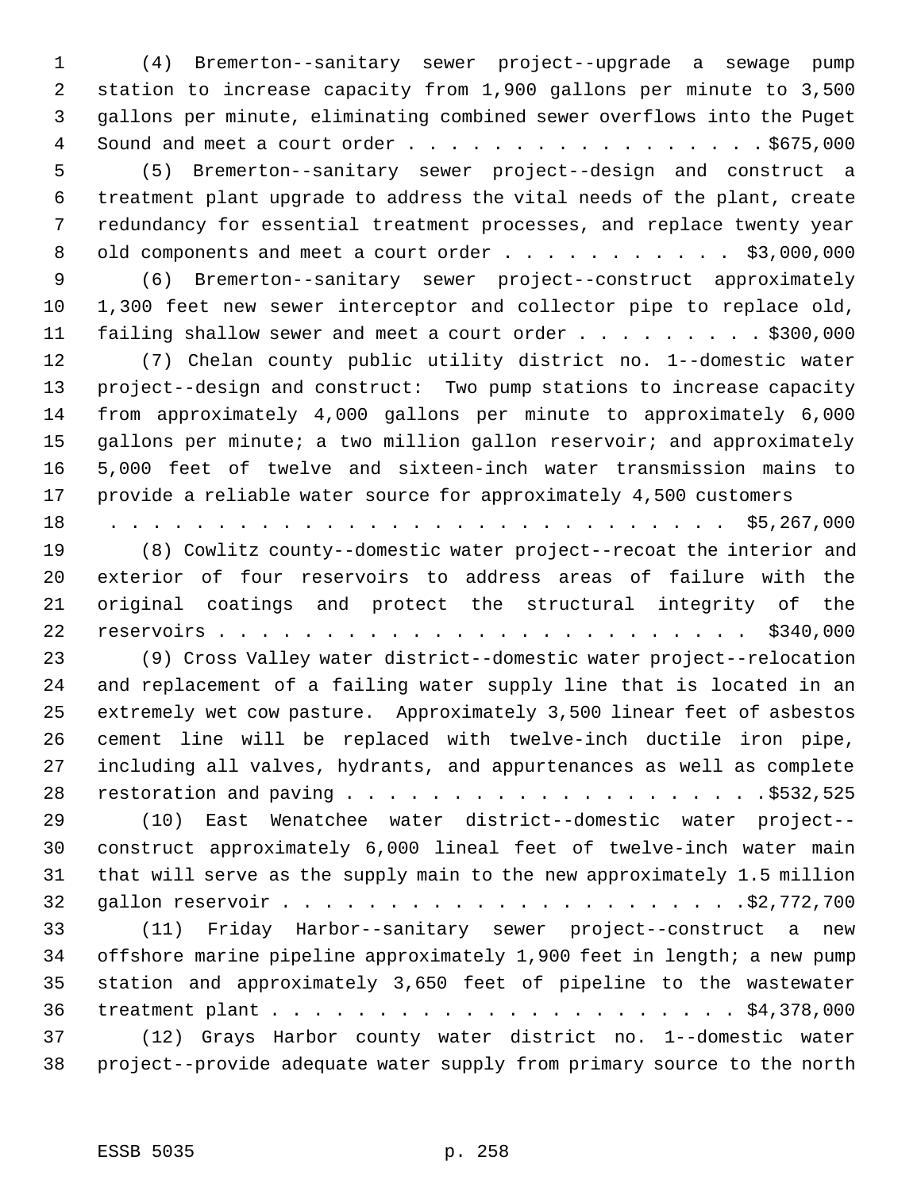(4) Bremerton--sanitary sewer project--upgrade a sewage pump station to increase capacity from 1,900 gallons per minute to 3,500 gallons per minute, eliminating combined sewer overflows into the Puget Sound and meet a court order . . . . . . . . . . . . . . . . . $675,000

(5) Bremerton--sanitary sewer project--design and construct a treatment plant upgrade to address the vital needs of the plant, create redundancy for essential treatment processes, and replace twenty year old components and meet a court order . . . . . . . . . . . $3,000,000

(6) Bremerton--sanitary sewer project--construct approximately 1,300 feet new sewer interceptor and collector pipe to replace old, failing shallow sewer and meet a court order . . . . . . . . . $300,000

(7) Chelan county public utility district no. 1--domestic water project--design and construct: Two pump stations to increase capacity from approximately 4,000 gallons per minute to approximately 6,000 gallons per minute; a two million gallon reservoir; and approximately 5,000 feet of twelve and sixteen-inch water transmission mains to provide a reliable water source for approximately 4,500 customers . . . . . . . . . . . . . . . . . . . . . . . . . . . . . $5,267,000

(8) Cowlitz county--domestic water project--recoat the interior and exterior of four reservoirs to address areas of failure with the original coatings and protect the structural integrity of the reservoirs . . . . . . . . . . . . . . . . . . . . . . . . . $340,000

(9) Cross Valley water district--domestic water project--relocation and replacement of a failing water supply line that is located in an extremely wet cow pasture. Approximately 3,500 linear feet of asbestos cement line will be replaced with twelve-inch ductile iron pipe, including all valves, hydrants, and appurtenances as well as complete restoration and paving . . . . . . . . . . . . . . . . . . . . $532,525

(10) East Wenatchee water district--domestic water project--construct approximately 6,000 lineal feet of twelve-inch water main that will serve as the supply main to the new approximately 1.5 million gallon reservoir . . . . . . . . . . . . . . . . . . . . . . $2,772,700

(11) Friday Harbor--sanitary sewer project--construct a new offshore marine pipeline approximately 1,900 feet in length; a new pump station and approximately 3,650 feet of pipeline to the wastewater treatment plant . . . . . . . . . . . . . . . . . . . . . . $4,378,000

(12) Grays Harbor county water district no. 1--domestic water project--provide adequate water supply from primary source to the north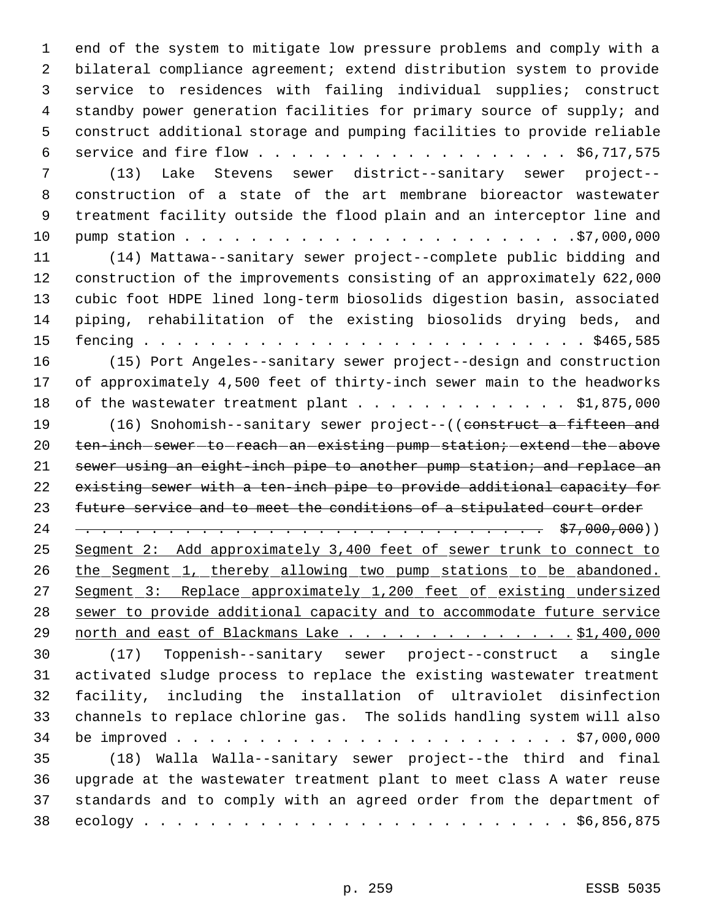end of the system to mitigate low pressure problems and comply with a bilateral compliance agreement; extend distribution system to provide service to residences with failing individual supplies; construct standby power generation facilities for primary source of supply; and construct additional storage and pumping facilities to provide reliable service and fire flow . . . . . . . . . . . . . . . . . . . $6,717,575

(13) Lake Stevens sewer district--sanitary sewer project--construction of a state of the art membrane bioreactor wastewater treatment facility outside the flood plain and an interceptor line and pump station . . . . . . . . . . . . . . . . . . . . . . . .$7,000,000

(14) Mattawa--sanitary sewer project--complete public bidding and construction of the improvements consisting of an approximately 622,000 cubic foot HDPE lined long-term biosolids digestion basin, associated piping, rehabilitation of the existing biosolids drying beds, and fencing . . . . . . . . . . . . . . . . . . . . . . . . . . . $465,585

(15) Port Angeles--sanitary sewer project--design and construction of approximately 4,500 feet of thirty-inch sewer main to the headworks of the wastewater treatment plant . . . . . . . . . . . . . $1,875,000

(16) Snohomish--sanitary sewer project--((~~construct a fifteen and ten-inch sewer to reach an existing pump station; extend the above sewer using an eight-inch pipe to another pump station; and replace an existing sewer with a ten-inch pipe to provide additional capacity for future service and to meet the conditions of a stipulated court order . . . . . . . . . . . . . . . . . . . . . . . . . . . . . . $7,000,000~~)) <u>Segment 2: Add approximately 3,400 feet of sewer trunk to connect to the Segment 1, thereby allowing two pump stations to be abandoned. Segment 3: Replace approximately 1,200 feet of existing undersized sewer to provide additional capacity and to accommodate future service north and east of Blackmans Lake . . . . . . . . . . . . . . . $1,400,000</u>

(17) Toppenish--sanitary sewer project--construct a single activated sludge process to replace the existing wastewater treatment facility, including the installation of ultraviolet disinfection channels to replace chlorine gas. The solids handling system will also be improved . . . . . . . . . . . . . . . . . . . . . . . . . $7,000,000

(18) Walla Walla--sanitary sewer project--the third and final upgrade at the wastewater treatment plant to meet class A water reuse standards and to comply with an agreed order from the department of ecology . . . . . . . . . . . . . . . . . . . . . . . . . . $6,856,875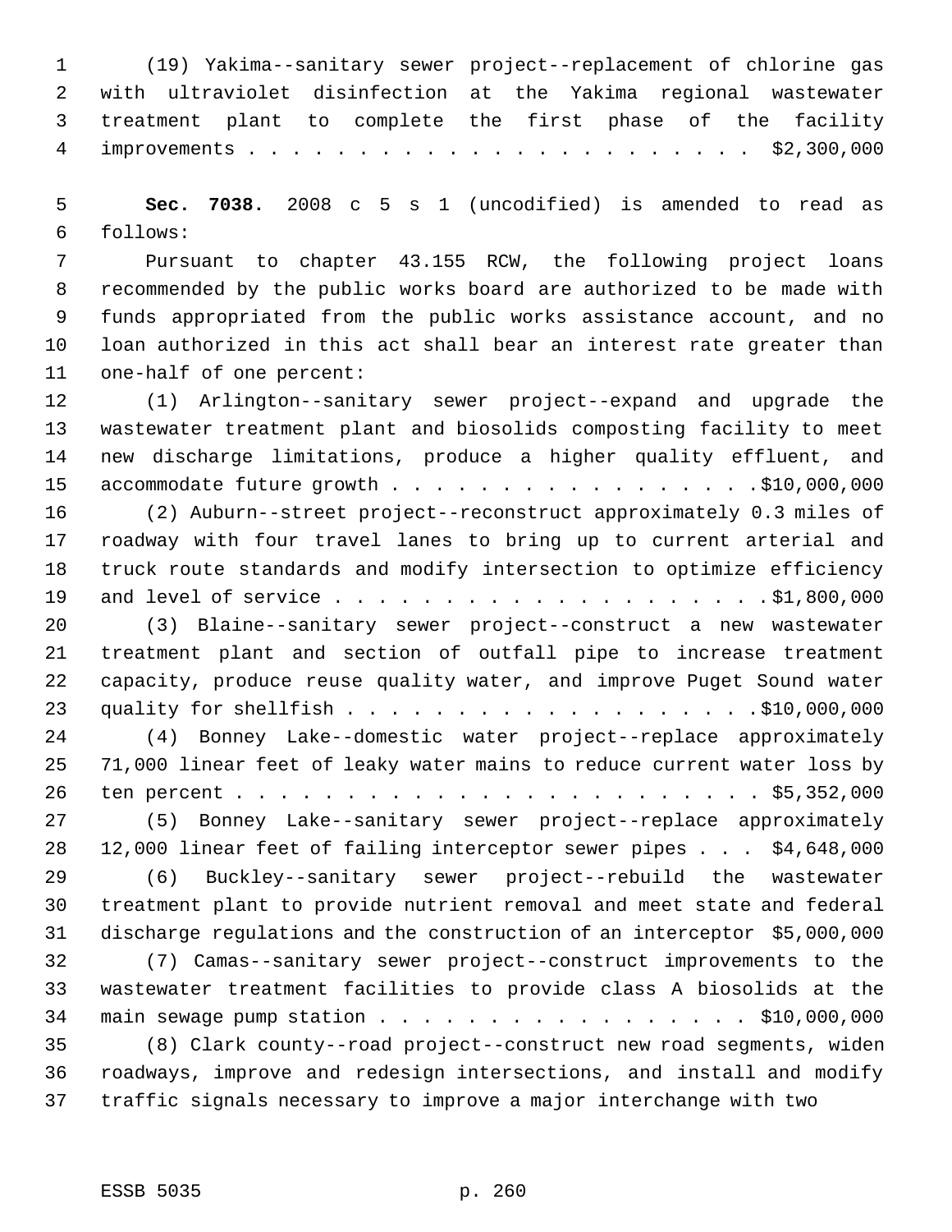(19) Yakima--sanitary sewer project--replacement of chlorine gas with ultraviolet disinfection at the Yakima regional wastewater treatment plant to complete the first phase of the facility improvements . . . . . . . . . . . . . . . . . . . . . . . $2,300,000

**Sec. 7038.** 2008 c 5 s 1 (uncodified) is amended to read as follows:

Pursuant to chapter 43.155 RCW, the following project loans recommended by the public works board are authorized to be made with funds appropriated from the public works assistance account, and no loan authorized in this act shall bear an interest rate greater than one-half of one percent:

(1) Arlington--sanitary sewer project--expand and upgrade the wastewater treatment plant and biosolids composting facility to meet new discharge limitations, produce a higher quality effluent, and accommodate future growth . . . . . . . . . . . . . . . . .$10,000,000

(2) Auburn--street project--reconstruct approximately 0.3 miles of roadway with four travel lanes to bring up to current arterial and truck route standards and modify intersection to optimize efficiency and level of service . . . . . . . . . . . . . . . . . . . .$1,800,000

(3) Blaine--sanitary sewer project--construct a new wastewater treatment plant and section of outfall pipe to increase treatment capacity, produce reuse quality water, and improve Puget Sound water quality for shellfish . . . . . . . . . . . . . . . . . . .$10,000,000

(4) Bonney Lake--domestic water project--replace approximately 71,000 linear feet of leaky water mains to reduce current water loss by ten percent . . . . . . . . . . . . . . . . . . . . . . . . $5,352,000

(5) Bonney Lake--sanitary sewer project--replace approximately 12,000 linear feet of failing interceptor sewer pipes . . . $4,648,000

(6) Buckley--sanitary sewer project--rebuild the wastewater treatment plant to provide nutrient removal and meet state and federal discharge regulations and the construction of an interceptor $5,000,000

(7) Camas--sanitary sewer project--construct improvements to the wastewater treatment facilities to provide class A biosolids at the main sewage pump station . . . . . . . . . . . . . . . . . $10,000,000

(8) Clark county--road project--construct new road segments, widen roadways, improve and redesign intersections, and install and modify traffic signals necessary to improve a major interchange with two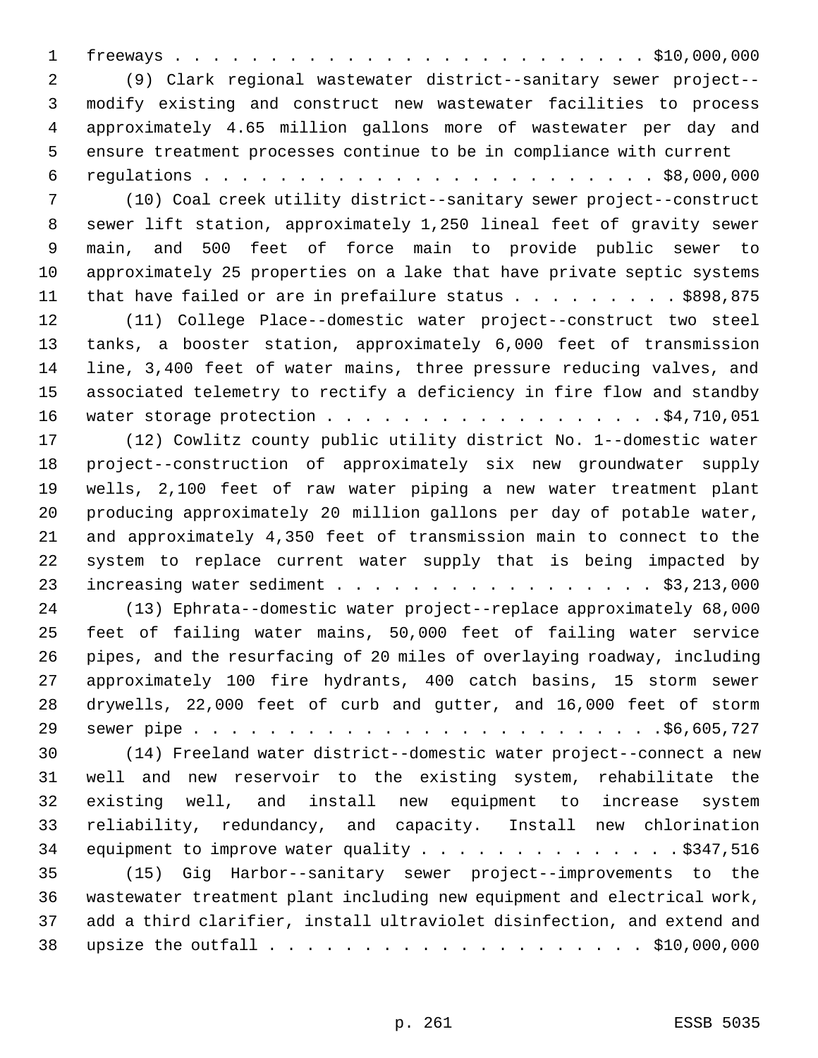freeways . . . . . . . . . . . . . . . . . . . . . . . . . . $10,000,000

(9) Clark regional wastewater district--sanitary sewer project--modify existing and construct new wastewater facilities to process approximately 4.65 million gallons more of wastewater per day and ensure treatment processes continue to be in compliance with current regulations . . . . . . . . . . . . . . . . . . . . . . . . $8,000,000

(10) Coal creek utility district--sanitary sewer project--construct sewer lift station, approximately 1,250 lineal feet of gravity sewer main, and 500 feet of force main to provide public sewer to approximately 25 properties on a lake that have private septic systems that have failed or are in prefailure status . . . . . . . . . $898,875

(11) College Place--domestic water project--construct two steel tanks, a booster station, approximately 6,000 feet of transmission line, 3,400 feet of water mains, three pressure reducing valves, and associated telemetry to rectify a deficiency in fire flow and standby water storage protection . . . . . . . . . . . . . . . . . .$4,710,051

(12) Cowlitz county public utility district No. 1--domestic water project--construction of approximately six new groundwater supply wells, 2,100 feet of raw water piping a new water treatment plant producing approximately 20 million gallons per day of potable water, and approximately 4,350 feet of transmission main to connect to the system to replace current water supply that is being impacted by increasing water sediment . . . . . . . . . . . . . . . . . $3,213,000

(13) Ephrata--domestic water project--replace approximately 68,000 feet of failing water mains, 50,000 feet of failing water service pipes, and the resurfacing of 20 miles of overlaying roadway, including approximately 100 fire hydrants, 400 catch basins, 15 storm sewer drywells, 22,000 feet of curb and gutter, and 16,000 feet of storm sewer pipe . . . . . . . . . . . . . . . . . . . . . . . . .$6,605,727

(14) Freeland water district--domestic water project--connect a new well and new reservoir to the existing system, rehabilitate the existing well, and install new equipment to increase system reliability, redundancy, and capacity. Install new chlorination equipment to improve water quality . . . . . . . . . . . . . . $347,516

(15) Gig Harbor--sanitary sewer project--improvements to the wastewater treatment plant including new equipment and electrical work, add a third clarifier, install ultraviolet disinfection, and extend and upsize the outfall . . . . . . . . . . . . . . . . . . . . $10,000,000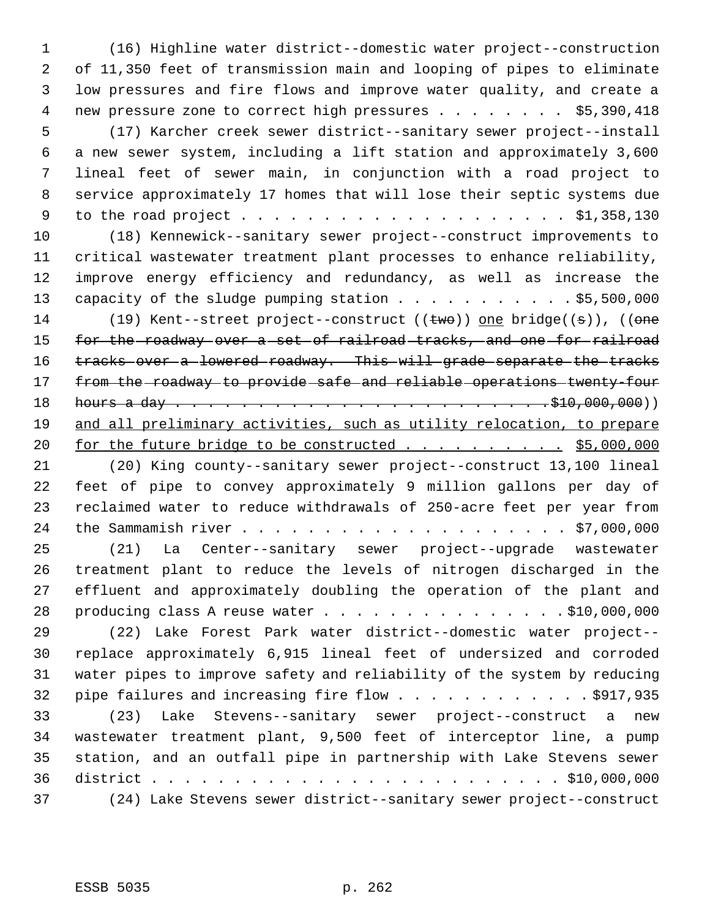(16) Highline water district--domestic water project--construction of 11,350 feet of transmission main and looping of pipes to eliminate low pressures and fire flows and improve water quality, and create a new pressure zone to correct high pressures . . . . . . . . $5,390,418

(17) Karcher creek sewer district--sanitary sewer project--install a new sewer system, including a lift station and approximately 3,600 lineal feet of sewer main, in conjunction with a road project to service approximately 17 homes that will lose their septic systems due to the road project . . . . . . . . . . . . . . . . . . . . $1,358,130

(18) Kennewick--sanitary sewer project--construct improvements to critical wastewater treatment plant processes to enhance reliability, improve energy efficiency and redundancy, as well as increase the capacity of the sludge pumping station . . . . . . . . . . . $5,500,000

(19) Kent--street project--construct ((~~two~~)) <u>one</u> bridge((~~s~~)), ((~~one for the roadway over a set of railroad tracks, and one for railroad tracks over a lowered roadway. This will grade separate the tracks from the roadway to provide safe and reliable operations twenty-four hours a day . . . . . . . . . . . . . . . . . . . . . . . . $10,000,000~~)) <u>and all preliminary activities, such as utility relocation, to prepare for the future bridge to be constructed . . . . . . . . . . $5,000,000</u>

(20) King county--sanitary sewer project--construct 13,100 lineal feet of pipe to convey approximately 9 million gallons per day of reclaimed water to reduce withdrawals of 250-acre feet per year from the Sammamish river . . . . . . . . . . . . . . . . . . . . . $7,000,000

(21) La Center--sanitary sewer project--upgrade wastewater treatment plant to reduce the levels of nitrogen discharged in the effluent and approximately doubling the operation of the plant and producing class A reuse water . . . . . . . . . . . . . . . $10,000,000

(22) Lake Forest Park water district--domestic water project--replace approximately 6,915 lineal feet of undersized and corroded water pipes to improve safety and reliability of the system by reducing pipe failures and increasing fire flow . . . . . . . . . . . . $917,935

(23) Lake Stevens--sanitary sewer project--construct a new wastewater treatment plant, 9,500 feet of interceptor line, a pump station, and an outfall pipe in partnership with Lake Stevens sewer district . . . . . . . . . . . . . . . . . . . . . . . . $10,000,000

(24) Lake Stevens sewer district--sanitary sewer project--construct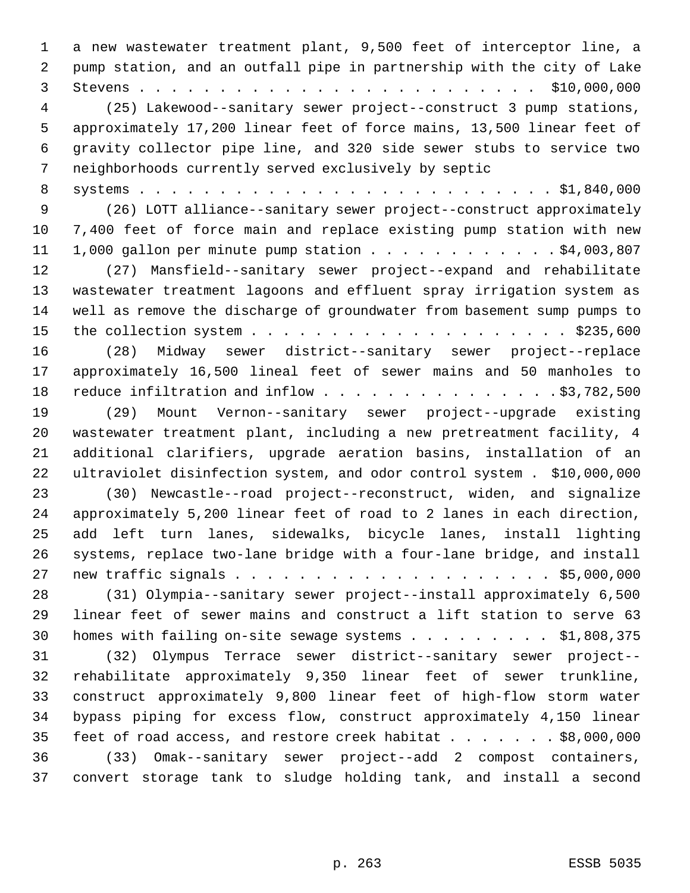a new wastewater treatment plant, 9,500 feet of interceptor line, a pump station, and an outfall pipe in partnership with the city of Lake Stevens . . . . . . . . . . . . . . . . . . . . . . . . . $10,000,000

(25) Lakewood--sanitary sewer project--construct 3 pump stations, approximately 17,200 linear feet of force mains, 13,500 linear feet of gravity collector pipe line, and 320 side sewer stubs to service two neighborhoods currently served exclusively by septic systems . . . . . . . . . . . . . . . . . . . . . . . . . . $1,840,000

(26) LOTT alliance--sanitary sewer project--construct approximately 7,400 feet of force main and replace existing pump station with new 1,000 gallon per minute pump station . . . . . . . . . . . . $4,003,807

(27) Mansfield--sanitary sewer project--expand and rehabilitate wastewater treatment lagoons and effluent spray irrigation system as well as remove the discharge of groundwater from basement sump pumps to the collection system . . . . . . . . . . . . . . . . . . . . $235,600

(28) Midway sewer district--sanitary sewer project--replace approximately 16,500 lineal feet of sewer mains and 50 manholes to reduce infiltration and inflow . . . . . . . . . . . . . . . $3,782,500

(29) Mount Vernon--sanitary sewer project--upgrade existing wastewater treatment plant, including a new pretreatment facility, 4 additional clarifiers, upgrade aeration basins, installation of an ultraviolet disinfection system, and odor control system . $10,000,000

(30) Newcastle--road project--reconstruct, widen, and signalize approximately 5,200 linear feet of road to 2 lanes in each direction, add left turn lanes, sidewalks, bicycle lanes, install lighting systems, replace two-lane bridge with a four-lane bridge, and install new traffic signals . . . . . . . . . . . . . . . . . . . . $5,000,000

(31) Olympia--sanitary sewer project--install approximately 6,500 linear feet of sewer mains and construct a lift station to serve 63 homes with failing on-site sewage systems . . . . . . . . . $1,808,375

(32) Olympus Terrace sewer district--sanitary sewer project--rehabilitate approximately 9,350 linear feet of sewer trunkline, construct approximately 9,800 linear feet of high-flow storm water bypass piping for excess flow, construct approximately 4,150 linear feet of road access, and restore creek habitat . . . . . . . $8,000,000

(33) Omak--sanitary sewer project--add 2 compost containers, convert storage tank to sludge holding tank, and install a second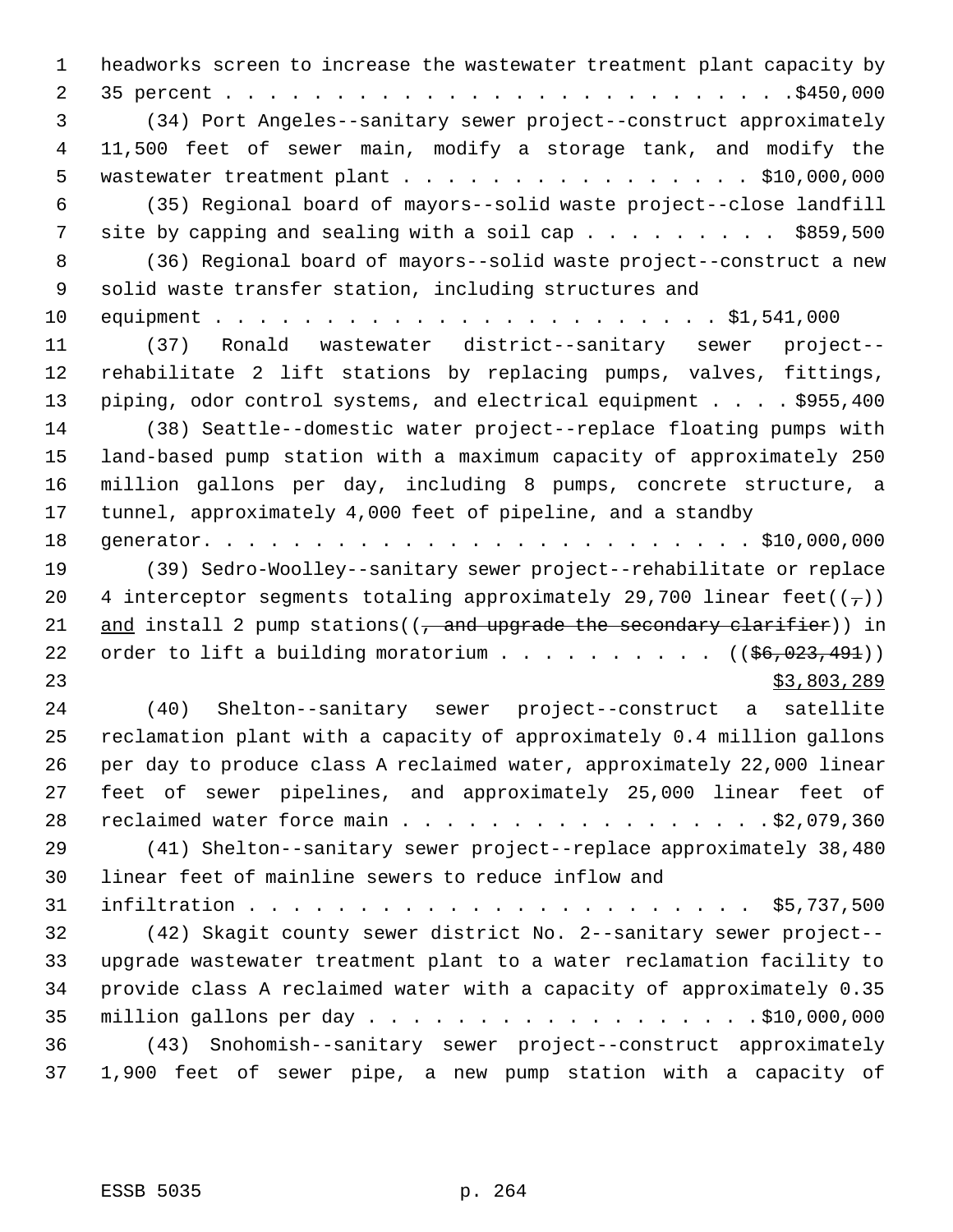headworks screen to increase the wastewater treatment plant capacity by 35 percent . . . . . . . . . . . . . . . . . . . . . . . . . . $450,000

(34) Port Angeles--sanitary sewer project--construct approximately 11,500 feet of sewer main, modify a storage tank, and modify the wastewater treatment plant . . . . . . . . . . . . . . . . $10,000,000

(35) Regional board of mayors--solid waste project--close landfill site by capping and sealing with a soil cap . . . . . . . . . $859,500

(36) Regional board of mayors--solid waste project--construct a new solid waste transfer station, including structures and equipment . . . . . . . . . . . . . . . . . . . . . . . . $1,541,000

(37) Ronald wastewater district--sanitary sewer project--rehabilitate 2 lift stations by replacing pumps, valves, fittings, piping, odor control systems, and electrical equipment . . . . $955,400

(38) Seattle--domestic water project--replace floating pumps with land-based pump station with a maximum capacity of approximately 250 million gallons per day, including 8 pumps, concrete structure, a tunnel, approximately 4,000 feet of pipeline, and a standby generator. . . . . . . . . . . . . . . . . . . . . . . . . $10,000,000

(39) Sedro-Woolley--sanitary sewer project--rehabilitate or replace 4 interceptor segments totaling approximately 29,700 linear feet((~~,~~)) <u>and</u> install 2 pump stations((~~, and upgrade the secondary clarifier~~)) in order to lift a building moratorium . . . . . . . . . . ((~~$6,023,491~~)) <u>$3,803,289</u>

(40) Shelton--sanitary sewer project--construct a satellite reclamation plant with a capacity of approximately 0.4 million gallons per day to produce class A reclaimed water, approximately 22,000 linear feet of sewer pipelines, and approximately 25,000 linear feet of reclaimed water force main . . . . . . . . . . . . . . . . .$2,079,360

(41) Shelton--sanitary sewer project--replace approximately 38,480 linear feet of mainline sewers to reduce inflow and infiltration . . . . . . . . . . . . . . . . . . . . . . . $5,737,500

(42) Skagit county sewer district No. 2--sanitary sewer project--upgrade wastewater treatment plant to a water reclamation facility to provide class A reclaimed water with a capacity of approximately 0.35 million gallons per day . . . . . . . . . . . . . . . . . .$10,000,000

(43) Snohomish--sanitary sewer project--construct approximately 1,900 feet of sewer pipe, a new pump station with a capacity of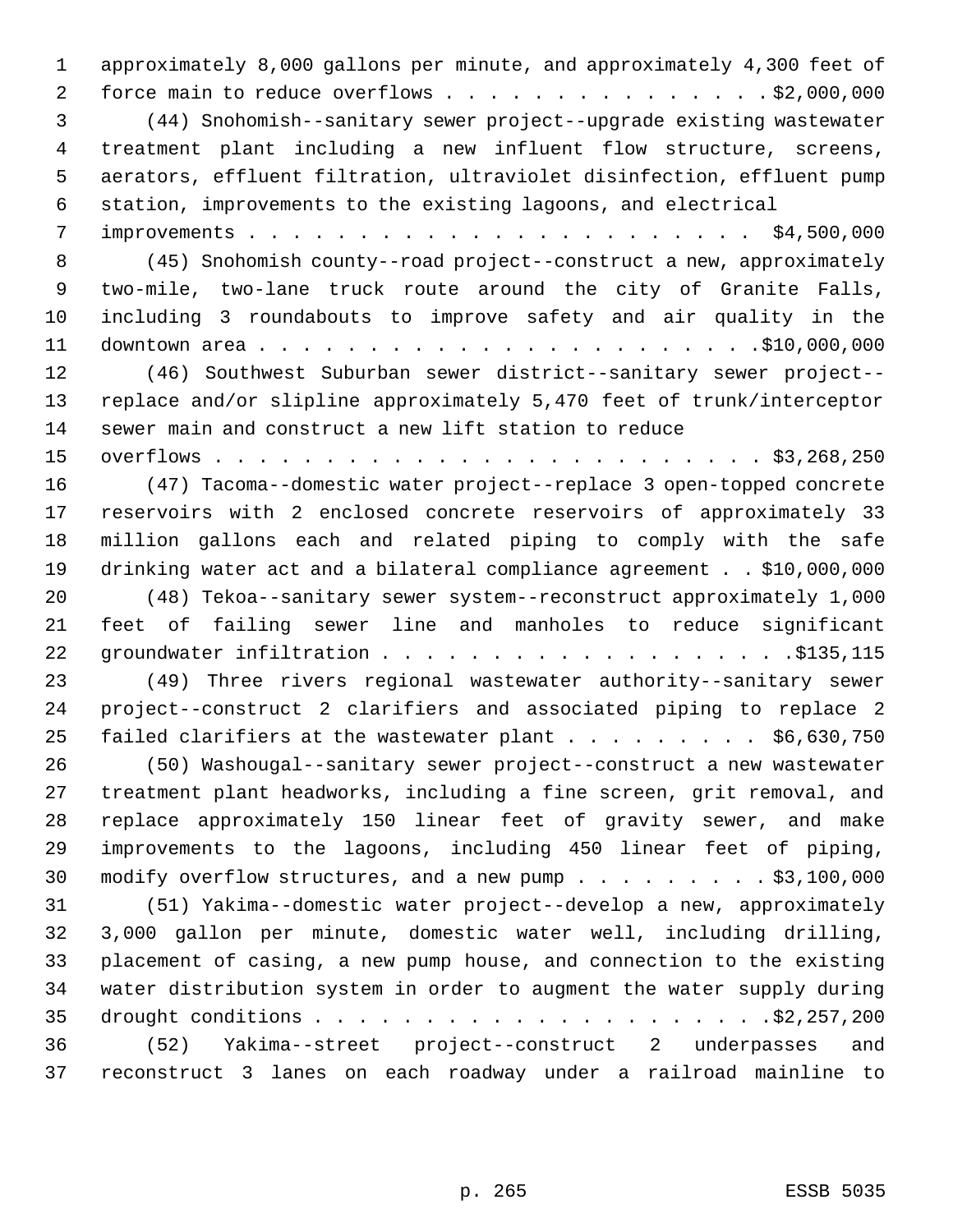approximately 8,000 gallons per minute, and approximately 4,300 feet of force main to reduce overflows . . . . . . . . . . . . . . . . $2,000,000

(44) Snohomish--sanitary sewer project--upgrade existing wastewater treatment plant including a new influent flow structure, screens, aerators, effluent filtration, ultraviolet disinfection, effluent pump station, improvements to the existing lagoons, and electrical improvements . . . . . . . . . . . . . . . . . . . . . . . . $4,500,000

(45) Snohomish county--road project--construct a new, approximately two-mile, two-lane truck route around the city of Granite Falls, including 3 roundabouts to improve safety and air quality in the downtown area . . . . . . . . . . . . . . . . . . . . . . . .$10,000,000

(46) Southwest Suburban sewer district--sanitary sewer project--replace and/or slipline approximately 5,470 feet of trunk/interceptor sewer main and construct a new lift station to reduce overflows . . . . . . . . . . . . . . . . . . . . . . . . . . $3,268,250

(47) Tacoma--domestic water project--replace 3 open-topped concrete reservoirs with 2 enclosed concrete reservoirs of approximately 33 million gallons each and related piping to comply with the safe drinking water act and a bilateral compliance agreement . . $10,000,000

(48) Tekoa--sanitary sewer system--reconstruct approximately 1,000 feet of failing sewer line and manholes to reduce significant groundwater infiltration . . . . . . . . . . . . . . . . . . .$135,115

(49) Three rivers regional wastewater authority--sanitary sewer project--construct 2 clarifiers and associated piping to replace 2 failed clarifiers at the wastewater plant . . . . . . . . . $6,630,750

(50) Washougal--sanitary sewer project--construct a new wastewater treatment plant headworks, including a fine screen, grit removal, and replace approximately 150 linear feet of gravity sewer, and make improvements to the lagoons, including 450 linear feet of piping, modify overflow structures, and a new pump . . . . . . . . . $3,100,000

(51) Yakima--domestic water project--develop a new, approximately 3,000 gallon per minute, domestic water well, including drilling, placement of casing, a new pump house, and connection to the existing water distribution system in order to augment the water supply during drought conditions . . . . . . . . . . . . . . . . . . . . .$2,257,200

(52) Yakima--street project--construct 2 underpasses and reconstruct 3 lanes on each roadway under a railroad mainline to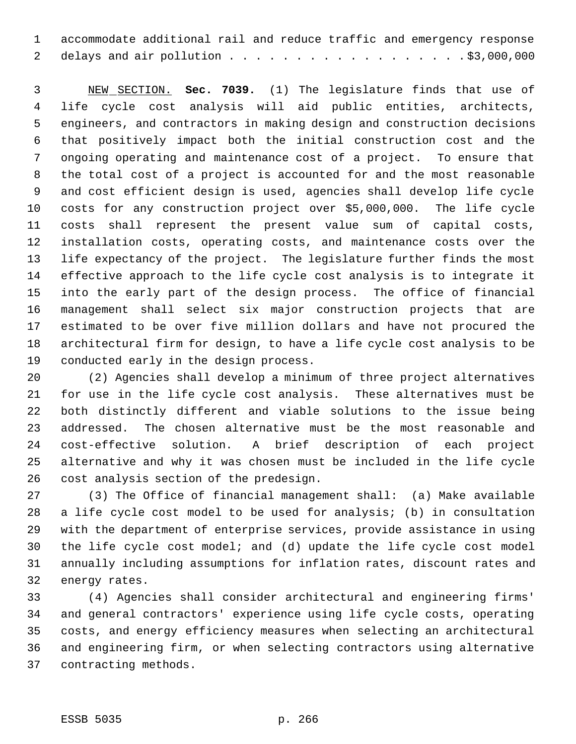accommodate additional rail and reduce traffic and emergency response delays and air pollution . . . . . . . . . . . . . . . . . . $3,000,000

NEW SECTION. **Sec. 7039.** (1) The legislature finds that use of life cycle cost analysis will aid public entities, architects, engineers, and contractors in making design and construction decisions that positively impact both the initial construction cost and the ongoing operating and maintenance cost of a project. To ensure that the total cost of a project is accounted for and the most reasonable and cost efficient design is used, agencies shall develop life cycle costs for any construction project over $5,000,000. The life cycle costs shall represent the present value sum of capital costs, installation costs, operating costs, and maintenance costs over the life expectancy of the project. The legislature further finds the most effective approach to the life cycle cost analysis is to integrate it into the early part of the design process. The office of financial management shall select six major construction projects that are estimated to be over five million dollars and have not procured the architectural firm for design, to have a life cycle cost analysis to be conducted early in the design process.

(2) Agencies shall develop a minimum of three project alternatives for use in the life cycle cost analysis. These alternatives must be both distinctly different and viable solutions to the issue being addressed. The chosen alternative must be the most reasonable and cost-effective solution. A brief description of each project alternative and why it was chosen must be included in the life cycle cost analysis section of the predesign.

(3) The Office of financial management shall: (a) Make available a life cycle cost model to be used for analysis; (b) in consultation with the department of enterprise services, provide assistance in using the life cycle cost model; and (d) update the life cycle cost model annually including assumptions for inflation rates, discount rates and energy rates.

(4) Agencies shall consider architectural and engineering firms' and general contractors' experience using life cycle costs, operating costs, and energy efficiency measures when selecting an architectural and engineering firm, or when selecting contractors using alternative contracting methods.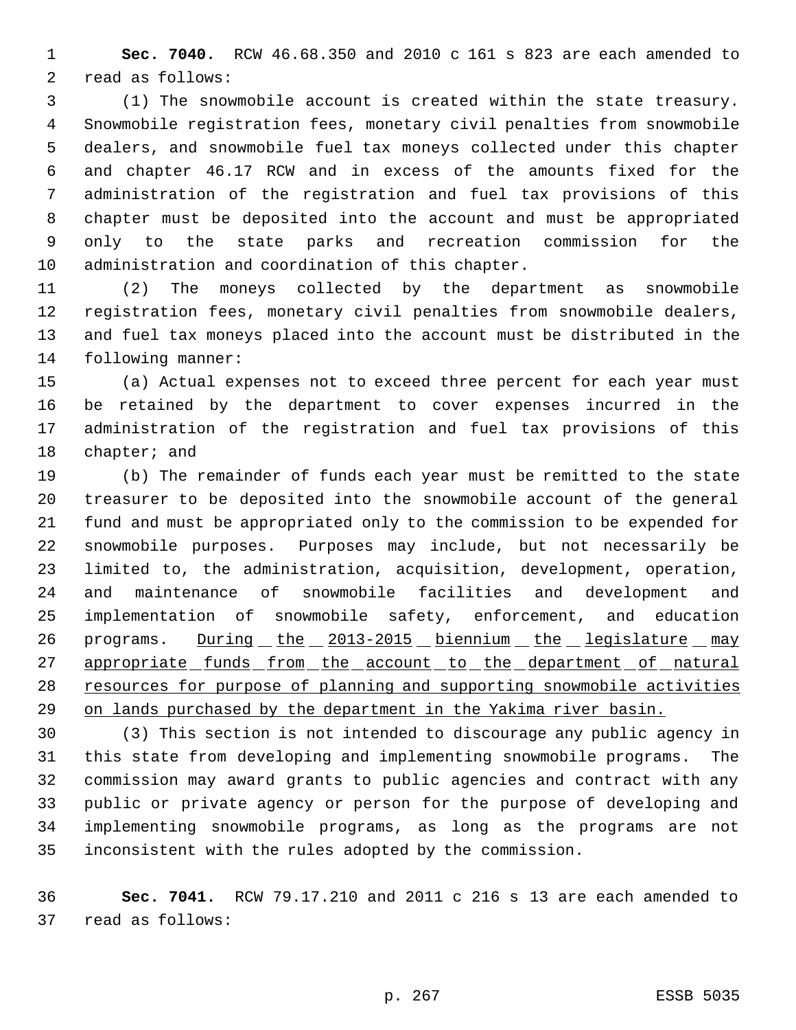**Sec. 7040.** RCW 46.68.350 and 2010 c 161 s 823 are each amended to read as follows:

(1) The snowmobile account is created within the state treasury. Snowmobile registration fees, monetary civil penalties from snowmobile dealers, and snowmobile fuel tax moneys collected under this chapter and chapter 46.17 RCW and in excess of the amounts fixed for the administration of the registration and fuel tax provisions of this chapter must be deposited into the account and must be appropriated only to the state parks and recreation commission for the administration and coordination of this chapter.

(2) The moneys collected by the department as snowmobile registration fees, monetary civil penalties from snowmobile dealers, and fuel tax moneys placed into the account must be distributed in the following manner:

(a) Actual expenses not to exceed three percent for each year must be retained by the department to cover expenses incurred in the administration of the registration and fuel tax provisions of this chapter; and

(b) The remainder of funds each year must be remitted to the state treasurer to be deposited into the snowmobile account of the general fund and must be appropriated only to the commission to be expended for snowmobile purposes. Purposes may include, but not necessarily be limited to, the administration, acquisition, development, operation, and maintenance of snowmobile facilities and development and implementation of snowmobile safety, enforcement, and education programs. <u>During the 2013-2015 biennium the legislature may appropriate funds from the account to the department of natural resources for purpose of planning and supporting snowmobile activities on lands purchased by the department in the Yakima river basin.</u>

(3) This section is not intended to discourage any public agency in this state from developing and implementing snowmobile programs. The commission may award grants to public agencies and contract with any public or private agency or person for the purpose of developing and implementing snowmobile programs, as long as the programs are not inconsistent with the rules adopted by the commission.

**Sec. 7041.** RCW 79.17.210 and 2011 c 216 s 13 are each amended to read as follows: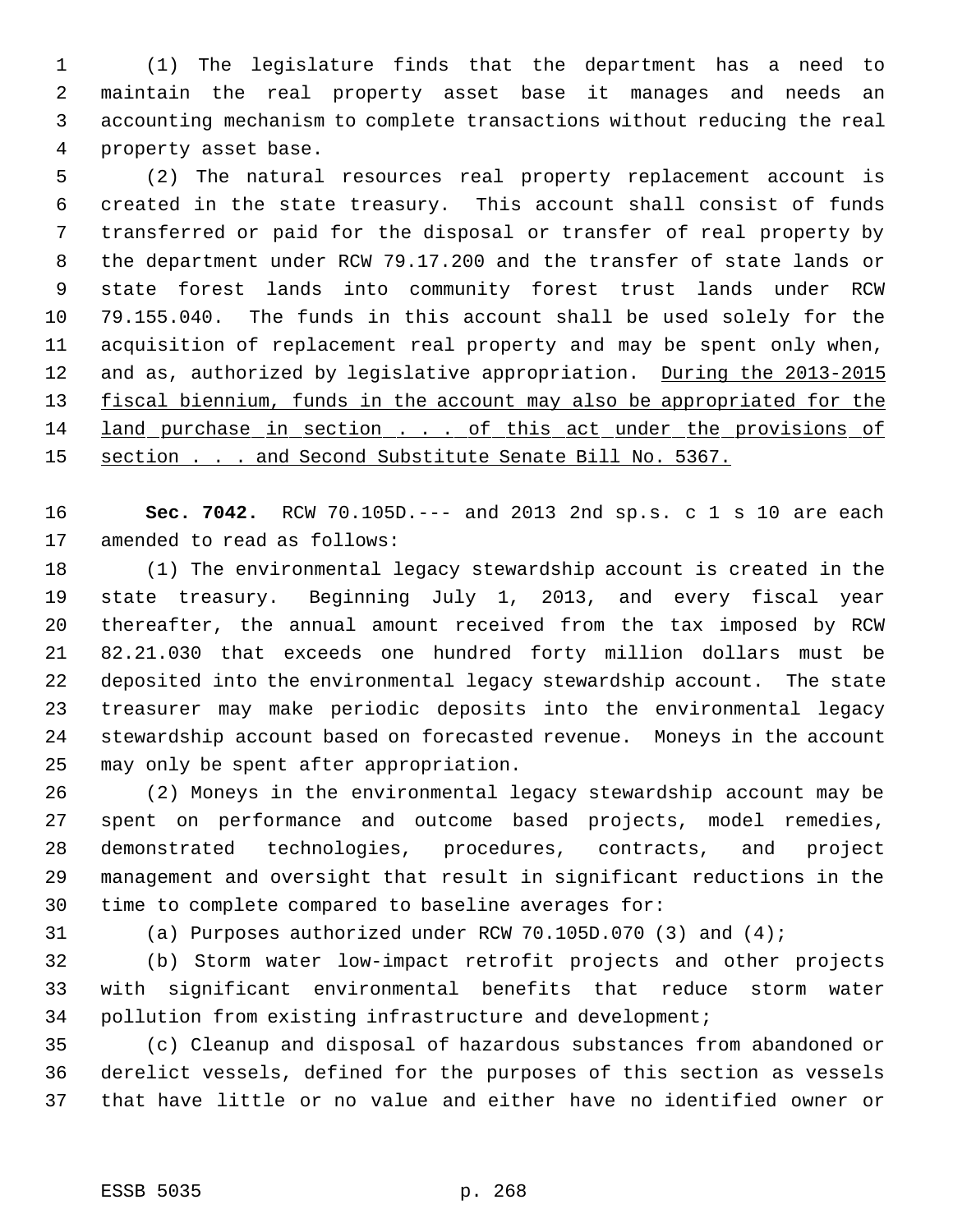(1) The legislature finds that the department has a need to maintain the real property asset base it manages and needs an accounting mechanism to complete transactions without reducing the real property asset base.

(2) The natural resources real property replacement account is created in the state treasury. This account shall consist of funds transferred or paid for the disposal or transfer of real property by the department under RCW 79.17.200 and the transfer of state lands or state forest lands into community forest trust lands under RCW 79.155.040. The funds in this account shall be used solely for the acquisition of replacement real property and may be spent only when, and as, authorized by legislative appropriation. During the 2013-2015 fiscal biennium, funds in the account may also be appropriated for the land purchase in section . . . of this act under the provisions of section . . . and Second Substitute Senate Bill No. 5367.

**Sec. 7042.** RCW 70.105D.--- and 2013 2nd sp.s. c 1 s 10 are each amended to read as follows:

(1) The environmental legacy stewardship account is created in the state treasury. Beginning July 1, 2013, and every fiscal year thereafter, the annual amount received from the tax imposed by RCW 82.21.030 that exceeds one hundred forty million dollars must be deposited into the environmental legacy stewardship account. The state treasurer may make periodic deposits into the environmental legacy stewardship account based on forecasted revenue. Moneys in the account may only be spent after appropriation.

(2) Moneys in the environmental legacy stewardship account may be spent on performance and outcome based projects, model remedies, demonstrated technologies, procedures, contracts, and project management and oversight that result in significant reductions in the time to complete compared to baseline averages for:

(a) Purposes authorized under RCW 70.105D.070 (3) and (4);

(b) Storm water low-impact retrofit projects and other projects with significant environmental benefits that reduce storm water pollution from existing infrastructure and development;

(c) Cleanup and disposal of hazardous substances from abandoned or derelict vessels, defined for the purposes of this section as vessels that have little or no value and either have no identified owner or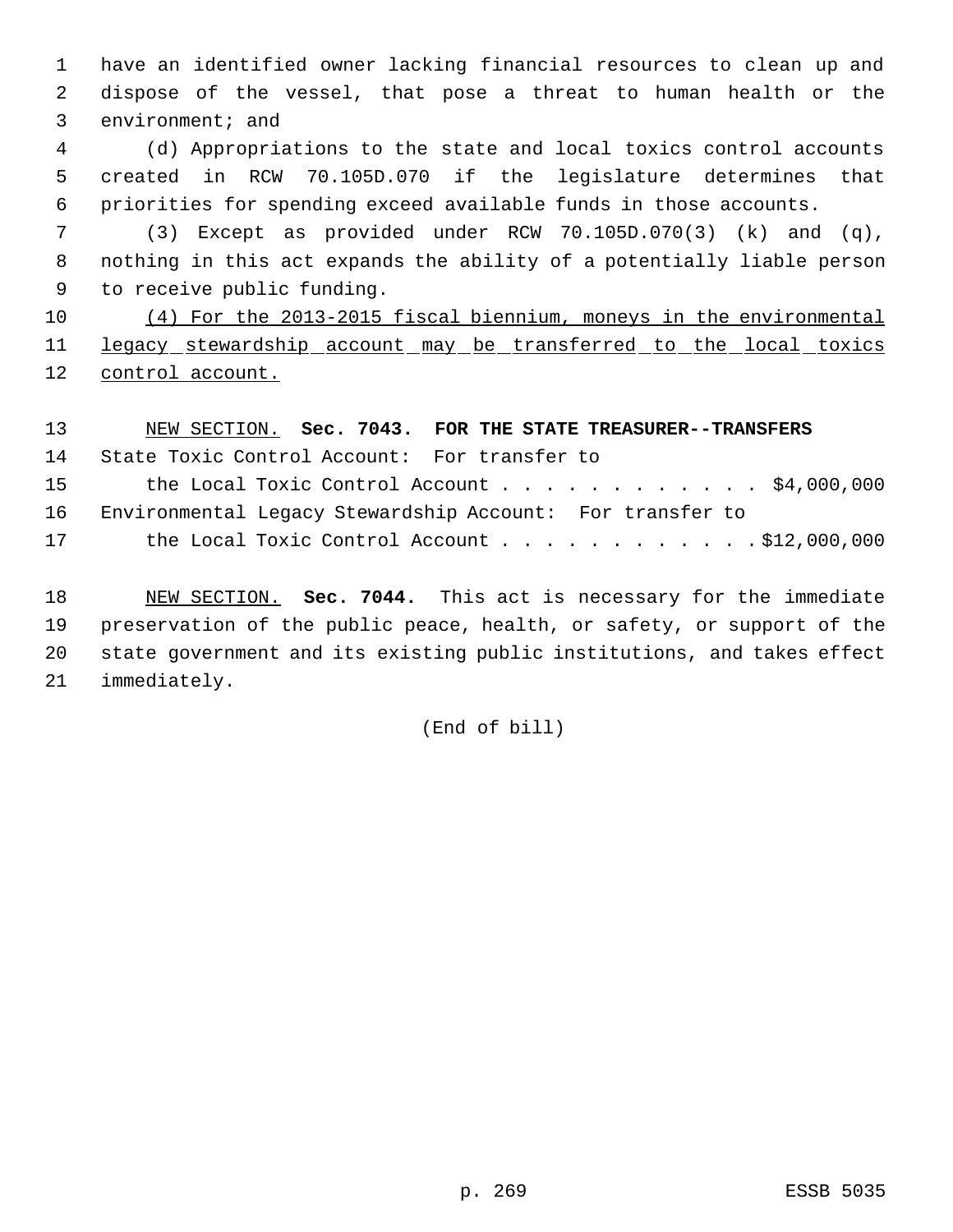have an identified owner lacking financial resources to clean up and dispose of the vessel, that pose a threat to human health or the environment; and

(d) Appropriations to the state and local toxics control accounts created in RCW 70.105D.070 if the legislature determines that priorities for spending exceed available funds in those accounts.

(3) Except as provided under RCW 70.105D.070(3) (k) and (q), nothing in this act expands the ability of a potentially liable person to receive public funding.

<u>(4) For the 2013-2015 fiscal biennium, moneys in the environmental legacy stewardship account may be transferred to the local toxics control account.</u>

<u>NEW SECTION.</u> **Sec. 7043. FOR THE STATE TREASURER--TRANSFERS**

State Toxic Control Account: For transfer to
the Local Toxic Control Account . . . . . . . . . . . . . $4,000,000

Environmental Legacy Stewardship Account: For transfer to
the Local Toxic Control Account . . . . . . . . . . . . $12,000,000

<u>NEW SECTION.</u> **Sec. 7044.** This act is necessary for the immediate preservation of the public peace, health, or safety, or support of the state government and its existing public institutions, and takes effect immediately.

(End of bill)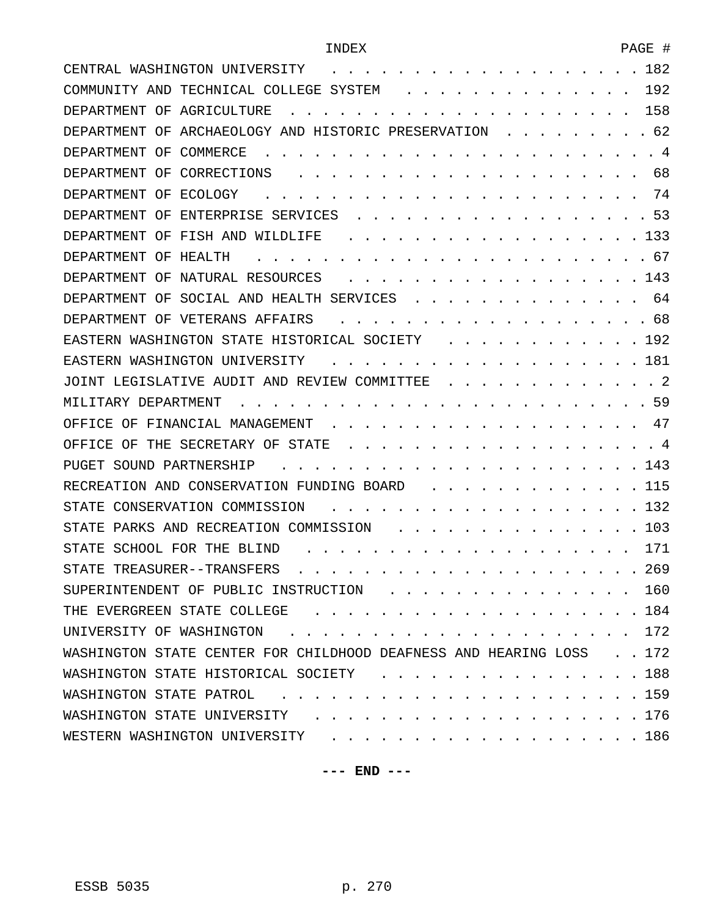| INDEX | PAGE # |
|---|---|
| CENTRAL WASHINGTON UNIVERSITY | 182 |
| COMMUNITY AND TECHNICAL COLLEGE SYSTEM | 192 |
| DEPARTMENT OF AGRICULTURE | 158 |
| DEPARTMENT OF ARCHAEOLOGY AND HISTORIC PRESERVATION | 62 |
| DEPARTMENT OF COMMERCE | 4 |
| DEPARTMENT OF CORRECTIONS | 68 |
| DEPARTMENT OF ECOLOGY | 74 |
| DEPARTMENT OF ENTERPRISE SERVICES | 53 |
| DEPARTMENT OF FISH AND WILDLIFE | 133 |
| DEPARTMENT OF HEALTH | 67 |
| DEPARTMENT OF NATURAL RESOURCES | 143 |
| DEPARTMENT OF SOCIAL AND HEALTH SERVICES | 64 |
| DEPARTMENT OF VETERANS AFFAIRS | 68 |
| EASTERN WASHINGTON STATE HISTORICAL SOCIETY | 192 |
| EASTERN WASHINGTON UNIVERSITY | 181 |
| JOINT LEGISLATIVE AUDIT AND REVIEW COMMITTEE | 2 |
| MILITARY DEPARTMENT | 59 |
| OFFICE OF FINANCIAL MANAGEMENT | 47 |
| OFFICE OF THE SECRETARY OF STATE | 4 |
| PUGET SOUND PARTNERSHIP | 143 |
| RECREATION AND CONSERVATION FUNDING BOARD | 115 |
| STATE CONSERVATION COMMISSION | 132 |
| STATE PARKS AND RECREATION COMMISSION | 103 |
| STATE SCHOOL FOR THE BLIND | 171 |
| STATE TREASURER--TRANSFERS | 269 |
| SUPERINTENDENT OF PUBLIC INSTRUCTION | 160 |
| THE EVERGREEN STATE COLLEGE | 184 |
| UNIVERSITY OF WASHINGTON | 172 |
| WASHINGTON STATE CENTER FOR CHILDHOOD DEAFNESS AND HEARING LOSS | 172 |
| WASHINGTON STATE HISTORICAL SOCIETY | 188 |
| WASHINGTON STATE PATROL | 159 |
| WASHINGTON STATE UNIVERSITY | 176 |
| WESTERN WASHINGTON UNIVERSITY | 186 |

**--- END ---**